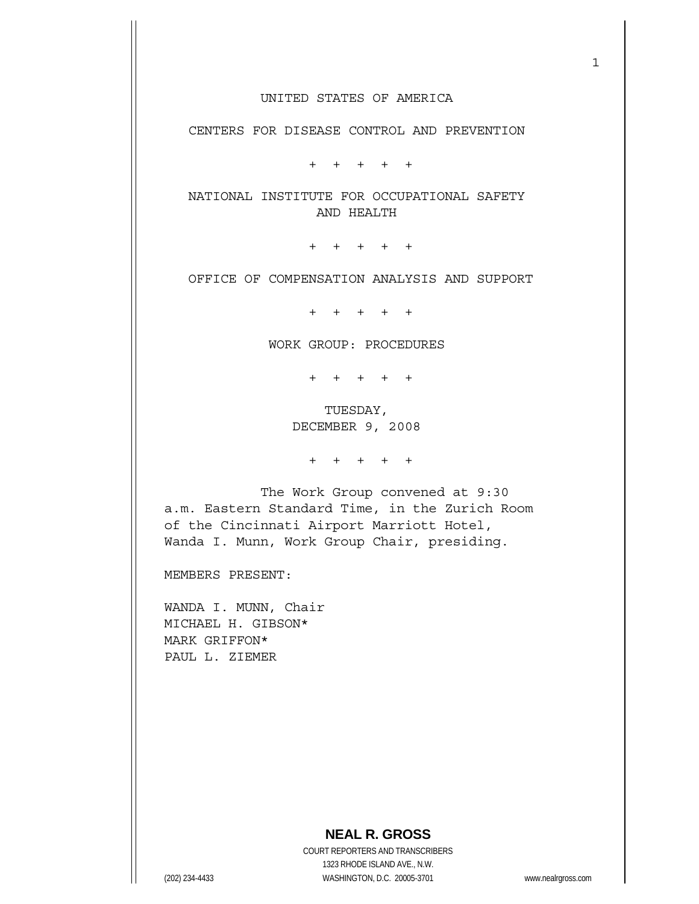UNITED STATES OF AMERICA

CENTERS FOR DISEASE CONTROL AND PREVENTION

\+ + + + +

NATIONAL INSTITUTE FOR OCCUPATIONAL SAFETY AND HEALTH

\+ + + + +

OFFICE OF COMPENSATION ANALYSIS AND SUPPORT

\+ + + + +

WORK GROUP: PROCEDURES

\+ + + + +

TUESDAY,
DECEMBER 9, 2008

\+ + + + +

The Work Group convened at 9:30 a.m. Eastern Standard Time, in the Zurich Room of the Cincinnati Airport Marriott Hotel, Wanda I. Munn, Work Group Chair, presiding.

MEMBERS PRESENT:

WANDA I. MUNN, Chair
MICHAEL H. GIBSON*
MARK GRIFFON*
PAUL L. ZIEMER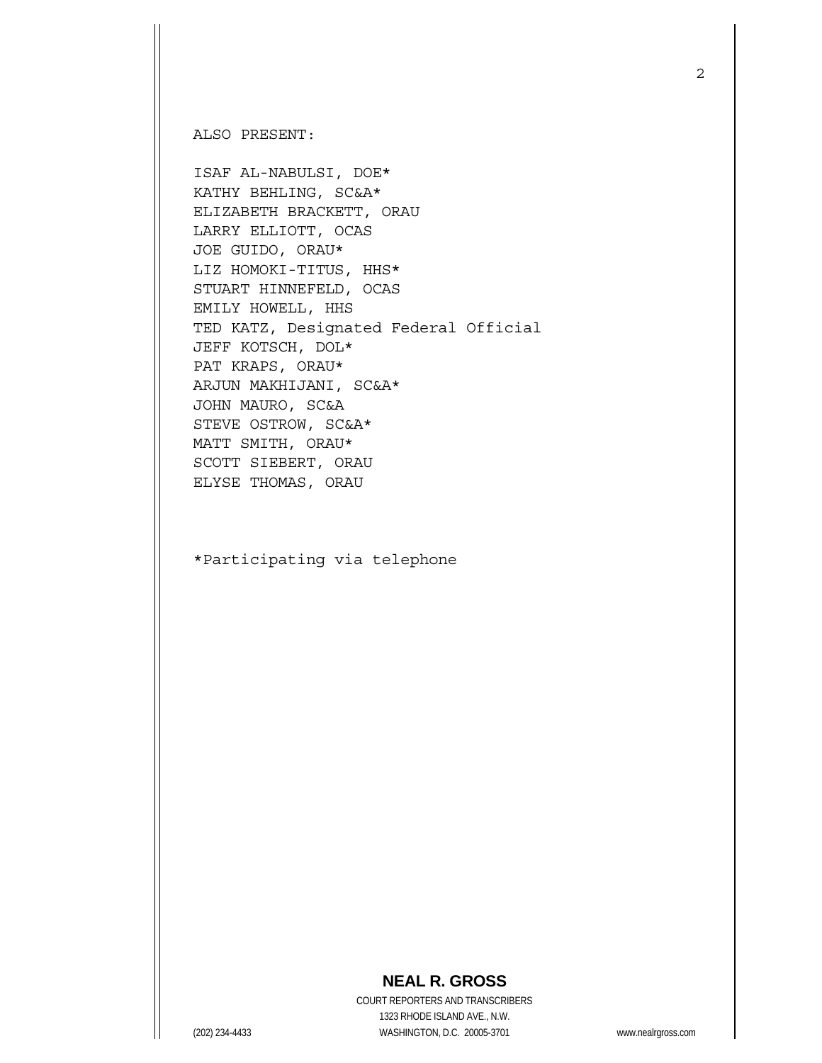ALSO PRESENT:

ISAF AL-NABULSI, DOE*
KATHY BEHLING, SC&A*
ELIZABETH BRACKETT, ORAU
LARRY ELLIOTT, OCAS
JOE GUIDO, ORAU*
LIZ HOMOKI-TITUS, HHS*
STUART HINNEFELD, OCAS
EMILY HOWELL, HHS
TED KATZ, Designated Federal Official
JEFF KOTSCH, DOL*
PAT KRAPS, ORAU*
ARJUN MAKHIJANI, SC&A*
JOHN MAURO, SC&A
STEVE OSTROW, SC&A*
MATT SMITH, ORAU*
SCOTT SIEBERT, ORAU
ELYSE THOMAS, ORAU

*Participating via telephone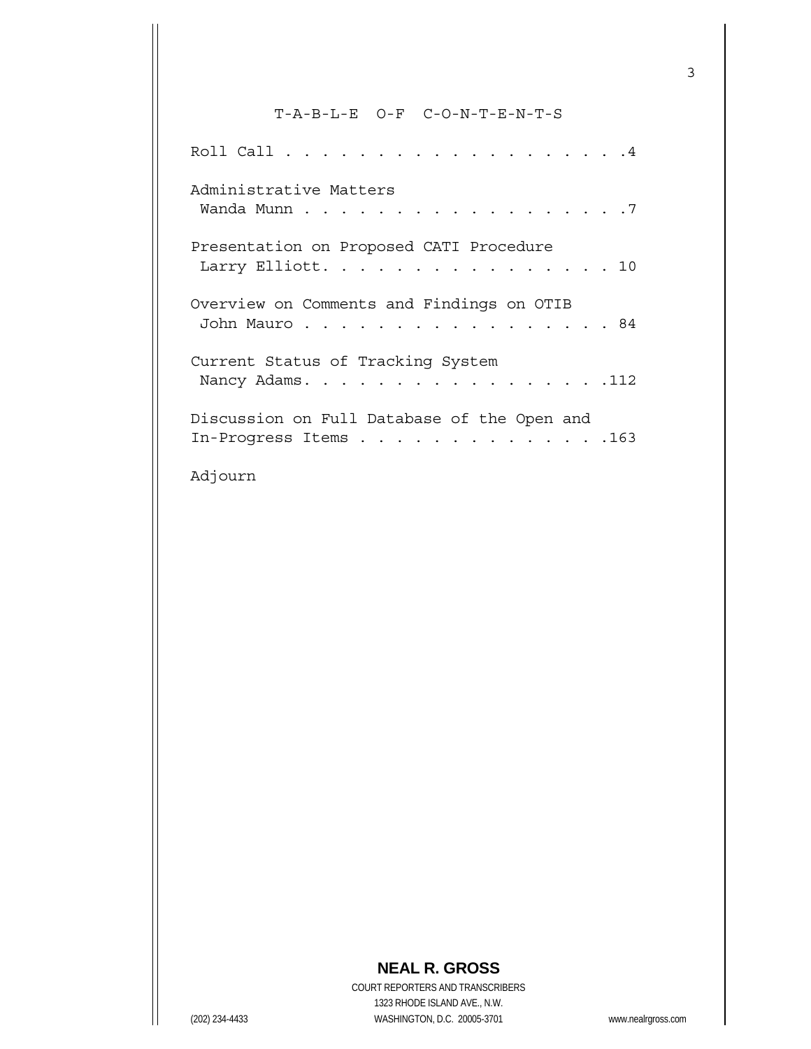# T-A-B-L-E O-F C-O-N-T-E-N-T-S

Roll Call . . . . . . . . . . . . . . . . . . . .4

Administrative Matters
Wanda Munn . . . . . . . . . . . . . . . . . . .7

Presentation on Proposed CATI Procedure
Larry Elliott. . . . . . . . . . . . . . . . . 10

Overview on Comments and Findings on OTIB
John Mauro . . . . . . . . . . . . . . . . . . 84

Current Status of Tracking System
Nancy Adams. . . . . . . . . . . . . . . . . .112

Discussion on Full Database of the Open and
In-Progress Items . . . . . . . . . . . . . . .163

Adjourn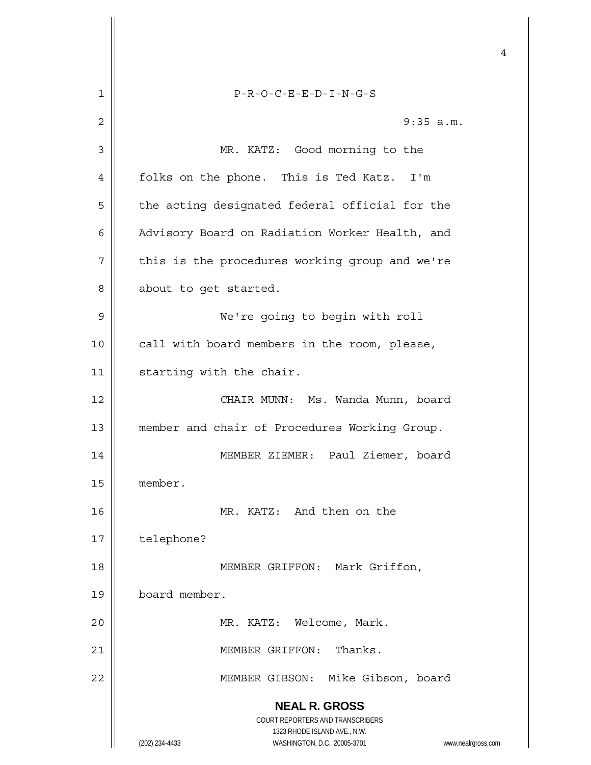P-R-O-C-E-E-D-I-N-G-S

9:35 a.m.

MR. KATZ: Good morning to the folks on the phone. This is Ted Katz. I'm the acting designated federal official for the Advisory Board on Radiation Worker Health, and this is the procedures working group and we're about to get started.

We're going to begin with roll call with board members in the room, please, starting with the chair.

CHAIR MUNN: Ms. Wanda Munn, board member and chair of Procedures Working Group.

MEMBER ZIEMER: Paul Ziemer, board member.

MR. KATZ: And then on the telephone?

MEMBER GRIFFON: Mark Griffon, board member.

MR. KATZ: Welcome, Mark.

MEMBER GRIFFON: Thanks.

MEMBER GIBSON: Mike Gibson, board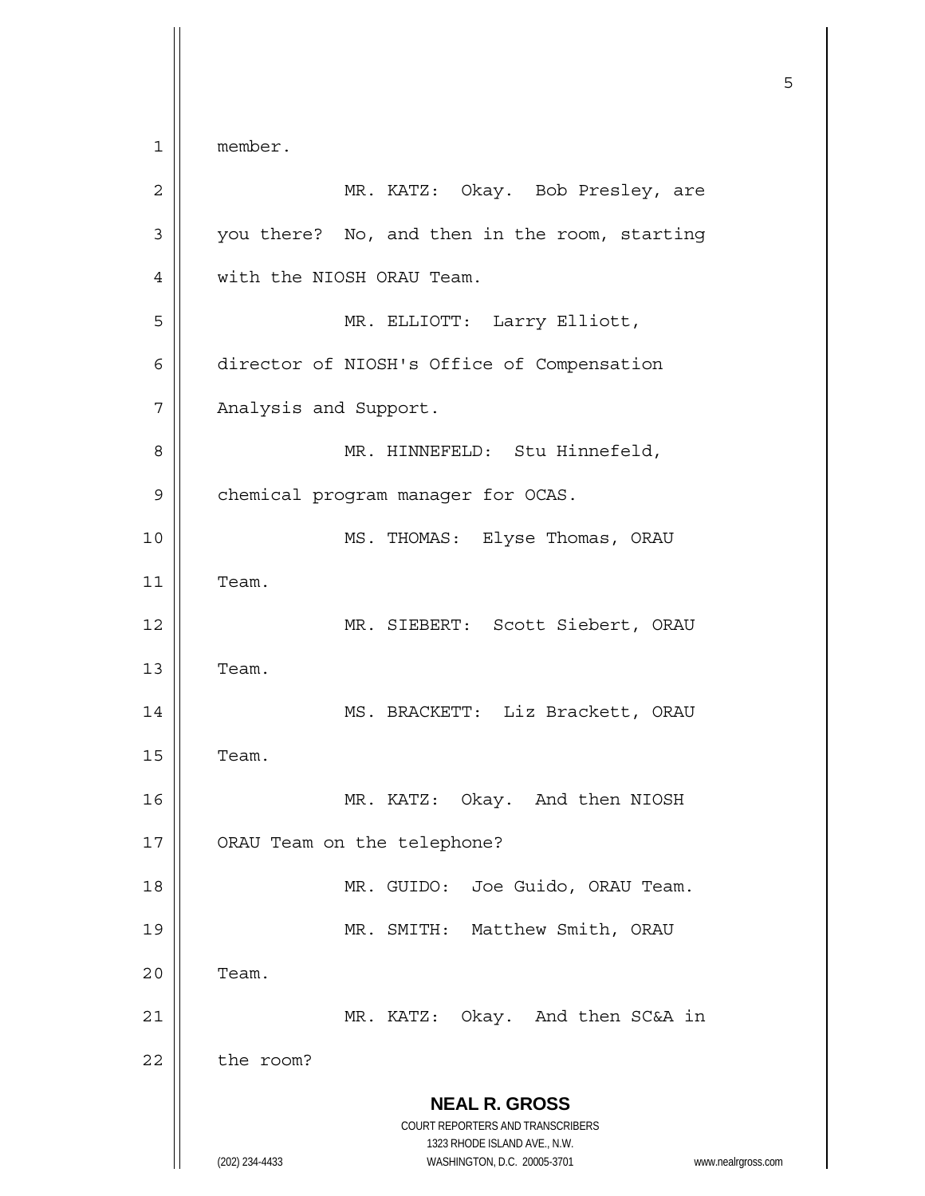member.

MR. KATZ: Okay. Bob Presley, are you there? No, and then in the room, starting with the NIOSH ORAU Team.

MR. ELLIOTT: Larry Elliott, director of NIOSH's Office of Compensation Analysis and Support.

MR. HINNEFELD: Stu Hinnefeld, chemical program manager for OCAS.

MS. THOMAS: Elyse Thomas, ORAU Team.

MR. SIEBERT: Scott Siebert, ORAU Team.

MS. BRACKETT: Liz Brackett, ORAU Team.

MR. KATZ: Okay. And then NIOSH ORAU Team on the telephone?

MR. GUIDO: Joe Guido, ORAU Team.

MR. SMITH: Matthew Smith, ORAU Team.

MR. KATZ: Okay. And then SC&A in the room?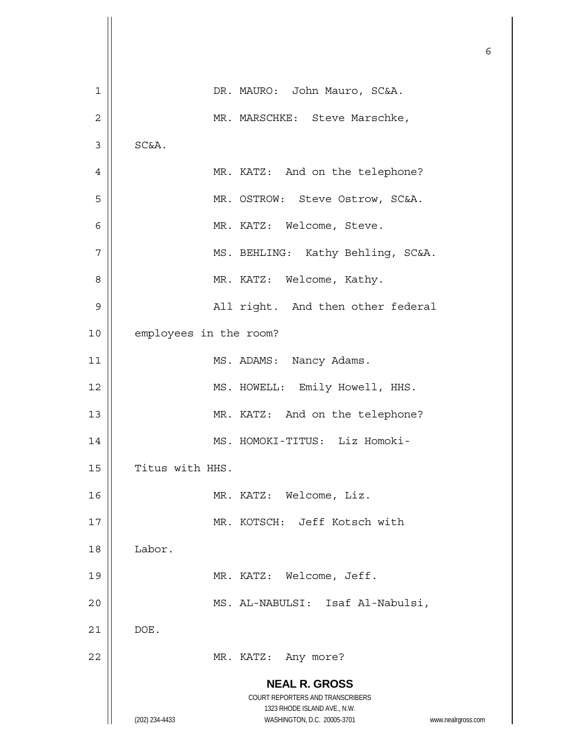DR. MAURO: John Mauro, SC&A.

MR. MARSCHKE: Steve Marschke, SC&A.

MR. KATZ: And on the telephone?

MR. OSTROW: Steve Ostrow, SC&A.

MR. KATZ: Welcome, Steve.

MS. BEHLING: Kathy Behling, SC&A.

MR. KATZ: Welcome, Kathy.

All right. And then other federal employees in the room?

MS. ADAMS: Nancy Adams.

MS. HOWELL: Emily Howell, HHS.

MR. KATZ: And on the telephone?

MS. HOMOKI-TITUS: Liz Homoki-Titus with HHS.

MR. KATZ: Welcome, Liz.

MR. KOTSCH: Jeff Kotsch with Labor.

MR. KATZ: Welcome, Jeff.

MS. AL-NABULSI: Isaf Al-Nabulsi, DOE.

MR. KATZ: Any more?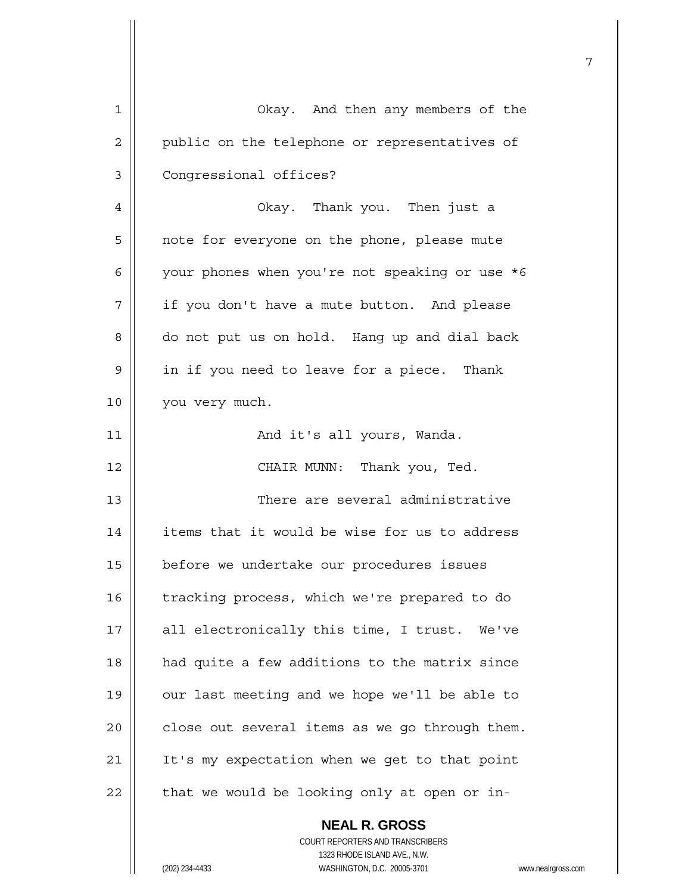Okay. And then any members of the public on the telephone or representatives of Congressional offices?

Okay. Thank you. Then just a note for everyone on the phone, please mute your phones when you're not speaking or use *6 if you don't have a mute button. And please do not put us on hold. Hang up and dial back in if you need to leave for a piece. Thank you very much.

And it's all yours, Wanda.

CHAIR MUNN: Thank you, Ted.

There are several administrative items that it would be wise for us to address before we undertake our procedures issues tracking process, which we're prepared to do all electronically this time, I trust. We've had quite a few additions to the matrix since our last meeting and we hope we'll be able to close out several items as we go through them. It's my expectation when we get to that point that we would be looking only at open or in-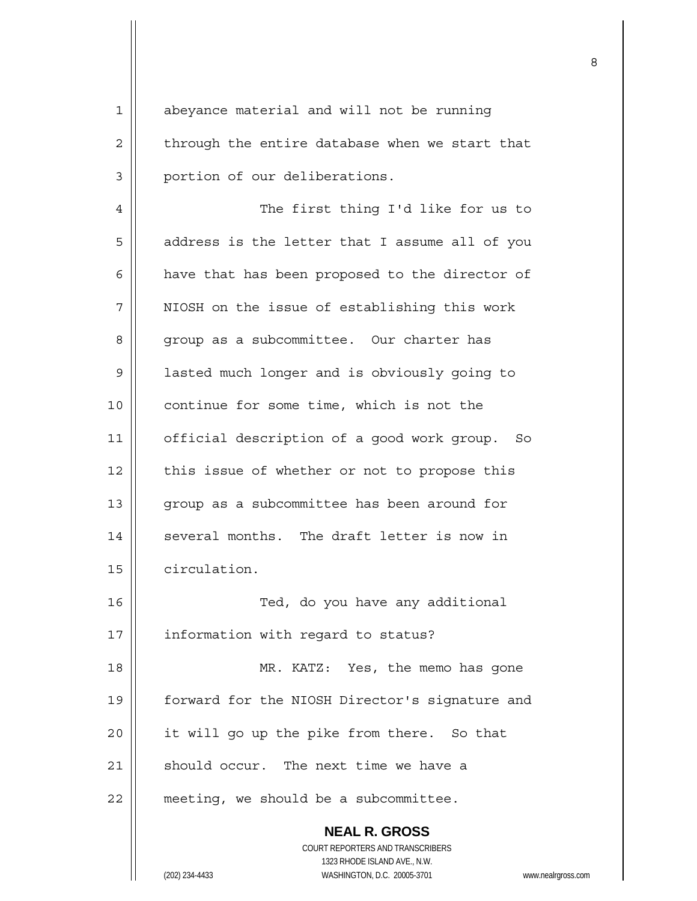abeyance material and will not be running through the entire database when we start that portion of our deliberations.

The first thing I'd like for us to address is the letter that I assume all of you have that has been proposed to the director of NIOSH on the issue of establishing this work group as a subcommittee. Our charter has lasted much longer and is obviously going to continue for some time, which is not the official description of a good work group. So this issue of whether or not to propose this group as a subcommittee has been around for several months. The draft letter is now in circulation.

Ted, do you have any additional information with regard to status?

MR. KATZ: Yes, the memo has gone forward for the NIOSH Director's signature and it will go up the pike from there. So that should occur. The next time we have a meeting, we should be a subcommittee.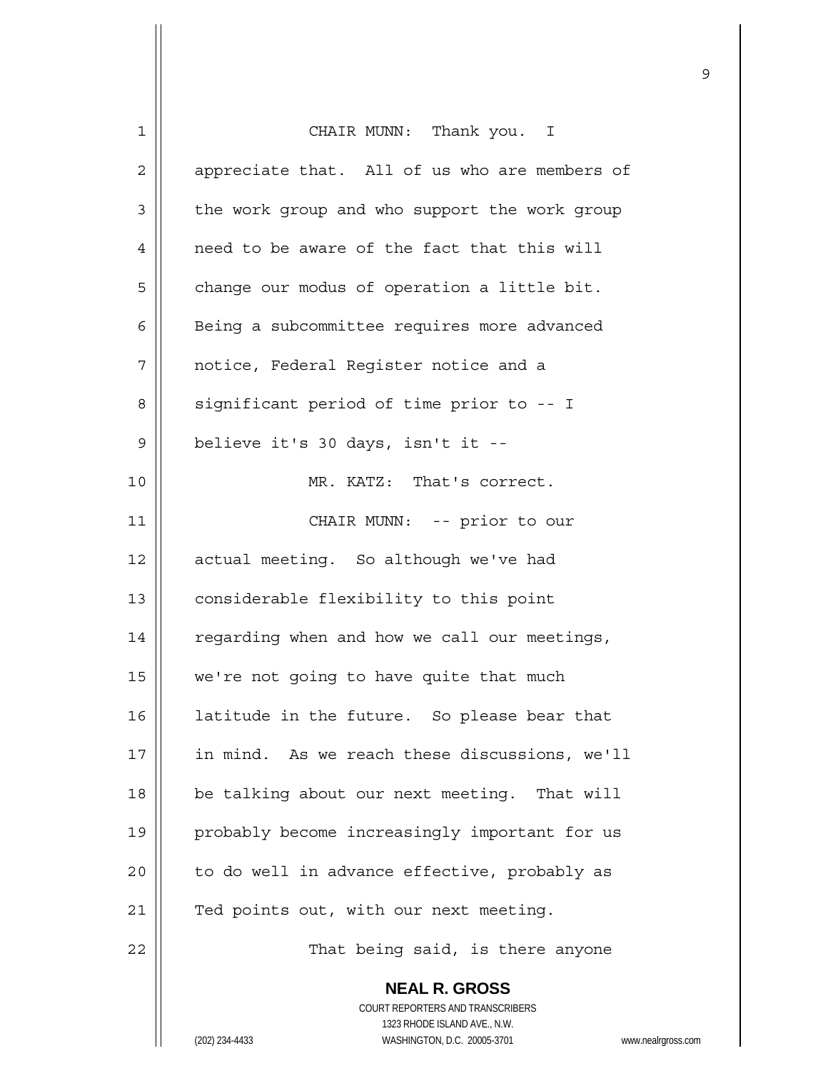CHAIR MUNN: Thank you. I appreciate that. All of us who are members of the work group and who support the work group need to be aware of the fact that this will change our modus of operation a little bit. Being a subcommittee requires more advanced notice, Federal Register notice and a significant period of time prior to -- I believe it's 30 days, isn't it --

MR. KATZ: That's correct.

CHAIR MUNN: -- prior to our actual meeting. So although we've had considerable flexibility to this point regarding when and how we call our meetings, we're not going to have quite that much latitude in the future. So please bear that in mind. As we reach these discussions, we'll be talking about our next meeting. That will probably become increasingly important for us to do well in advance effective, probably as Ted points out, with our next meeting.

That being said, is there anyone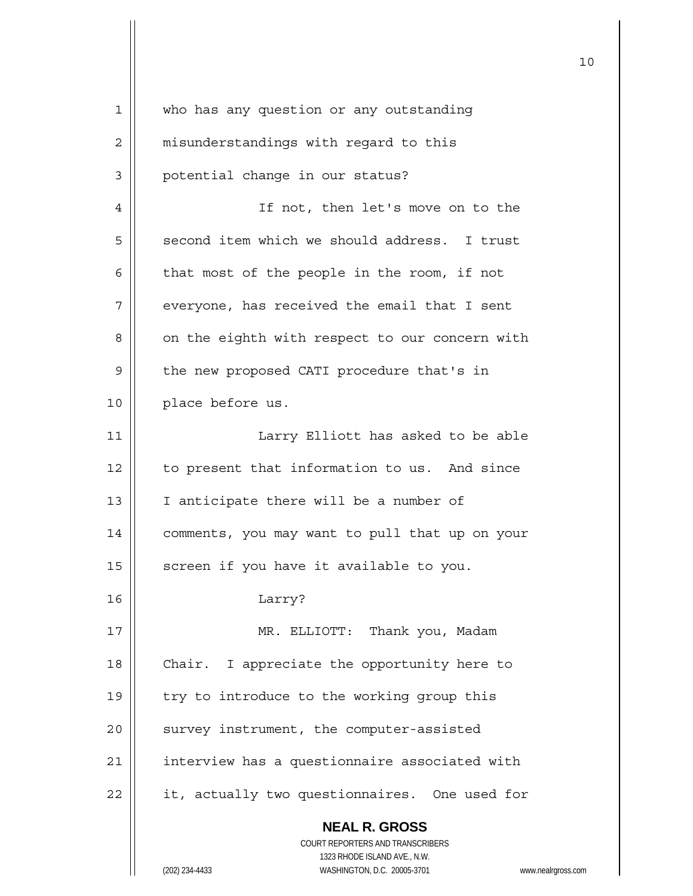who has any question or any outstanding misunderstandings with regard to this potential change in our status?

If not, then let's move on to the second item which we should address. I trust that most of the people in the room, if not everyone, has received the email that I sent on the eighth with respect to our concern with the new proposed CATI procedure that's in place before us.

Larry Elliott has asked to be able to present that information to us. And since I anticipate there will be a number of comments, you may want to pull that up on your screen if you have it available to you.

Larry?

MR. ELLIOTT: Thank you, Madam Chair. I appreciate the opportunity here to try to introduce to the working group this survey instrument, the computer-assisted interview has a questionnaire associated with it, actually two questionnaires. One used for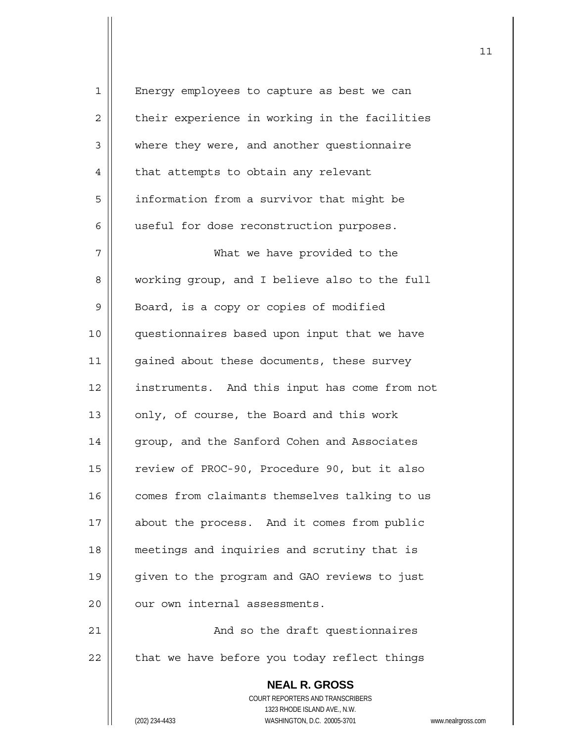Energy employees to capture as best we can their experience in working in the facilities where they were, and another questionnaire that attempts to obtain any relevant information from a survivor that might be useful for dose reconstruction purposes.

What we have provided to the working group, and I believe also to the full Board, is a copy or copies of modified questionnaires based upon input that we have gained about these documents, these survey instruments. And this input has come from not only, of course, the Board and this work group, and the Sanford Cohen and Associates review of PROC-90, Procedure 90, but it also comes from claimants themselves talking to us about the process. And it comes from public meetings and inquiries and scrutiny that is given to the program and GAO reviews to just our own internal assessments.

And so the draft questionnaires that we have before you today reflect things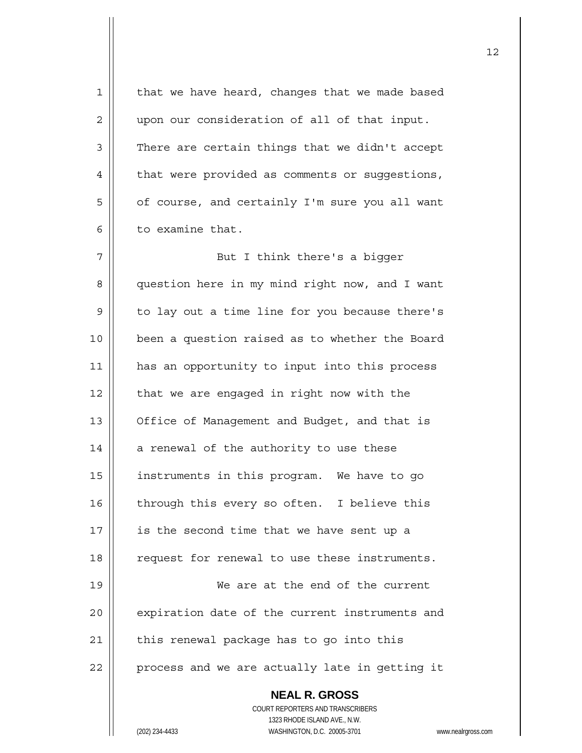that we have heard, changes that we made based upon our consideration of all of that input. There are certain things that we didn't accept that were provided as comments or suggestions, of course, and certainly I'm sure you all want to examine that.

But I think there's a bigger question here in my mind right now, and I want to lay out a time line for you because there's been a question raised as to whether the Board has an opportunity to input into this process that we are engaged in right now with the Office of Management and Budget, and that is a renewal of the authority to use these instruments in this program. We have to go through this every so often. I believe this is the second time that we have sent up a request for renewal to use these instruments.

We are at the end of the current expiration date of the current instruments and this renewal package has to go into this process and we are actually late in getting it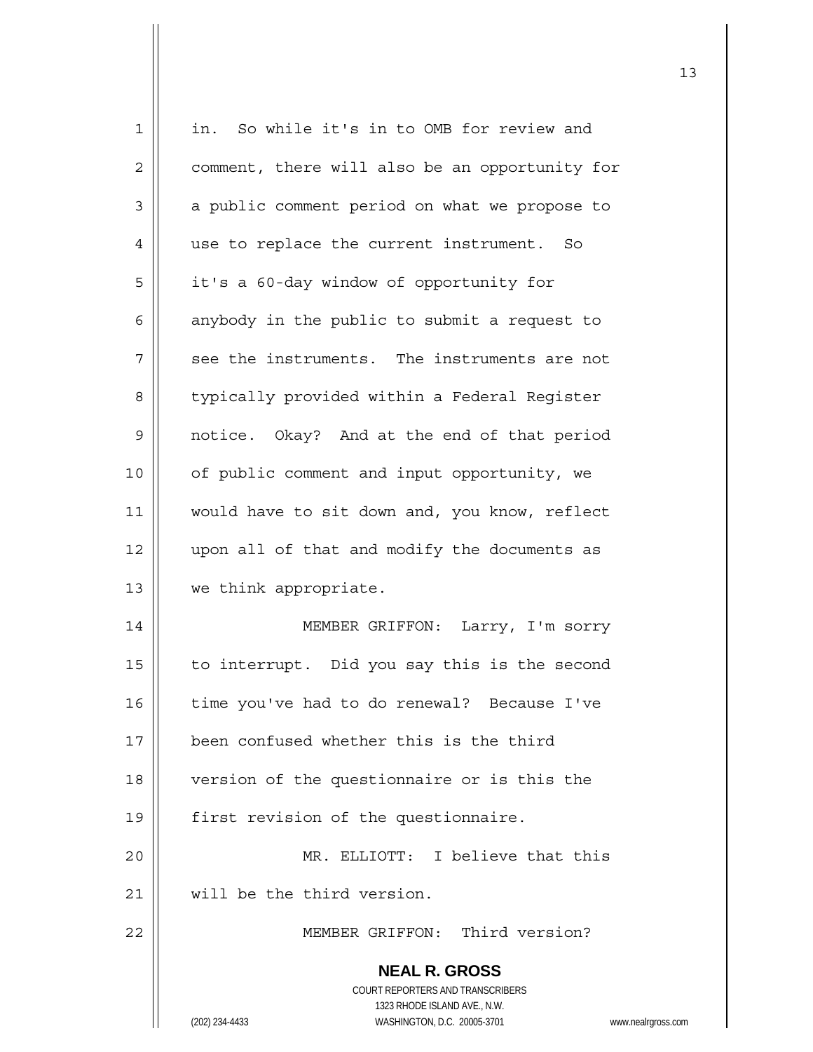in. So while it's in to OMB for review and comment, there will also be an opportunity for a public comment period on what we propose to use to replace the current instrument. So it's a 60-day window of opportunity for anybody in the public to submit a request to see the instruments. The instruments are not typically provided within a Federal Register notice. Okay? And at the end of that period of public comment and input opportunity, we would have to sit down and, you know, reflect upon all of that and modify the documents as we think appropriate.

MEMBER GRIFFON: Larry, I'm sorry to interrupt. Did you say this is the second time you've had to do renewal? Because I've been confused whether this is the third version of the questionnaire or is this the first revision of the questionnaire.

MR. ELLIOTT: I believe that this will be the third version.

MEMBER GRIFFON: Third version?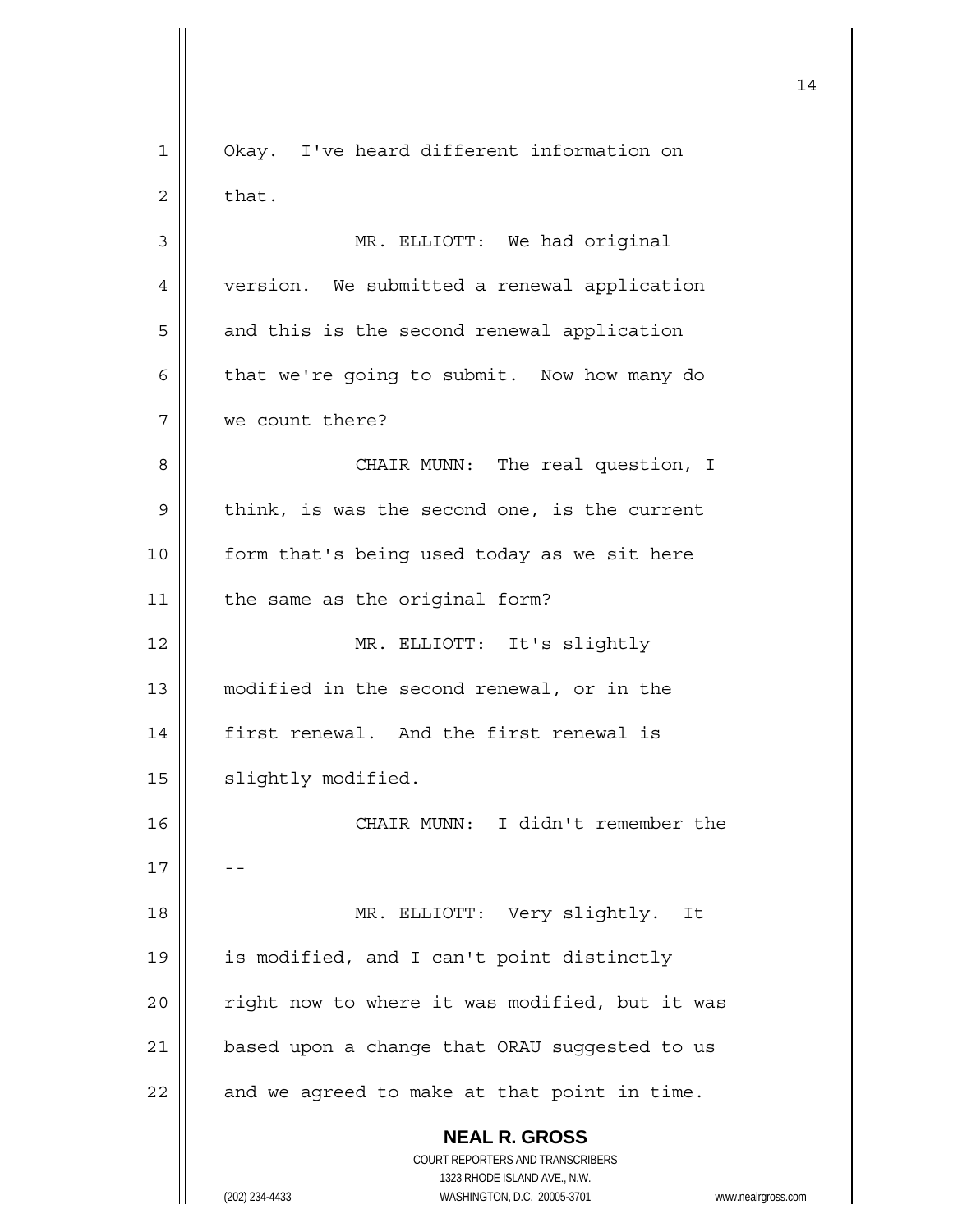Okay. I've heard different information on that.

MR. ELLIOTT: We had original version. We submitted a renewal application and this is the second renewal application that we're going to submit. Now how many do we count there?

CHAIR MUNN: The real question, I think, is was the second one, is the current form that's being used today as we sit here the same as the original form?

MR. ELLIOTT: It's slightly modified in the second renewal, or in the first renewal. And the first renewal is slightly modified.

CHAIR MUNN: I didn't remember the --

MR. ELLIOTT: Very slightly. It is modified, and I can't point distinctly right now to where it was modified, but it was based upon a change that ORAU suggested to us and we agreed to make at that point in time.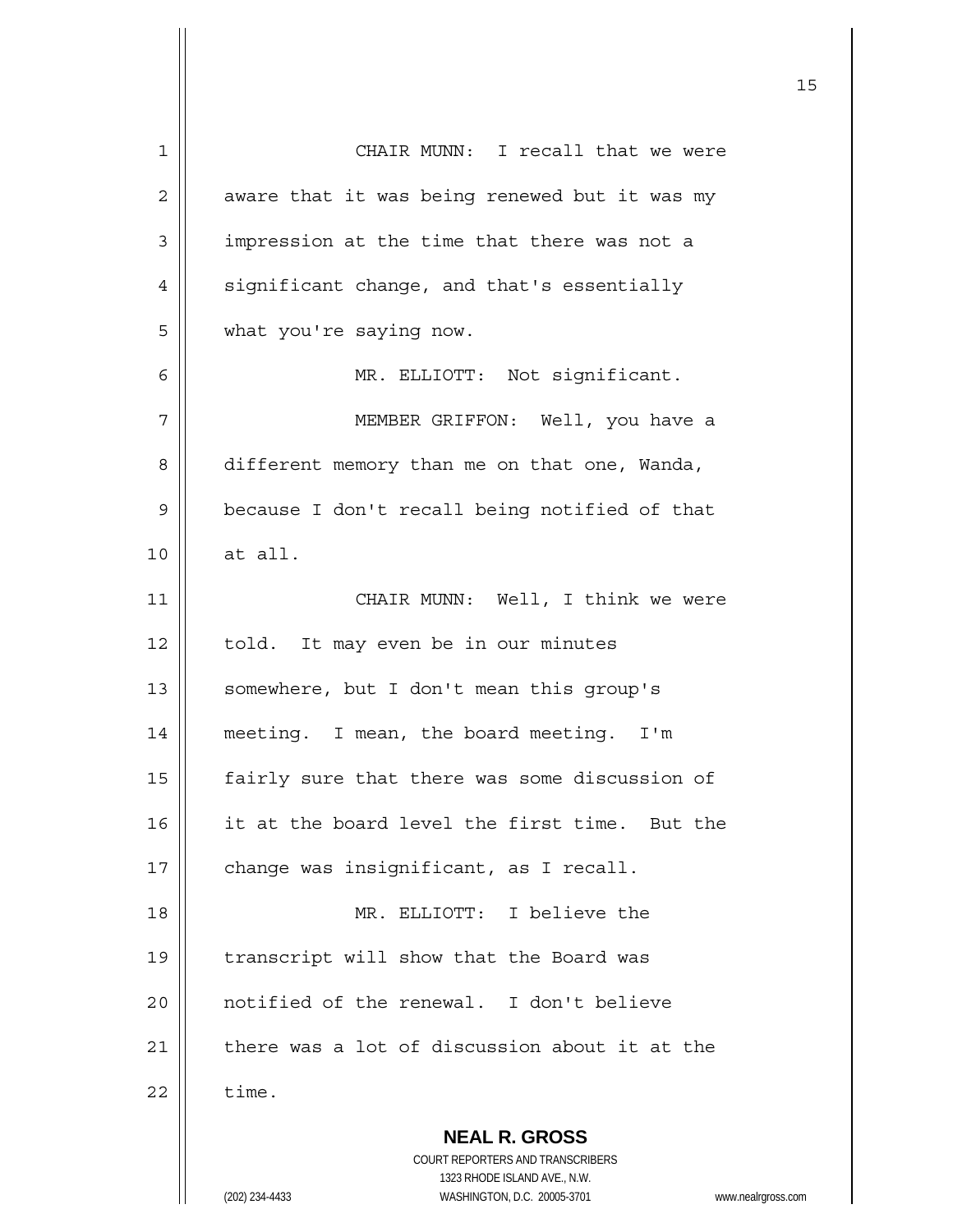CHAIR MUNN: I recall that we were aware that it was being renewed but it was my impression at the time that there was not a significant change, and that's essentially what you're saying now.

MR. ELLIOTT: Not significant.

MEMBER GRIFFON: Well, you have a different memory than me on that one, Wanda, because I don't recall being notified of that at all.

CHAIR MUNN: Well, I think we were told. It may even be in our minutes somewhere, but I don't mean this group's meeting. I mean, the board meeting. I'm fairly sure that there was some discussion of it at the board level the first time. But the change was insignificant, as I recall.

MR. ELLIOTT: I believe the transcript will show that the Board was notified of the renewal. I don't believe there was a lot of discussion about it at the time.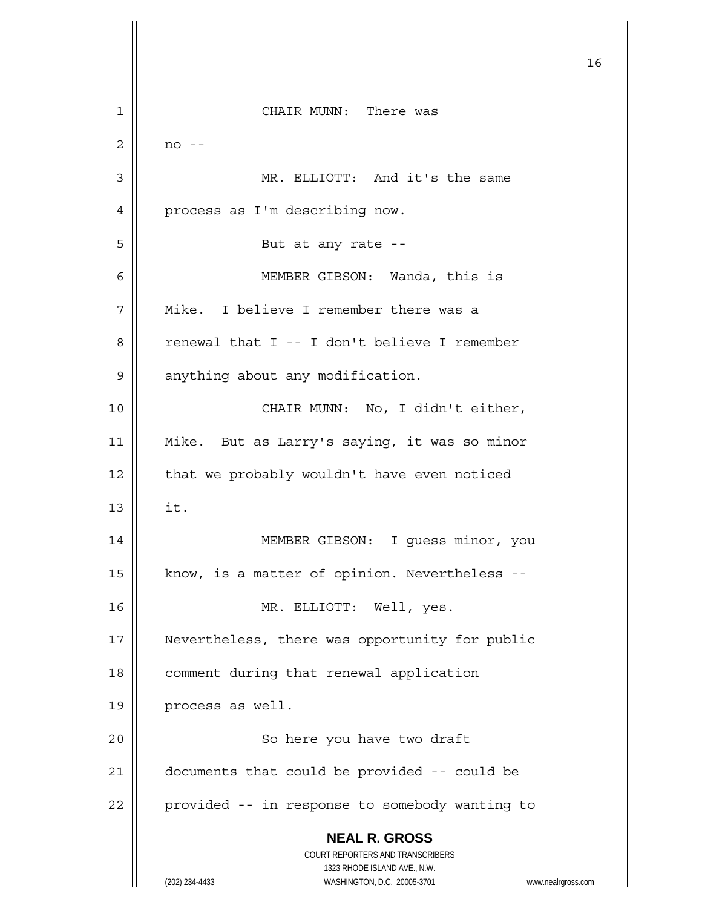CHAIR MUNN: There was no --

MR. ELLIOTT: And it's the same process as I'm describing now.

But at any rate --

MEMBER GIBSON: Wanda, this is Mike. I believe I remember there was a renewal that I -- I don't believe I remember anything about any modification.

CHAIR MUNN: No, I didn't either, Mike. But as Larry's saying, it was so minor that we probably wouldn't have even noticed it.

MEMBER GIBSON: I guess minor, you know, is a matter of opinion. Nevertheless --

MR. ELLIOTT: Well, yes. Nevertheless, there was opportunity for public comment during that renewal application process as well.

So here you have two draft documents that could be provided -- could be provided -- in response to somebody wanting to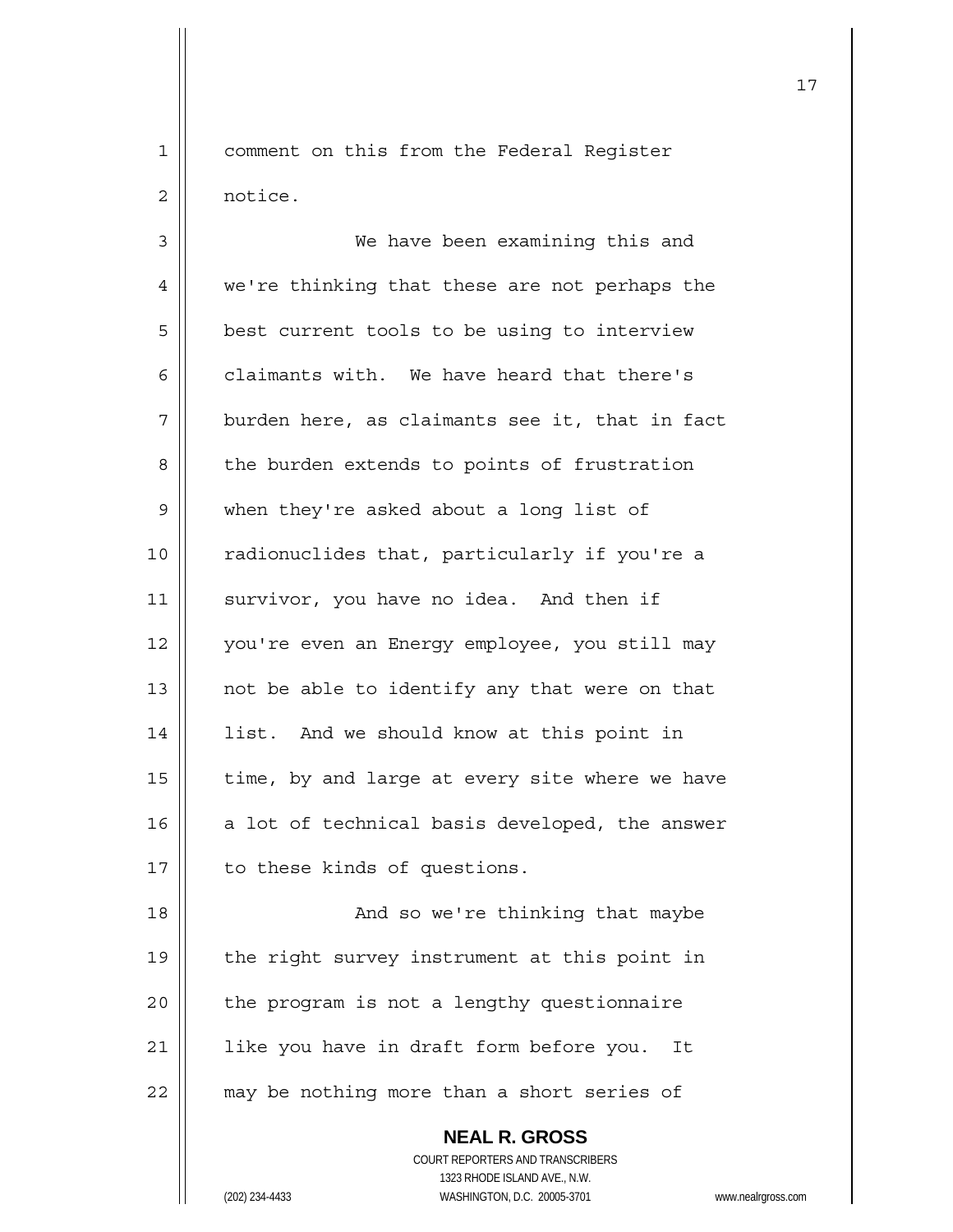comment on this from the Federal Register notice.

We have been examining this and we're thinking that these are not perhaps the best current tools to be using to interview claimants with. We have heard that there's burden here, as claimants see it, that in fact the burden extends to points of frustration when they're asked about a long list of radionuclides that, particularly if you're a survivor, you have no idea. And then if you're even an Energy employee, you still may not be able to identify any that were on that list. And we should know at this point in time, by and large at every site where we have a lot of technical basis developed, the answer to these kinds of questions.

And so we're thinking that maybe the right survey instrument at this point in the program is not a lengthy questionnaire like you have in draft form before you. It may be nothing more than a short series of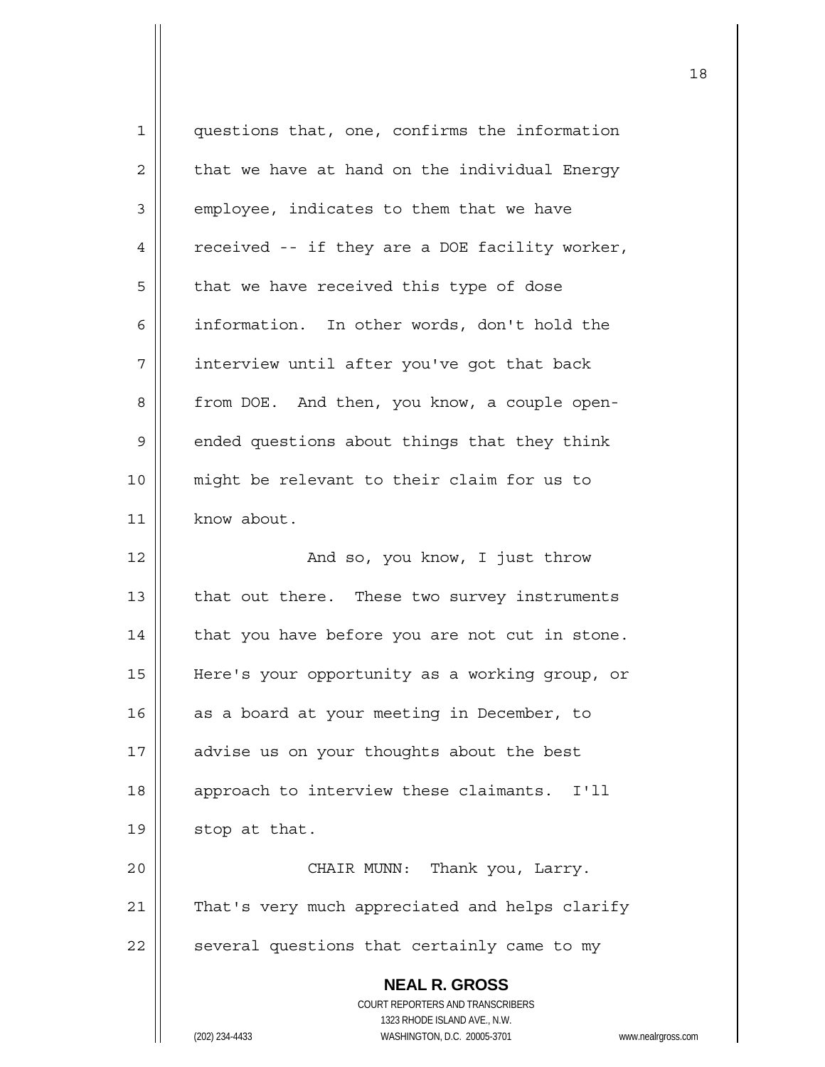questions that, one, confirms the information that we have at hand on the individual Energy employee, indicates to them that we have received -- if they are a DOE facility worker, that we have received this type of dose information. In other words, don't hold the interview until after you've got that back from DOE. And then, you know, a couple open-ended questions about things that they think might be relevant to their claim for us to know about.

And so, you know, I just throw that out there. These two survey instruments that you have before you are not cut in stone. Here's your opportunity as a working group, or as a board at your meeting in December, to advise us on your thoughts about the best approach to interview these claimants. I'll stop at that.

CHAIR MUNN: Thank you, Larry. That's very much appreciated and helps clarify several questions that certainly came to my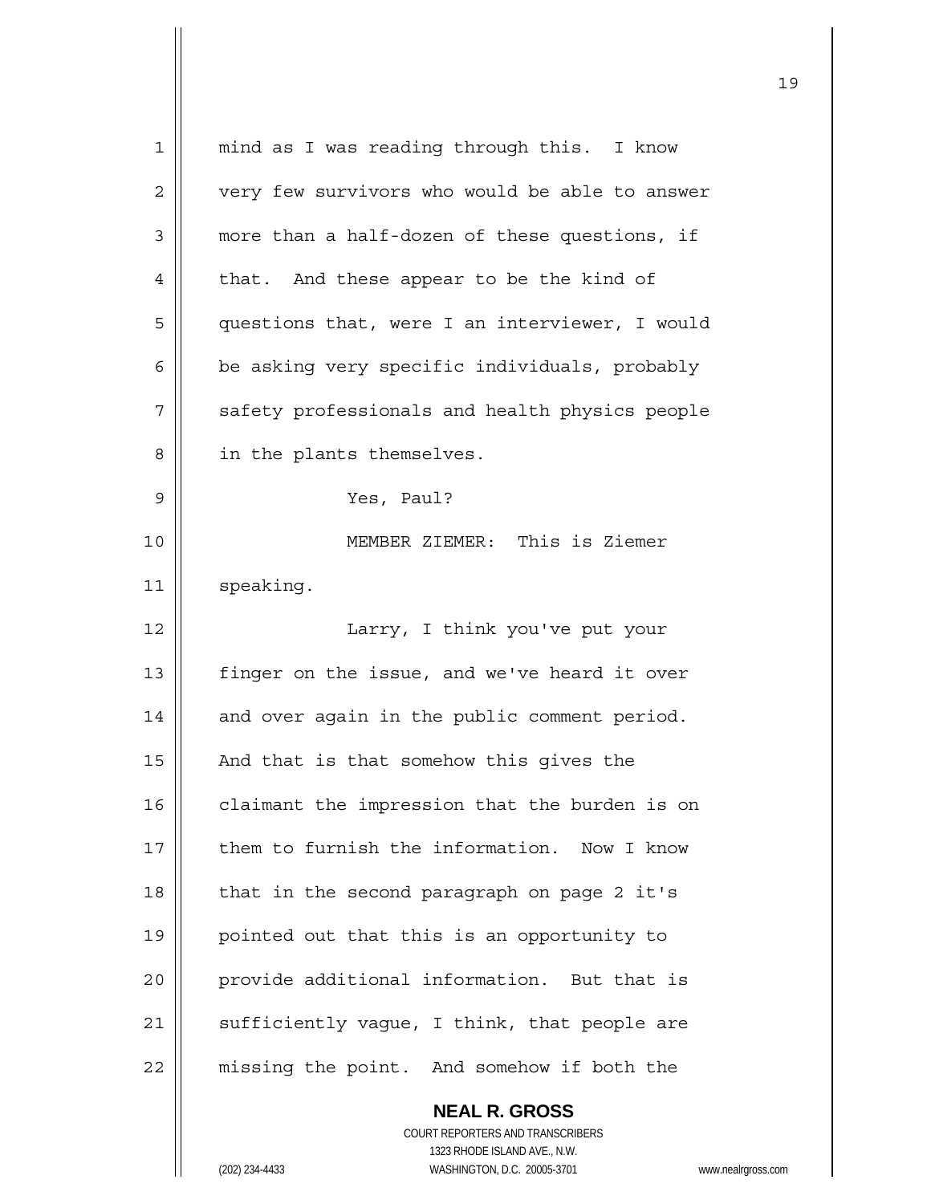mind as I was reading through this. I know very few survivors who would be able to answer more than a half-dozen of these questions, if that. And these appear to be the kind of questions that, were I an interviewer, I would be asking very specific individuals, probably safety professionals and health physics people in the plants themselves.

Yes, Paul?

MEMBER ZIEMER: This is Ziemer speaking.

Larry, I think you've put your finger on the issue, and we've heard it over and over again in the public comment period. And that is that somehow this gives the claimant the impression that the burden is on them to furnish the information. Now I know that in the second paragraph on page 2 it's pointed out that this is an opportunity to provide additional information. But that is sufficiently vague, I think, that people are missing the point. And somehow if both the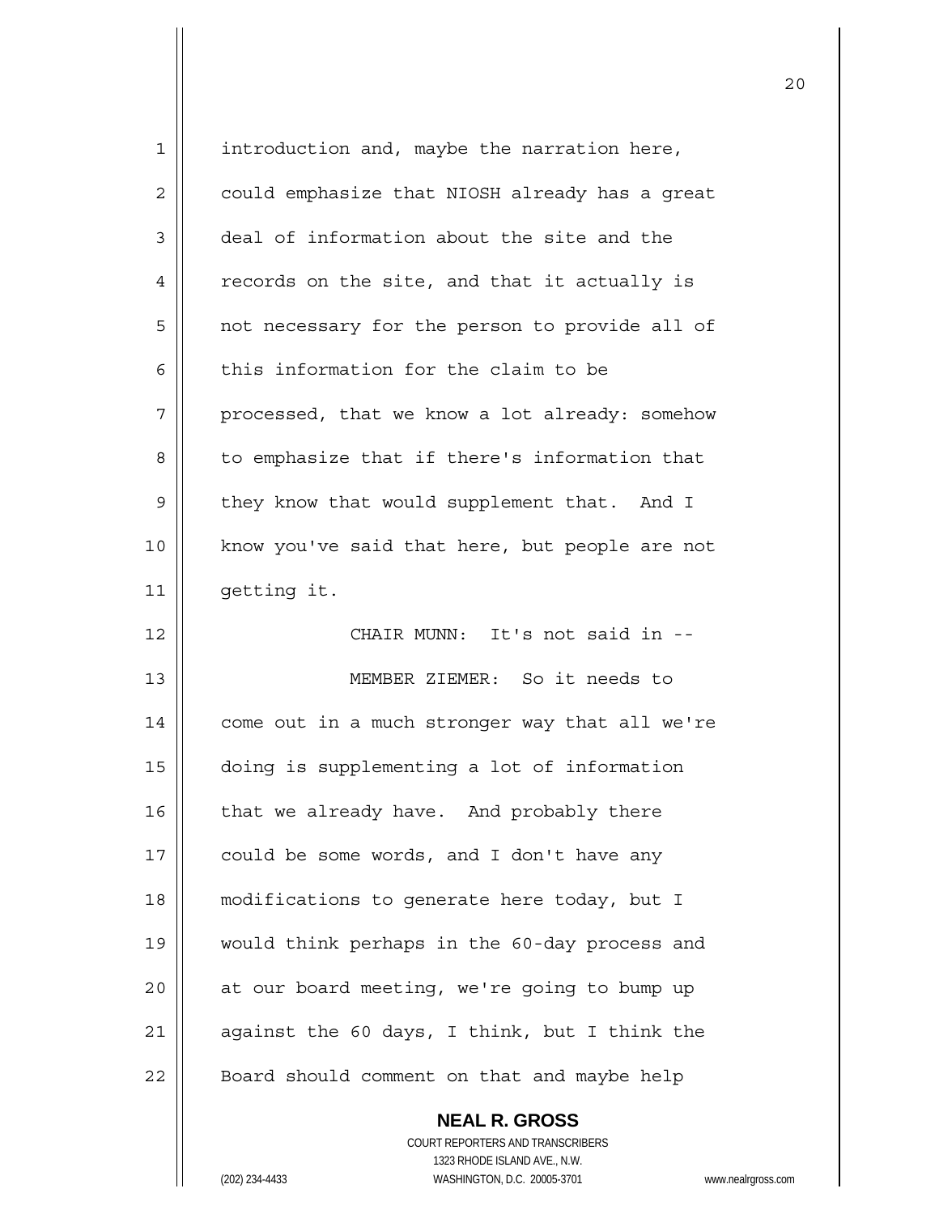introduction and, maybe the narration here, could emphasize that NIOSH already has a great deal of information about the site and the records on the site, and that it actually is not necessary for the person to provide all of this information for the claim to be processed, that we know a lot already: somehow to emphasize that if there's information that they know that would supplement that. And I know you've said that here, but people are not getting it.

CHAIR MUNN: It's not said in --

MEMBER ZIEMER: So it needs to come out in a much stronger way that all we're doing is supplementing a lot of information that we already have. And probably there could be some words, and I don't have any modifications to generate here today, but I would think perhaps in the 60-day process and at our board meeting, we're going to bump up against the 60 days, I think, but I think the Board should comment on that and maybe help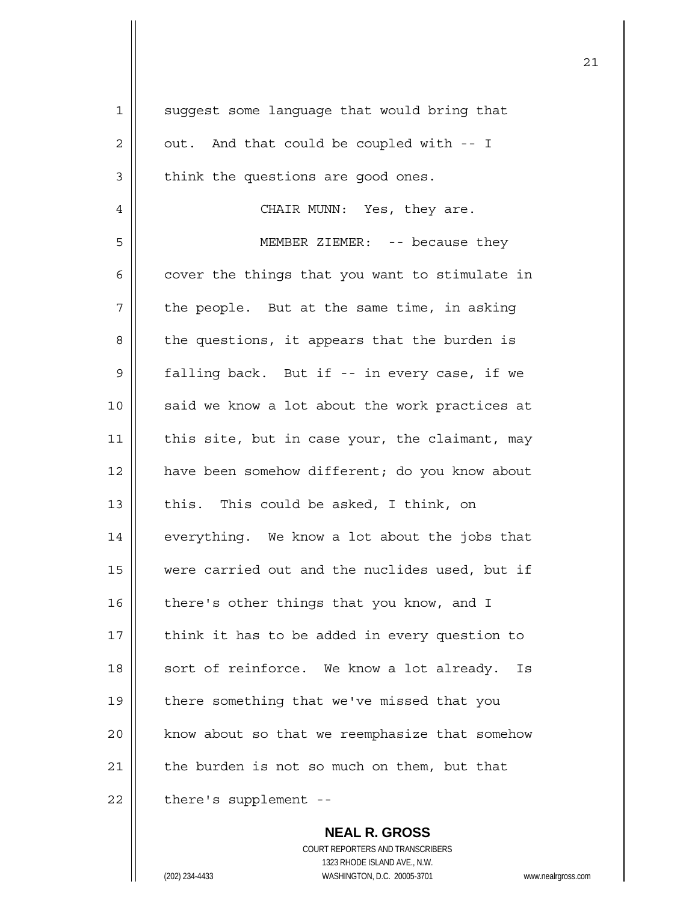suggest some language that would bring that out. And that could be coupled with -- I think the questions are good ones.

CHAIR MUNN: Yes, they are.

MEMBER ZIEMER: -- because they cover the things that you want to stimulate in the people. But at the same time, in asking the questions, it appears that the burden is falling back. But if -- in every case, if we said we know a lot about the work practices at this site, but in case your, the claimant, may have been somehow different; do you know about this. This could be asked, I think, on everything. We know a lot about the jobs that were carried out and the nuclides used, but if there's other things that you know, and I think it has to be added in every question to sort of reinforce. We know a lot already. Is there something that we've missed that you know about so that we reemphasize that somehow the burden is not so much on them, but that there's supplement --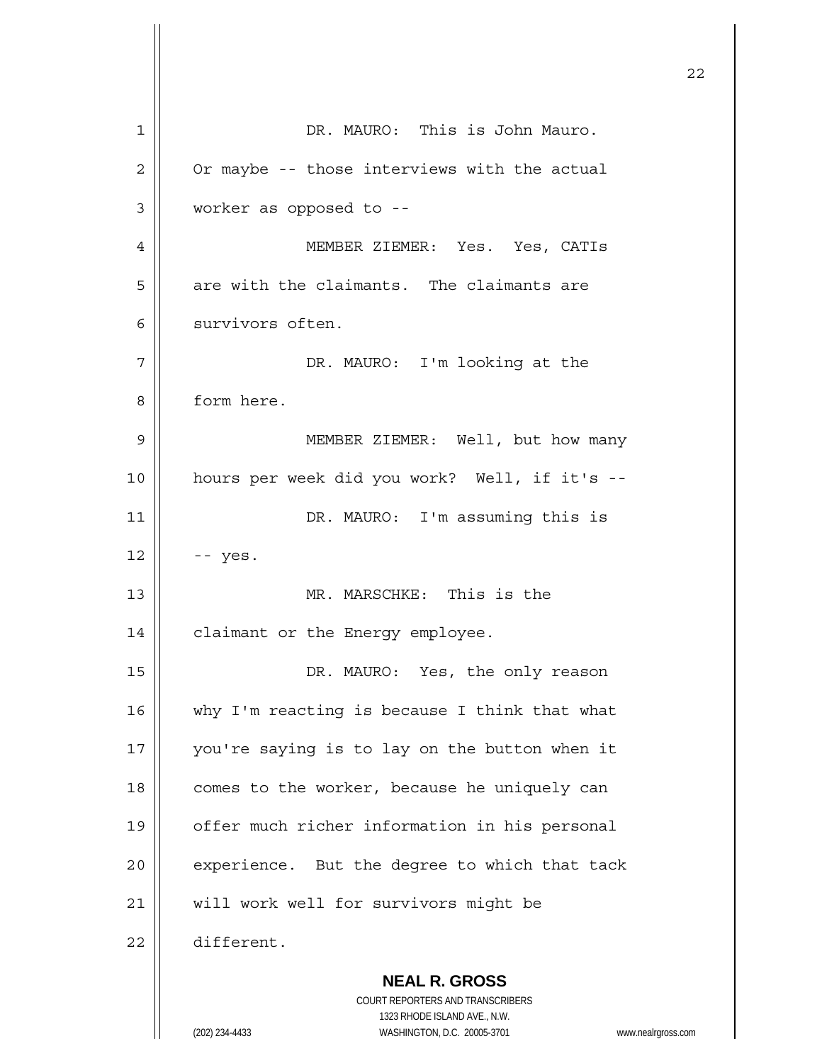DR. MAURO: This is John Mauro. Or maybe -- those interviews with the actual worker as opposed to --

MEMBER ZIEMER: Yes. Yes, CATIs are with the claimants. The claimants are survivors often.

DR. MAURO: I'm looking at the form here.

MEMBER ZIEMER: Well, but how many hours per week did you work? Well, if it's --

DR. MAURO: I'm assuming this is -- yes.

MR. MARSCHKE: This is the claimant or the Energy employee.

DR. MAURO: Yes, the only reason why I'm reacting is because I think that what you're saying is to lay on the button when it comes to the worker, because he uniquely can offer much richer information in his personal experience. But the degree to which that tack will work well for survivors might be different.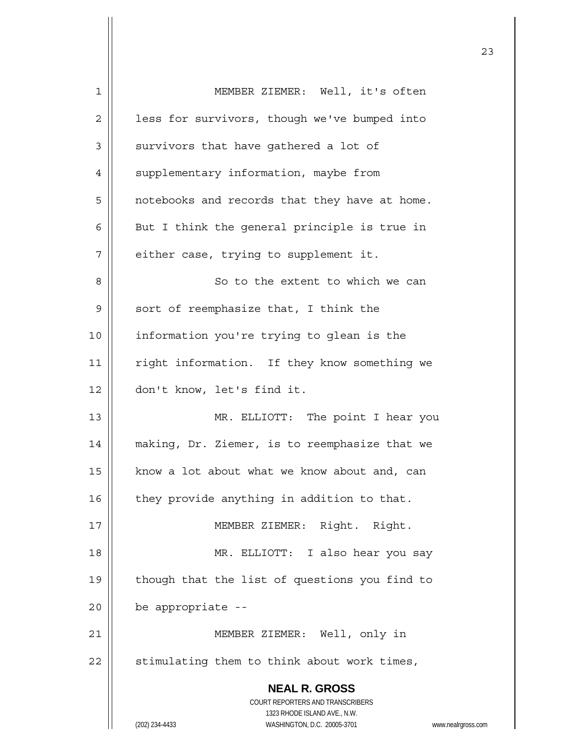MEMBER ZIEMER: Well, it's often less for survivors, though we've bumped into survivors that have gathered a lot of supplementary information, maybe from notebooks and records that they have at home. But I think the general principle is true in either case, trying to supplement it.

So to the extent to which we can sort of reemphasize that, I think the information you're trying to glean is the right information. If they know something we don't know, let's find it.

MR. ELLIOTT: The point I hear you making, Dr. Ziemer, is to reemphasize that we know a lot about what we know about and, can they provide anything in addition to that.

MEMBER ZIEMER: Right. Right.

MR. ELLIOTT: I also hear you say though that the list of questions you find to be appropriate --

MEMBER ZIEMER: Well, only in stimulating them to think about work times,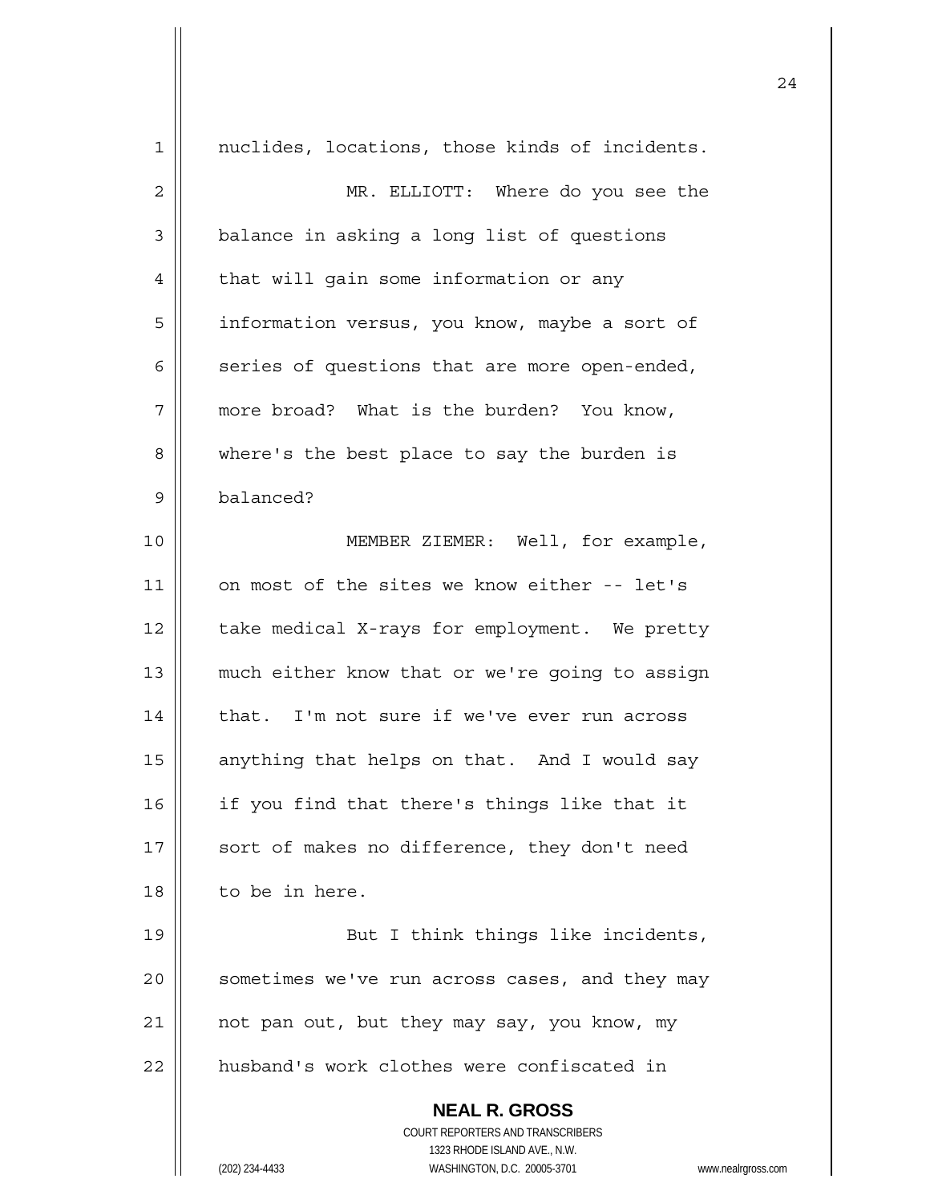nuclides, locations, those kinds of incidents.

MR. ELLIOTT: Where do you see the balance in asking a long list of questions that will gain some information or any information versus, you know, maybe a sort of series of questions that are more open-ended, more broad? What is the burden? You know, where's the best place to say the burden is balanced?

MEMBER ZIEMER: Well, for example, on most of the sites we know either -- let's take medical X-rays for employment. We pretty much either know that or we're going to assign that. I'm not sure if we've ever run across anything that helps on that. And I would say if you find that there's things like that it sort of makes no difference, they don't need to be in here.

But I think things like incidents, sometimes we've run across cases, and they may not pan out, but they may say, you know, my husband's work clothes were confiscated in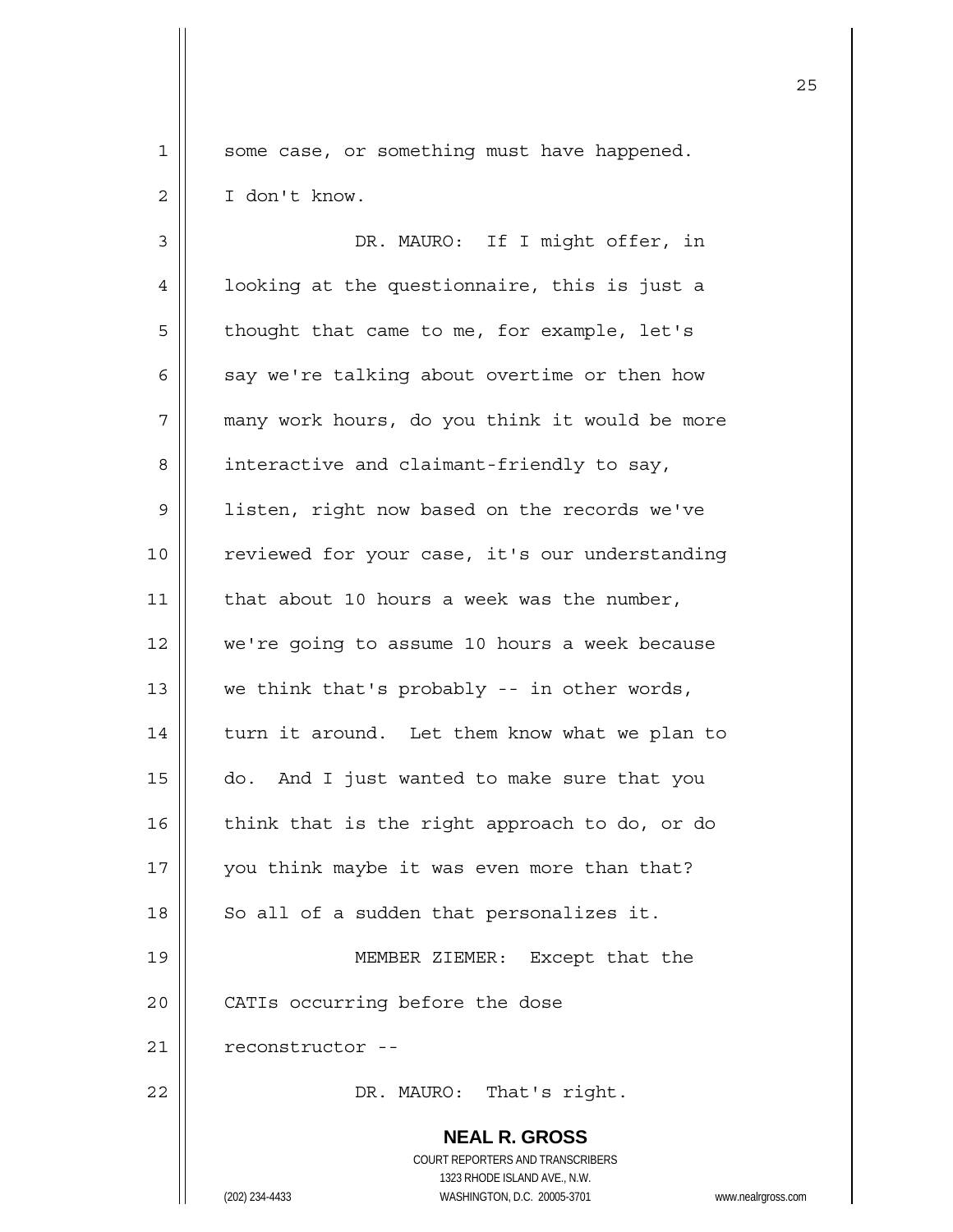some case, or something must have happened. I don't know.

DR. MAURO: If I might offer, in looking at the questionnaire, this is just a thought that came to me, for example, let's say we're talking about overtime or then how many work hours, do you think it would be more interactive and claimant-friendly to say, listen, right now based on the records we've reviewed for your case, it's our understanding that about 10 hours a week was the number, we're going to assume 10 hours a week because we think that's probably -- in other words, turn it around. Let them know what we plan to do. And I just wanted to make sure that you think that is the right approach to do, or do you think maybe it was even more than that? So all of a sudden that personalizes it.

MEMBER ZIEMER: Except that the CATIs occurring before the dose reconstructor --

DR. MAURO: That's right.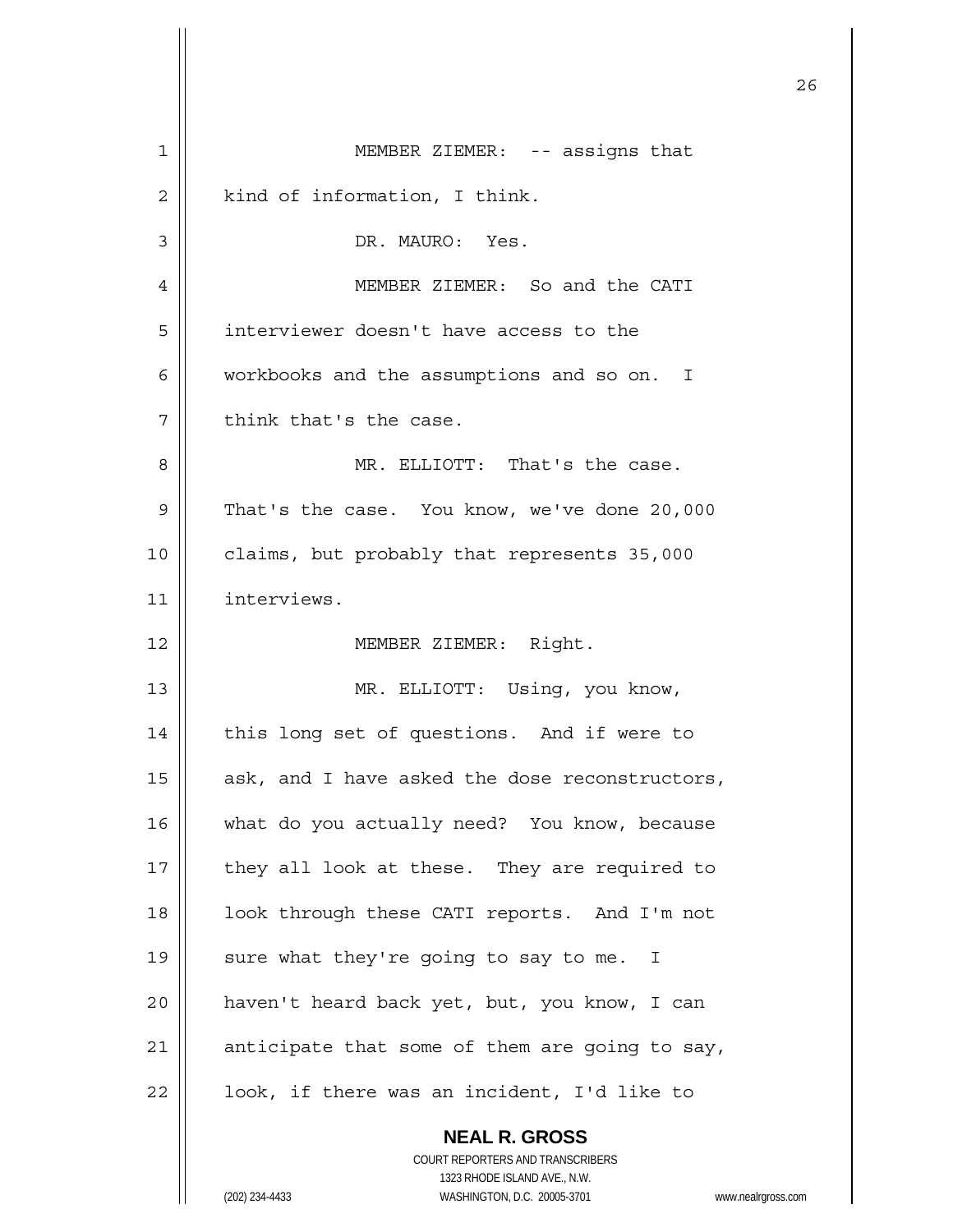MEMBER ZIEMER: -- assigns that kind of information, I think.

DR. MAURO: Yes.

MEMBER ZIEMER: So and the CATI interviewer doesn't have access to the workbooks and the assumptions and so on. I think that's the case.

MR. ELLIOTT: That's the case. That's the case. You know, we've done 20,000 claims, but probably that represents 35,000 interviews.

MEMBER ZIEMER: Right.

MR. ELLIOTT: Using, you know, this long set of questions. And if were to ask, and I have asked the dose reconstructors, what do you actually need? You know, because they all look at these. They are required to look through these CATI reports. And I'm not sure what they're going to say to me. I haven't heard back yet, but, you know, I can anticipate that some of them are going to say, look, if there was an incident, I'd like to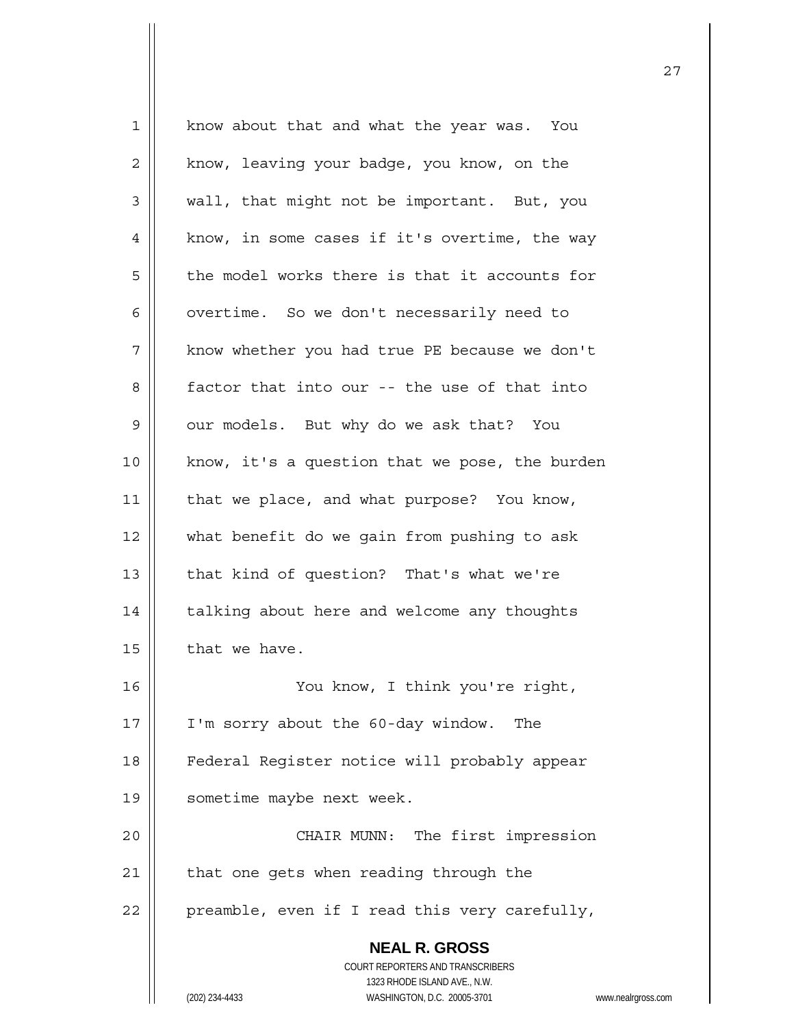know about that and what the year was. You know, leaving your badge, you know, on the wall, that might not be important. But, you know, in some cases if it's overtime, the way the model works there is that it accounts for overtime. So we don't necessarily need to know whether you had true PE because we don't factor that into our -- the use of that into our models. But why do we ask that? You know, it's a question that we pose, the burden that we place, and what purpose? You know, what benefit do we gain from pushing to ask that kind of question? That's what we're talking about here and welcome any thoughts that we have.

You know, I think you're right, I'm sorry about the 60-day window. The Federal Register notice will probably appear sometime maybe next week.

CHAIR MUNN: The first impression that one gets when reading through the preamble, even if I read this very carefully,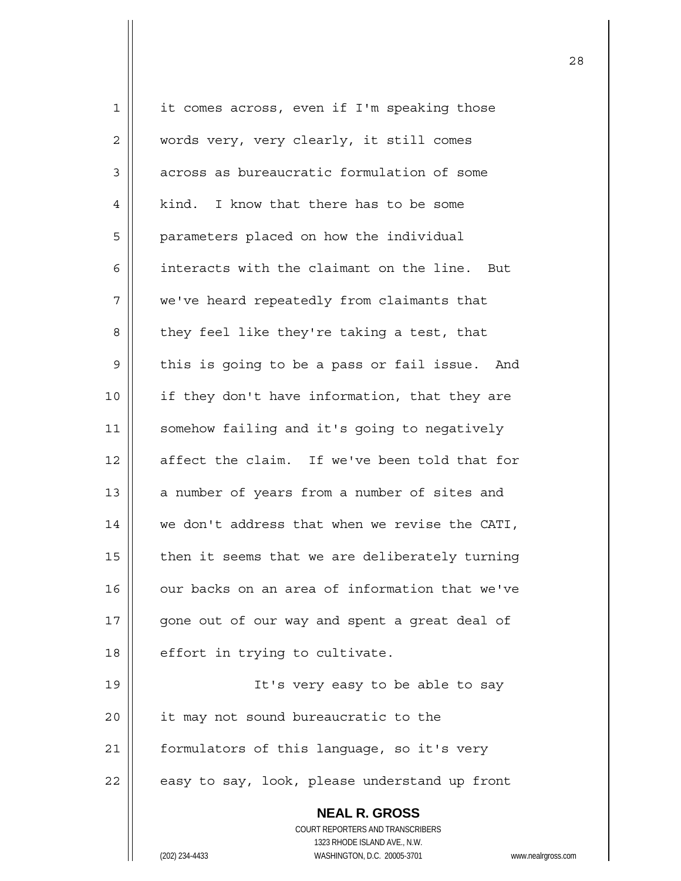it comes across, even if I'm speaking those words very, very clearly, it still comes across as bureaucratic formulation of some kind. I know that there has to be some parameters placed on how the individual interacts with the claimant on the line. But we've heard repeatedly from claimants that they feel like they're taking a test, that this is going to be a pass or fail issue. And if they don't have information, that they are somehow failing and it's going to negatively affect the claim. If we've been told that for a number of years from a number of sites and we don't address that when we revise the CATI, then it seems that we are deliberately turning our backs on an area of information that we've gone out of our way and spent a great deal of effort in trying to cultivate.

It's very easy to be able to say it may not sound bureaucratic to the formulators of this language, so it's very easy to say, look, please understand up front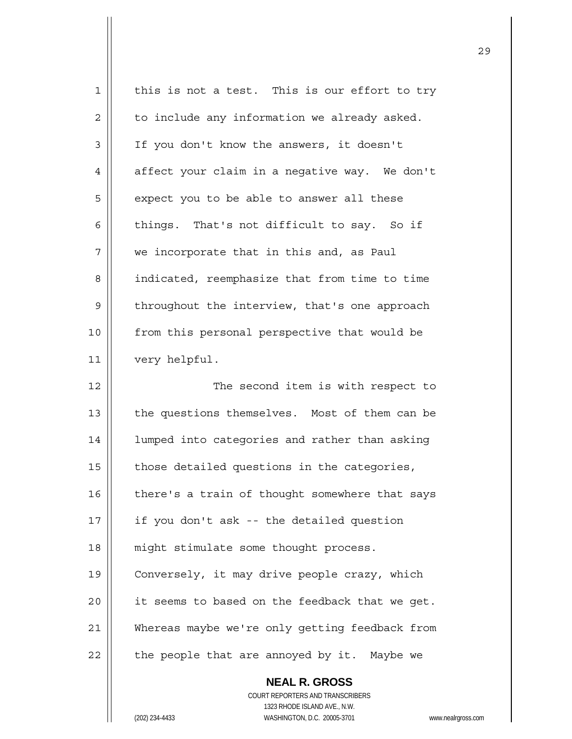this is not a test. This is our effort to try to include any information we already asked. If you don't know the answers, it doesn't affect your claim in a negative way. We don't expect you to be able to answer all these things. That's not difficult to say. So if we incorporate that in this and, as Paul indicated, reemphasize that from time to time throughout the interview, that's one approach from this personal perspective that would be very helpful.

The second item is with respect to the questions themselves. Most of them can be lumped into categories and rather than asking those detailed questions in the categories, there's a train of thought somewhere that says if you don't ask -- the detailed question might stimulate some thought process. Conversely, it may drive people crazy, which it seems to based on the feedback that we get. Whereas maybe we're only getting feedback from the people that are annoyed by it. Maybe we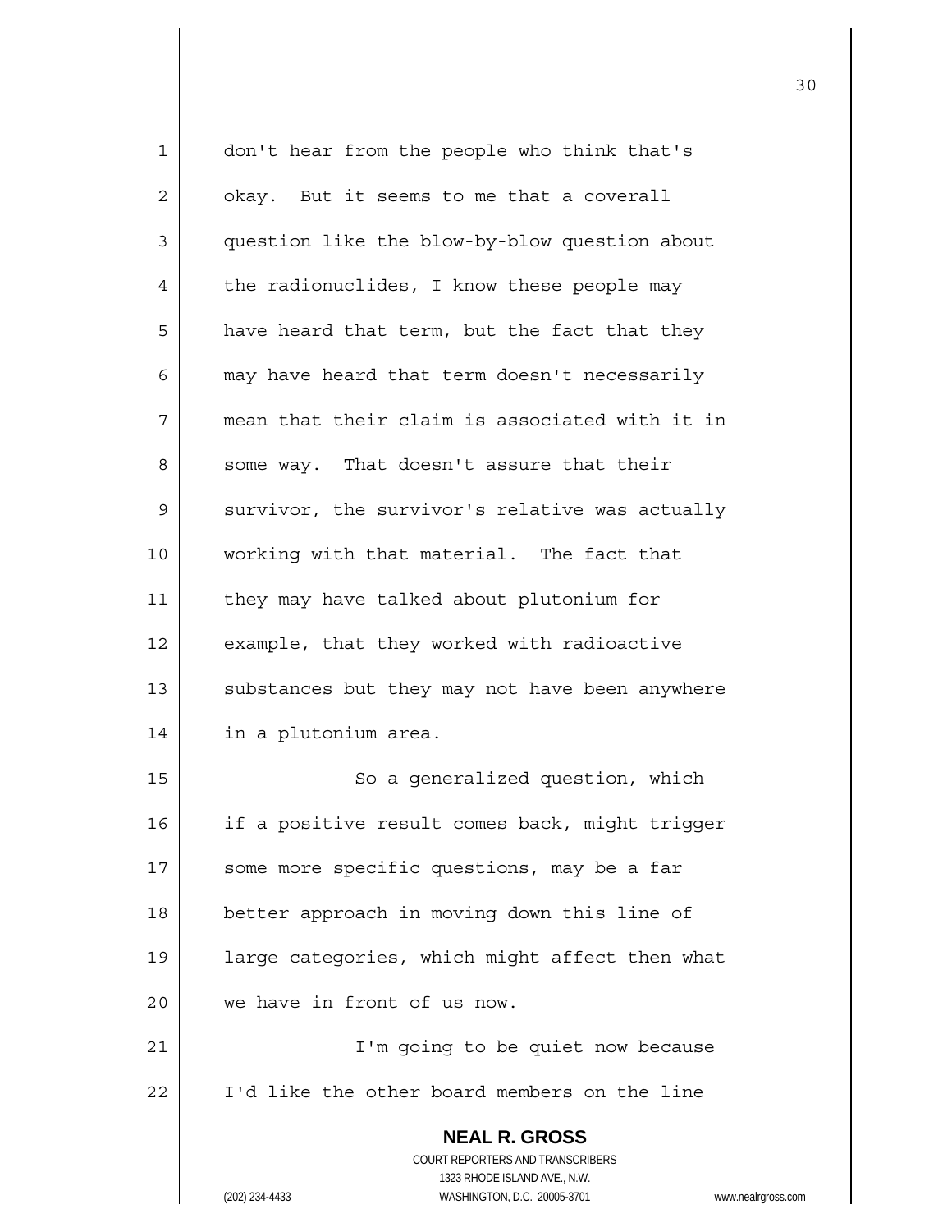don't hear from the people who think that's okay. But it seems to me that a coverall question like the blow-by-blow question about the radionuclides, I know these people may have heard that term, but the fact that they may have heard that term doesn't necessarily mean that their claim is associated with it in some way. That doesn't assure that their survivor, the survivor's relative was actually working with that material. The fact that they may have talked about plutonium for example, that they worked with radioactive substances but they may not have been anywhere in a plutonium area.

So a generalized question, which if a positive result comes back, might trigger some more specific questions, may be a far better approach in moving down this line of large categories, which might affect then what we have in front of us now.

I'm going to be quiet now because I'd like the other board members on the line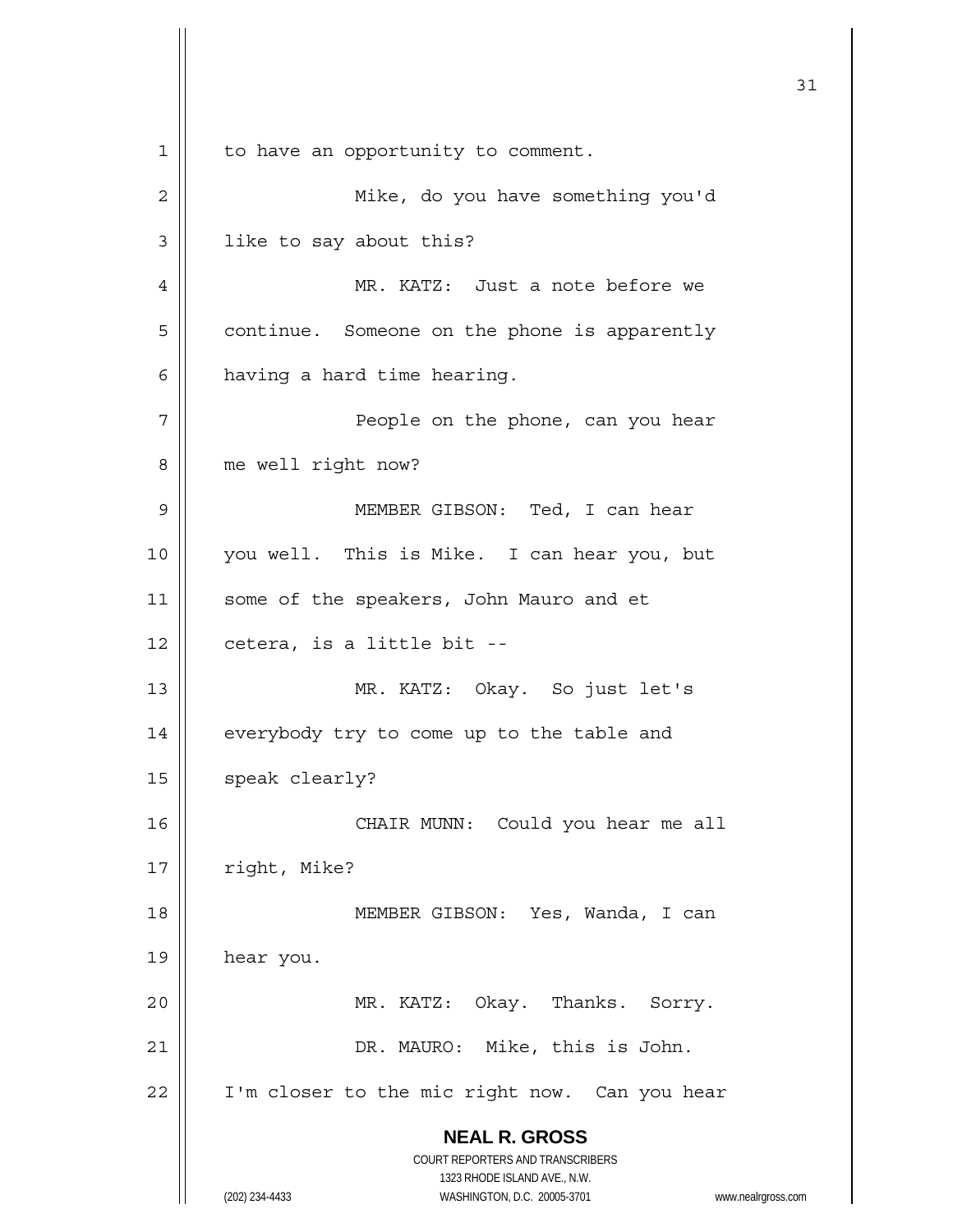to have an opportunity to comment.

Mike, do you have something you'd like to say about this?

MR. KATZ: Just a note before we continue. Someone on the phone is apparently having a hard time hearing.

People on the phone, can you hear me well right now?

MEMBER GIBSON: Ted, I can hear you well. This is Mike. I can hear you, but some of the speakers, John Mauro and et cetera, is a little bit --

MR. KATZ: Okay. So just let's everybody try to come up to the table and speak clearly?

CHAIR MUNN: Could you hear me all right, Mike?

MEMBER GIBSON: Yes, Wanda, I can hear you.

MR. KATZ: Okay. Thanks. Sorry.

DR. MAURO: Mike, this is John. I'm closer to the mic right now. Can you hear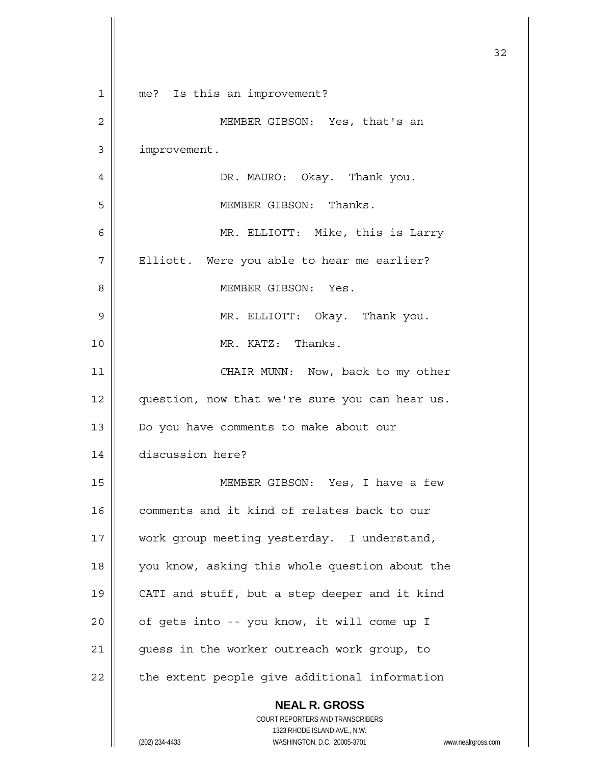me? Is this an improvement?

MEMBER GIBSON: Yes, that's an improvement.

DR. MAURO: Okay. Thank you.

MEMBER GIBSON: Thanks.

MR. ELLIOTT: Mike, this is Larry Elliott. Were you able to hear me earlier?

MEMBER GIBSON: Yes.

MR. ELLIOTT: Okay. Thank you.

MR. KATZ: Thanks.

CHAIR MUNN: Now, back to my other question, now that we're sure you can hear us. Do you have comments to make about our discussion here?

MEMBER GIBSON: Yes, I have a few comments and it kind of relates back to our work group meeting yesterday. I understand, you know, asking this whole question about the CATI and stuff, but a step deeper and it kind of gets into -- you know, it will come up I guess in the worker outreach work group, to the extent people give additional information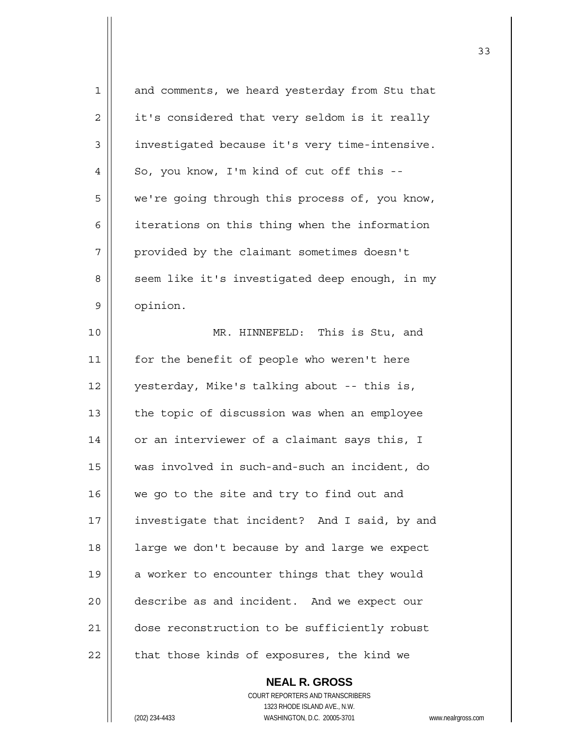and comments, we heard yesterday from Stu that it's considered that very seldom is it really investigated because it's very time-intensive. So, you know, I'm kind of cut off this -- we're going through this process of, you know, iterations on this thing when the information provided by the claimant sometimes doesn't seem like it's investigated deep enough, in my opinion.

MR. HINNEFELD: This is Stu, and for the benefit of people who weren't here yesterday, Mike's talking about -- this is, the topic of discussion was when an employee or an interviewer of a claimant says this, I was involved in such-and-such an incident, do we go to the site and try to find out and investigate that incident? And I said, by and large we don't because by and large we expect a worker to encounter things that they would describe as and incident. And we expect our dose reconstruction to be sufficiently robust that those kinds of exposures, the kind we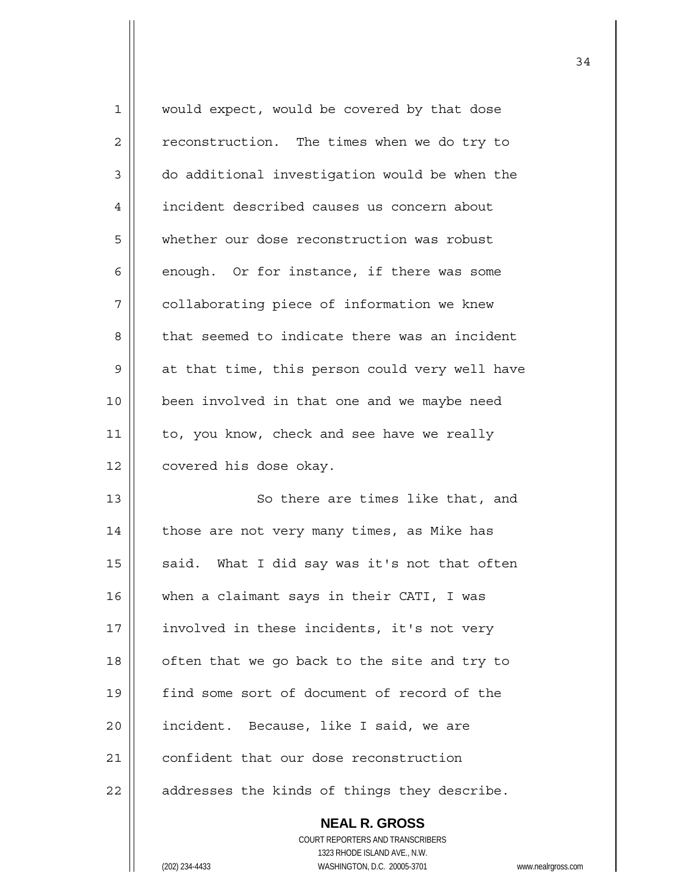would expect, would be covered by that dose reconstruction. The times when we do try to do additional investigation would be when the incident described causes us concern about whether our dose reconstruction was robust enough. Or for instance, if there was some collaborating piece of information we knew that seemed to indicate there was an incident at that time, this person could very well have been involved in that one and we maybe need to, you know, check and see have we really covered his dose okay.

So there are times like that, and those are not very many times, as Mike has said. What I did say was it's not that often when a claimant says in their CATI, I was involved in these incidents, it's not very often that we go back to the site and try to find some sort of document of record of the incident. Because, like I said, we are confident that our dose reconstruction addresses the kinds of things they describe.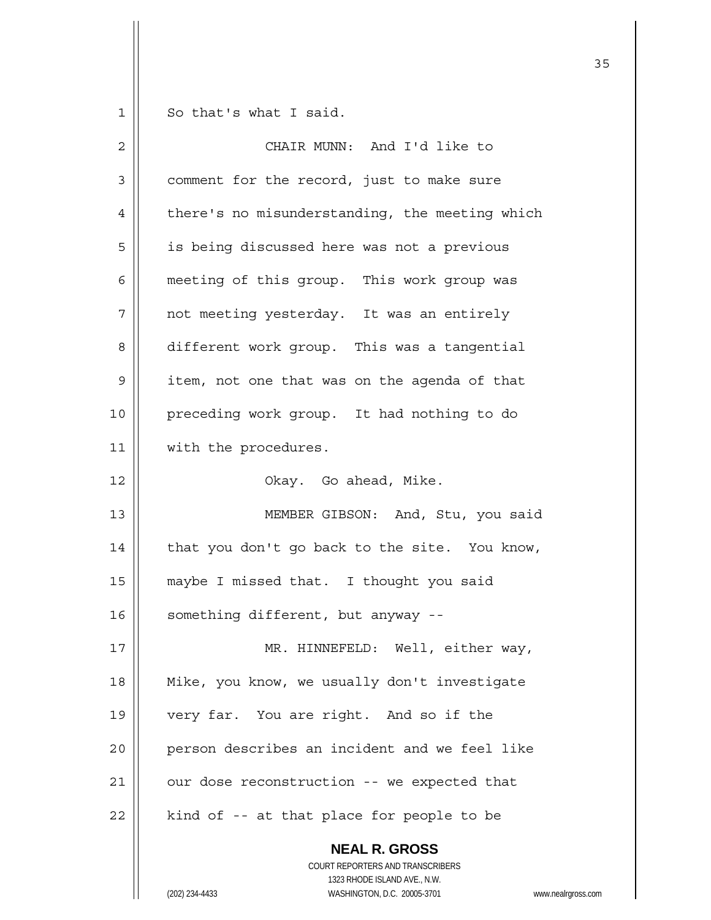So that's what I said.

CHAIR MUNN: And I'd like to comment for the record, just to make sure there's no misunderstanding, the meeting which is being discussed here was not a previous meeting of this group. This work group was not meeting yesterday. It was an entirely different work group. This was a tangential item, not one that was on the agenda of that preceding work group. It had nothing to do with the procedures.

Okay. Go ahead, Mike.

MEMBER GIBSON: And, Stu, you said that you don't go back to the site. You know, maybe I missed that. I thought you said something different, but anyway --

MR. HINNEFELD: Well, either way, Mike, you know, we usually don't investigate very far. You are right. And so if the person describes an incident and we feel like our dose reconstruction -- we expected that kind of -- at that place for people to be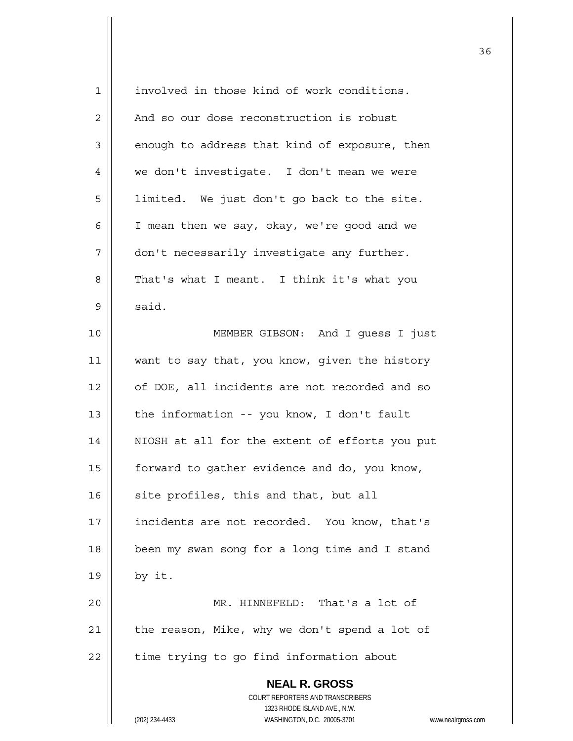involved in those kind of work conditions. And so our dose reconstruction is robust enough to address that kind of exposure, then we don't investigate. I don't mean we were limited. We just don't go back to the site. I mean then we say, okay, we're good and we don't necessarily investigate any further. That's what I meant. I think it's what you said.

MEMBER GIBSON: And I guess I just want to say that, you know, given the history of DOE, all incidents are not recorded and so the information -- you know, I don't fault NIOSH at all for the extent of efforts you put forward to gather evidence and do, you know, site profiles, this and that, but all incidents are not recorded. You know, that's been my swan song for a long time and I stand by it.

MR. HINNEFELD: That's a lot of the reason, Mike, why we don't spend a lot of time trying to go find information about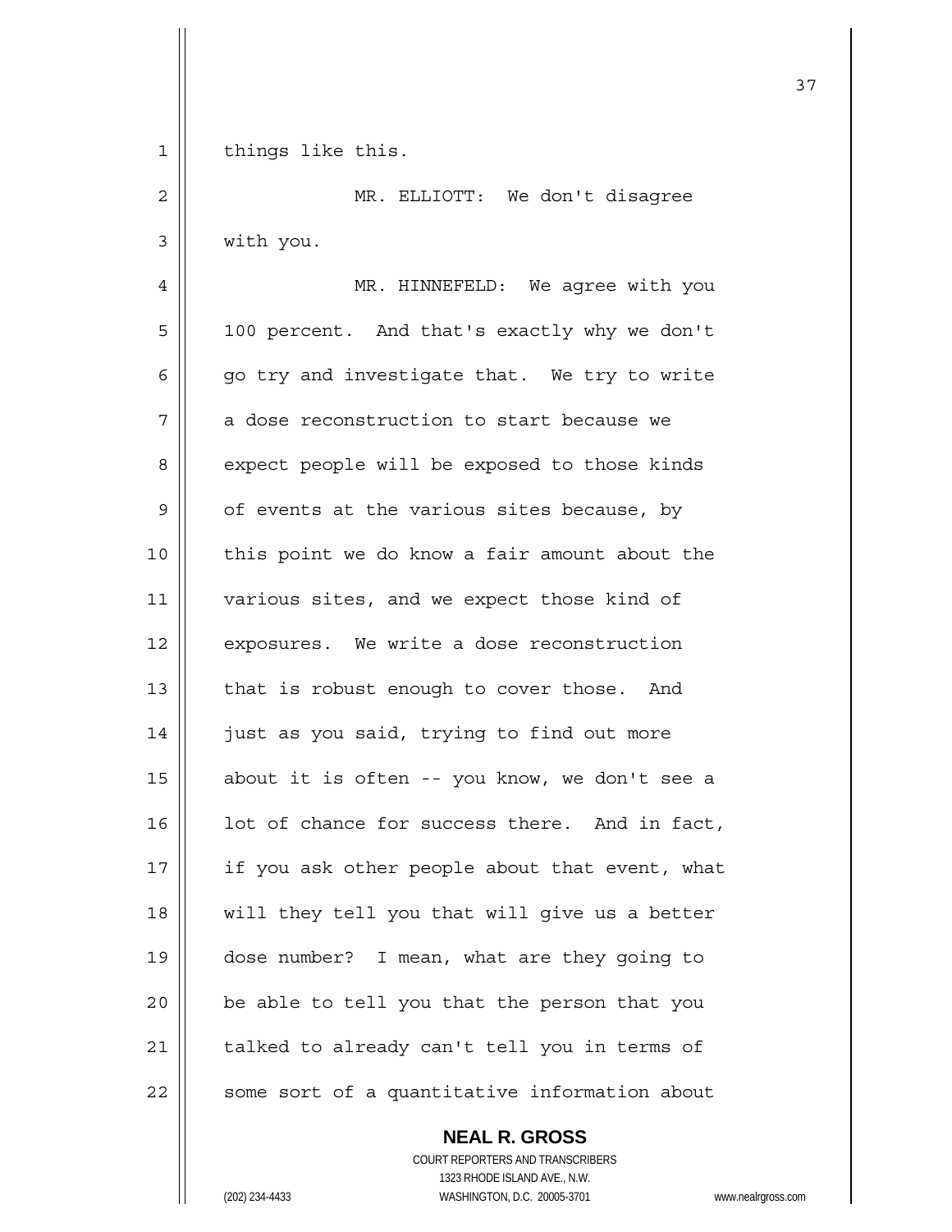things like this.

MR. ELLIOTT: We don't disagree with you.

MR. HINNEFELD: We agree with you 100 percent. And that's exactly why we don't go try and investigate that. We try to write a dose reconstruction to start because we expect people will be exposed to those kinds of events at the various sites because, by this point we do know a fair amount about the various sites, and we expect those kind of exposures. We write a dose reconstruction that is robust enough to cover those. And just as you said, trying to find out more about it is often -- you know, we don't see a lot of chance for success there. And in fact, if you ask other people about that event, what will they tell you that will give us a better dose number? I mean, what are they going to be able to tell you that the person that you talked to already can't tell you in terms of some sort of a quantitative information about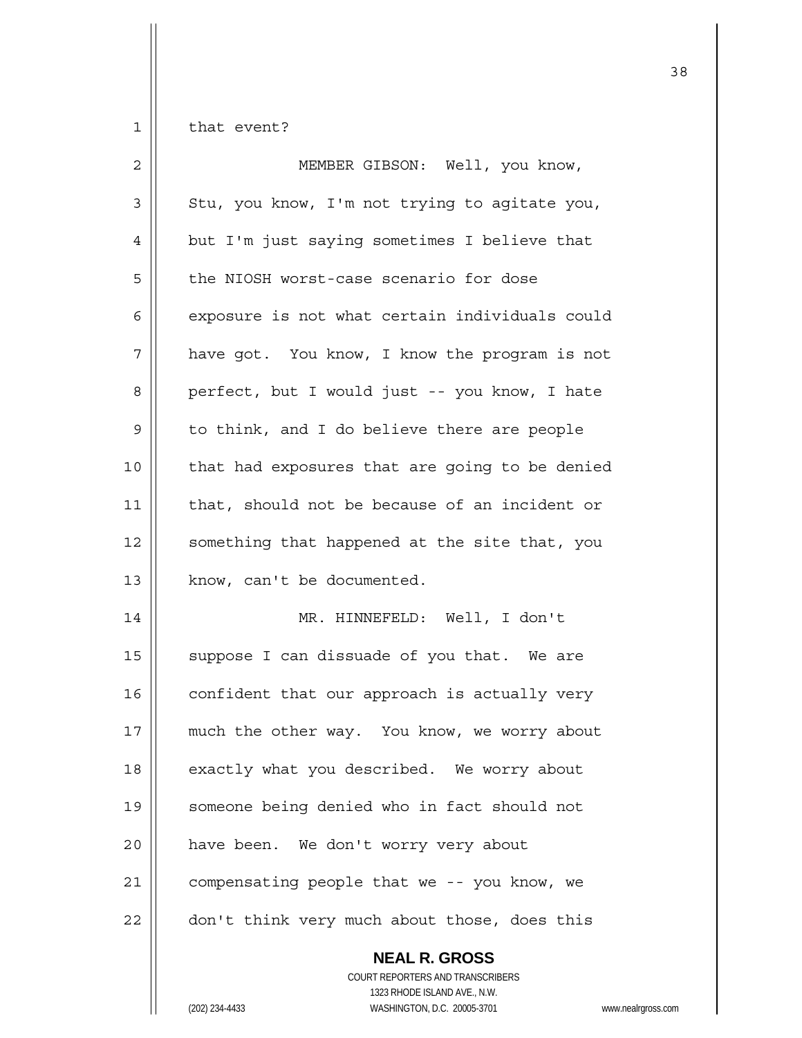that event?

MEMBER GIBSON: Well, you know, Stu, you know, I'm not trying to agitate you, but I'm just saying sometimes I believe that the NIOSH worst-case scenario for dose exposure is not what certain individuals could have got. You know, I know the program is not perfect, but I would just -- you know, I hate to think, and I do believe there are people that had exposures that are going to be denied that, should not be because of an incident or something that happened at the site that, you know, can't be documented.

MR. HINNEFELD: Well, I don't suppose I can dissuade of you that. We are confident that our approach is actually very much the other way. You know, we worry about exactly what you described. We worry about someone being denied who in fact should not have been. We don't worry very about compensating people that we -- you know, we don't think very much about those, does this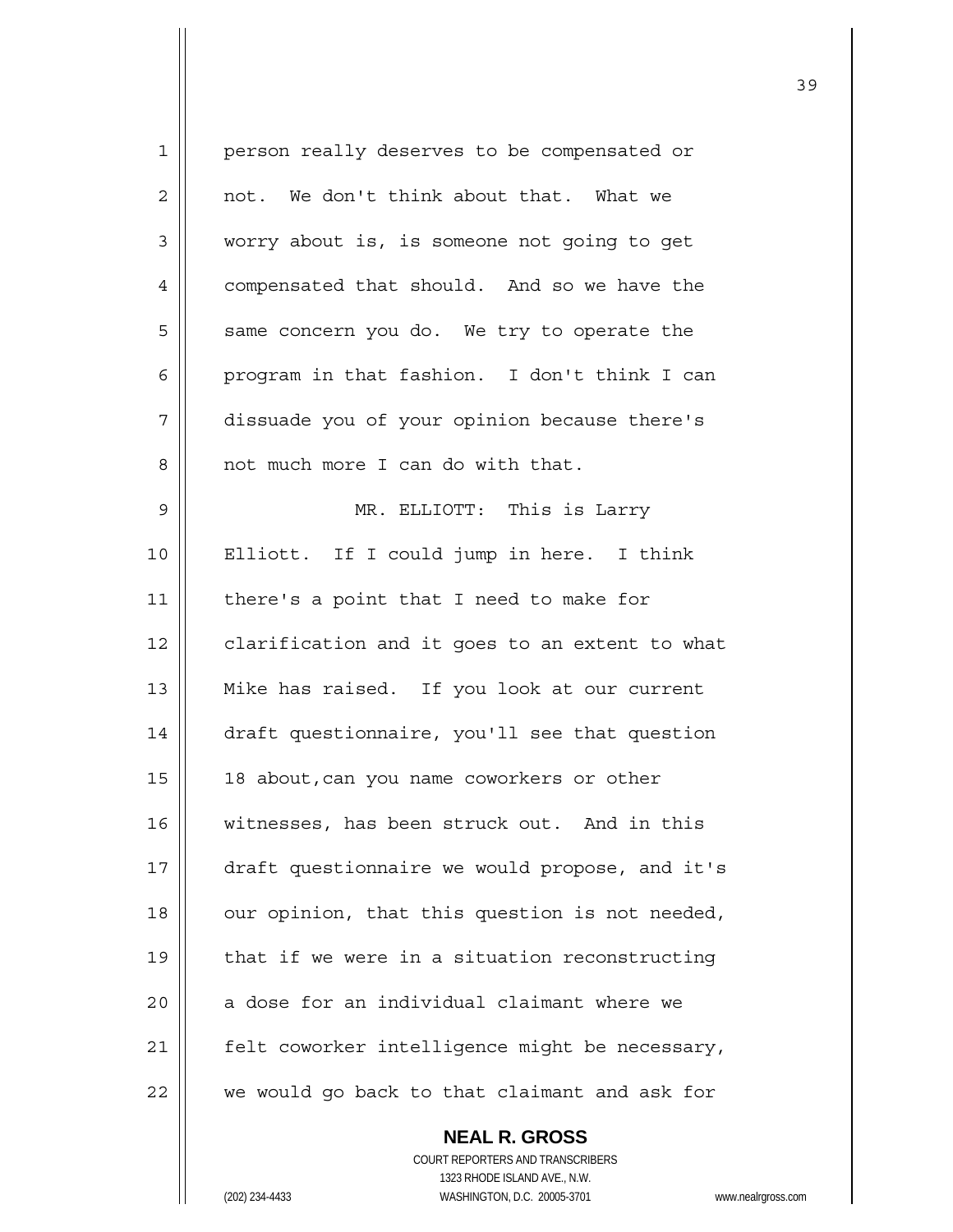person really deserves to be compensated or not. We don't think about that. What we worry about is, is someone not going to get compensated that should. And so we have the same concern you do. We try to operate the program in that fashion. I don't think I can dissuade you of your opinion because there's not much more I can do with that.

MR. ELLIOTT: This is Larry Elliott. If I could jump in here. I think there's a point that I need to make for clarification and it goes to an extent to what Mike has raised. If you look at our current draft questionnaire, you'll see that question 18 about,can you name coworkers or other witnesses, has been struck out. And in this draft questionnaire we would propose, and it's our opinion, that this question is not needed, that if we were in a situation reconstructing a dose for an individual claimant where we felt coworker intelligence might be necessary, we would go back to that claimant and ask for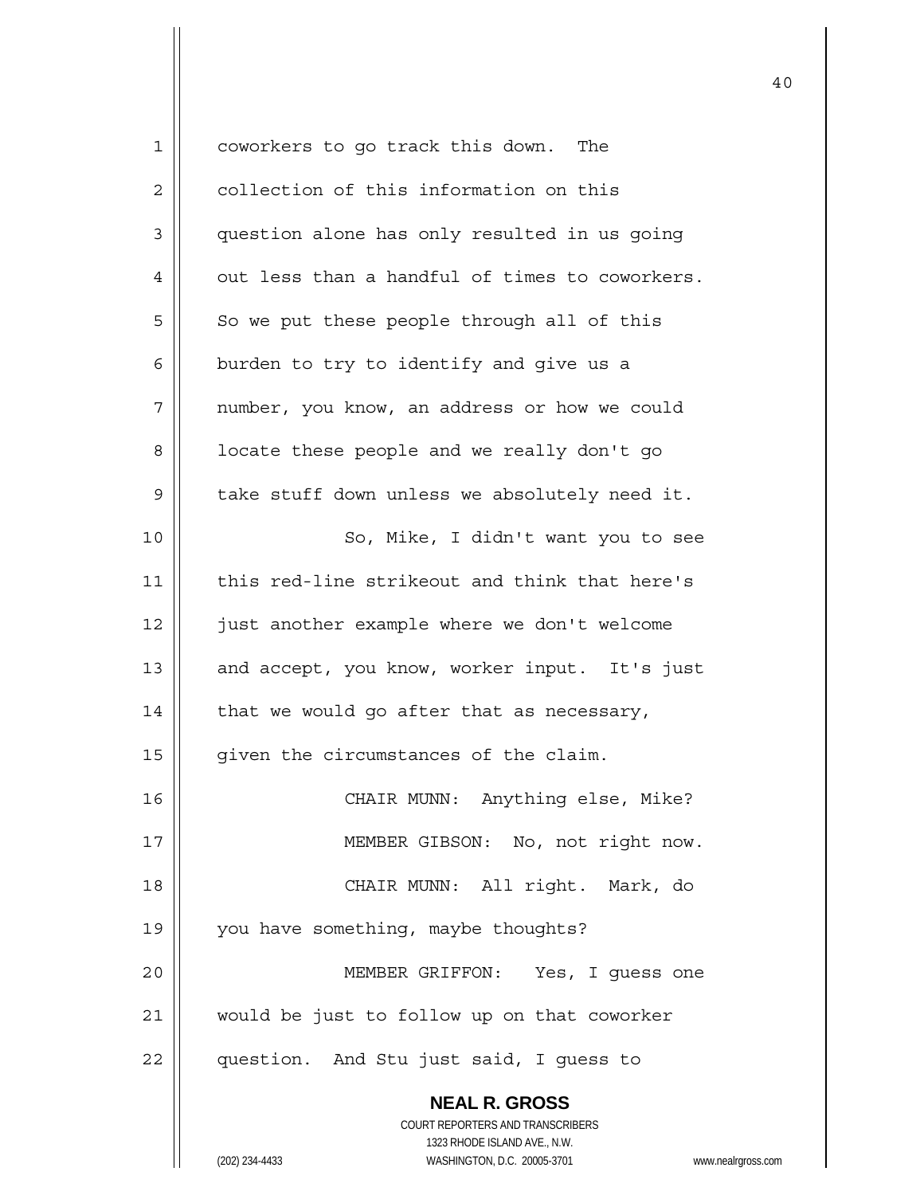coworkers to go track this down. The collection of this information on this question alone has only resulted in us going out less than a handful of times to coworkers. So we put these people through all of this burden to try to identify and give us a number, you know, an address or how we could locate these people and we really don't go take stuff down unless we absolutely need it.

So, Mike, I didn't want you to see this red-line strikeout and think that here's just another example where we don't welcome and accept, you know, worker input. It's just that we would go after that as necessary, given the circumstances of the claim.

CHAIR MUNN: Anything else, Mike?

MEMBER GIBSON: No, not right now.

CHAIR MUNN: All right. Mark, do you have something, maybe thoughts?

MEMBER GRIFFON: Yes, I guess one would be just to follow up on that coworker question. And Stu just said, I guess to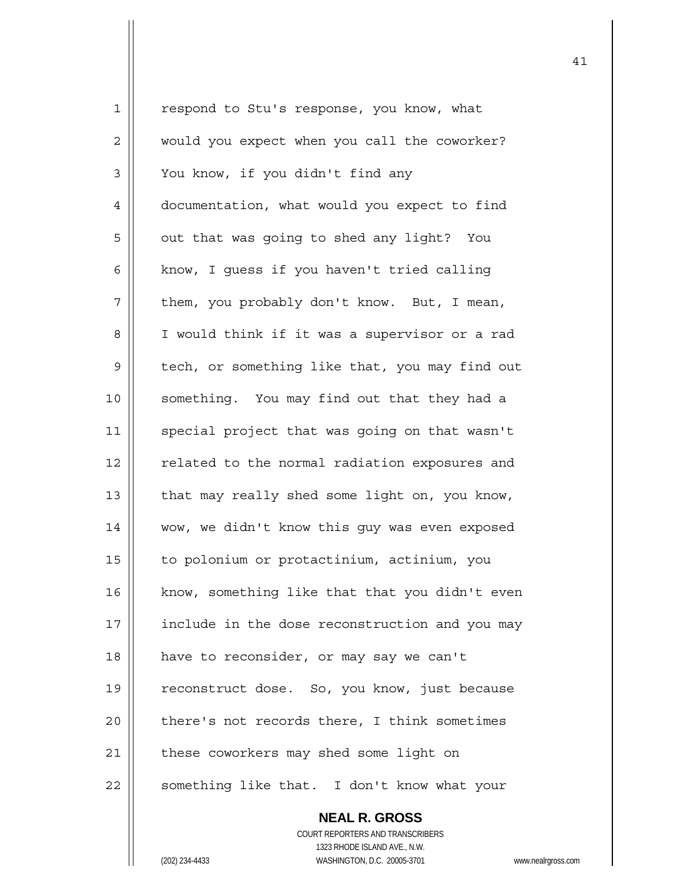respond to Stu's response, you know, what would you expect when you call the coworker? You know, if you didn't find any documentation, what would you expect to find out that was going to shed any light? You know, I guess if you haven't tried calling them, you probably don't know. But, I mean, I would think if it was a supervisor or a rad tech, or something like that, you may find out something. You may find out that they had a special project that was going on that wasn't related to the normal radiation exposures and that may really shed some light on, you know, wow, we didn't know this guy was even exposed to polonium or protactinium, actinium, you know, something like that that you didn't even include in the dose reconstruction and you may have to reconsider, or may say we can't reconstruct dose. So, you know, just because there's not records there, I think sometimes these coworkers may shed some light on something like that. I don't know what your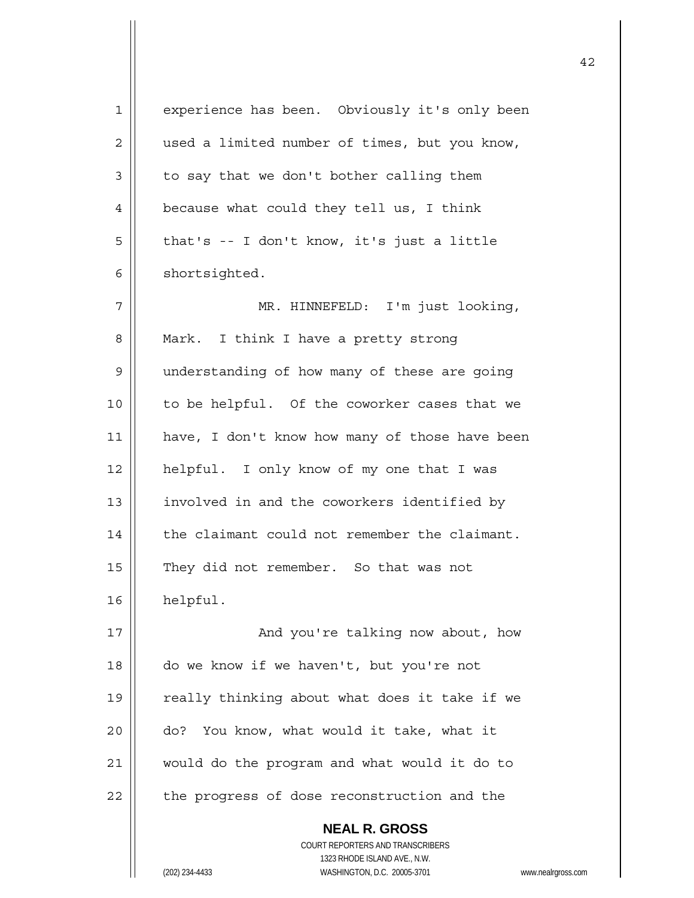experience has been. Obviously it's only been used a limited number of times, but you know, to say that we don't bother calling them because what could they tell us, I think that's -- I don't know, it's just a little shortsighted.

MR. HINNEFELD: I'm just looking, Mark. I think I have a pretty strong understanding of how many of these are going to be helpful. Of the coworker cases that we have, I don't know how many of those have been helpful. I only know of my one that I was involved in and the coworkers identified by the claimant could not remember the claimant. They did not remember. So that was not helpful.

And you're talking now about, how do we know if we haven't, but you're not really thinking about what does it take if we do? You know, what would it take, what it would do the program and what would it do to the progress of dose reconstruction and the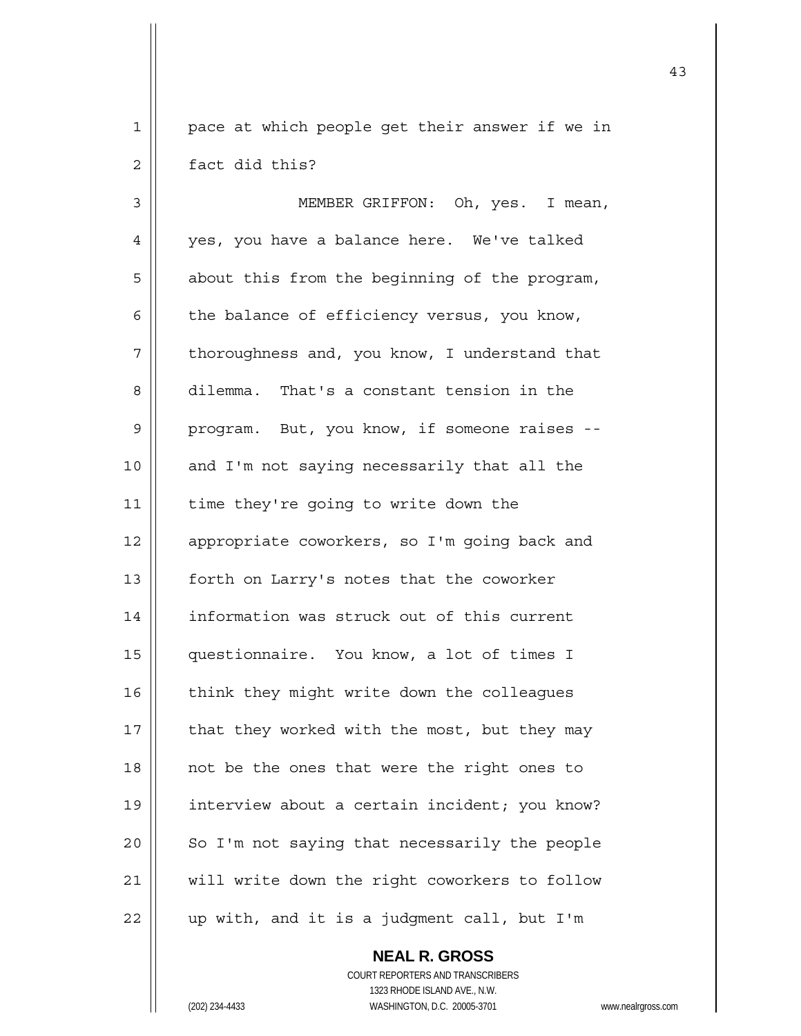pace at which people get their answer if we in fact did this?

MEMBER GRIFFON: Oh, yes. I mean, yes, you have a balance here. We've talked about this from the beginning of the program, the balance of efficiency versus, you know, thoroughness and, you know, I understand that dilemma. That's a constant tension in the program. But, you know, if someone raises -- and I'm not saying necessarily that all the time they're going to write down the appropriate coworkers, so I'm going back and forth on Larry's notes that the coworker information was struck out of this current questionnaire. You know, a lot of times I think they might write down the colleagues that they worked with the most, but they may not be the ones that were the right ones to interview about a certain incident; you know? So I'm not saying that necessarily the people will write down the right coworkers to follow up with, and it is a judgment call, but I'm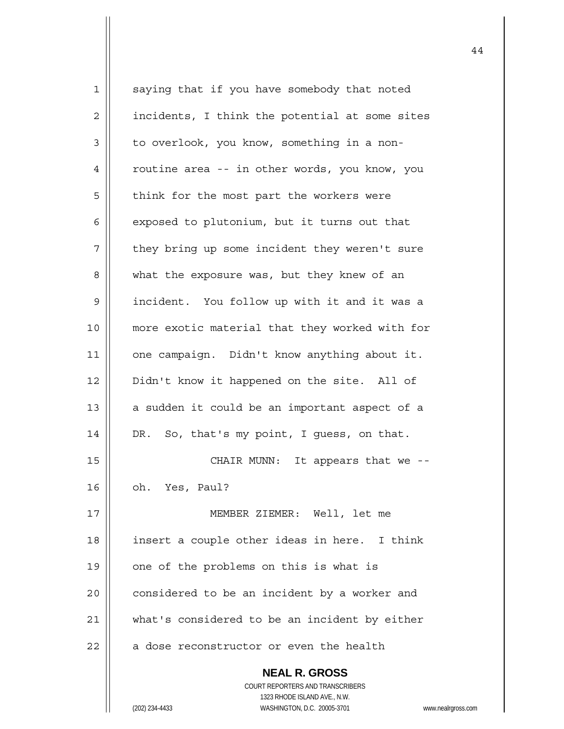saying that if you have somebody that noted incidents, I think the potential at some sites to overlook, you know, something in a non-routine area -- in other words, you know, you think for the most part the workers were exposed to plutonium, but it turns out that they bring up some incident they weren't sure what the exposure was, but they knew of an incident. You follow up with it and it was a more exotic material that they worked with for one campaign. Didn't know anything about it. Didn't know it happened on the site. All of a sudden it could be an important aspect of a DR. So, that's my point, I guess, on that.

CHAIR MUNN: It appears that we -- oh. Yes, Paul?

MEMBER ZIEMER: Well, let me insert a couple other ideas in here. I think one of the problems on this is what is considered to be an incident by a worker and what's considered to be an incident by either a dose reconstructor or even the health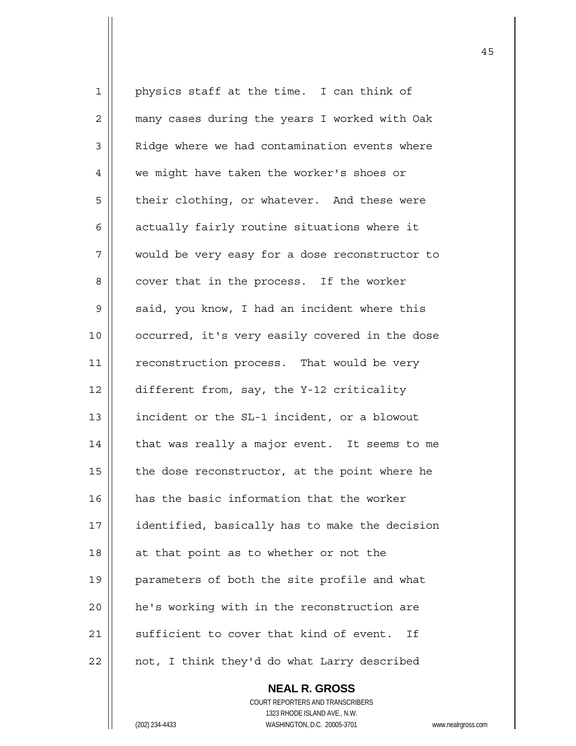physics staff at the time. I can think of many cases during the years I worked with Oak Ridge where we had contamination events where we might have taken the worker's shoes or their clothing, or whatever. And these were actually fairly routine situations where it would be very easy for a dose reconstructor to cover that in the process. If the worker said, you know, I had an incident where this occurred, it's very easily covered in the dose reconstruction process. That would be very different from, say, the Y-12 criticality incident or the SL-1 incident, or a blowout that was really a major event. It seems to me the dose reconstructor, at the point where he has the basic information that the worker identified, basically has to make the decision at that point as to whether or not the parameters of both the site profile and what he's working with in the reconstruction are sufficient to cover that kind of event. If not, I think they'd do what Larry described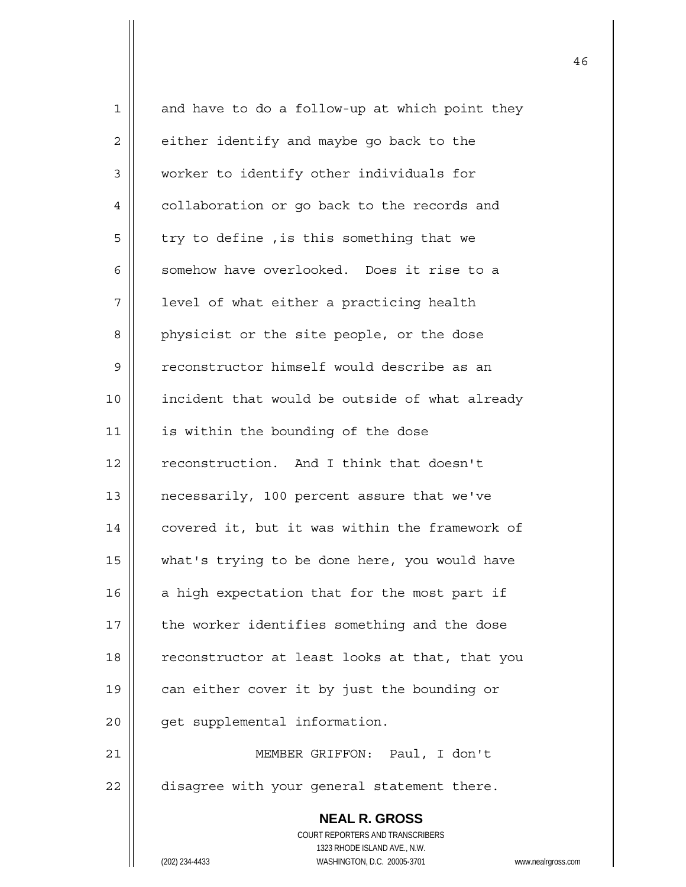and have to do a follow-up at which point they either identify and maybe go back to the worker to identify other individuals for collaboration or go back to the records and try to define ,is this something that we somehow have overlooked. Does it rise to a level of what either a practicing health physicist or the site people, or the dose reconstructor himself would describe as an incident that would be outside of what already is within the bounding of the dose reconstruction. And I think that doesn't necessarily, 100 percent assure that we've covered it, but it was within the framework of what's trying to be done here, you would have a high expectation that for the most part if the worker identifies something and the dose reconstructor at least looks at that, that you can either cover it by just the bounding or get supplemental information.

MEMBER GRIFFON: Paul, I don't disagree with your general statement there.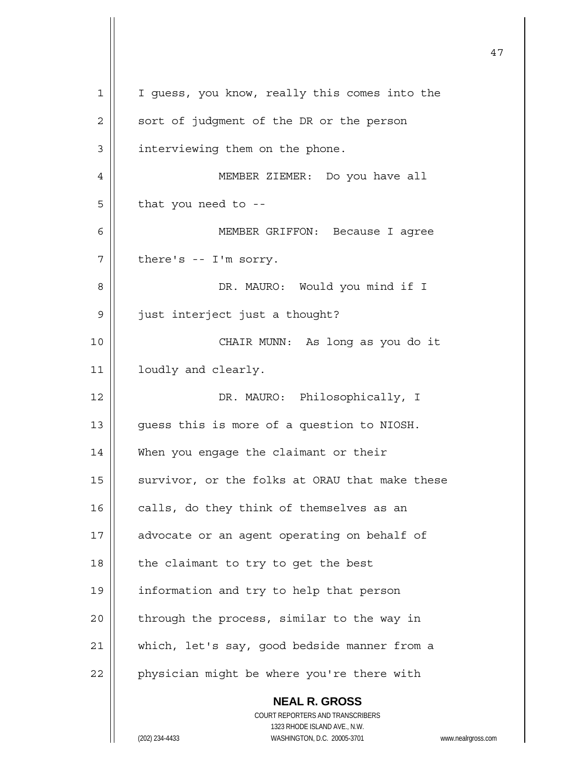I guess, you know, really this comes into the sort of judgment of the DR or the person interviewing them on the phone.

MEMBER ZIEMER: Do you have all that you need to --

MEMBER GRIFFON: Because I agree there's -- I'm sorry.

DR. MAURO: Would you mind if I just interject just a thought?

CHAIR MUNN: As long as you do it loudly and clearly.

DR. MAURO: Philosophically, I guess this is more of a question to NIOSH. When you engage the claimant or their survivor, or the folks at ORAU that make these calls, do they think of themselves as an advocate or an agent operating on behalf of the claimant to try to get the best information and try to help that person through the process, similar to the way in which, let's say, good bedside manner from a physician might be where you're there with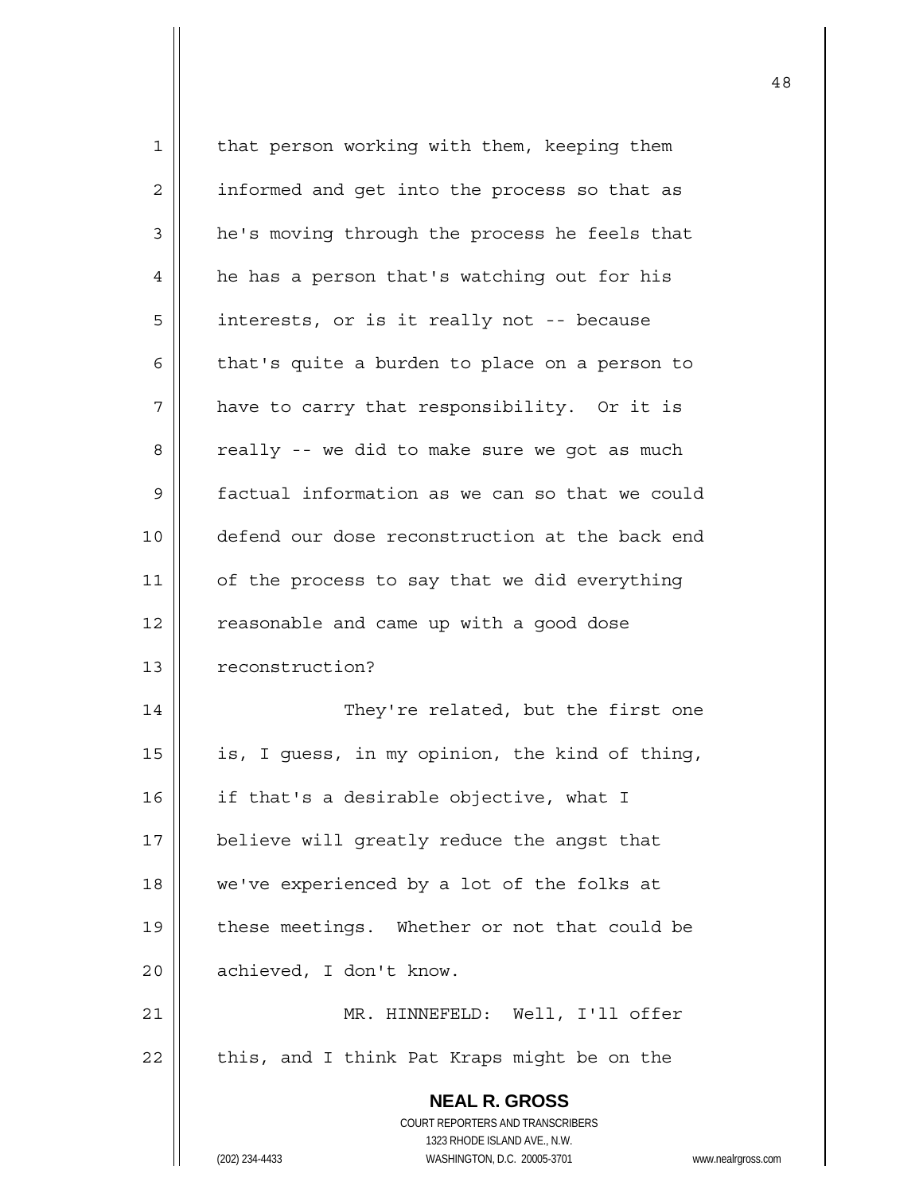that person working with them, keeping them informed and get into the process so that as he's moving through the process he feels that he has a person that's watching out for his interests, or is it really not -- because that's quite a burden to place on a person to have to carry that responsibility. Or it is really -- we did to make sure we got as much factual information as we can so that we could defend our dose reconstruction at the back end of the process to say that we did everything reasonable and came up with a good dose reconstruction?

They're related, but the first one is, I guess, in my opinion, the kind of thing, if that's a desirable objective, what I believe will greatly reduce the angst that we've experienced by a lot of the folks at these meetings. Whether or not that could be achieved, I don't know.

MR. HINNEFELD: Well, I'll offer this, and I think Pat Kraps might be on the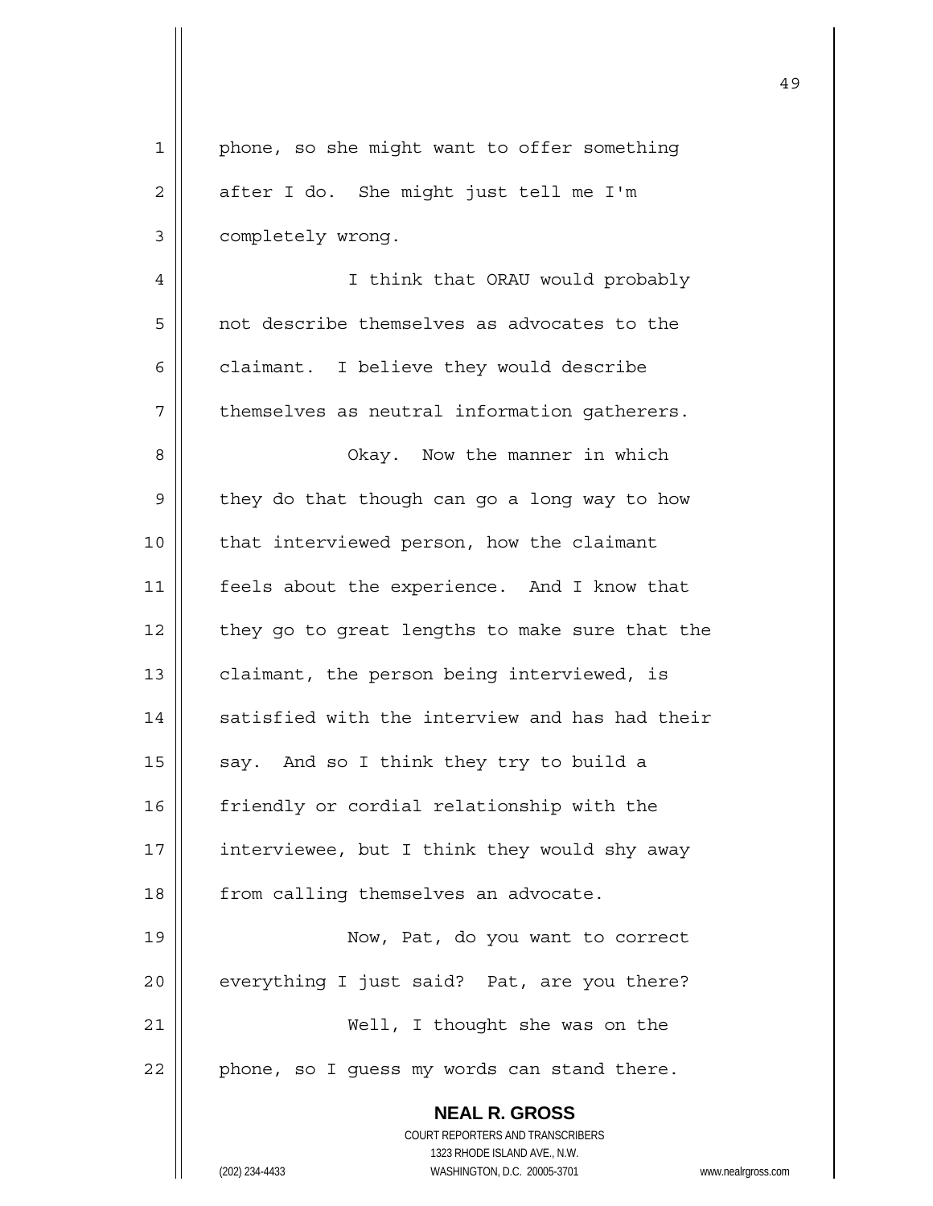phone, so she might want to offer something after I do. She might just tell me I'm completely wrong.

I think that ORAU would probably not describe themselves as advocates to the claimant. I believe they would describe themselves as neutral information gatherers.

Okay. Now the manner in which they do that though can go a long way to how that interviewed person, how the claimant feels about the experience. And I know that they go to great lengths to make sure that the claimant, the person being interviewed, is satisfied with the interview and has had their say. And so I think they try to build a friendly or cordial relationship with the interviewee, but I think they would shy away from calling themselves an advocate.

Now, Pat, do you want to correct everything I just said? Pat, are you there?

Well, I thought she was on the phone, so I guess my words can stand there.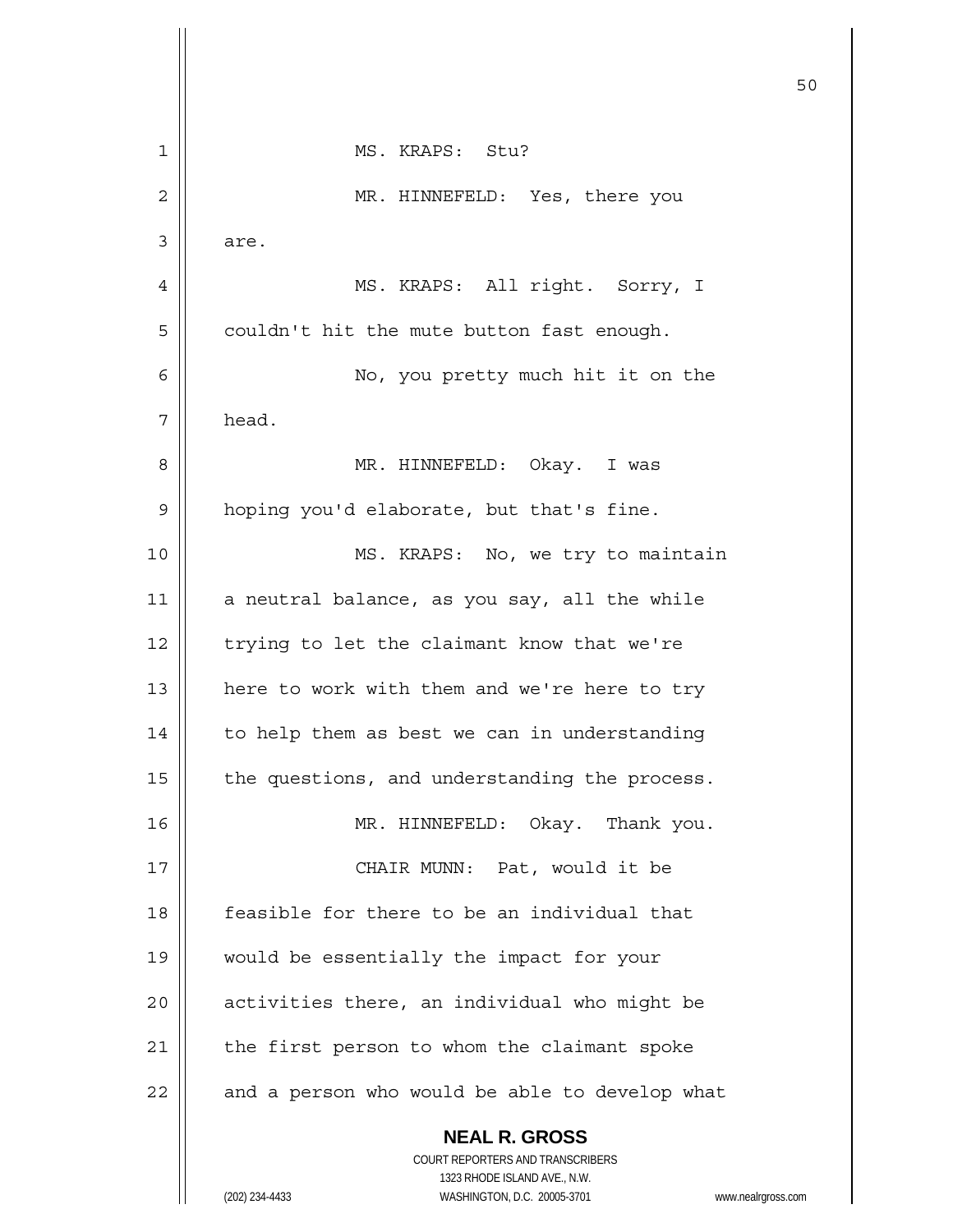MS. KRAPS: Stu?

MR. HINNEFELD: Yes, there you are.

MS. KRAPS: All right. Sorry, I couldn't hit the mute button fast enough.

No, you pretty much hit it on the head.

MR. HINNEFELD: Okay. I was hoping you'd elaborate, but that's fine.

MS. KRAPS: No, we try to maintain a neutral balance, as you say, all the while trying to let the claimant know that we're here to work with them and we're here to try to help them as best we can in understanding the questions, and understanding the process.

MR. HINNEFELD: Okay. Thank you.

CHAIR MUNN: Pat, would it be feasible for there to be an individual that would be essentially the impact for your activities there, an individual who might be the first person to whom the claimant spoke and a person who would be able to develop what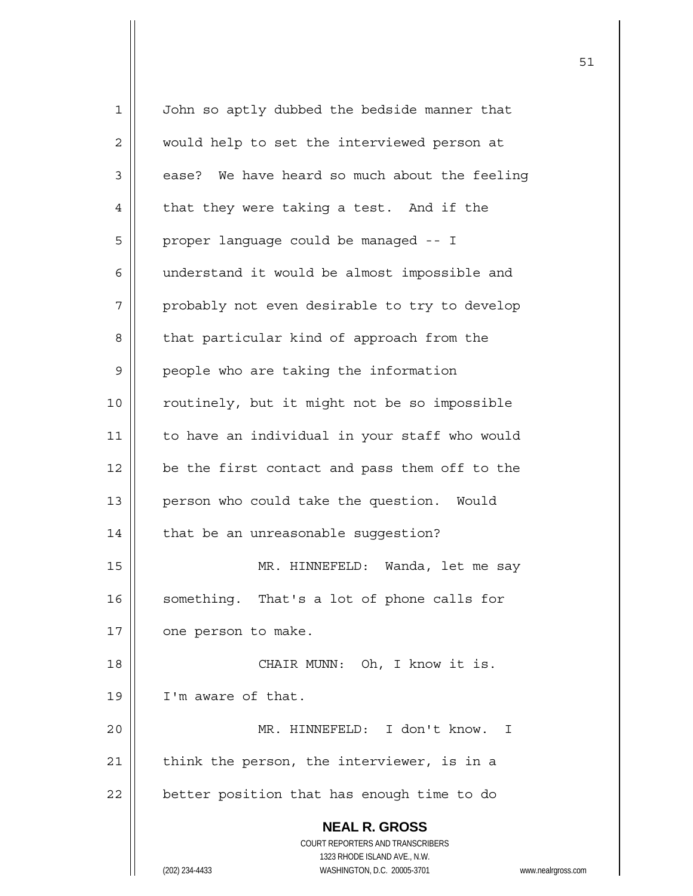John so aptly dubbed the bedside manner that would help to set the interviewed person at ease? We have heard so much about the feeling that they were taking a test. And if the proper language could be managed -- I understand it would be almost impossible and probably not even desirable to try to develop that particular kind of approach from the people who are taking the information routinely, but it might not be so impossible to have an individual in your staff who would be the first contact and pass them off to the person who could take the question. Would that be an unreasonable suggestion?

MR. HINNEFELD: Wanda, let me say something. That's a lot of phone calls for one person to make.

CHAIR MUNN: Oh, I know it is. I'm aware of that.

MR. HINNEFELD: I don't know. I think the person, the interviewer, is in a better position that has enough time to do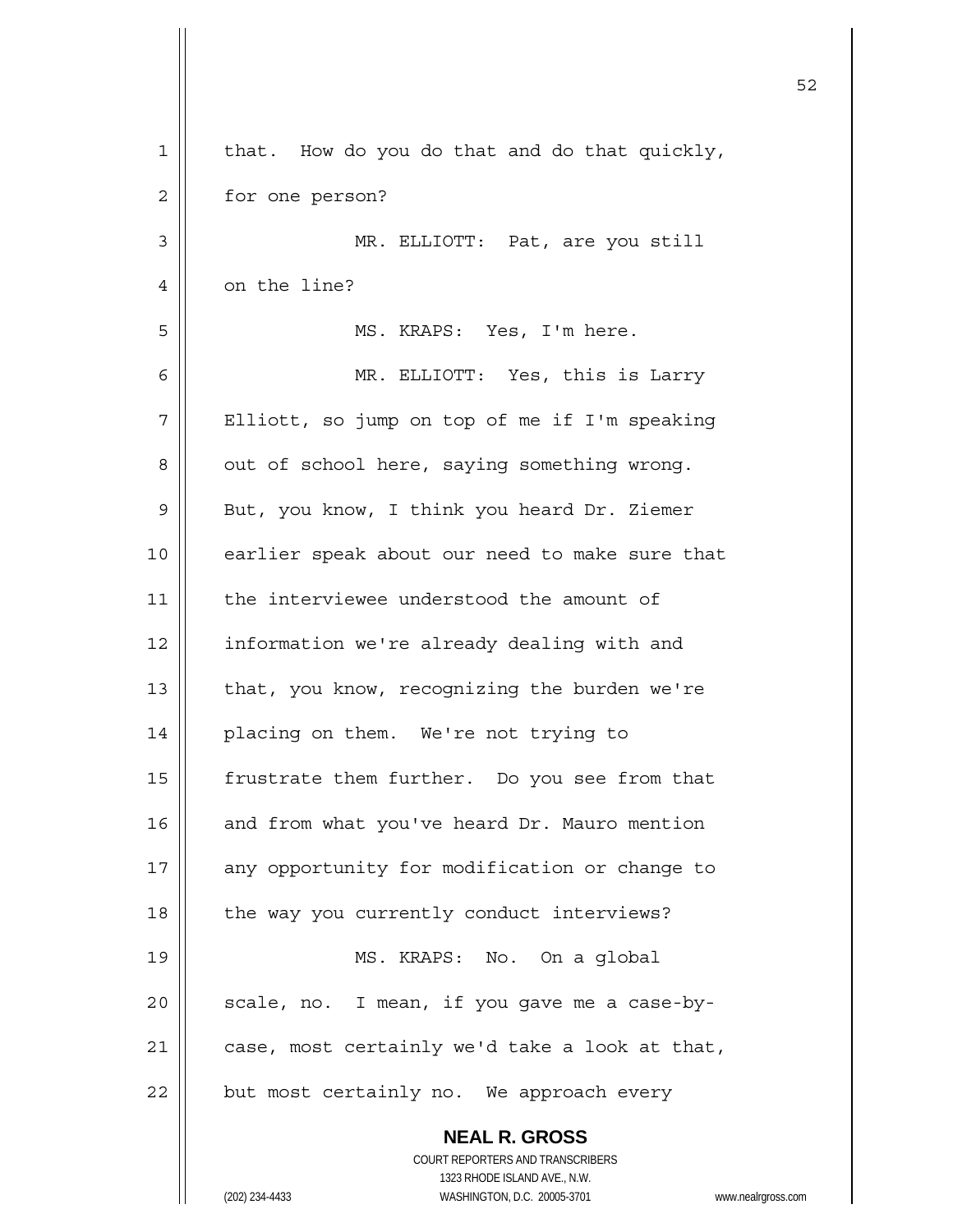that. How do you do that and do that quickly, for one person?

MR. ELLIOTT: Pat, are you still on the line?

MS. KRAPS: Yes, I'm here.

MR. ELLIOTT: Yes, this is Larry Elliott, so jump on top of me if I'm speaking out of school here, saying something wrong. But, you know, I think you heard Dr. Ziemer earlier speak about our need to make sure that the interviewee understood the amount of information we're already dealing with and that, you know, recognizing the burden we're placing on them. We're not trying to frustrate them further. Do you see from that and from what you've heard Dr. Mauro mention any opportunity for modification or change to the way you currently conduct interviews?

MS. KRAPS: No. On a global scale, no. I mean, if you gave me a case-by-case, most certainly we'd take a look at that, but most certainly no. We approach every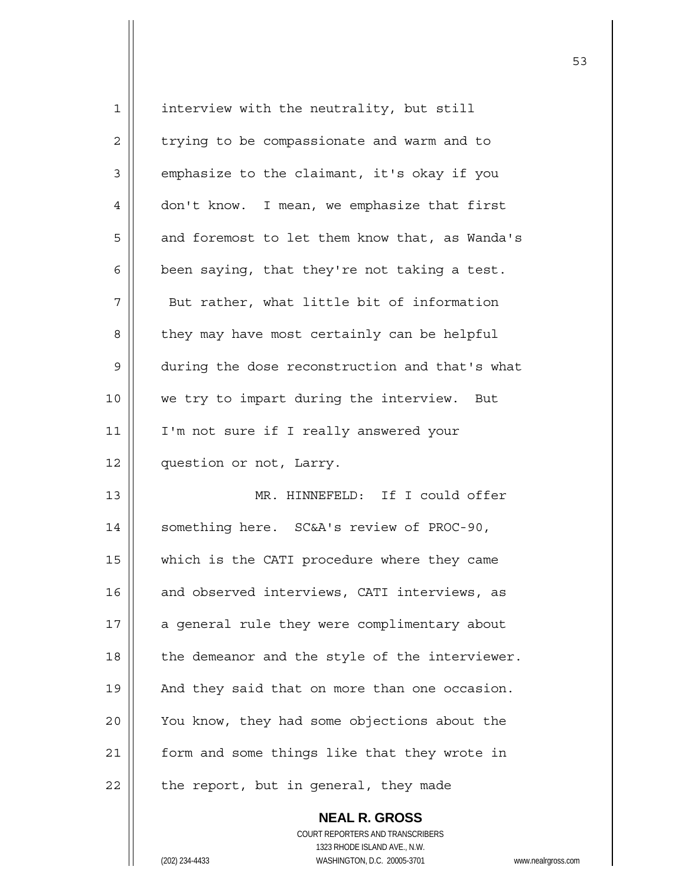interview with the neutrality, but still trying to be compassionate and warm and to emphasize to the claimant, it's okay if you don't know. I mean, we emphasize that first and foremost to let them know that, as Wanda's been saying, that they're not taking a test. But rather, what little bit of information they may have most certainly can be helpful during the dose reconstruction and that's what we try to impart during the interview. But I'm not sure if I really answered your question or not, Larry.

MR. HINNEFELD: If I could offer something here. SC&A's review of PROC-90, which is the CATI procedure where they came and observed interviews, CATI interviews, as a general rule they were complimentary about the demeanor and the style of the interviewer. And they said that on more than one occasion. You know, they had some objections about the form and some things like that they wrote in the report, but in general, they made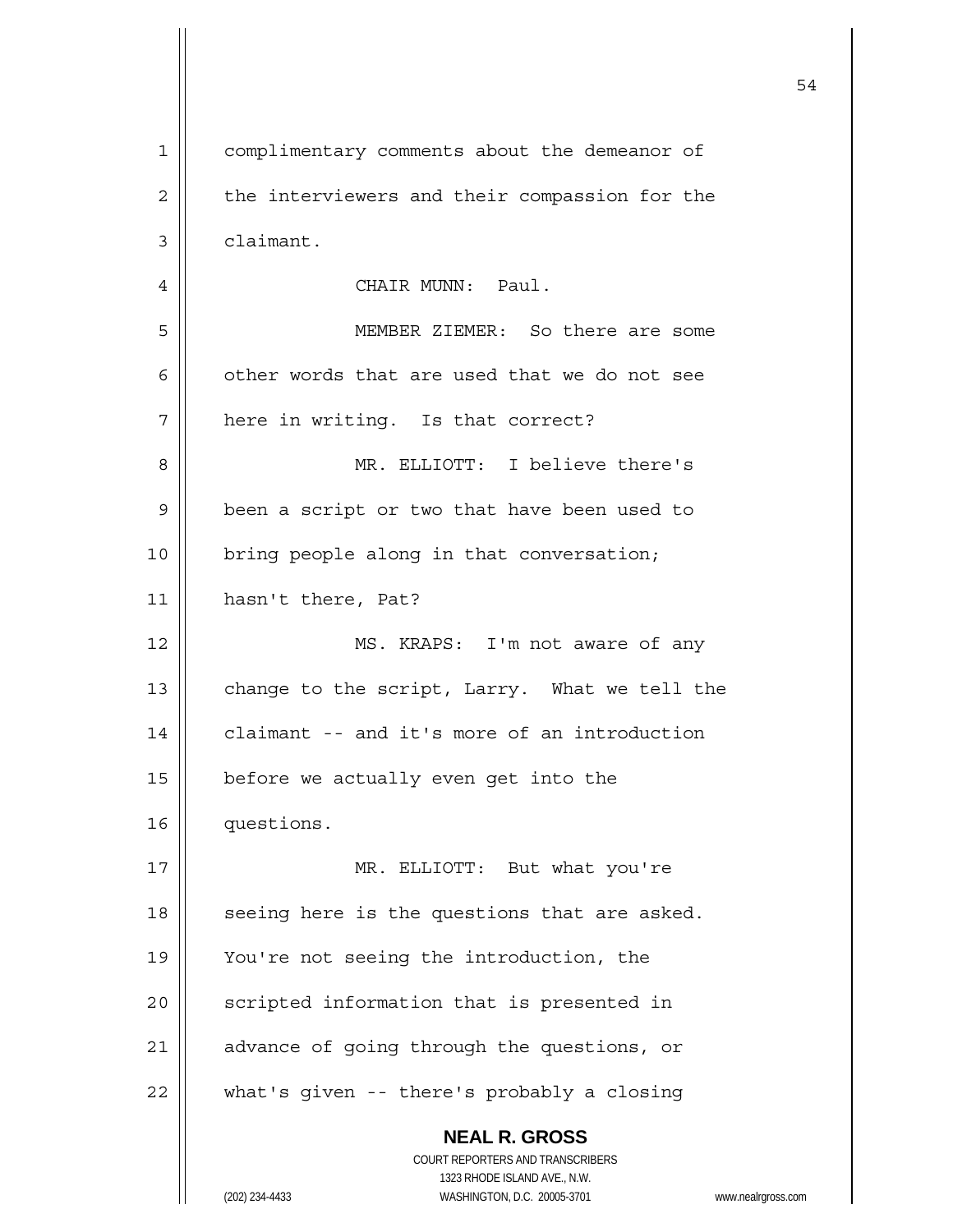complimentary comments about the demeanor of the interviewers and their compassion for the claimant.

CHAIR MUNN: Paul.

MEMBER ZIEMER: So there are some other words that are used that we do not see here in writing. Is that correct?

MR. ELLIOTT: I believe there's been a script or two that have been used to bring people along in that conversation; hasn't there, Pat?

MS. KRAPS: I'm not aware of any change to the script, Larry. What we tell the claimant -- and it's more of an introduction before we actually even get into the questions.

MR. ELLIOTT: But what you're seeing here is the questions that are asked. You're not seeing the introduction, the scripted information that is presented in advance of going through the questions, or what's given -- there's probably a closing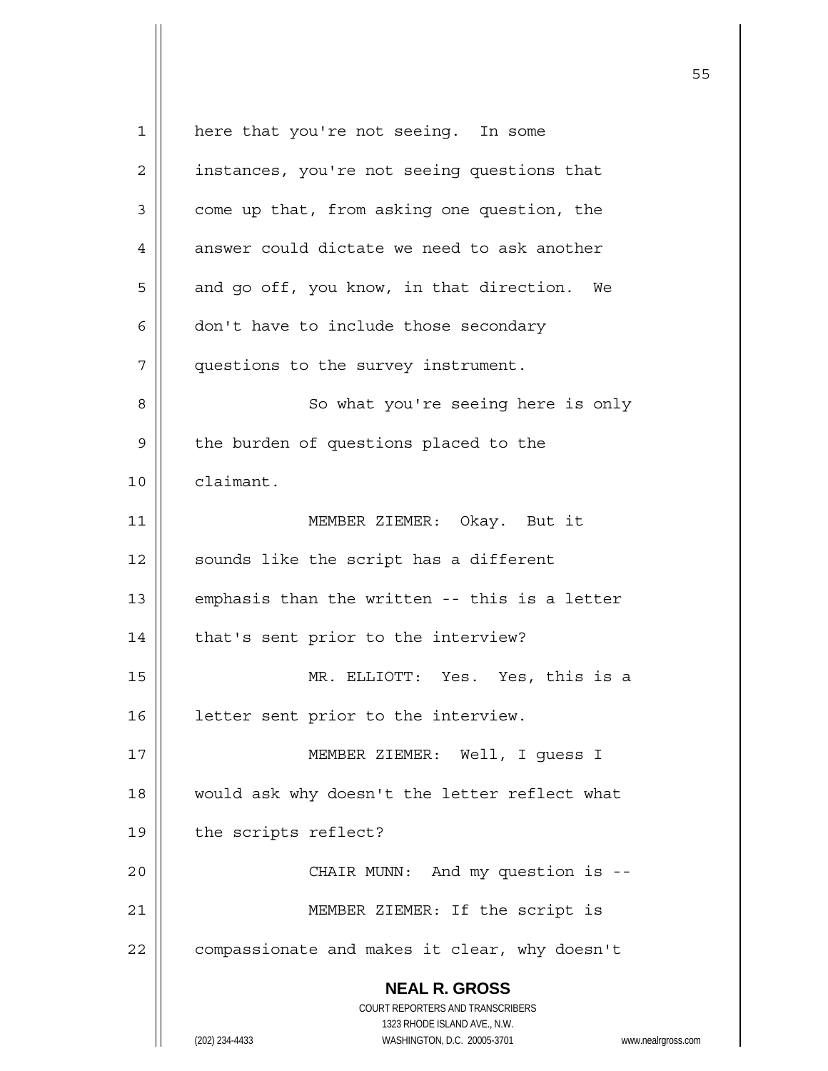here that you're not seeing. In some instances, you're not seeing questions that come up that, from asking one question, the answer could dictate we need to ask another and go off, you know, in that direction. We don't have to include those secondary questions to the survey instrument.

So what you're seeing here is only the burden of questions placed to the claimant.

MEMBER ZIEMER: Okay. But it sounds like the script has a different emphasis than the written -- this is a letter that's sent prior to the interview?

MR. ELLIOTT: Yes. Yes, this is a letter sent prior to the interview.

MEMBER ZIEMER: Well, I guess I would ask why doesn't the letter reflect what the scripts reflect?

CHAIR MUNN: And my question is --

MEMBER ZIEMER: If the script is compassionate and makes it clear, why doesn't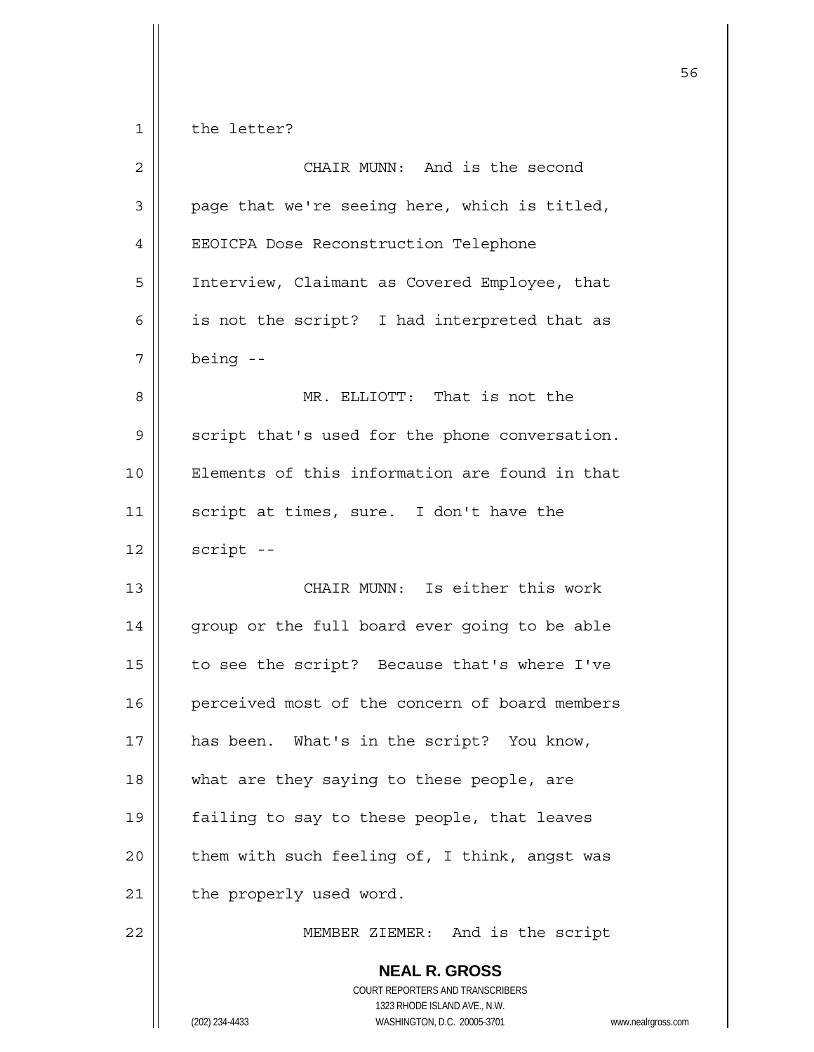the letter?

CHAIR MUNN: And is the second page that we're seeing here, which is titled, EEOICPA Dose Reconstruction Telephone Interview, Claimant as Covered Employee, that is not the script? I had interpreted that as being --

MR. ELLIOTT: That is not the script that's used for the phone conversation. Elements of this information are found in that script at times, sure. I don't have the script --

CHAIR MUNN: Is either this work group or the full board ever going to be able to see the script? Because that's where I've perceived most of the concern of board members has been. What's in the script? You know, what are they saying to these people, are failing to say to these people, that leaves them with such feeling of, I think, angst was the properly used word.

MEMBER ZIEMER: And is the script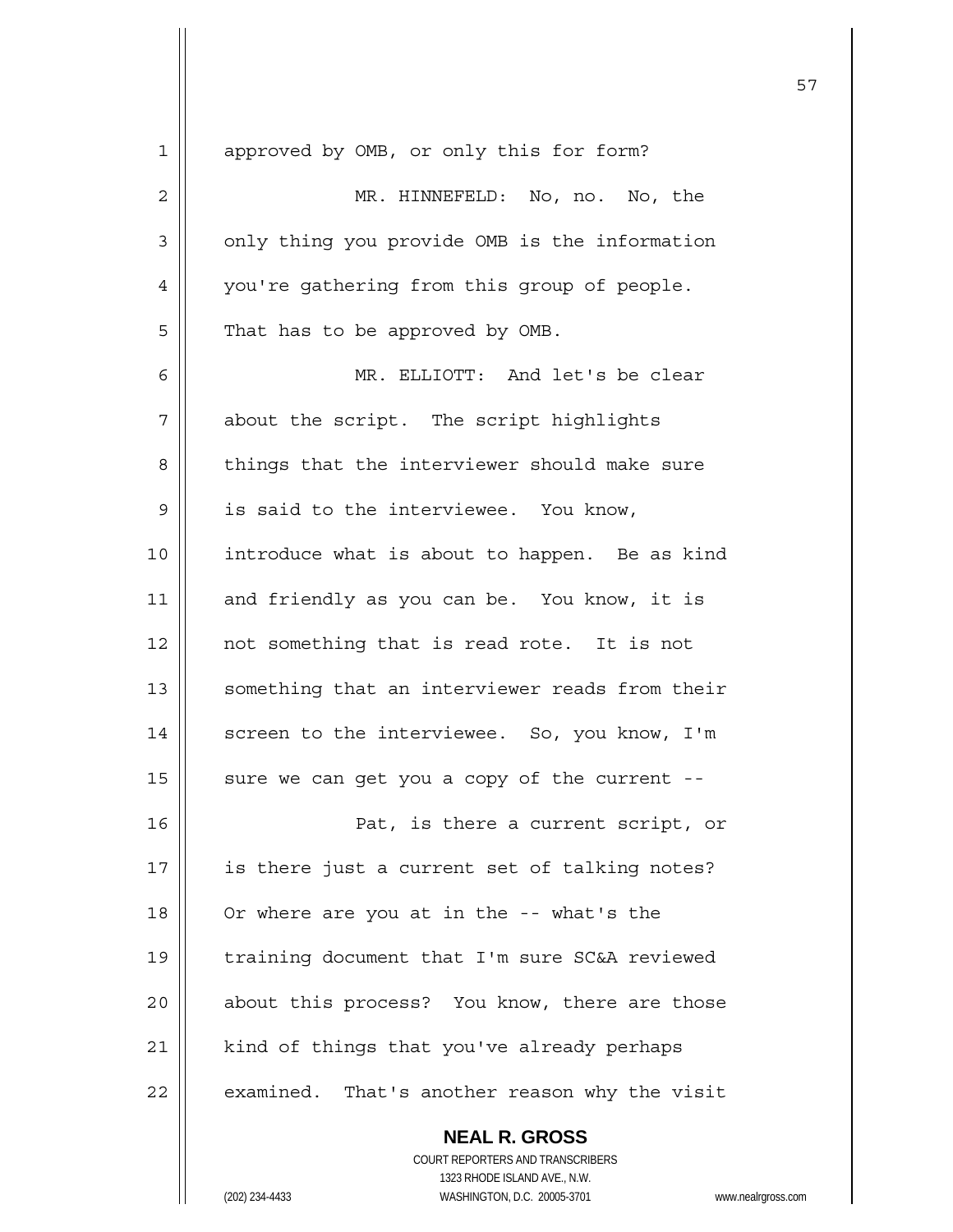approved by OMB, or only this for form?

MR. HINNEFELD: No, no. No, the only thing you provide OMB is the information you're gathering from this group of people. That has to be approved by OMB.

MR. ELLIOTT: And let's be clear about the script. The script highlights things that the interviewer should make sure is said to the interviewee. You know, introduce what is about to happen. Be as kind and friendly as you can be. You know, it is not something that is read rote. It is not something that an interviewer reads from their screen to the interviewee. So, you know, I'm sure we can get you a copy of the current --

Pat, is there a current script, or is there just a current set of talking notes? Or where are you at in the -- what's the training document that I'm sure SC&A reviewed about this process? You know, there are those kind of things that you've already perhaps examined. That's another reason why the visit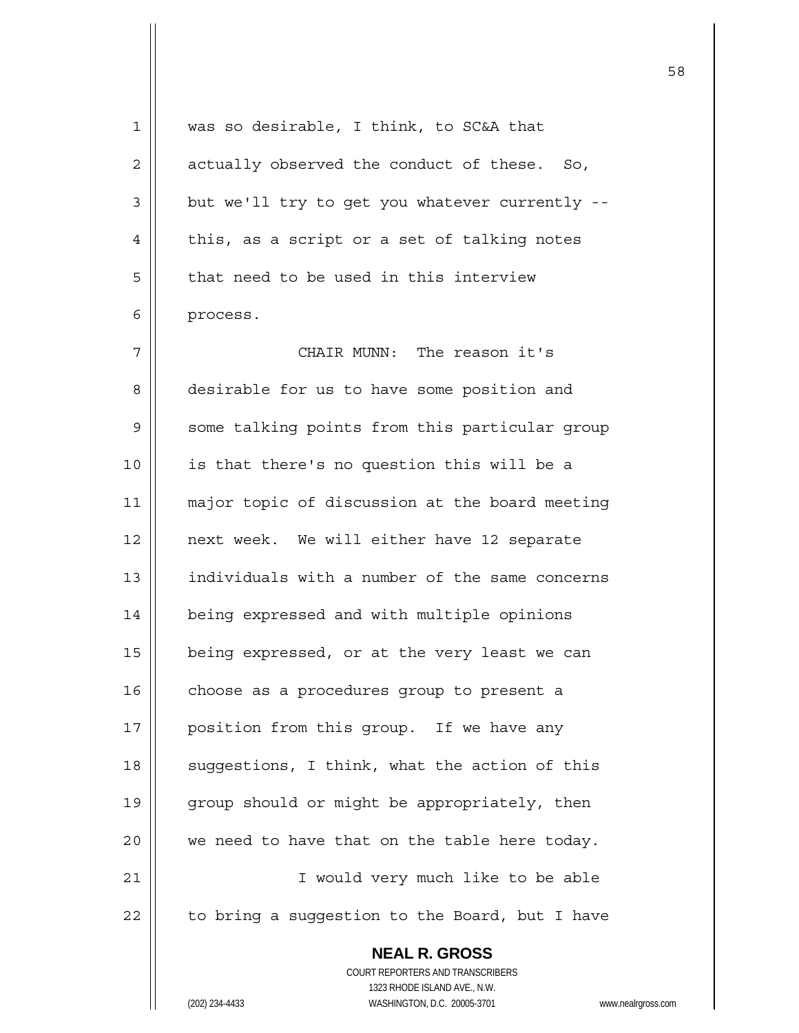was so desirable, I think, to SC&A that actually observed the conduct of these. So, but we'll try to get you whatever currently -- this, as a script or a set of talking notes that need to be used in this interview process.

CHAIR MUNN: The reason it's desirable for us to have some position and some talking points from this particular group is that there's no question this will be a major topic of discussion at the board meeting next week. We will either have 12 separate individuals with a number of the same concerns being expressed and with multiple opinions being expressed, or at the very least we can choose as a procedures group to present a position from this group. If we have any suggestions, I think, what the action of this group should or might be appropriately, then we need to have that on the table here today.

I would very much like to be able to bring a suggestion to the Board, but I have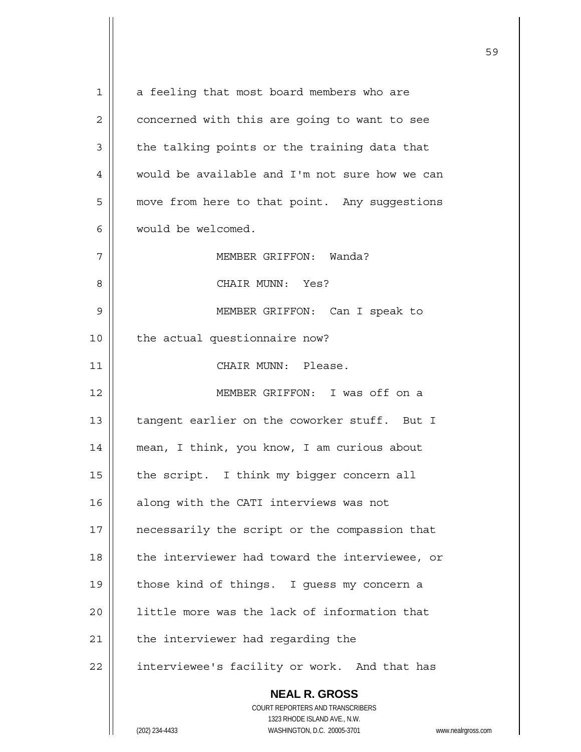a feeling that most board members who are concerned with this are going to want to see the talking points or the training data that would be available and I'm not sure how we can move from here to that point. Any suggestions would be welcomed.

MEMBER GRIFFON: Wanda?

CHAIR MUNN: Yes?

MEMBER GRIFFON: Can I speak to the actual questionnaire now?

CHAIR MUNN: Please.

MEMBER GRIFFON: I was off on a tangent earlier on the coworker stuff. But I mean, I think, you know, I am curious about the script. I think my bigger concern all along with the CATI interviews was not necessarily the script or the compassion that the interviewer had toward the interviewee, or those kind of things. I guess my concern a little more was the lack of information that the interviewer had regarding the interviewee's facility or work. And that has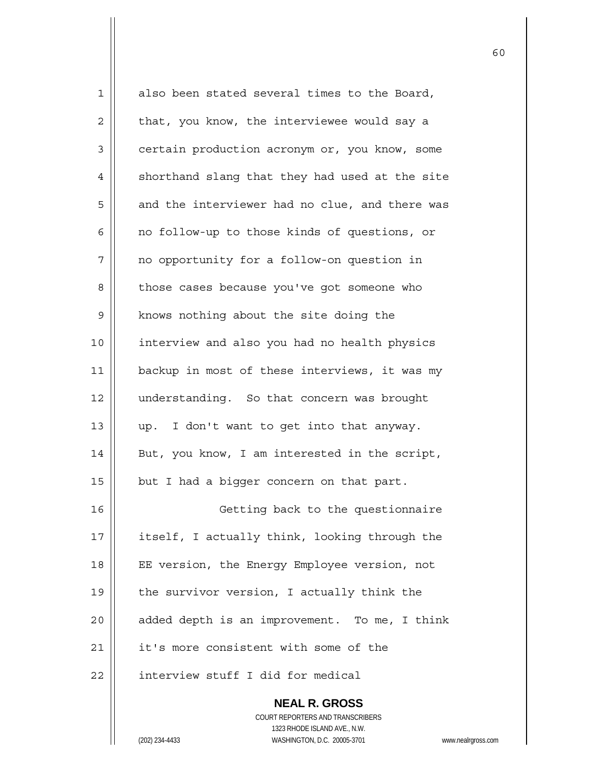also been stated several times to the Board, that, you know, the interviewee would say a certain production acronym or, you know, some shorthand slang that they had used at the site and the interviewer had no clue, and there was no follow-up to those kinds of questions, or no opportunity for a follow-on question in those cases because you've got someone who knows nothing about the site doing the interview and also you had no health physics backup in most of these interviews, it was my understanding. So that concern was brought up. I don't want to get into that anyway. But, you know, I am interested in the script, but I had a bigger concern on that part.

Getting back to the questionnaire itself, I actually think, looking through the EE version, the Energy Employee version, not the survivor version, I actually think the added depth is an improvement. To me, I think it's more consistent with some of the interview stuff I did for medical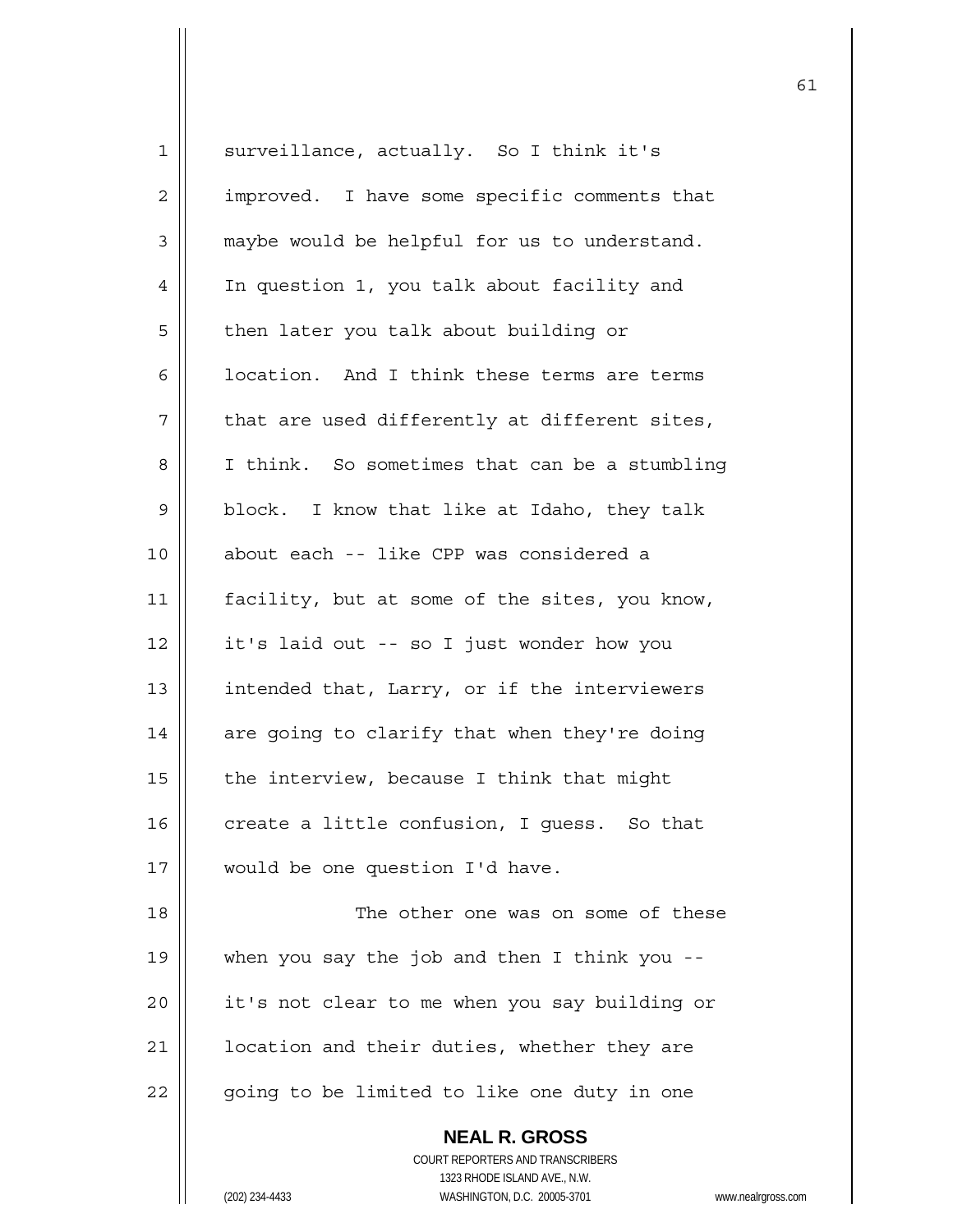surveillance, actually. So I think it's improved. I have some specific comments that maybe would be helpful for us to understand. In question 1, you talk about facility and then later you talk about building or location. And I think these terms are terms that are used differently at different sites, I think. So sometimes that can be a stumbling block. I know that like at Idaho, they talk about each -- like CPP was considered a facility, but at some of the sites, you know, it's laid out -- so I just wonder how you intended that, Larry, or if the interviewers are going to clarify that when they're doing the interview, because I think that might create a little confusion, I guess. So that would be one question I'd have.

The other one was on some of these when you say the job and then I think you -- it's not clear to me when you say building or location and their duties, whether they are going to be limited to like one duty in one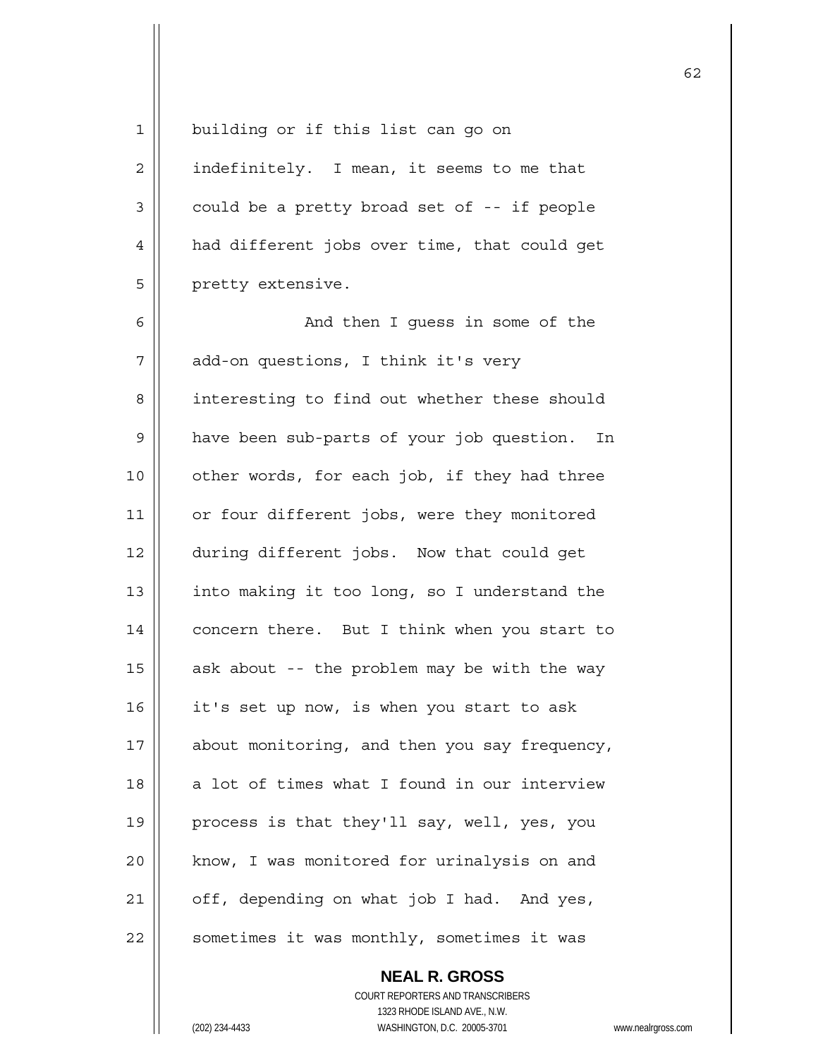building or if this list can go on indefinitely. I mean, it seems to me that could be a pretty broad set of -- if people had different jobs over time, that could get pretty extensive.

And then I guess in some of the add-on questions, I think it's very interesting to find out whether these should have been sub-parts of your job question. In other words, for each job, if they had three or four different jobs, were they monitored during different jobs. Now that could get into making it too long, so I understand the concern there. But I think when you start to ask about -- the problem may be with the way it's set up now, is when you start to ask about monitoring, and then you say frequency, a lot of times what I found in our interview process is that they'll say, well, yes, you know, I was monitored for urinalysis on and off, depending on what job I had. And yes, sometimes it was monthly, sometimes it was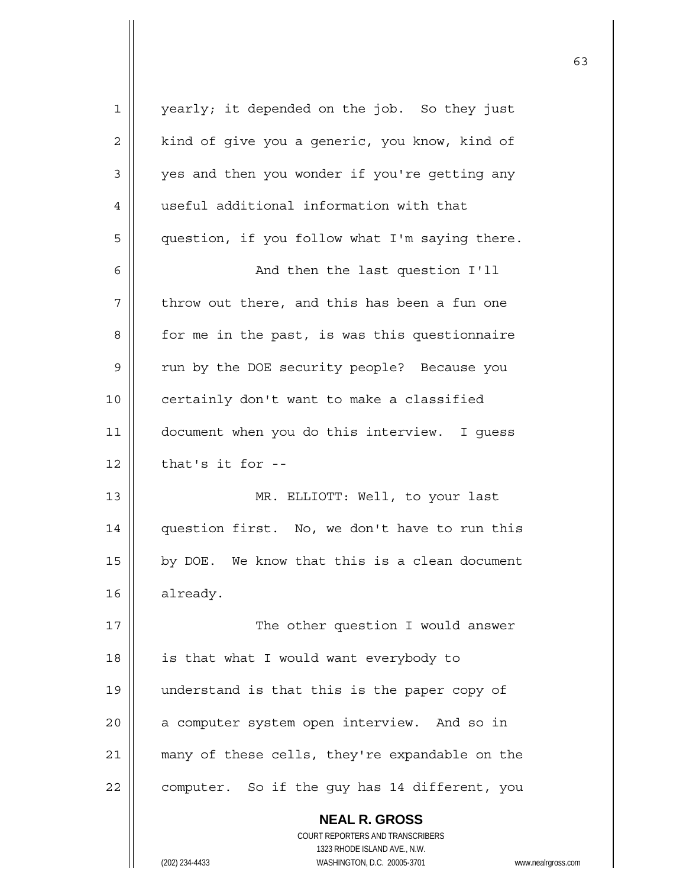yearly; it depended on the job. So they just kind of give you a generic, you know, kind of yes and then you wonder if you're getting any useful additional information with that question, if you follow what I'm saying there.

And then the last question I'll throw out there, and this has been a fun one for me in the past, is was this questionnaire run by the DOE security people? Because you certainly don't want to make a classified document when you do this interview. I guess that's it for --

MR. ELLIOTT: Well, to your last question first. No, we don't have to run this by DOE. We know that this is a clean document already.

The other question I would answer is that what I would want everybody to understand is that this is the paper copy of a computer system open interview. And so in many of these cells, they're expandable on the computer. So if the guy has 14 different, you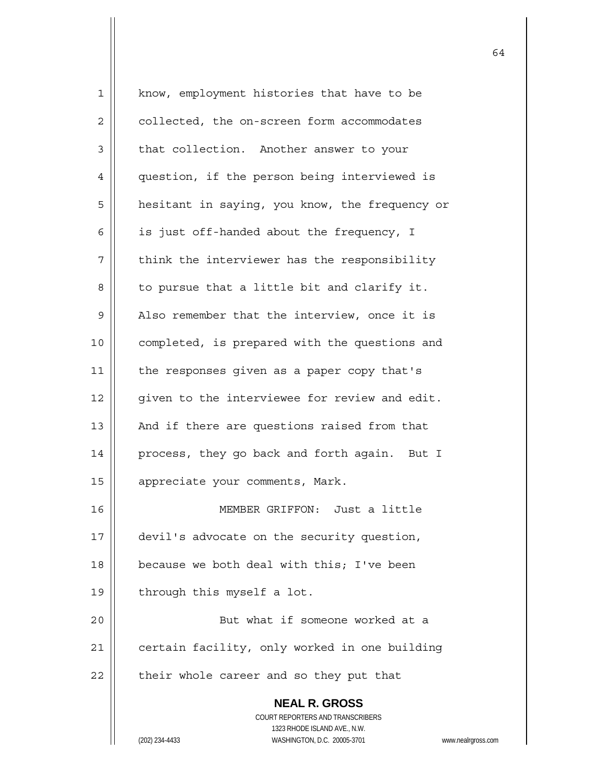know, employment histories that have to be collected, the on-screen form accommodates that collection. Another answer to your question, if the person being interviewed is hesitant in saying, you know, the frequency or is just off-handed about the frequency, I think the interviewer has the responsibility to pursue that a little bit and clarify it. Also remember that the interview, once it is completed, is prepared with the questions and the responses given as a paper copy that's given to the interviewee for review and edit. And if there are questions raised from that process, they go back and forth again. But I appreciate your comments, Mark.

MEMBER GRIFFON: Just a little devil's advocate on the security question, because we both deal with this; I've been through this myself a lot.

But what if someone worked at a certain facility, only worked in one building their whole career and so they put that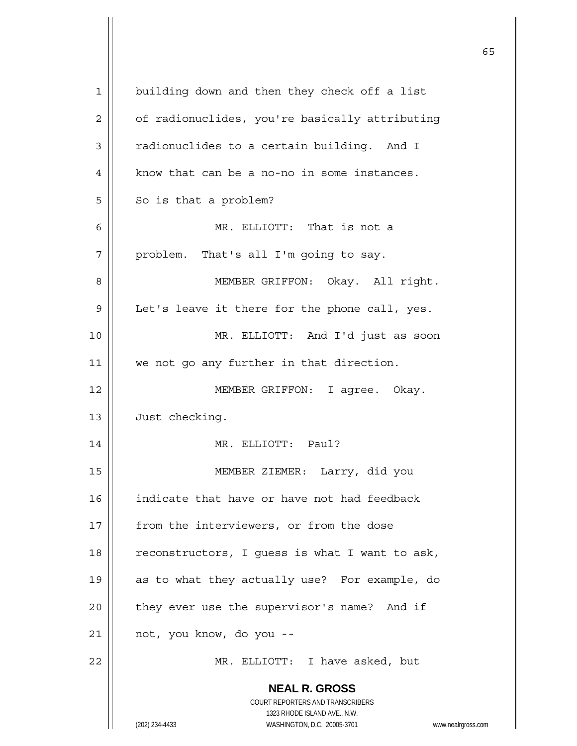building down and then they check off a list of radionuclides, you're basically attributing radionuclides to a certain building. And I know that can be a no-no in some instances. So is that a problem?

MR. ELLIOTT: That is not a problem. That's all I'm going to say.

MEMBER GRIFFON: Okay. All right. Let's leave it there for the phone call, yes.

MR. ELLIOTT: And I'd just as soon we not go any further in that direction.

MEMBER GRIFFON: I agree. Okay. Just checking.

MR. ELLIOTT: Paul?

MEMBER ZIEMER: Larry, did you indicate that have or have not had feedback from the interviewers, or from the dose reconstructors, I guess is what I want to ask, as to what they actually use? For example, do they ever use the supervisor's name? And if not, you know, do you --

MR. ELLIOTT: I have asked, but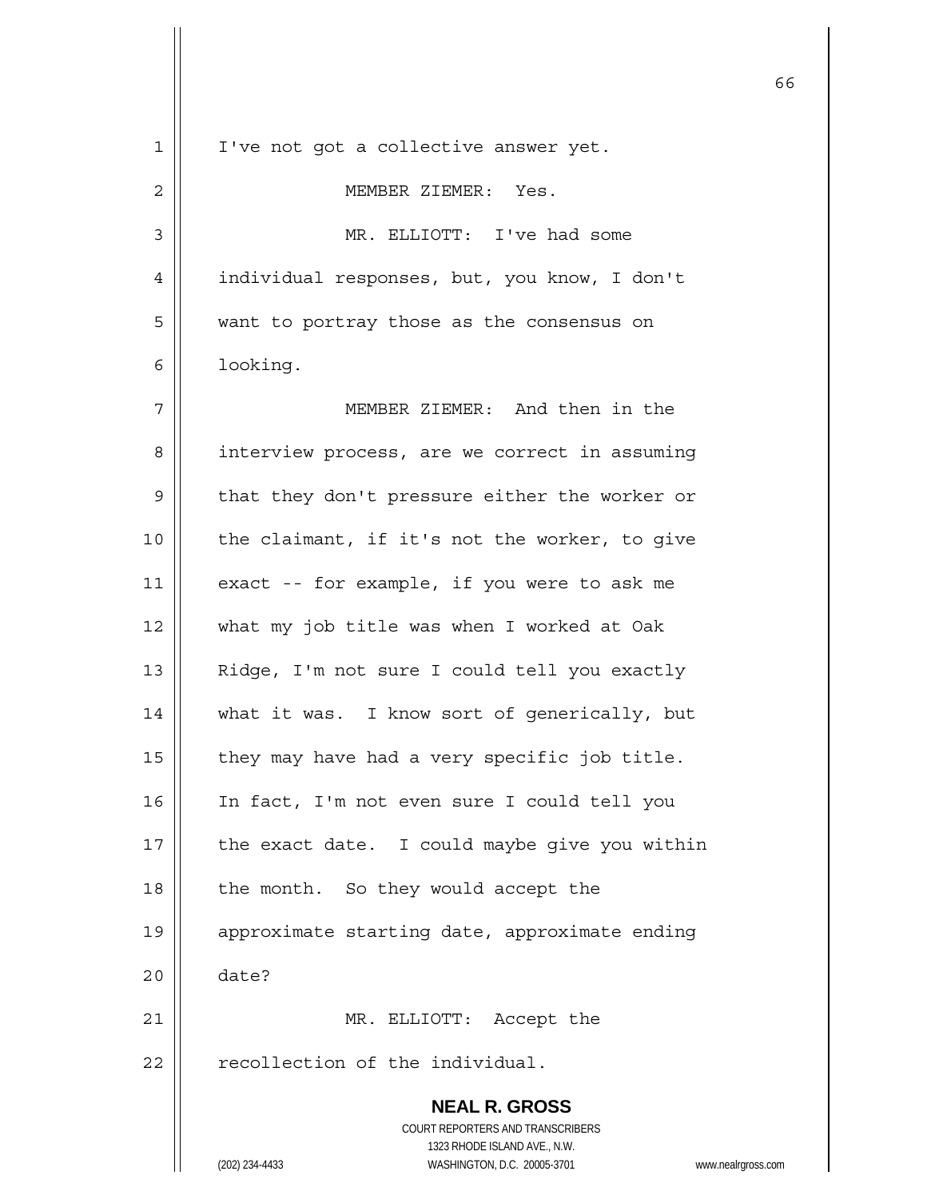I've not got a collective answer yet.

MEMBER ZIEMER: Yes.

MR. ELLIOTT: I've had some individual responses, but, you know, I don't want to portray those as the consensus on looking.

MEMBER ZIEMER: And then in the interview process, are we correct in assuming that they don't pressure either the worker or the claimant, if it's not the worker, to give exact -- for example, if you were to ask me what my job title was when I worked at Oak Ridge, I'm not sure I could tell you exactly what it was. I know sort of generically, but they may have had a very specific job title. In fact, I'm not even sure I could tell you the exact date. I could maybe give you within the month. So they would accept the approximate starting date, approximate ending date?

MR. ELLIOTT: Accept the recollection of the individual.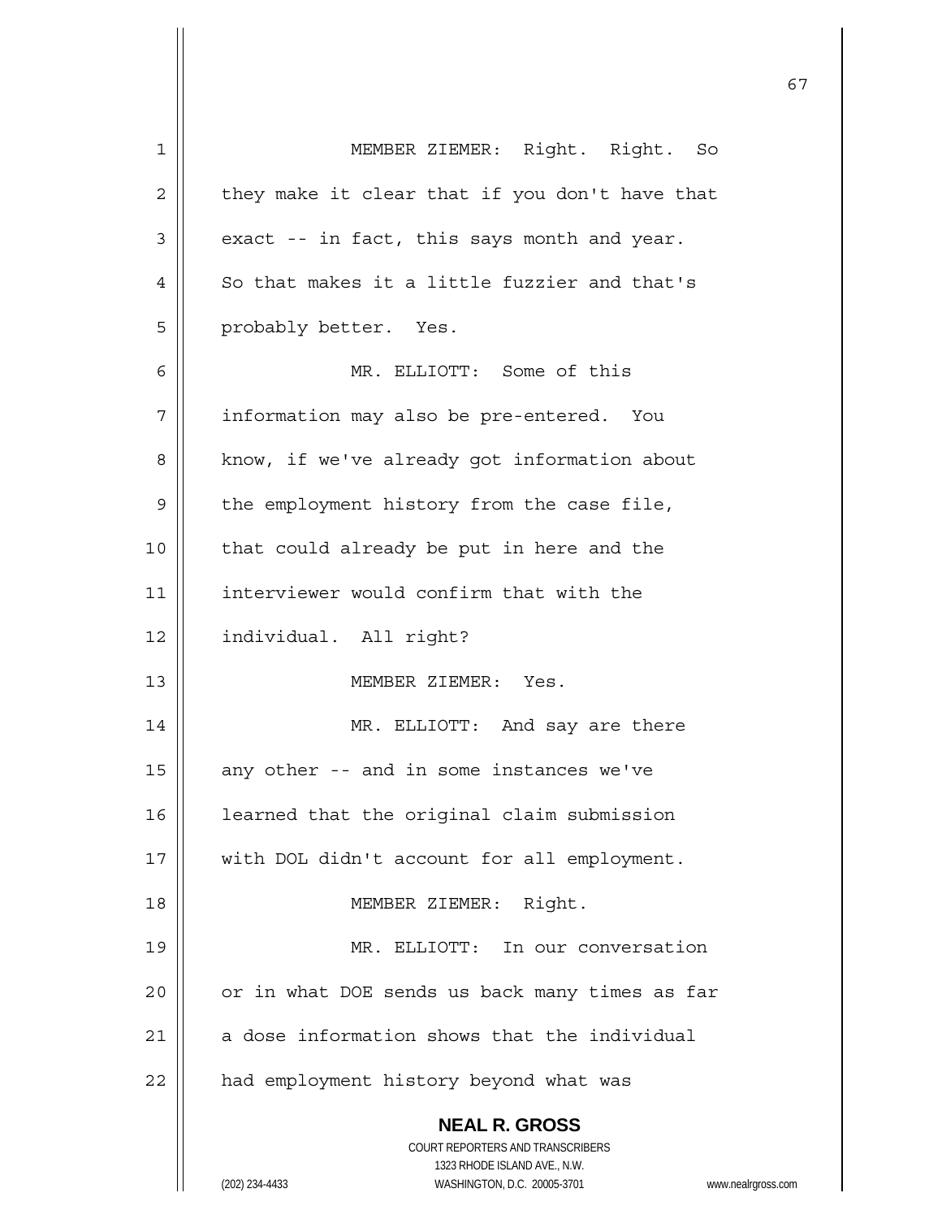MEMBER ZIEMER: Right. Right. So they make it clear that if you don't have that exact -- in fact, this says month and year. So that makes it a little fuzzier and that's probably better. Yes.

MR. ELLIOTT: Some of this information may also be pre-entered. You know, if we've already got information about the employment history from the case file, that could already be put in here and the interviewer would confirm that with the individual. All right?

MEMBER ZIEMER: Yes.

MR. ELLIOTT: And say are there any other -- and in some instances we've learned that the original claim submission with DOL didn't account for all employment.

MEMBER ZIEMER: Right.

MR. ELLIOTT: In our conversation or in what DOE sends us back many times as far a dose information shows that the individual had employment history beyond what was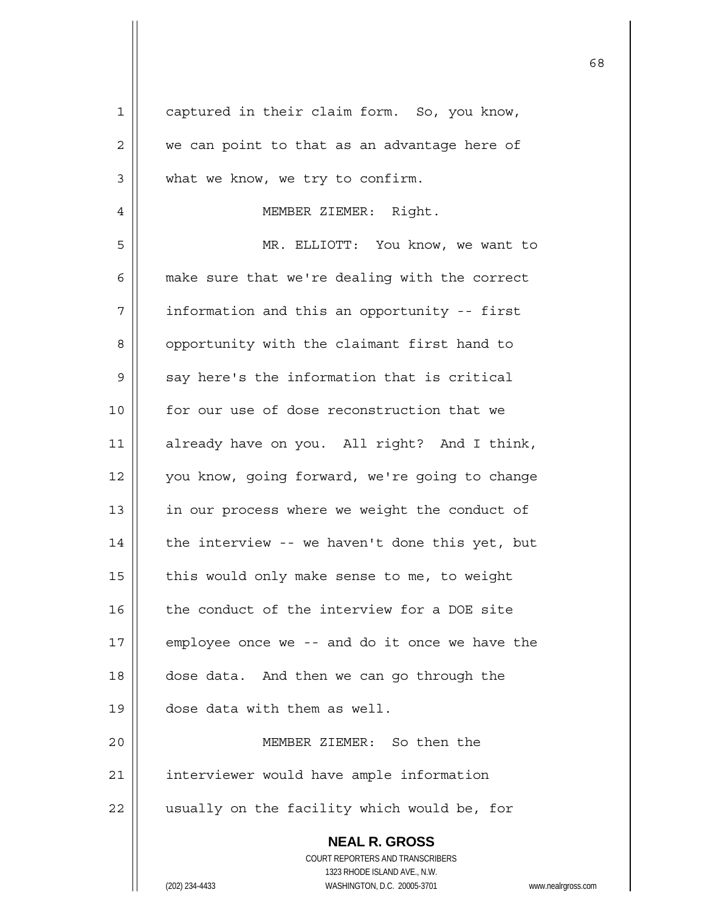captured in their claim form. So, you know, we can point to that as an advantage here of what we know, we try to confirm.

MEMBER ZIEMER: Right.

MR. ELLIOTT: You know, we want to make sure that we're dealing with the correct information and this an opportunity -- first opportunity with the claimant first hand to say here's the information that is critical for our use of dose reconstruction that we already have on you. All right? And I think, you know, going forward, we're going to change in our process where we weight the conduct of the interview -- we haven't done this yet, but this would only make sense to me, to weight the conduct of the interview for a DOE site employee once we -- and do it once we have the dose data. And then we can go through the dose data with them as well.

MEMBER ZIEMER: So then the interviewer would have ample information usually on the facility which would be, for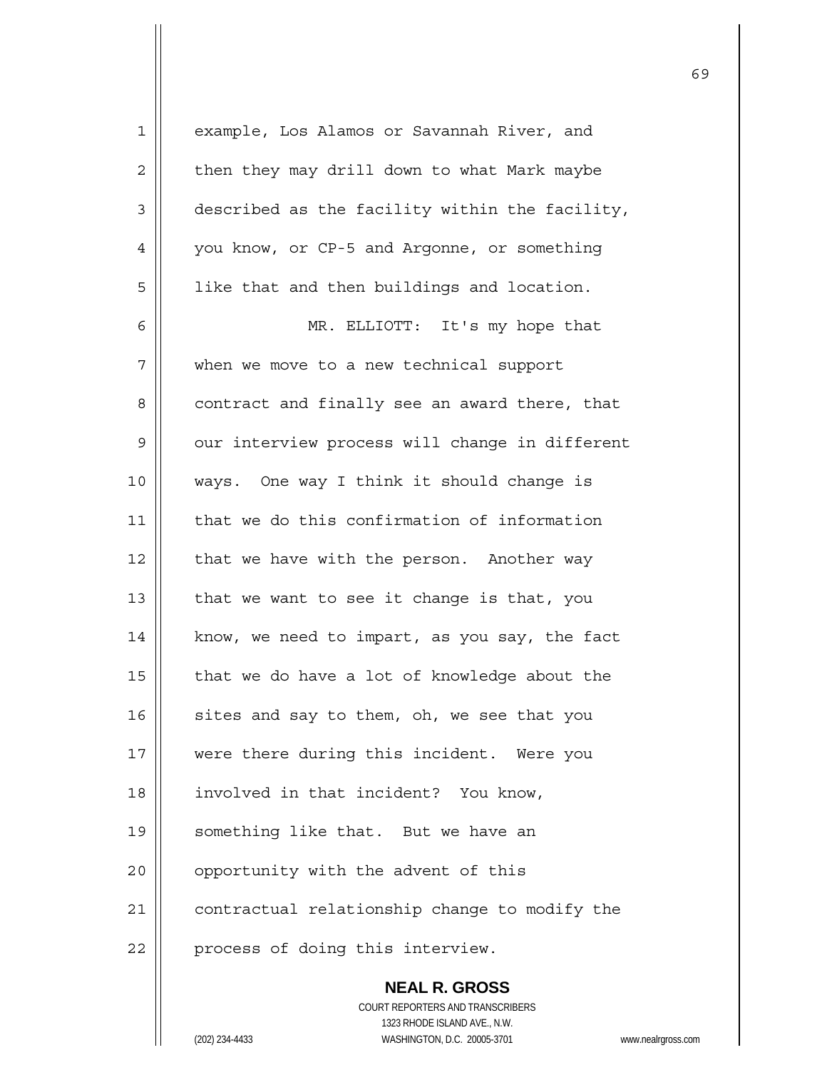example, Los Alamos or Savannah River, and then they may drill down to what Mark maybe described as the facility within the facility, you know, or CP-5 and Argonne, or something like that and then buildings and location.

MR. ELLIOTT: It's my hope that when we move to a new technical support contract and finally see an award there, that our interview process will change in different ways. One way I think it should change is that we do this confirmation of information that we have with the person. Another way that we want to see it change is that, you know, we need to impart, as you say, the fact that we do have a lot of knowledge about the sites and say to them, oh, we see that you were there during this incident. Were you involved in that incident? You know, something like that. But we have an opportunity with the advent of this contractual relationship change to modify the process of doing this interview.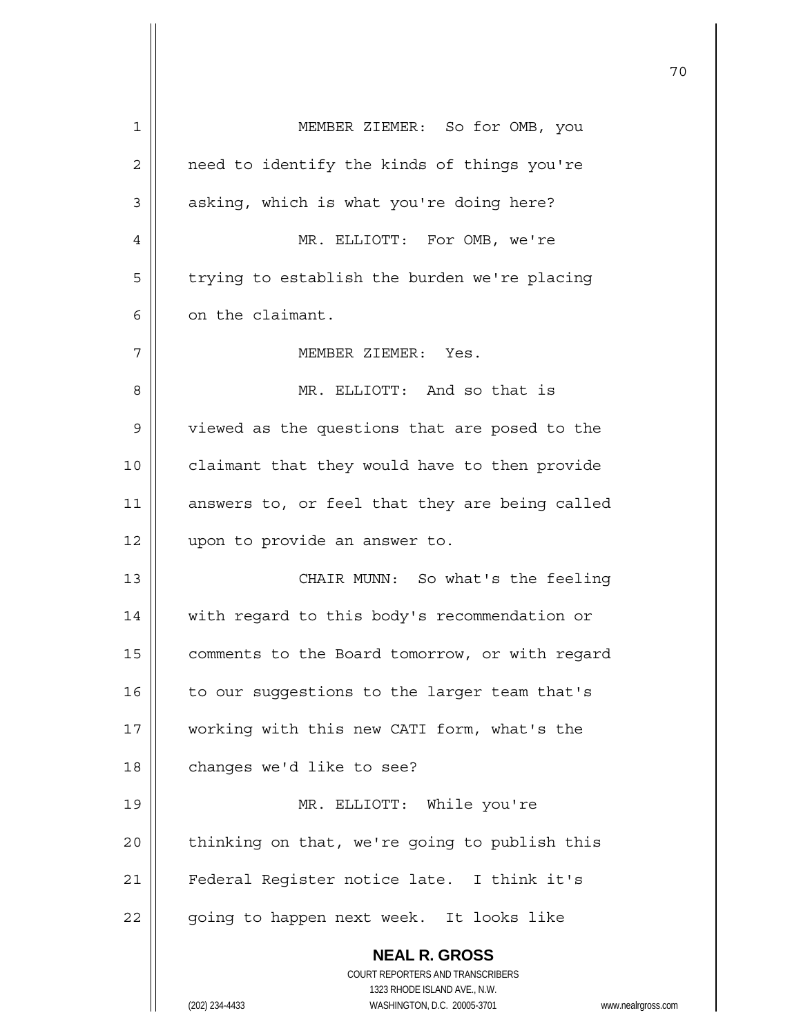MEMBER ZIEMER: So for OMB, you need to identify the kinds of things you're asking, which is what you're doing here?

MR. ELLIOTT: For OMB, we're trying to establish the burden we're placing on the claimant.

MEMBER ZIEMER: Yes.

MR. ELLIOTT: And so that is viewed as the questions that are posed to the claimant that they would have to then provide answers to, or feel that they are being called upon to provide an answer to.

CHAIR MUNN: So what's the feeling with regard to this body's recommendation or comments to the Board tomorrow, or with regard to our suggestions to the larger team that's working with this new CATI form, what's the changes we'd like to see?

MR. ELLIOTT: While you're thinking on that, we're going to publish this Federal Register notice late. I think it's going to happen next week. It looks like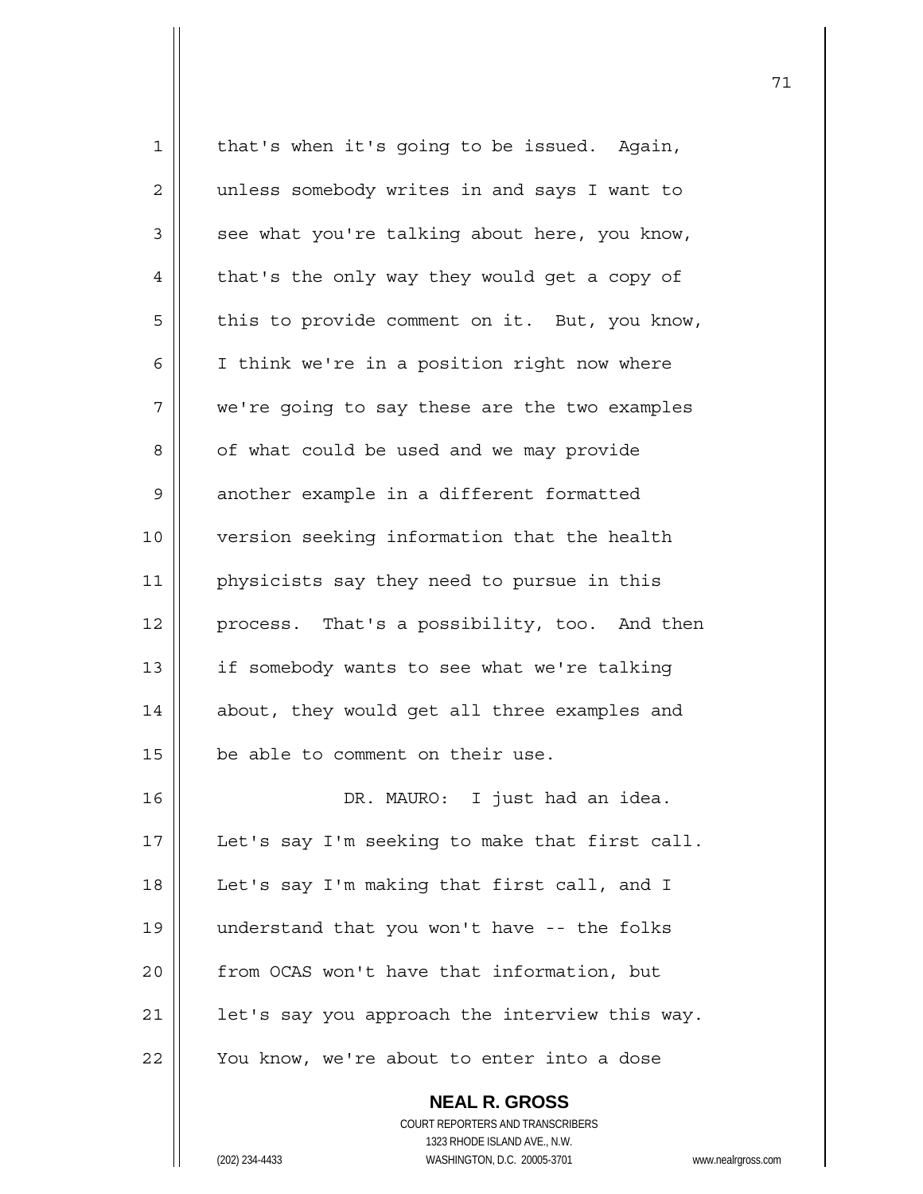that's when it's going to be issued. Again, unless somebody writes in and says I want to see what you're talking about here, you know, that's the only way they would get a copy of this to provide comment on it. But, you know, I think we're in a position right now where we're going to say these are the two examples of what could be used and we may provide another example in a different formatted version seeking information that the health physicists say they need to pursue in this process. That's a possibility, too. And then if somebody wants to see what we're talking about, they would get all three examples and be able to comment on their use.

DR. MAURO: I just had an idea. Let's say I'm seeking to make that first call. Let's say I'm making that first call, and I understand that you won't have -- the folks from OCAS won't have that information, but let's say you approach the interview this way. You know, we're about to enter into a dose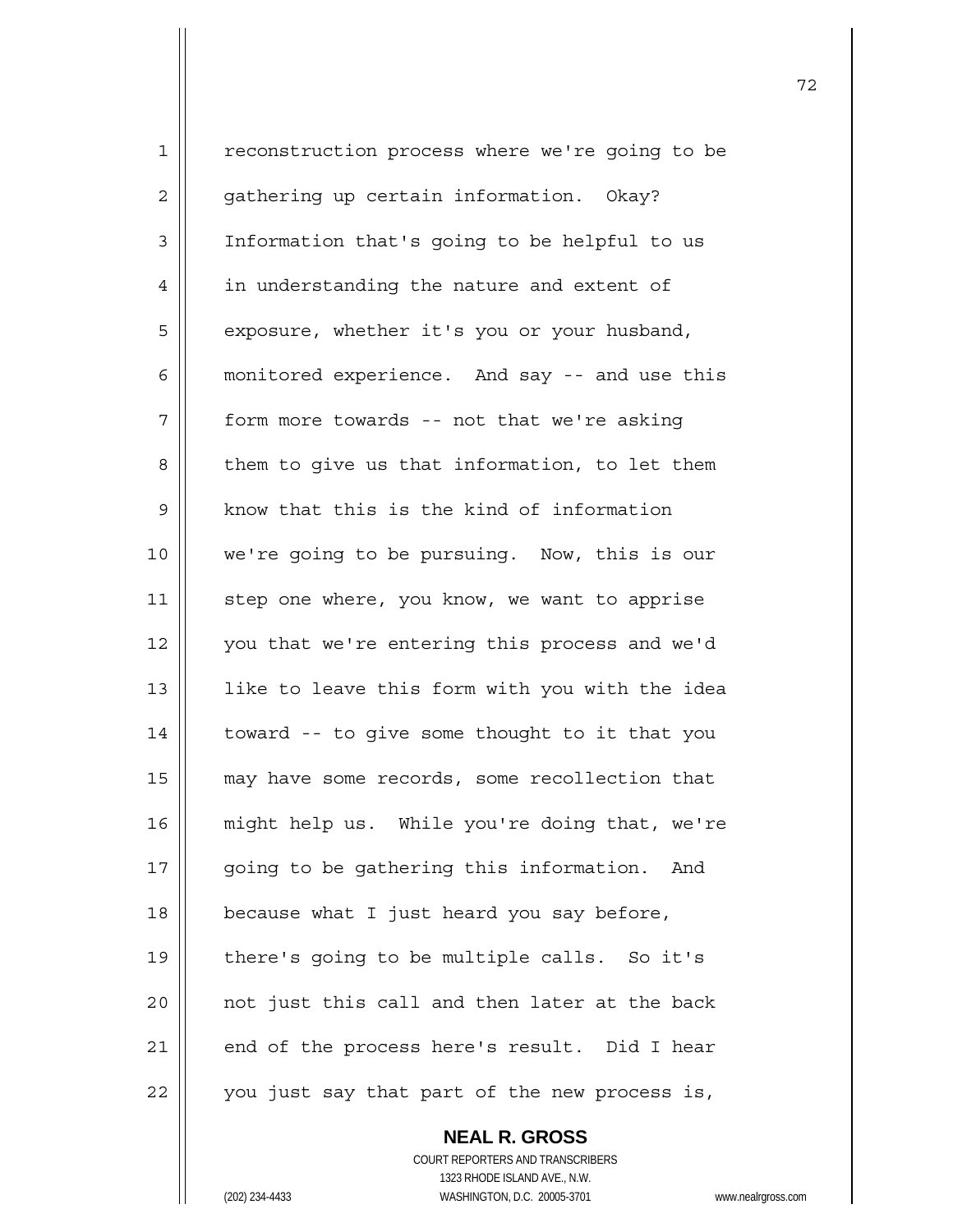reconstruction process where we're going to be gathering up certain information. Okay? Information that's going to be helpful to us in understanding the nature and extent of exposure, whether it's you or your husband, monitored experience. And say -- and use this form more towards -- not that we're asking them to give us that information, to let them know that this is the kind of information we're going to be pursuing. Now, this is our step one where, you know, we want to apprise you that we're entering this process and we'd like to leave this form with you with the idea toward -- to give some thought to it that you may have some records, some recollection that might help us. While you're doing that, we're going to be gathering this information. And because what I just heard you say before, there's going to be multiple calls. So it's not just this call and then later at the back end of the process here's result. Did I hear you just say that part of the new process is,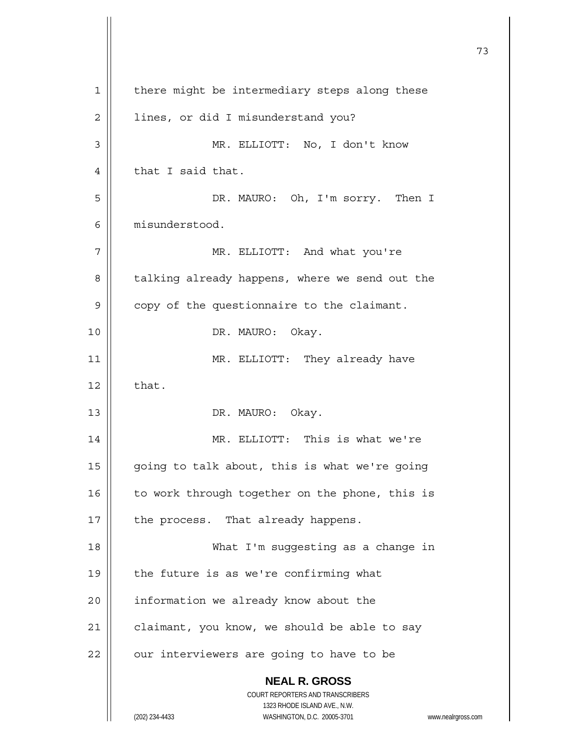there might be intermediary steps along these lines, or did I misunderstand you?

MR. ELLIOTT: No, I don't know that I said that.

DR. MAURO: Oh, I'm sorry. Then I misunderstood.

MR. ELLIOTT: And what you're talking already happens, where we send out the copy of the questionnaire to the claimant.

DR. MAURO: Okay.

MR. ELLIOTT: They already have that.

DR. MAURO: Okay.

MR. ELLIOTT: This is what we're going to talk about, this is what we're going to work through together on the phone, this is the process. That already happens.

What I'm suggesting as a change in the future is as we're confirming what information we already know about the claimant, you know, we should be able to say our interviewers are going to have to be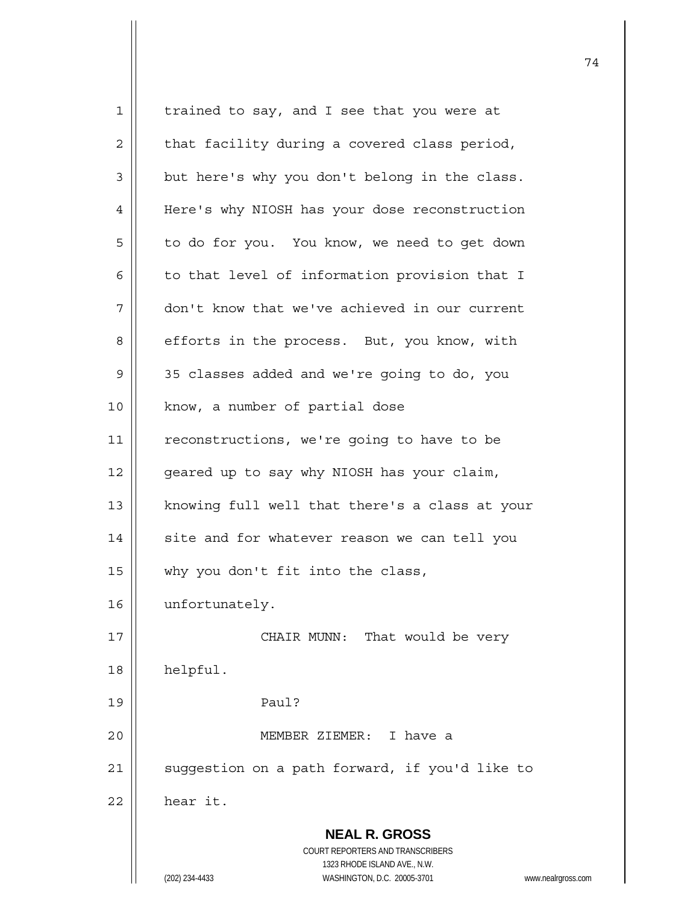trained to say, and I see that you were at that facility during a covered class period, but here's why you don't belong in the class. Here's why NIOSH has your dose reconstruction to do for you. You know, we need to get down to that level of information provision that I don't know that we've achieved in our current efforts in the process. But, you know, with 35 classes added and we're going to do, you know, a number of partial dose reconstructions, we're going to have to be geared up to say why NIOSH has your claim, knowing full well that there's a class at your site and for whatever reason we can tell you why you don't fit into the class, unfortunately.

CHAIR MUNN: That would be very helpful.

Paul?

MEMBER ZIEMER: I have a suggestion on a path forward, if you'd like to hear it.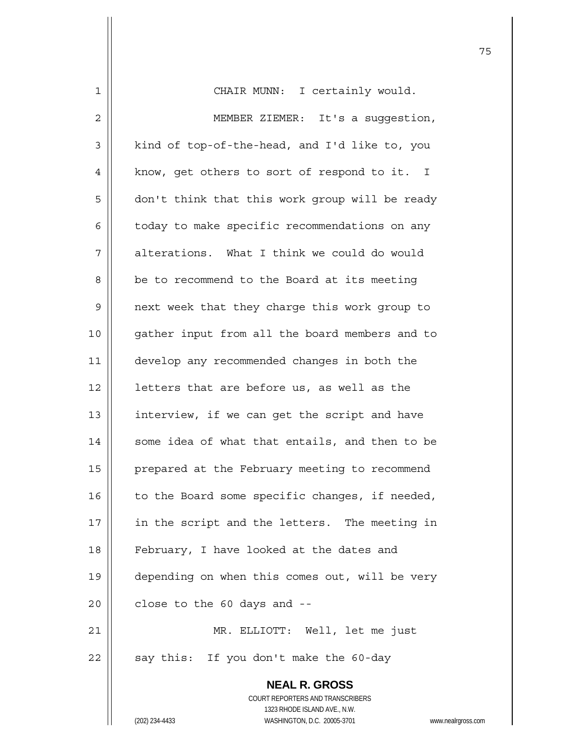CHAIR MUNN: I certainly would.

MEMBER ZIEMER: It's a suggestion, kind of top-of-the-head, and I'd like to, you know, get others to sort of respond to it. I don't think that this work group will be ready today to make specific recommendations on any alterations. What I think we could do would be to recommend to the Board at its meeting next week that they charge this work group to gather input from all the board members and to develop any recommended changes in both the letters that are before us, as well as the interview, if we can get the script and have some idea of what that entails, and then to be prepared at the February meeting to recommend to the Board some specific changes, if needed, in the script and the letters. The meeting in February, I have looked at the dates and depending on when this comes out, will be very close to the 60 days and --

MR. ELLIOTT: Well, let me just say this: If you don't make the 60-day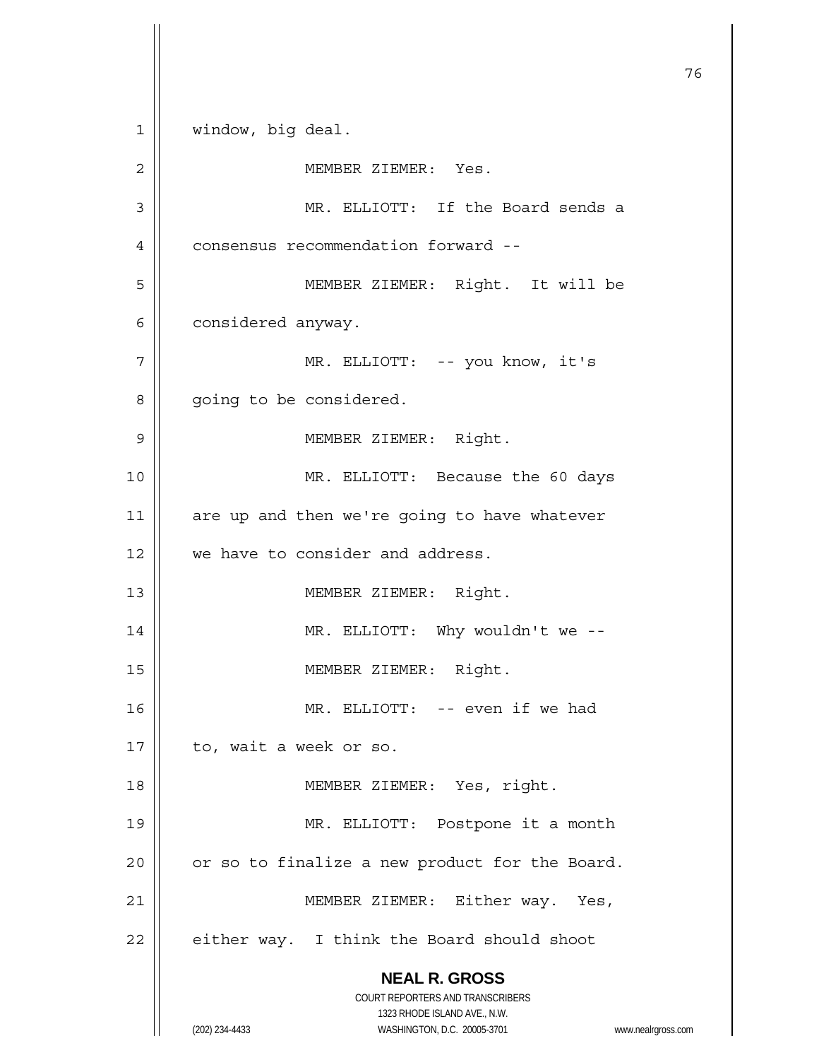window, big deal.

MEMBER ZIEMER: Yes.

MR. ELLIOTT: If the Board sends a consensus recommendation forward --

MEMBER ZIEMER: Right. It will be considered anyway.

MR. ELLIOTT: -- you know, it's going to be considered.

MEMBER ZIEMER: Right.

MR. ELLIOTT: Because the 60 days are up and then we're going to have whatever we have to consider and address.

MEMBER ZIEMER: Right.

MR. ELLIOTT: Why wouldn't we --

MEMBER ZIEMER: Right.

MR. ELLIOTT: -- even if we had to, wait a week or so.

MEMBER ZIEMER: Yes, right.

MR. ELLIOTT: Postpone it a month or so to finalize a new product for the Board.

MEMBER ZIEMER: Either way. Yes, either way. I think the Board should shoot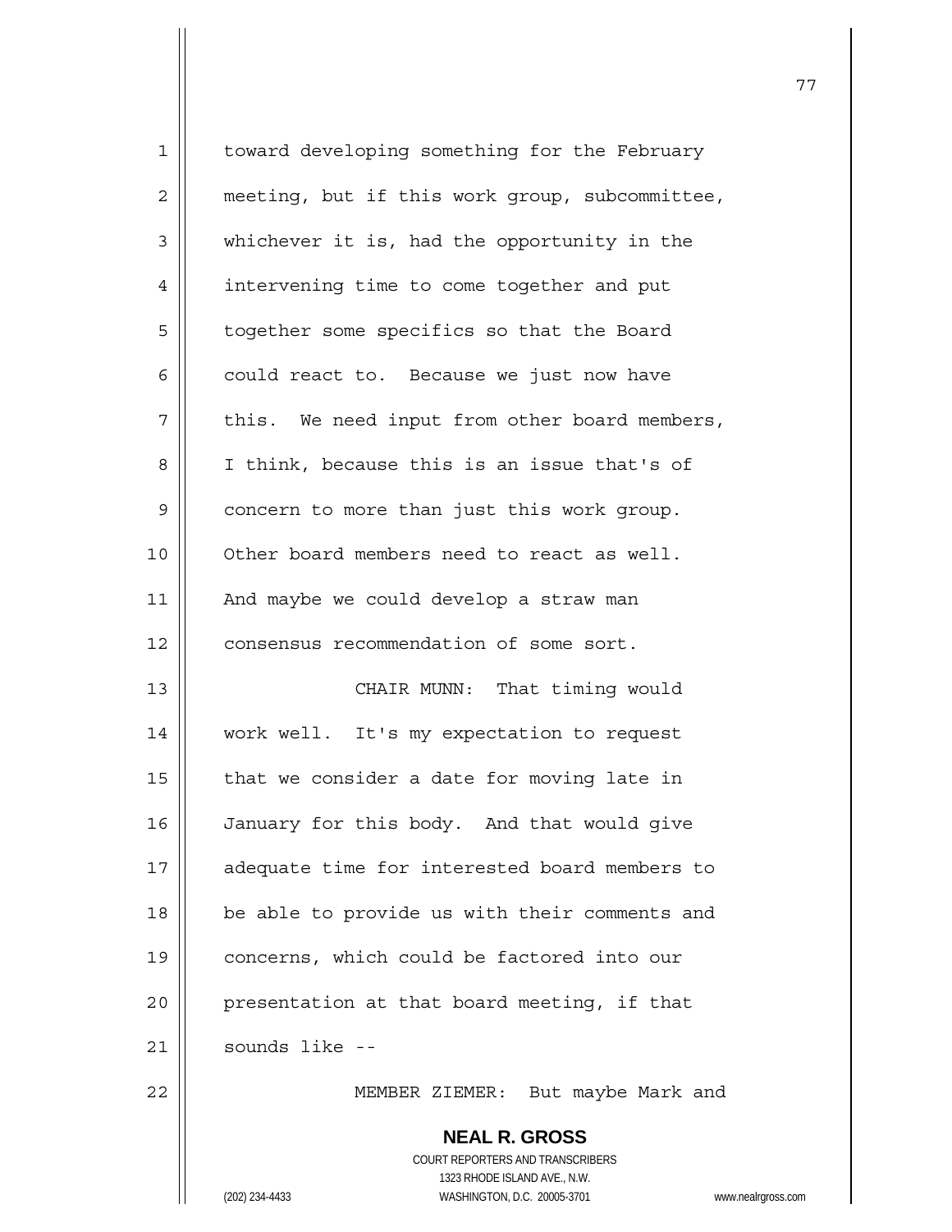toward developing something for the February meeting, but if this work group, subcommittee, whichever it is, had the opportunity in the intervening time to come together and put together some specifics so that the Board could react to. Because we just now have this. We need input from other board members, I think, because this is an issue that's of concern to more than just this work group. Other board members need to react as well. And maybe we could develop a straw man consensus recommendation of some sort.

CHAIR MUNN: That timing would work well. It's my expectation to request that we consider a date for moving late in January for this body. And that would give adequate time for interested board members to be able to provide us with their comments and concerns, which could be factored into our presentation at that board meeting, if that sounds like --

MEMBER ZIEMER: But maybe Mark and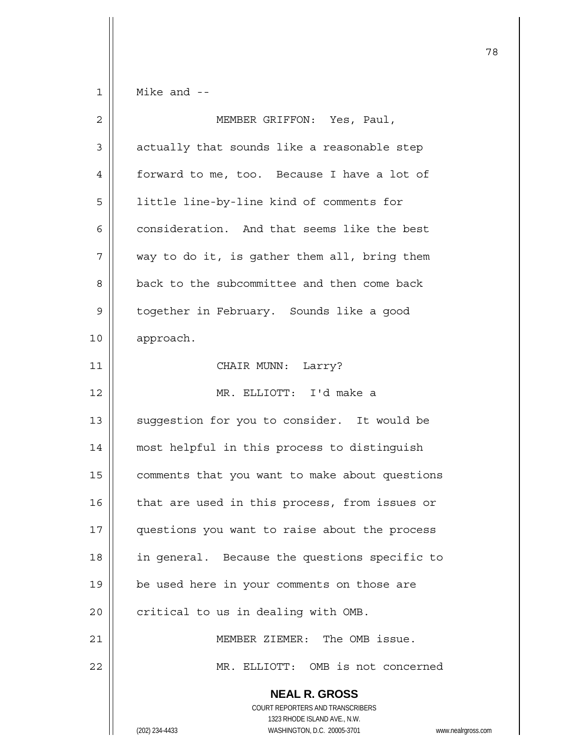Mike and --

MEMBER GRIFFON: Yes, Paul, actually that sounds like a reasonable step forward to me, too. Because I have a lot of little line-by-line kind of comments for consideration. And that seems like the best way to do it, is gather them all, bring them back to the subcommittee and then come back together in February. Sounds like a good approach.

CHAIR MUNN: Larry?

MR. ELLIOTT: I'd make a suggestion for you to consider. It would be most helpful in this process to distinguish comments that you want to make about questions that are used in this process, from issues or questions you want to raise about the process in general. Because the questions specific to be used here in your comments on those are critical to us in dealing with OMB.

MEMBER ZIEMER: The OMB issue.

MR. ELLIOTT: OMB is not concerned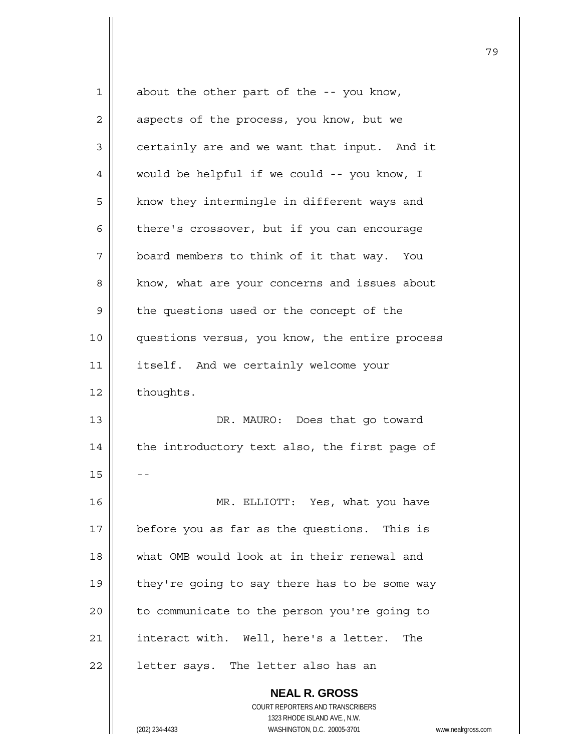about the other part of the -- you know, aspects of the process, you know, but we certainly are and we want that input. And it would be helpful if we could -- you know, I know they intermingle in different ways and there's crossover, but if you can encourage board members to think of it that way. You know, what are your concerns and issues about the questions used or the concept of the questions versus, you know, the entire process itself. And we certainly welcome your thoughts.

DR. MAURO: Does that go toward the introductory text also, the first page of --

MR. ELLIOTT: Yes, what you have before you as far as the questions. This is what OMB would look at in their renewal and they're going to say there has to be some way to communicate to the person you're going to interact with. Well, here's a letter. The letter says. The letter also has an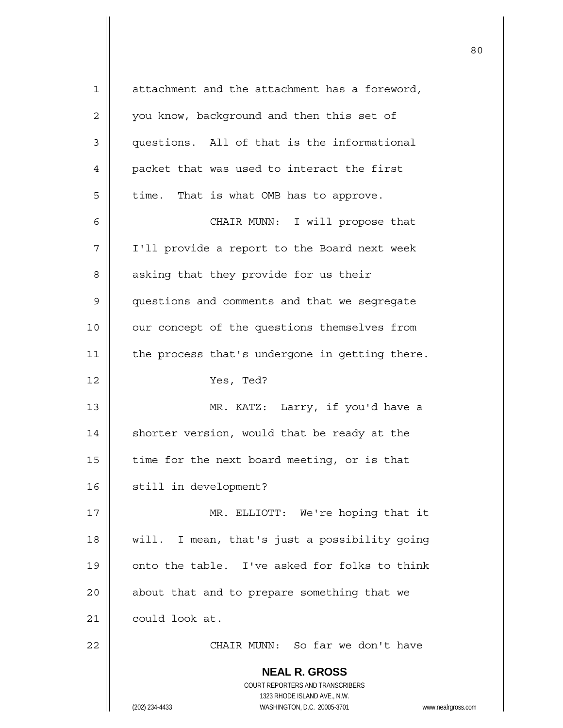attachment and the attachment has a foreword, you know, background and then this set of questions. All of that is the informational packet that was used to interact the first time. That is what OMB has to approve.

CHAIR MUNN: I will propose that I'll provide a report to the Board next week asking that they provide for us their questions and comments and that we segregate our concept of the questions themselves from the process that's undergone in getting there.

Yes, Ted?

MR. KATZ: Larry, if you'd have a shorter version, would that be ready at the time for the next board meeting, or is that still in development?

MR. ELLIOTT: We're hoping that it will. I mean, that's just a possibility going onto the table. I've asked for folks to think about that and to prepare something that we could look at.

CHAIR MUNN: So far we don't have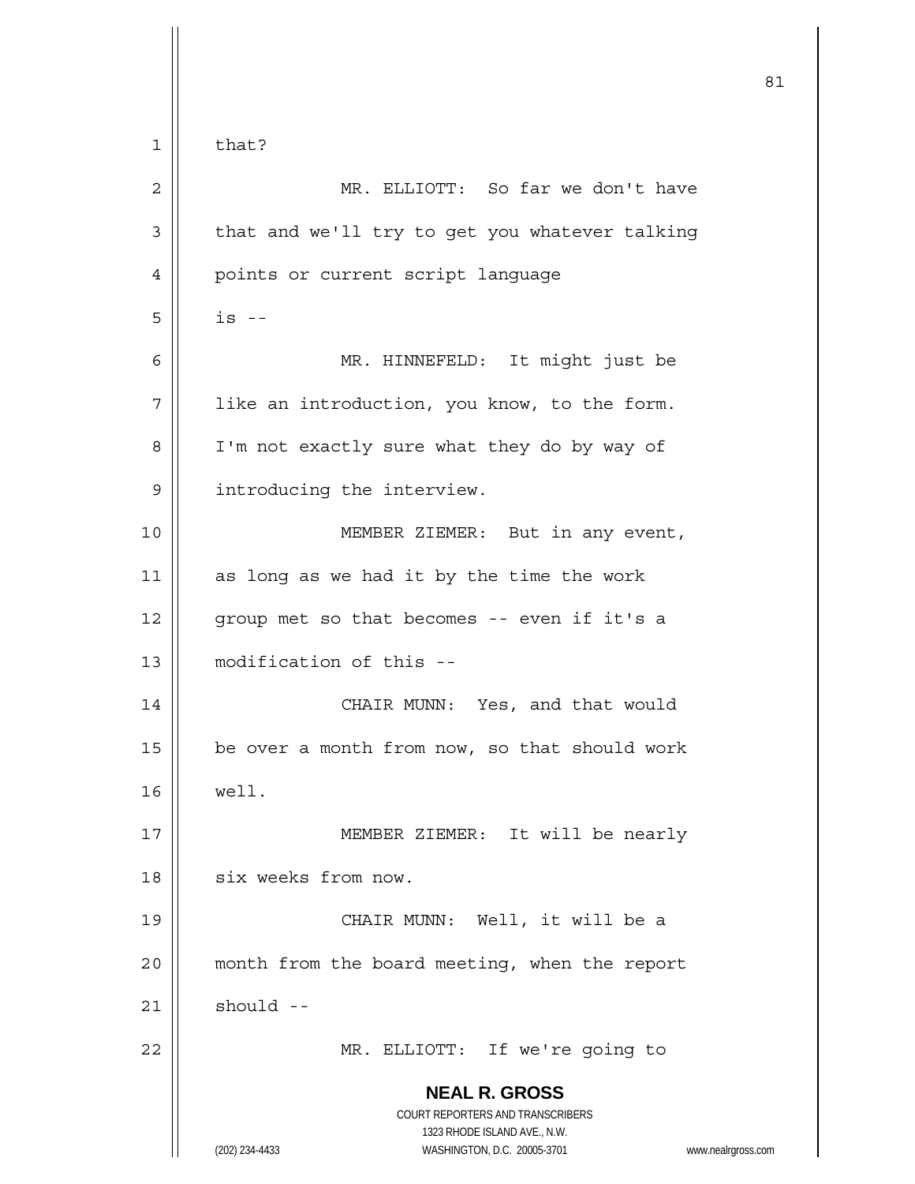that?

MR. ELLIOTT: So far we don't have that and we'll try to get you whatever talking points or current script language is --

MR. HINNEFELD: It might just be like an introduction, you know, to the form. I'm not exactly sure what they do by way of introducing the interview.

MEMBER ZIEMER: But in any event, as long as we had it by the time the work group met so that becomes -- even if it's a modification of this --

CHAIR MUNN: Yes, and that would be over a month from now, so that should work well.

MEMBER ZIEMER: It will be nearly six weeks from now.

CHAIR MUNN: Well, it will be a month from the board meeting, when the report should --

MR. ELLIOTT: If we're going to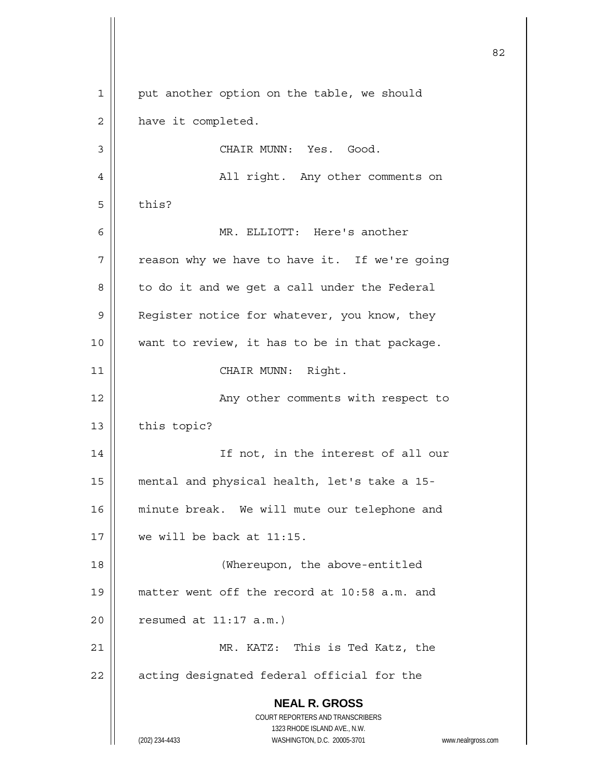put another option on the table, we should have it completed.

CHAIR MUNN: Yes. Good.

All right. Any other comments on this?

MR. ELLIOTT: Here's another reason why we have to have it. If we're going to do it and we get a call under the Federal Register notice for whatever, you know, they want to review, it has to be in that package.

CHAIR MUNN: Right.

Any other comments with respect to this topic?

If not, in the interest of all our mental and physical health, let's take a 15-minute break. We will mute our telephone and we will be back at 11:15.

(Whereupon, the above-entitled matter went off the record at 10:58 a.m. and resumed at 11:17 a.m.)

MR. KATZ: This is Ted Katz, the acting designated federal official for the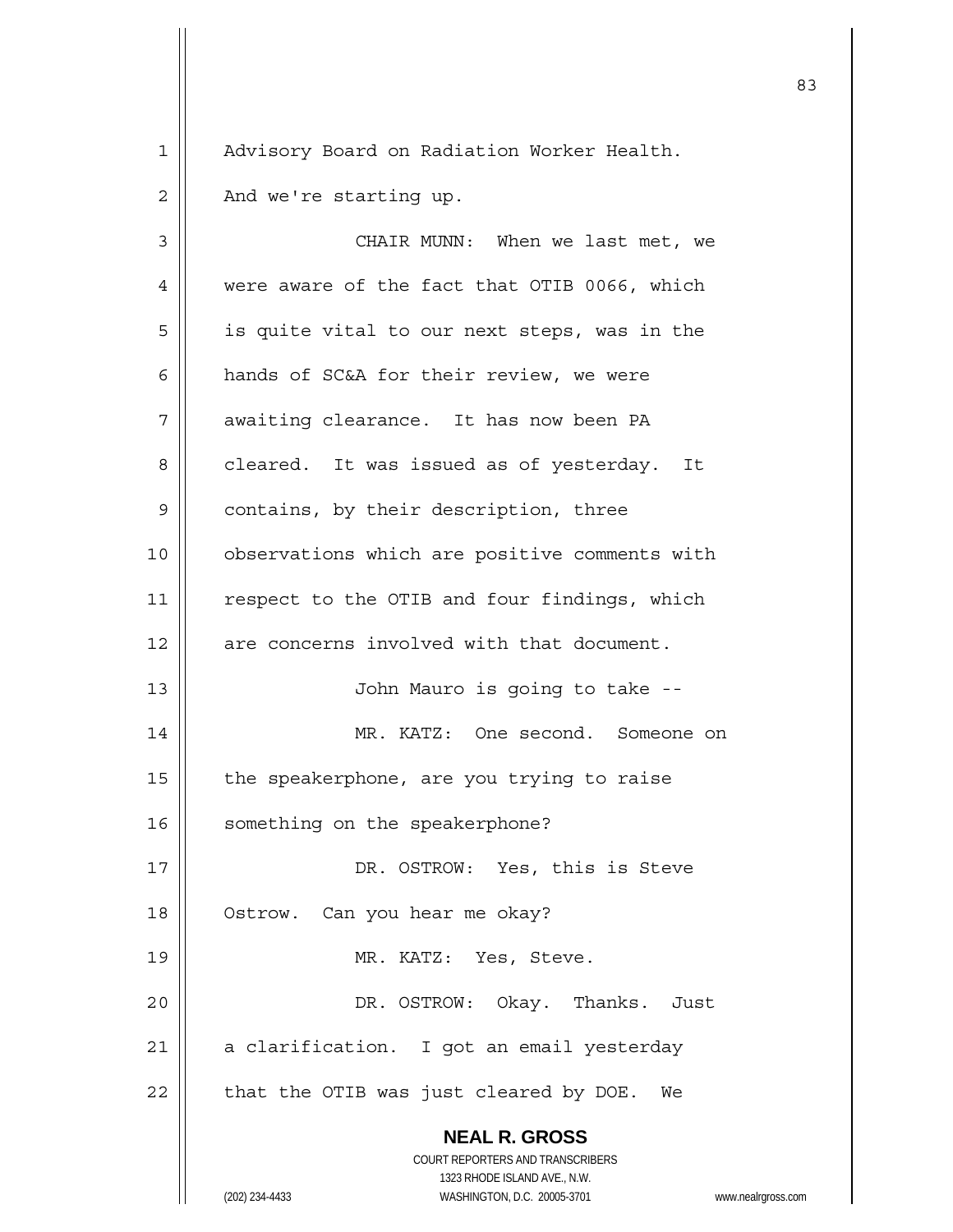Advisory Board on Radiation Worker Health. And we're starting up.

CHAIR MUNN: When we last met, we were aware of the fact that OTIB 0066, which is quite vital to our next steps, was in the hands of SC&A for their review, we were awaiting clearance. It has now been PA cleared. It was issued as of yesterday. It contains, by their description, three observations which are positive comments with respect to the OTIB and four findings, which are concerns involved with that document.

John Mauro is going to take --

MR. KATZ: One second. Someone on the speakerphone, are you trying to raise something on the speakerphone?

DR. OSTROW: Yes, this is Steve Ostrow. Can you hear me okay?

MR. KATZ: Yes, Steve.

DR. OSTROW: Okay. Thanks. Just a clarification. I got an email yesterday that the OTIB was just cleared by DOE. We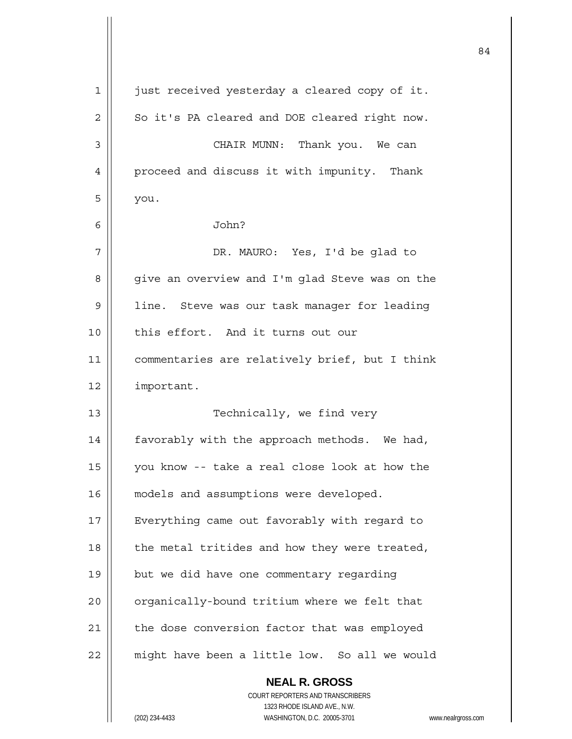just received yesterday a cleared copy of it. So it's PA cleared and DOE cleared right now.

CHAIR MUNN: Thank you. We can proceed and discuss it with impunity. Thank you.

John?

DR. MAURO: Yes, I'd be glad to give an overview and I'm glad Steve was on the line. Steve was our task manager for leading this effort. And it turns out our commentaries are relatively brief, but I think important.

Technically, we find very favorably with the approach methods. We had, you know -- take a real close look at how the models and assumptions were developed. Everything came out favorably with regard to the metal tritides and how they were treated, but we did have one commentary regarding organically-bound tritium where we felt that the dose conversion factor that was employed might have been a little low. So all we would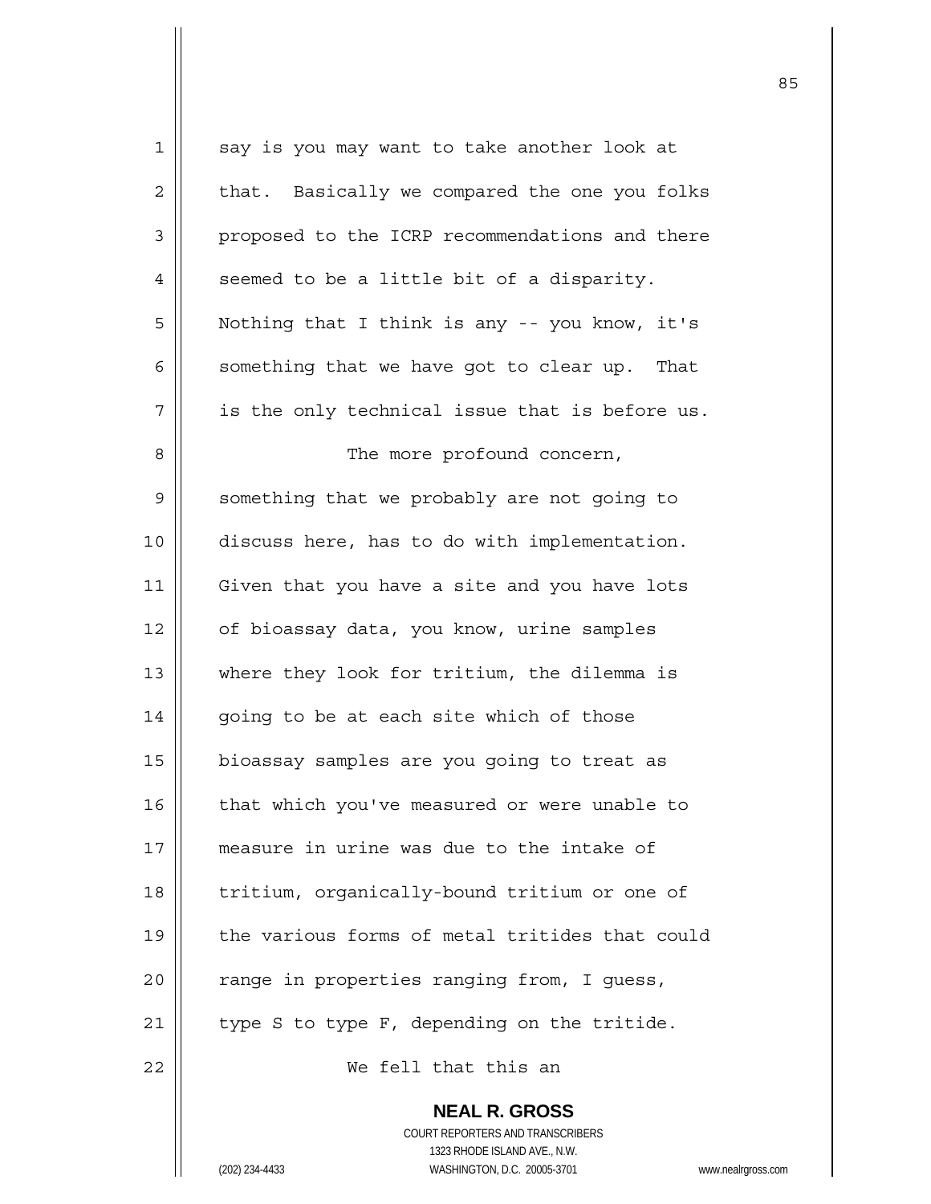say is you may want to take another look at that. Basically we compared the one you folks proposed to the ICRP recommendations and there seemed to be a little bit of a disparity. Nothing that I think is any -- you know, it's something that we have got to clear up. That is the only technical issue that is before us.

The more profound concern, something that we probably are not going to discuss here, has to do with implementation. Given that you have a site and you have lots of bioassay data, you know, urine samples where they look for tritium, the dilemma is going to be at each site which of those bioassay samples are you going to treat as that which you've measured or were unable to measure in urine was due to the intake of tritium, organically-bound tritium or one of the various forms of metal tritides that could range in properties ranging from, I guess, type S to type F, depending on the tritide.

We fell that this an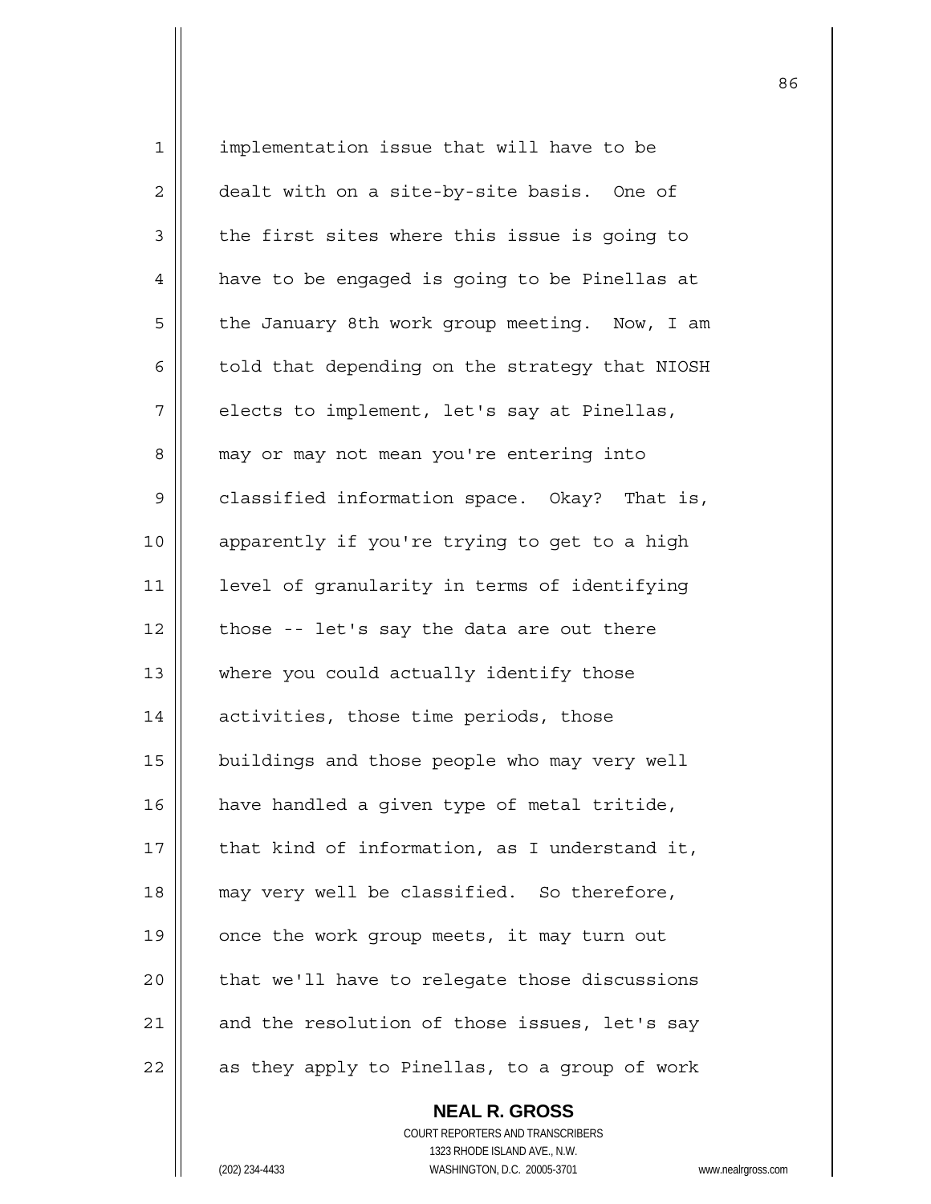implementation issue that will have to be dealt with on a site-by-site basis. One of the first sites where this issue is going to have to be engaged is going to be Pinellas at the January 8th work group meeting. Now, I am told that depending on the strategy that NIOSH elects to implement, let's say at Pinellas, may or may not mean you're entering into classified information space. Okay? That is, apparently if you're trying to get to a high level of granularity in terms of identifying those -- let's say the data are out there where you could actually identify those activities, those time periods, those buildings and those people who may very well have handled a given type of metal tritide, that kind of information, as I understand it, may very well be classified. So therefore, once the work group meets, it may turn out that we'll have to relegate those discussions and the resolution of those issues, let's say as they apply to Pinellas, to a group of work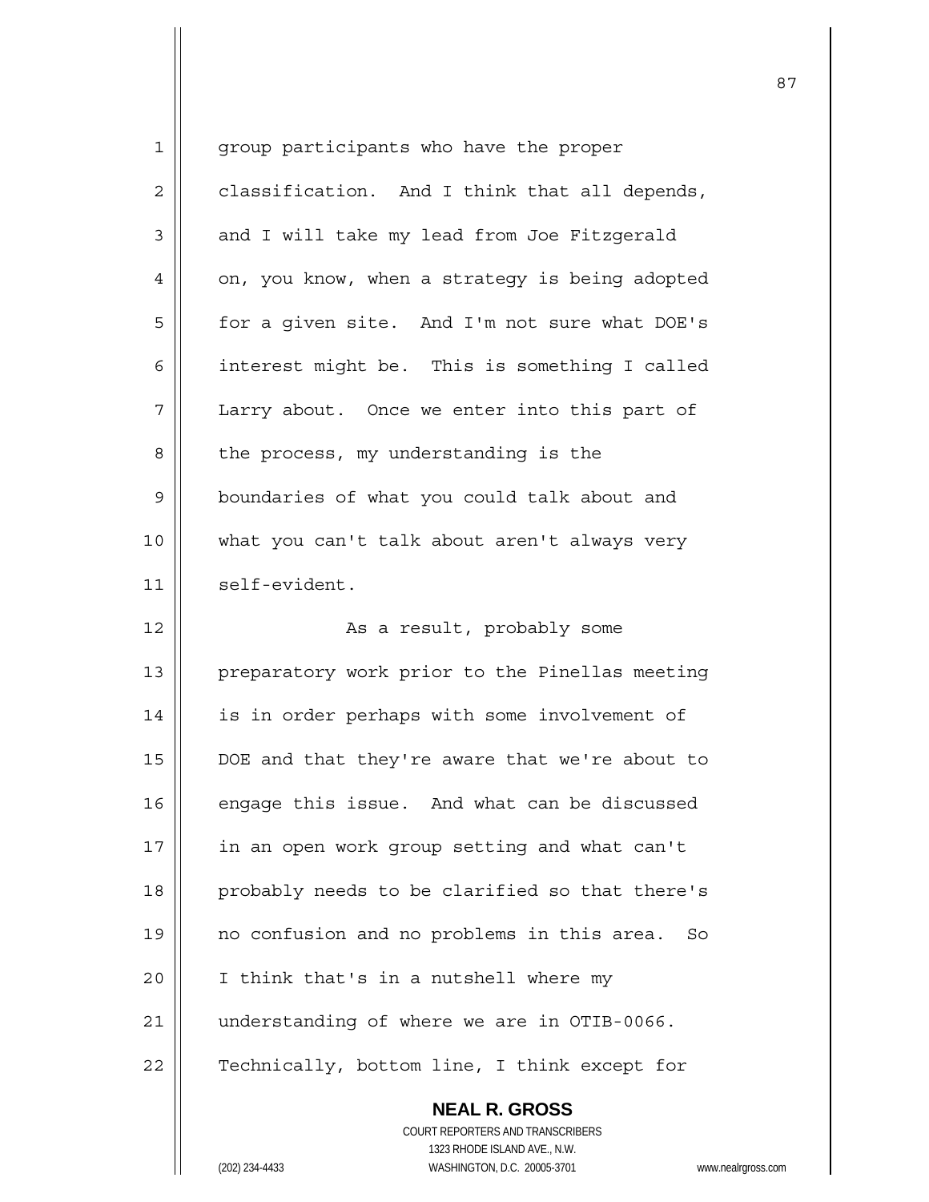group participants who have the proper classification. And I think that all depends, and I will take my lead from Joe Fitzgerald on, you know, when a strategy is being adopted for a given site. And I'm not sure what DOE's interest might be. This is something I called Larry about. Once we enter into this part of the process, my understanding is the boundaries of what you could talk about and what you can't talk about aren't always very self-evident.

As a result, probably some preparatory work prior to the Pinellas meeting is in order perhaps with some involvement of DOE and that they're aware that we're about to engage this issue. And what can be discussed in an open work group setting and what can't probably needs to be clarified so that there's no confusion and no problems in this area. So I think that's in a nutshell where my understanding of where we are in OTIB-0066. Technically, bottom line, I think except for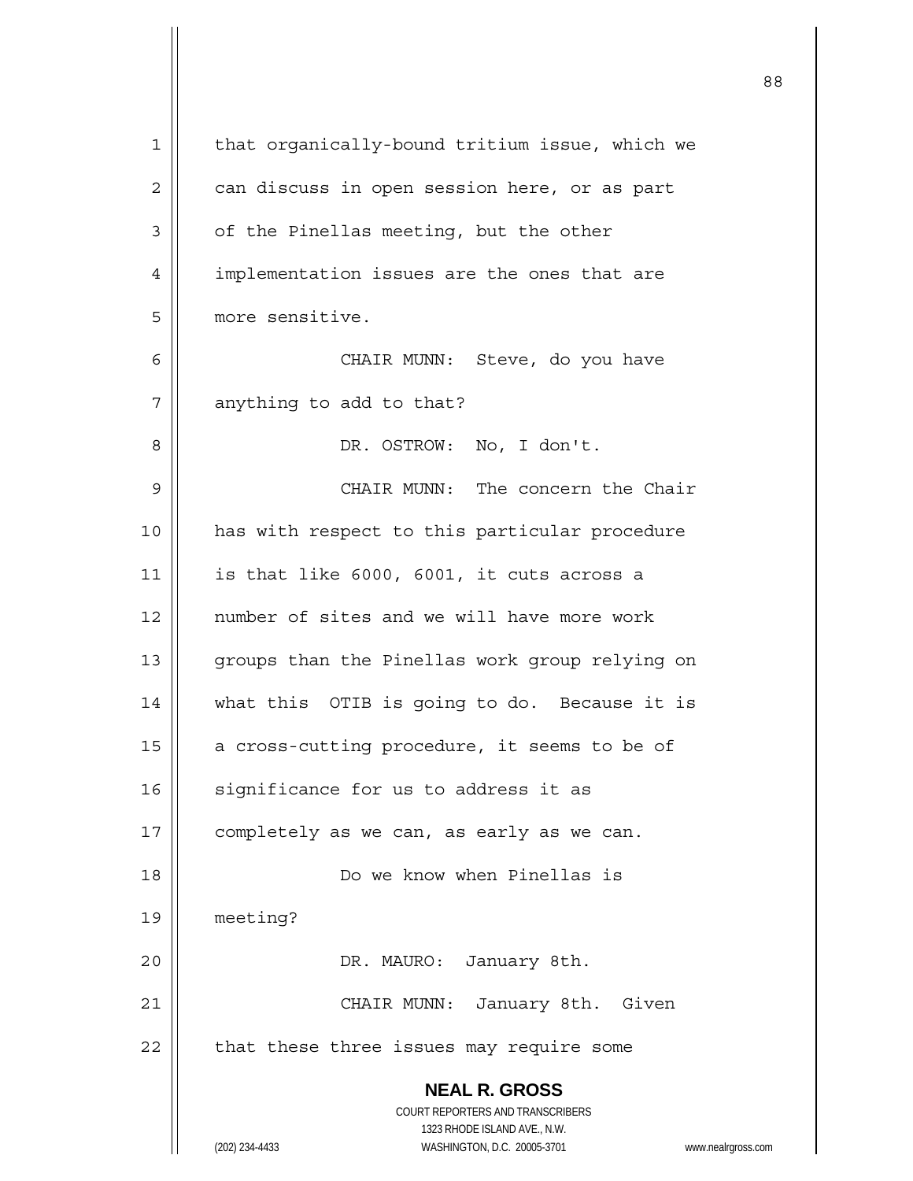that organically-bound tritium issue, which we can discuss in open session here, or as part of the Pinellas meeting, but the other implementation issues are the ones that are more sensitive.

CHAIR MUNN: Steve, do you have anything to add to that?

DR. OSTROW: No, I don't.

CHAIR MUNN: The concern the Chair has with respect to this particular procedure is that like 6000, 6001, it cuts across a number of sites and we will have more work groups than the Pinellas work group relying on what this OTIB is going to do. Because it is a cross-cutting procedure, it seems to be of significance for us to address it as completely as we can, as early as we can.

Do we know when Pinellas is meeting?

DR. MAURO: January 8th.

CHAIR MUNN: January 8th. Given that these three issues may require some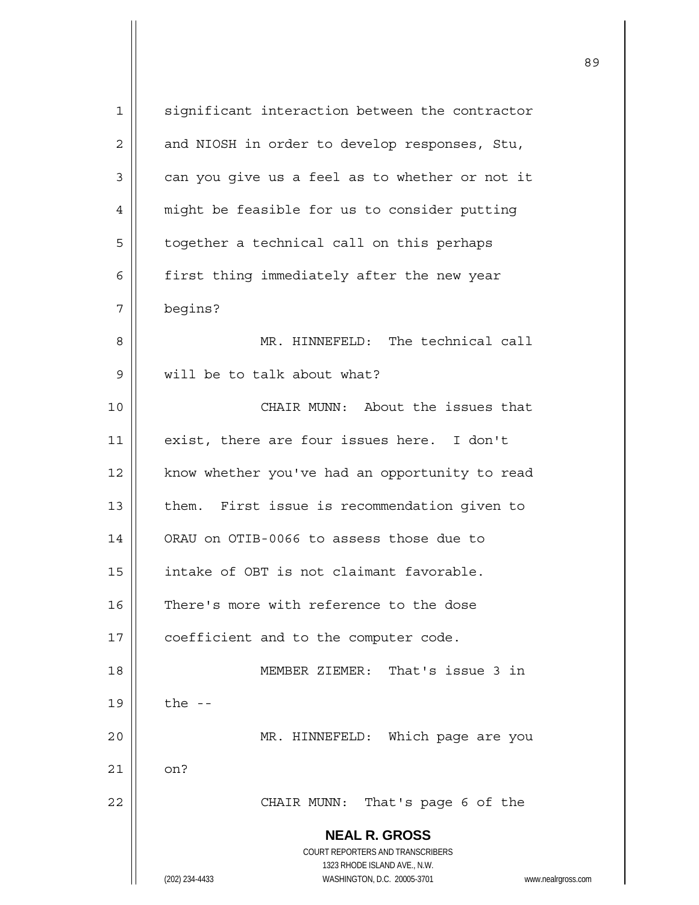significant interaction between the contractor and NIOSH in order to develop responses, Stu, can you give us a feel as to whether or not it might be feasible for us to consider putting together a technical call on this perhaps first thing immediately after the new year begins?

MR. HINNEFELD: The technical call will be to talk about what?

CHAIR MUNN: About the issues that exist, there are four issues here. I don't know whether you've had an opportunity to read them. First issue is recommendation given to ORAU on OTIB-0066 to assess those due to intake of OBT is not claimant favorable. There's more with reference to the dose coefficient and to the computer code.

MEMBER ZIEMER: That's issue 3 in the --

MR. HINNEFELD: Which page are you on?

CHAIR MUNN: That's page 6 of the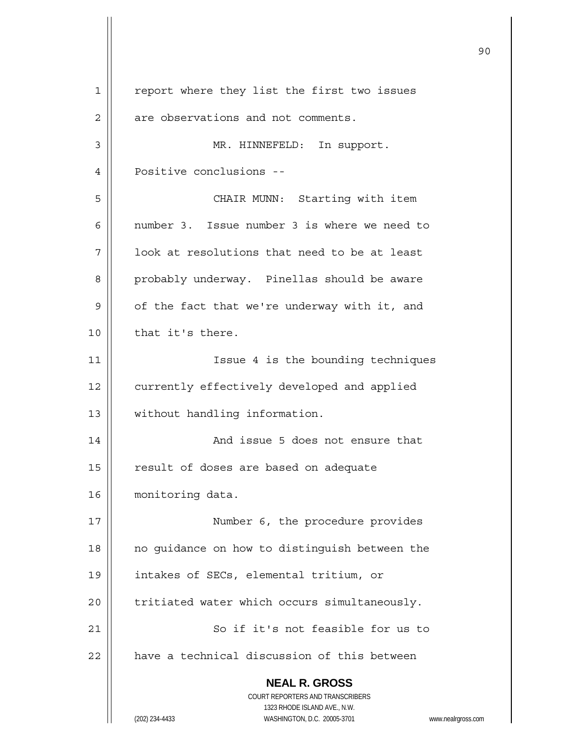report where they list the first two issues are observations and not comments.

MR. HINNEFELD: In support. Positive conclusions --

CHAIR MUNN: Starting with item number 3. Issue number 3 is where we need to look at resolutions that need to be at least probably underway. Pinellas should be aware of the fact that we're underway with it, and that it's there.

Issue 4 is the bounding techniques currently effectively developed and applied without handling information.

And issue 5 does not ensure that result of doses are based on adequate monitoring data.

Number 6, the procedure provides no guidance on how to distinguish between the intakes of SECs, elemental tritium, or tritiated water which occurs simultaneously.

So if it's not feasible for us to have a technical discussion of this between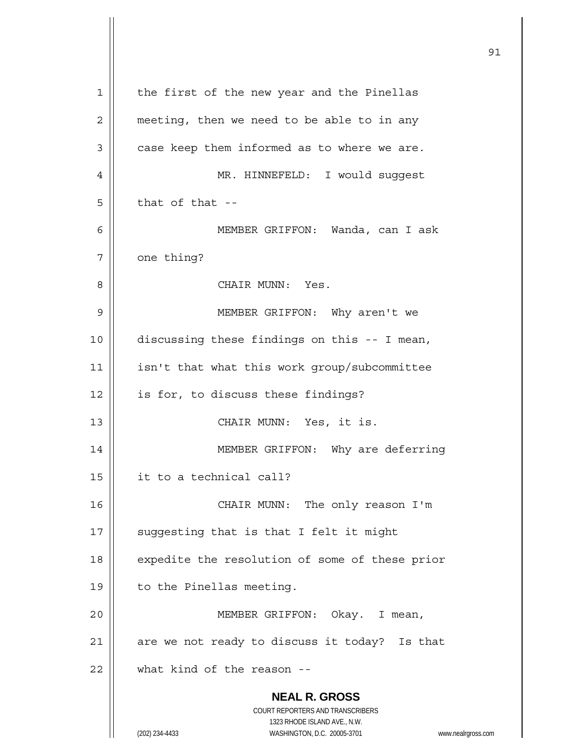the first of the new year and the Pinellas meeting, then we need to be able to in any case keep them informed as to where we are.

MR. HINNEFELD: I would suggest that of that --

MEMBER GRIFFON: Wanda, can I ask one thing?

CHAIR MUNN: Yes.

MEMBER GRIFFON: Why aren't we discussing these findings on this -- I mean, isn't that what this work group/subcommittee is for, to discuss these findings?

CHAIR MUNN: Yes, it is.

MEMBER GRIFFON: Why are deferring it to a technical call?

CHAIR MUNN: The only reason I'm suggesting that is that I felt it might expedite the resolution of some of these prior to the Pinellas meeting.

MEMBER GRIFFON: Okay. I mean, are we not ready to discuss it today? Is that what kind of the reason --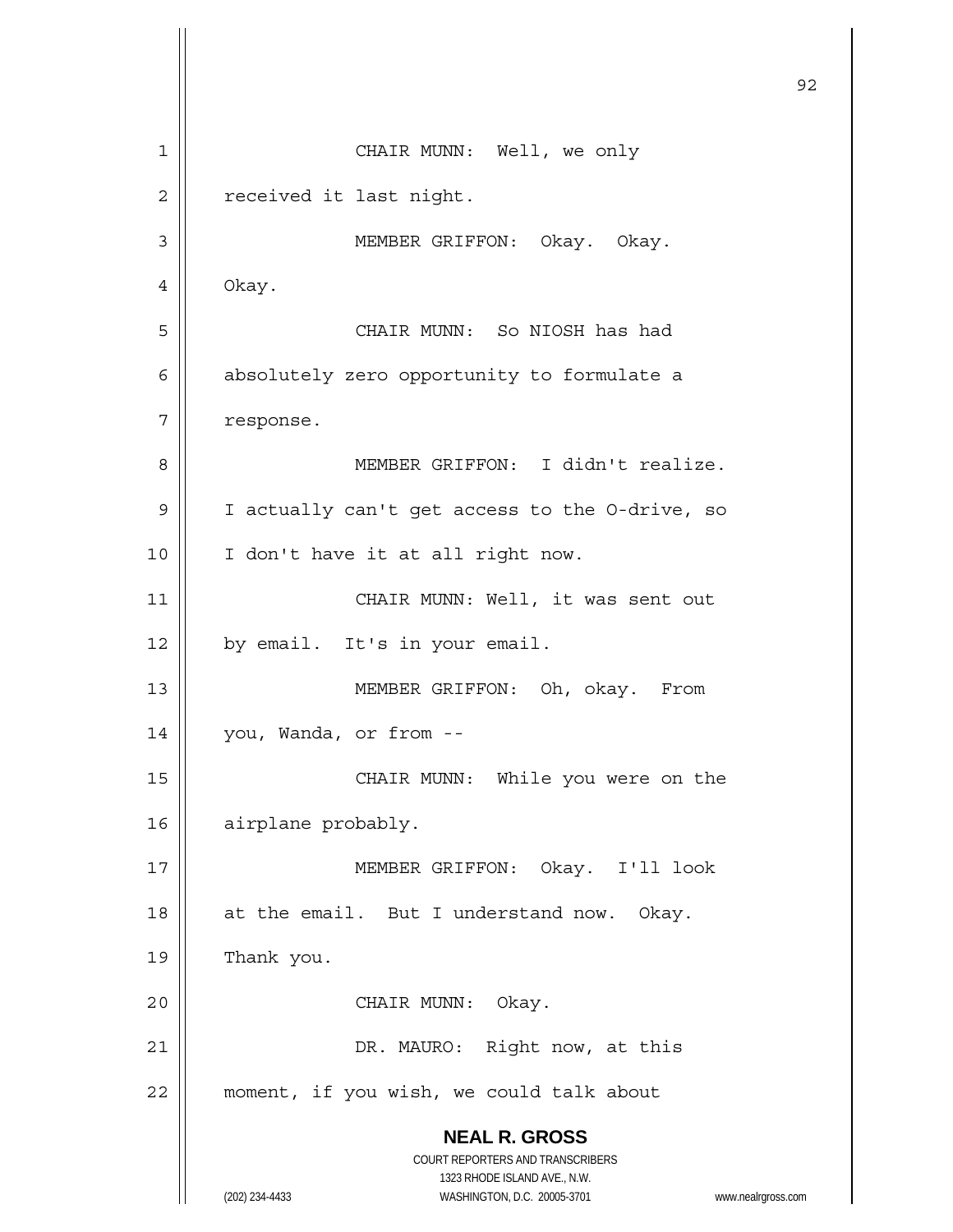CHAIR MUNN: Well, we only received it last night.

MEMBER GRIFFON: Okay. Okay. Okay.

CHAIR MUNN: So NIOSH has had absolutely zero opportunity to formulate a response.

MEMBER GRIFFON: I didn't realize. I actually can't get access to the O-drive, so I don't have it at all right now.

CHAIR MUNN: Well, it was sent out by email. It's in your email.

MEMBER GRIFFON: Oh, okay. From you, Wanda, or from --

CHAIR MUNN: While you were on the airplane probably.

MEMBER GRIFFON: Okay. I'll look at the email. But I understand now. Okay. Thank you.

CHAIR MUNN: Okay.

DR. MAURO: Right now, at this moment, if you wish, we could talk about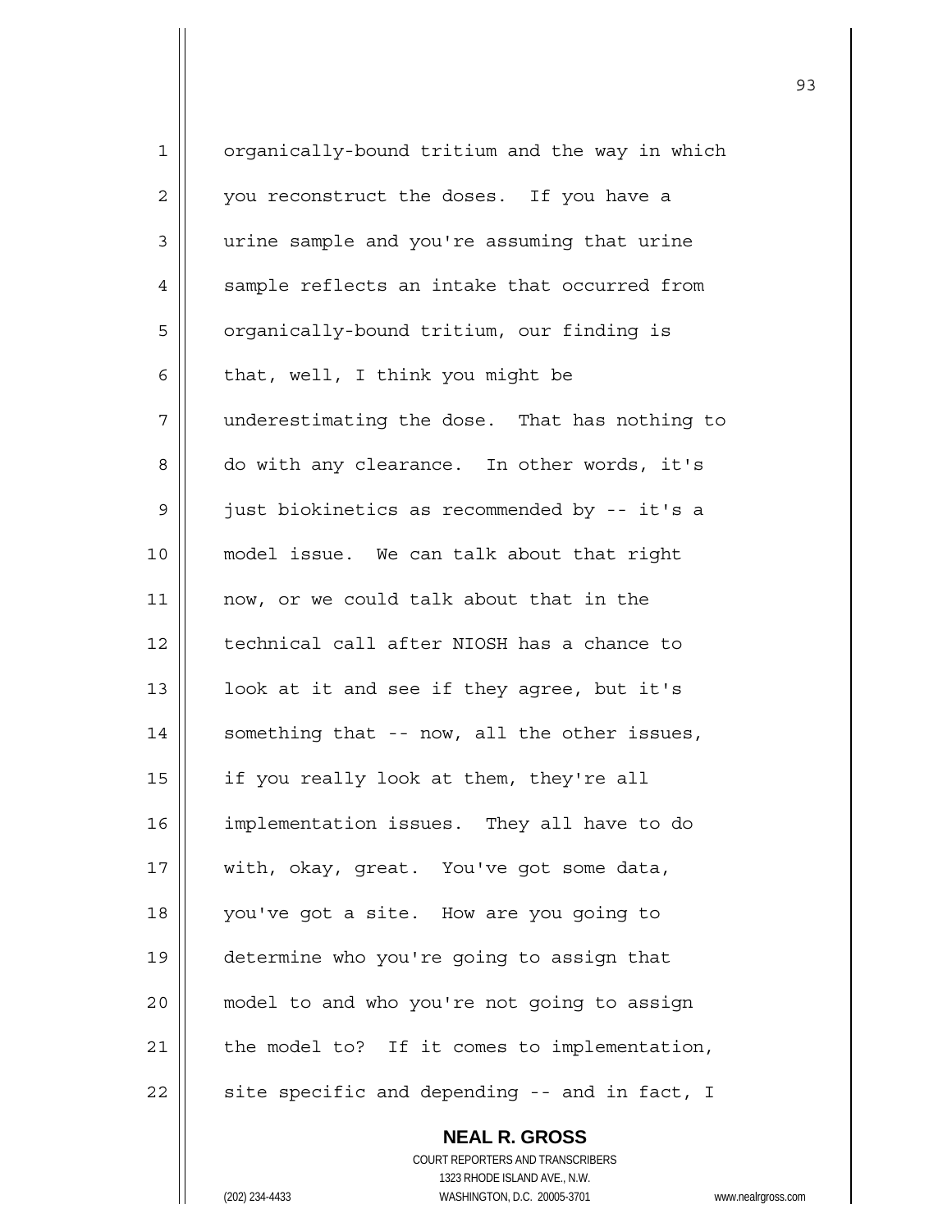organically-bound tritium and the way in which you reconstruct the doses. If you have a urine sample and you're assuming that urine sample reflects an intake that occurred from organically-bound tritium, our finding is that, well, I think you might be underestimating the dose. That has nothing to do with any clearance. In other words, it's just biokinetics as recommended by -- it's a model issue. We can talk about that right now, or we could talk about that in the technical call after NIOSH has a chance to look at it and see if they agree, but it's something that -- now, all the other issues, if you really look at them, they're all implementation issues. They all have to do with, okay, great. You've got some data, you've got a site. How are you going to determine who you're going to assign that model to and who you're not going to assign the model to? If it comes to implementation, site specific and depending -- and in fact, I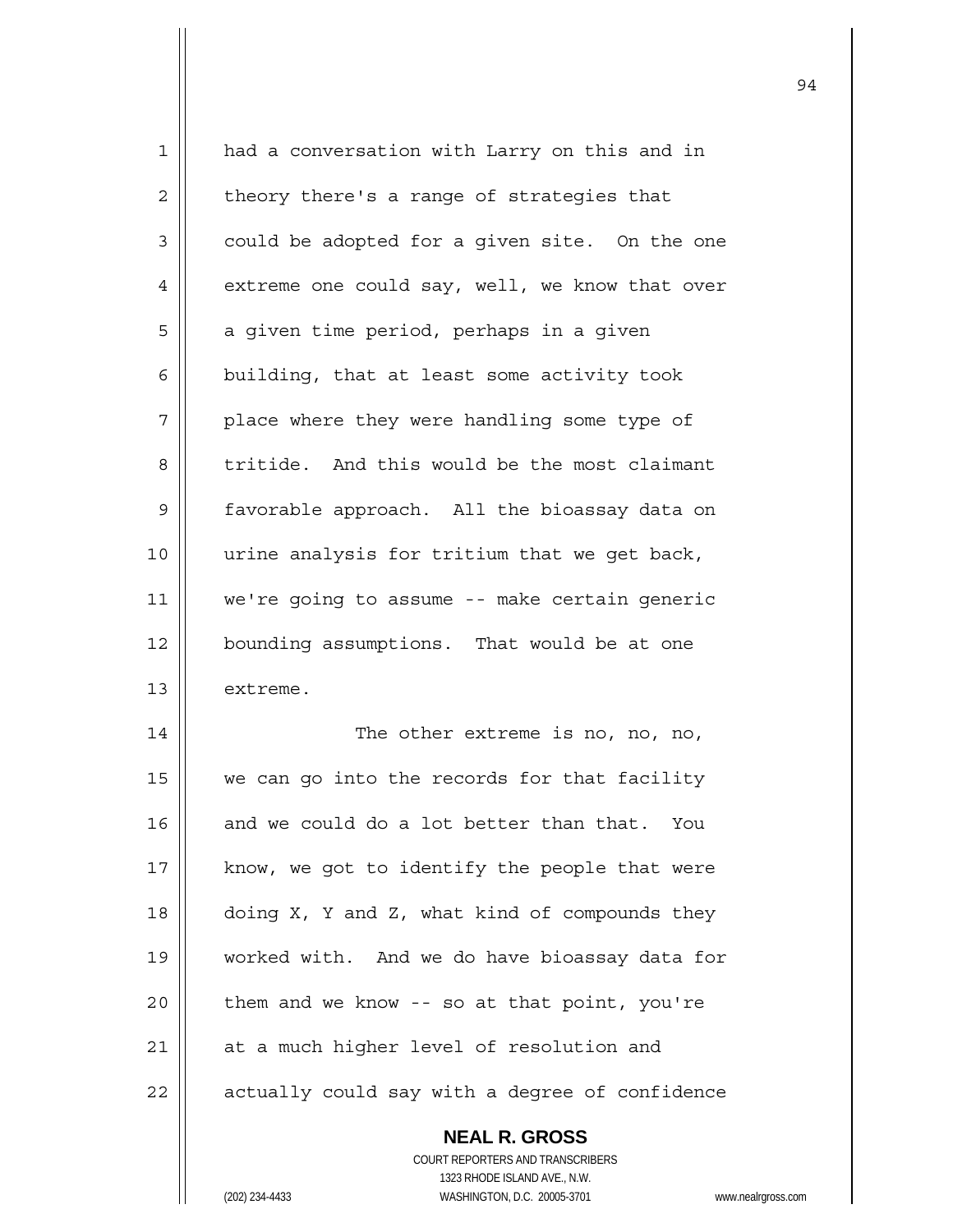had a conversation with Larry on this and in theory there's a range of strategies that could be adopted for a given site. On the one extreme one could say, well, we know that over a given time period, perhaps in a given building, that at least some activity took place where they were handling some type of tritide. And this would be the most claimant favorable approach. All the bioassay data on urine analysis for tritium that we get back, we're going to assume -- make certain generic bounding assumptions. That would be at one extreme.

The other extreme is no, no, no, we can go into the records for that facility and we could do a lot better than that. You know, we got to identify the people that were doing X, Y and Z, what kind of compounds they worked with. And we do have bioassay data for them and we know -- so at that point, you're at a much higher level of resolution and actually could say with a degree of confidence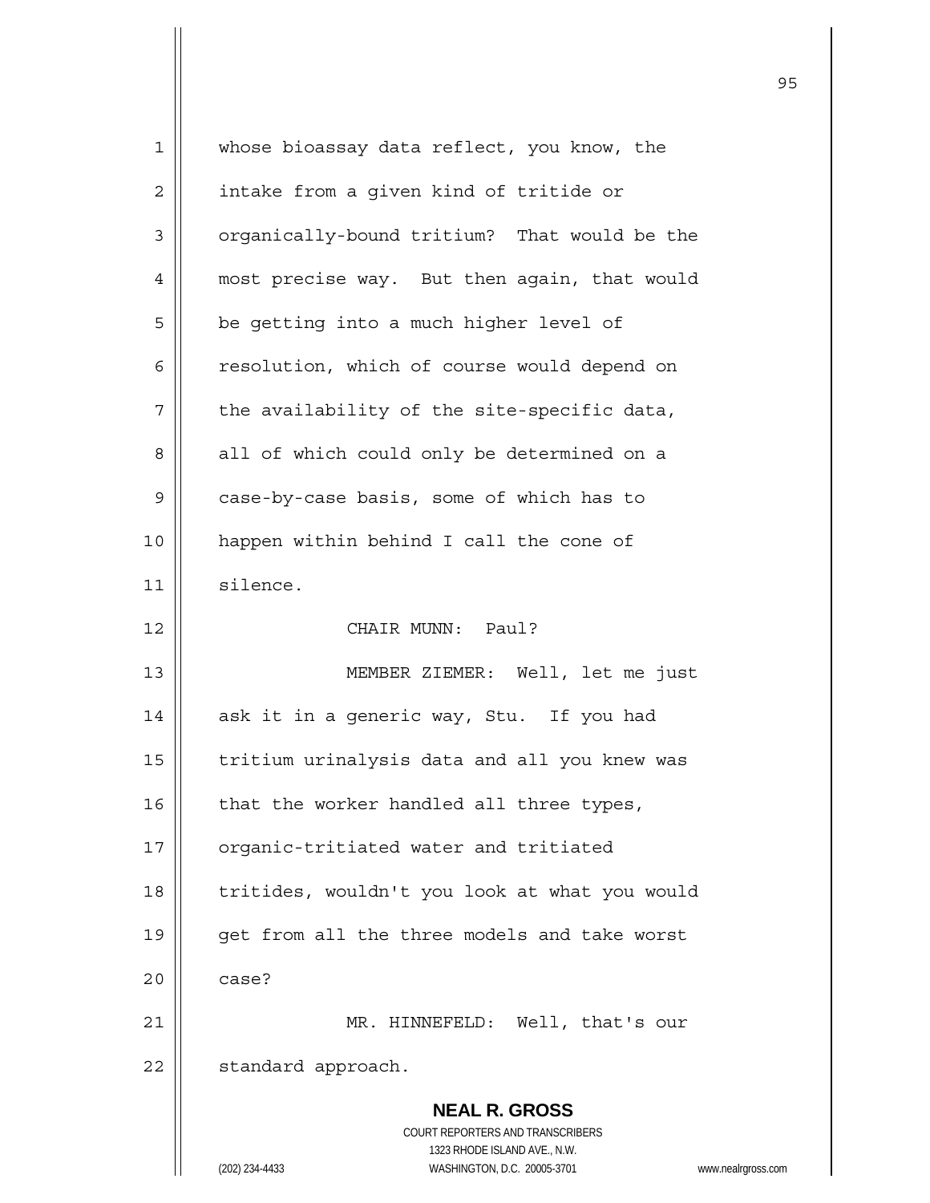whose bioassay data reflect, you know, the intake from a given kind of tritide or organically-bound tritium? That would be the most precise way. But then again, that would be getting into a much higher level of resolution, which of course would depend on the availability of the site-specific data, all of which could only be determined on a case-by-case basis, some of which has to happen within behind I call the cone of silence.

CHAIR MUNN: Paul?

MEMBER ZIEMER: Well, let me just ask it in a generic way, Stu. If you had tritium urinalysis data and all you knew was that the worker handled all three types, organic-tritiated water and tritiated tritides, wouldn't you look at what you would get from all the three models and take worst case?

MR. HINNEFELD: Well, that's our standard approach.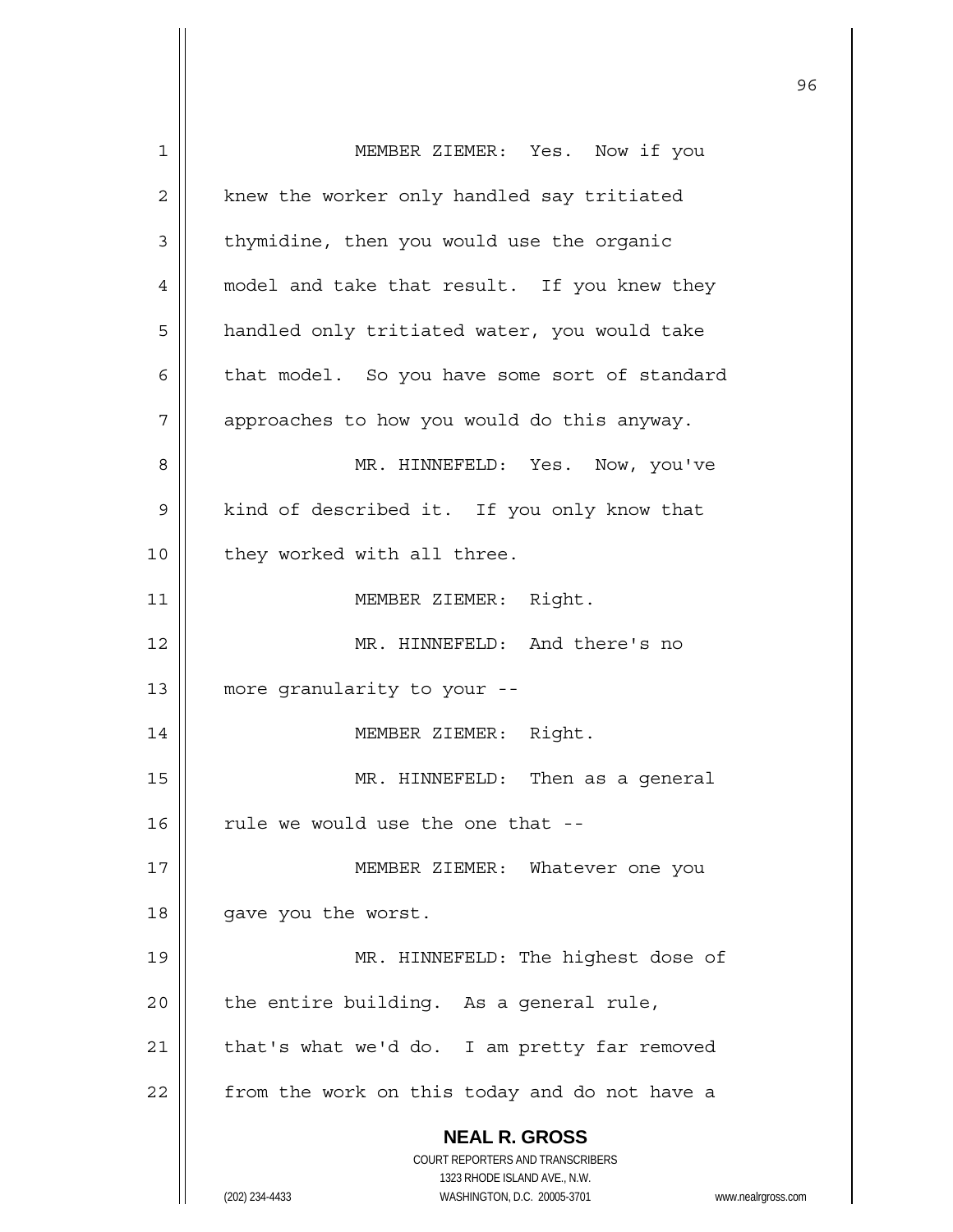MEMBER ZIEMER: Yes. Now if you knew the worker only handled say tritiated thymidine, then you would use the organic model and take that result. If you knew they handled only tritiated water, you would take that model. So you have some sort of standard approaches to how you would do this anyway.

MR. HINNEFELD: Yes. Now, you've kind of described it. If you only know that they worked with all three.

MEMBER ZIEMER: Right.

MR. HINNEFELD: And there's no more granularity to your --

MEMBER ZIEMER: Right.

MR. HINNEFELD: Then as a general rule we would use the one that --

MEMBER ZIEMER: Whatever one you gave you the worst.

MR. HINNEFELD: The highest dose of the entire building. As a general rule, that's what we'd do. I am pretty far removed from the work on this today and do not have a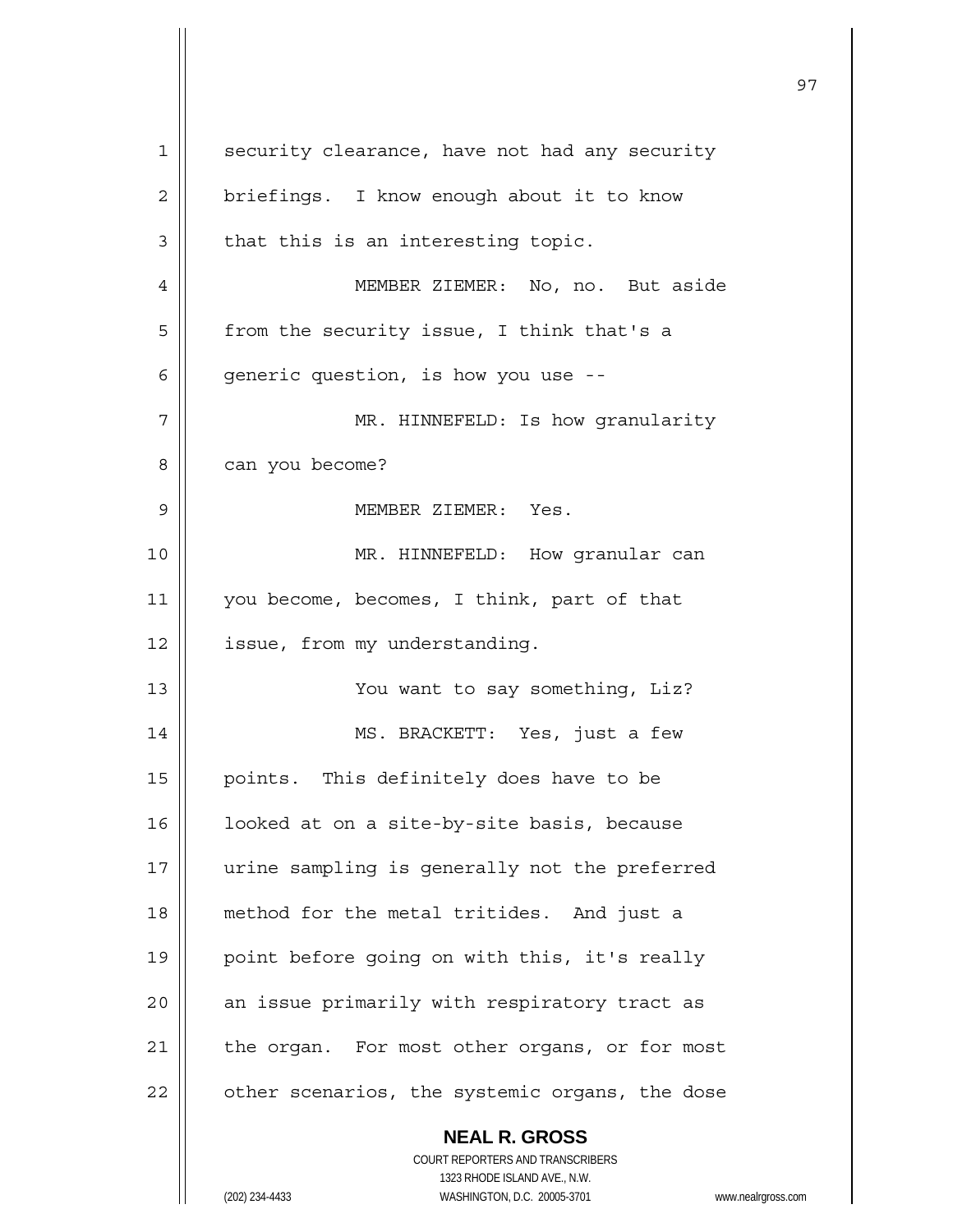security clearance, have not had any security briefings. I know enough about it to know that this is an interesting topic.

MEMBER ZIEMER: No, no. But aside from the security issue, I think that's a generic question, is how you use --

MR. HINNEFELD: Is how granularity can you become?

MEMBER ZIEMER: Yes.

MR. HINNEFELD: How granular can you become, becomes, I think, part of that issue, from my understanding.

You want to say something, Liz?

MS. BRACKETT: Yes, just a few points. This definitely does have to be looked at on a site-by-site basis, because urine sampling is generally not the preferred method for the metal tritides. And just a point before going on with this, it's really an issue primarily with respiratory tract as the organ. For most other organs, or for most other scenarios, the systemic organs, the dose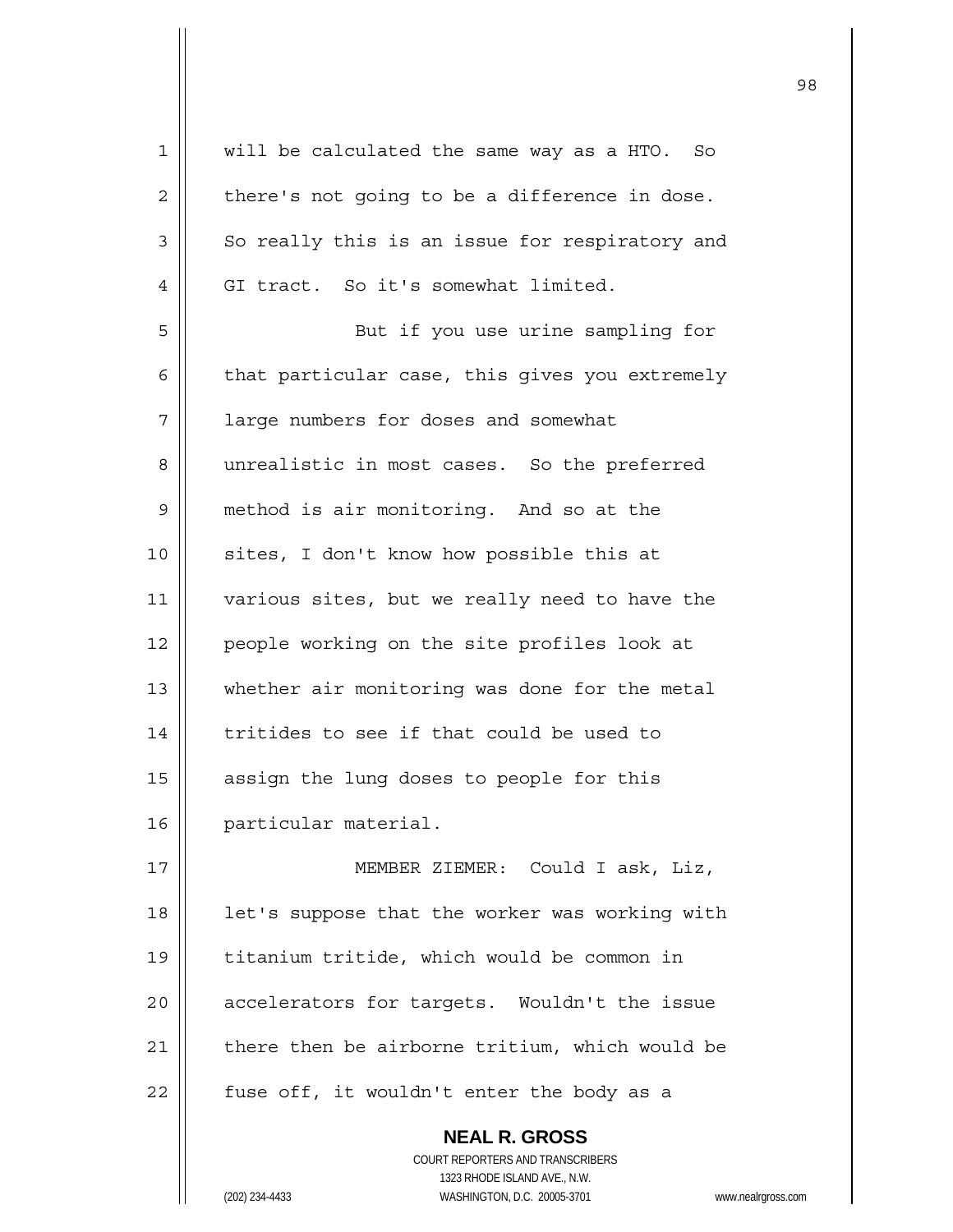will be calculated the same way as a HTO. So there's not going to be a difference in dose. So really this is an issue for respiratory and GI tract. So it's somewhat limited.

But if you use urine sampling for that particular case, this gives you extremely large numbers for doses and somewhat unrealistic in most cases. So the preferred method is air monitoring. And so at the sites, I don't know how possible this at various sites, but we really need to have the people working on the site profiles look at whether air monitoring was done for the metal tritides to see if that could be used to assign the lung doses to people for this particular material.

MEMBER ZIEMER: Could I ask, Liz, let's suppose that the worker was working with titanium tritide, which would be common in accelerators for targets. Wouldn't the issue there then be airborne tritium, which would be fuse off, it wouldn't enter the body as a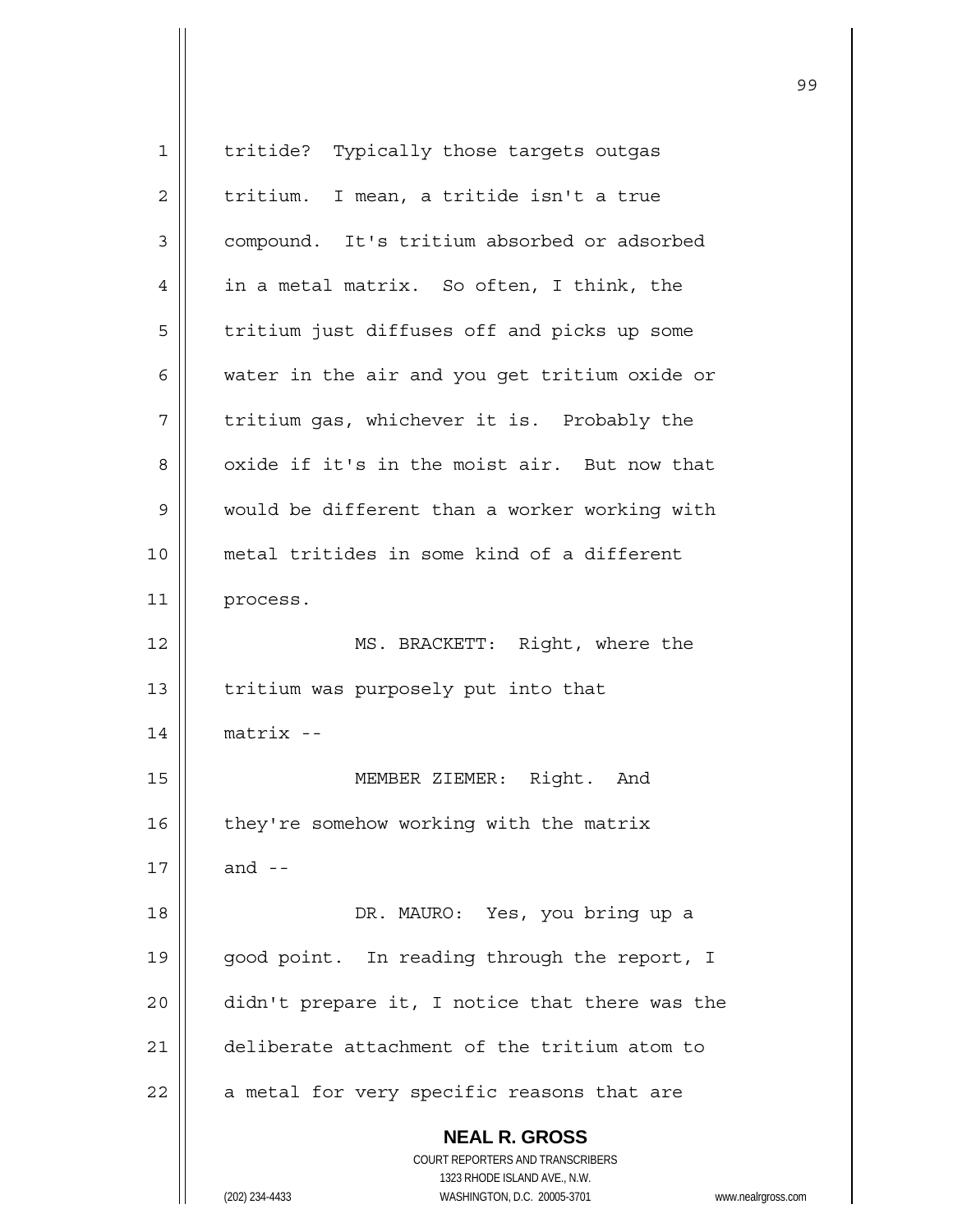tritide? Typically those targets outgas tritium. I mean, a tritide isn't a true compound. It's tritium absorbed or adsorbed in a metal matrix. So often, I think, the tritium just diffuses off and picks up some water in the air and you get tritium oxide or tritium gas, whichever it is. Probably the oxide if it's in the moist air. But now that would be different than a worker working with metal tritides in some kind of a different process.

MS. BRACKETT: Right, where the tritium was purposely put into that matrix --

MEMBER ZIEMER: Right. And they're somehow working with the matrix and --

DR. MAURO: Yes, you bring up a good point. In reading through the report, I didn't prepare it, I notice that there was the deliberate attachment of the tritium atom to a metal for very specific reasons that are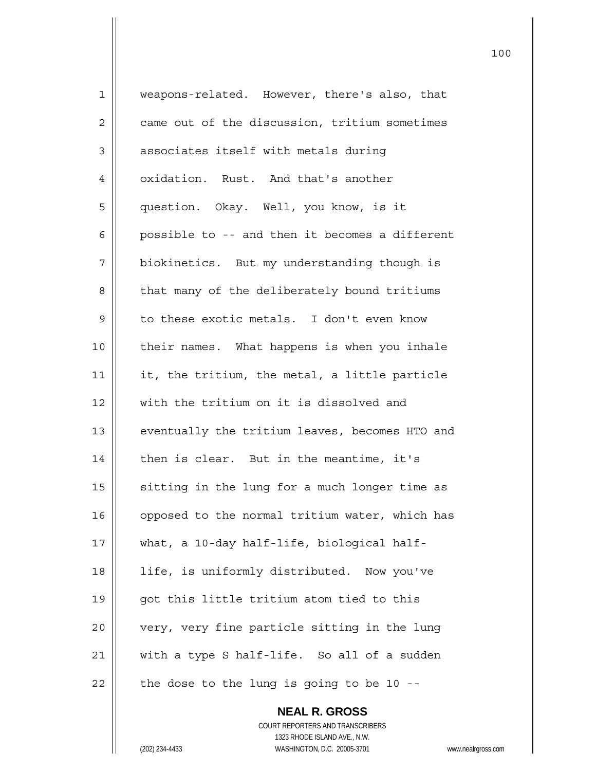weapons-related. However, there's also, that came out of the discussion, tritium sometimes associates itself with metals during oxidation. Rust. And that's another question. Okay. Well, you know, is it possible to -- and then it becomes a different biokinetics. But my understanding though is that many of the deliberately bound tritiums to these exotic metals. I don't even know their names. What happens is when you inhale it, the tritium, the metal, a little particle with the tritium on it is dissolved and eventually the tritium leaves, becomes HTO and then is clear. But in the meantime, it's sitting in the lung for a much longer time as opposed to the normal tritium water, which has what, a 10-day half-life, biological half-life, is uniformly distributed. Now you've got this little tritium atom tied to this very, very fine particle sitting in the lung with a type S half-life. So all of a sudden the dose to the lung is going to be 10 --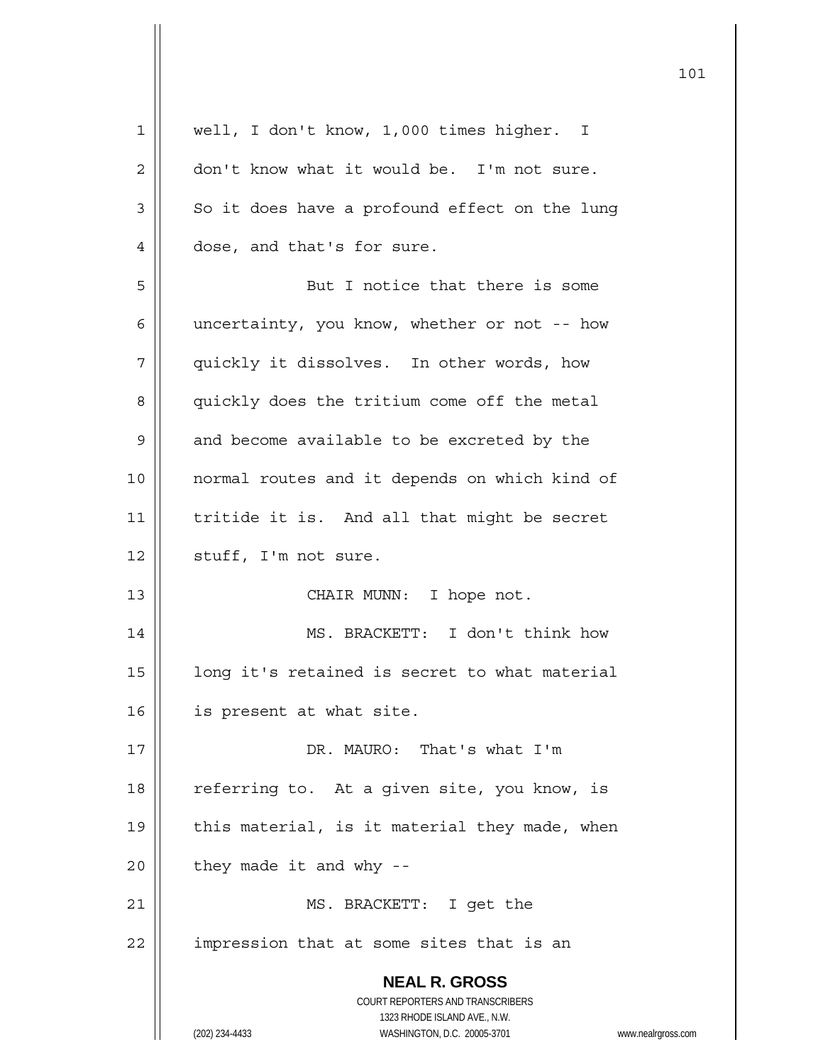well, I don't know, 1,000 times higher. I don't know what it would be. I'm not sure. So it does have a profound effect on the lung dose, and that's for sure.

But I notice that there is some uncertainty, you know, whether or not -- how quickly it dissolves. In other words, how quickly does the tritium come off the metal and become available to be excreted by the normal routes and it depends on which kind of tritide it is. And all that might be secret stuff, I'm not sure.

CHAIR MUNN: I hope not.

MS. BRACKETT: I don't think how long it's retained is secret to what material is present at what site.

DR. MAURO: That's what I'm referring to. At a given site, you know, is this material, is it material they made, when they made it and why --

MS. BRACKETT: I get the impression that at some sites that is an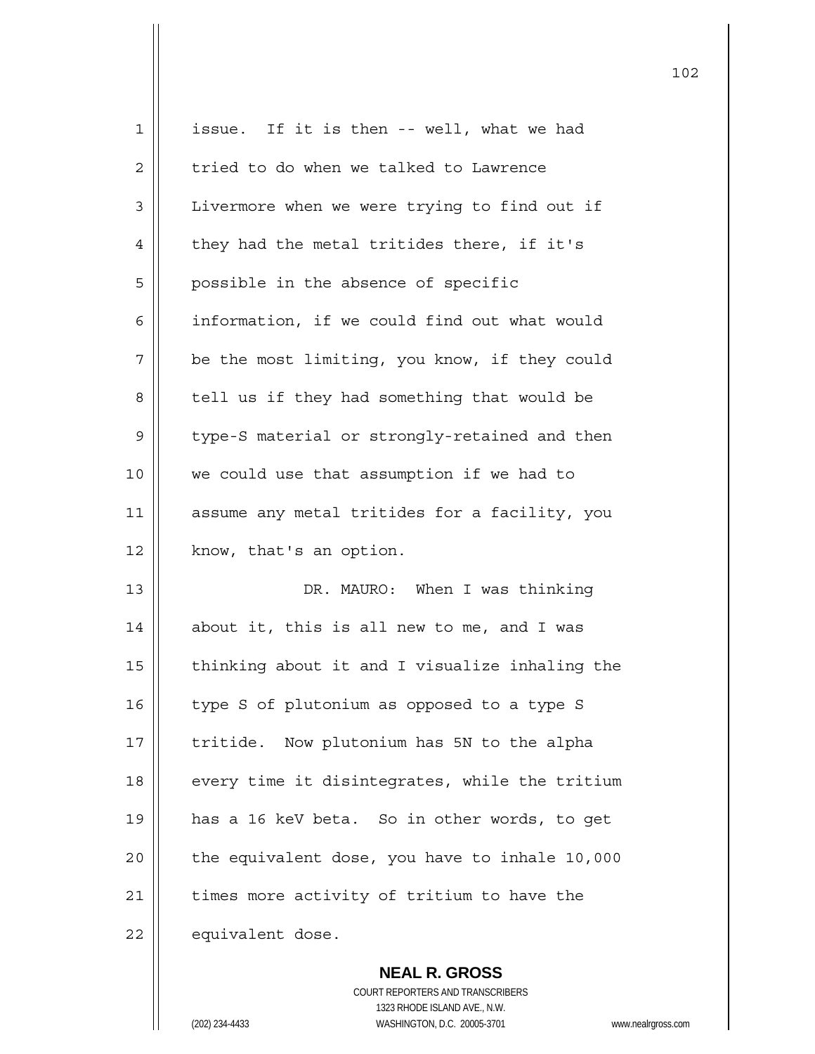issue. If it is then -- well, what we had tried to do when we talked to Lawrence Livermore when we were trying to find out if they had the metal tritides there, if it's possible in the absence of specific information, if we could find out what would be the most limiting, you know, if they could tell us if they had something that would be type-S material or strongly-retained and then we could use that assumption if we had to assume any metal tritides for a facility, you know, that's an option.

DR. MAURO: When I was thinking about it, this is all new to me, and I was thinking about it and I visualize inhaling the type S of plutonium as opposed to a type S tritide. Now plutonium has 5N to the alpha every time it disintegrates, while the tritium has a 16 keV beta. So in other words, to get the equivalent dose, you have to inhale 10,000 times more activity of tritium to have the equivalent dose.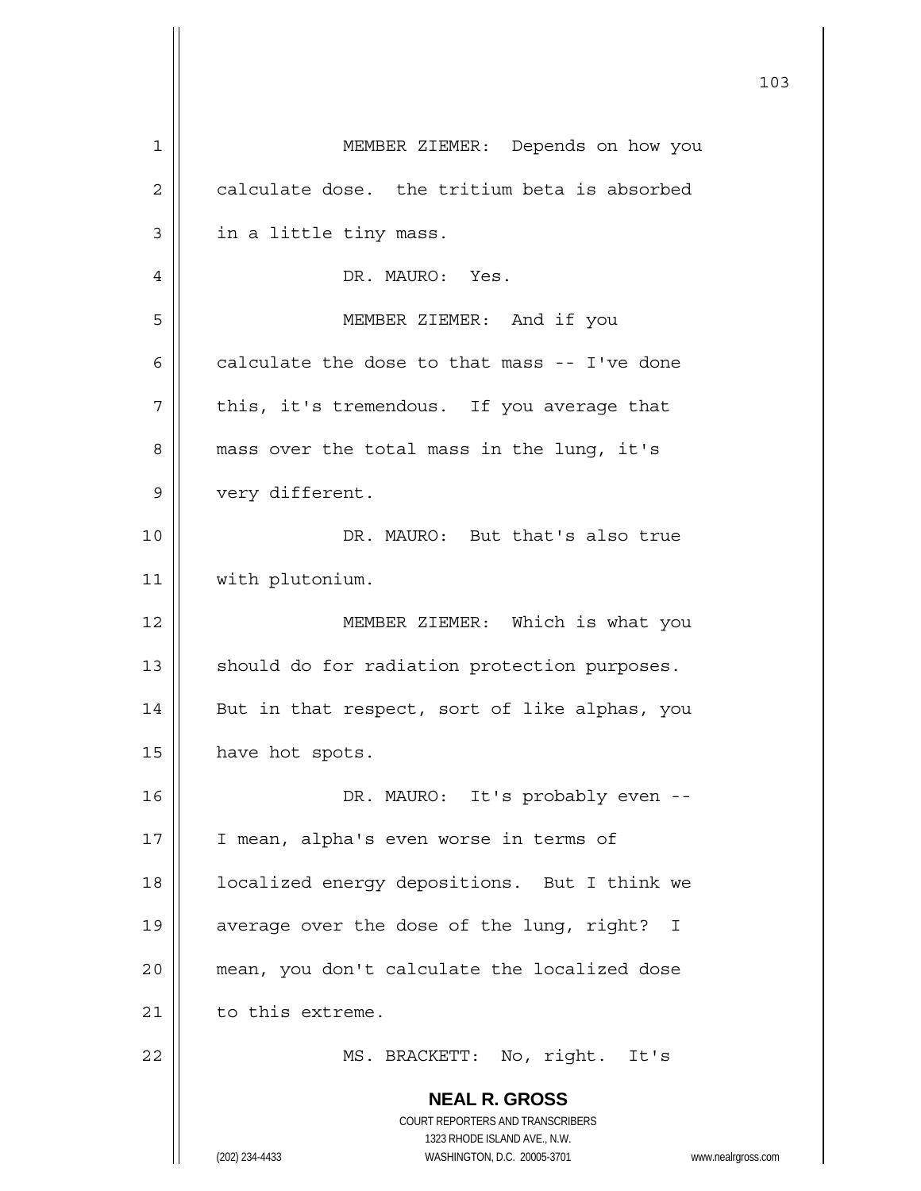MEMBER ZIEMER: Depends on how you calculate dose. the tritium beta is absorbed in a little tiny mass.

DR. MAURO: Yes.

MEMBER ZIEMER: And if you calculate the dose to that mass -- I've done this, it's tremendous. If you average that mass over the total mass in the lung, it's very different.

DR. MAURO: But that's also true with plutonium.

MEMBER ZIEMER: Which is what you should do for radiation protection purposes. But in that respect, sort of like alphas, you have hot spots.

DR. MAURO: It's probably even -- I mean, alpha's even worse in terms of localized energy depositions. But I think we average over the dose of the lung, right? I mean, you don't calculate the localized dose to this extreme.

MS. BRACKETT: No, right. It's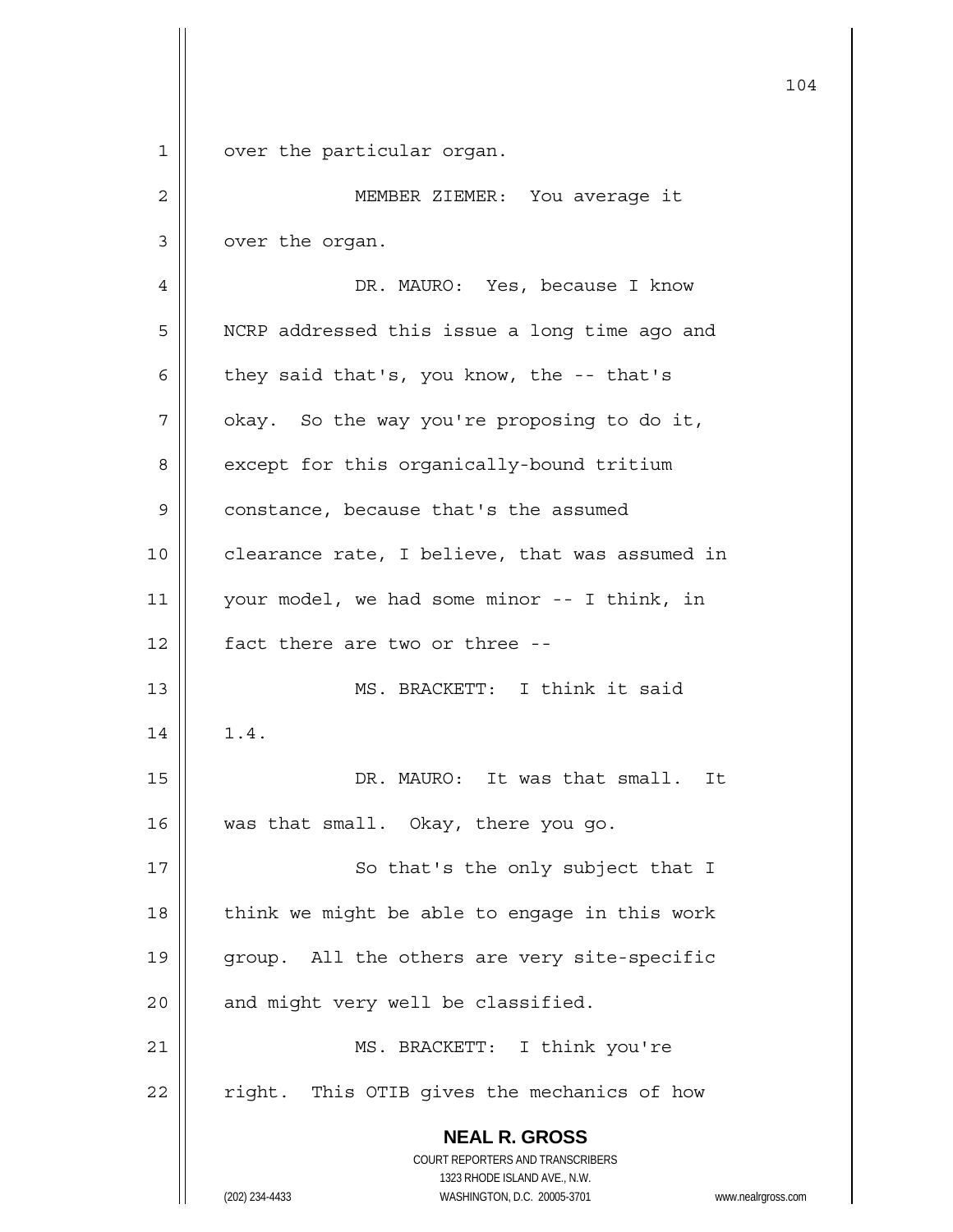over the particular organ.

MEMBER ZIEMER: You average it over the organ.

DR. MAURO: Yes, because I know NCRP addressed this issue a long time ago and they said that's, you know, the -- that's okay. So the way you're proposing to do it, except for this organically-bound tritium constance, because that's the assumed clearance rate, I believe, that was assumed in your model, we had some minor -- I think, in fact there are two or three --

MS. BRACKETT: I think it said 1.4.

DR. MAURO: It was that small. It was that small. Okay, there you go.

So that's the only subject that I think we might be able to engage in this work group. All the others are very site-specific and might very well be classified.

MS. BRACKETT: I think you're right. This OTIB gives the mechanics of how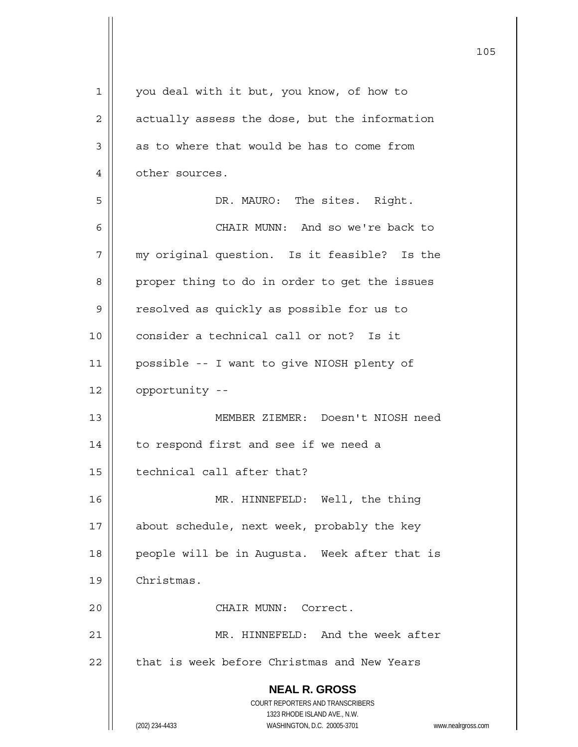you deal with it but, you know, of how to actually assess the dose, but the information as to where that would be has to come from other sources.

DR. MAURO: The sites. Right.

CHAIR MUNN: And so we're back to my original question. Is it feasible? Is the proper thing to do in order to get the issues resolved as quickly as possible for us to consider a technical call or not? Is it possible -- I want to give NIOSH plenty of opportunity --

MEMBER ZIEMER: Doesn't NIOSH need to respond first and see if we need a technical call after that?

MR. HINNEFELD: Well, the thing about schedule, next week, probably the key people will be in Augusta. Week after that is Christmas.

CHAIR MUNN: Correct.

MR. HINNEFELD: And the week after that is week before Christmas and New Years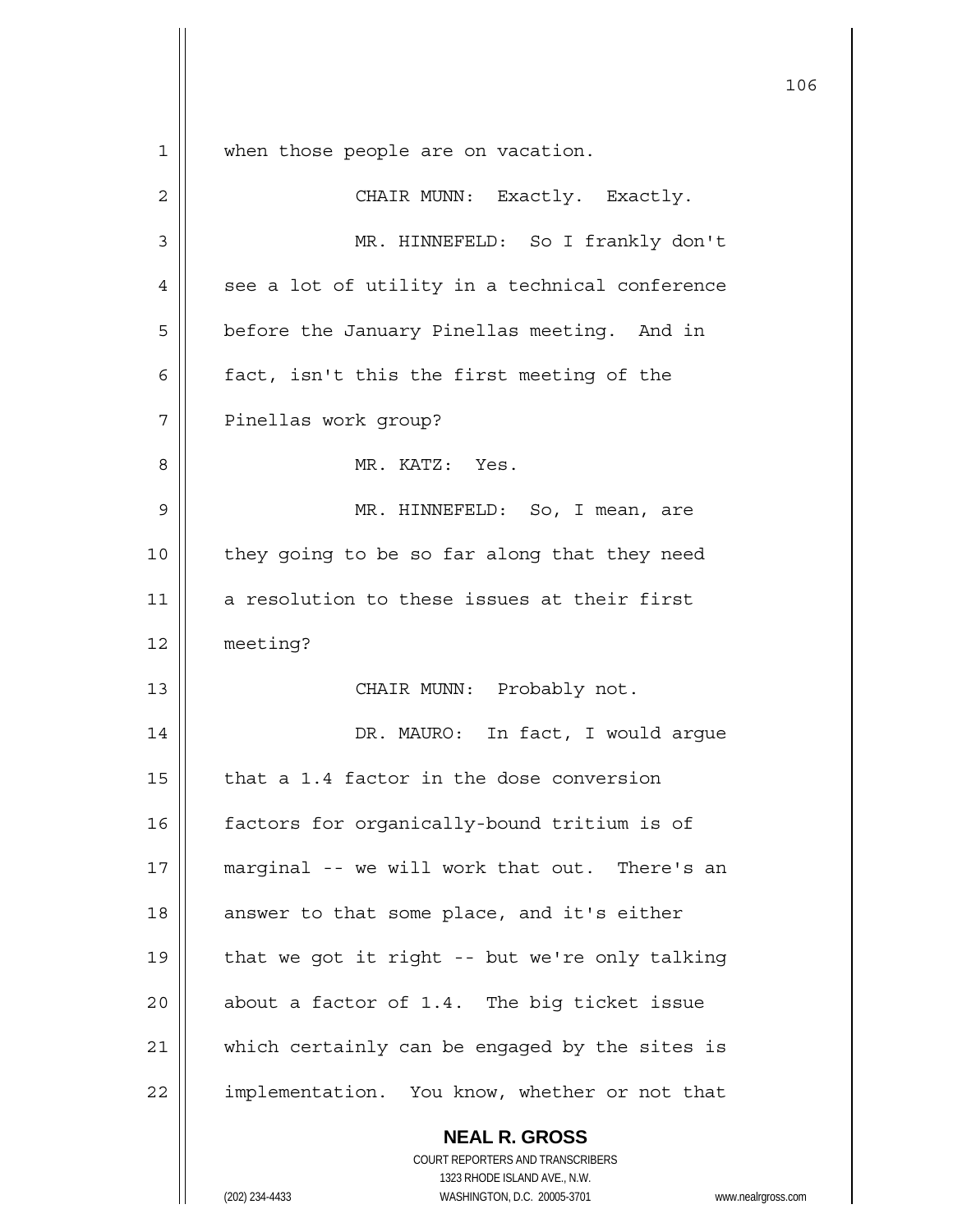when those people are on vacation.

CHAIR MUNN: Exactly. Exactly.

MR. HINNEFELD: So I frankly don't see a lot of utility in a technical conference before the January Pinellas meeting. And in fact, isn't this the first meeting of the Pinellas work group?

MR. KATZ: Yes.

MR. HINNEFELD: So, I mean, are they going to be so far along that they need a resolution to these issues at their first meeting?

CHAIR MUNN: Probably not.

DR. MAURO: In fact, I would argue that a 1.4 factor in the dose conversion factors for organically-bound tritium is of marginal -- we will work that out. There's an answer to that some place, and it's either that we got it right -- but we're only talking about a factor of 1.4. The big ticket issue which certainly can be engaged by the sites is implementation. You know, whether or not that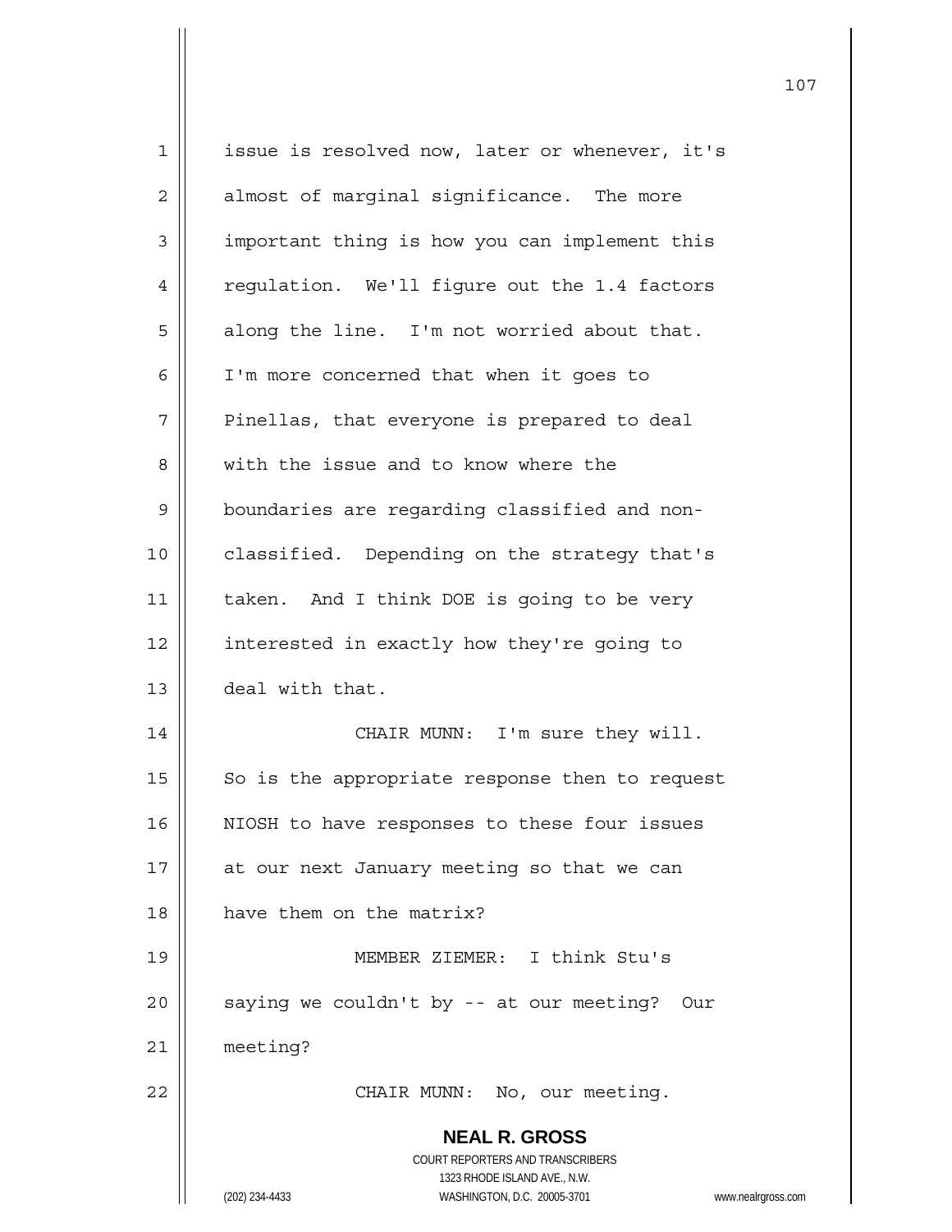issue is resolved now, later or whenever, it's almost of marginal significance. The more important thing is how you can implement this regulation. We'll figure out the 1.4 factors along the line. I'm not worried about that. I'm more concerned that when it goes to Pinellas, that everyone is prepared to deal with the issue and to know where the boundaries are regarding classified and non-classified. Depending on the strategy that's taken. And I think DOE is going to be very interested in exactly how they're going to deal with that.

CHAIR MUNN: I'm sure they will. So is the appropriate response then to request NIOSH to have responses to these four issues at our next January meeting so that we can have them on the matrix?

MEMBER ZIEMER: I think Stu's saying we couldn't by -- at our meeting? Our meeting?

CHAIR MUNN: No, our meeting.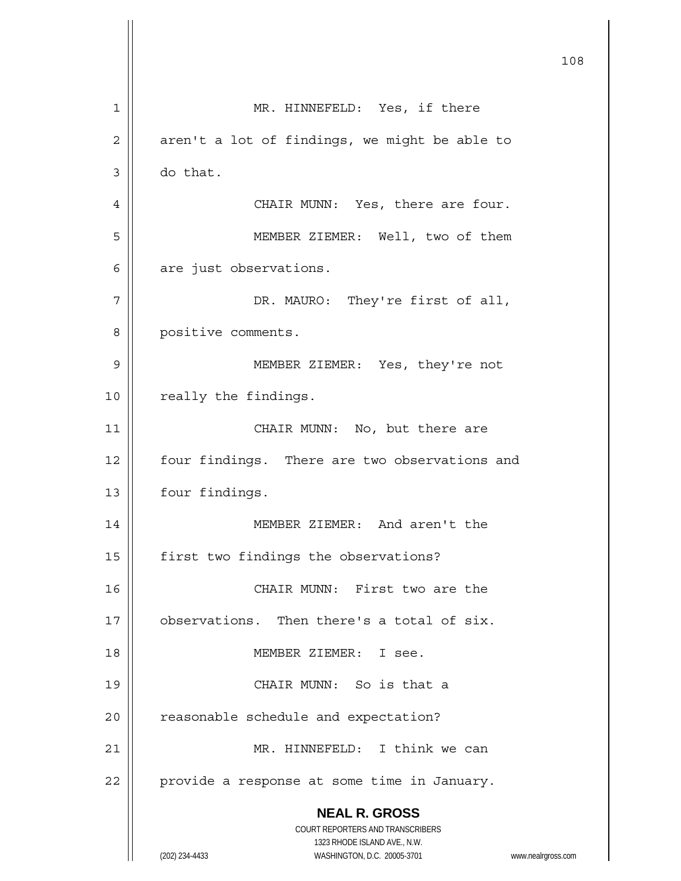MR. HINNEFELD: Yes, if there aren't a lot of findings, we might be able to do that.

CHAIR MUNN: Yes, there are four.

MEMBER ZIEMER: Well, two of them are just observations.

DR. MAURO: They're first of all, positive comments.

MEMBER ZIEMER: Yes, they're not really the findings.

CHAIR MUNN: No, but there are four findings. There are two observations and four findings.

MEMBER ZIEMER: And aren't the first two findings the observations?

CHAIR MUNN: First two are the observations. Then there's a total of six.

MEMBER ZIEMER: I see.

CHAIR MUNN: So is that a reasonable schedule and expectation?

MR. HINNEFELD: I think we can provide a response at some time in January.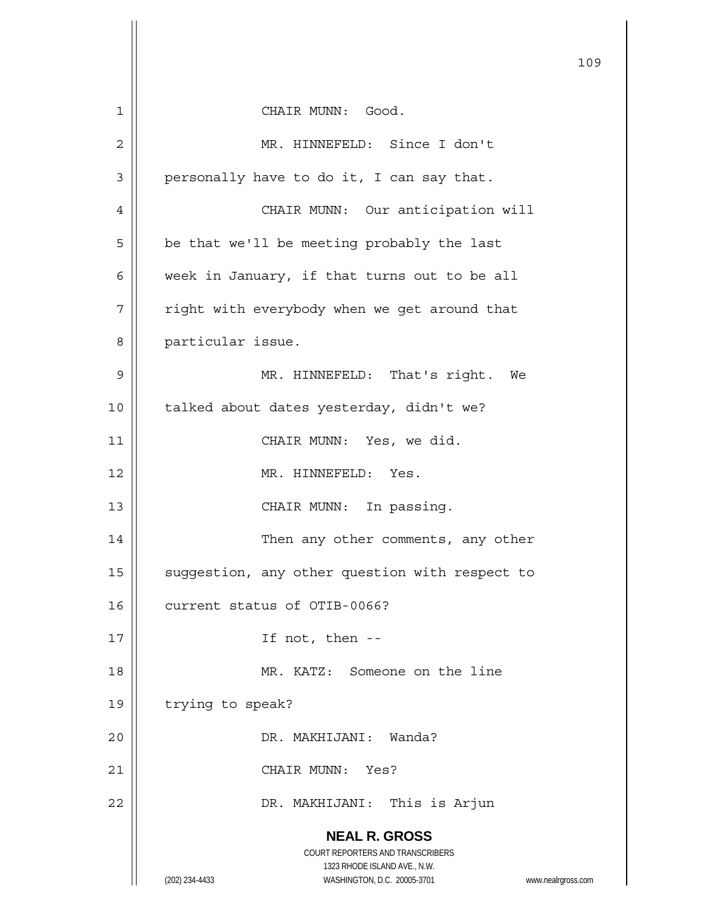CHAIR MUNN: Good.

MR. HINNEFELD: Since I don't personally have to do it, I can say that.

CHAIR MUNN: Our anticipation will be that we'll be meeting probably the last week in January, if that turns out to be all right with everybody when we get around that particular issue.

MR. HINNEFELD: That's right. We talked about dates yesterday, didn't we?

CHAIR MUNN: Yes, we did.

MR. HINNEFELD: Yes.

CHAIR MUNN: In passing.

Then any other comments, any other suggestion, any other question with respect to current status of OTIB-0066?

If not, then --

MR. KATZ: Someone on the line trying to speak?

DR. MAKHIJANI: Wanda?

CHAIR MUNN: Yes?

DR. MAKHIJANI: This is Arjun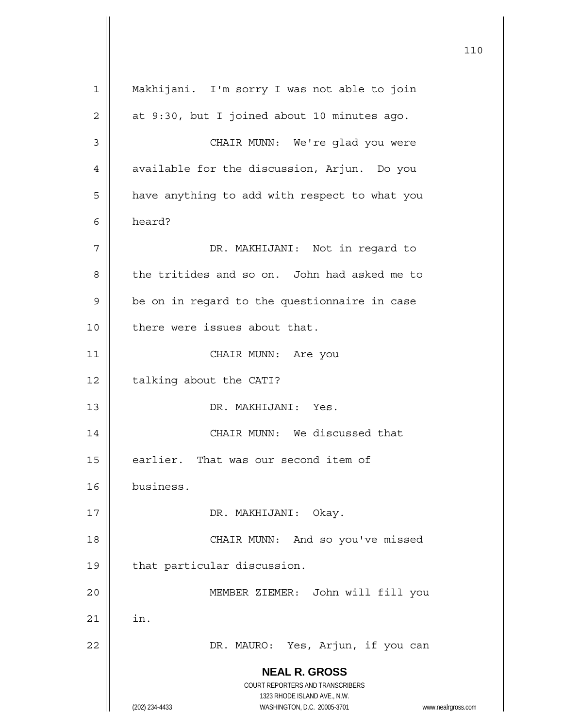Makhijani. I'm sorry I was not able to join at 9:30, but I joined about 10 minutes ago.

CHAIR MUNN: We're glad you were available for the discussion, Arjun. Do you have anything to add with respect to what you heard?

DR. MAKHIJANI: Not in regard to the tritides and so on. John had asked me to be on in regard to the questionnaire in case there were issues about that.

CHAIR MUNN: Are you talking about the CATI?

DR. MAKHIJANI: Yes.

CHAIR MUNN: We discussed that earlier. That was our second item of business.

DR. MAKHIJANI: Okay.

CHAIR MUNN: And so you've missed that particular discussion.

MEMBER ZIEMER: John will fill you in.

DR. MAURO: Yes, Arjun, if you can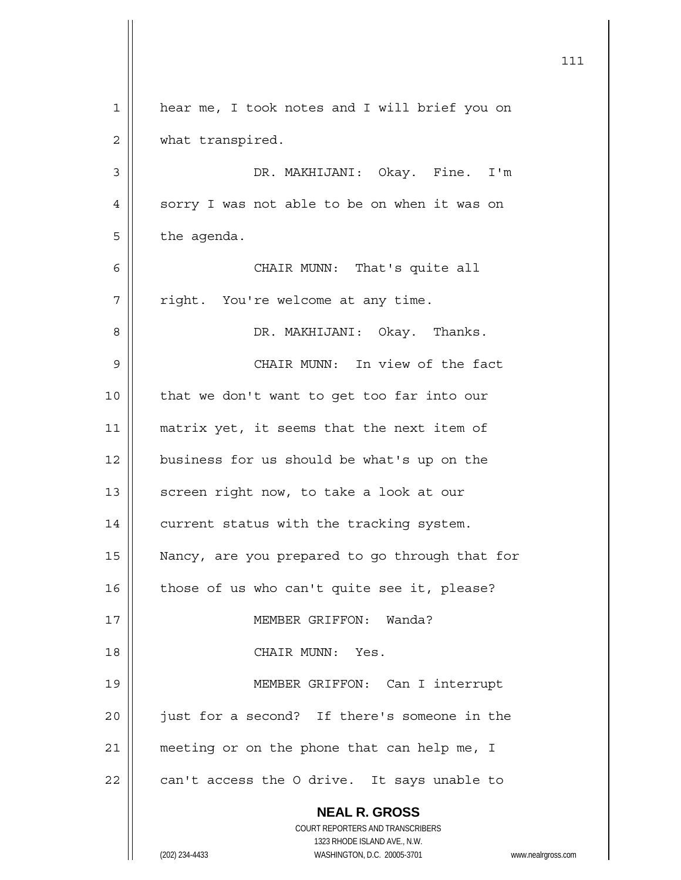hear me, I took notes and I will brief you on what transpired.

DR. MAKHIJANI: Okay. Fine. I'm sorry I was not able to be on when it was on the agenda.

CHAIR MUNN: That's quite all right. You're welcome at any time.

DR. MAKHIJANI: Okay. Thanks.

CHAIR MUNN: In view of the fact that we don't want to get too far into our matrix yet, it seems that the next item of business for us should be what's up on the screen right now, to take a look at our current status with the tracking system. Nancy, are you prepared to go through that for those of us who can't quite see it, please?

MEMBER GRIFFON: Wanda?

CHAIR MUNN: Yes.

MEMBER GRIFFON: Can I interrupt just for a second? If there's someone in the meeting or on the phone that can help me, I can't access the O drive. It says unable to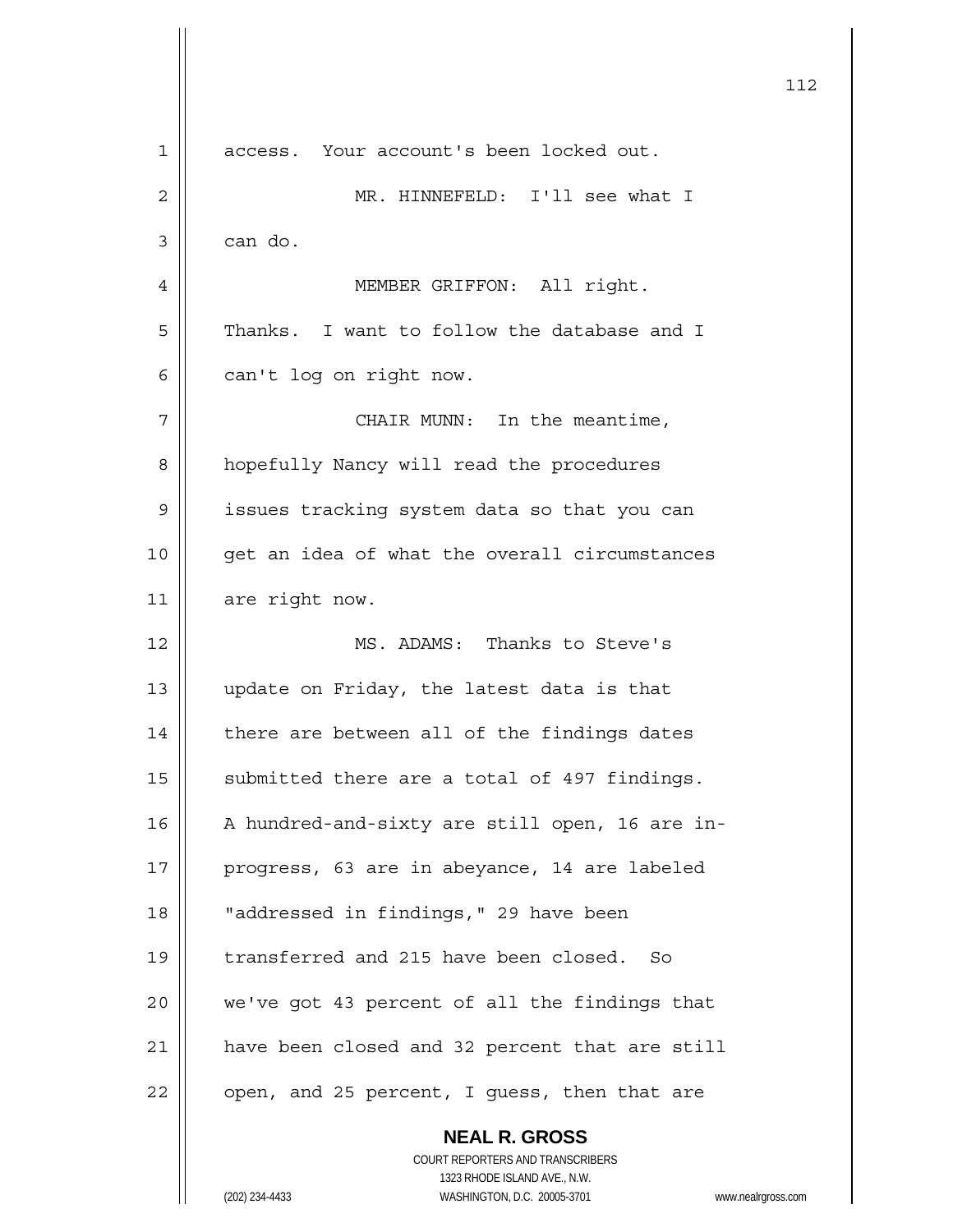access. Your account's been locked out.

MR. HINNEFELD: I'll see what I can do.

MEMBER GRIFFON: All right. Thanks. I want to follow the database and I can't log on right now.

CHAIR MUNN: In the meantime, hopefully Nancy will read the procedures issues tracking system data so that you can get an idea of what the overall circumstances are right now.

MS. ADAMS: Thanks to Steve's update on Friday, the latest data is that there are between all of the findings dates submitted there are a total of 497 findings. A hundred-and-sixty are still open, 16 are in-progress, 63 are in abeyance, 14 are labeled "addressed in findings," 29 have been transferred and 215 have been closed. So we've got 43 percent of all the findings that have been closed and 32 percent that are still open, and 25 percent, I guess, then that are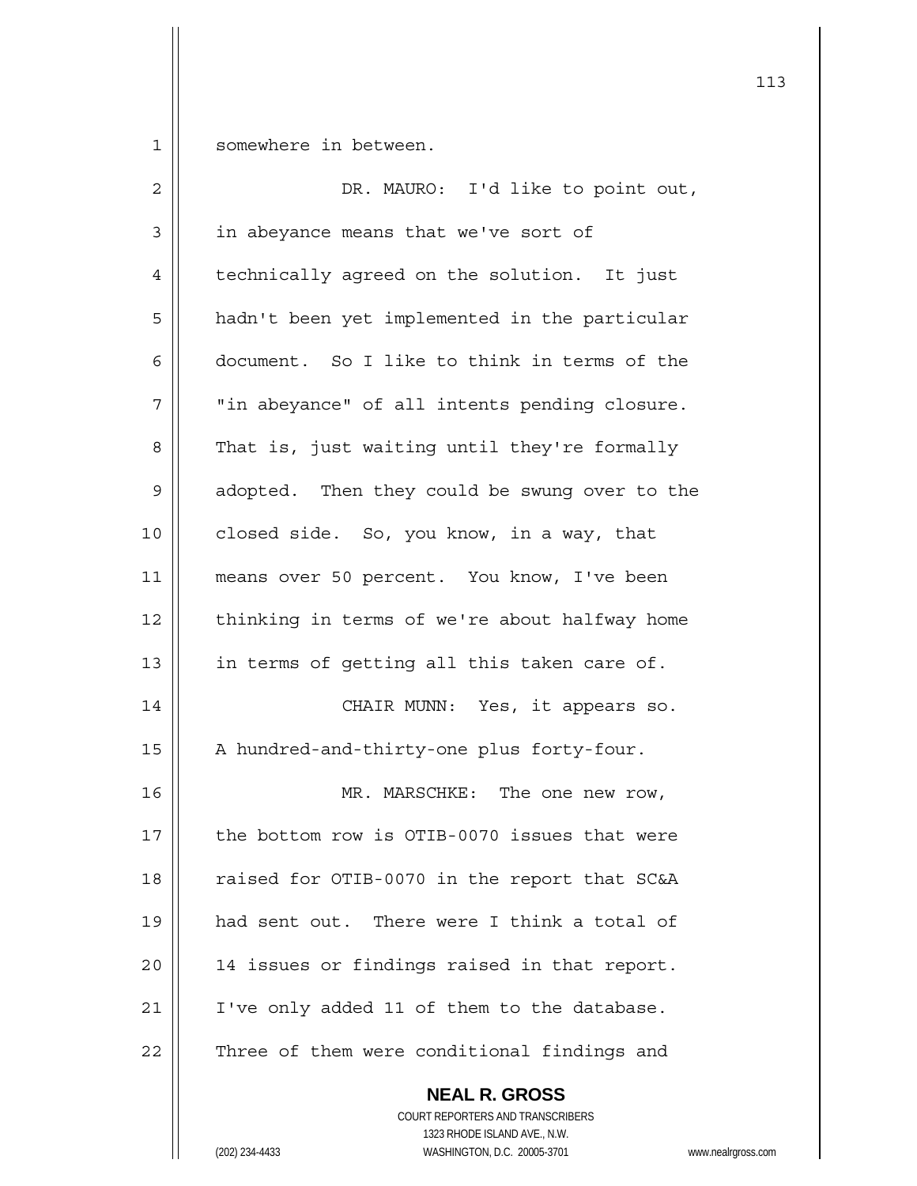somewhere in between.

DR. MAURO: I'd like to point out, in abeyance means that we've sort of technically agreed on the solution. It just hadn't been yet implemented in the particular document. So I like to think in terms of the "in abeyance" of all intents pending closure. That is, just waiting until they're formally adopted. Then they could be swung over to the closed side. So, you know, in a way, that means over 50 percent. You know, I've been thinking in terms of we're about halfway home in terms of getting all this taken care of.

CHAIR MUNN: Yes, it appears so. A hundred-and-thirty-one plus forty-four.

MR. MARSCHKE: The one new row, the bottom row is OTIB-0070 issues that were raised for OTIB-0070 in the report that SC&A had sent out. There were I think a total of 14 issues or findings raised in that report. I've only added 11 of them to the database. Three of them were conditional findings and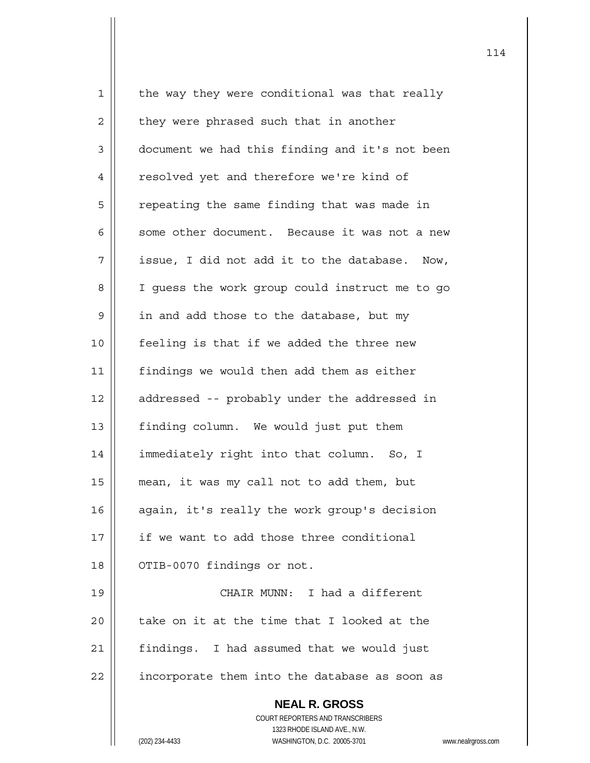the way they were conditional was that really they were phrased such that in another document we had this finding and it's not been resolved yet and therefore we're kind of repeating the same finding that was made in some other document. Because it was not a new issue, I did not add it to the database. Now, I guess the work group could instruct me to go in and add those to the database, but my feeling is that if we added the three new findings we would then add them as either addressed -- probably under the addressed in finding column. We would just put them immediately right into that column. So, I mean, it was my call not to add them, but again, it's really the work group's decision if we want to add those three conditional OTIB-0070 findings or not.

CHAIR MUNN: I had a different take on it at the time that I looked at the findings. I had assumed that we would just incorporate them into the database as soon as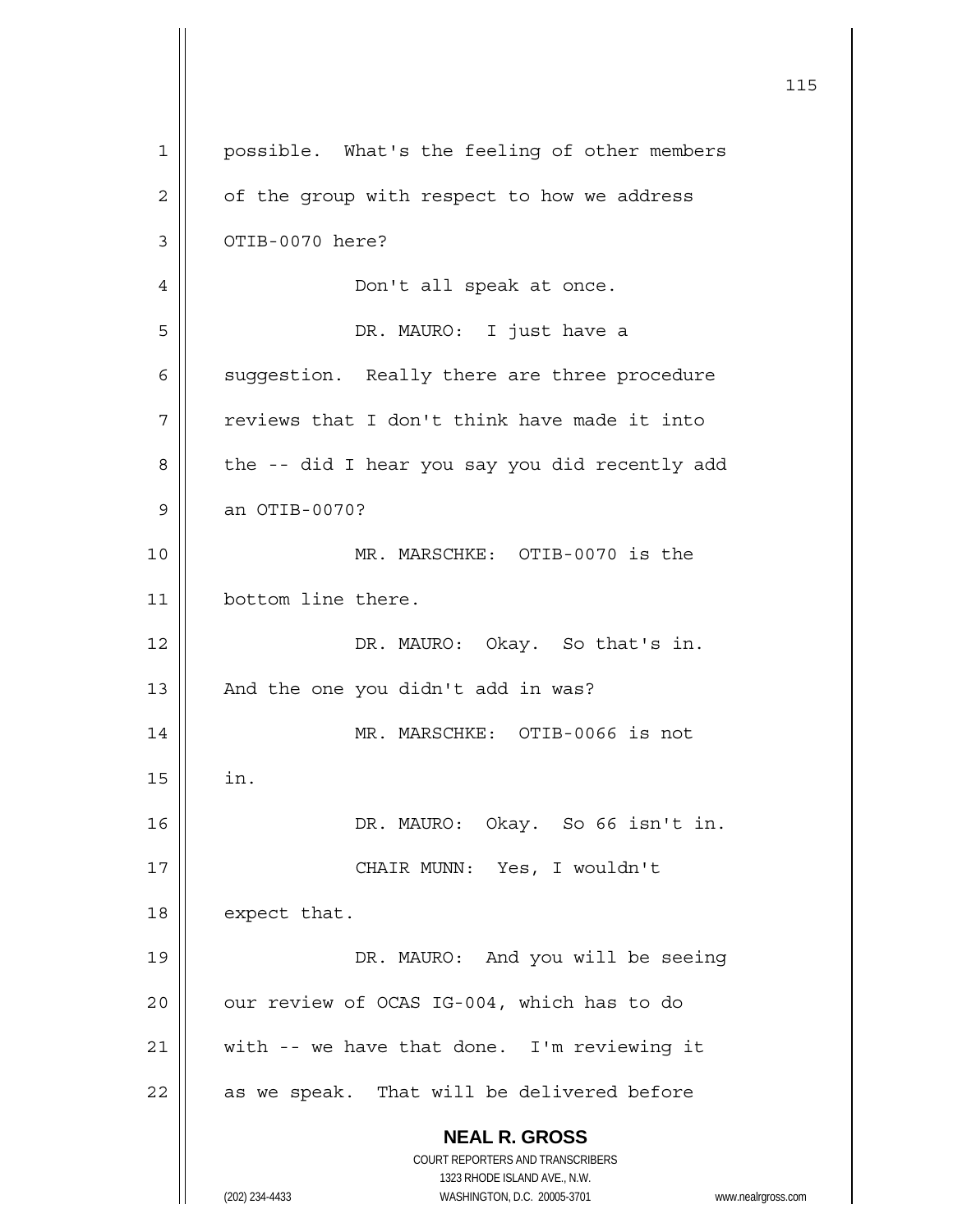possible. What's the feeling of other members of the group with respect to how we address OTIB-0070 here?

Don't all speak at once.

DR. MAURO: I just have a suggestion. Really there are three procedure reviews that I don't think have made it into the -- did I hear you say you did recently add an OTIB-0070?

MR. MARSCHKE: OTIB-0070 is the bottom line there.

DR. MAURO: Okay. So that's in. And the one you didn't add in was?

MR. MARSCHKE: OTIB-0066 is not in.

DR. MAURO: Okay. So 66 isn't in.

CHAIR MUNN: Yes, I wouldn't expect that.

DR. MAURO: And you will be seeing our review of OCAS IG-004, which has to do with -- we have that done. I'm reviewing it as we speak. That will be delivered before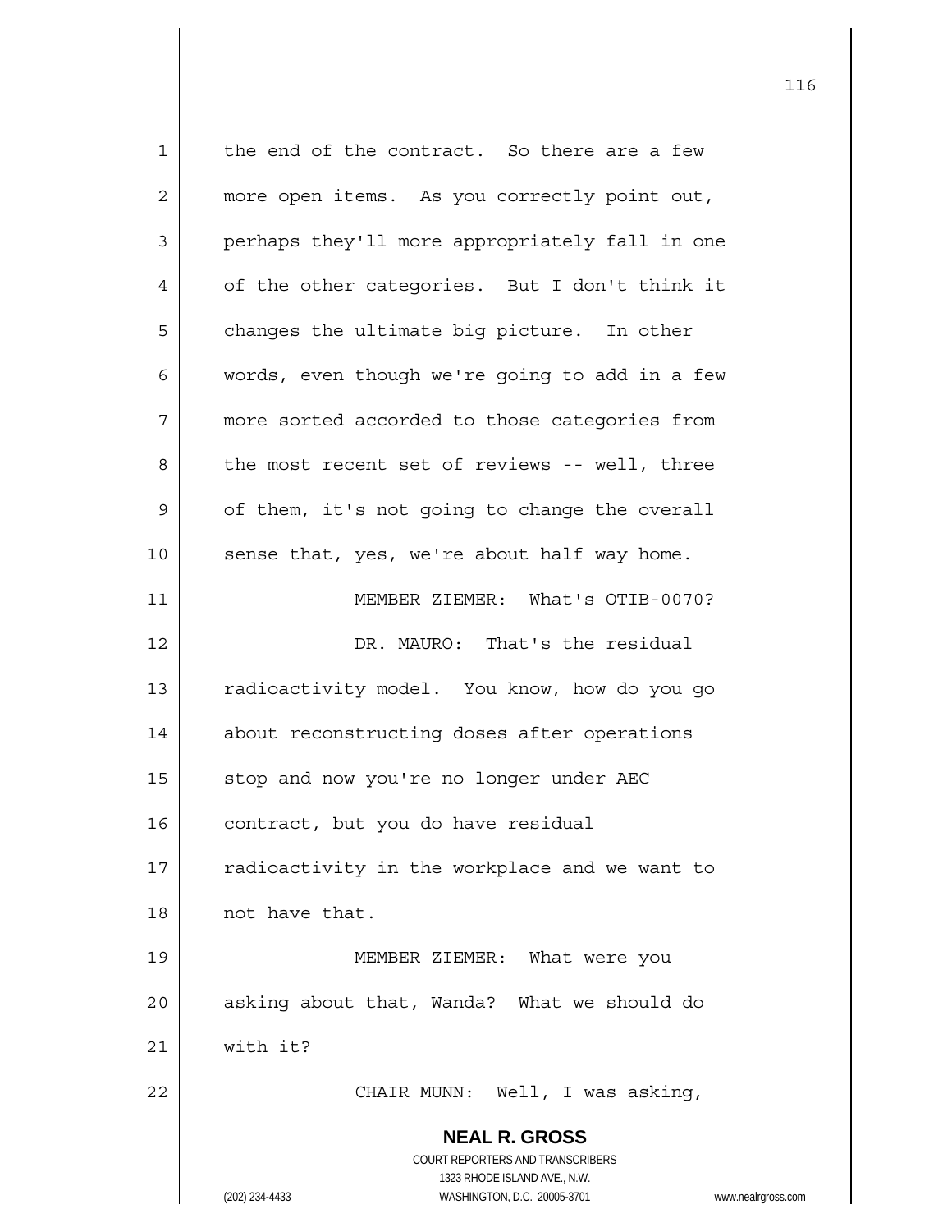the end of the contract. So there are a few more open items. As you correctly point out, perhaps they'll more appropriately fall in one of the other categories. But I don't think it changes the ultimate big picture. In other words, even though we're going to add in a few more sorted accorded to those categories from the most recent set of reviews -- well, three of them, it's not going to change the overall sense that, yes, we're about half way home.

MEMBER ZIEMER: What's OTIB-0070?

DR. MAURO: That's the residual radioactivity model. You know, how do you go about reconstructing doses after operations stop and now you're no longer under AEC contract, but you do have residual radioactivity in the workplace and we want to not have that.

MEMBER ZIEMER: What were you asking about that, Wanda? What we should do with it?

CHAIR MUNN: Well, I was asking,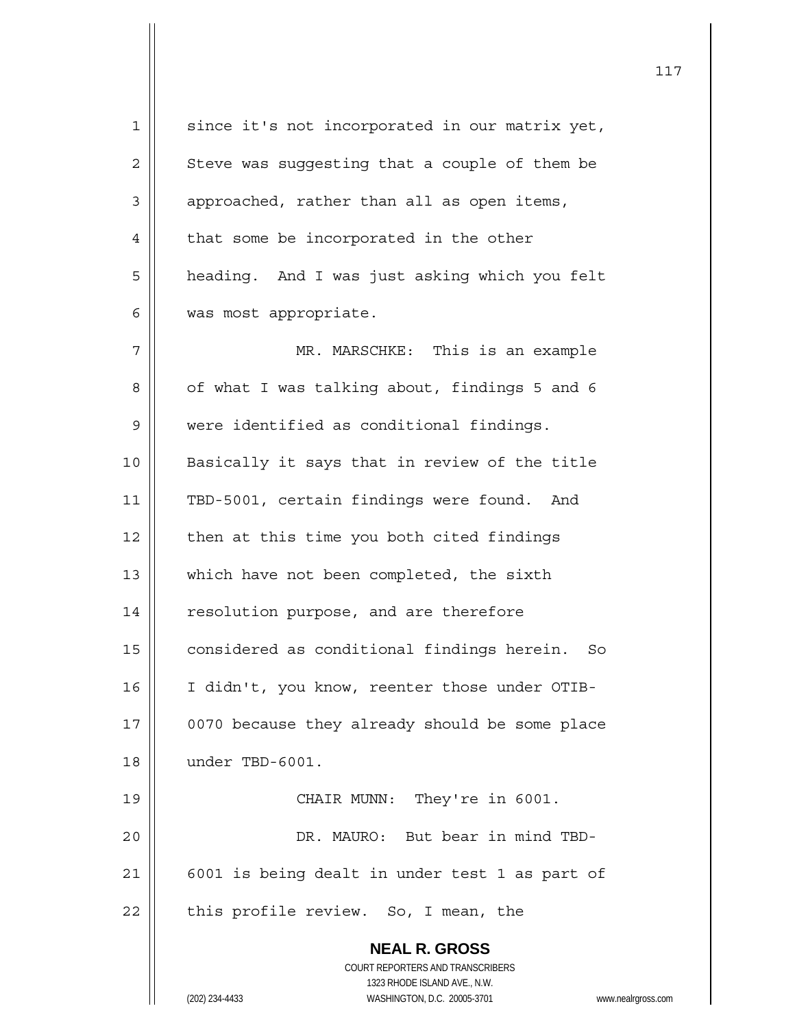since it's not incorporated in our matrix yet, Steve was suggesting that a couple of them be approached, rather than all as open items, that some be incorporated in the other heading. And I was just asking which you felt was most appropriate.

MR. MARSCHKE: This is an example of what I was talking about, findings 5 and 6 were identified as conditional findings. Basically it says that in review of the title TBD-5001, certain findings were found. And then at this time you both cited findings which have not been completed, the sixth resolution purpose, and are therefore considered as conditional findings herein. So I didn't, you know, reenter those under OTIB-0070 because they already should be some place under TBD-6001.

CHAIR MUNN: They're in 6001.

DR. MAURO: But bear in mind TBD-6001 is being dealt in under test 1 as part of this profile review. So, I mean, the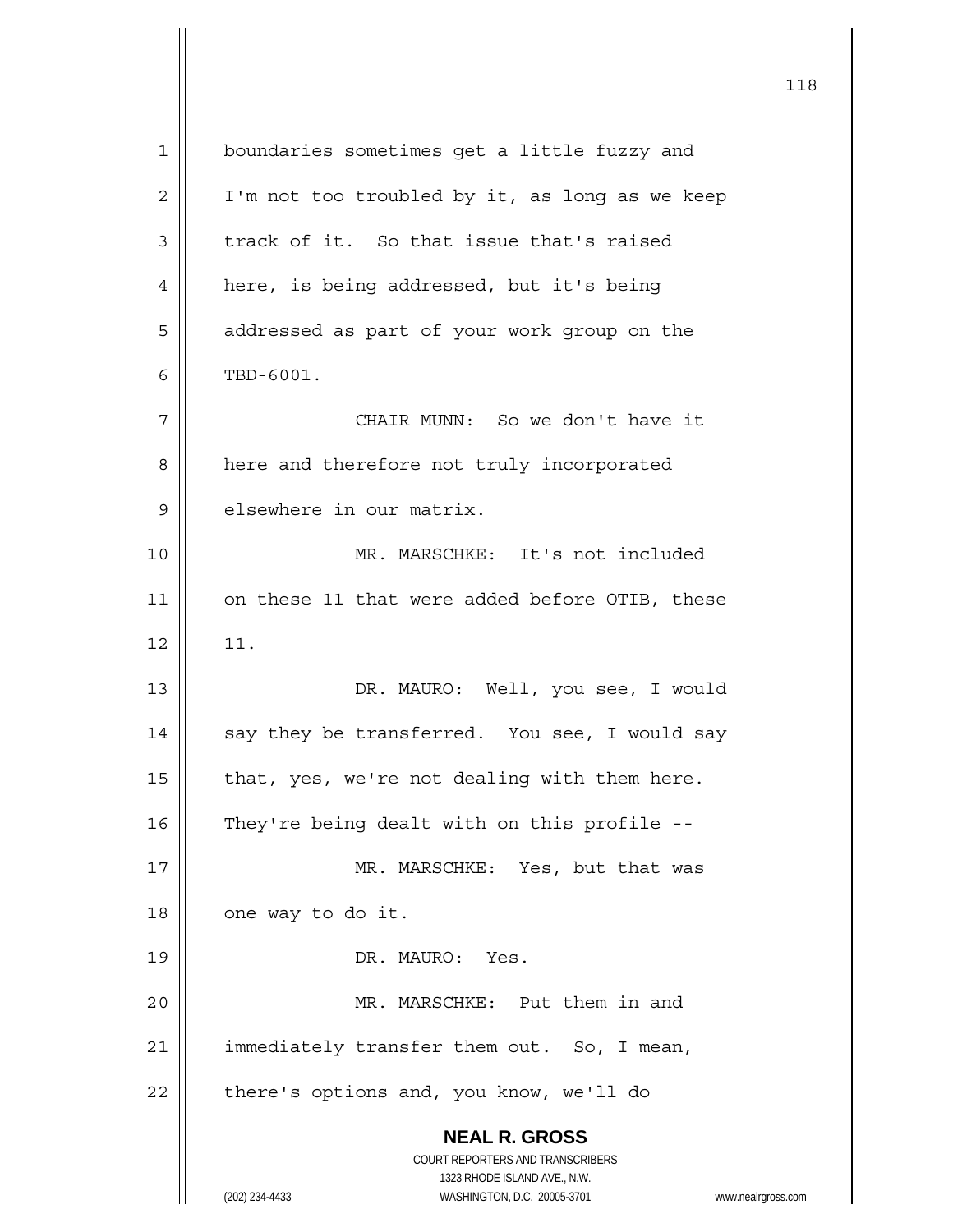boundaries sometimes get a little fuzzy and I'm not too troubled by it, as long as we keep track of it. So that issue that's raised here, is being addressed, but it's being addressed as part of your work group on the TBD-6001.

CHAIR MUNN: So we don't have it here and therefore not truly incorporated elsewhere in our matrix.

MR. MARSCHKE: It's not included on these 11 that were added before OTIB, these 11.

DR. MAURO: Well, you see, I would say they be transferred. You see, I would say that, yes, we're not dealing with them here. They're being dealt with on this profile --

MR. MARSCHKE: Yes, but that was one way to do it.

DR. MAURO: Yes.

MR. MARSCHKE: Put them in and immediately transfer them out. So, I mean, there's options and, you know, we'll do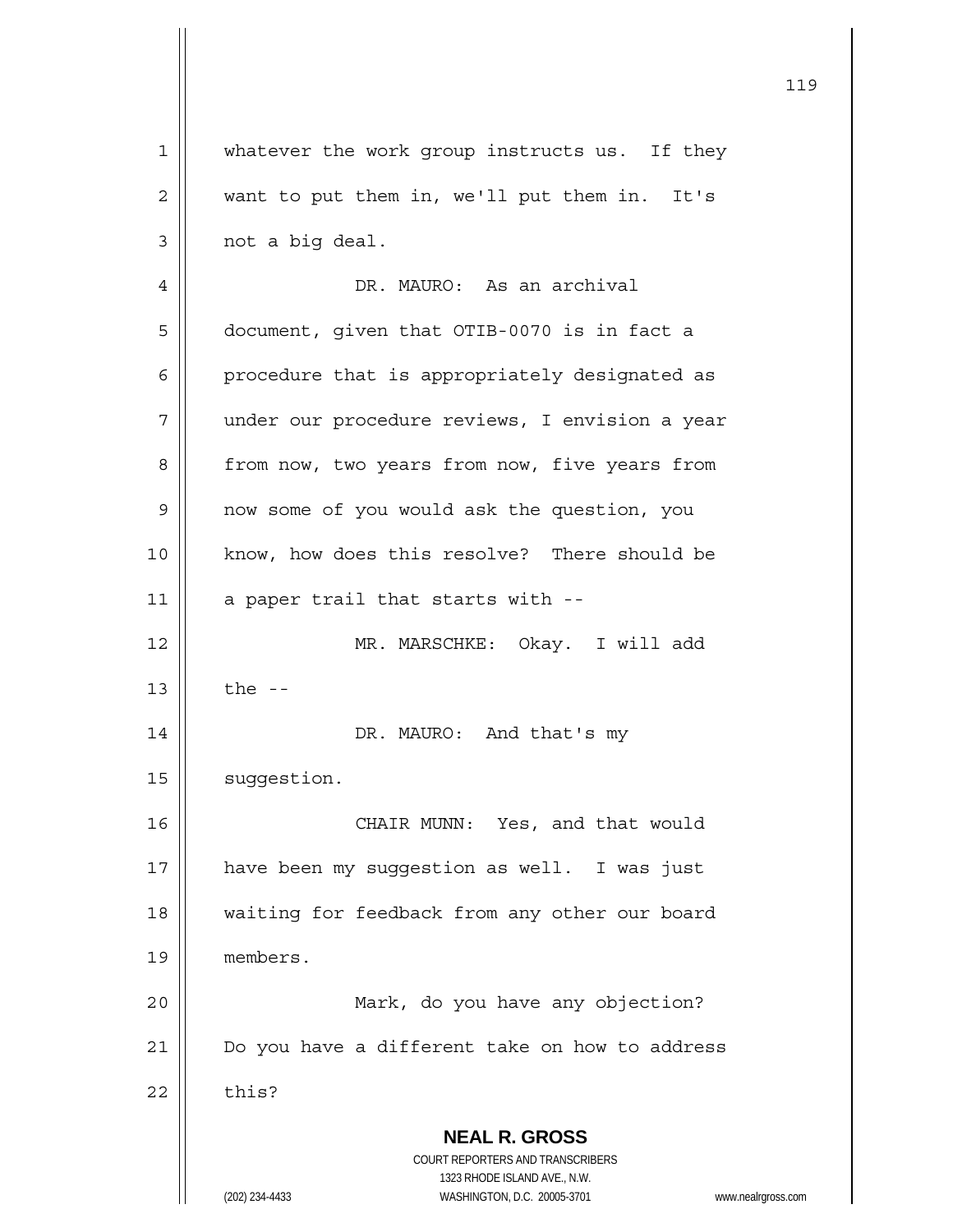whatever the work group instructs us. If they want to put them in, we'll put them in. It's not a big deal.

DR. MAURO: As an archival document, given that OTIB-0070 is in fact a procedure that is appropriately designated as under our procedure reviews, I envision a year from now, two years from now, five years from now some of you would ask the question, you know, how does this resolve? There should be a paper trail that starts with --

MR. MARSCHKE: Okay. I will add the --

DR. MAURO: And that's my suggestion.

CHAIR MUNN: Yes, and that would have been my suggestion as well. I was just waiting for feedback from any other our board members.

Mark, do you have any objection? Do you have a different take on how to address this?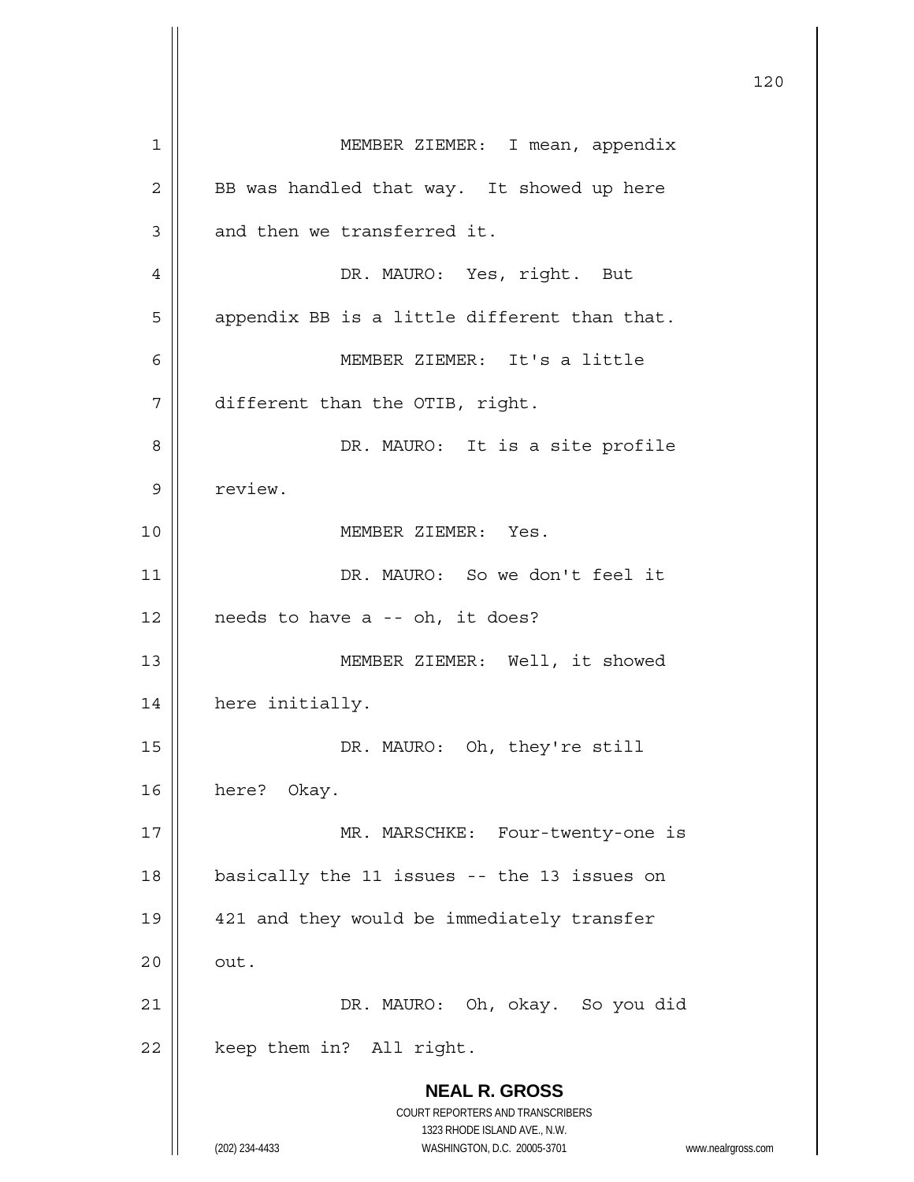MEMBER ZIEMER: I mean, appendix BB was handled that way. It showed up here and then we transferred it.

DR. MAURO: Yes, right. But appendix BB is a little different than that.

MEMBER ZIEMER: It's a little different than the OTIB, right.

DR. MAURO: It is a site profile review.

MEMBER ZIEMER: Yes.

DR. MAURO: So we don't feel it needs to have a -- oh, it does?

MEMBER ZIEMER: Well, it showed here initially.

DR. MAURO: Oh, they're still here? Okay.

MR. MARSCHKE: Four-twenty-one is basically the 11 issues -- the 13 issues on 421 and they would be immediately transfer out.

DR. MAURO: Oh, okay. So you did keep them in? All right.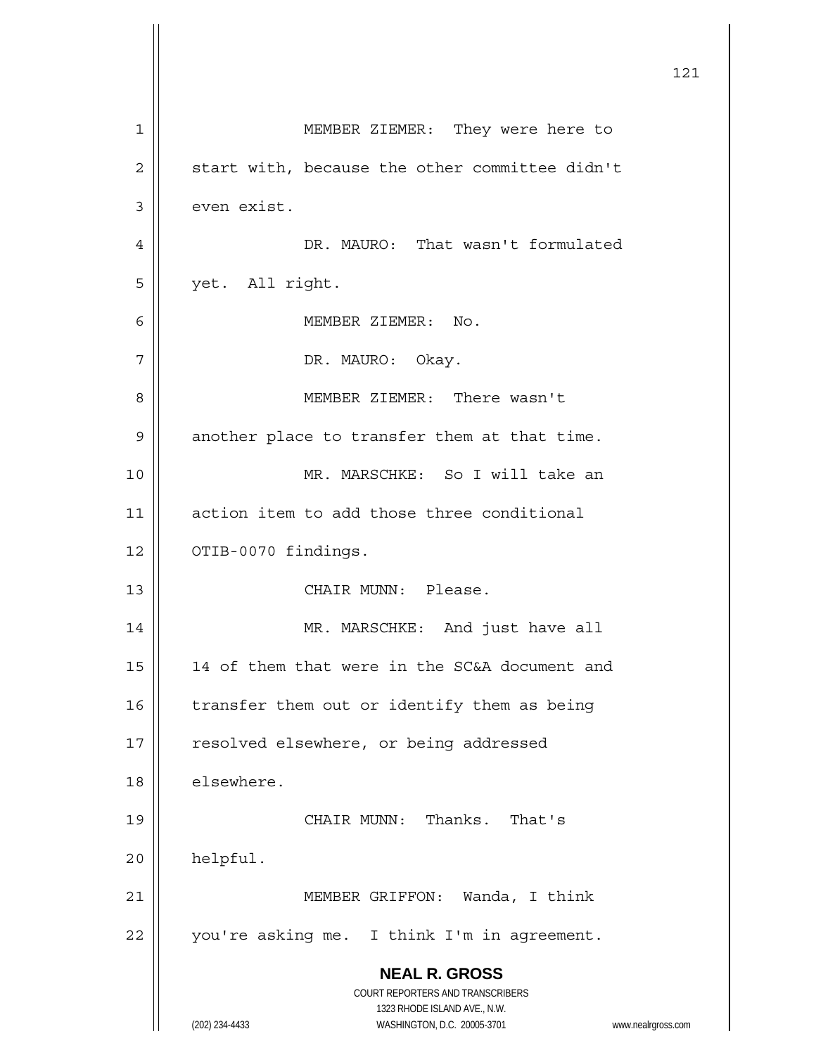MEMBER ZIEMER: They were here to start with, because the other committee didn't even exist.

DR. MAURO: That wasn't formulated yet. All right.

MEMBER ZIEMER: No.

DR. MAURO: Okay.

MEMBER ZIEMER: There wasn't another place to transfer them at that time.

MR. MARSCHKE: So I will take an action item to add those three conditional OTIB-0070 findings.

CHAIR MUNN: Please.

MR. MARSCHKE: And just have all 14 of them that were in the SC&A document and transfer them out or identify them as being resolved elsewhere, or being addressed elsewhere.

CHAIR MUNN: Thanks. That's helpful.

MEMBER GRIFFON: Wanda, I think you're asking me. I think I'm in agreement.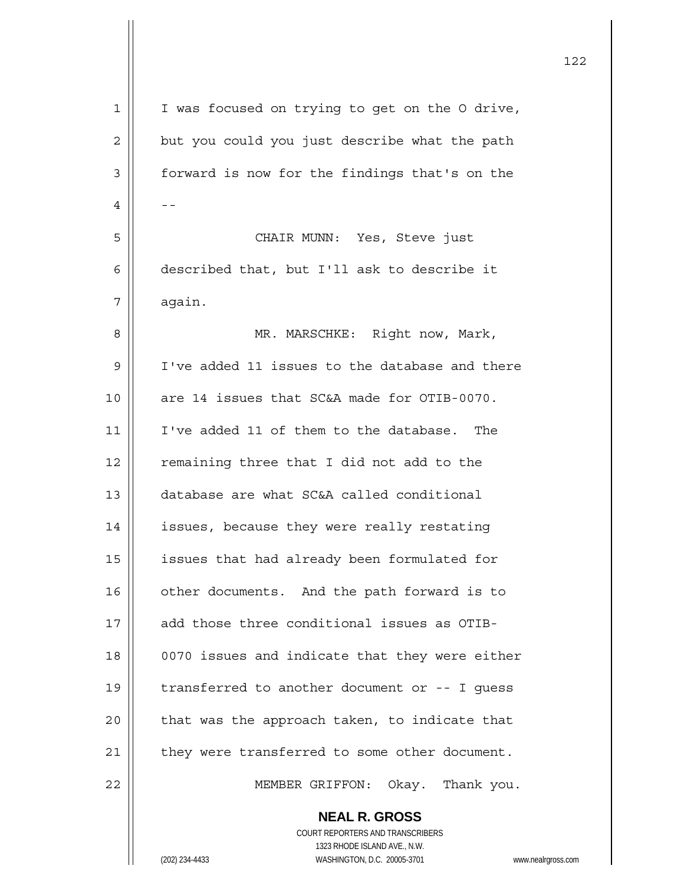I was focused on trying to get on the O drive, but you could you just describe what the path forward is now for the findings that's on the --

CHAIR MUNN: Yes, Steve just described that, but I'll ask to describe it again.

MR. MARSCHKE: Right now, Mark, I've added 11 issues to the database and there are 14 issues that SC&A made for OTIB-0070. I've added 11 of them to the database. The remaining three that I did not add to the database are what SC&A called conditional issues, because they were really restating issues that had already been formulated for other documents. And the path forward is to add those three conditional issues as OTIB-0070 issues and indicate that they were either transferred to another document or -- I guess that was the approach taken, to indicate that they were transferred to some other document.

MEMBER GRIFFON: Okay. Thank you.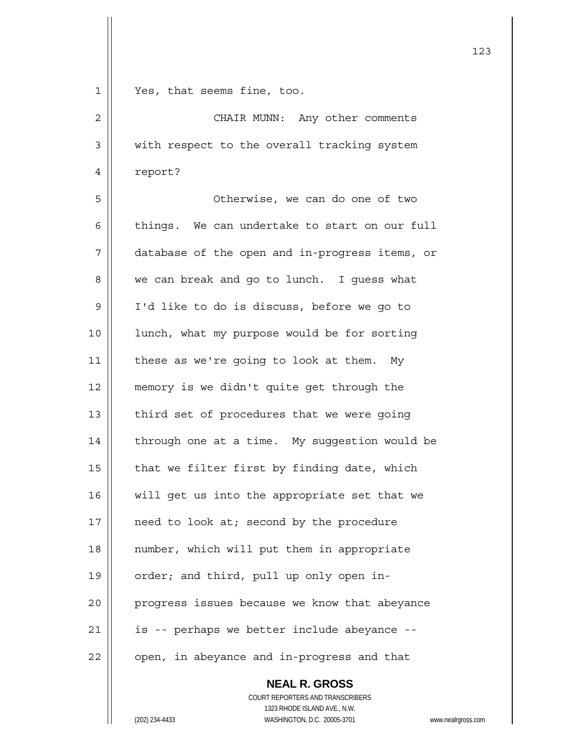Yes, that seems fine, too.

CHAIR MUNN: Any other comments with respect to the overall tracking system report?

Otherwise, we can do one of two things. We can undertake to start on our full database of the open and in-progress items, or we can break and go to lunch. I guess what I'd like to do is discuss, before we go to lunch, what my purpose would be for sorting these as we're going to look at them. My memory is we didn't quite get through the third set of procedures that we were going through one at a time. My suggestion would be that we filter first by finding date, which will get us into the appropriate set that we need to look at; second by the procedure number, which will put them in appropriate order; and third, pull up only open in-progress issues because we know that abeyance is -- perhaps we better include abeyance -- open, in abeyance and in-progress and that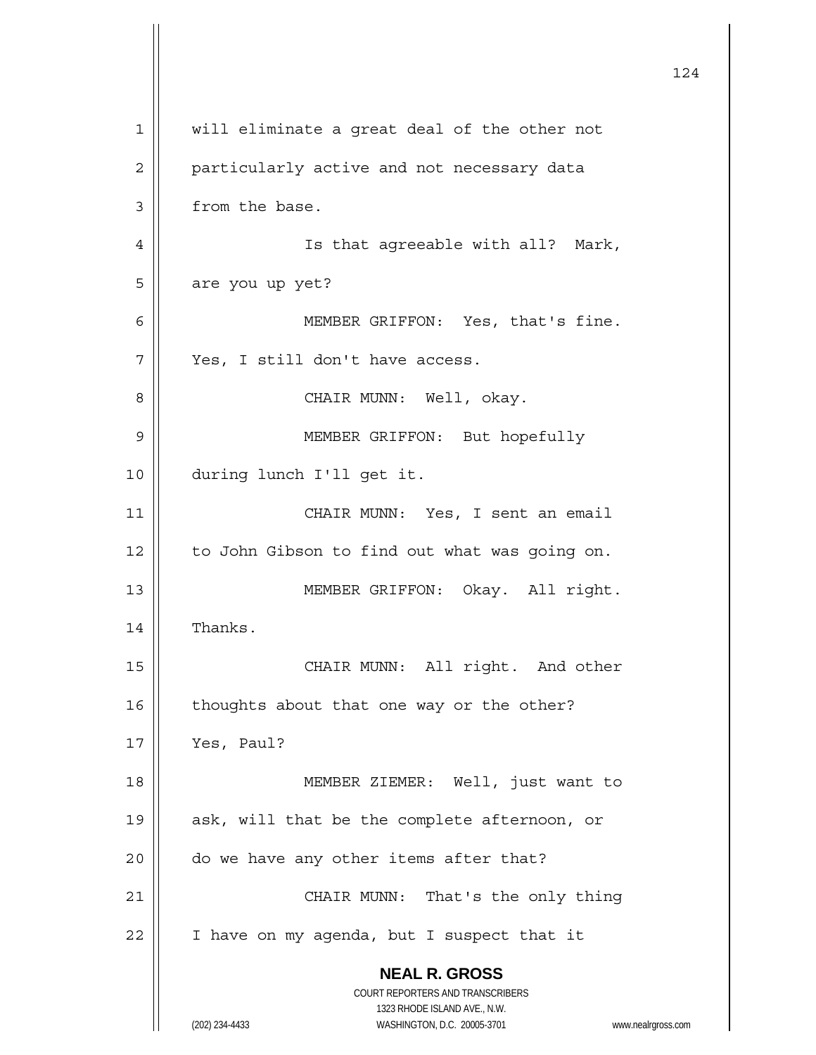will eliminate a great deal of the other not particularly active and not necessary data from the base.

Is that agreeable with all? Mark, are you up yet?

MEMBER GRIFFON: Yes, that's fine. Yes, I still don't have access.

CHAIR MUNN: Well, okay.

MEMBER GRIFFON: But hopefully during lunch I'll get it.

CHAIR MUNN: Yes, I sent an email to John Gibson to find out what was going on.

MEMBER GRIFFON: Okay. All right. Thanks.

CHAIR MUNN: All right. And other thoughts about that one way or the other? Yes, Paul?

MEMBER ZIEMER: Well, just want to ask, will that be the complete afternoon, or do we have any other items after that?

CHAIR MUNN: That's the only thing I have on my agenda, but I suspect that it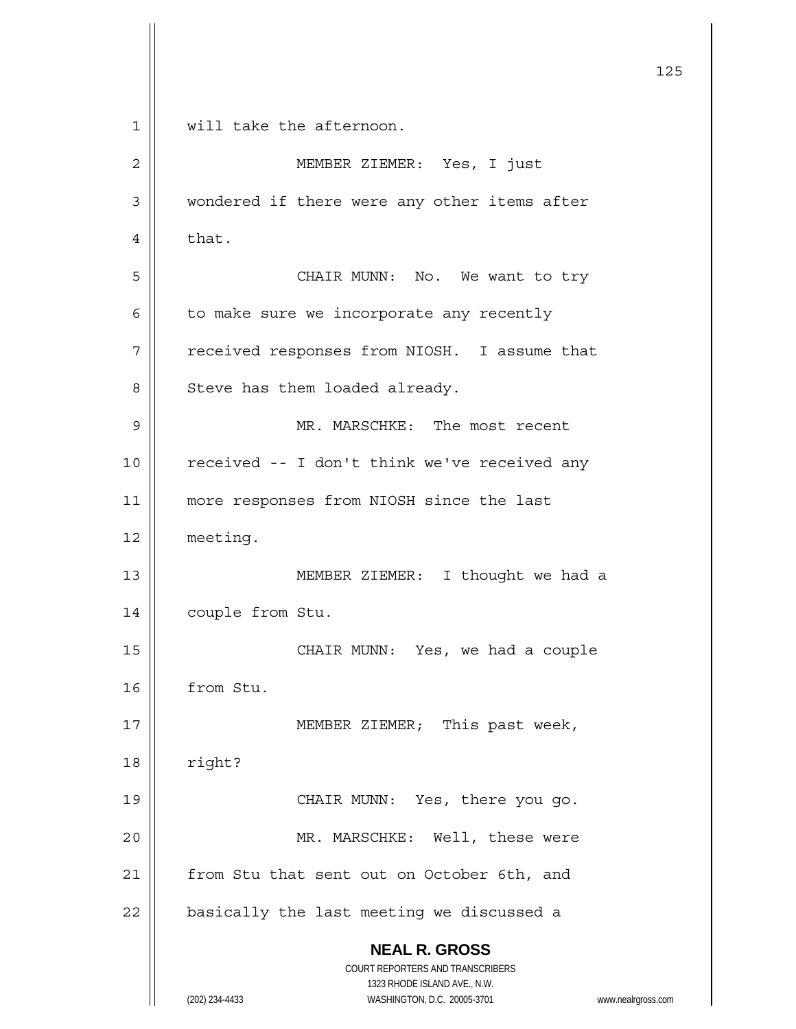will take the afternoon.

MEMBER ZIEMER: Yes, I just wondered if there were any other items after that.

CHAIR MUNN: No. We want to try to make sure we incorporate any recently received responses from NIOSH. I assume that Steve has them loaded already.

MR. MARSCHKE: The most recent received -- I don't think we've received any more responses from NIOSH since the last meeting.

MEMBER ZIEMER: I thought we had a couple from Stu.

CHAIR MUNN: Yes, we had a couple from Stu.

MEMBER ZIEMER; This past week, right?

CHAIR MUNN: Yes, there you go.

MR. MARSCHKE: Well, these were from Stu that sent out on October 6th, and basically the last meeting we discussed a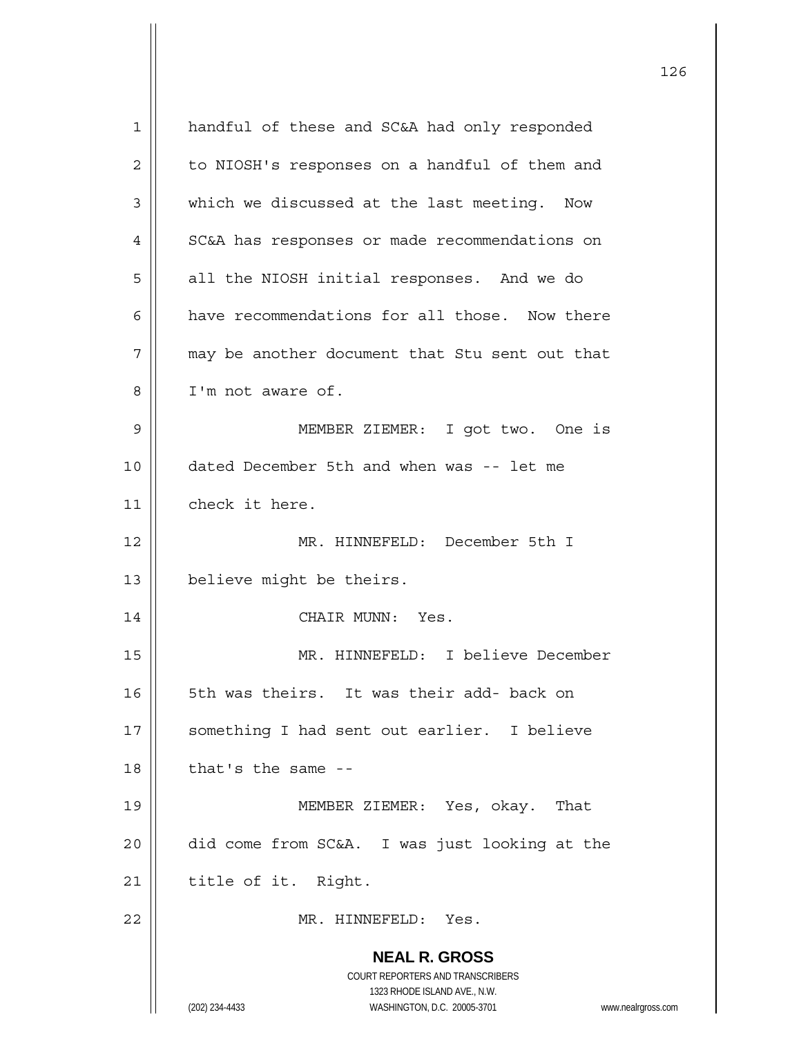handful of these and SC&A had only responded to NIOSH's responses on a handful of them and which we discussed at the last meeting. Now SC&A has responses or made recommendations on all the NIOSH initial responses. And we do have recommendations for all those. Now there may be another document that Stu sent out that I'm not aware of.

MEMBER ZIEMER: I got two. One is dated December 5th and when was -- let me check it here.

MR. HINNEFELD: December 5th I believe might be theirs.

CHAIR MUNN: Yes.

MR. HINNEFELD: I believe December 5th was theirs. It was their add- back on something I had sent out earlier. I believe that's the same --

MEMBER ZIEMER: Yes, okay. That did come from SC&A. I was just looking at the title of it. Right.

MR. HINNEFELD: Yes.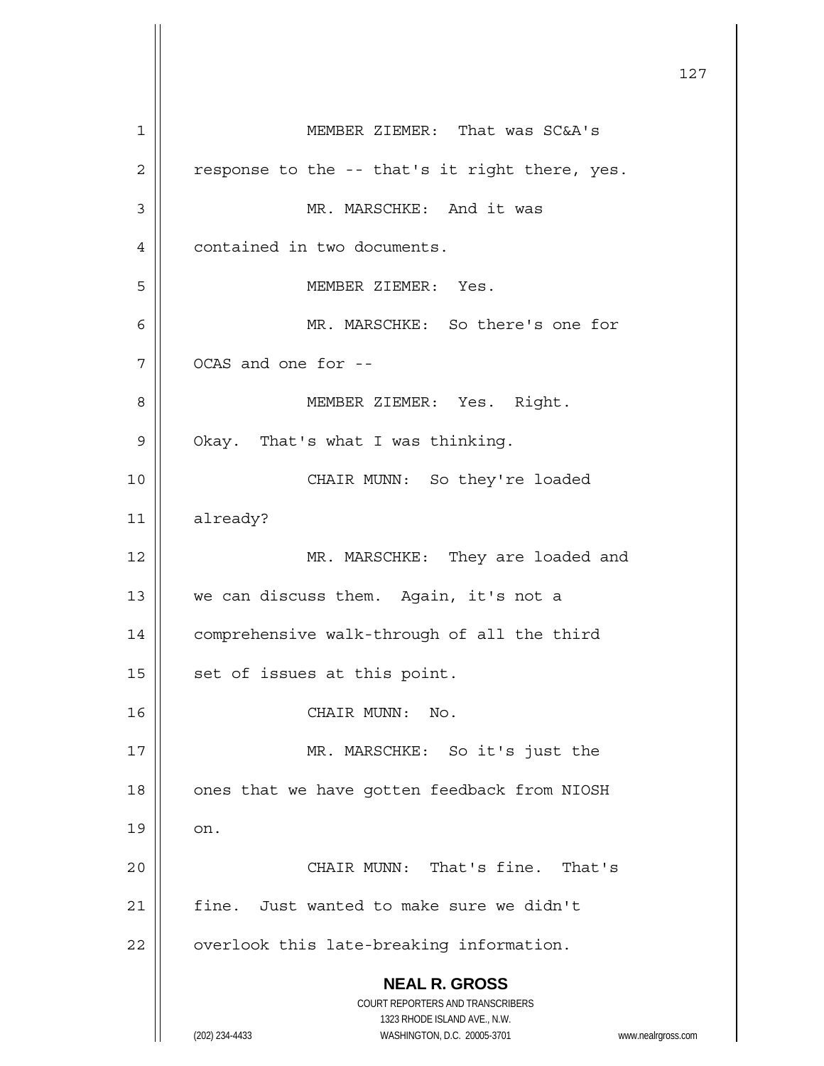MEMBER ZIEMER: That was SC&A's response to the -- that's it right there, yes.

MR. MARSCHKE: And it was contained in two documents.

MEMBER ZIEMER: Yes.

MR. MARSCHKE: So there's one for OCAS and one for --

MEMBER ZIEMER: Yes. Right. Okay. That's what I was thinking.

CHAIR MUNN: So they're loaded already?

MR. MARSCHKE: They are loaded and we can discuss them. Again, it's not a comprehensive walk-through of all the third set of issues at this point.

CHAIR MUNN: No.

MR. MARSCHKE: So it's just the ones that we have gotten feedback from NIOSH on.

CHAIR MUNN: That's fine. That's fine. Just wanted to make sure we didn't overlook this late-breaking information.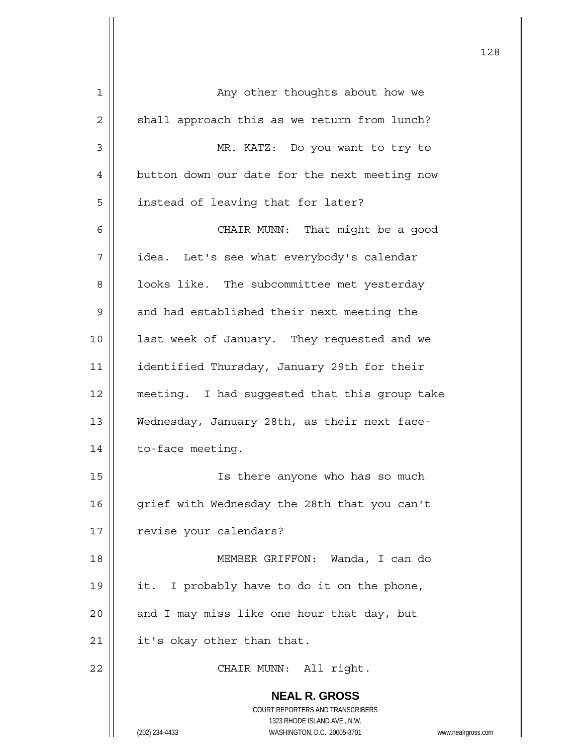Any other thoughts about how we shall approach this as we return from lunch?

MR. KATZ: Do you want to try to button down our date for the next meeting now instead of leaving that for later?

CHAIR MUNN: That might be a good idea. Let's see what everybody's calendar looks like. The subcommittee met yesterday and had established their next meeting the last week of January. They requested and we identified Thursday, January 29th for their meeting. I had suggested that this group take Wednesday, January 28th, as their next face-to-face meeting.

Is there anyone who has so much grief with Wednesday the 28th that you can't revise your calendars?

MEMBER GRIFFON: Wanda, I can do it. I probably have to do it on the phone, and I may miss like one hour that day, but it's okay other than that.

CHAIR MUNN: All right.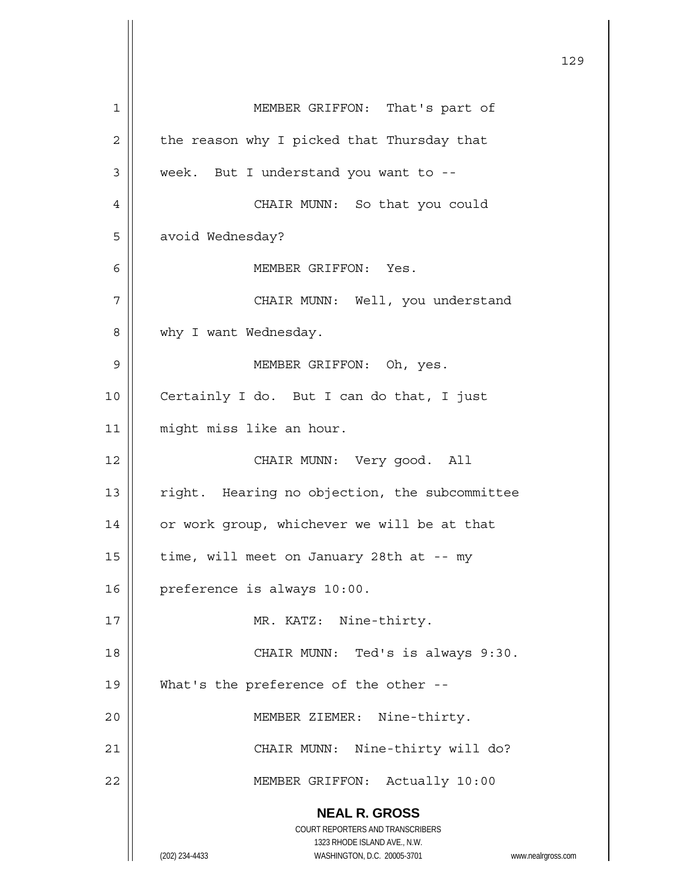MEMBER GRIFFON: That's part of the reason why I picked that Thursday that week. But I understand you want to --

CHAIR MUNN: So that you could avoid Wednesday?

MEMBER GRIFFON: Yes.

CHAIR MUNN: Well, you understand why I want Wednesday.

MEMBER GRIFFON: Oh, yes. Certainly I do. But I can do that, I just might miss like an hour.

CHAIR MUNN: Very good. All right. Hearing no objection, the subcommittee or work group, whichever we will be at that time, will meet on January 28th at -- my preference is always 10:00.

MR. KATZ: Nine-thirty.

CHAIR MUNN: Ted's is always 9:30. What's the preference of the other --

MEMBER ZIEMER: Nine-thirty.

CHAIR MUNN: Nine-thirty will do?

MEMBER GRIFFON: Actually 10:00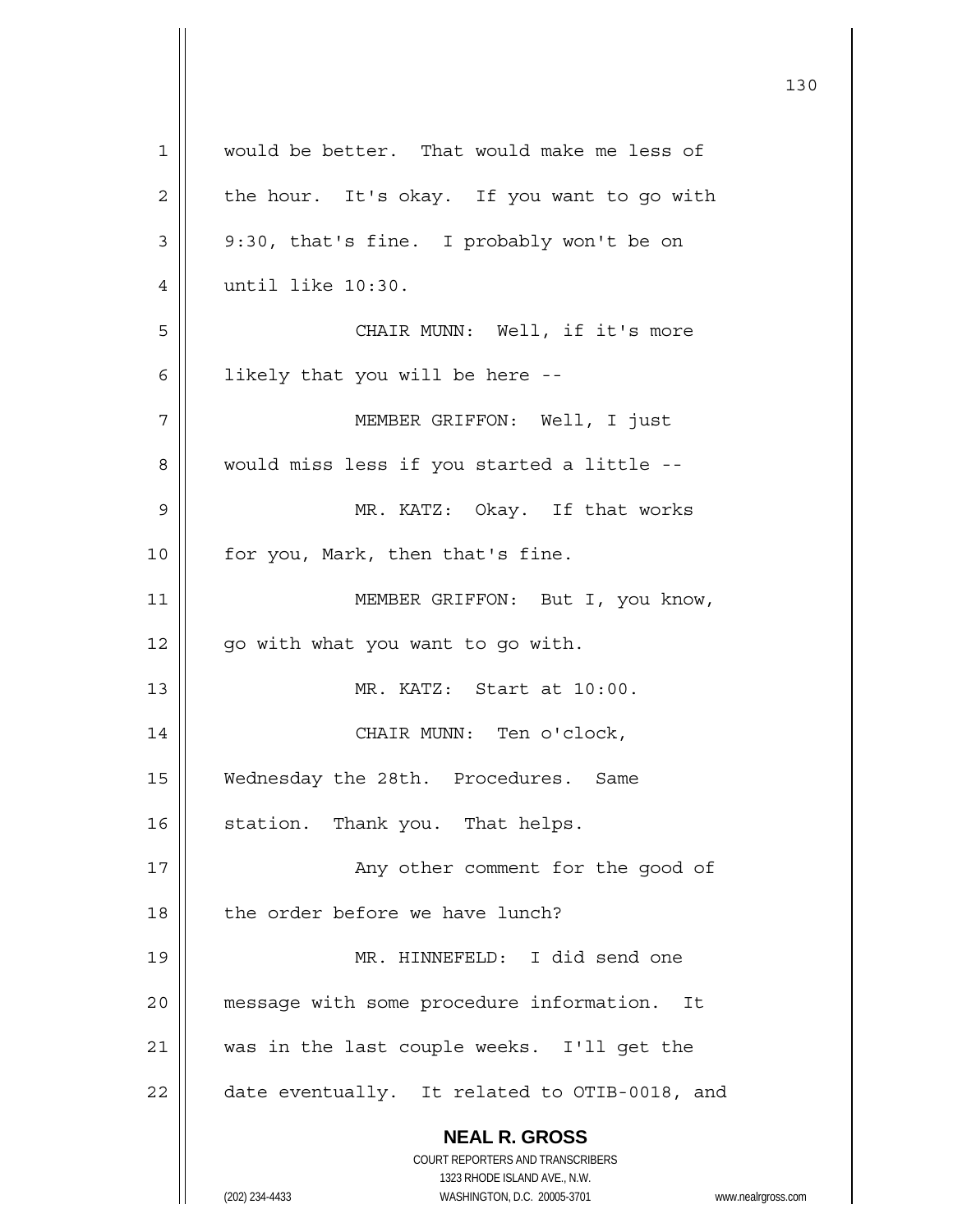would be better. That would make me less of the hour. It's okay. If you want to go with 9:30, that's fine. I probably won't be on until like 10:30.

CHAIR MUNN: Well, if it's more likely that you will be here --

MEMBER GRIFFON: Well, I just would miss less if you started a little --

MR. KATZ: Okay. If that works for you, Mark, then that's fine.

MEMBER GRIFFON: But I, you know, go with what you want to go with.

MR. KATZ: Start at 10:00.

CHAIR MUNN: Ten o'clock, Wednesday the 28th. Procedures. Same station. Thank you. That helps.

Any other comment for the good of the order before we have lunch?

MR. HINNEFELD: I did send one message with some procedure information. It was in the last couple weeks. I'll get the date eventually. It related to OTIB-0018, and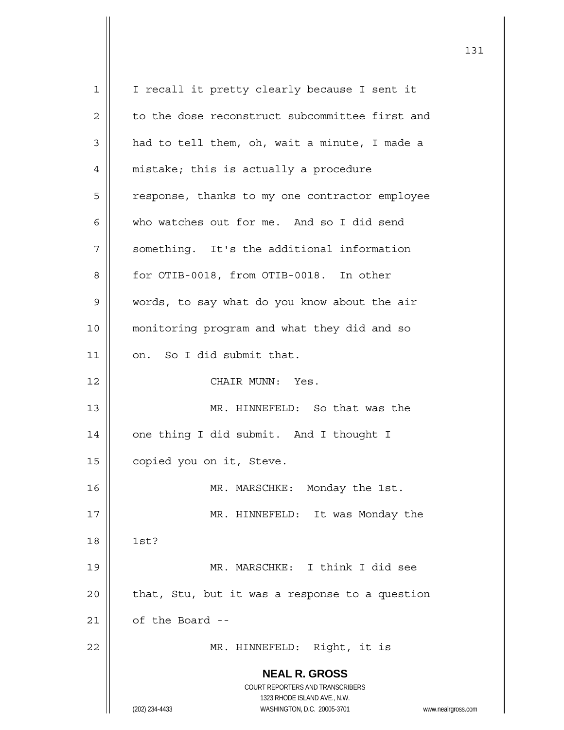I recall it pretty clearly because I sent it to the dose reconstruct subcommittee first and had to tell them, oh, wait a minute, I made a mistake; this is actually a procedure response, thanks to my one contractor employee who watches out for me. And so I did send something. It's the additional information for OTIB-0018, from OTIB-0018. In other words, to say what do you know about the air monitoring program and what they did and so on. So I did submit that.

CHAIR MUNN: Yes.

MR. HINNEFELD: So that was the one thing I did submit. And I thought I copied you on it, Steve.

MR. MARSCHKE: Monday the 1st.

MR. HINNEFELD: It was Monday the 1st?

MR. MARSCHKE: I think I did see that, Stu, but it was a response to a question of the Board --

MR. HINNEFELD: Right, it is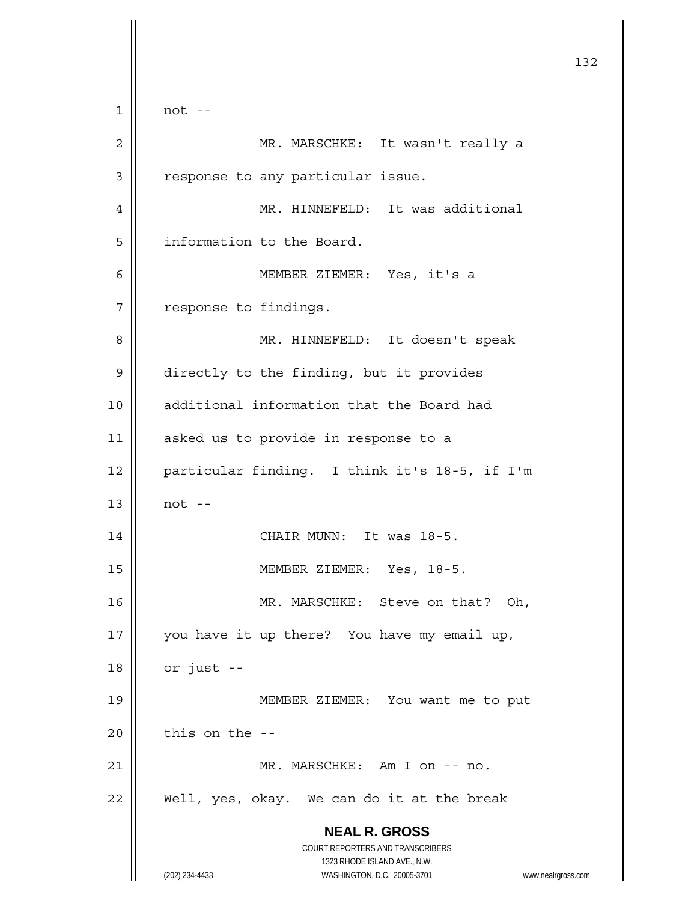not --

MR. MARSCHKE: It wasn't really a response to any particular issue.

MR. HINNEFELD: It was additional information to the Board.

MEMBER ZIEMER: Yes, it's a response to findings.

MR. HINNEFELD: It doesn't speak directly to the finding, but it provides additional information that the Board had asked us to provide in response to a particular finding. I think it's 18-5, if I'm not --

CHAIR MUNN: It was 18-5.

MEMBER ZIEMER: Yes, 18-5.

MR. MARSCHKE: Steve on that? Oh, you have it up there? You have my email up, or just --

MEMBER ZIEMER: You want me to put this on the --

MR. MARSCHKE: Am I on -- no. Well, yes, okay. We can do it at the break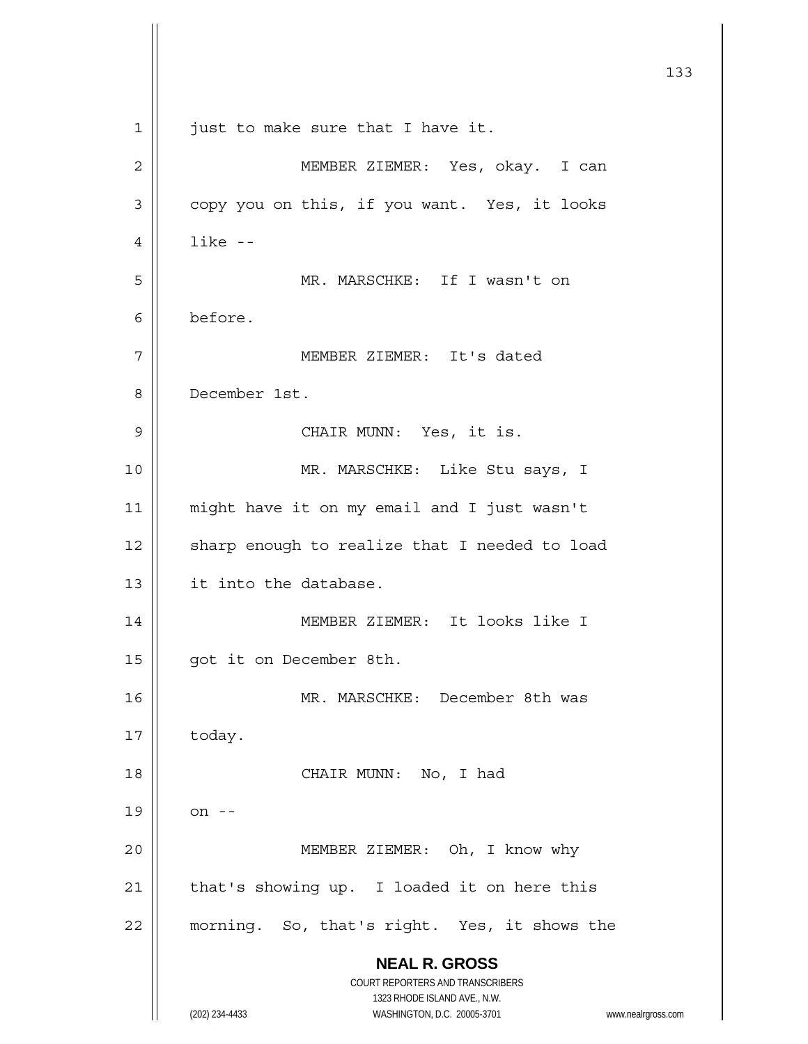just to make sure that I have it.

MEMBER ZIEMER: Yes, okay. I can copy you on this, if you want. Yes, it looks like --

MR. MARSCHKE: If I wasn't on before.

MEMBER ZIEMER: It's dated December 1st.

CHAIR MUNN: Yes, it is.

MR. MARSCHKE: Like Stu says, I might have it on my email and I just wasn't sharp enough to realize that I needed to load it into the database.

MEMBER ZIEMER: It looks like I got it on December 8th.

MR. MARSCHKE: December 8th was today.

CHAIR MUNN: No, I had on --

MEMBER ZIEMER: Oh, I know why that's showing up. I loaded it on here this morning. So, that's right. Yes, it shows the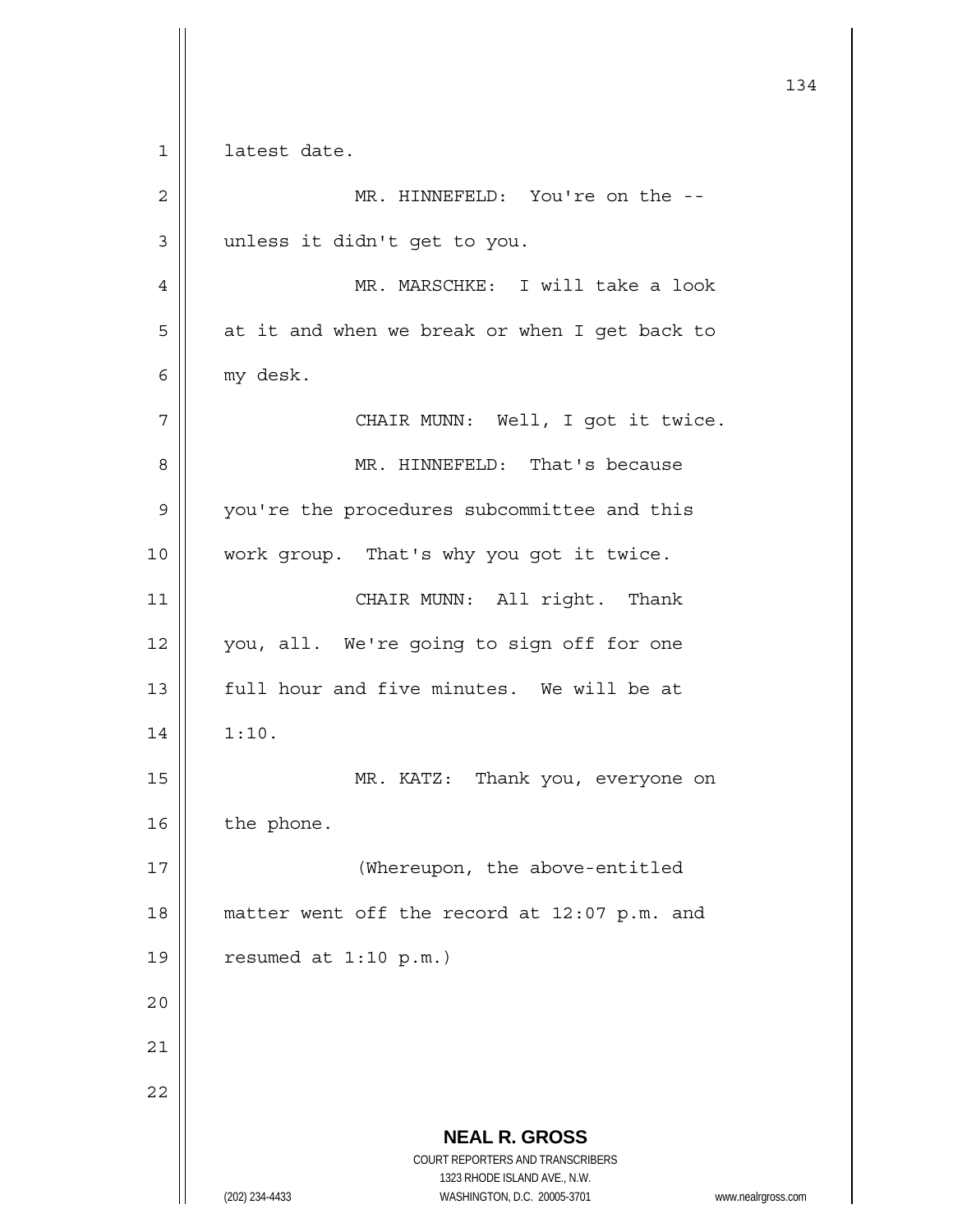latest date.

MR. HINNEFELD: You're on the -- unless it didn't get to you.

MR. MARSCHKE: I will take a look at it and when we break or when I get back to my desk.

CHAIR MUNN: Well, I got it twice.

MR. HINNEFELD: That's because you're the procedures subcommittee and this work group. That's why you got it twice.

CHAIR MUNN: All right. Thank you, all. We're going to sign off for one full hour and five minutes. We will be at 1:10.

MR. KATZ: Thank you, everyone on the phone.

(Whereupon, the above-entitled matter went off the record at 12:07 p.m. and resumed at 1:10 p.m.)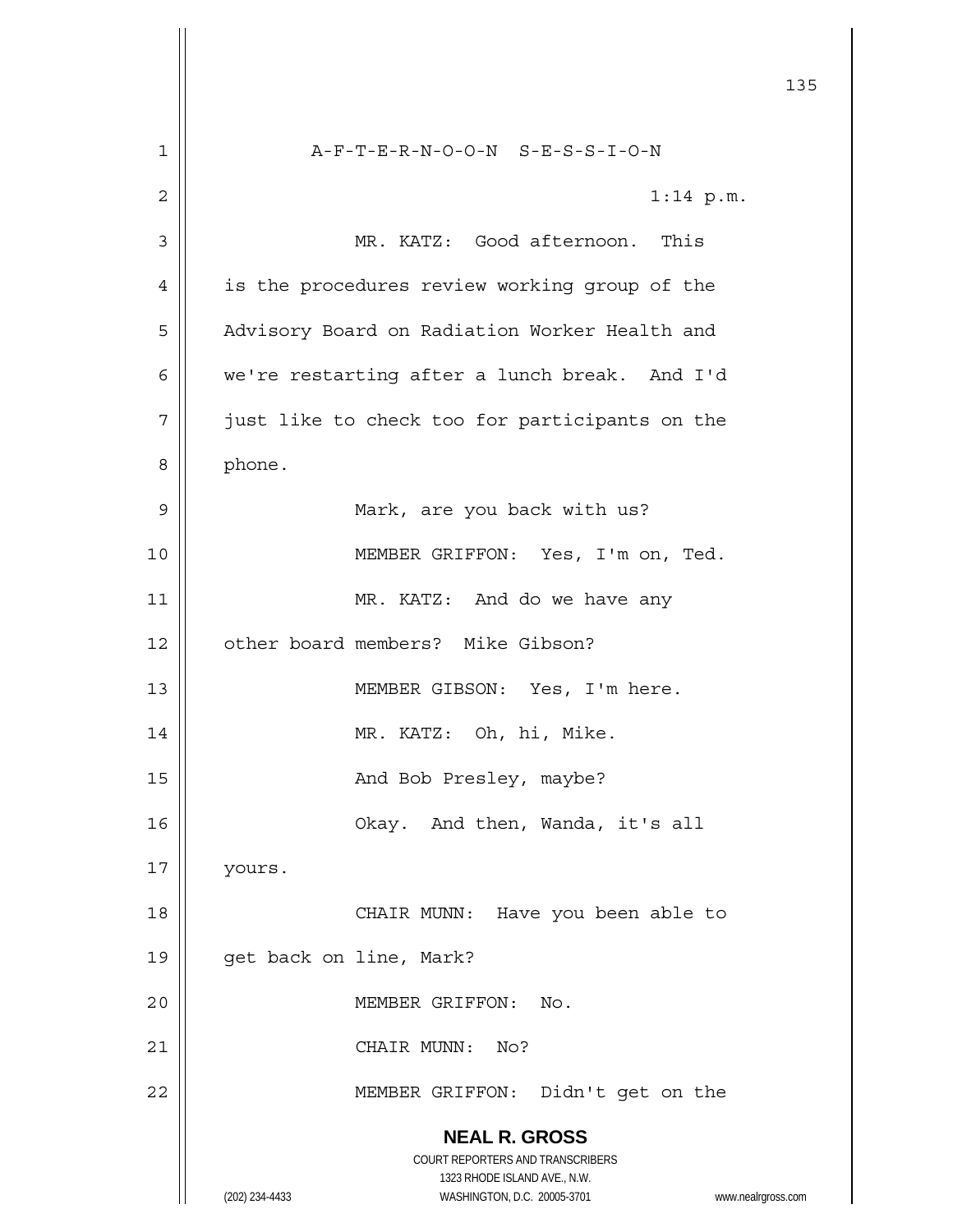A-F-T-E-R-N-O-O-N S-E-S-S-I-O-N

1:14 p.m.

MR. KATZ: Good afternoon. This is the procedures review working group of the Advisory Board on Radiation Worker Health and we're restarting after a lunch break. And I'd just like to check too for participants on the phone.

Mark, are you back with us?

MEMBER GRIFFON: Yes, I'm on, Ted.

MR. KATZ: And do we have any other board members? Mike Gibson?

MEMBER GIBSON: Yes, I'm here.

MR. KATZ: Oh, hi, Mike.

And Bob Presley, maybe?

Okay. And then, Wanda, it's all yours.

CHAIR MUNN: Have you been able to get back on line, Mark?

MEMBER GRIFFON: No.

CHAIR MUNN: No?

MEMBER GRIFFON: Didn't get on the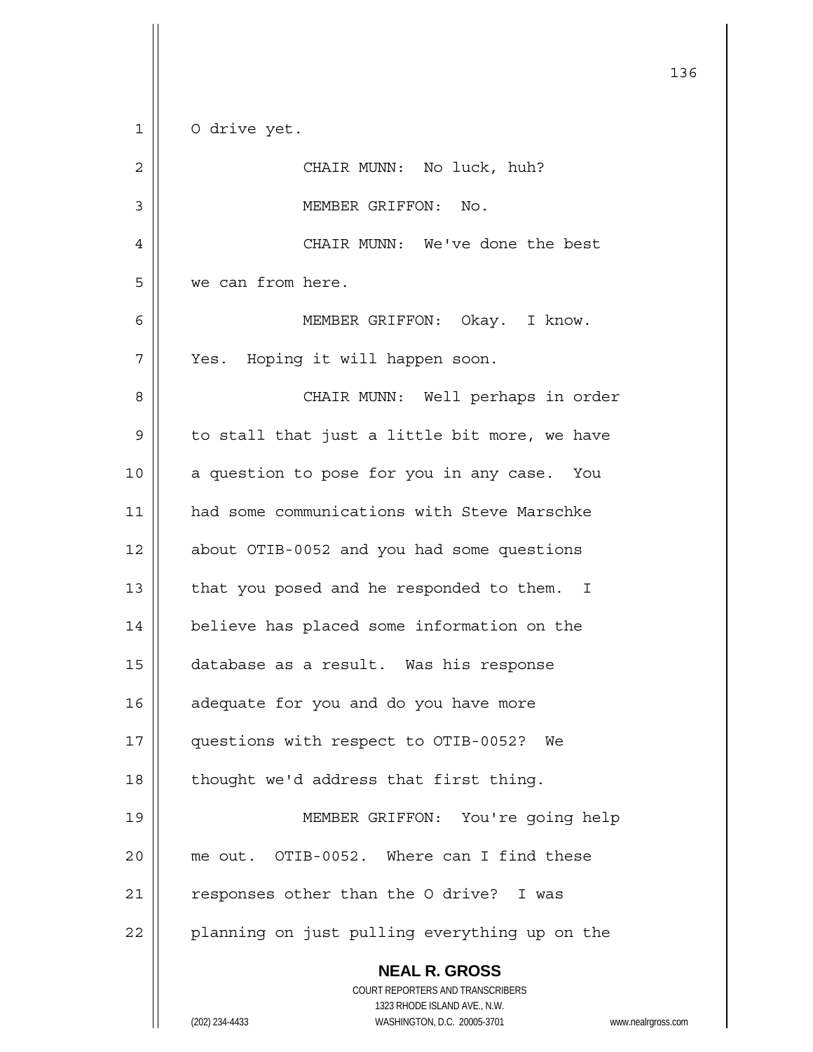O drive yet.

CHAIR MUNN: No luck, huh?

MEMBER GRIFFON: No.

CHAIR MUNN: We've done the best we can from here.

MEMBER GRIFFON: Okay. I know. Yes. Hoping it will happen soon.

CHAIR MUNN: Well perhaps in order to stall that just a little bit more, we have a question to pose for you in any case. You had some communications with Steve Marschke about OTIB-0052 and you had some questions that you posed and he responded to them. I believe has placed some information on the database as a result. Was his response adequate for you and do you have more questions with respect to OTIB-0052? We thought we'd address that first thing.

MEMBER GRIFFON: You're going help me out. OTIB-0052. Where can I find these responses other than the O drive? I was planning on just pulling everything up on the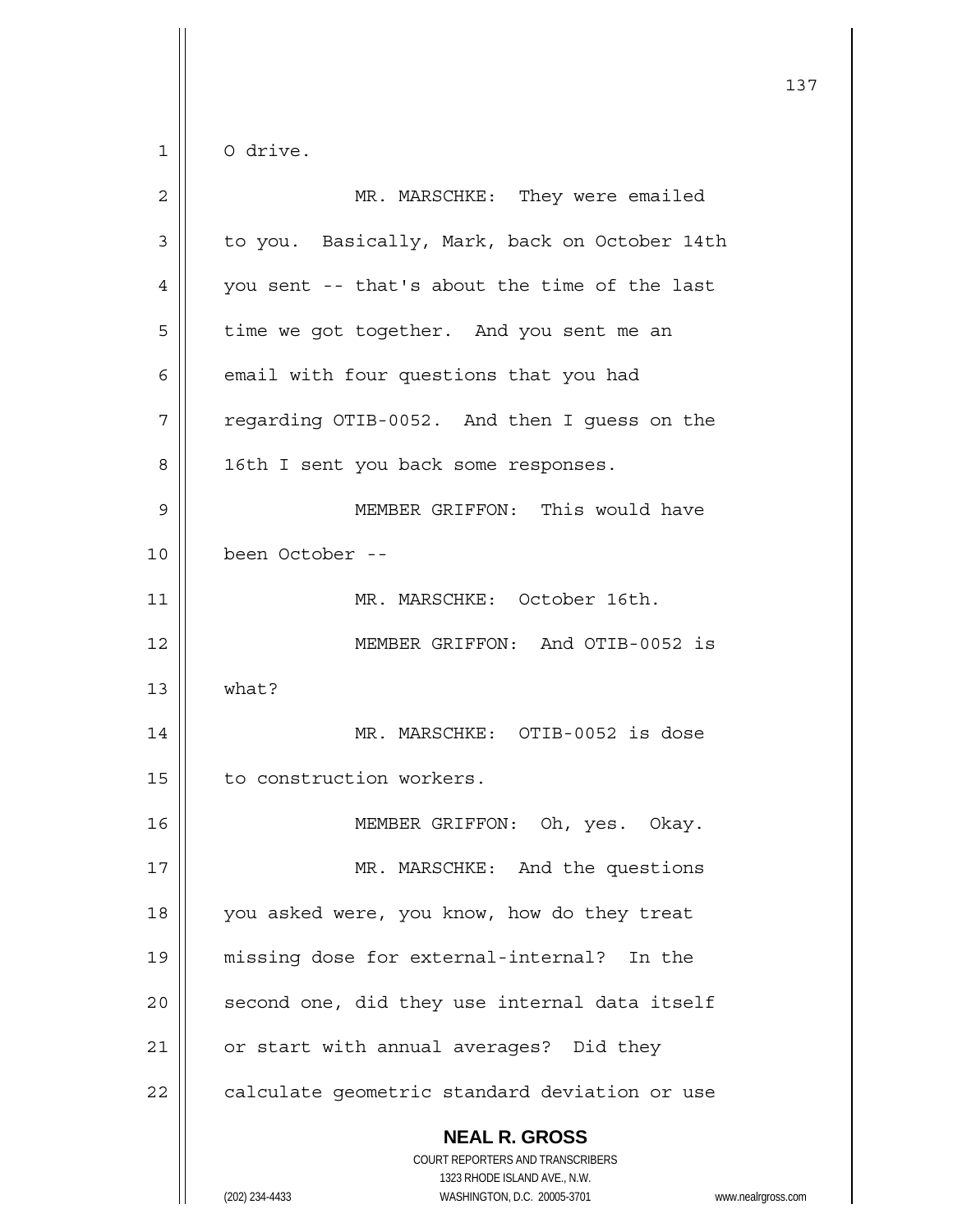O drive.

MR. MARSCHKE: They were emailed to you. Basically, Mark, back on October 14th you sent -- that's about the time of the last time we got together. And you sent me an email with four questions that you had regarding OTIB-0052. And then I guess on the 16th I sent you back some responses.

MEMBER GRIFFON: This would have been October --

MR. MARSCHKE: October 16th.

MEMBER GRIFFON: And OTIB-0052 is what?

MR. MARSCHKE: OTIB-0052 is dose to construction workers.

MEMBER GRIFFON: Oh, yes. Okay.

MR. MARSCHKE: And the questions you asked were, you know, how do they treat missing dose for external-internal? In the second one, did they use internal data itself or start with annual averages? Did they calculate geometric standard deviation or use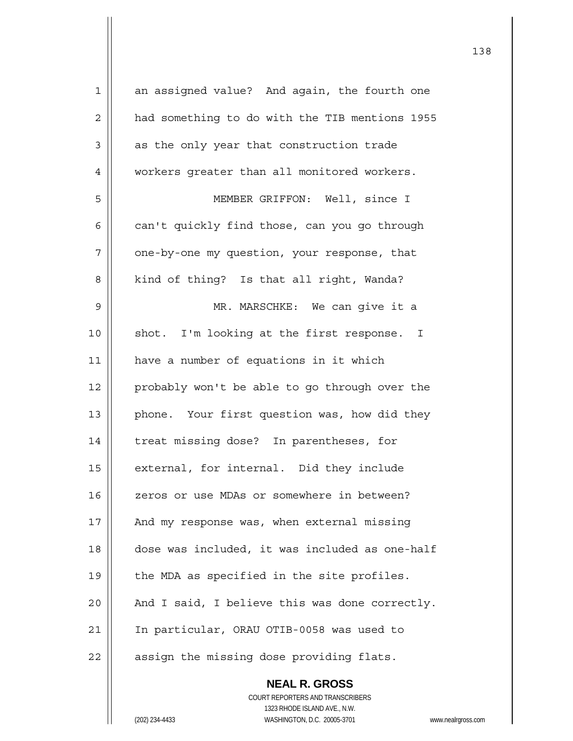an assigned value? And again, the fourth one had something to do with the TIB mentions 1955 as the only year that construction trade workers greater than all monitored workers.

MEMBER GRIFFON: Well, since I can't quickly find those, can you go through one-by-one my question, your response, that kind of thing? Is that all right, Wanda?

MR. MARSCHKE: We can give it a shot. I'm looking at the first response. I have a number of equations in it which probably won't be able to go through over the phone. Your first question was, how did they treat missing dose? In parentheses, for external, for internal. Did they include zeros or use MDAs or somewhere in between? And my response was, when external missing dose was included, it was included as one-half the MDA as specified in the site profiles. And I said, I believe this was done correctly. In particular, ORAU OTIB-0058 was used to assign the missing dose providing flats.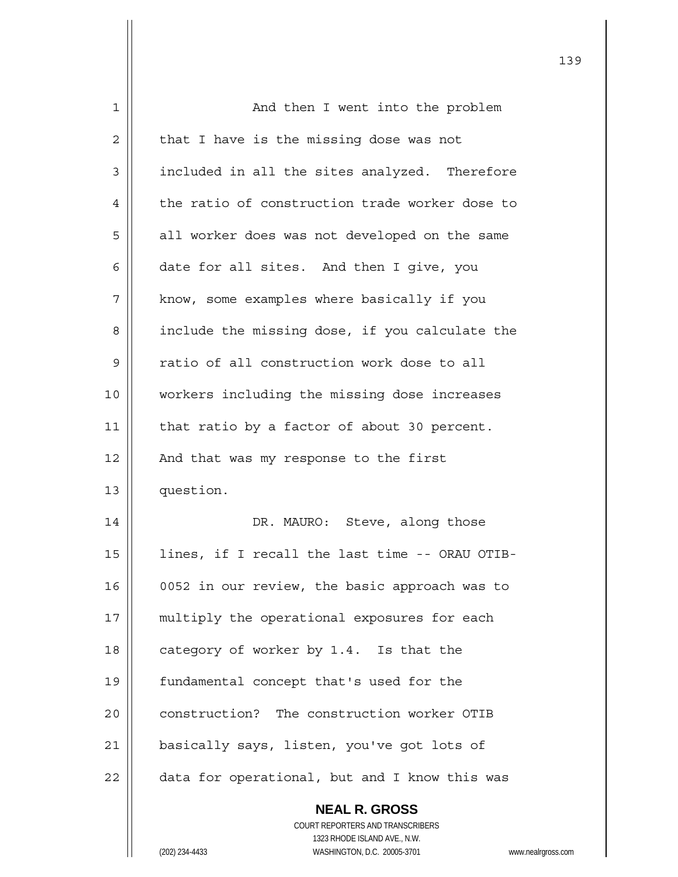And then I went into the problem that I have is the missing dose was not included in all the sites analyzed. Therefore the ratio of construction trade worker dose to all worker does was not developed on the same date for all sites. And then I give, you know, some examples where basically if you include the missing dose, if you calculate the ratio of all construction work dose to all workers including the missing dose increases that ratio by a factor of about 30 percent. And that was my response to the first question.

DR. MAURO: Steve, along those lines, if I recall the last time -- ORAU OTIB-0052 in our review, the basic approach was to multiply the operational exposures for each category of worker by 1.4. Is that the fundamental concept that's used for the construction? The construction worker OTIB basically says, listen, you've got lots of data for operational, but and I know this was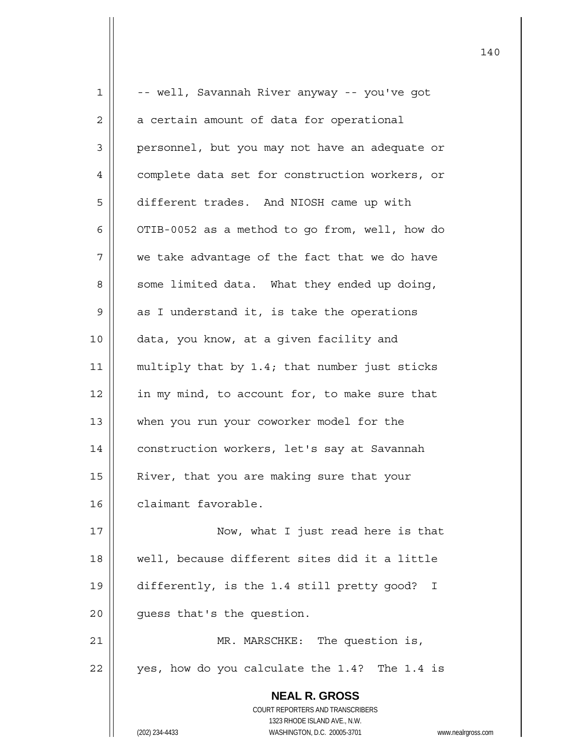-- well, Savannah River anyway -- you've got a certain amount of data for operational personnel, but you may not have an adequate or complete data set for construction workers, or different trades. And NIOSH came up with OTIB-0052 as a method to go from, well, how do we take advantage of the fact that we do have some limited data. What they ended up doing, as I understand it, is take the operations data, you know, at a given facility and multiply that by 1.4; that number just sticks in my mind, to account for, to make sure that when you run your coworker model for the construction workers, let's say at Savannah River, that you are making sure that your claimant favorable.

Now, what I just read here is that well, because different sites did it a little differently, is the 1.4 still pretty good? I guess that's the question.

MR. MARSCHKE: The question is, yes, how do you calculate the 1.4? The 1.4 is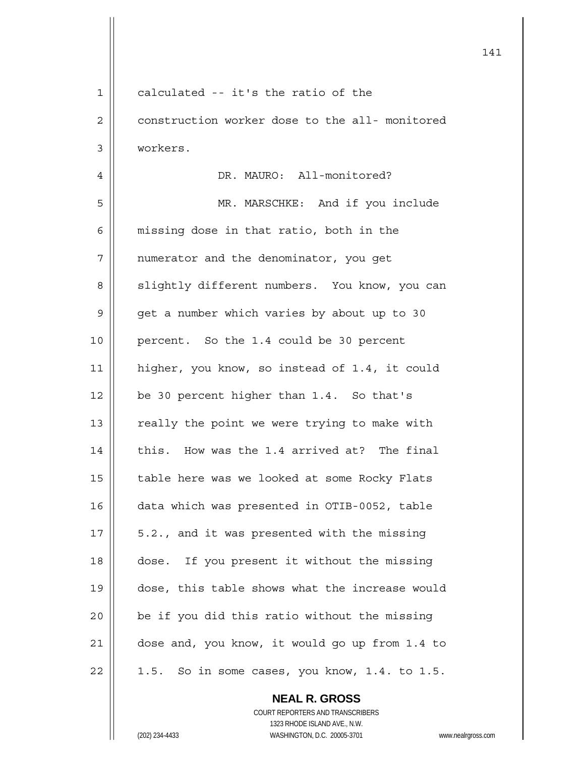calculated -- it's the ratio of the construction worker dose to the all- monitored workers.

DR. MAURO: All-monitored?

MR. MARSCHKE: And if you include missing dose in that ratio, both in the numerator and the denominator, you get slightly different numbers. You know, you can get a number which varies by about up to 30 percent. So the 1.4 could be 30 percent higher, you know, so instead of 1.4, it could be 30 percent higher than 1.4. So that's really the point we were trying to make with this. How was the 1.4 arrived at? The final table here was we looked at some Rocky Flats data which was presented in OTIB-0052, table 5.2., and it was presented with the missing dose. If you present it without the missing dose, this table shows what the increase would be if you did this ratio without the missing dose and, you know, it would go up from 1.4 to 1.5. So in some cases, you know, 1.4. to 1.5.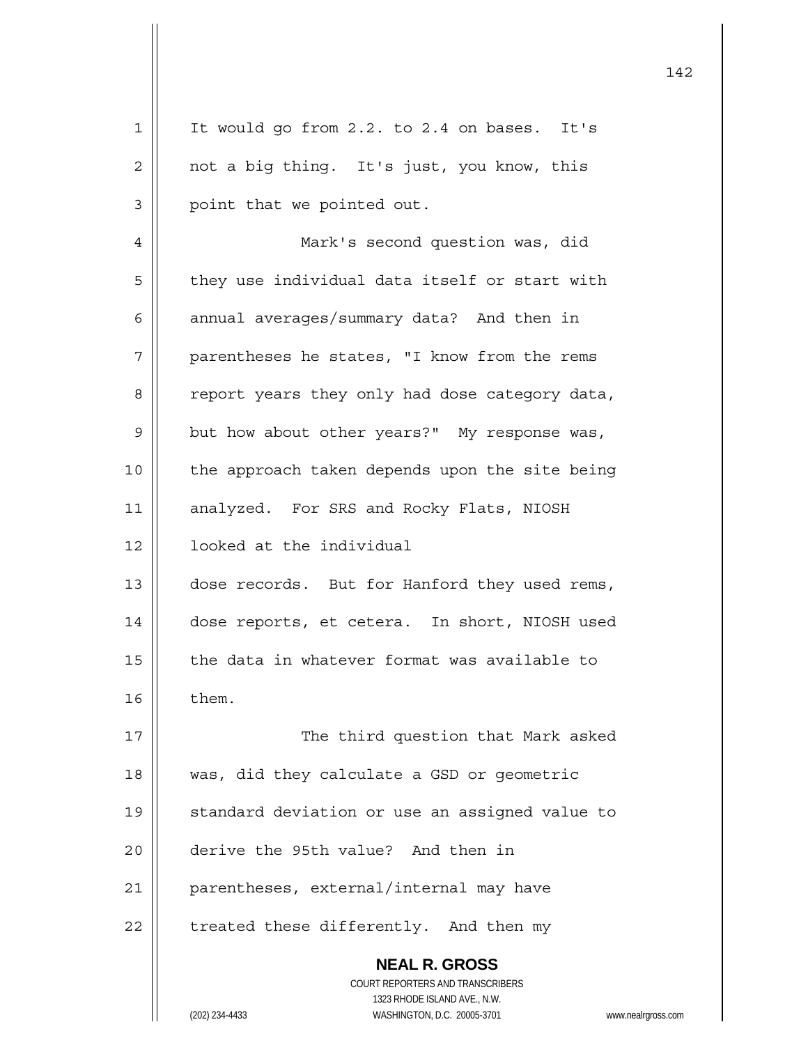It would go from 2.2. to 2.4 on bases. It's not a big thing. It's just, you know, this point that we pointed out.

Mark's second question was, did they use individual data itself or start with annual averages/summary data? And then in parentheses he states, "I know from the rems report years they only had dose category data, but how about other years?" My response was, the approach taken depends upon the site being analyzed. For SRS and Rocky Flats, NIOSH looked at the individual dose records. But for Hanford they used rems, dose reports, et cetera. In short, NIOSH used the data in whatever format was available to them.

The third question that Mark asked was, did they calculate a GSD or geometric standard deviation or use an assigned value to derive the 95th value? And then in parentheses, external/internal may have treated these differently. And then my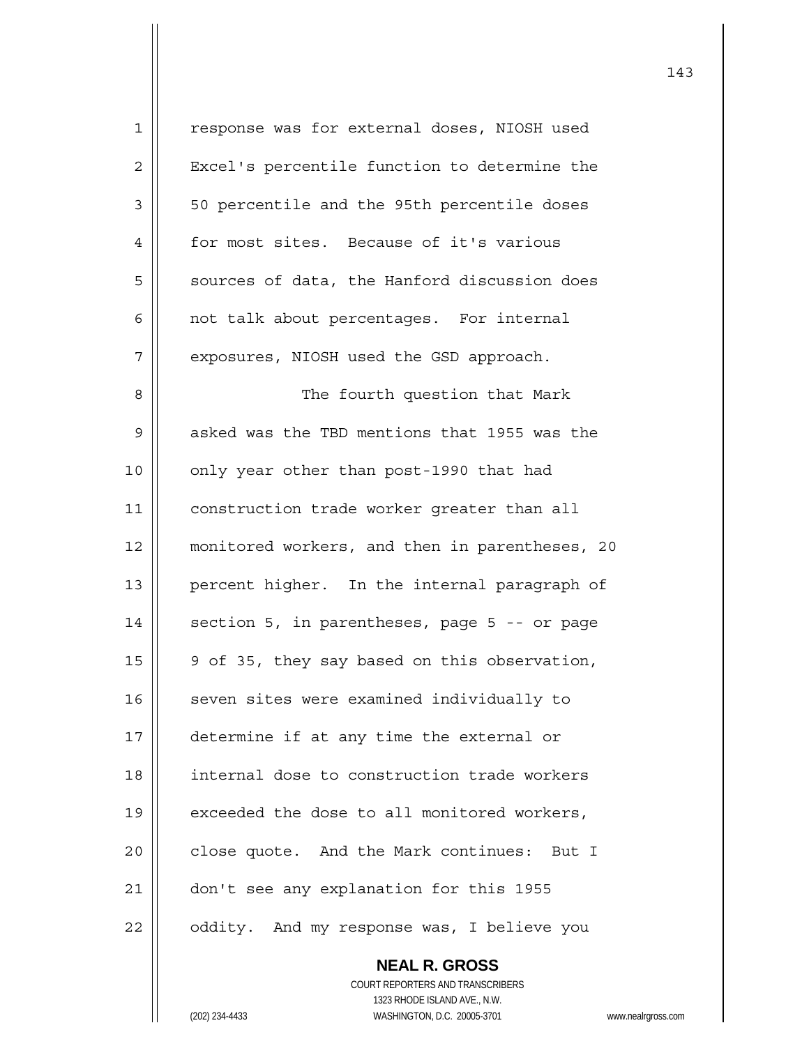response was for external doses, NIOSH used Excel's percentile function to determine the 50 percentile and the 95th percentile doses for most sites. Because of it's various sources of data, the Hanford discussion does not talk about percentages. For internal exposures, NIOSH used the GSD approach.

The fourth question that Mark asked was the TBD mentions that 1955 was the only year other than post-1990 that had construction trade worker greater than all monitored workers, and then in parentheses, 20 percent higher. In the internal paragraph of section 5, in parentheses, page 5 -- or page 9 of 35, they say based on this observation, seven sites were examined individually to determine if at any time the external or internal dose to construction trade workers exceeded the dose to all monitored workers, close quote. And the Mark continues: But I don't see any explanation for this 1955 oddity. And my response was, I believe you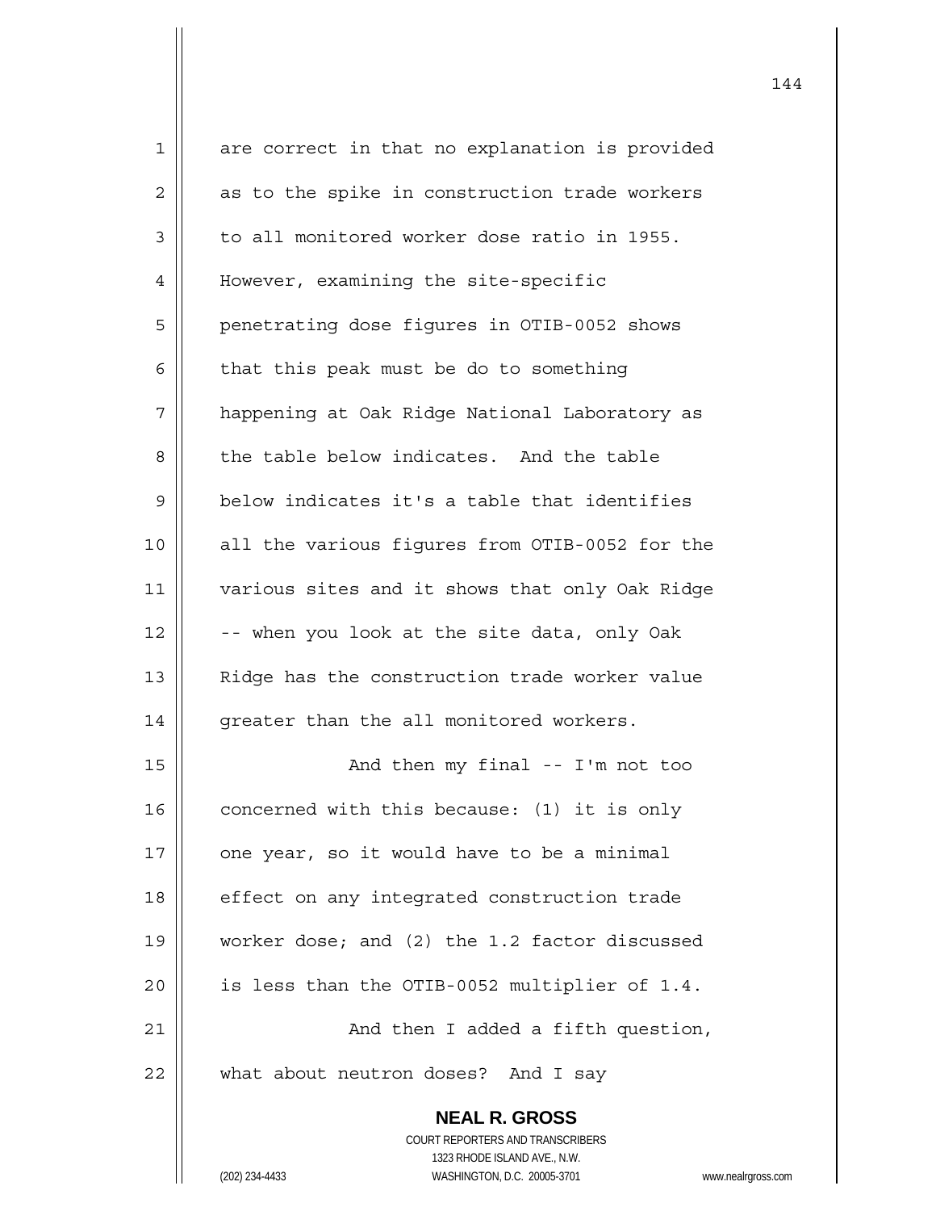are correct in that no explanation is provided as to the spike in construction trade workers to all monitored worker dose ratio in 1955. However, examining the site-specific penetrating dose figures in OTIB-0052 shows that this peak must be do to something happening at Oak Ridge National Laboratory as the table below indicates. And the table below indicates it's a table that identifies all the various figures from OTIB-0052 for the various sites and it shows that only Oak Ridge -- when you look at the site data, only Oak Ridge has the construction trade worker value greater than the all monitored workers.

And then my final -- I'm not too concerned with this because: (1) it is only one year, so it would have to be a minimal effect on any integrated construction trade worker dose; and (2) the 1.2 factor discussed is less than the OTIB-0052 multiplier of 1.4.

And then I added a fifth question, what about neutron doses? And I say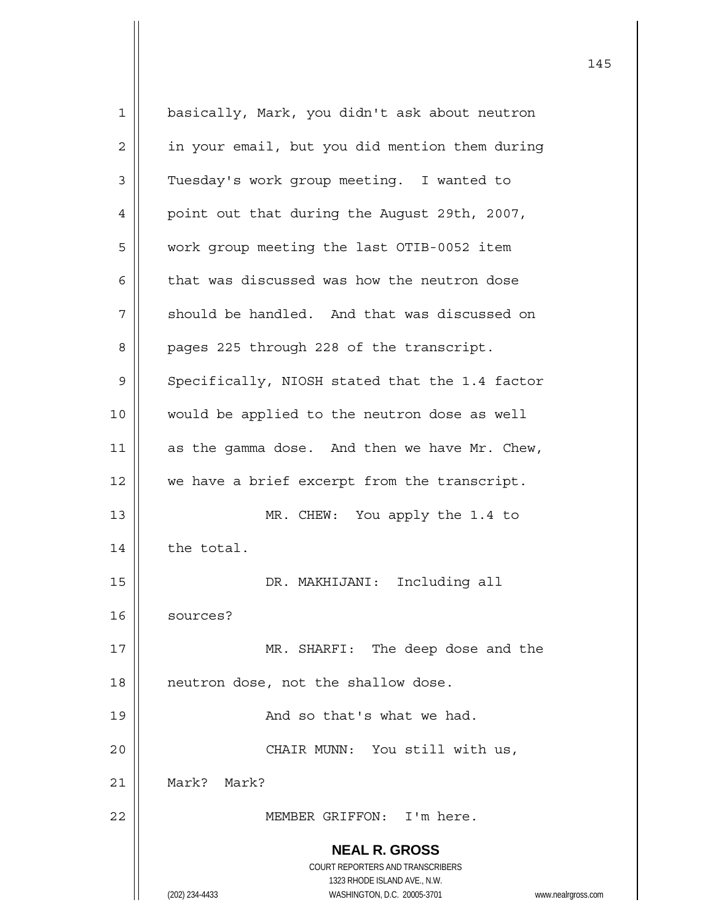basically, Mark, you didn't ask about neutron in your email, but you did mention them during Tuesday's work group meeting. I wanted to point out that during the August 29th, 2007, work group meeting the last OTIB-0052 item that was discussed was how the neutron dose should be handled. And that was discussed on pages 225 through 228 of the transcript. Specifically, NIOSH stated that the 1.4 factor would be applied to the neutron dose as well as the gamma dose. And then we have Mr. Chew, we have a brief excerpt from the transcript.

MR. CHEW: You apply the 1.4 to the total.

DR. MAKHIJANI: Including all sources?

MR. SHARFI: The deep dose and the neutron dose, not the shallow dose.

And so that's what we had.

CHAIR MUNN: You still with us, Mark? Mark?

MEMBER GRIFFON: I'm here.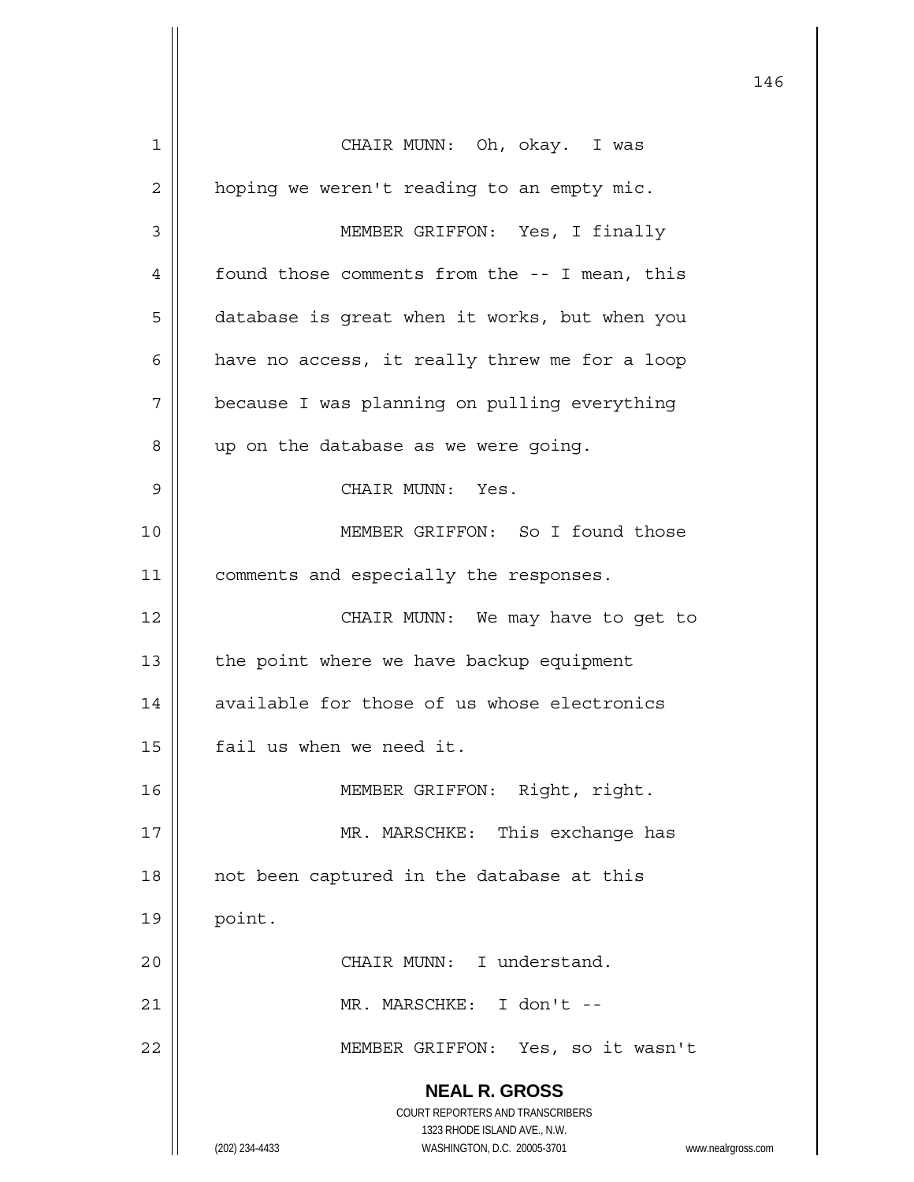CHAIR MUNN: Oh, okay. I was hoping we weren't reading to an empty mic.

MEMBER GRIFFON: Yes, I finally found those comments from the -- I mean, this database is great when it works, but when you have no access, it really threw me for a loop because I was planning on pulling everything up on the database as we were going.

CHAIR MUNN: Yes.

MEMBER GRIFFON: So I found those comments and especially the responses.

CHAIR MUNN: We may have to get to the point where we have backup equipment available for those of us whose electronics fail us when we need it.

MEMBER GRIFFON: Right, right.

MR. MARSCHKE: This exchange has not been captured in the database at this point.

CHAIR MUNN: I understand.

MR. MARSCHKE: I don't --

MEMBER GRIFFON: Yes, so it wasn't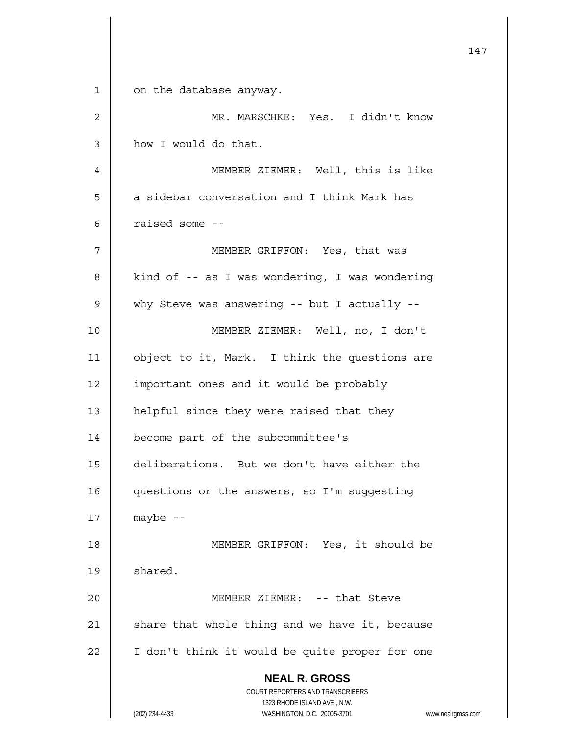on the database anyway.

MR. MARSCHKE: Yes. I didn't know how I would do that.

MEMBER ZIEMER: Well, this is like a sidebar conversation and I think Mark has raised some --

MEMBER GRIFFON: Yes, that was kind of -- as I was wondering, I was wondering why Steve was answering -- but I actually --

MEMBER ZIEMER: Well, no, I don't object to it, Mark. I think the questions are important ones and it would be probably helpful since they were raised that they become part of the subcommittee's deliberations. But we don't have either the questions or the answers, so I'm suggesting maybe --

MEMBER GRIFFON: Yes, it should be shared.

MEMBER ZIEMER: -- that Steve share that whole thing and we have it, because I don't think it would be quite proper for one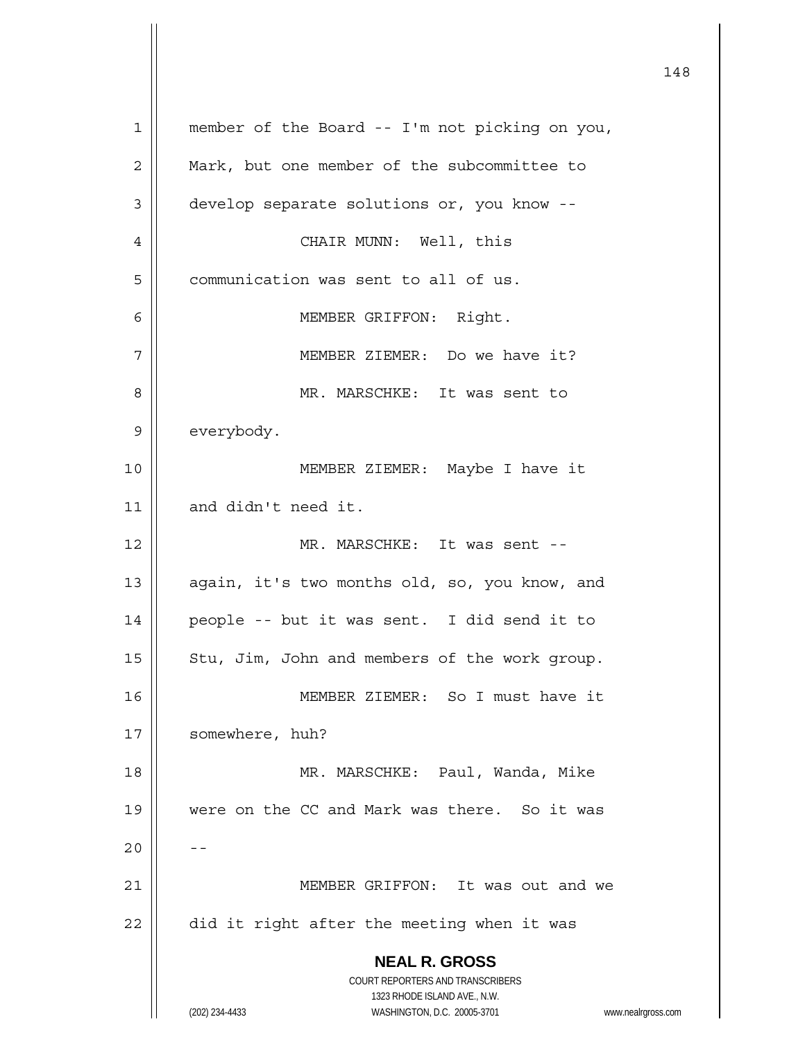member of the Board -- I'm not picking on you, Mark, but one member of the subcommittee to develop separate solutions or, you know --

CHAIR MUNN: Well, this communication was sent to all of us.

MEMBER GRIFFON: Right.

MEMBER ZIEMER: Do we have it?

MR. MARSCHKE: It was sent to everybody.

MEMBER ZIEMER: Maybe I have it and didn't need it.

MR. MARSCHKE: It was sent -- again, it's two months old, so, you know, and people -- but it was sent. I did send it to Stu, Jim, John and members of the work group.

MEMBER ZIEMER: So I must have it somewhere, huh?

MR. MARSCHKE: Paul, Wanda, Mike were on the CC and Mark was there. So it was --

MEMBER GRIFFON: It was out and we did it right after the meeting when it was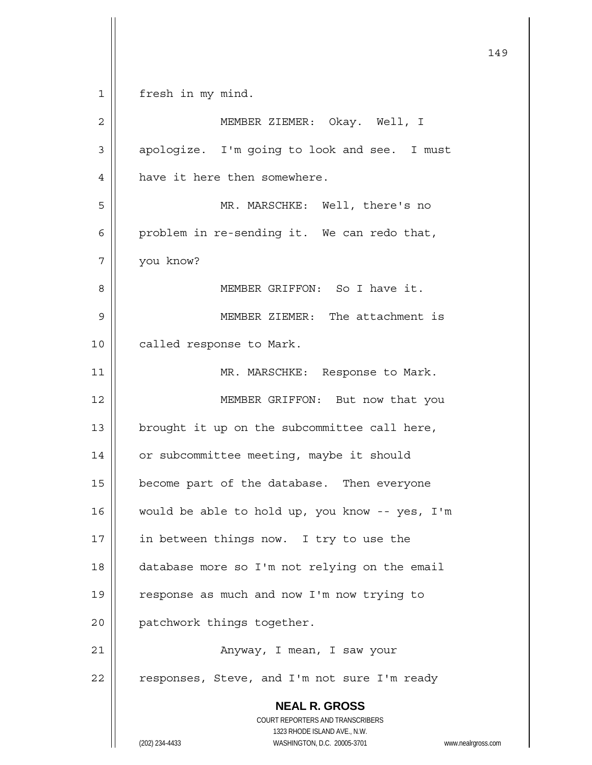fresh in my mind.

MEMBER ZIEMER: Okay. Well, I apologize. I'm going to look and see. I must have it here then somewhere.

MR. MARSCHKE: Well, there's no problem in re-sending it. We can redo that, you know?

MEMBER GRIFFON: So I have it.

MEMBER ZIEMER: The attachment is called response to Mark.

MR. MARSCHKE: Response to Mark.

MEMBER GRIFFON: But now that you brought it up on the subcommittee call here, or subcommittee meeting, maybe it should become part of the database. Then everyone would be able to hold up, you know -- yes, I'm in between things now. I try to use the database more so I'm not relying on the email response as much and now I'm now trying to patchwork things together.

Anyway, I mean, I saw your responses, Steve, and I'm not sure I'm ready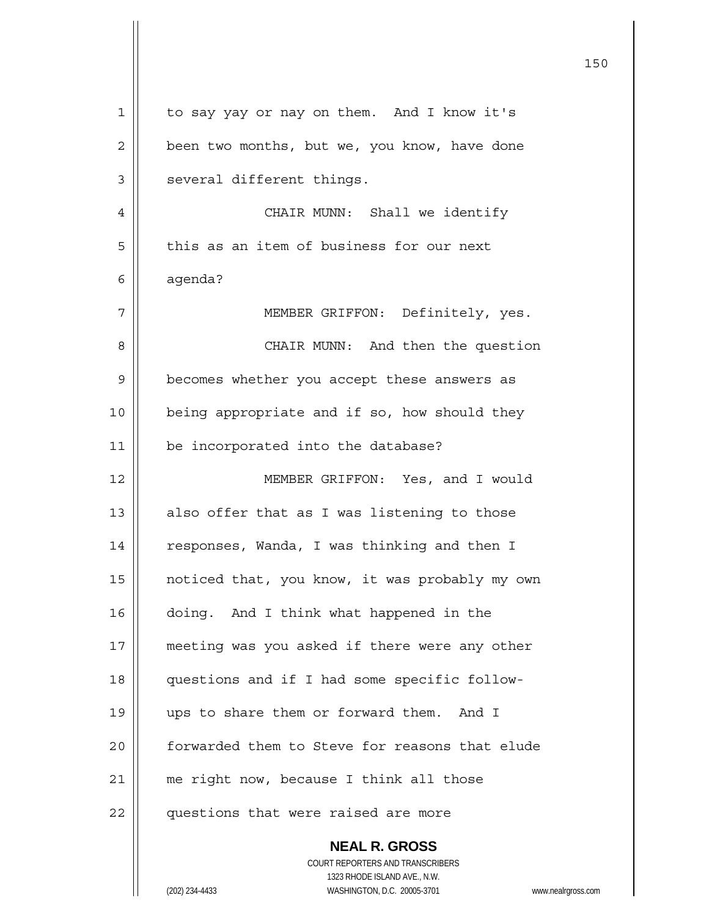to say yay or nay on them. And I know it's been two months, but we, you know, have done several different things.

CHAIR MUNN: Shall we identify this as an item of business for our next agenda?

MEMBER GRIFFON: Definitely, yes.

CHAIR MUNN: And then the question becomes whether you accept these answers as being appropriate and if so, how should they be incorporated into the database?

MEMBER GRIFFON: Yes, and I would also offer that as I was listening to those responses, Wanda, I was thinking and then I noticed that, you know, it was probably my own doing. And I think what happened in the meeting was you asked if there were any other questions and if I had some specific follow-ups to share them or forward them. And I forwarded them to Steve for reasons that elude me right now, because I think all those questions that were raised are more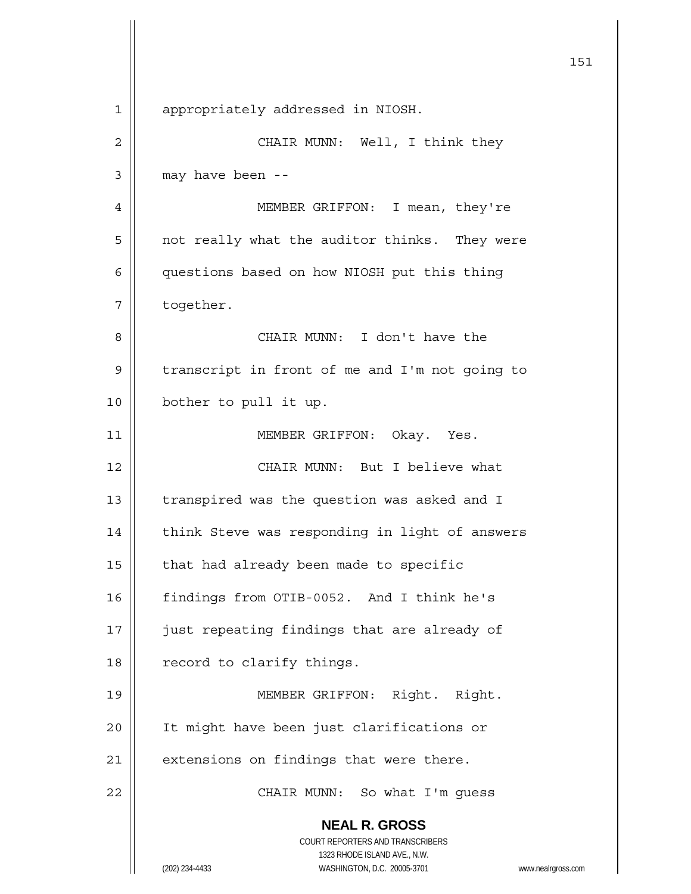appropriately addressed in NIOSH.

CHAIR MUNN: Well, I think they may have been --

MEMBER GRIFFON: I mean, they're not really what the auditor thinks. They were questions based on how NIOSH put this thing together.

CHAIR MUNN: I don't have the transcript in front of me and I'm not going to bother to pull it up.

MEMBER GRIFFON: Okay. Yes.

CHAIR MUNN: But I believe what transpired was the question was asked and I think Steve was responding in light of answers that had already been made to specific findings from OTIB-0052. And I think he's just repeating findings that are already of record to clarify things.

MEMBER GRIFFON: Right. Right. It might have been just clarifications or extensions on findings that were there.

CHAIR MUNN: So what I'm guess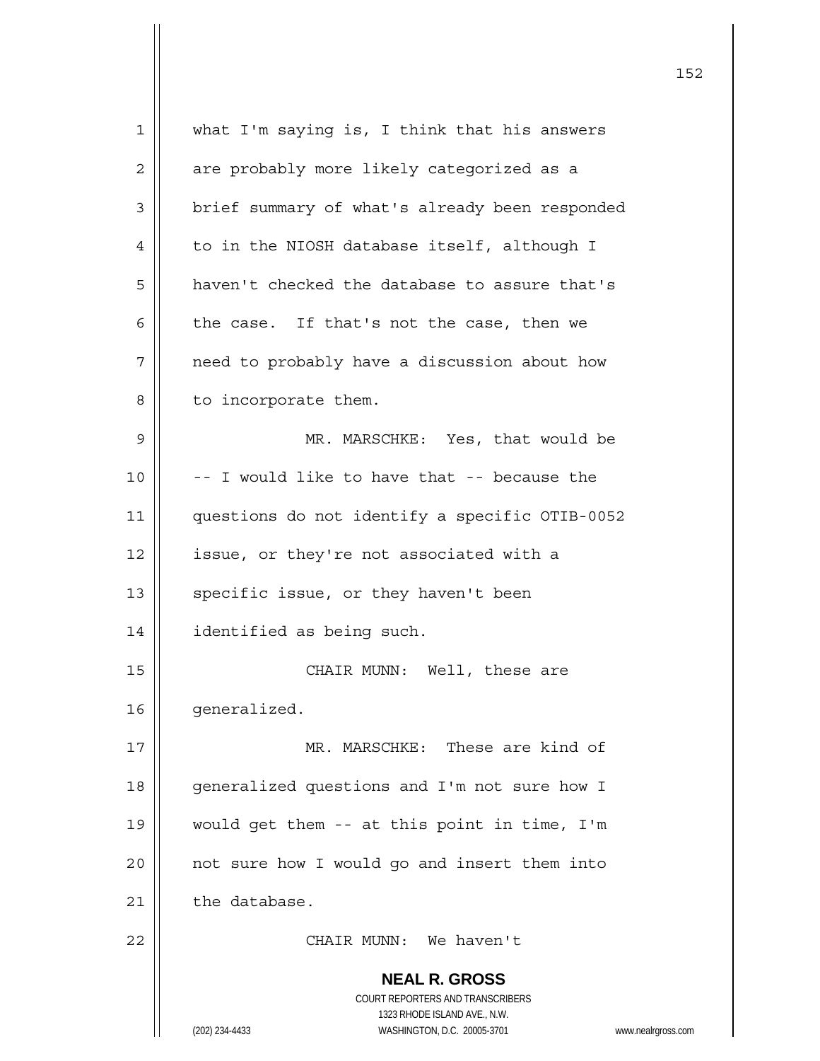what I'm saying is, I think that his answers are probably more likely categorized as a brief summary of what's already been responded to in the NIOSH database itself, although I haven't checked the database to assure that's the case. If that's not the case, then we need to probably have a discussion about how to incorporate them.

MR. MARSCHKE: Yes, that would be -- I would like to have that -- because the questions do not identify a specific OTIB-0052 issue, or they're not associated with a specific issue, or they haven't been identified as being such.

CHAIR MUNN: Well, these are generalized.

MR. MARSCHKE: These are kind of generalized questions and I'm not sure how I would get them -- at this point in time, I'm not sure how I would go and insert them into the database.

CHAIR MUNN: We haven't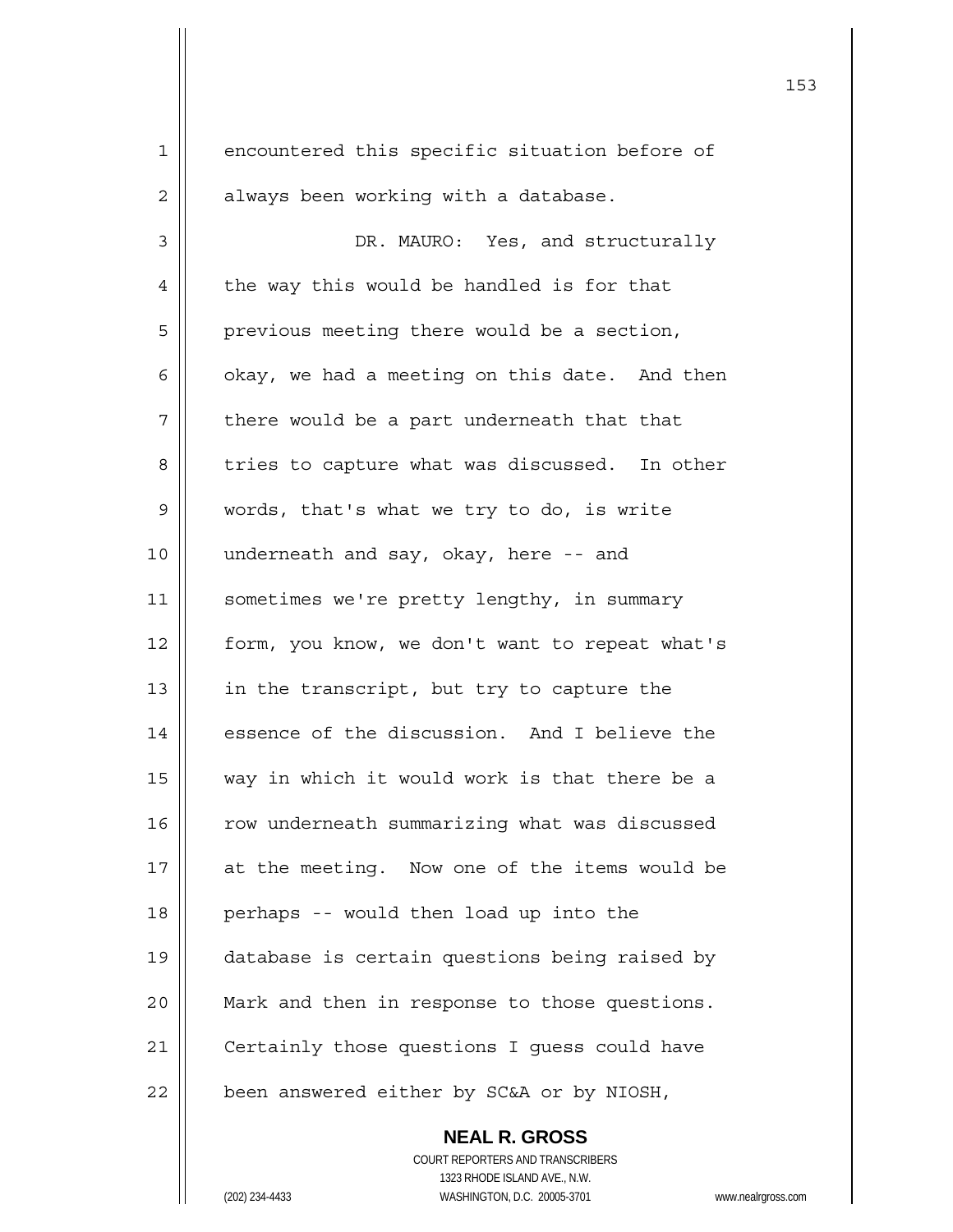encountered this specific situation before of always been working with a database.

DR. MAURO: Yes, and structurally the way this would be handled is for that previous meeting there would be a section, okay, we had a meeting on this date. And then there would be a part underneath that that tries to capture what was discussed. In other words, that's what we try to do, is write underneath and say, okay, here -- and sometimes we're pretty lengthy, in summary form, you know, we don't want to repeat what's in the transcript, but try to capture the essence of the discussion. And I believe the way in which it would work is that there be a row underneath summarizing what was discussed at the meeting. Now one of the items would be perhaps -- would then load up into the database is certain questions being raised by Mark and then in response to those questions. Certainly those questions I guess could have been answered either by SC&A or by NIOSH,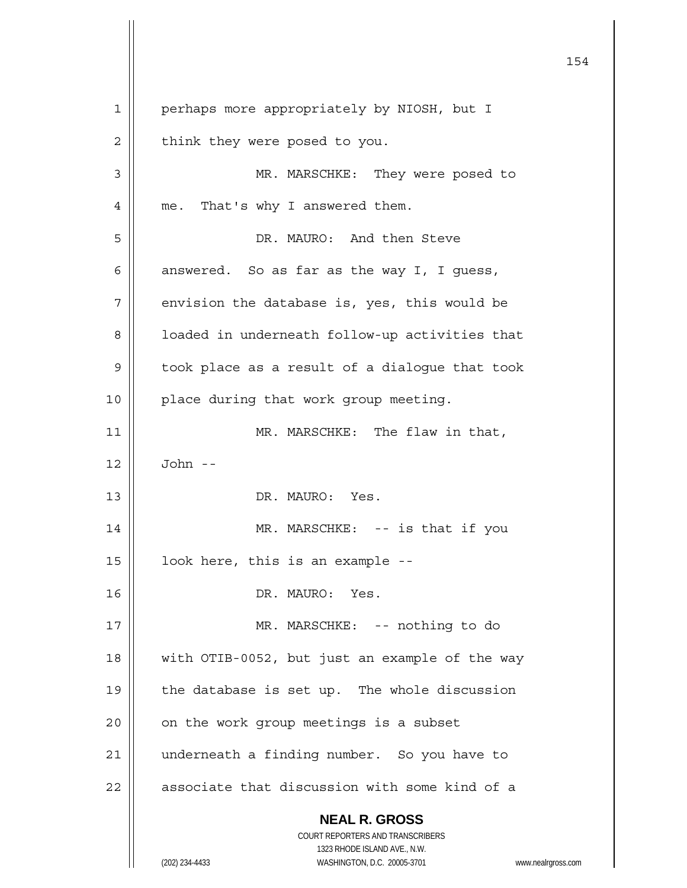perhaps more appropriately by NIOSH, but I think they were posed to you.

MR. MARSCHKE: They were posed to me. That's why I answered them.

DR. MAURO: And then Steve answered. So as far as the way I, I guess, envision the database is, yes, this would be loaded in underneath follow-up activities that took place as a result of a dialogue that took place during that work group meeting.

MR. MARSCHKE: The flaw in that, John --

DR. MAURO: Yes.

MR. MARSCHKE: -- is that if you look here, this is an example --

DR. MAURO: Yes.

MR. MARSCHKE: -- nothing to do with OTIB-0052, but just an example of the way the database is set up. The whole discussion on the work group meetings is a subset underneath a finding number. So you have to associate that discussion with some kind of a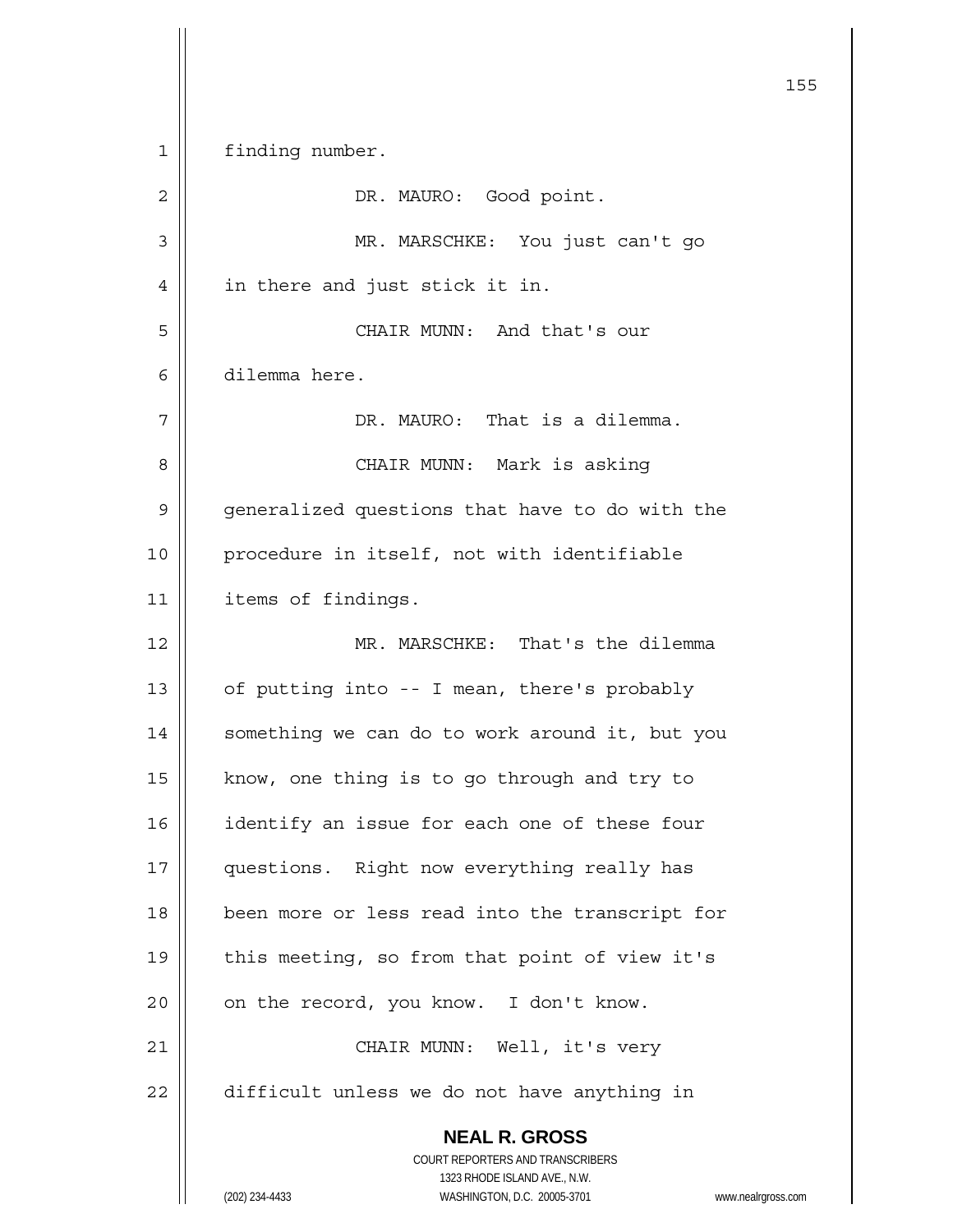finding number.

DR. MAURO: Good point.

MR. MARSCHKE: You just can't go in there and just stick it in.

CHAIR MUNN: And that's our dilemma here.

DR. MAURO: That is a dilemma.

CHAIR MUNN: Mark is asking generalized questions that have to do with the procedure in itself, not with identifiable items of findings.

MR. MARSCHKE: That's the dilemma of putting into -- I mean, there's probably something we can do to work around it, but you know, one thing is to go through and try to identify an issue for each one of these four questions. Right now everything really has been more or less read into the transcript for this meeting, so from that point of view it's on the record, you know. I don't know.

CHAIR MUNN: Well, it's very difficult unless we do not have anything in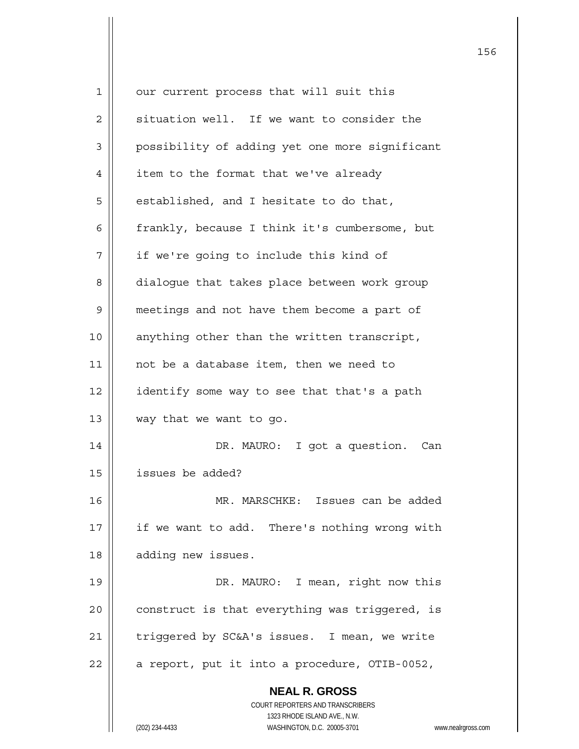our current process that will suit this situation well. If we want to consider the possibility of adding yet one more significant item to the format that we've already established, and I hesitate to do that, frankly, because I think it's cumbersome, but if we're going to include this kind of dialogue that takes place between work group meetings and not have them become a part of anything other than the written transcript, not be a database item, then we need to identify some way to see that that's a path way that we want to go.

DR. MAURO: I got a question. Can issues be added?

MR. MARSCHKE: Issues can be added if we want to add. There's nothing wrong with adding new issues.

DR. MAURO: I mean, right now this construct is that everything was triggered, is triggered by SC&A's issues. I mean, we write a report, put it into a procedure, OTIB-0052,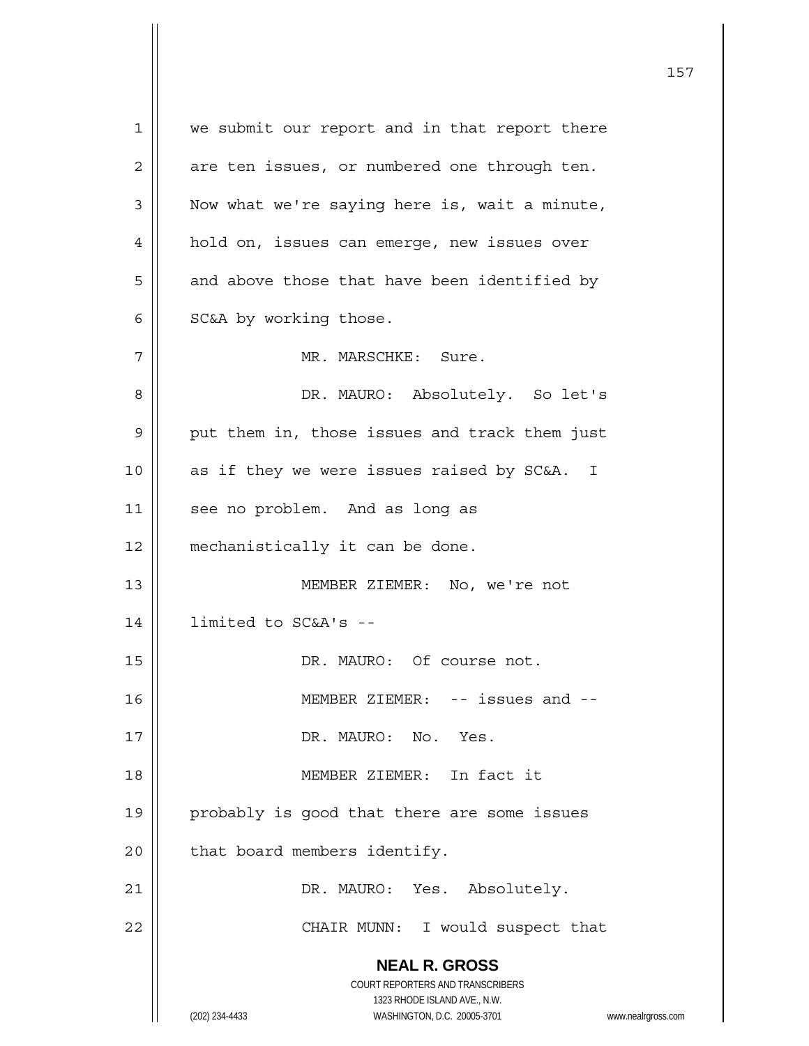we submit our report and in that report there are ten issues, or numbered one through ten. Now what we're saying here is, wait a minute, hold on, issues can emerge, new issues over and above those that have been identified by SC&A by working those.

MR. MARSCHKE: Sure.

DR. MAURO: Absolutely. So let's put them in, those issues and track them just as if they we were issues raised by SC&A. I see no problem. And as long as mechanistically it can be done.

MEMBER ZIEMER: No, we're not limited to SC&A's --

DR. MAURO: Of course not.

MEMBER ZIEMER: -- issues and --

DR. MAURO: No. Yes.

MEMBER ZIEMER: In fact it probably is good that there are some issues that board members identify.

DR. MAURO: Yes. Absolutely.

CHAIR MUNN: I would suspect that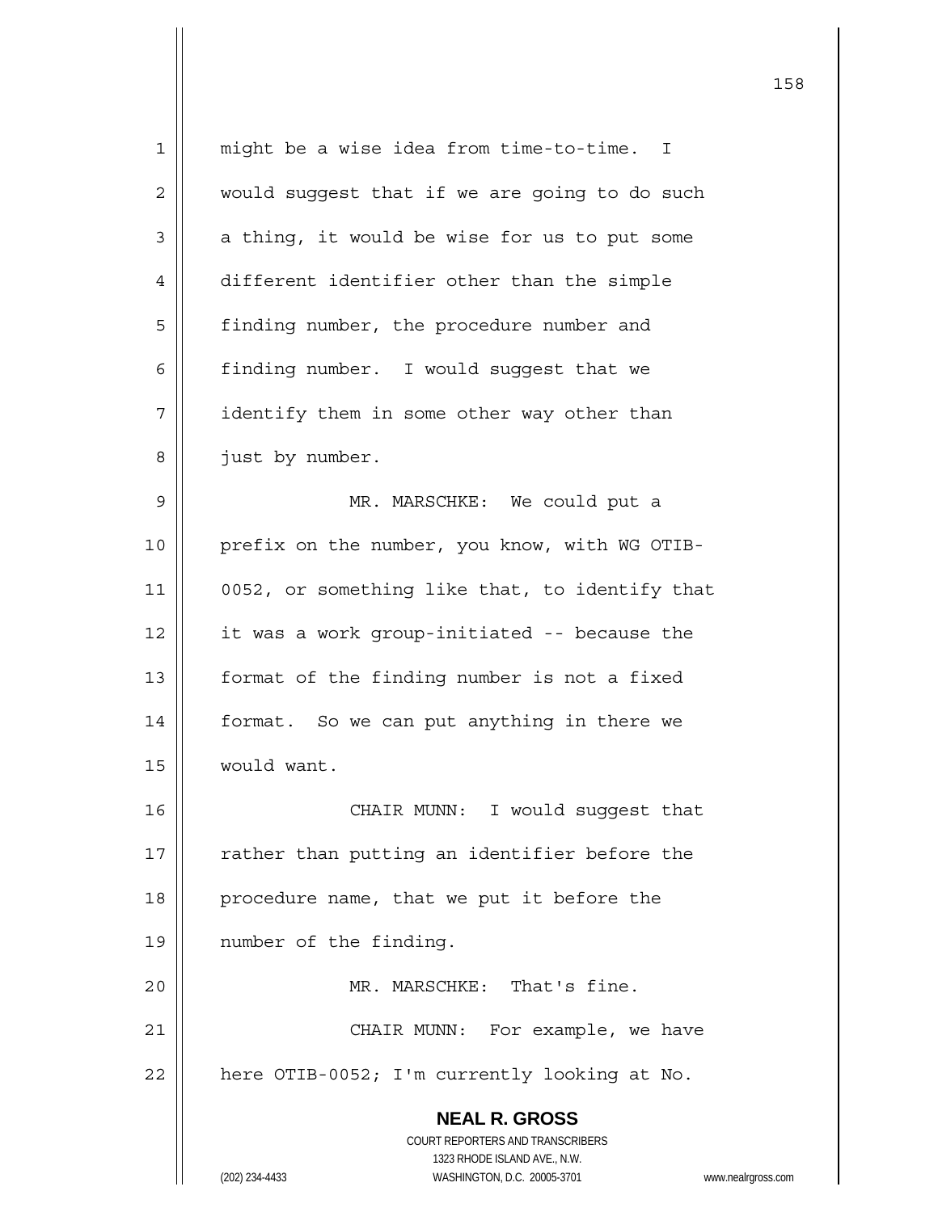might be a wise idea from time-to-time. I would suggest that if we are going to do such a thing, it would be wise for us to put some different identifier other than the simple finding number, the procedure number and finding number. I would suggest that we identify them in some other way other than just by number.

MR. MARSCHKE: We could put a prefix on the number, you know, with WG OTIB-0052, or something like that, to identify that it was a work group-initiated -- because the format of the finding number is not a fixed format. So we can put anything in there we would want.

CHAIR MUNN: I would suggest that rather than putting an identifier before the procedure name, that we put it before the number of the finding.

MR. MARSCHKE: That's fine.

CHAIR MUNN: For example, we have here OTIB-0052; I'm currently looking at No.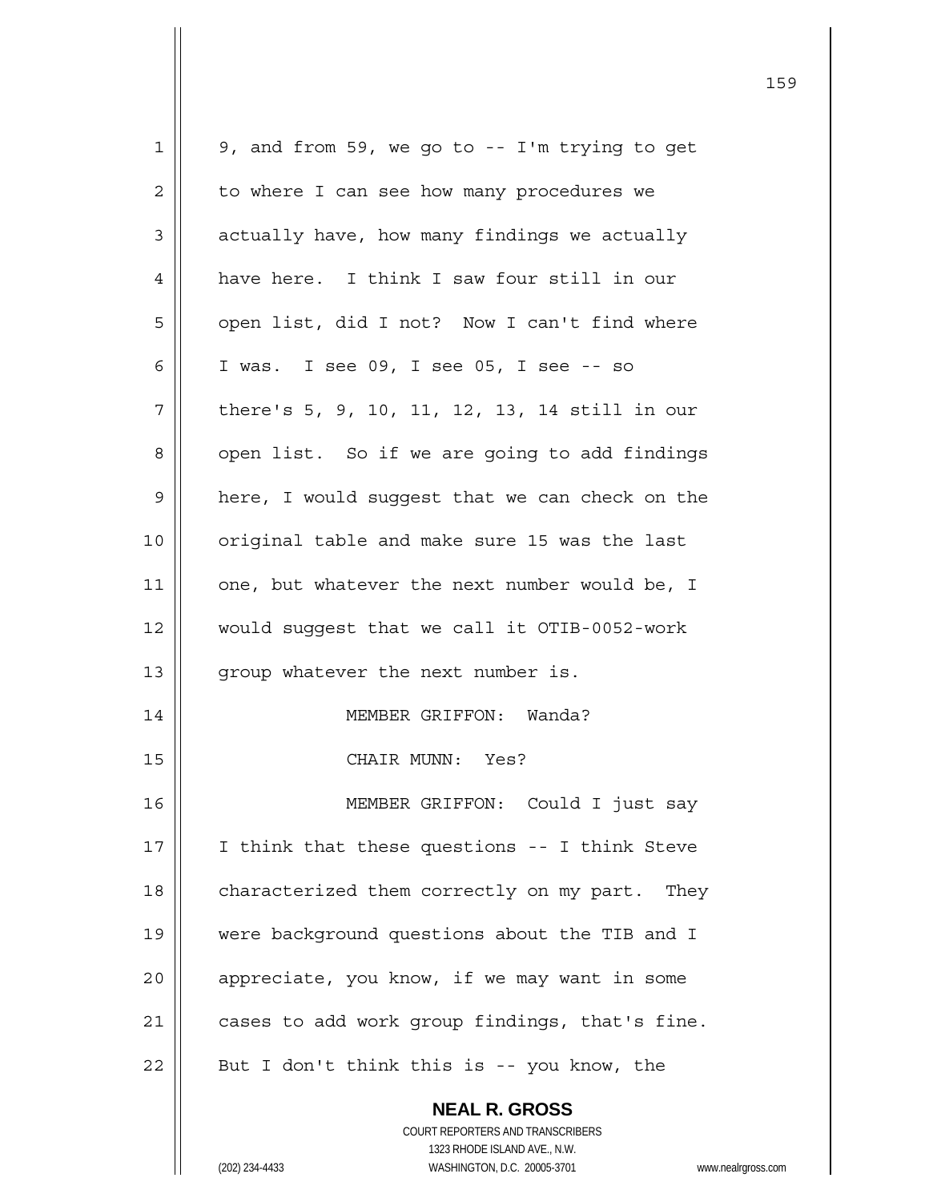9, and from 59, we go to -- I'm trying to get to where I can see how many procedures we actually have, how many findings we actually have here. I think I saw four still in our open list, did I not? Now I can't find where I was. I see 09, I see 05, I see -- so there's 5, 9, 10, 11, 12, 13, 14 still in our open list. So if we are going to add findings here, I would suggest that we can check on the original table and make sure 15 was the last one, but whatever the next number would be, I would suggest that we call it OTIB-0052-work group whatever the next number is.

MEMBER GRIFFON: Wanda?

CHAIR MUNN: Yes?

MEMBER GRIFFON: Could I just say I think that these questions -- I think Steve characterized them correctly on my part. They were background questions about the TIB and I appreciate, you know, if we may want in some cases to add work group findings, that's fine. But I don't think this is -- you know, the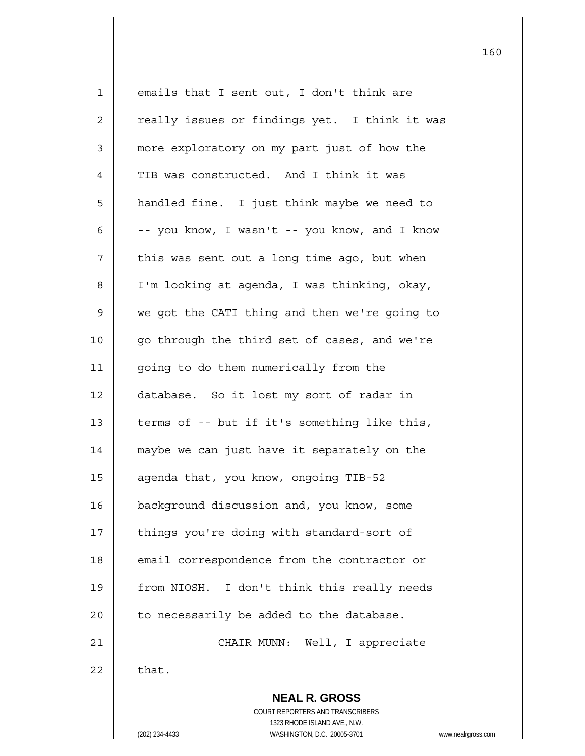emails that I sent out, I don't think are really issues or findings yet. I think it was more exploratory on my part just of how the TIB was constructed. And I think it was handled fine. I just think maybe we need to -- you know, I wasn't -- you know, and I know this was sent out a long time ago, but when I'm looking at agenda, I was thinking, okay, we got the CATI thing and then we're going to go through the third set of cases, and we're going to do them numerically from the database. So it lost my sort of radar in terms of -- but if it's something like this, maybe we can just have it separately on the agenda that, you know, ongoing TIB-52 background discussion and, you know, some things you're doing with standard-sort of email correspondence from the contractor or from NIOSH. I don't think this really needs to necessarily be added to the database.

CHAIR MUNN: Well, I appreciate that.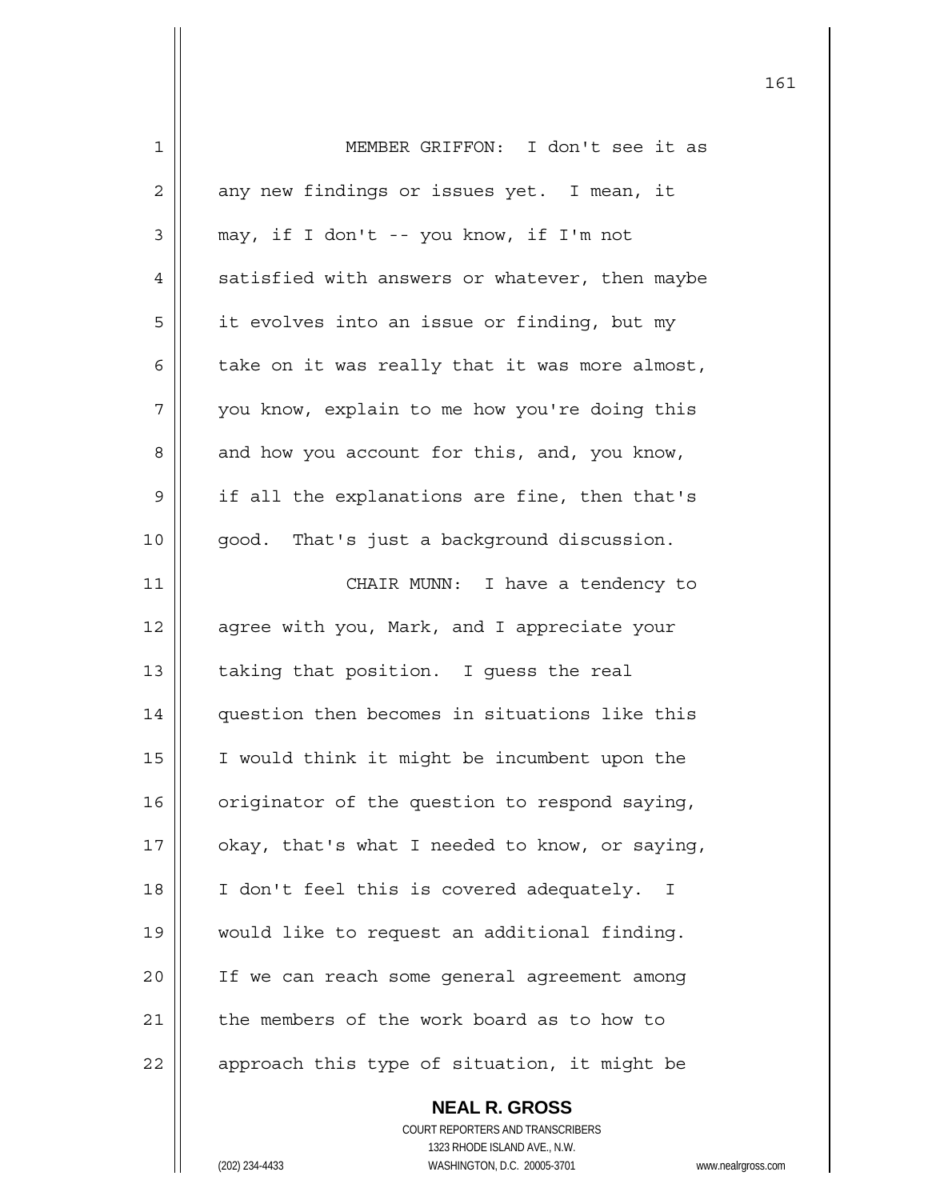MEMBER GRIFFON: I don't see it as any new findings or issues yet. I mean, it may, if I don't -- you know, if I'm not satisfied with answers or whatever, then maybe it evolves into an issue or finding, but my take on it was really that it was more almost, you know, explain to me how you're doing this and how you account for this, and, you know, if all the explanations are fine, then that's good. That's just a background discussion.

CHAIR MUNN: I have a tendency to agree with you, Mark, and I appreciate your taking that position. I guess the real question then becomes in situations like this I would think it might be incumbent upon the originator of the question to respond saying, okay, that's what I needed to know, or saying, I don't feel this is covered adequately. I would like to request an additional finding. If we can reach some general agreement among the members of the work board as to how to approach this type of situation, it might be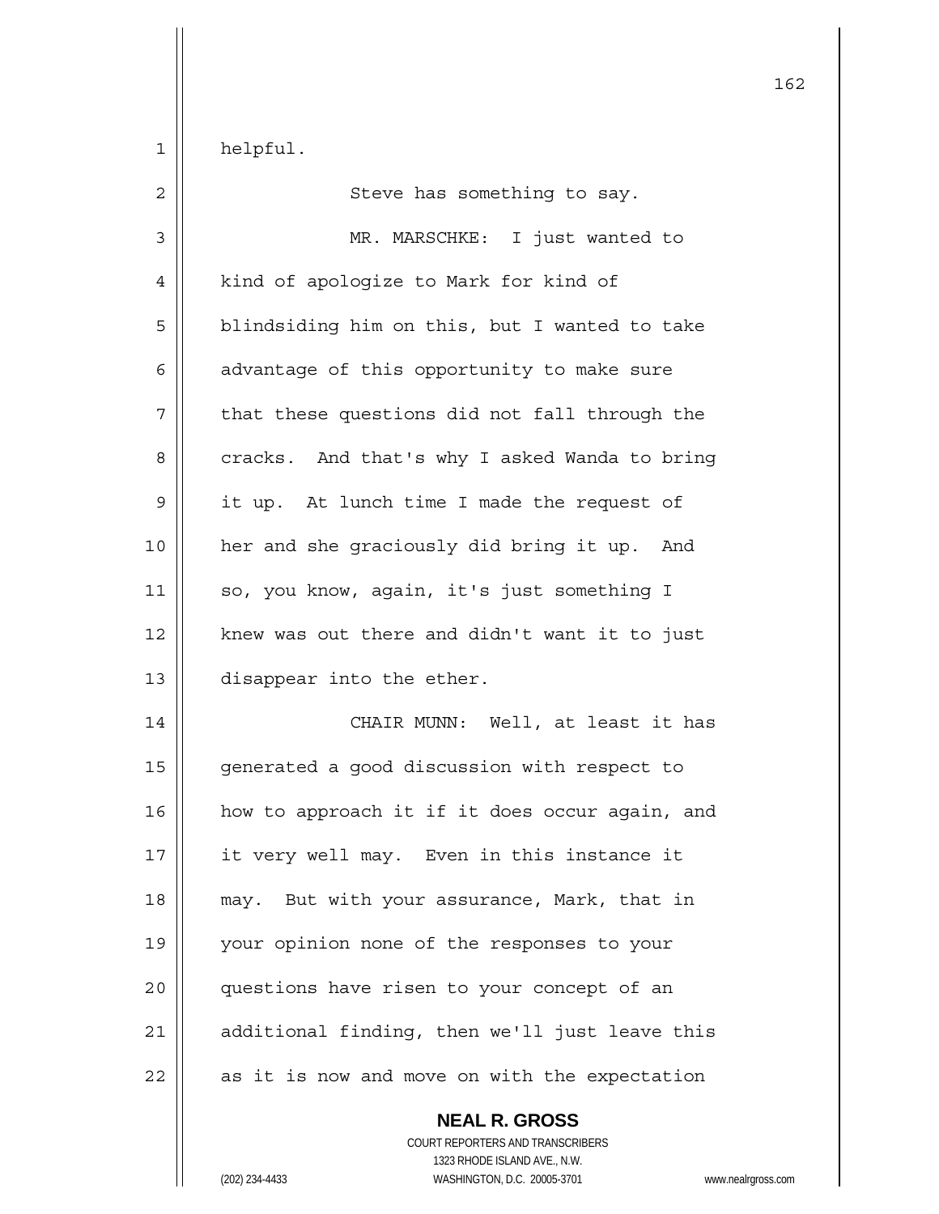helpful.

Steve has something to say.

MR. MARSCHKE: I just wanted to kind of apologize to Mark for kind of blindsiding him on this, but I wanted to take advantage of this opportunity to make sure that these questions did not fall through the cracks. And that's why I asked Wanda to bring it up. At lunch time I made the request of her and she graciously did bring it up. And so, you know, again, it's just something I knew was out there and didn't want it to just disappear into the ether.

CHAIR MUNN: Well, at least it has generated a good discussion with respect to how to approach it if it does occur again, and it very well may. Even in this instance it may. But with your assurance, Mark, that in your opinion none of the responses to your questions have risen to your concept of an additional finding, then we'll just leave this as it is now and move on with the expectation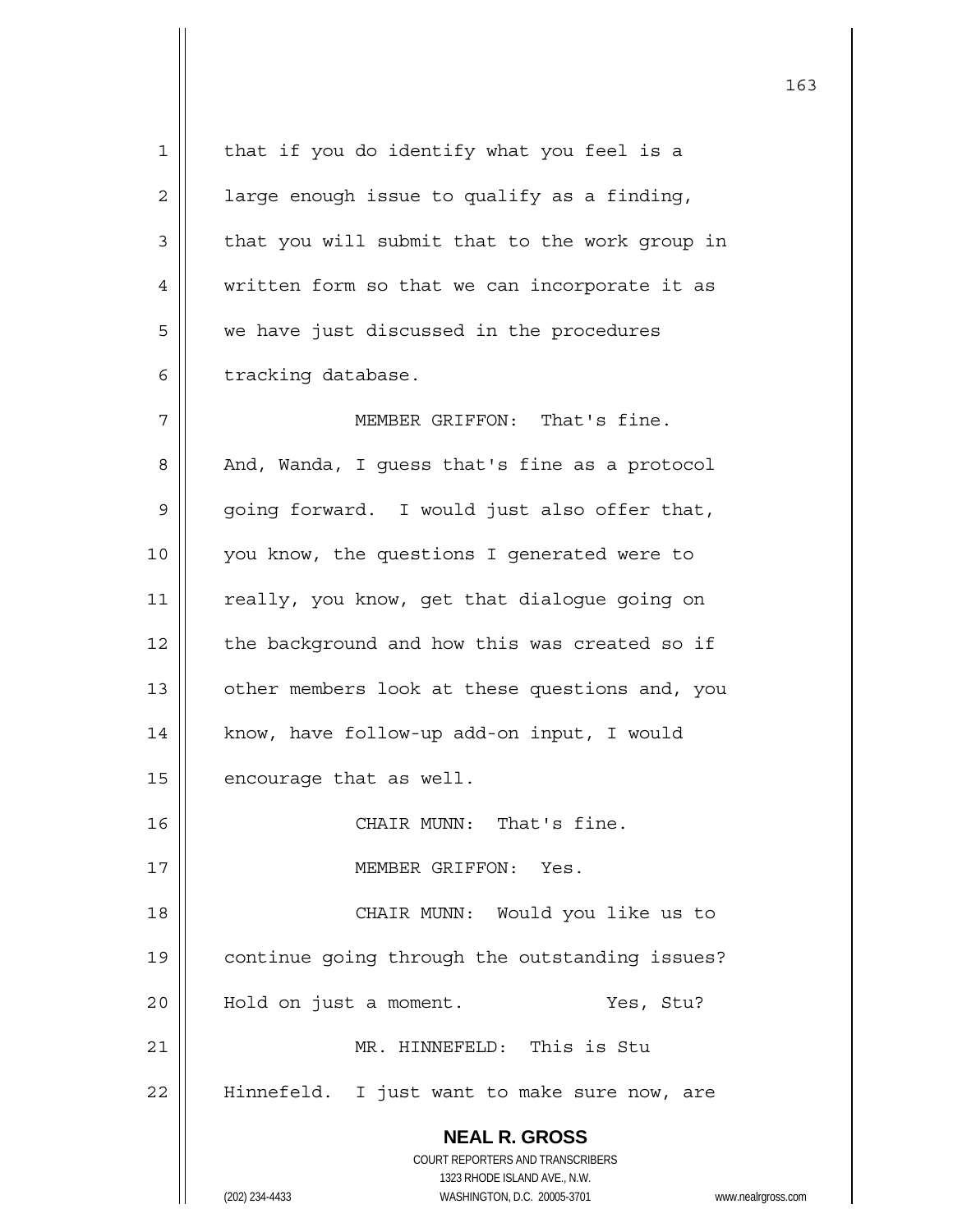that if you do identify what you feel is a large enough issue to qualify as a finding, that you will submit that to the work group in written form so that we can incorporate it as we have just discussed in the procedures tracking database.

MEMBER GRIFFON: That's fine. And, Wanda, I guess that's fine as a protocol going forward. I would just also offer that, you know, the questions I generated were to really, you know, get that dialogue going on the background and how this was created so if other members look at these questions and, you know, have follow-up add-on input, I would encourage that as well.

CHAIR MUNN: That's fine.

MEMBER GRIFFON: Yes.

CHAIR MUNN: Would you like us to continue going through the outstanding issues? Hold on just a moment. Yes, Stu?

MR. HINNEFELD: This is Stu Hinnefeld. I just want to make sure now, are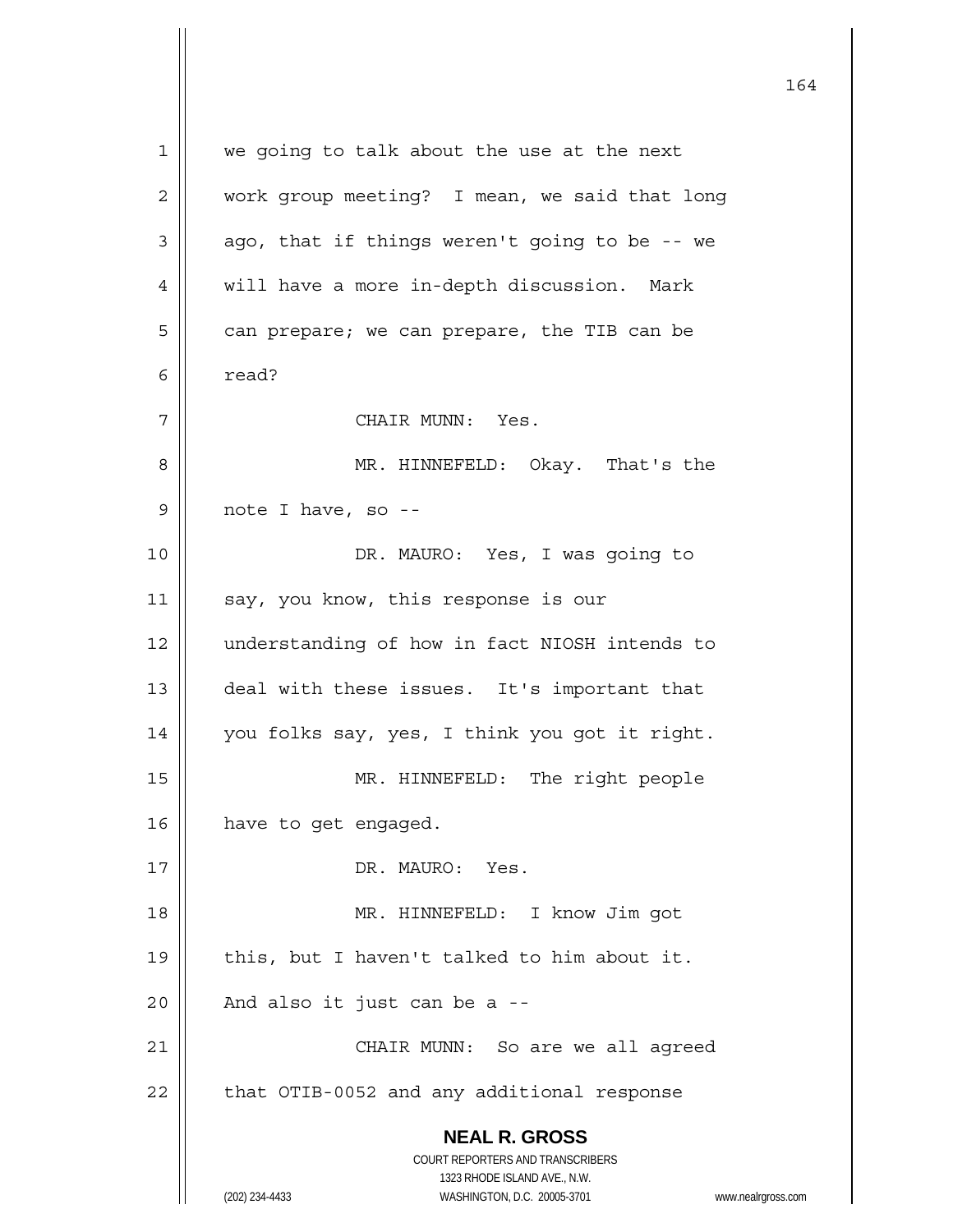we going to talk about the use at the next work group meeting? I mean, we said that long ago, that if things weren't going to be -- we will have a more in-depth discussion. Mark can prepare; we can prepare, the TIB can be read?

CHAIR MUNN: Yes.

MR. HINNEFELD: Okay. That's the note I have, so --

DR. MAURO: Yes, I was going to say, you know, this response is our understanding of how in fact NIOSH intends to deal with these issues. It's important that you folks say, yes, I think you got it right.

MR. HINNEFELD: The right people have to get engaged.

DR. MAURO: Yes.

MR. HINNEFELD: I know Jim got this, but I haven't talked to him about it. And also it just can be a --

CHAIR MUNN: So are we all agreed that OTIB-0052 and any additional response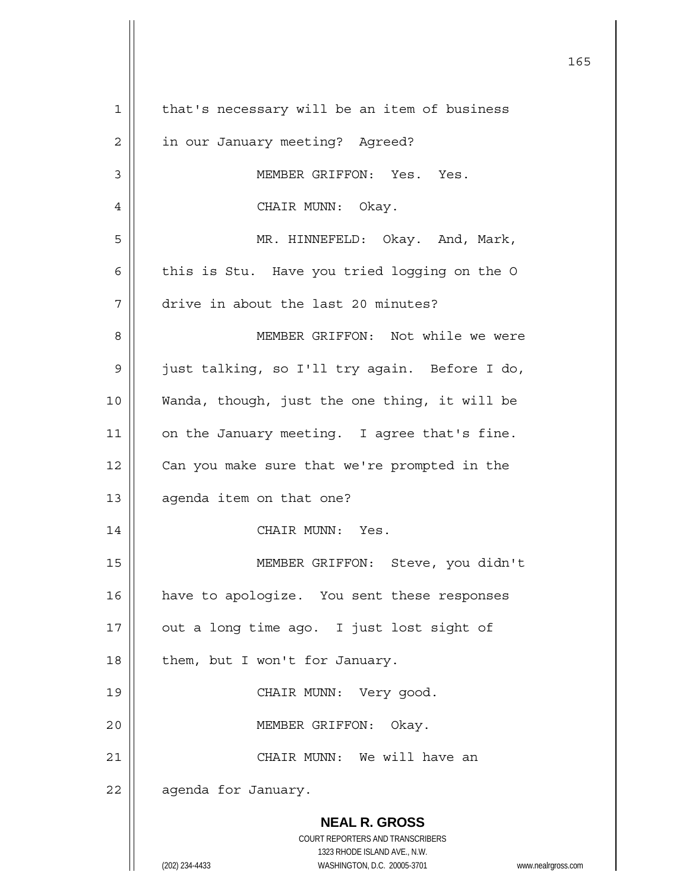that's necessary will be an item of business in our January meeting? Agreed?

MEMBER GRIFFON: Yes. Yes.

CHAIR MUNN: Okay.

MR. HINNEFELD: Okay. And, Mark, this is Stu. Have you tried logging on the O drive in about the last 20 minutes?

MEMBER GRIFFON: Not while we were just talking, so I'll try again. Before I do, Wanda, though, just the one thing, it will be on the January meeting. I agree that's fine. Can you make sure that we're prompted in the agenda item on that one?

CHAIR MUNN: Yes.

MEMBER GRIFFON: Steve, you didn't have to apologize. You sent these responses out a long time ago. I just lost sight of them, but I won't for January.

CHAIR MUNN: Very good.

MEMBER GRIFFON: Okay.

CHAIR MUNN: We will have an agenda for January.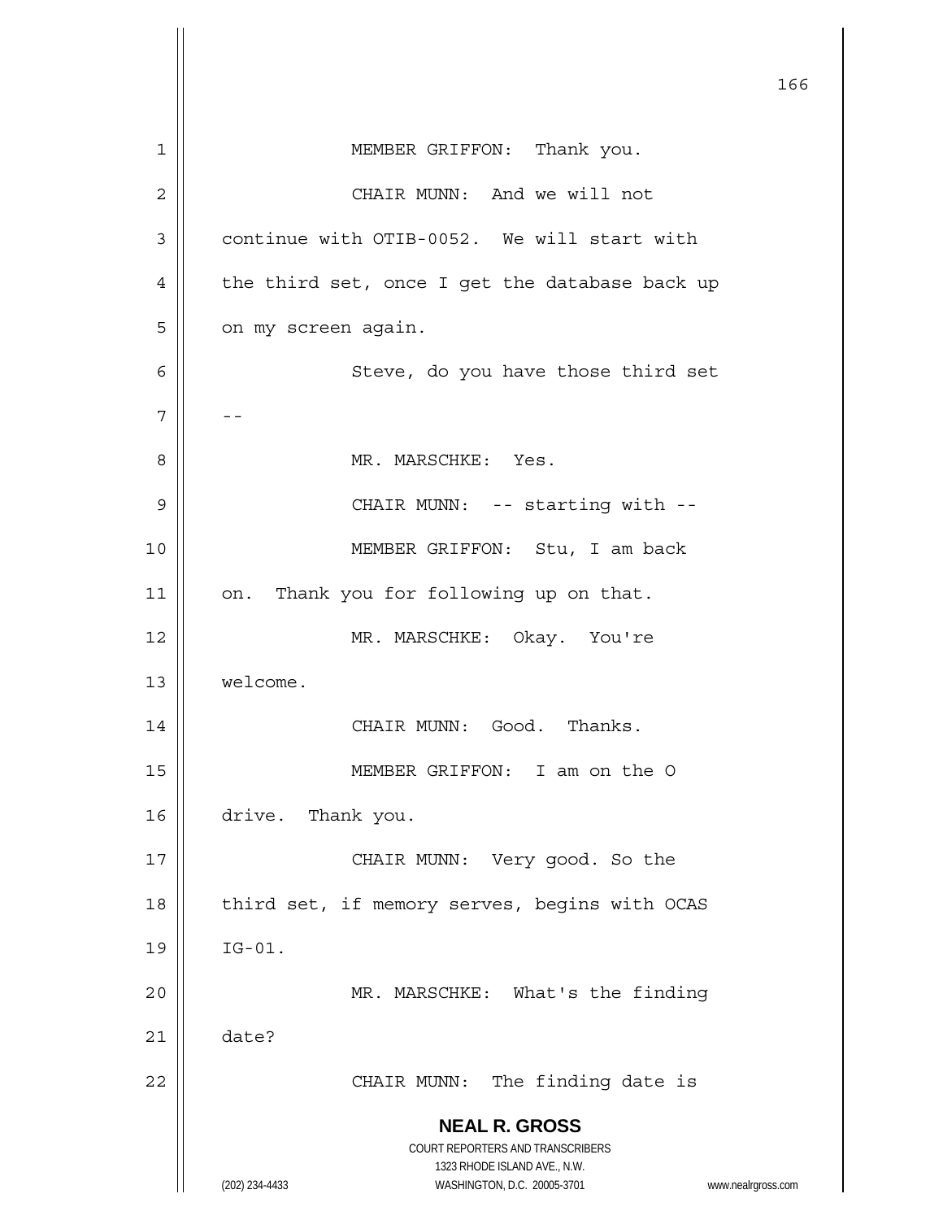MEMBER GRIFFON: Thank you.

CHAIR MUNN: And we will not continue with OTIB-0052. We will start with the third set, once I get the database back up on my screen again.

Steve, do you have those third set --

MR. MARSCHKE: Yes.

CHAIR MUNN: -- starting with --

MEMBER GRIFFON: Stu, I am back on. Thank you for following up on that.

MR. MARSCHKE: Okay. You're welcome.

CHAIR MUNN: Good. Thanks.

MEMBER GRIFFON: I am on the O drive. Thank you.

CHAIR MUNN: Very good. So the third set, if memory serves, begins with OCAS IG-01.

MR. MARSCHKE: What's the finding date?

CHAIR MUNN: The finding date is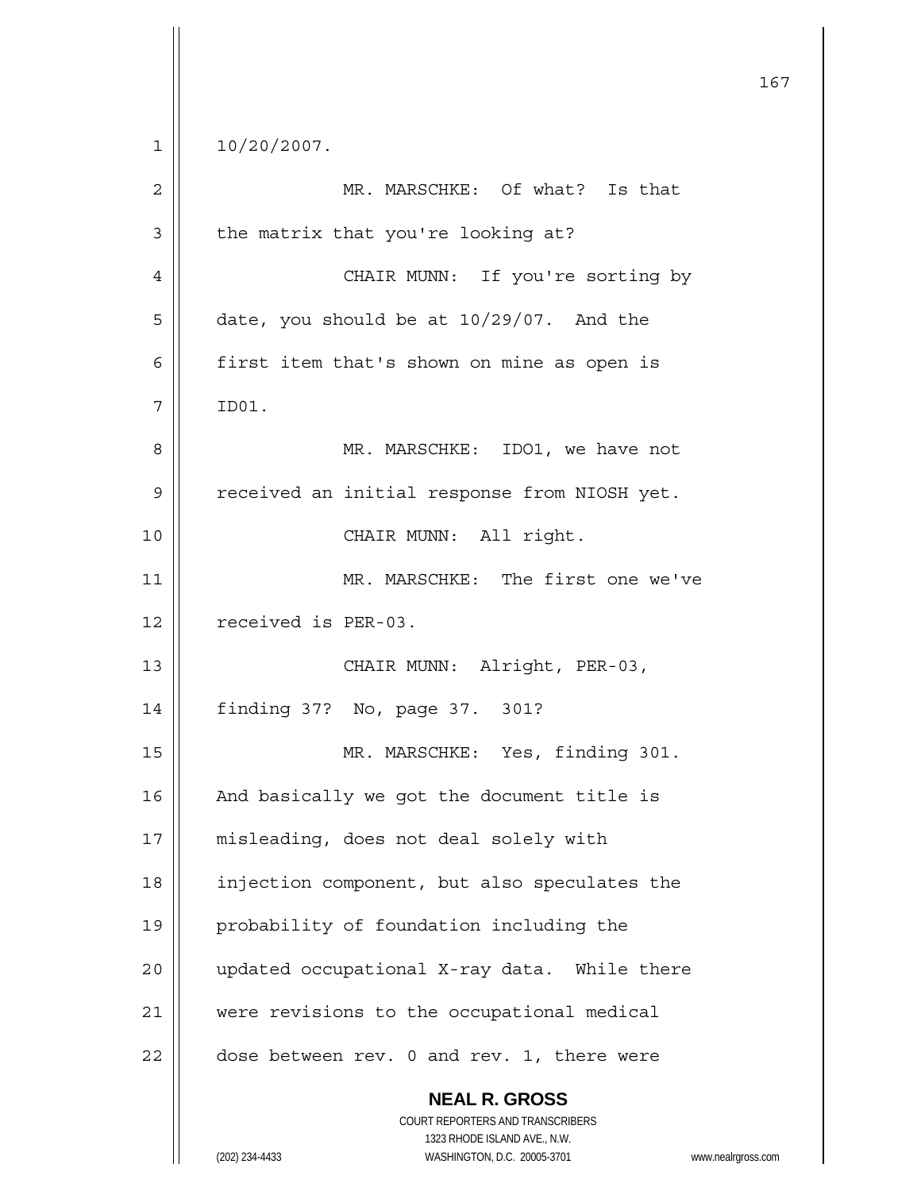10/20/2007.

MR. MARSCHKE: Of what? Is that the matrix that you're looking at?

CHAIR MUNN: If you're sorting by date, you should be at 10/29/07. And the first item that's shown on mine as open is ID01.

MR. MARSCHKE: IDO1, we have not received an initial response from NIOSH yet.

CHAIR MUNN: All right.

MR. MARSCHKE: The first one we've received is PER-03.

CHAIR MUNN: Alright, PER-03, finding 37? No, page 37. 301?

MR. MARSCHKE: Yes, finding 301. And basically we got the document title is misleading, does not deal solely with injection component, but also speculates the probability of foundation including the updated occupational X-ray data. While there were revisions to the occupational medical dose between rev. 0 and rev. 1, there were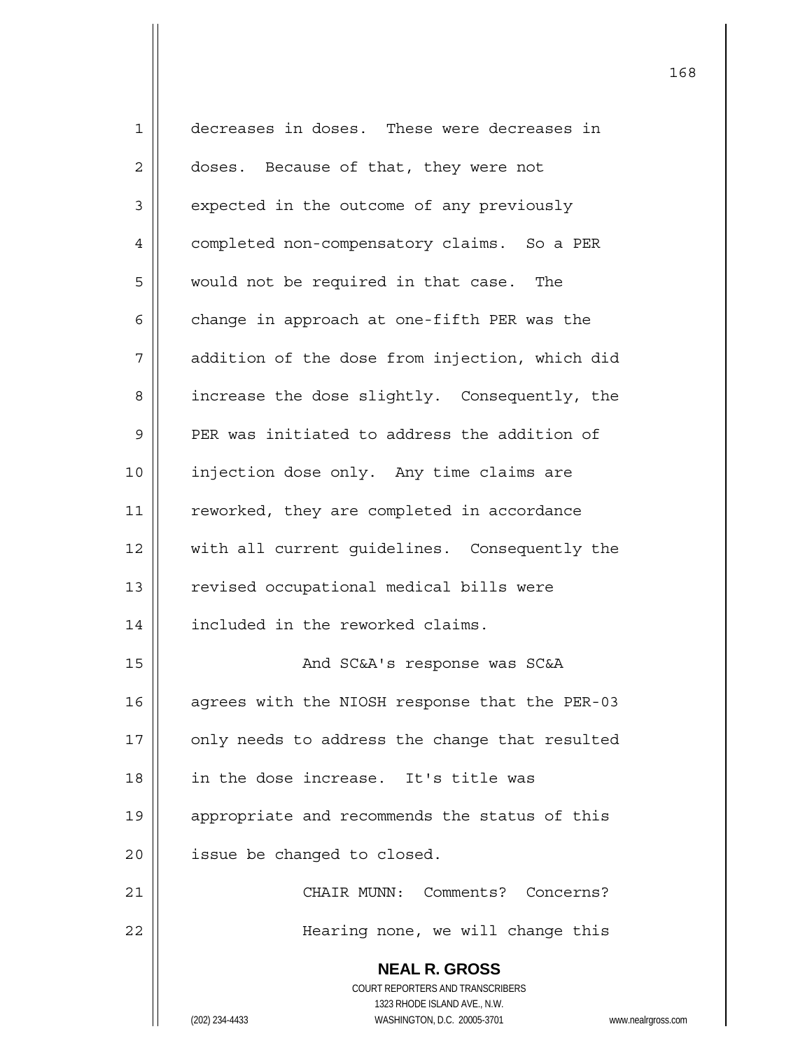decreases in doses. These were decreases in doses. Because of that, they were not expected in the outcome of any previously completed non-compensatory claims. So a PER would not be required in that case. The change in approach at one-fifth PER was the addition of the dose from injection, which did increase the dose slightly. Consequently, the PER was initiated to address the addition of injection dose only. Any time claims are reworked, they are completed in accordance with all current guidelines. Consequently the revised occupational medical bills were included in the reworked claims.

And SC&A's response was SC&A agrees with the NIOSH response that the PER-03 only needs to address the change that resulted in the dose increase. It's title was appropriate and recommends the status of this issue be changed to closed.

CHAIR MUNN: Comments? Concerns?

Hearing none, we will change this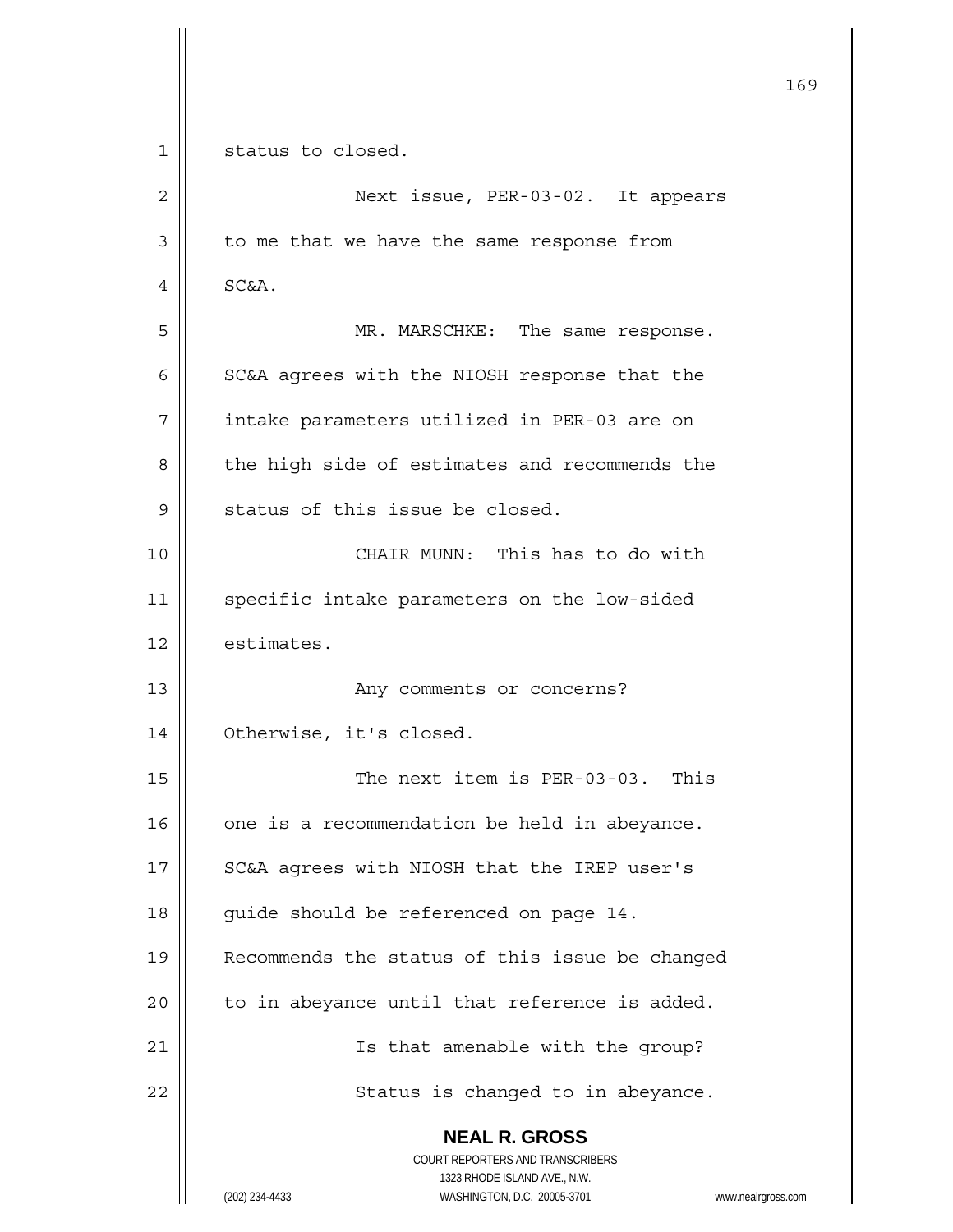status to closed.

Next issue, PER-03-02. It appears to me that we have the same response from SC&A.

MR. MARSCHKE: The same response. SC&A agrees with the NIOSH response that the intake parameters utilized in PER-03 are on the high side of estimates and recommends the status of this issue be closed.

CHAIR MUNN: This has to do with specific intake parameters on the low-sided estimates.

Any comments or concerns? Otherwise, it's closed.

The next item is PER-03-03. This one is a recommendation be held in abeyance. SC&A agrees with NIOSH that the IREP user's guide should be referenced on page 14. Recommends the status of this issue be changed to in abeyance until that reference is added.

Is that amenable with the group?

Status is changed to in abeyance.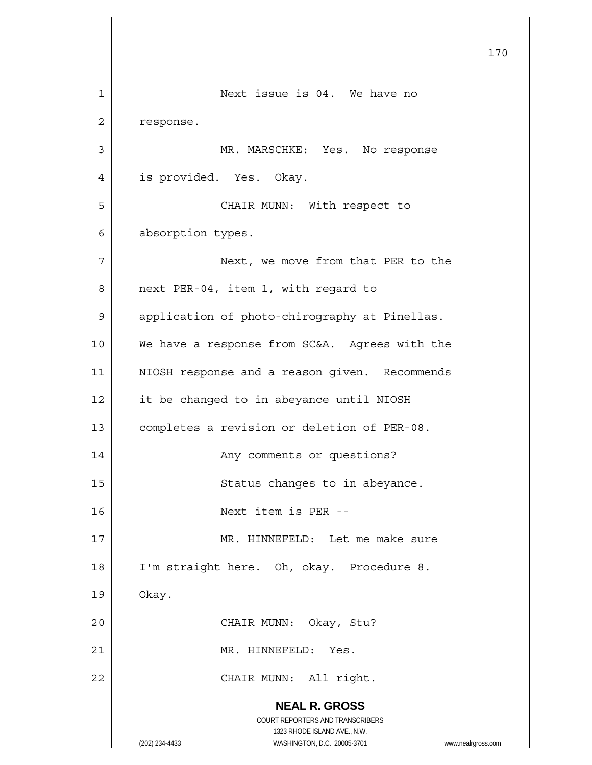Next issue is 04. We have no response.

MR. MARSCHKE: Yes. No response is provided. Yes. Okay.

CHAIR MUNN: With respect to absorption types.

Next, we move from that PER to the next PER-04, item 1, with regard to application of photo-chirography at Pinellas. We have a response from SC&A. Agrees with the NIOSH response and a reason given. Recommends it be changed to in abeyance until NIOSH completes a revision or deletion of PER-08.

Any comments or questions?

Status changes to in abeyance.

Next item is PER --

MR. HINNEFELD: Let me make sure I'm straight here. Oh, okay. Procedure 8. Okay.

CHAIR MUNN: Okay, Stu?

MR. HINNEFELD: Yes.

CHAIR MUNN: All right.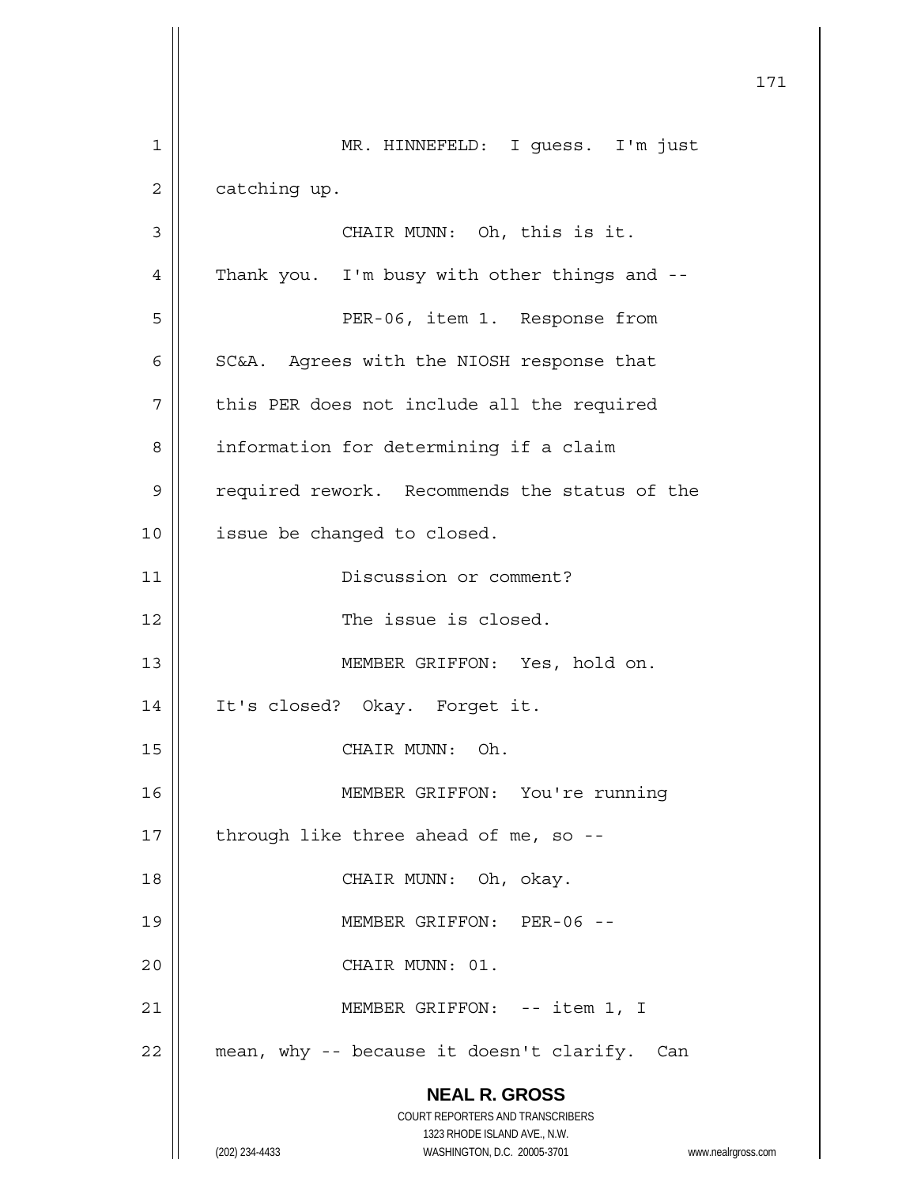MR. HINNEFELD: I guess. I'm just catching up.

CHAIR MUNN: Oh, this is it. Thank you. I'm busy with other things and --

PER-06, item 1. Response from SC&A. Agrees with the NIOSH response that this PER does not include all the required information for determining if a claim required rework. Recommends the status of the issue be changed to closed.

Discussion or comment?

The issue is closed.

MEMBER GRIFFON: Yes, hold on. It's closed? Okay. Forget it.

CHAIR MUNN: Oh.

MEMBER GRIFFON: You're running through like three ahead of me, so --

CHAIR MUNN: Oh, okay.

MEMBER GRIFFON: PER-06 --

CHAIR MUNN: 01.

MEMBER GRIFFON: -- item 1, I mean, why -- because it doesn't clarify. Can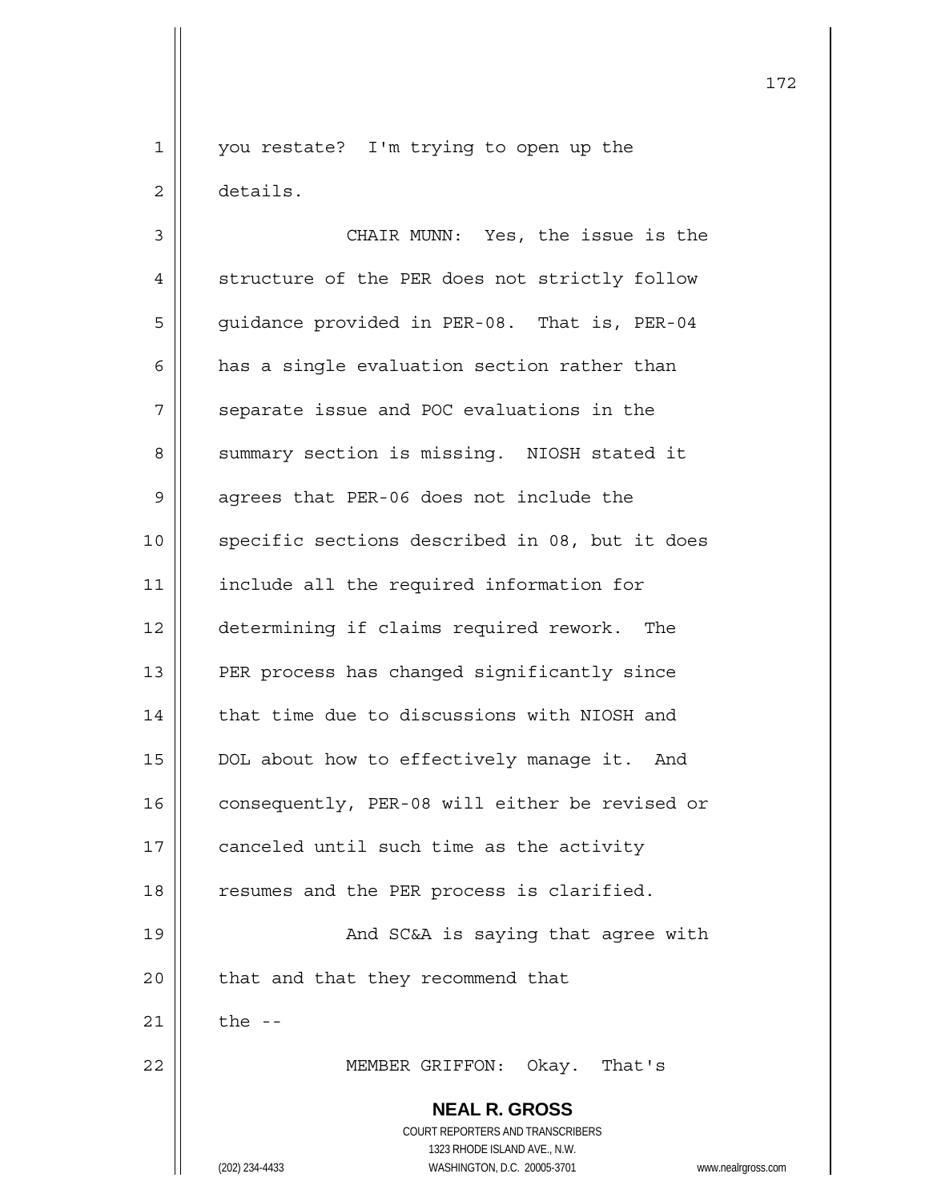you restate? I'm trying to open up the details.

CHAIR MUNN: Yes, the issue is the structure of the PER does not strictly follow guidance provided in PER-08. That is, PER-04 has a single evaluation section rather than separate issue and POC evaluations in the summary section is missing. NIOSH stated it agrees that PER-06 does not include the specific sections described in 08, but it does include all the required information for determining if claims required rework. The PER process has changed significantly since that time due to discussions with NIOSH and DOL about how to effectively manage it. And consequently, PER-08 will either be revised or canceled until such time as the activity resumes and the PER process is clarified.

And SC&A is saying that agree with that and that they recommend that the --

MEMBER GRIFFON: Okay. That's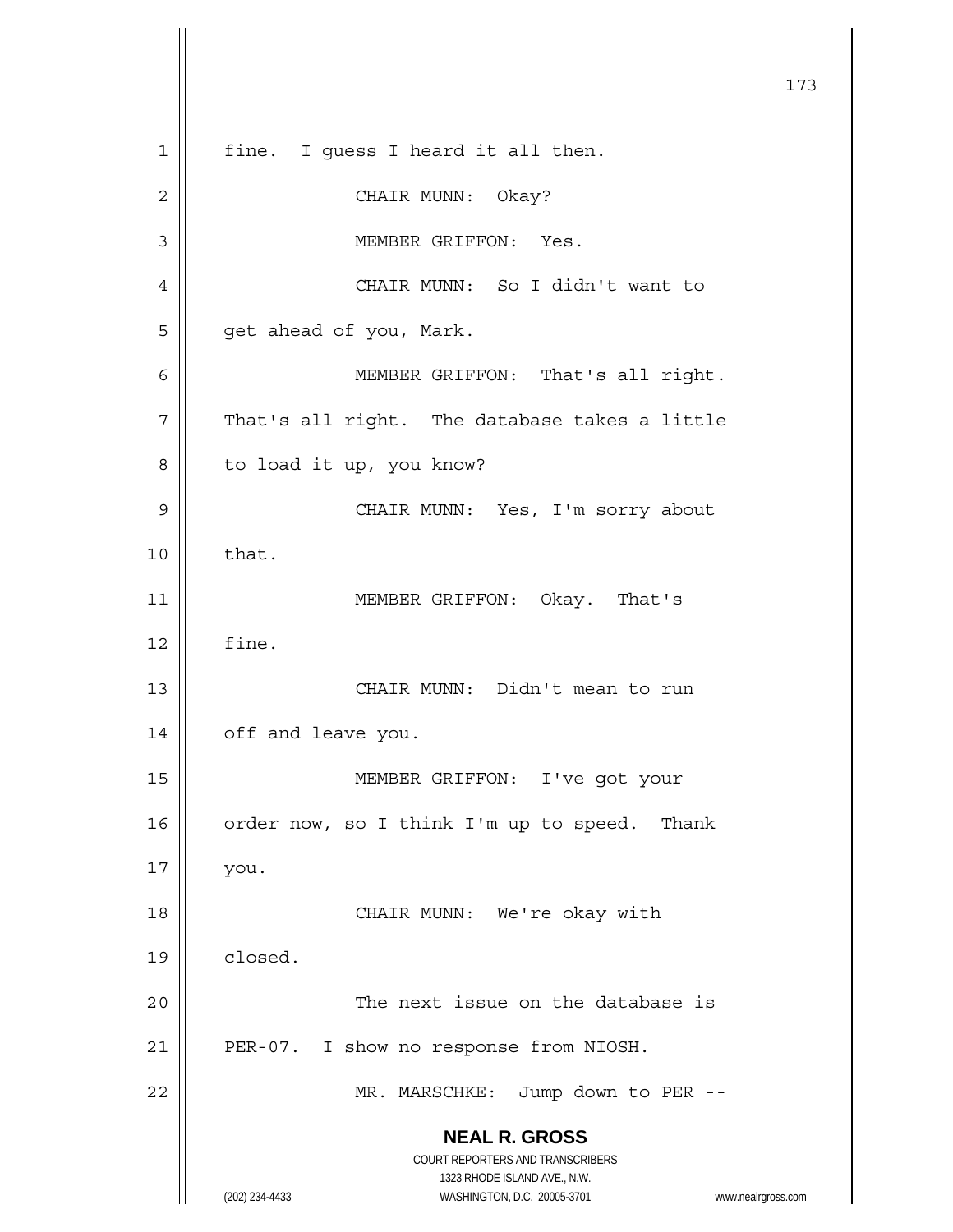fine. I guess I heard it all then.

CHAIR MUNN: Okay?

MEMBER GRIFFON: Yes.

CHAIR MUNN: So I didn't want to get ahead of you, Mark.

MEMBER GRIFFON: That's all right. That's all right. The database takes a little to load it up, you know?

CHAIR MUNN: Yes, I'm sorry about that.

MEMBER GRIFFON: Okay. That's fine.

CHAIR MUNN: Didn't mean to run off and leave you.

MEMBER GRIFFON: I've got your order now, so I think I'm up to speed. Thank you.

CHAIR MUNN: We're okay with closed.

The next issue on the database is PER-07. I show no response from NIOSH.

MR. MARSCHKE: Jump down to PER --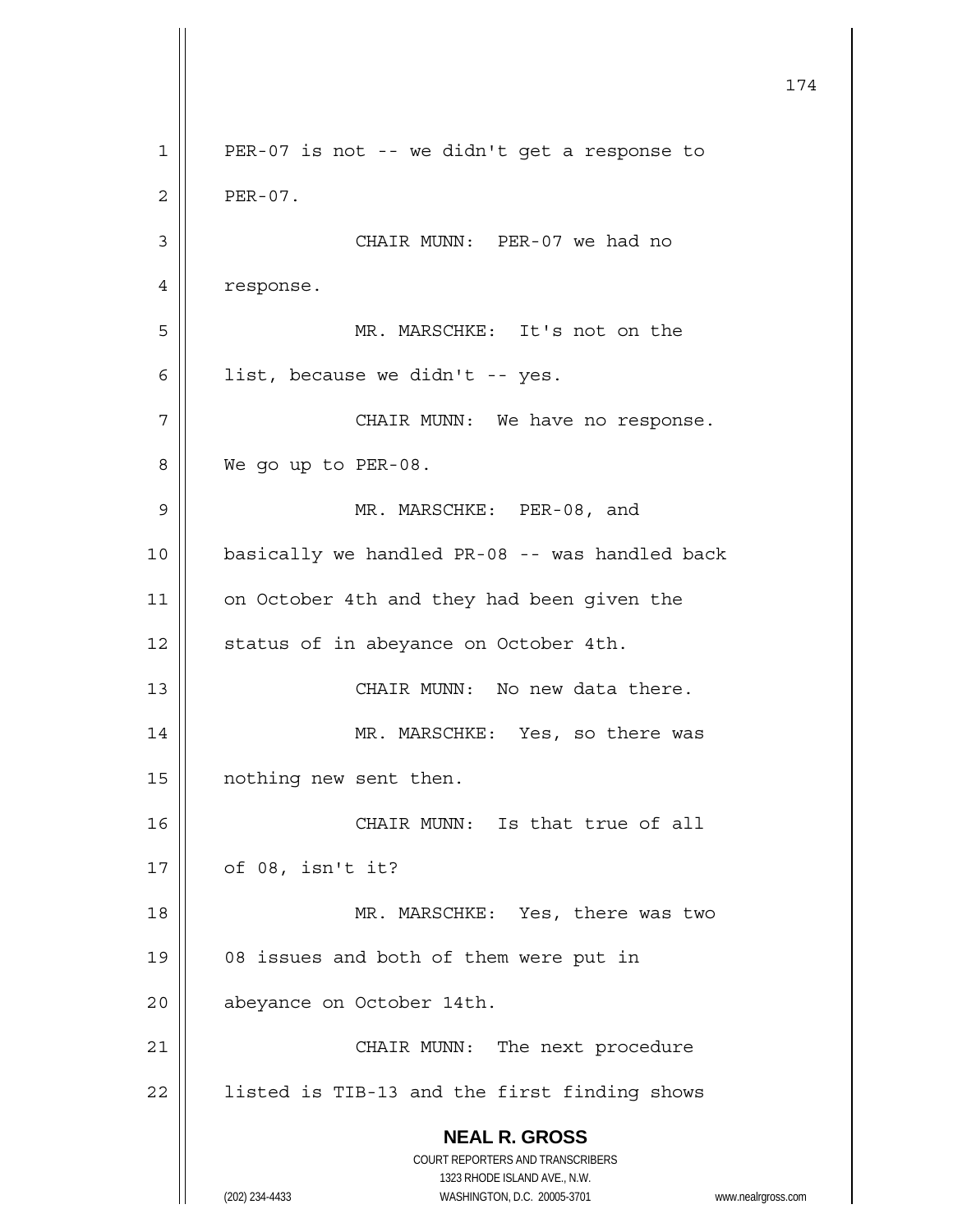PER-07 is not -- we didn't get a response to PER-07.

CHAIR MUNN: PER-07 we had no response.

MR. MARSCHKE: It's not on the list, because we didn't -- yes.

CHAIR MUNN: We have no response. We go up to PER-08.

MR. MARSCHKE: PER-08, and basically we handled PR-08 -- was handled back on October 4th and they had been given the status of in abeyance on October 4th.

CHAIR MUNN: No new data there.

MR. MARSCHKE: Yes, so there was nothing new sent then.

CHAIR MUNN: Is that true of all of 08, isn't it?

MR. MARSCHKE: Yes, there was two 08 issues and both of them were put in abeyance on October 14th.

CHAIR MUNN: The next procedure listed is TIB-13 and the first finding shows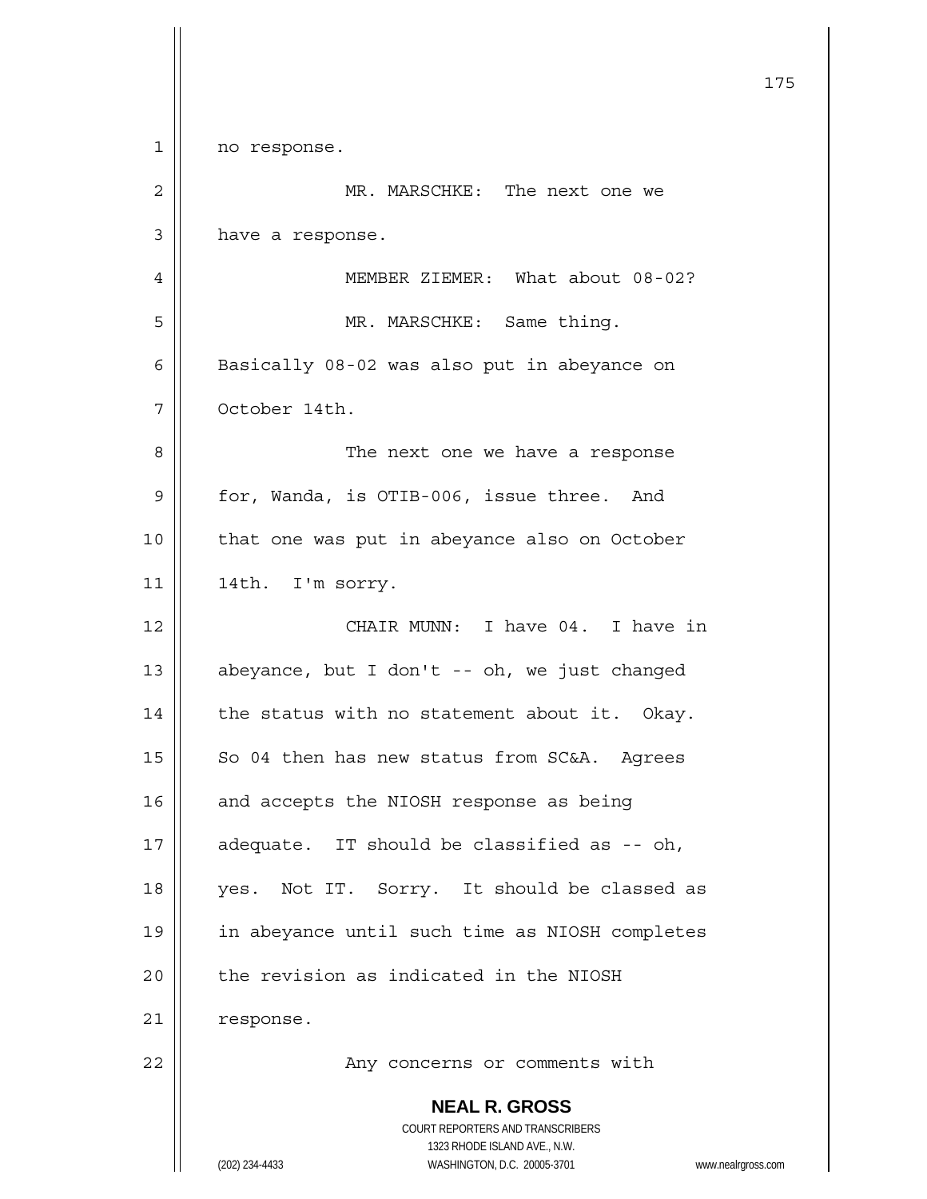no response.

MR. MARSCHKE: The next one we have a response.

MEMBER ZIEMER: What about 08-02?

MR. MARSCHKE: Same thing. Basically 08-02 was also put in abeyance on October 14th.

The next one we have a response for, Wanda, is OTIB-006, issue three. And that one was put in abeyance also on October 14th. I'm sorry.

CHAIR MUNN: I have 04. I have in abeyance, but I don't -- oh, we just changed the status with no statement about it. Okay. So 04 then has new status from SC&A. Agrees and accepts the NIOSH response as being adequate. IT should be classified as -- oh, yes. Not IT. Sorry. It should be classed as in abeyance until such time as NIOSH completes the revision as indicated in the NIOSH response.

Any concerns or comments with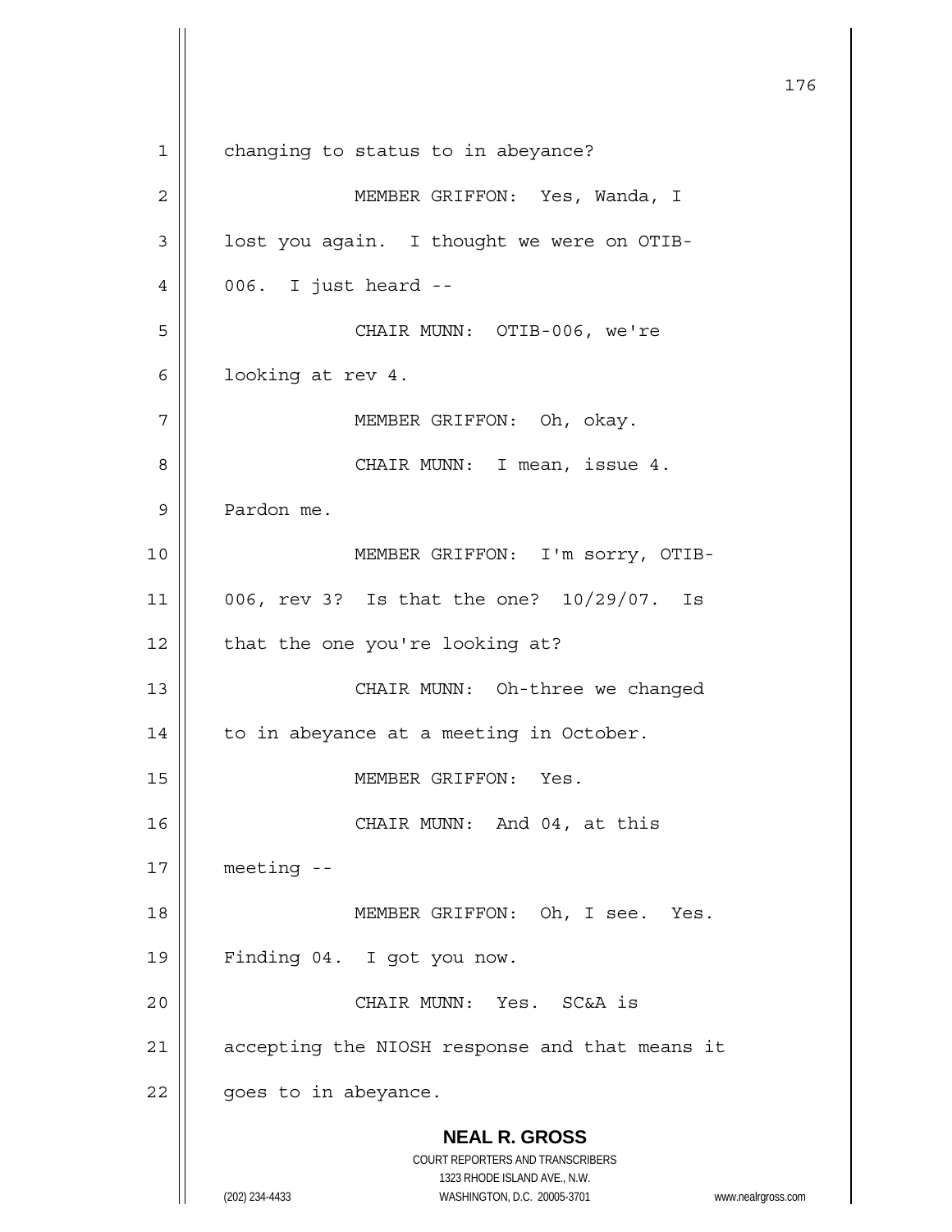changing to status to in abeyance?

MEMBER GRIFFON: Yes, Wanda, I lost you again. I thought we were on OTIB-006. I just heard --

CHAIR MUNN: OTIB-006, we're looking at rev 4.

MEMBER GRIFFON: Oh, okay.

CHAIR MUNN: I mean, issue 4. Pardon me.

MEMBER GRIFFON: I'm sorry, OTIB-006, rev 3? Is that the one? 10/29/07. Is that the one you're looking at?

CHAIR MUNN: Oh-three we changed to in abeyance at a meeting in October.

MEMBER GRIFFON: Yes.

CHAIR MUNN: And 04, at this meeting --

MEMBER GRIFFON: Oh, I see. Yes. Finding 04. I got you now.

CHAIR MUNN: Yes. SC&A is accepting the NIOSH response and that means it goes to in abeyance.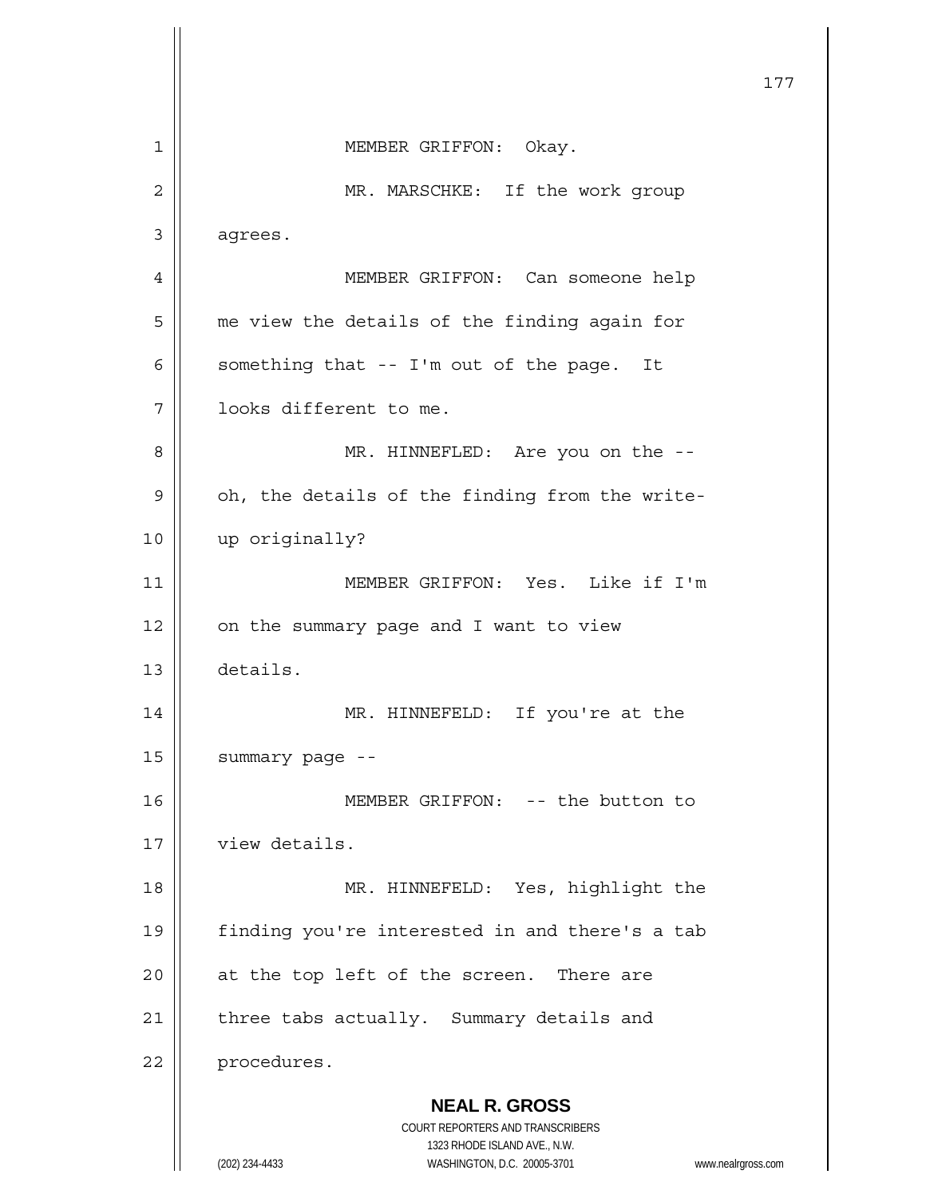MEMBER GRIFFON: Okay.

MR. MARSCHKE: If the work group agrees.

MEMBER GRIFFON: Can someone help me view the details of the finding again for something that -- I'm out of the page. It looks different to me.

MR. HINNEFLED: Are you on the -- oh, the details of the finding from the write-up originally?

MEMBER GRIFFON: Yes. Like if I'm on the summary page and I want to view details.

MR. HINNEFELD: If you're at the summary page --

MEMBER GRIFFON: -- the button to view details.

MR. HINNEFELD: Yes, highlight the finding you're interested in and there's a tab at the top left of the screen. There are three tabs actually. Summary details and procedures.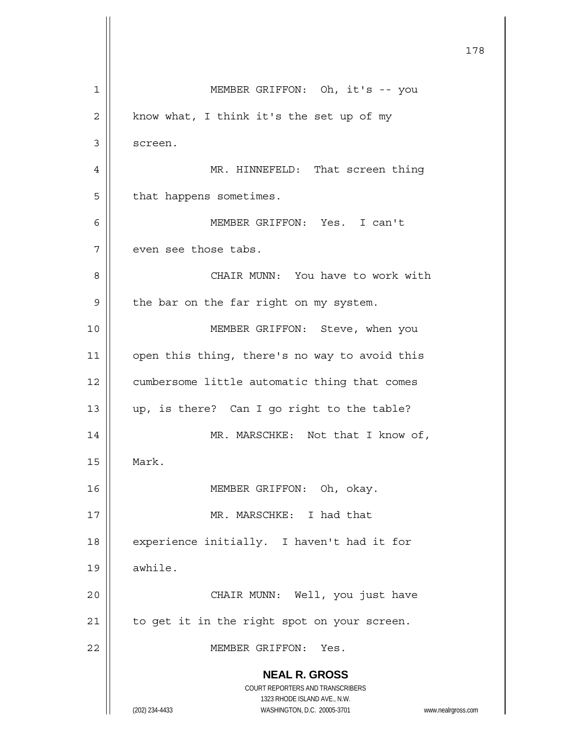MEMBER GRIFFON: Oh, it's -- you know what, I think it's the set up of my screen.

MR. HINNEFELD: That screen thing that happens sometimes.

MEMBER GRIFFON: Yes. I can't even see those tabs.

CHAIR MUNN: You have to work with the bar on the far right on my system.

MEMBER GRIFFON: Steve, when you open this thing, there's no way to avoid this cumbersome little automatic thing that comes up, is there? Can I go right to the table?

MR. MARSCHKE: Not that I know of, Mark.

MEMBER GRIFFON: Oh, okay.

MR. MARSCHKE: I had that experience initially. I haven't had it for awhile.

CHAIR MUNN: Well, you just have to get it in the right spot on your screen.

MEMBER GRIFFON: Yes.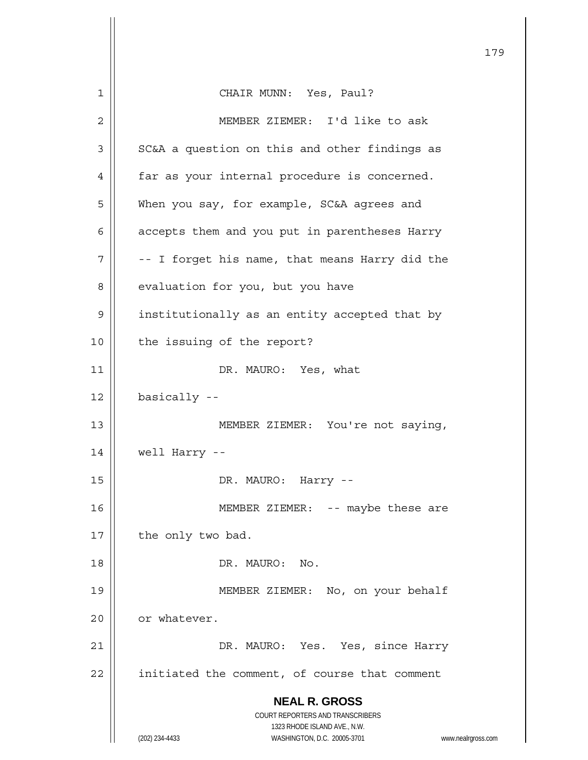CHAIR MUNN: Yes, Paul?

MEMBER ZIEMER: I'd like to ask SC&A a question on this and other findings as far as your internal procedure is concerned. When you say, for example, SC&A agrees and accepts them and you put in parentheses Harry -- I forget his name, that means Harry did the evaluation for you, but you have institutionally as an entity accepted that by the issuing of the report?

DR. MAURO: Yes, what basically --

MEMBER ZIEMER: You're not saying, well Harry --

DR. MAURO: Harry --

MEMBER ZIEMER: -- maybe these are the only two bad.

DR. MAURO: No.

MEMBER ZIEMER: No, on your behalf or whatever.

DR. MAURO: Yes. Yes, since Harry initiated the comment, of course that comment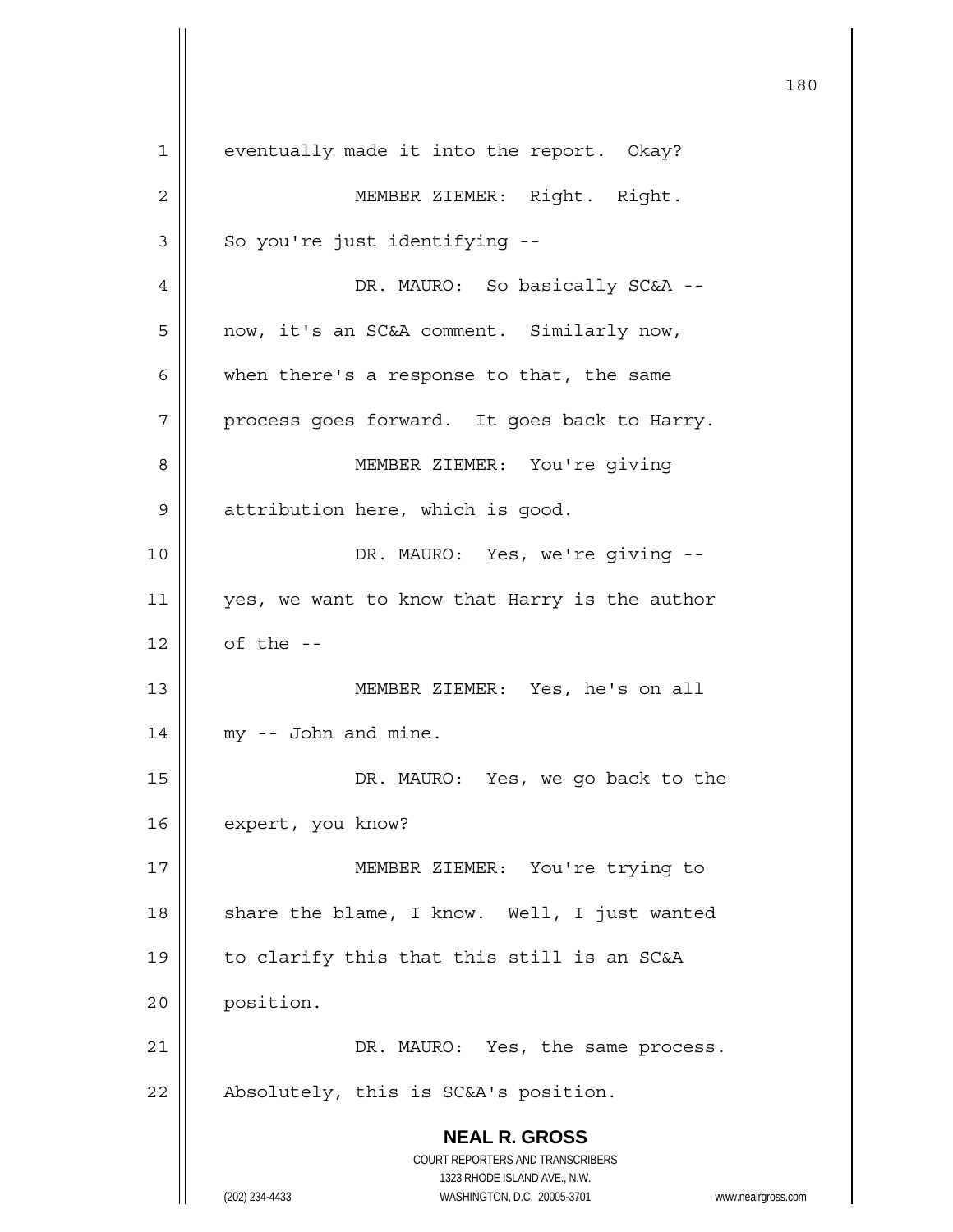eventually made it into the report. Okay?

MEMBER ZIEMER: Right. Right. So you're just identifying --

DR. MAURO: So basically SC&A -- now, it's an SC&A comment. Similarly now, when there's a response to that, the same process goes forward. It goes back to Harry.

MEMBER ZIEMER: You're giving attribution here, which is good.

DR. MAURO: Yes, we're giving -- yes, we want to know that Harry is the author of the --

MEMBER ZIEMER: Yes, he's on all my -- John and mine.

DR. MAURO: Yes, we go back to the expert, you know?

MEMBER ZIEMER: You're trying to share the blame, I know. Well, I just wanted to clarify this that this still is an SC&A position.

DR. MAURO: Yes, the same process. Absolutely, this is SC&A's position.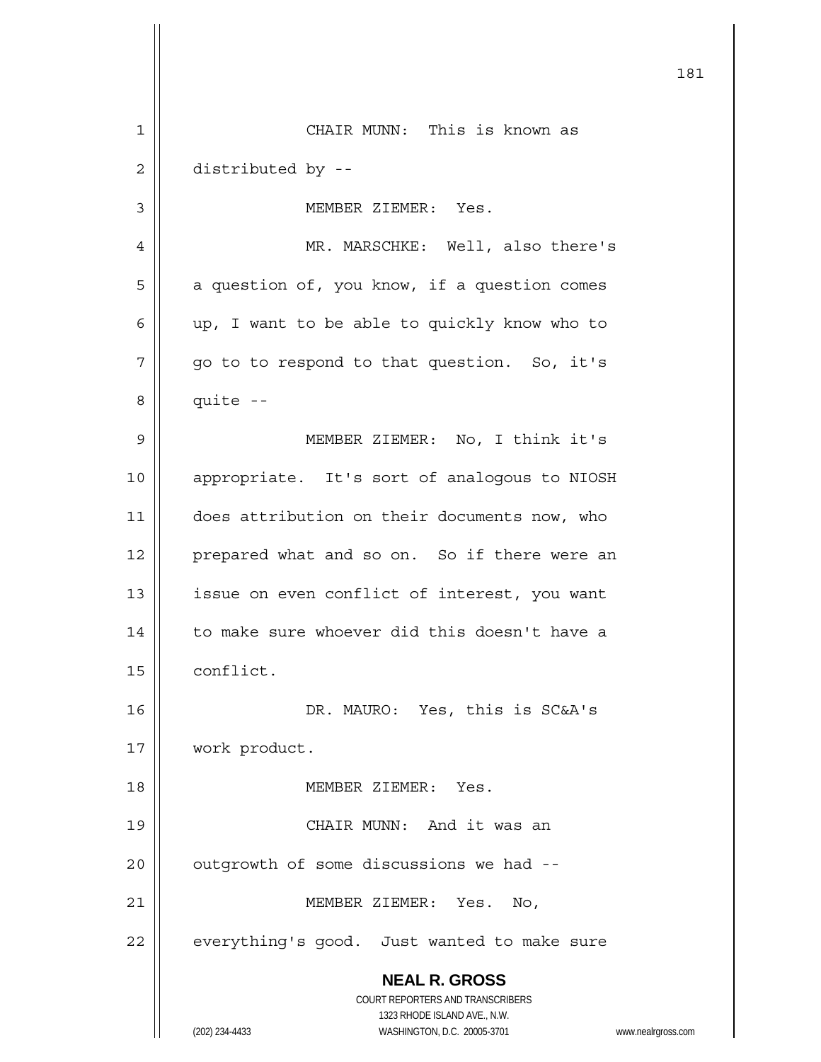CHAIR MUNN: This is known as distributed by --

MEMBER ZIEMER: Yes.

MR. MARSCHKE: Well, also there's a question of, you know, if a question comes up, I want to be able to quickly know who to go to to respond to that question. So, it's quite --

MEMBER ZIEMER: No, I think it's appropriate. It's sort of analogous to NIOSH does attribution on their documents now, who prepared what and so on. So if there were an issue on even conflict of interest, you want to make sure whoever did this doesn't have a conflict.

DR. MAURO: Yes, this is SC&A's work product.

MEMBER ZIEMER: Yes.

CHAIR MUNN: And it was an outgrowth of some discussions we had --

MEMBER ZIEMER: Yes. No, everything's good. Just wanted to make sure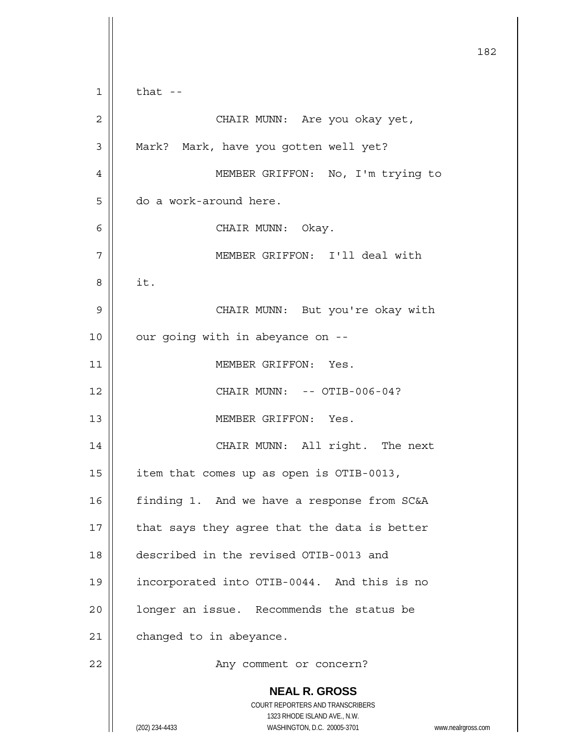that --

CHAIR MUNN: Are you okay yet, Mark? Mark, have you gotten well yet?

MEMBER GRIFFON: No, I'm trying to do a work-around here.

CHAIR MUNN: Okay.

MEMBER GRIFFON: I'll deal with it.

CHAIR MUNN: But you're okay with our going with in abeyance on --

MEMBER GRIFFON: Yes.

CHAIR MUNN: -- OTIB-006-04?

MEMBER GRIFFON: Yes.

CHAIR MUNN: All right. The next item that comes up as open is OTIB-0013, finding 1. And we have a response from SC&A that says they agree that the data is better described in the revised OTIB-0013 and incorporated into OTIB-0044. And this is no longer an issue. Recommends the status be changed to in abeyance.

Any comment or concern?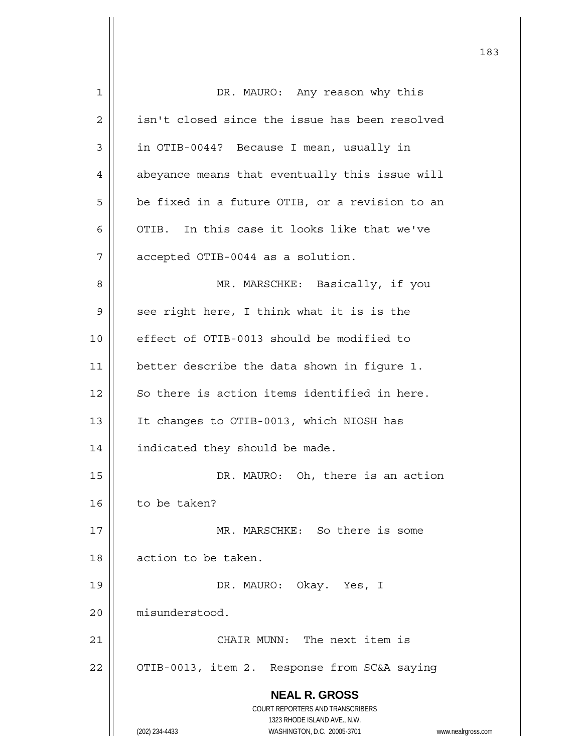DR. MAURO: Any reason why this isn't closed since the issue has been resolved in OTIB-0044? Because I mean, usually in abeyance means that eventually this issue will be fixed in a future OTIB, or a revision to an OTIB. In this case it looks like that we've accepted OTIB-0044 as a solution.

MR. MARSCHKE: Basically, if you see right here, I think what it is is the effect of OTIB-0013 should be modified to better describe the data shown in figure 1. So there is action items identified in here. It changes to OTIB-0013, which NIOSH has indicated they should be made.

DR. MAURO: Oh, there is an action to be taken?

MR. MARSCHKE: So there is some action to be taken.

DR. MAURO: Okay. Yes, I misunderstood.

CHAIR MUNN: The next item is OTIB-0013, item 2. Response from SC&A saying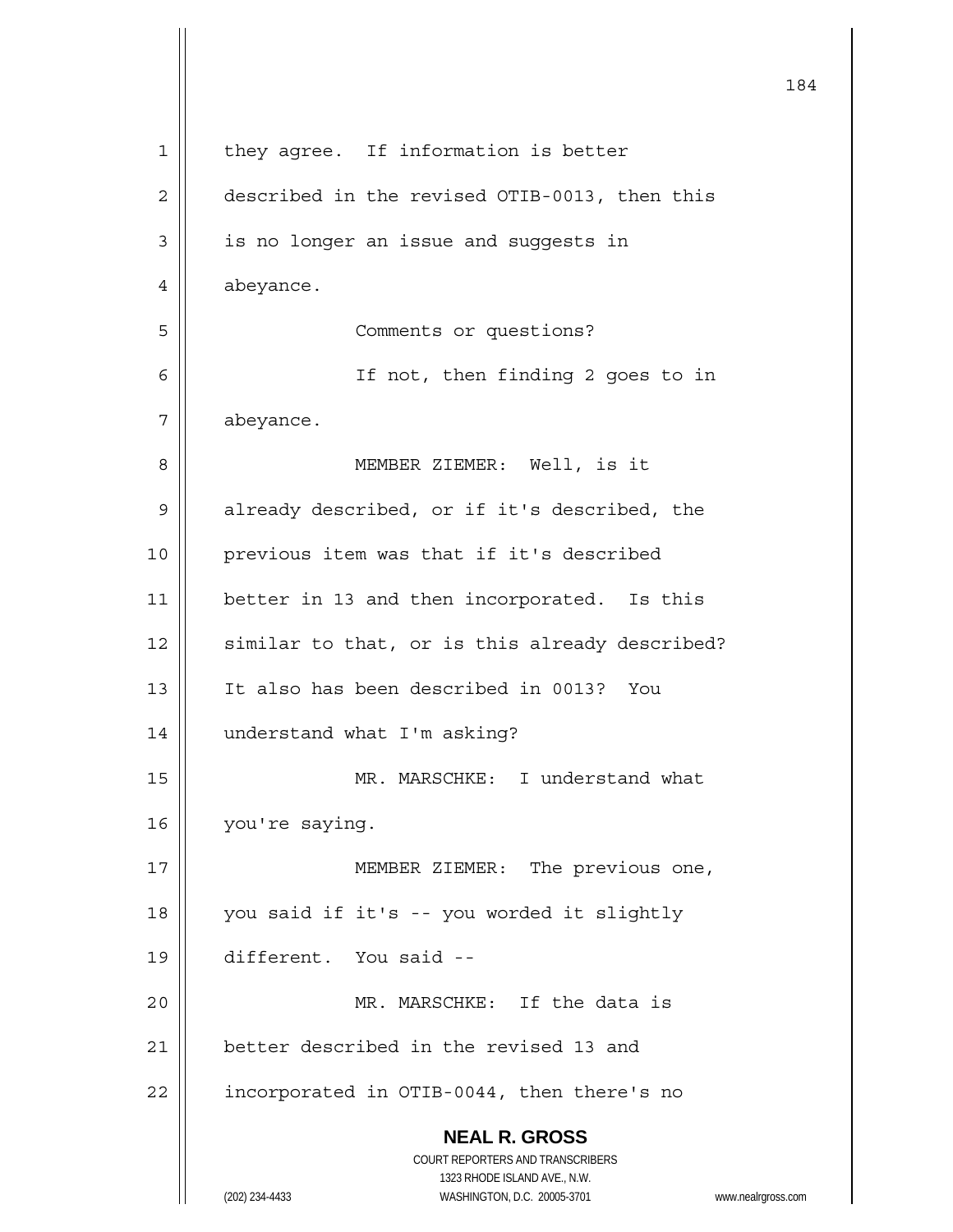they agree. If information is better described in the revised OTIB-0013, then this is no longer an issue and suggests in abeyance.

Comments or questions?

If not, then finding 2 goes to in abeyance.

MEMBER ZIEMER: Well, is it already described, or if it's described, the previous item was that if it's described better in 13 and then incorporated. Is this similar to that, or is this already described? It also has been described in 0013? You understand what I'm asking?

MR. MARSCHKE: I understand what you're saying.

MEMBER ZIEMER: The previous one, you said if it's -- you worded it slightly different. You said --

MR. MARSCHKE: If the data is better described in the revised 13 and incorporated in OTIB-0044, then there's no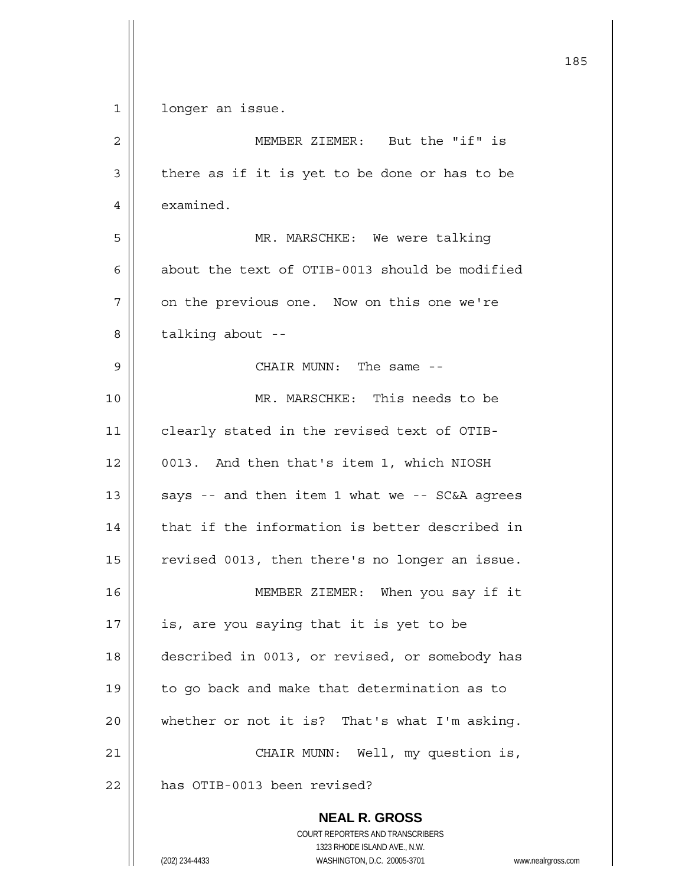longer an issue.

MEMBER ZIEMER: But the "if" is there as if it is yet to be done or has to be examined.

MR. MARSCHKE: We were talking about the text of OTIB-0013 should be modified on the previous one. Now on this one we're talking about --

CHAIR MUNN: The same --

MR. MARSCHKE: This needs to be clearly stated in the revised text of OTIB-0013. And then that's item 1, which NIOSH says -- and then item 1 what we -- SC&A agrees that if the information is better described in revised 0013, then there's no longer an issue.

MEMBER ZIEMER: When you say if it is, are you saying that it is yet to be described in 0013, or revised, or somebody has to go back and make that determination as to whether or not it is? That's what I'm asking.

CHAIR MUNN: Well, my question is, has OTIB-0013 been revised?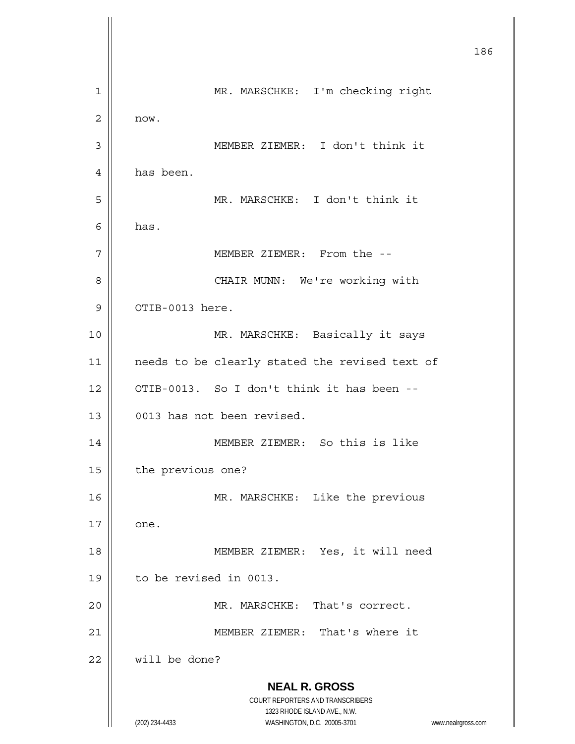MR. MARSCHKE: I'm checking right now.

MEMBER ZIEMER: I don't think it has been.

MR. MARSCHKE: I don't think it has.

MEMBER ZIEMER: From the --

CHAIR MUNN: We're working with OTIB-0013 here.

MR. MARSCHKE: Basically it says needs to be clearly stated the revised text of OTIB-0013. So I don't think it has been -- 0013 has not been revised.

MEMBER ZIEMER: So this is like the previous one?

MR. MARSCHKE: Like the previous one.

MEMBER ZIEMER: Yes, it will need to be revised in 0013.

MR. MARSCHKE: That's correct.

MEMBER ZIEMER: That's where it will be done?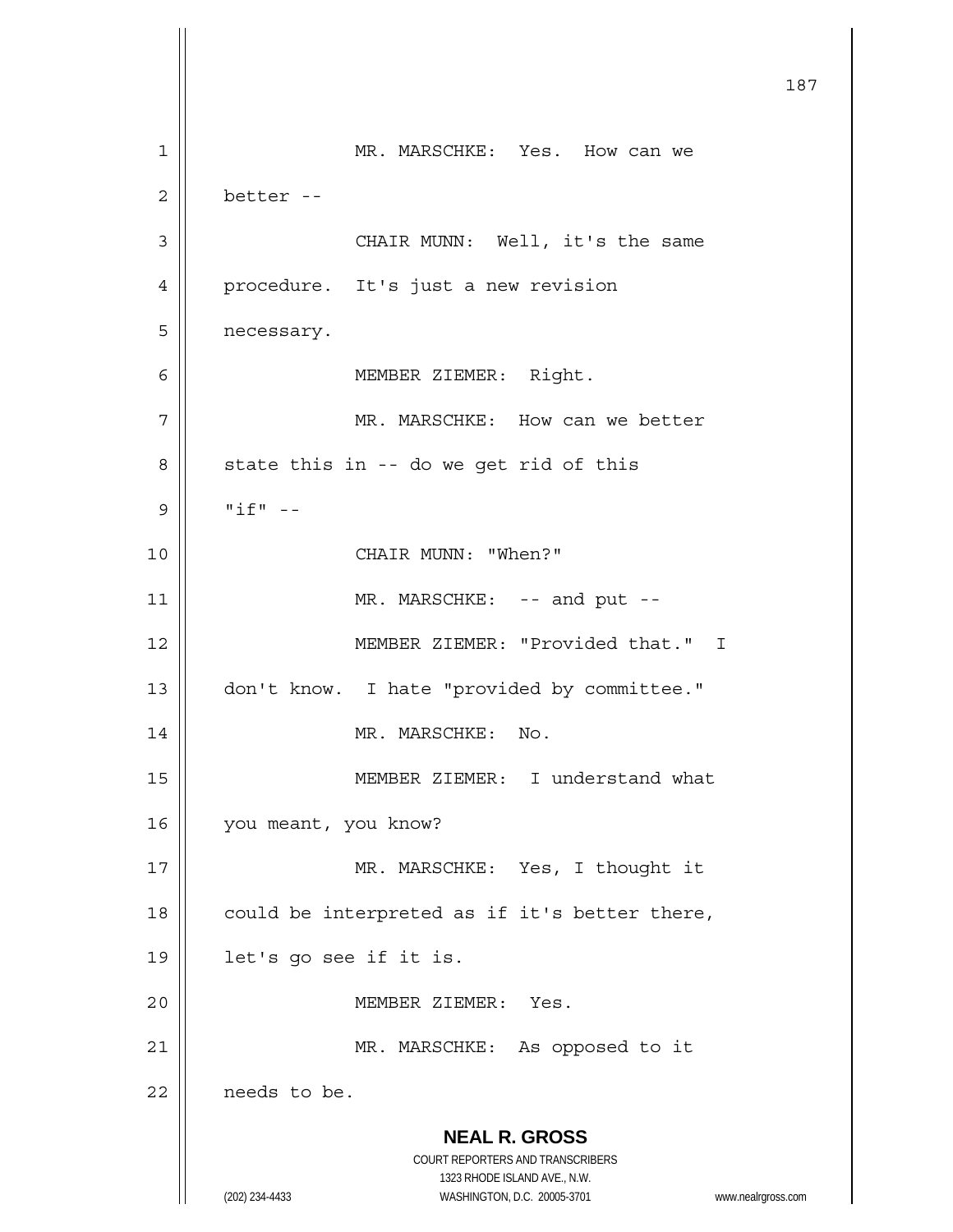MR. MARSCHKE: Yes. How can we better --

CHAIR MUNN: Well, it's the same procedure. It's just a new revision necessary.

MEMBER ZIEMER: Right.

MR. MARSCHKE: How can we better state this in -- do we get rid of this "if" --

CHAIR MUNN: "When?"

MR. MARSCHKE: -- and put --

MEMBER ZIEMER: "Provided that." I don't know. I hate "provided by committee."

MR. MARSCHKE: No.

MEMBER ZIEMER: I understand what you meant, you know?

MR. MARSCHKE: Yes, I thought it could be interpreted as if it's better there, let's go see if it is.

MEMBER ZIEMER: Yes.

MR. MARSCHKE: As opposed to it needs to be.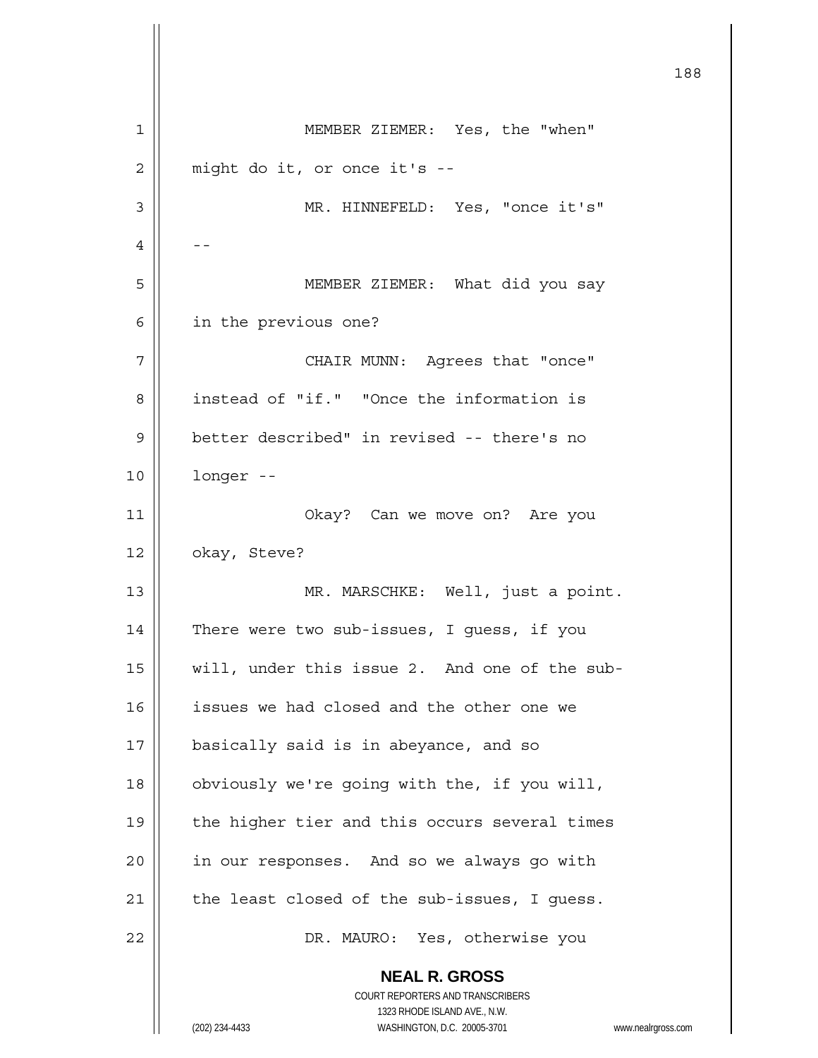MEMBER ZIEMER: Yes, the "when" might do it, or once it's --

MR. HINNEFELD: Yes, "once it's" --

MEMBER ZIEMER: What did you say in the previous one?

CHAIR MUNN: Agrees that "once" instead of "if." "Once the information is better described" in revised -- there's no longer --

Okay? Can we move on? Are you okay, Steve?

MR. MARSCHKE: Well, just a point. There were two sub-issues, I guess, if you will, under this issue 2. And one of the sub-issues we had closed and the other one we basically said is in abeyance, and so obviously we're going with the, if you will, the higher tier and this occurs several times in our responses. And so we always go with the least closed of the sub-issues, I guess.

DR. MAURO: Yes, otherwise you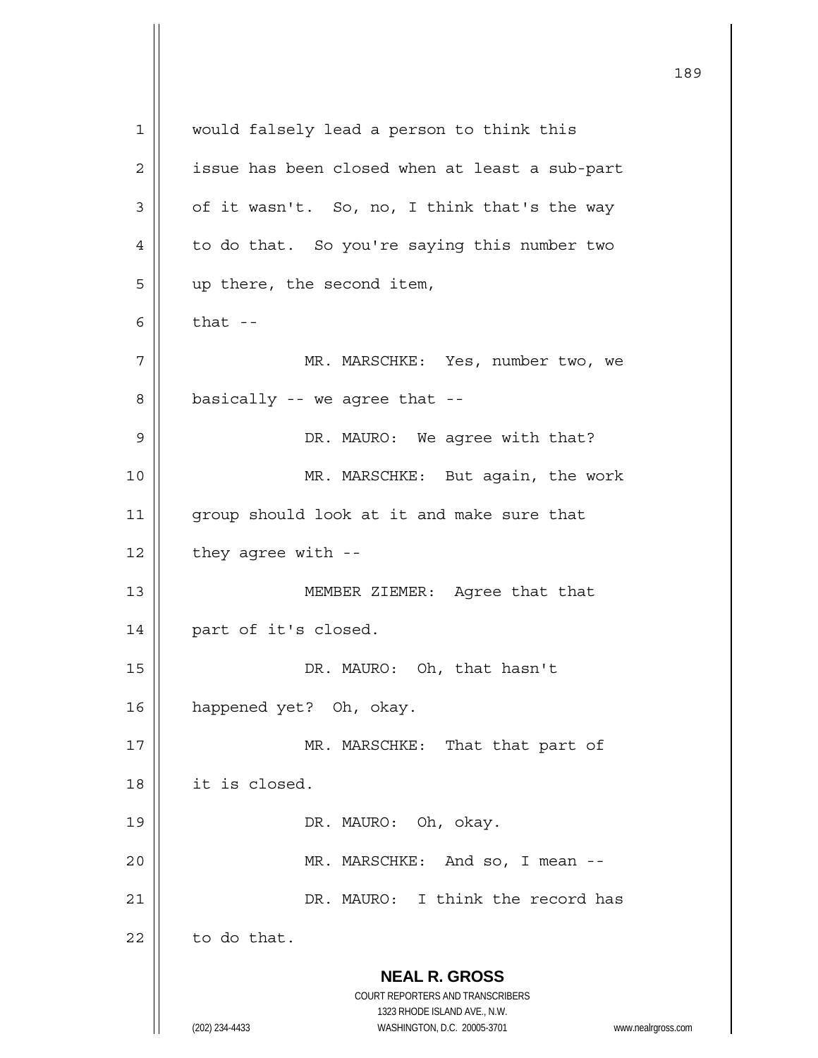would falsely lead a person to think this issue has been closed when at least a sub-part of it wasn't. So, no, I think that's the way to do that. So you're saying this number two up there, the second item, that --

MR. MARSCHKE: Yes, number two, we basically -- we agree that --

DR. MAURO: We agree with that?

MR. MARSCHKE: But again, the work group should look at it and make sure that they agree with --

MEMBER ZIEMER: Agree that that part of it's closed.

DR. MAURO: Oh, that hasn't happened yet? Oh, okay.

MR. MARSCHKE: That that part of it is closed.

DR. MAURO: Oh, okay.

MR. MARSCHKE: And so, I mean --

DR. MAURO: I think the record has to do that.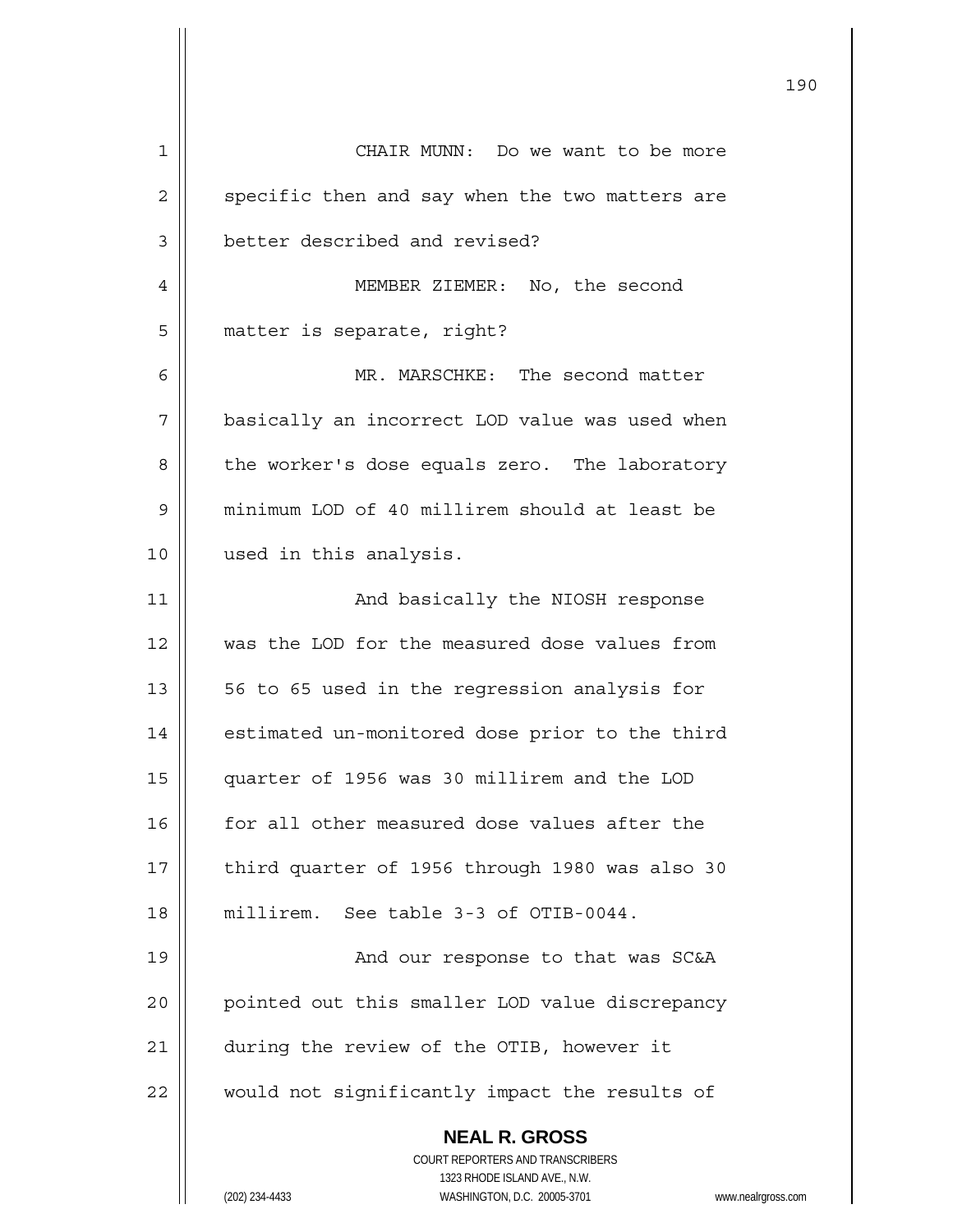CHAIR MUNN: Do we want to be more specific then and say when the two matters are better described and revised?

MEMBER ZIEMER: No, the second matter is separate, right?

MR. MARSCHKE: The second matter basically an incorrect LOD value was used when the worker's dose equals zero. The laboratory minimum LOD of 40 millirem should at least be used in this analysis.

And basically the NIOSH response was the LOD for the measured dose values from 56 to 65 used in the regression analysis for estimated un-monitored dose prior to the third quarter of 1956 was 30 millirem and the LOD for all other measured dose values after the third quarter of 1956 through 1980 was also 30 millirem. See table 3-3 of OTIB-0044.

And our response to that was SC&A pointed out this smaller LOD value discrepancy during the review of the OTIB, however it would not significantly impact the results of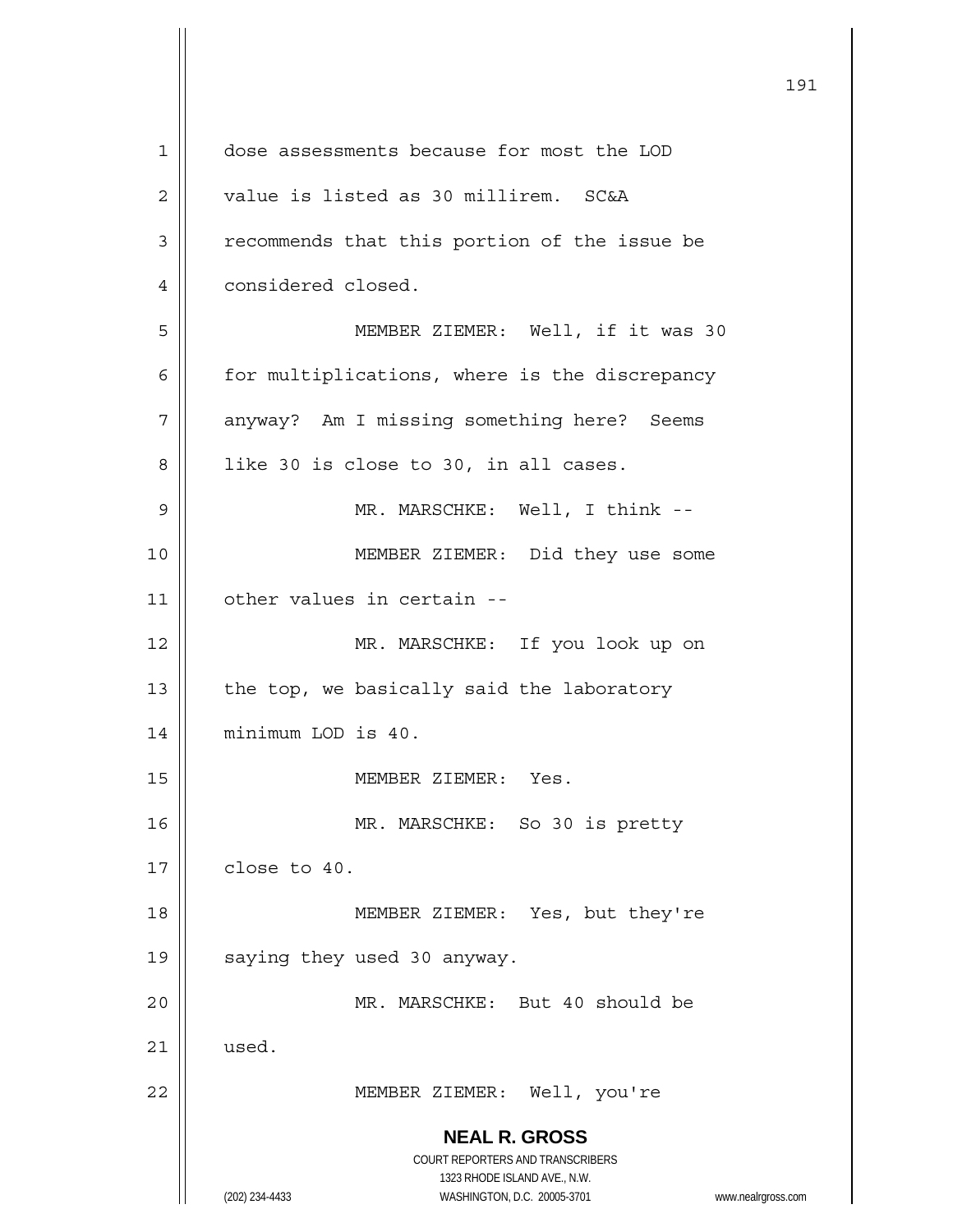dose assessments because for most the LOD value is listed as 30 millirem. SC&A recommends that this portion of the issue be considered closed.

MEMBER ZIEMER: Well, if it was 30 for multiplications, where is the discrepancy anyway? Am I missing something here? Seems like 30 is close to 30, in all cases.

MR. MARSCHKE: Well, I think --

MEMBER ZIEMER: Did they use some other values in certain --

MR. MARSCHKE: If you look up on the top, we basically said the laboratory minimum LOD is 40.

MEMBER ZIEMER: Yes.

MR. MARSCHKE: So 30 is pretty close to 40.

MEMBER ZIEMER: Yes, but they're saying they used 30 anyway.

MR. MARSCHKE: But 40 should be used.

MEMBER ZIEMER: Well, you're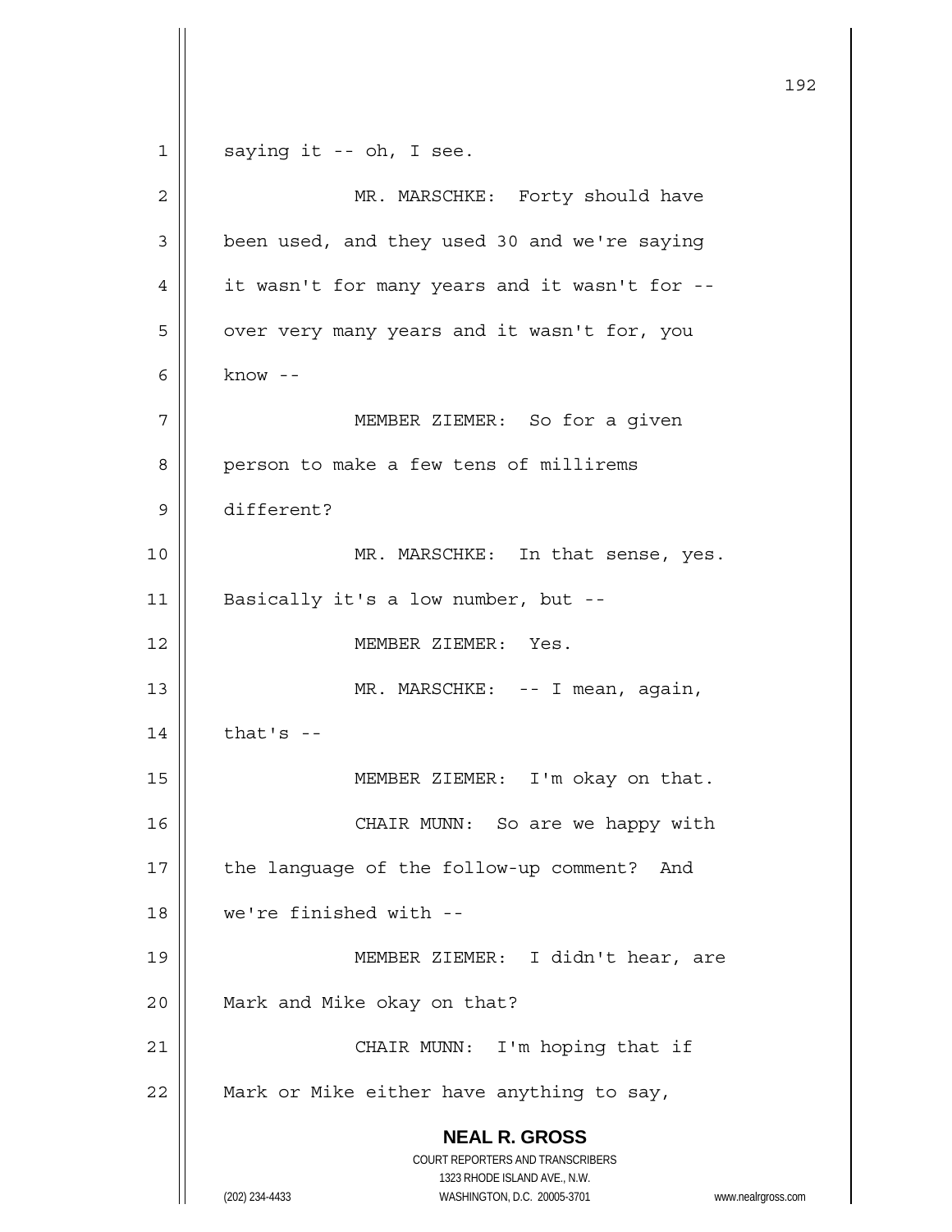saying it -- oh, I see.

MR. MARSCHKE: Forty should have been used, and they used 30 and we're saying it wasn't for many years and it wasn't for -- over very many years and it wasn't for, you know --

MEMBER ZIEMER: So for a given person to make a few tens of millirems different?

MR. MARSCHKE: In that sense, yes. Basically it's a low number, but --

MEMBER ZIEMER: Yes.

MR. MARSCHKE: -- I mean, again, that's --

MEMBER ZIEMER: I'm okay on that.

CHAIR MUNN: So are we happy with the language of the follow-up comment? And we're finished with --

MEMBER ZIEMER: I didn't hear, are Mark and Mike okay on that?

CHAIR MUNN: I'm hoping that if Mark or Mike either have anything to say,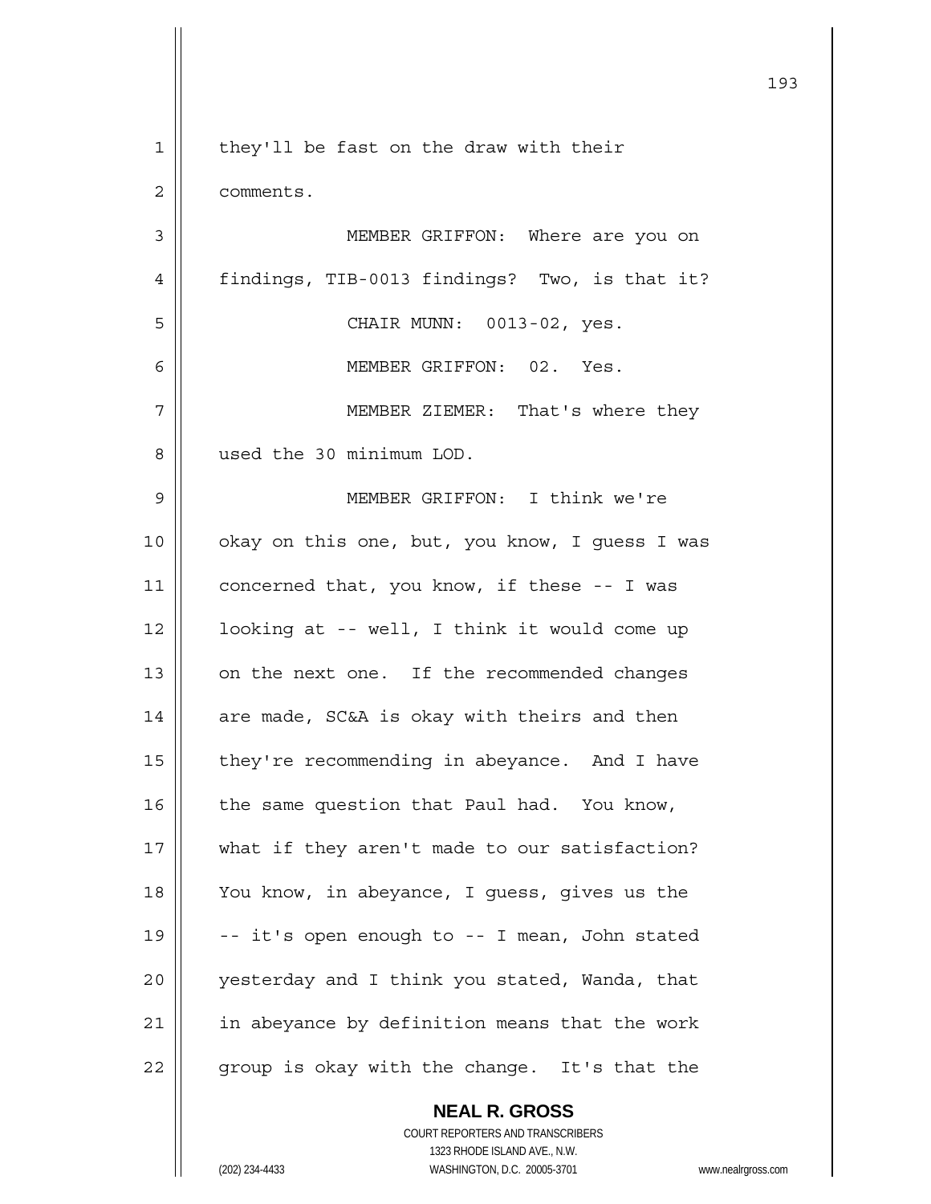they'll be fast on the draw with their comments.

MEMBER GRIFFON: Where are you on findings, TIB-0013 findings? Two, is that it?

CHAIR MUNN: 0013-02, yes.

MEMBER GRIFFON: 02. Yes.

MEMBER ZIEMER: That's where they used the 30 minimum LOD.

MEMBER GRIFFON: I think we're okay on this one, but, you know, I guess I was concerned that, you know, if these -- I was looking at -- well, I think it would come up on the next one. If the recommended changes are made, SC&A is okay with theirs and then they're recommending in abeyance. And I have the same question that Paul had. You know, what if they aren't made to our satisfaction? You know, in abeyance, I guess, gives us the -- it's open enough to -- I mean, John stated yesterday and I think you stated, Wanda, that in abeyance by definition means that the work group is okay with the change. It's that the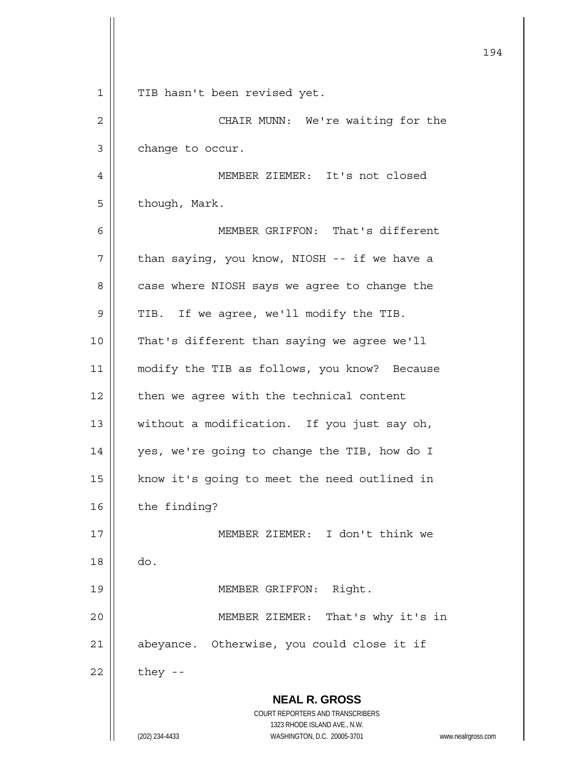TIB hasn't been revised yet.

CHAIR MUNN: We're waiting for the change to occur.

MEMBER ZIEMER: It's not closed though, Mark.

MEMBER GRIFFON: That's different than saying, you know, NIOSH -- if we have a case where NIOSH says we agree to change the TIB. If we agree, we'll modify the TIB. That's different than saying we agree we'll modify the TIB as follows, you know? Because then we agree with the technical content without a modification. If you just say oh, yes, we're going to change the TIB, how do I know it's going to meet the need outlined in the finding?

MEMBER ZIEMER: I don't think we do.

MEMBER GRIFFON: Right.

MEMBER ZIEMER: That's why it's in abeyance. Otherwise, you could close it if they --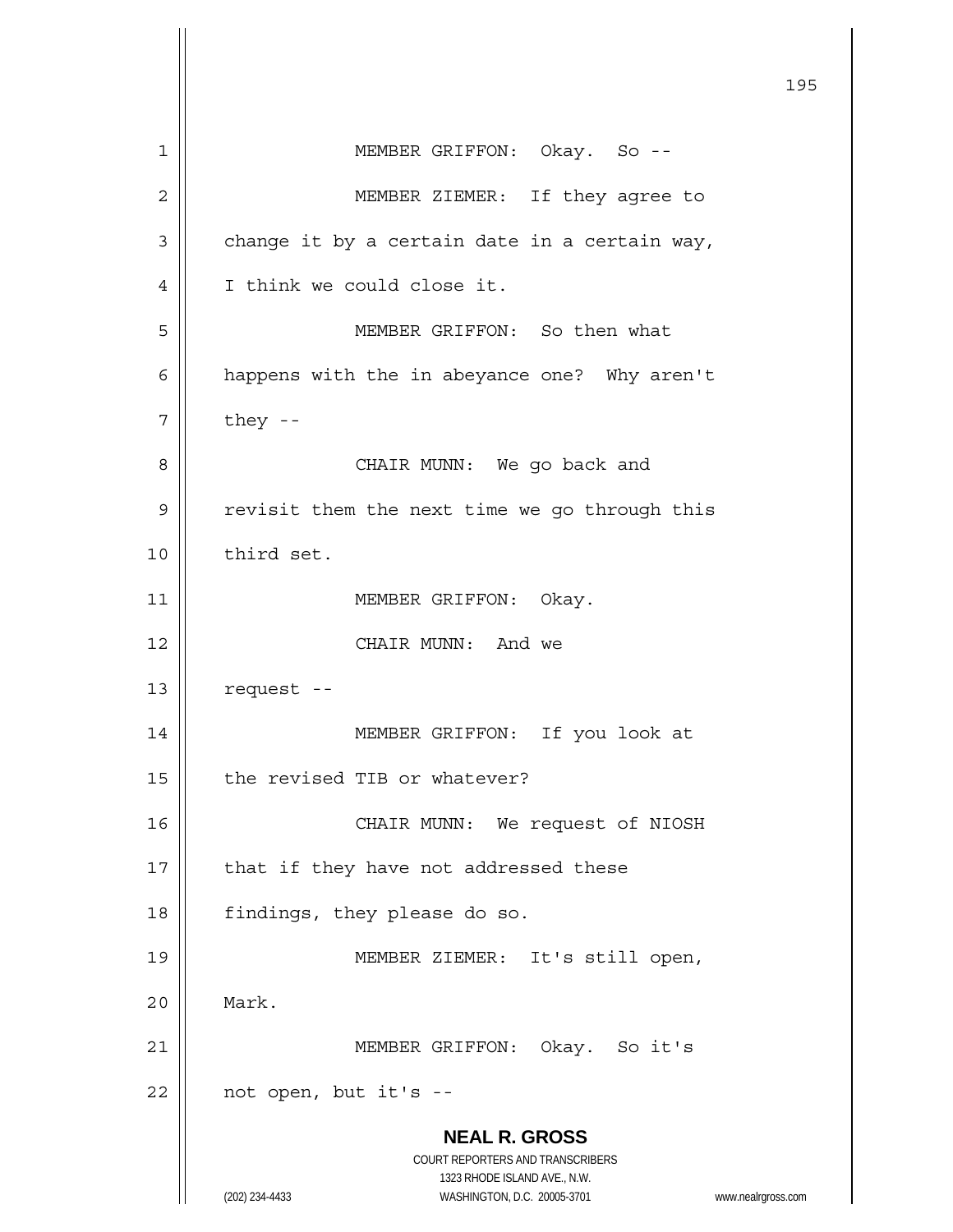MEMBER GRIFFON: Okay. So --

MEMBER ZIEMER: If they agree to change it by a certain date in a certain way, I think we could close it.

MEMBER GRIFFON: So then what happens with the in abeyance one? Why aren't they --

CHAIR MUNN: We go back and revisit them the next time we go through this third set.

MEMBER GRIFFON: Okay.

CHAIR MUNN: And we request --

MEMBER GRIFFON: If you look at the revised TIB or whatever?

CHAIR MUNN: We request of NIOSH that if they have not addressed these findings, they please do so.

MEMBER ZIEMER: It's still open, Mark.

MEMBER GRIFFON: Okay. So it's not open, but it's --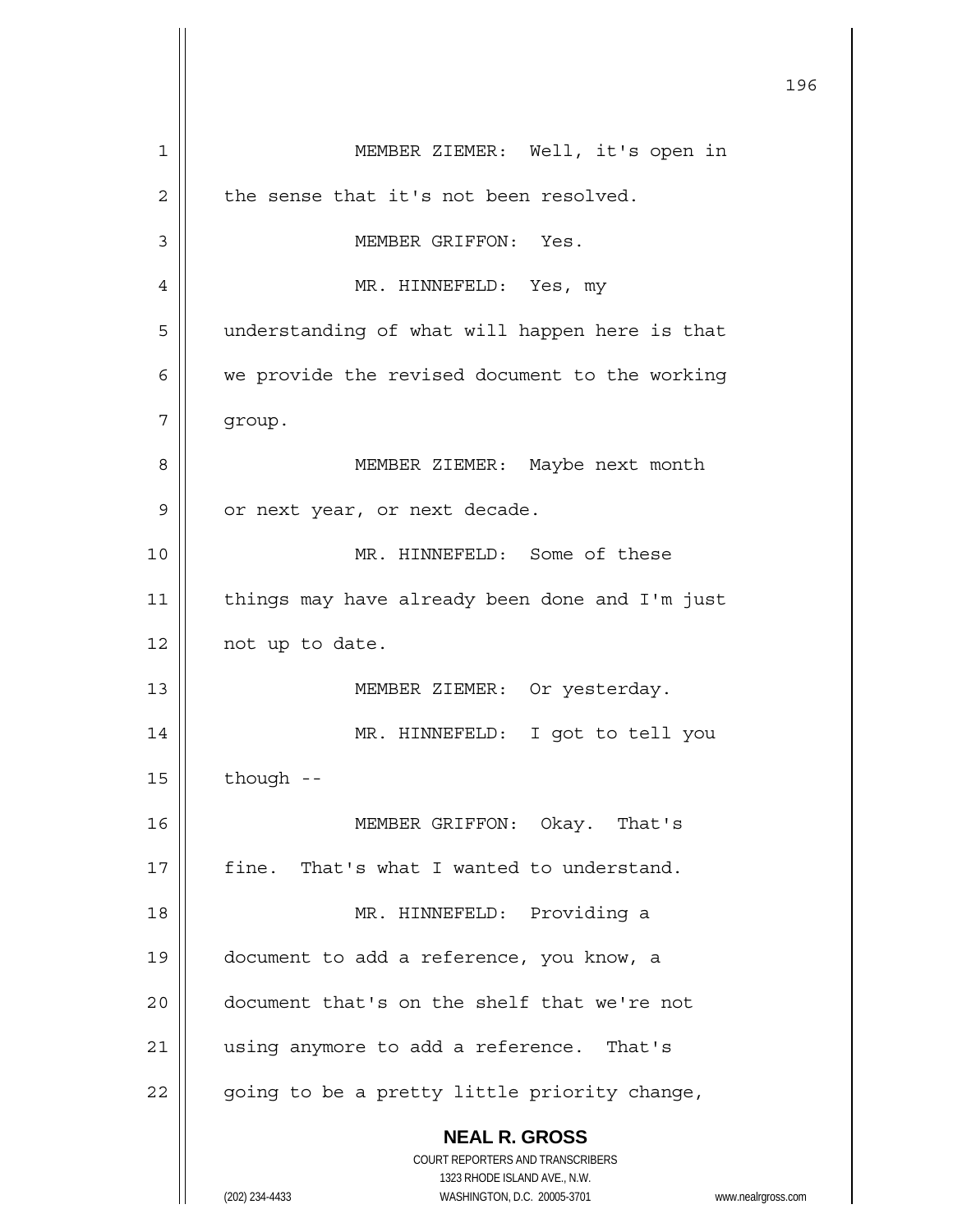MEMBER ZIEMER: Well, it's open in the sense that it's not been resolved.

MEMBER GRIFFON: Yes.

MR. HINNEFELD: Yes, my understanding of what will happen here is that we provide the revised document to the working group.

MEMBER ZIEMER: Maybe next month or next year, or next decade.

MR. HINNEFELD: Some of these things may have already been done and I'm just not up to date.

MEMBER ZIEMER: Or yesterday.

MR. HINNEFELD: I got to tell you though --

MEMBER GRIFFON: Okay. That's fine. That's what I wanted to understand.

MR. HINNEFELD: Providing a document to add a reference, you know, a document that's on the shelf that we're not using anymore to add a reference. That's going to be a pretty little priority change,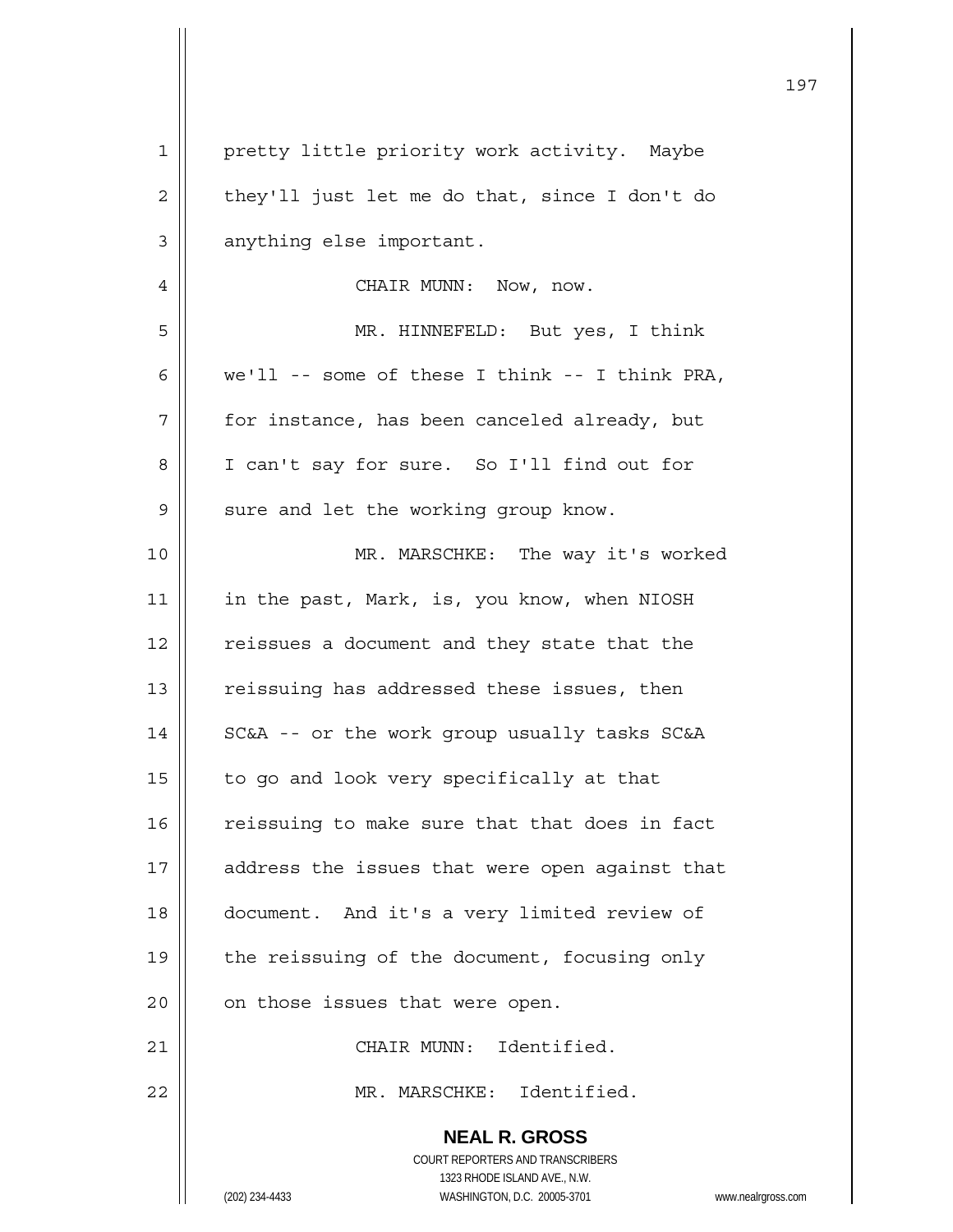pretty little priority work activity. Maybe they'll just let me do that, since I don't do anything else important.

CHAIR MUNN: Now, now.

MR. HINNEFELD: But yes, I think we'll -- some of these I think -- I think PRA, for instance, has been canceled already, but I can't say for sure. So I'll find out for sure and let the working group know.

MR. MARSCHKE: The way it's worked in the past, Mark, is, you know, when NIOSH reissues a document and they state that the reissuing has addressed these issues, then SC&A -- or the work group usually tasks SC&A to go and look very specifically at that reissuing to make sure that that does in fact address the issues that were open against that document. And it's a very limited review of the reissuing of the document, focusing only on those issues that were open.

CHAIR MUNN: Identified.

MR. MARSCHKE: Identified.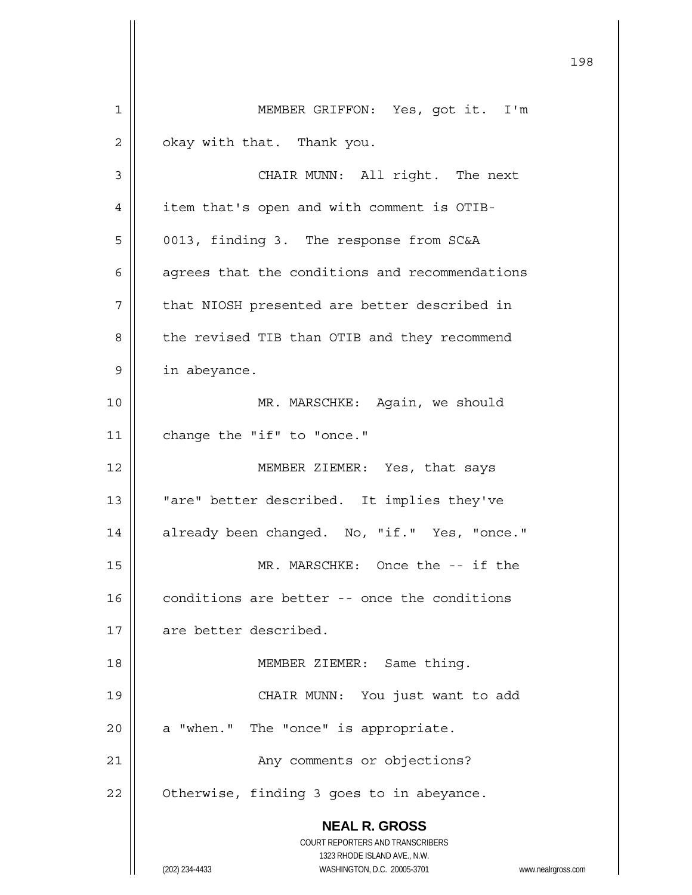MEMBER GRIFFON: Yes, got it. I'm okay with that. Thank you.

CHAIR MUNN: All right. The next item that's open and with comment is OTIB-0013, finding 3. The response from SC&A agrees that the conditions and recommendations that NIOSH presented are better described in the revised TIB than OTIB and they recommend in abeyance.

MR. MARSCHKE: Again, we should change the "if" to "once."

MEMBER ZIEMER: Yes, that says "are" better described. It implies they've already been changed. No, "if." Yes, "once."

MR. MARSCHKE: Once the -- if the conditions are better -- once the conditions are better described.

MEMBER ZIEMER: Same thing.

CHAIR MUNN: You just want to add a "when." The "once" is appropriate.

Any comments or objections? Otherwise, finding 3 goes to in abeyance.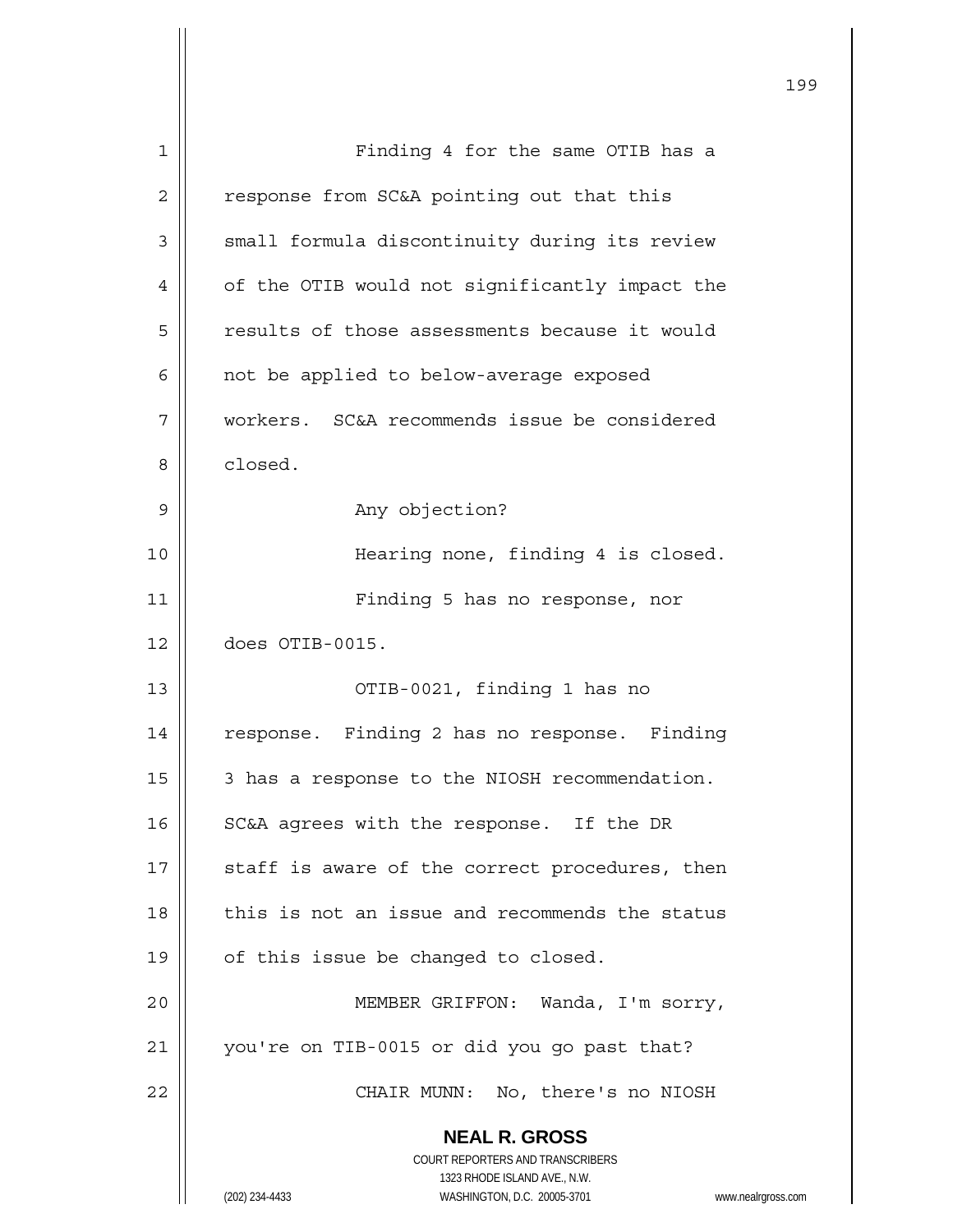Finding 4 for the same OTIB has a response from SC&A pointing out that this small formula discontinuity during its review of the OTIB would not significantly impact the results of those assessments because it would not be applied to below-average exposed workers. SC&A recommends issue be considered closed.

Any objection?

Hearing none, finding 4 is closed.

Finding 5 has no response, nor does OTIB-0015.

OTIB-0021, finding 1 has no response. Finding 2 has no response. Finding 3 has a response to the NIOSH recommendation. SC&A agrees with the response. If the DR staff is aware of the correct procedures, then this is not an issue and recommends the status of this issue be changed to closed.

MEMBER GRIFFON: Wanda, I'm sorry, you're on TIB-0015 or did you go past that?

CHAIR MUNN: No, there's no NIOSH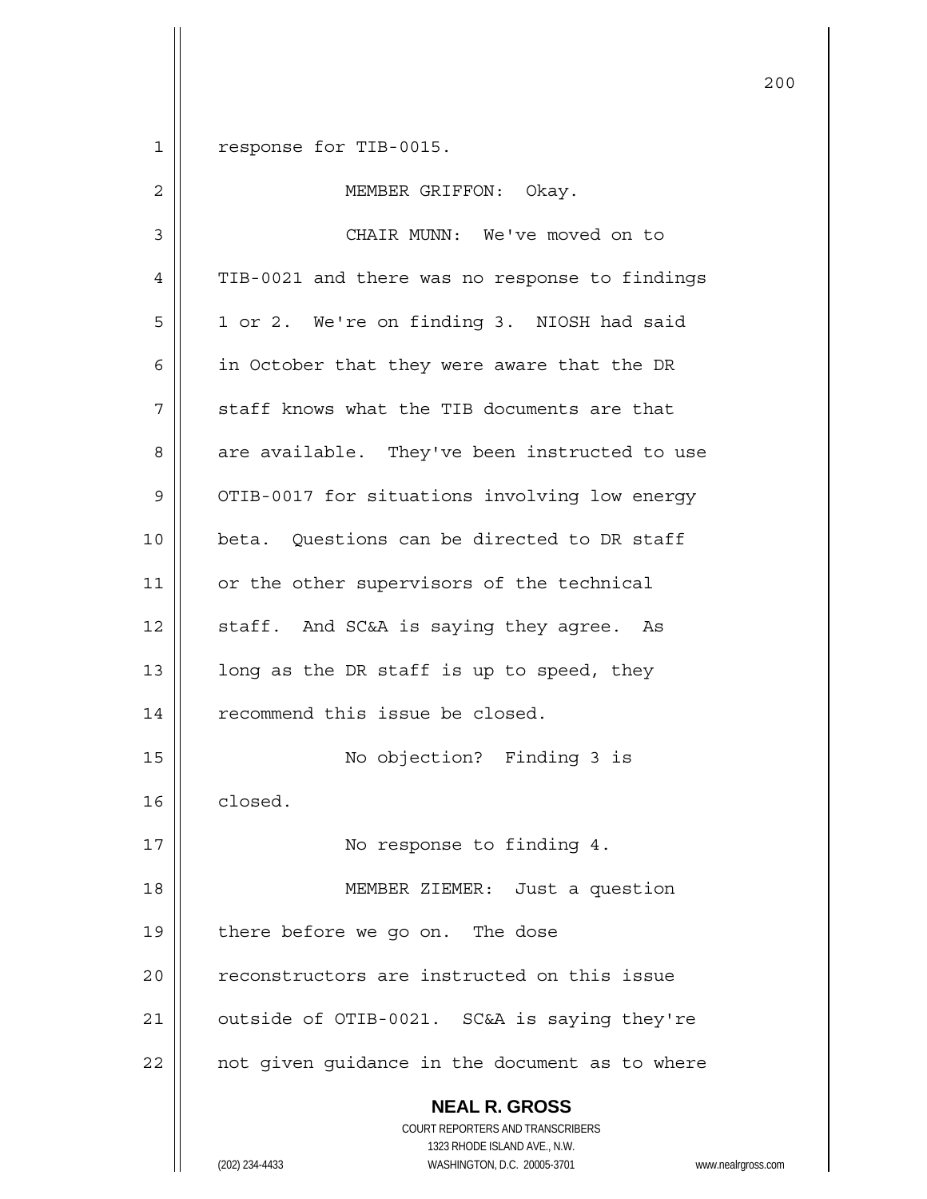response for TIB-0015.

MEMBER GRIFFON: Okay.

CHAIR MUNN: We've moved on to TIB-0021 and there was no response to findings 1 or 2. We're on finding 3. NIOSH had said in October that they were aware that the DR staff knows what the TIB documents are that are available. They've been instructed to use OTIB-0017 for situations involving low energy beta. Questions can be directed to DR staff or the other supervisors of the technical staff. And SC&A is saying they agree. As long as the DR staff is up to speed, they recommend this issue be closed.

No objection? Finding 3 is closed.

No response to finding 4.

MEMBER ZIEMER: Just a question there before we go on. The dose reconstructors are instructed on this issue outside of OTIB-0021. SC&A is saying they're not given guidance in the document as to where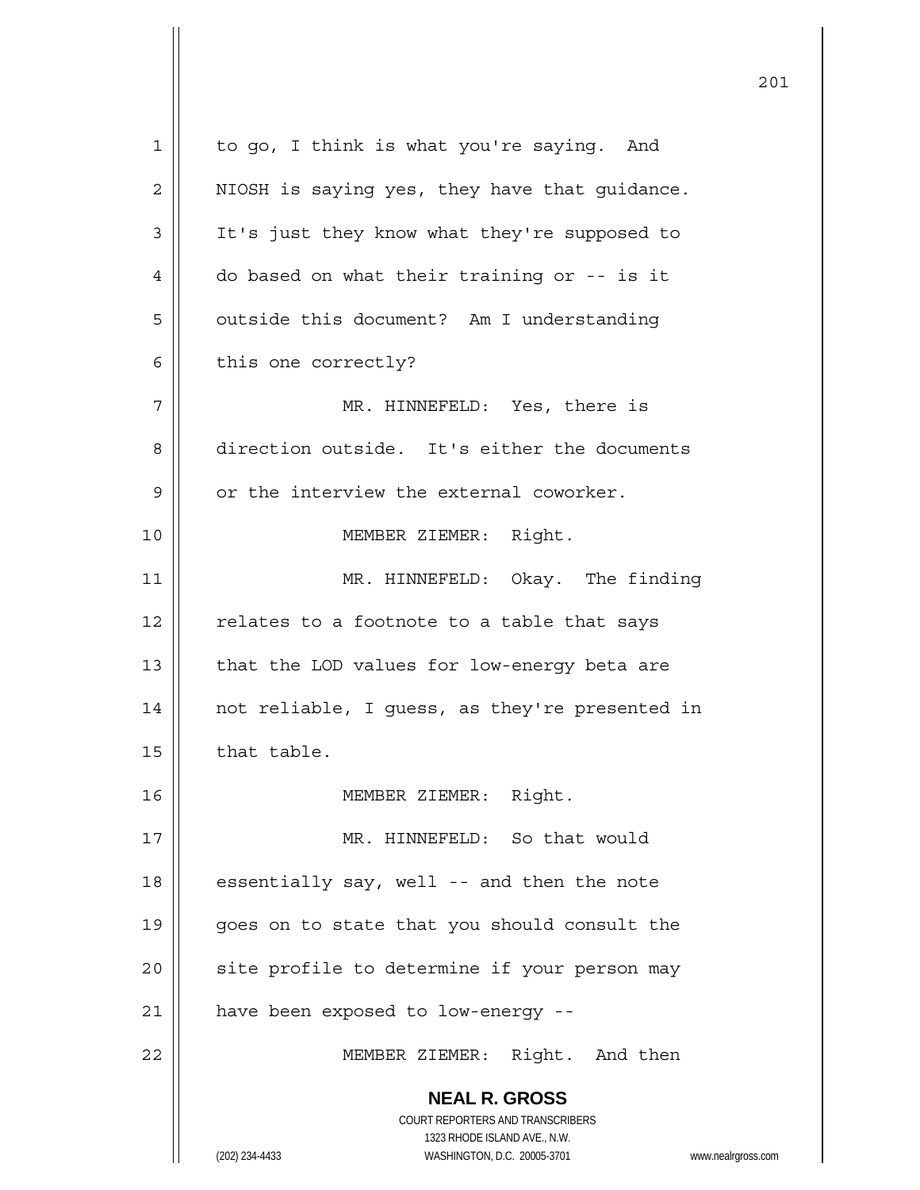to go, I think is what you're saying. And NIOSH is saying yes, they have that guidance. It's just they know what they're supposed to do based on what their training or -- is it outside this document? Am I understanding this one correctly?

MR. HINNEFELD: Yes, there is direction outside. It's either the documents or the interview the external coworker.

MEMBER ZIEMER: Right.

MR. HINNEFELD: Okay. The finding relates to a footnote to a table that says that the LOD values for low-energy beta are not reliable, I guess, as they're presented in that table.

MEMBER ZIEMER: Right.

MR. HINNEFELD: So that would essentially say, well -- and then the note goes on to state that you should consult the site profile to determine if your person may have been exposed to low-energy --

MEMBER ZIEMER: Right. And then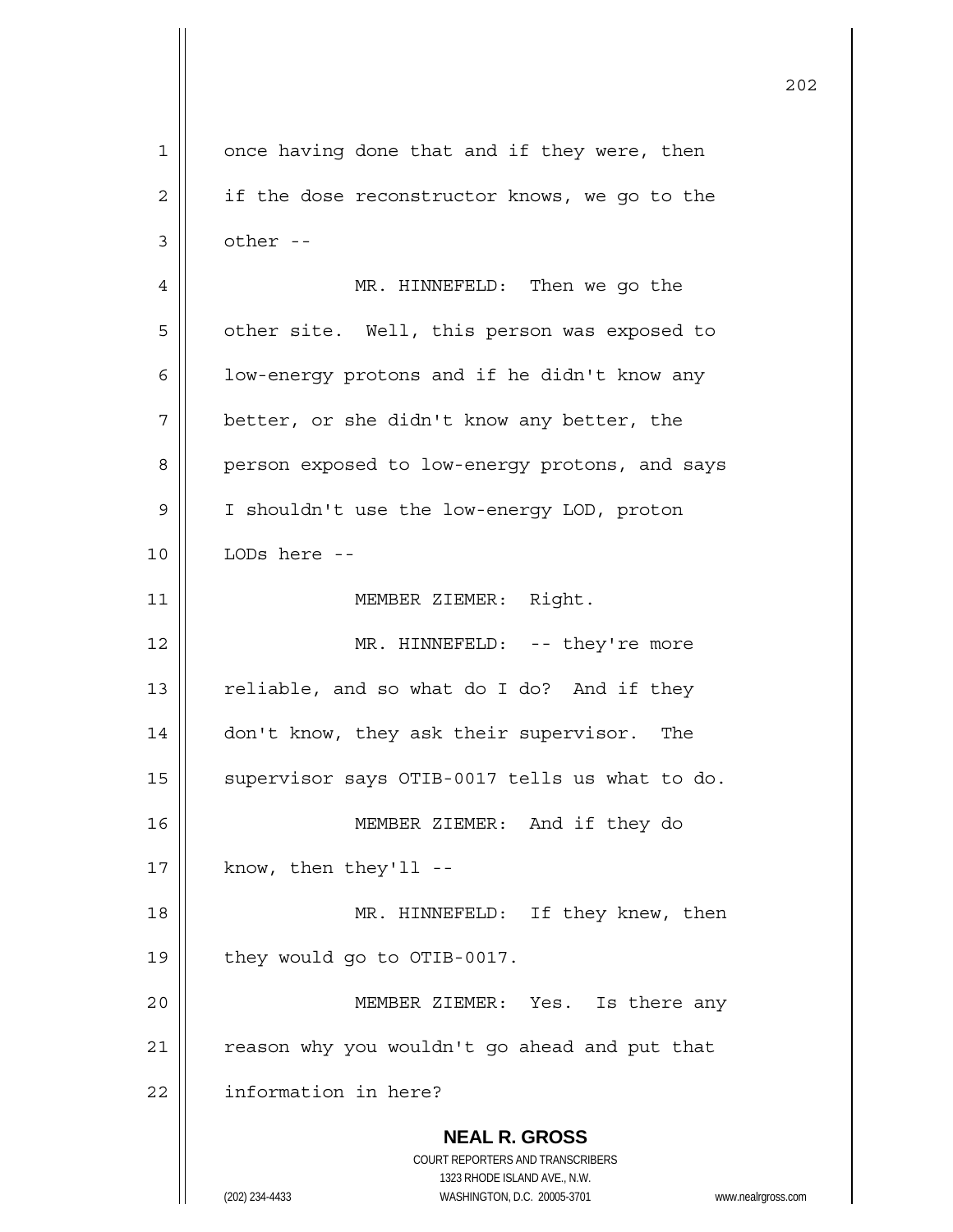once having done that and if they were, then if the dose reconstructor knows, we go to the other --

MR. HINNEFELD: Then we go the other site. Well, this person was exposed to low-energy protons and if he didn't know any better, or she didn't know any better, the person exposed to low-energy protons, and says I shouldn't use the low-energy LOD, proton LODs here --

MEMBER ZIEMER: Right.

MR. HINNEFELD: -- they're more reliable, and so what do I do? And if they don't know, they ask their supervisor. The supervisor says OTIB-0017 tells us what to do.

MEMBER ZIEMER: And if they do know, then they'll --

MR. HINNEFELD: If they knew, then they would go to OTIB-0017.

MEMBER ZIEMER: Yes. Is there any reason why you wouldn't go ahead and put that information in here?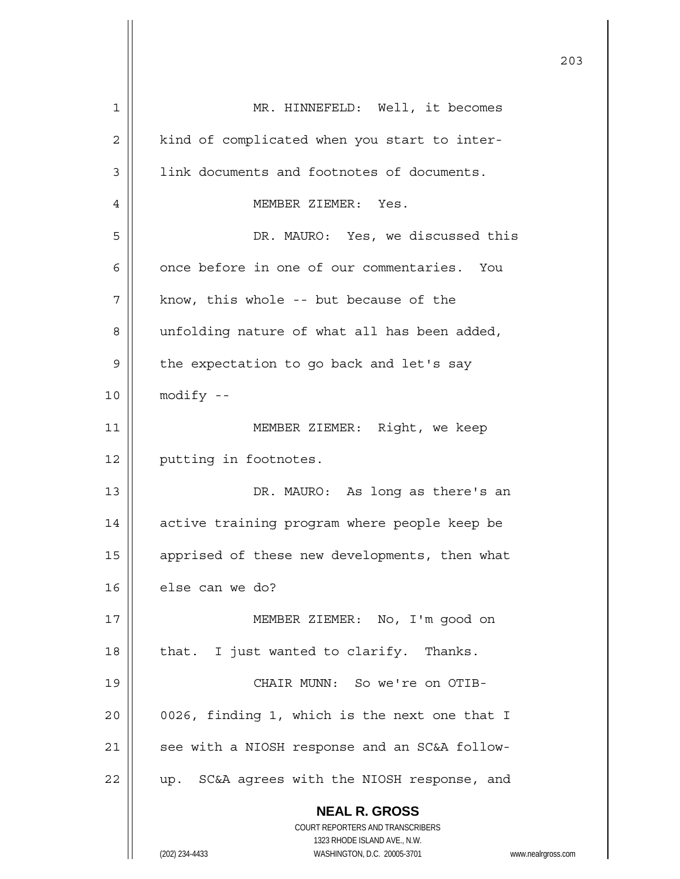MR. HINNEFELD: Well, it becomes kind of complicated when you start to inter-link documents and footnotes of documents.

MEMBER ZIEMER: Yes.

DR. MAURO: Yes, we discussed this once before in one of our commentaries. You know, this whole -- but because of the unfolding nature of what all has been added, the expectation to go back and let's say modify --

MEMBER ZIEMER: Right, we keep putting in footnotes.

DR. MAURO: As long as there's an active training program where people keep be apprised of these new developments, then what else can we do?

MEMBER ZIEMER: No, I'm good on that. I just wanted to clarify. Thanks.

CHAIR MUNN: So we're on OTIB-0026, finding 1, which is the next one that I see with a NIOSH response and an SC&A follow-up. SC&A agrees with the NIOSH response, and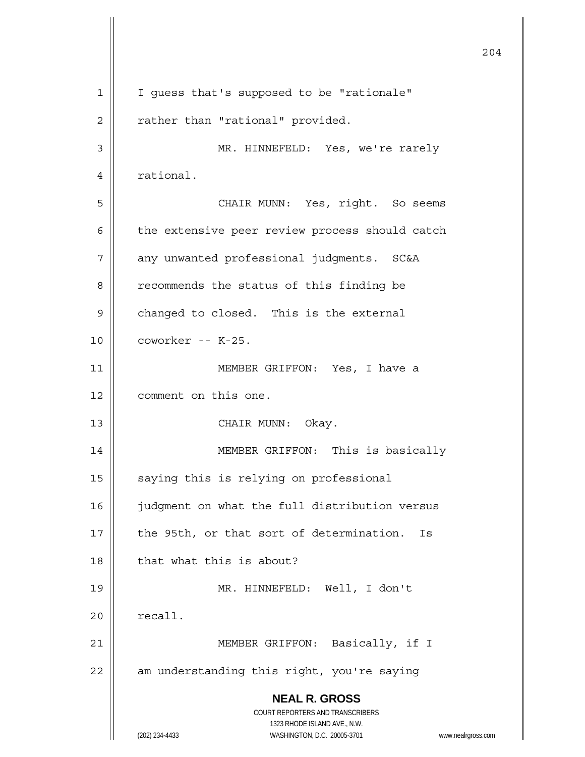I guess that's supposed to be "rationale" rather than "rational" provided.

MR. HINNEFELD: Yes, we're rarely rational.

CHAIR MUNN: Yes, right. So seems the extensive peer review process should catch any unwanted professional judgments. SC&A recommends the status of this finding be changed to closed. This is the external coworker -- K-25.

MEMBER GRIFFON: Yes, I have a comment on this one.

CHAIR MUNN: Okay.

MEMBER GRIFFON: This is basically saying this is relying on professional judgment on what the full distribution versus the 95th, or that sort of determination. Is that what this is about?

MR. HINNEFELD: Well, I don't recall.

MEMBER GRIFFON: Basically, if I am understanding this right, you're saying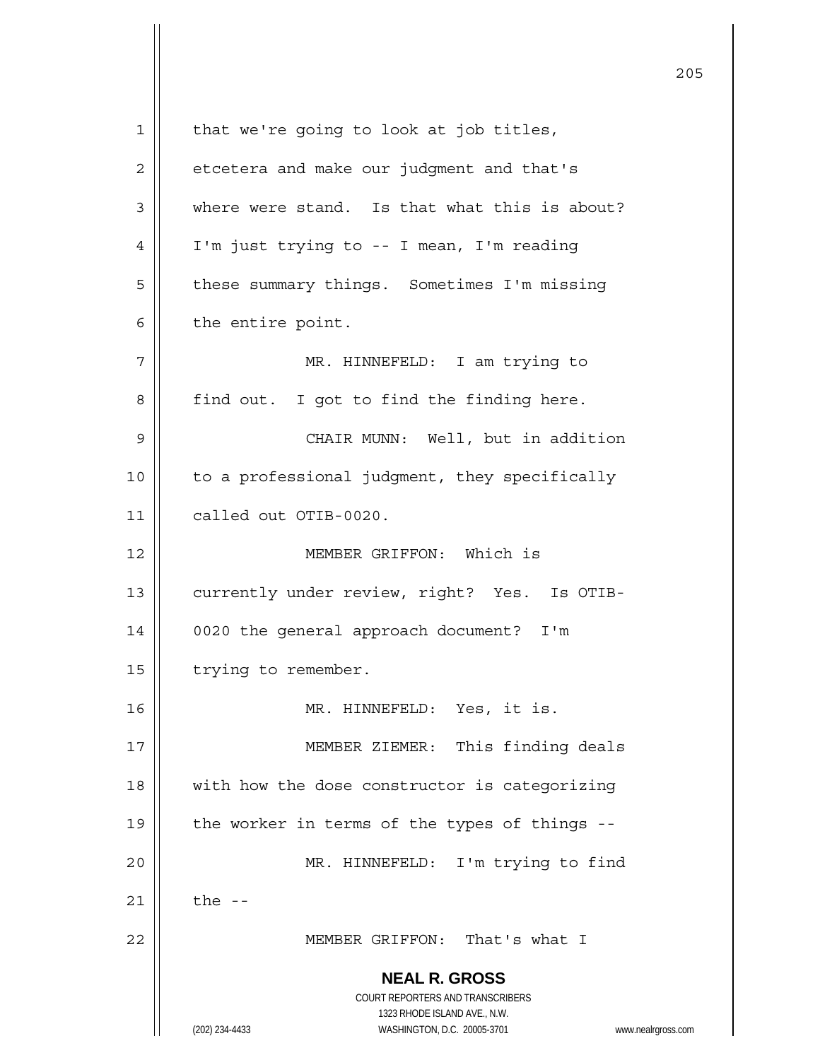that we're going to look at job titles, etcetera and make our judgment and that's where were stand. Is that what this is about? I'm just trying to -- I mean, I'm reading these summary things. Sometimes I'm missing the entire point.

MR. HINNEFELD: I am trying to find out. I got to find the finding here.

CHAIR MUNN: Well, but in addition to a professional judgment, they specifically called out OTIB-0020.

MEMBER GRIFFON: Which is currently under review, right? Yes. Is OTIB-0020 the general approach document? I'm trying to remember.

MR. HINNEFELD: Yes, it is.

MEMBER ZIEMER: This finding deals with how the dose constructor is categorizing the worker in terms of the types of things --

MR. HINNEFELD: I'm trying to find the --

MEMBER GRIFFON: That's what I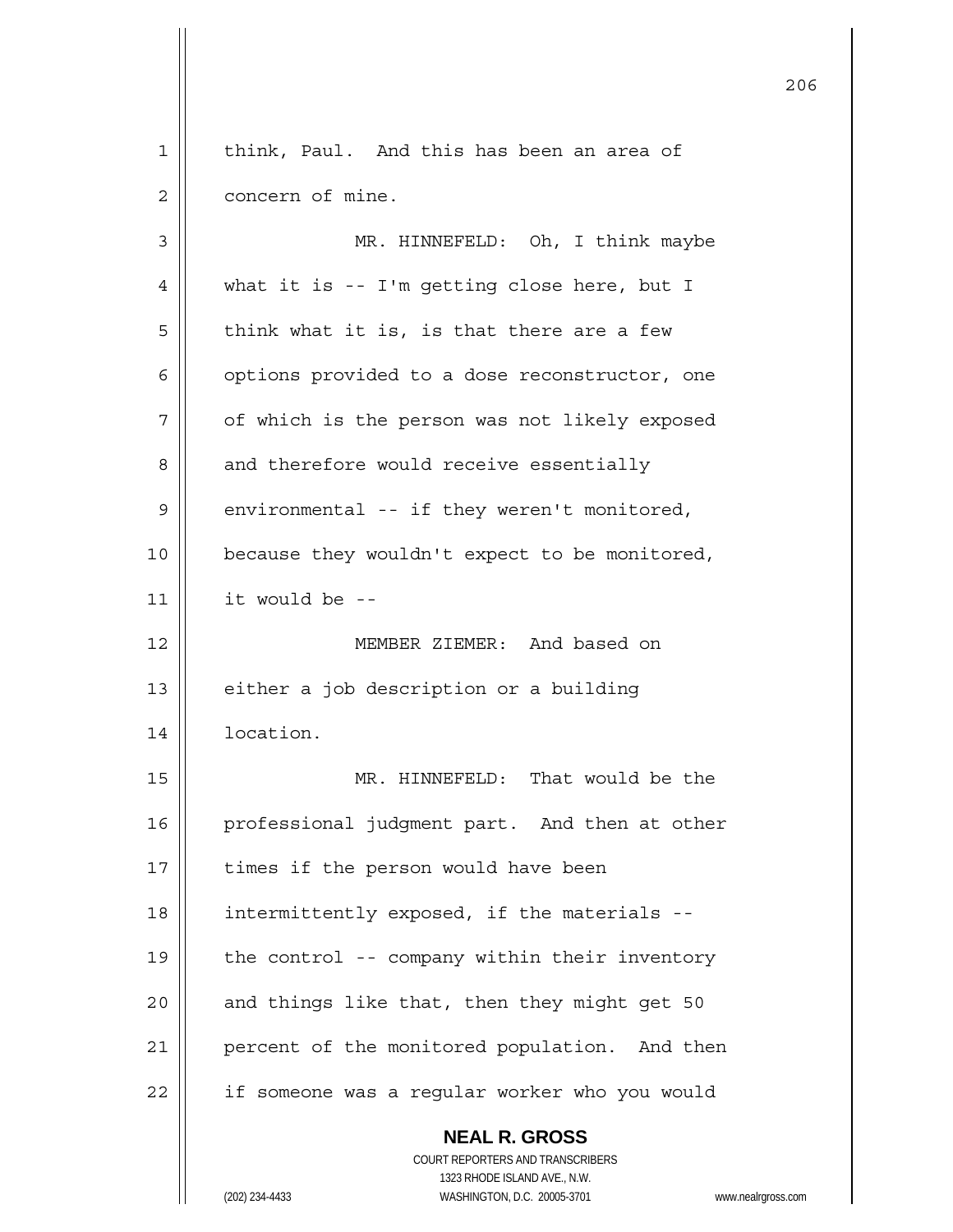think, Paul. And this has been an area of concern of mine.

MR. HINNEFELD: Oh, I think maybe what it is -- I'm getting close here, but I think what it is, is that there are a few options provided to a dose reconstructor, one of which is the person was not likely exposed and therefore would receive essentially environmental -- if they weren't monitored, because they wouldn't expect to be monitored, it would be --

MEMBER ZIEMER: And based on either a job description or a building location.

MR. HINNEFELD: That would be the professional judgment part. And then at other times if the person would have been intermittently exposed, if the materials -- the control -- company within their inventory and things like that, then they might get 50 percent of the monitored population. And then if someone was a regular worker who you would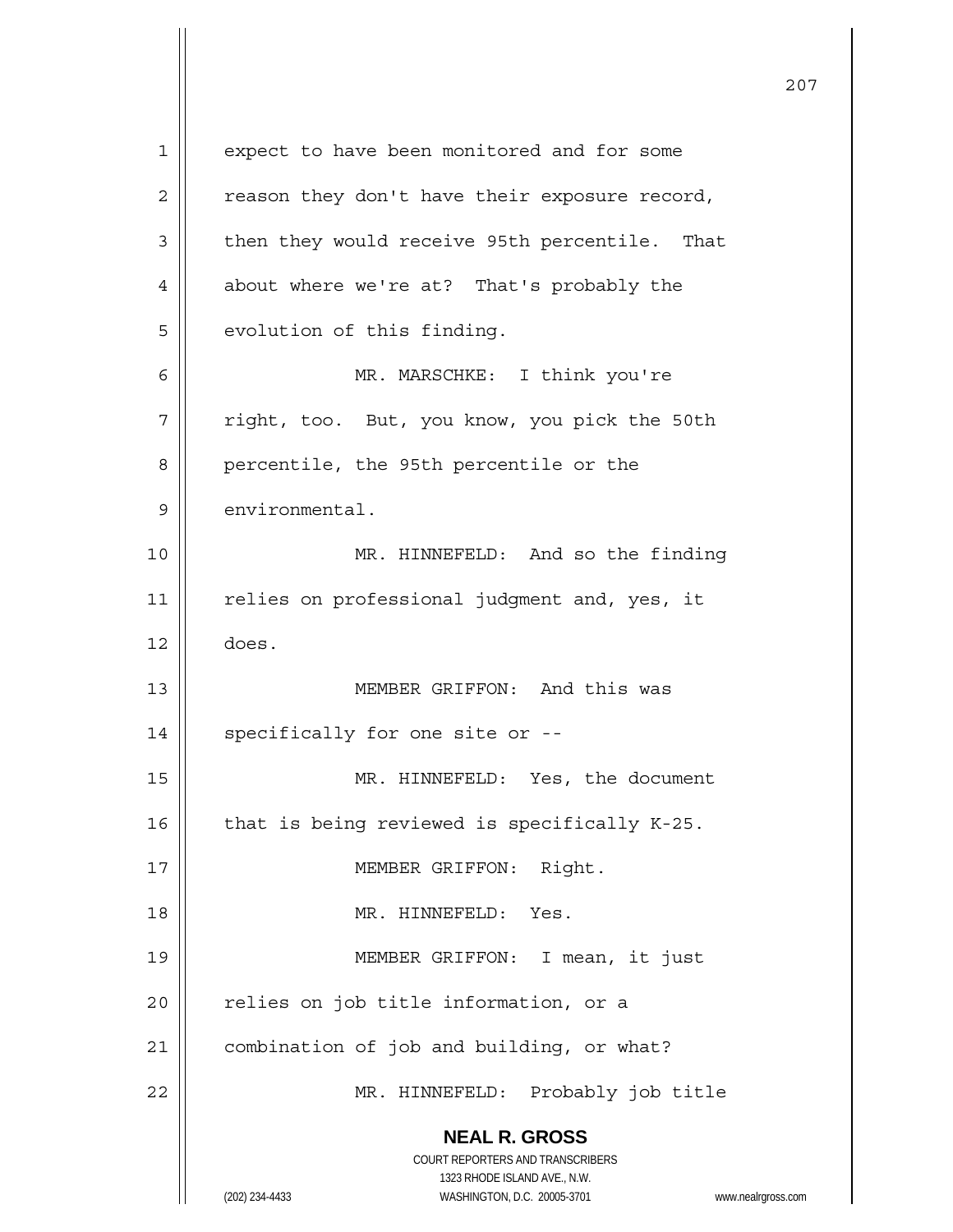expect to have been monitored and for some reason they don't have their exposure record, then they would receive 95th percentile. That about where we're at? That's probably the evolution of this finding.

MR. MARSCHKE: I think you're right, too. But, you know, you pick the 50th percentile, the 95th percentile or the environmental.

MR. HINNEFELD: And so the finding relies on professional judgment and, yes, it does.

MEMBER GRIFFON: And this was specifically for one site or --

MR. HINNEFELD: Yes, the document that is being reviewed is specifically K-25.

MEMBER GRIFFON: Right.

MR. HINNEFELD: Yes.

MEMBER GRIFFON: I mean, it just relies on job title information, or a combination of job and building, or what?

MR. HINNEFELD: Probably job title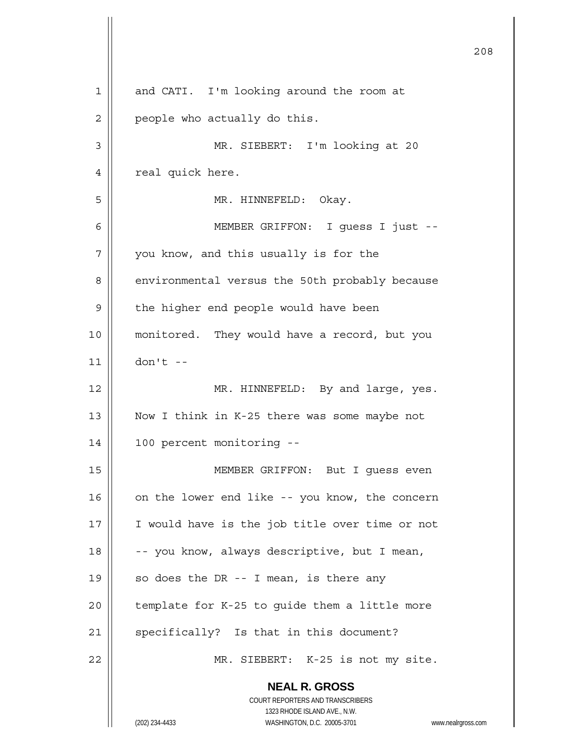and CATI. I'm looking around the room at people who actually do this.

MR. SIEBERT: I'm looking at 20 real quick here.

MR. HINNEFELD: Okay.

MEMBER GRIFFON: I guess I just -- you know, and this usually is for the environmental versus the 50th probably because the higher end people would have been monitored. They would have a record, but you don't --

MR. HINNEFELD: By and large, yes. Now I think in K-25 there was some maybe not 100 percent monitoring --

MEMBER GRIFFON: But I guess even on the lower end like -- you know, the concern I would have is the job title over time or not -- you know, always descriptive, but I mean, so does the DR -- I mean, is there any template for K-25 to guide them a little more specifically? Is that in this document?

MR. SIEBERT: K-25 is not my site.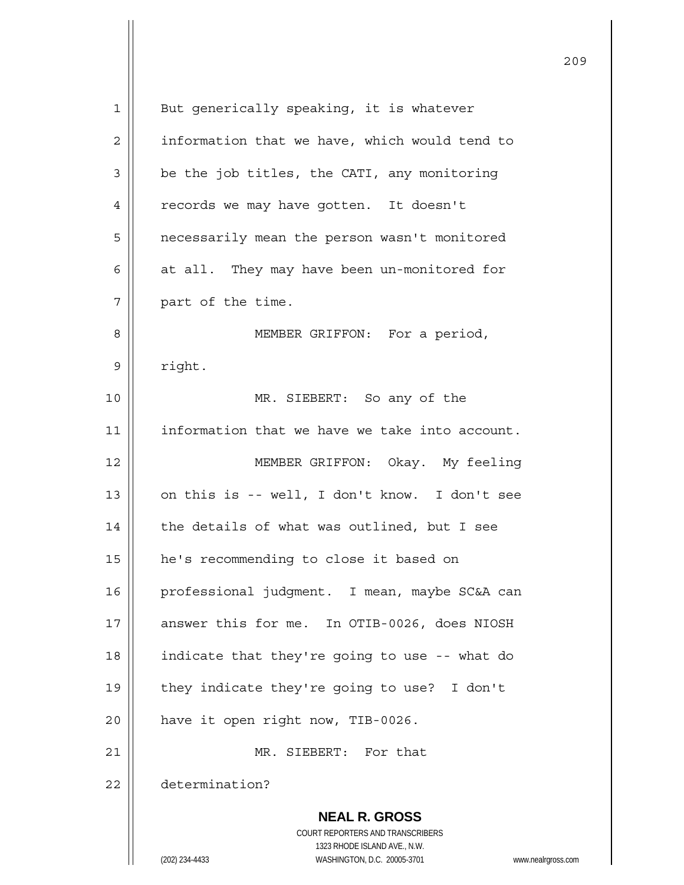But generically speaking, it is whatever information that we have, which would tend to be the job titles, the CATI, any monitoring records we may have gotten. It doesn't necessarily mean the person wasn't monitored at all. They may have been un-monitored for part of the time.

MEMBER GRIFFON: For a period, right.

MR. SIEBERT: So any of the information that we have we take into account.

MEMBER GRIFFON: Okay. My feeling on this is -- well, I don't know. I don't see the details of what was outlined, but I see he's recommending to close it based on professional judgment. I mean, maybe SC&A can answer this for me. In OTIB-0026, does NIOSH indicate that they're going to use -- what do they indicate they're going to use? I don't have it open right now, TIB-0026.

MR. SIEBERT: For that determination?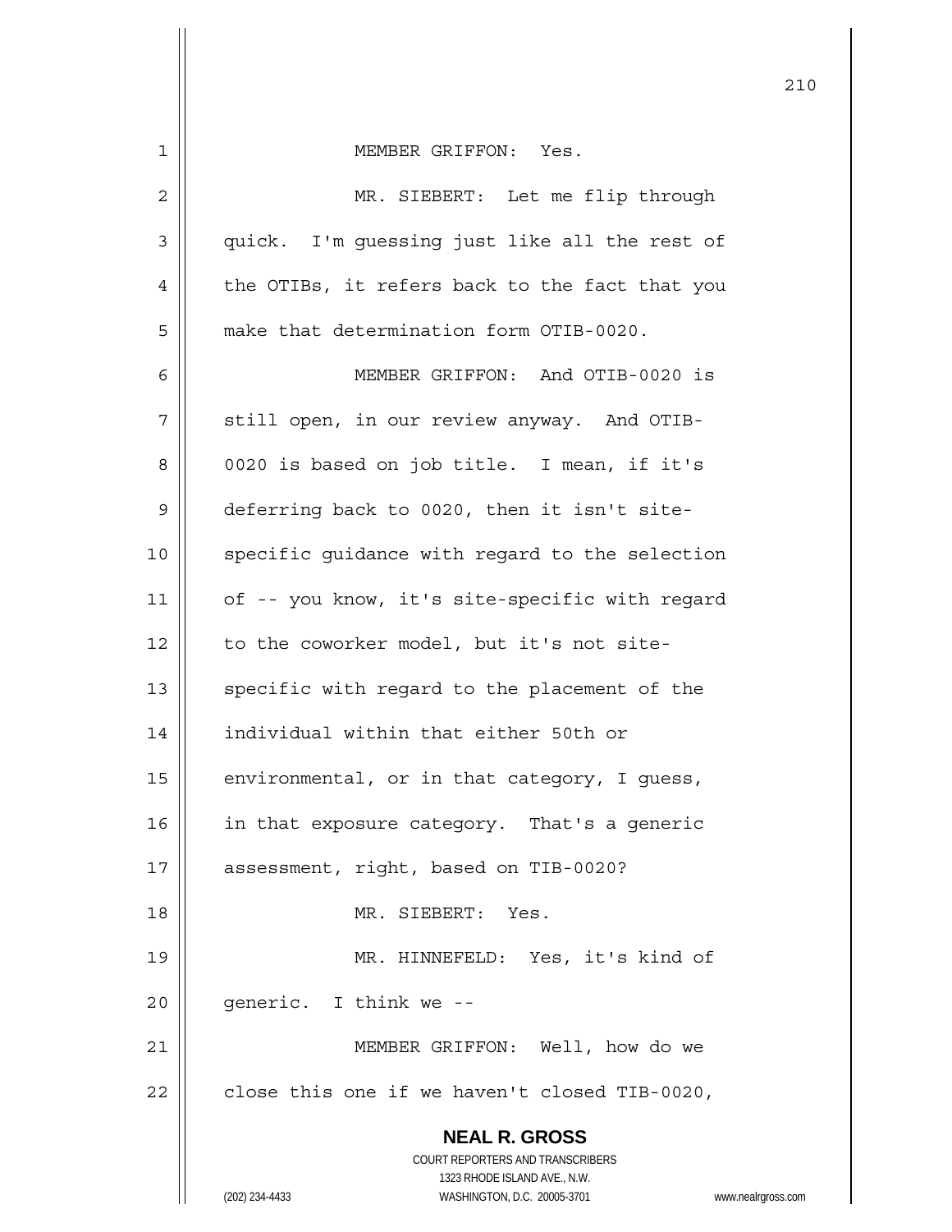MEMBER GRIFFON: Yes.

MR. SIEBERT: Let me flip through quick. I'm guessing just like all the rest of the OTIBs, it refers back to the fact that you make that determination form OTIB-0020.

MEMBER GRIFFON: And OTIB-0020 is still open, in our review anyway. And OTIB-0020 is based on job title. I mean, if it's deferring back to 0020, then it isn't site-specific guidance with regard to the selection of -- you know, it's site-specific with regard to the coworker model, but it's not site-specific with regard to the placement of the individual within that either 50th or environmental, or in that category, I guess, in that exposure category. That's a generic assessment, right, based on TIB-0020?

MR. SIEBERT: Yes.

MR. HINNEFELD: Yes, it's kind of generic. I think we --

MEMBER GRIFFON: Well, how do we close this one if we haven't closed TIB-0020,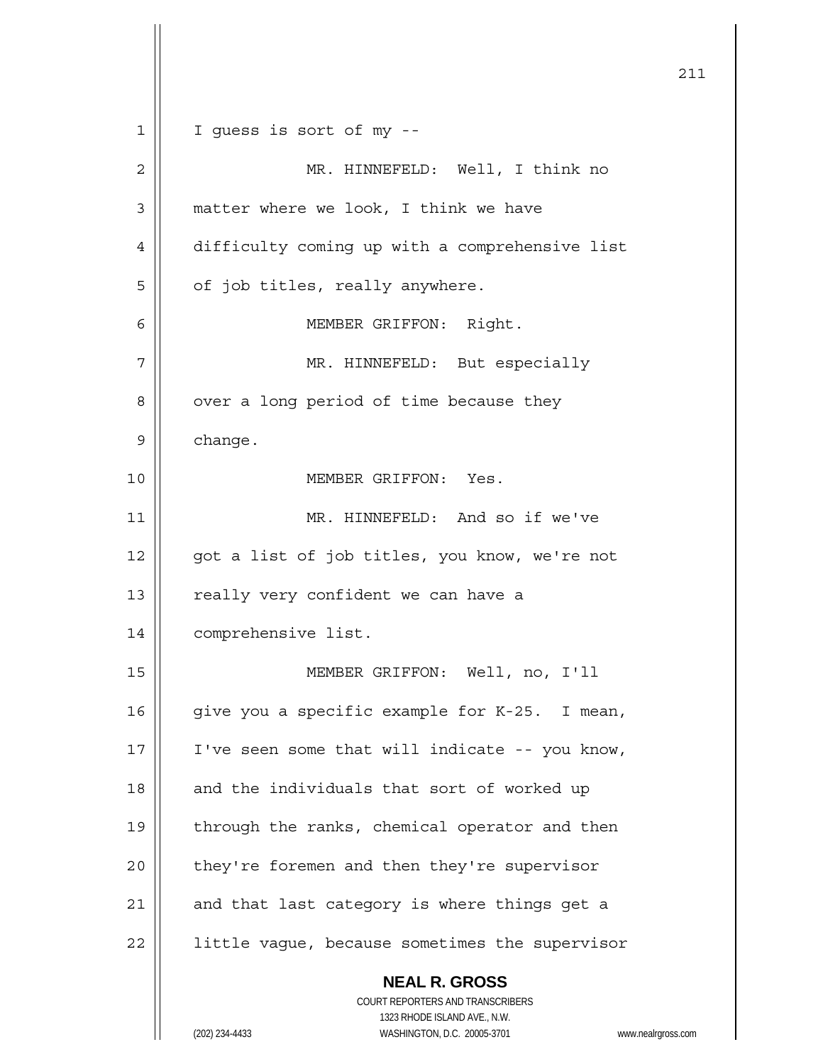I guess is sort of my --

MR. HINNEFELD: Well, I think no matter where we look, I think we have difficulty coming up with a comprehensive list of job titles, really anywhere.

MEMBER GRIFFON: Right.

MR. HINNEFELD: But especially over a long period of time because they change.

MEMBER GRIFFON: Yes.

MR. HINNEFELD: And so if we've got a list of job titles, you know, we're not really very confident we can have a comprehensive list.

MEMBER GRIFFON: Well, no, I'll give you a specific example for K-25. I mean, I've seen some that will indicate -- you know, and the individuals that sort of worked up through the ranks, chemical operator and then they're foremen and then they're supervisor and that last category is where things get a little vague, because sometimes the supervisor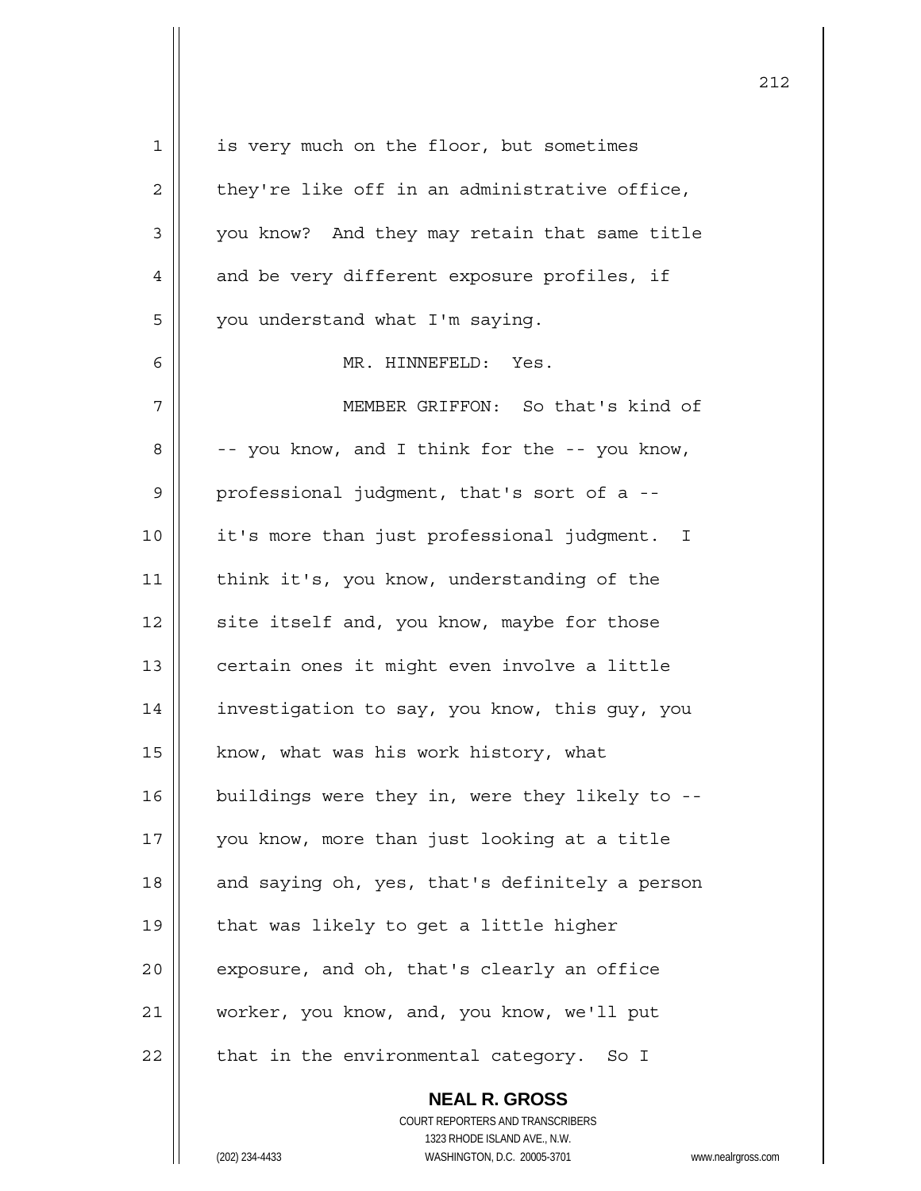is very much on the floor, but sometimes they're like off in an administrative office, you know? And they may retain that same title and be very different exposure profiles, if you understand what I'm saying.

MR. HINNEFELD: Yes.

MEMBER GRIFFON: So that's kind of -- you know, and I think for the -- you know, professional judgment, that's sort of a -- it's more than just professional judgment. I think it's, you know, understanding of the site itself and, you know, maybe for those certain ones it might even involve a little investigation to say, you know, this guy, you know, what was his work history, what buildings were they in, were they likely to -- you know, more than just looking at a title and saying oh, yes, that's definitely a person that was likely to get a little higher exposure, and oh, that's clearly an office worker, you know, and, you know, we'll put that in the environmental category. So I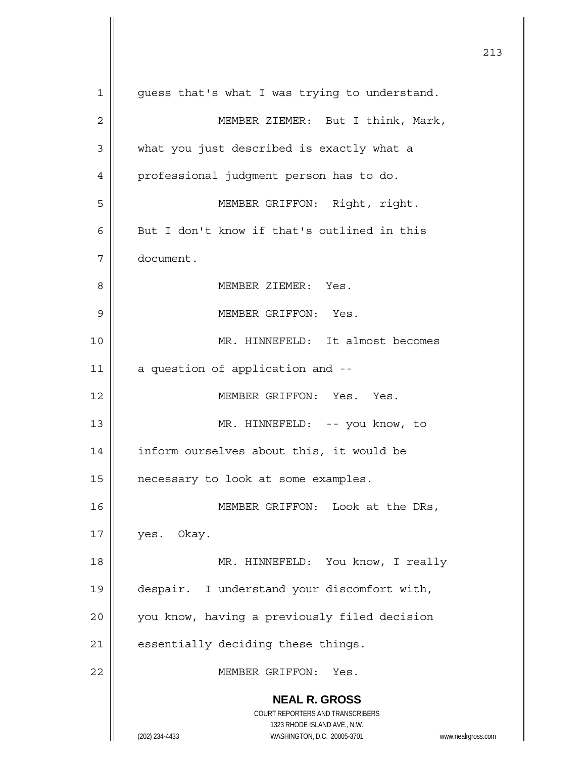guess that's what I was trying to understand.

MEMBER ZIEMER: But I think, Mark, what you just described is exactly what a professional judgment person has to do.

MEMBER GRIFFON: Right, right. But I don't know if that's outlined in this document.

MEMBER ZIEMER: Yes.

MEMBER GRIFFON: Yes.

MR. HINNEFELD: It almost becomes a question of application and --

MEMBER GRIFFON: Yes. Yes.

MR. HINNEFELD: -- you know, to inform ourselves about this, it would be necessary to look at some examples.

MEMBER GRIFFON: Look at the DRs, yes. Okay.

MR. HINNEFELD: You know, I really despair. I understand your discomfort with, you know, having a previously filed decision essentially deciding these things.

MEMBER GRIFFON: Yes.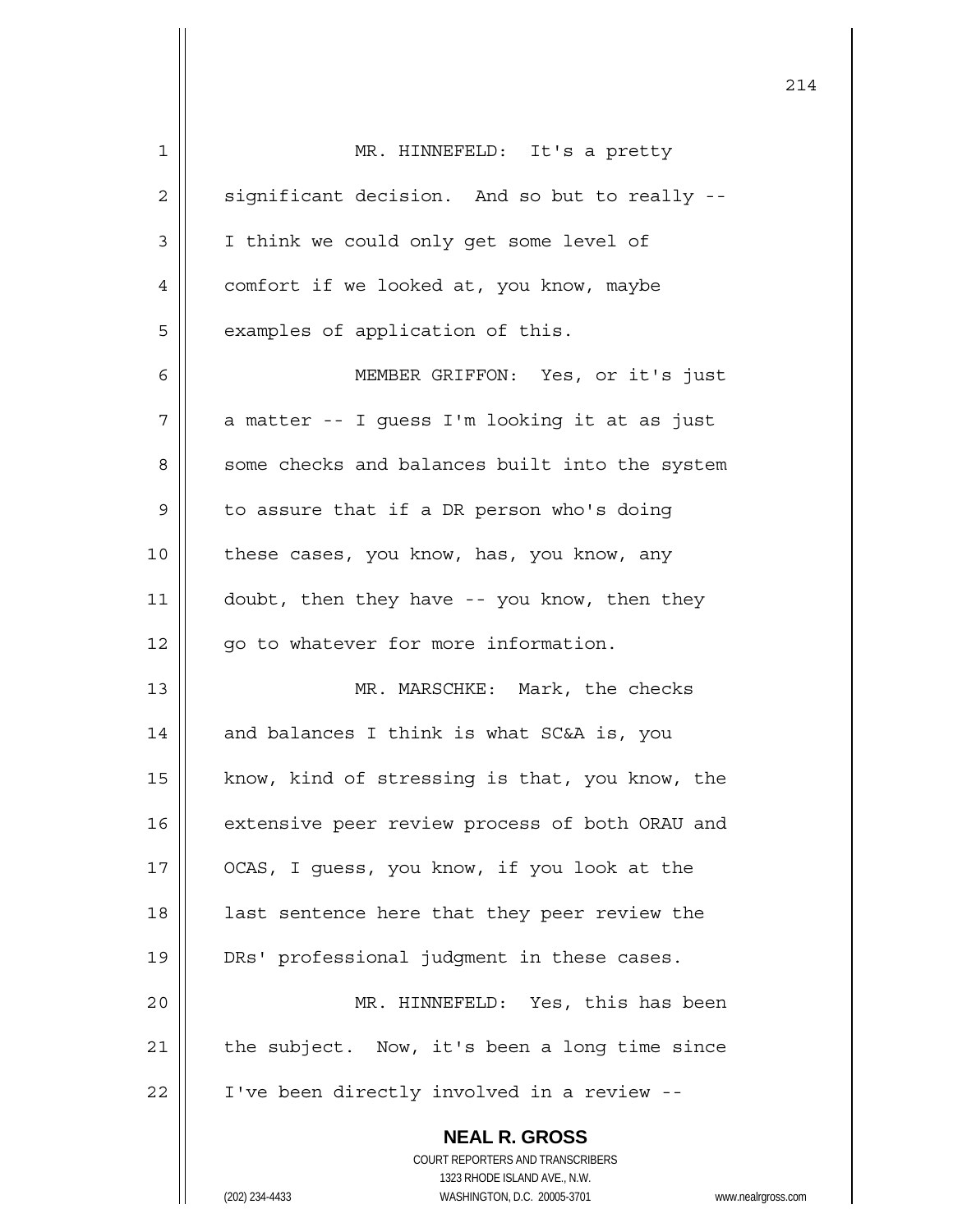MR. HINNEFELD: It's a pretty significant decision. And so but to really -- I think we could only get some level of comfort if we looked at, you know, maybe examples of application of this.

MEMBER GRIFFON: Yes, or it's just a matter -- I guess I'm looking it at as just some checks and balances built into the system to assure that if a DR person who's doing these cases, you know, has, you know, any doubt, then they have -- you know, then they go to whatever for more information.

MR. MARSCHKE: Mark, the checks and balances I think is what SC&A is, you know, kind of stressing is that, you know, the extensive peer review process of both ORAU and OCAS, I guess, you know, if you look at the last sentence here that they peer review the DRs' professional judgment in these cases.

MR. HINNEFELD: Yes, this has been the subject. Now, it's been a long time since I've been directly involved in a review --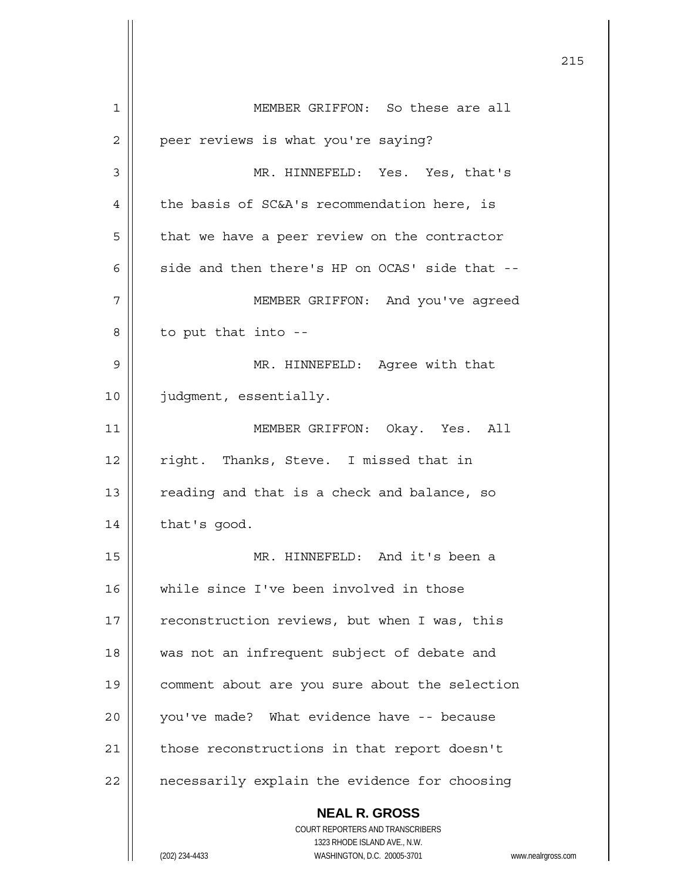MEMBER GRIFFON: So these are all peer reviews is what you're saying?

MR. HINNEFELD: Yes. Yes, that's the basis of SC&A's recommendation here, is that we have a peer review on the contractor side and then there's HP on OCAS' side that --

MEMBER GRIFFON: And you've agreed to put that into --

MR. HINNEFELD: Agree with that judgment, essentially.

MEMBER GRIFFON: Okay. Yes. All right. Thanks, Steve. I missed that in reading and that is a check and balance, so that's good.

MR. HINNEFELD: And it's been a while since I've been involved in those reconstruction reviews, but when I was, this was not an infrequent subject of debate and comment about are you sure about the selection you've made? What evidence have -- because those reconstructions in that report doesn't necessarily explain the evidence for choosing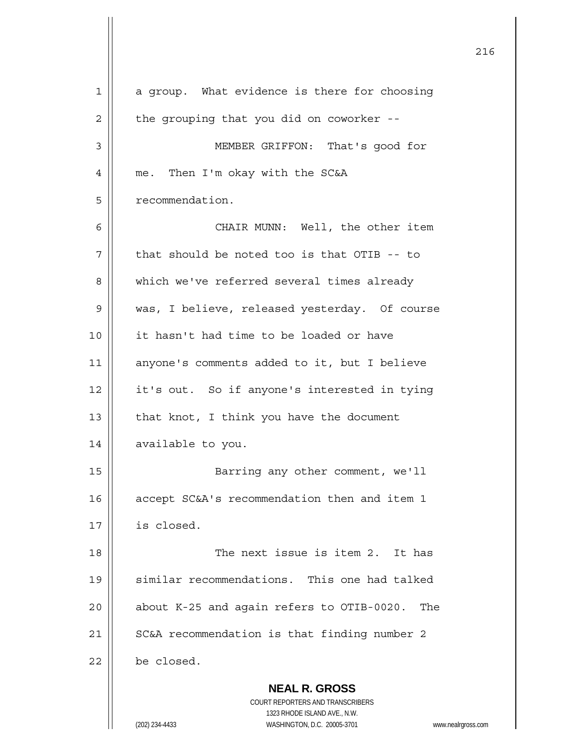a group. What evidence is there for choosing the grouping that you did on coworker --

MEMBER GRIFFON: That's good for me. Then I'm okay with the SC&A recommendation.

CHAIR MUNN: Well, the other item that should be noted too is that OTIB -- to which we've referred several times already was, I believe, released yesterday. Of course it hasn't had time to be loaded or have anyone's comments added to it, but I believe it's out. So if anyone's interested in tying that knot, I think you have the document available to you.

Barring any other comment, we'll accept SC&A's recommendation then and item 1 is closed.

The next issue is item 2. It has similar recommendations. This one had talked about K-25 and again refers to OTIB-0020. The SC&A recommendation is that finding number 2 be closed.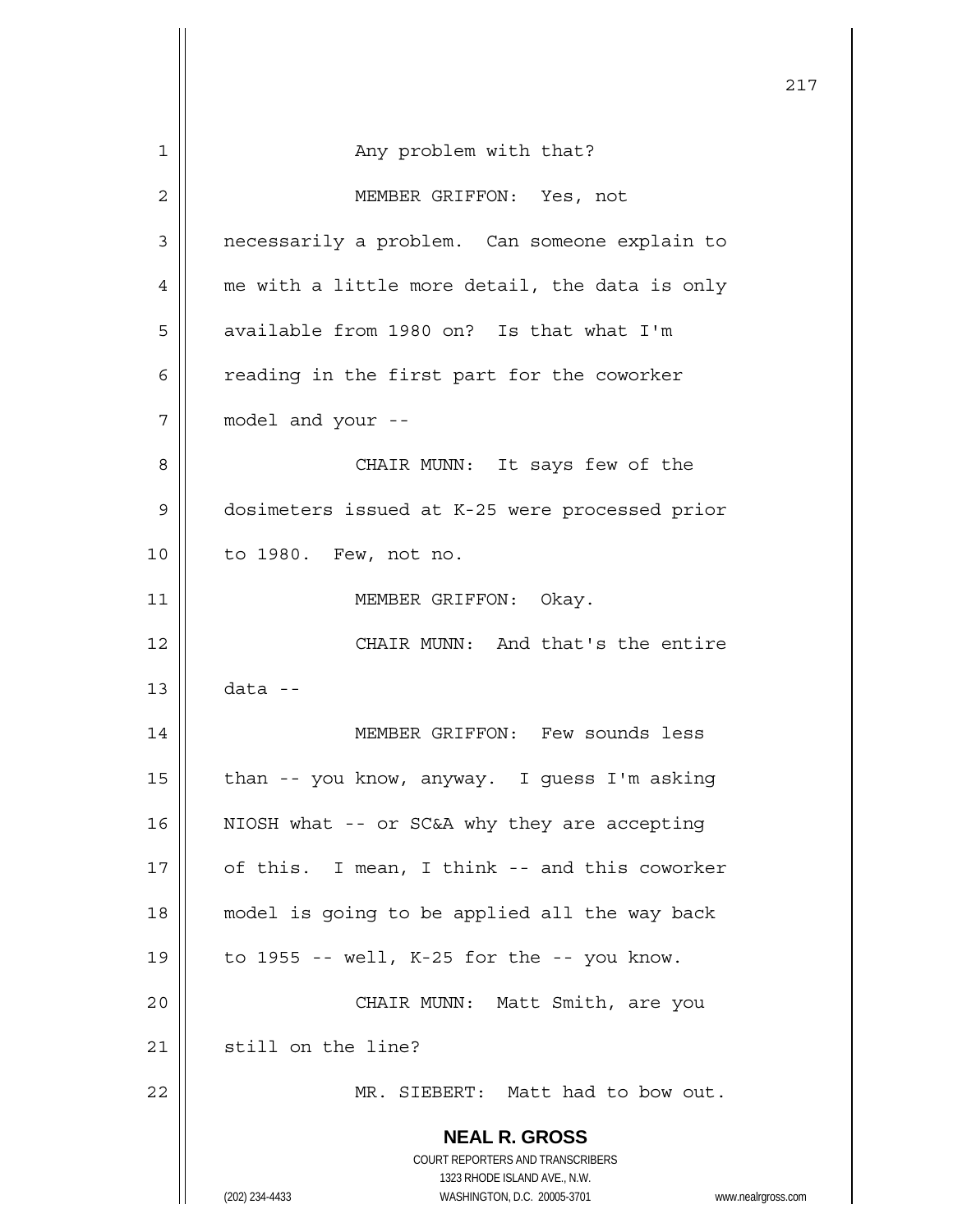Any problem with that?

MEMBER GRIFFON: Yes, not necessarily a problem. Can someone explain to me with a little more detail, the data is only available from 1980 on? Is that what I'm reading in the first part for the coworker model and your --

CHAIR MUNN: It says few of the dosimeters issued at K-25 were processed prior to 1980. Few, not no.

MEMBER GRIFFON: Okay.

CHAIR MUNN: And that's the entire data --

MEMBER GRIFFON: Few sounds less than -- you know, anyway. I guess I'm asking NIOSH what -- or SC&A why they are accepting of this. I mean, I think -- and this coworker model is going to be applied all the way back to 1955 -- well, K-25 for the -- you know.

CHAIR MUNN: Matt Smith, are you still on the line?

MR. SIEBERT: Matt had to bow out.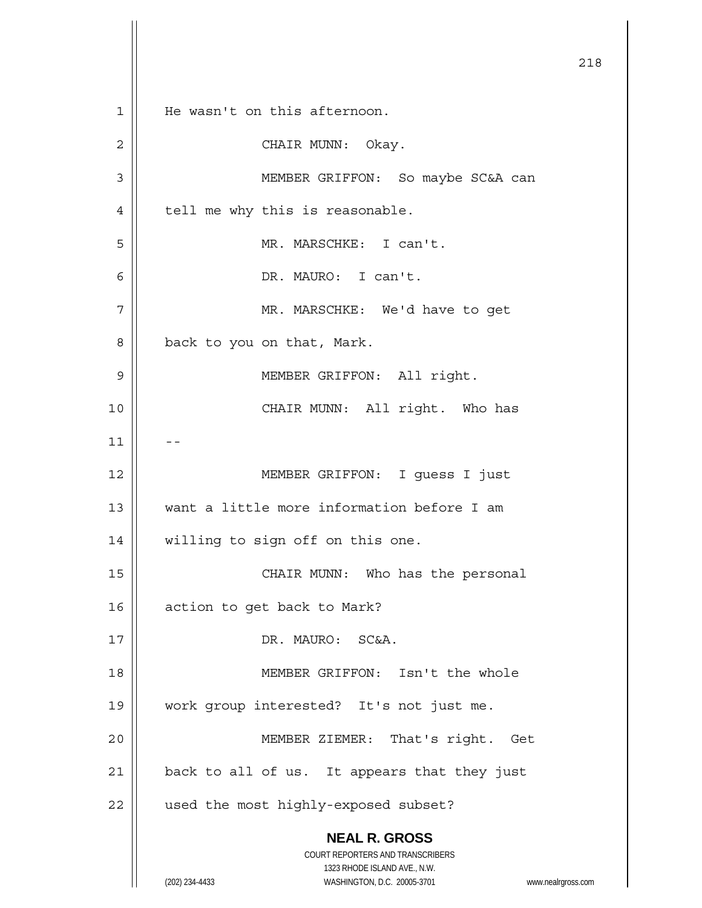He wasn't on this afternoon.

CHAIR MUNN: Okay.

MEMBER GRIFFON: So maybe SC&A can tell me why this is reasonable.

MR. MARSCHKE: I can't.

DR. MAURO: I can't.

MR. MARSCHKE: We'd have to get back to you on that, Mark.

MEMBER GRIFFON: All right.

CHAIR MUNN: All right. Who has --

MEMBER GRIFFON: I guess I just want a little more information before I am willing to sign off on this one.

CHAIR MUNN: Who has the personal action to get back to Mark?

DR. MAURO: SC&A.

MEMBER GRIFFON: Isn't the whole work group interested? It's not just me.

MEMBER ZIEMER: That's right. Get back to all of us. It appears that they just used the most highly-exposed subset?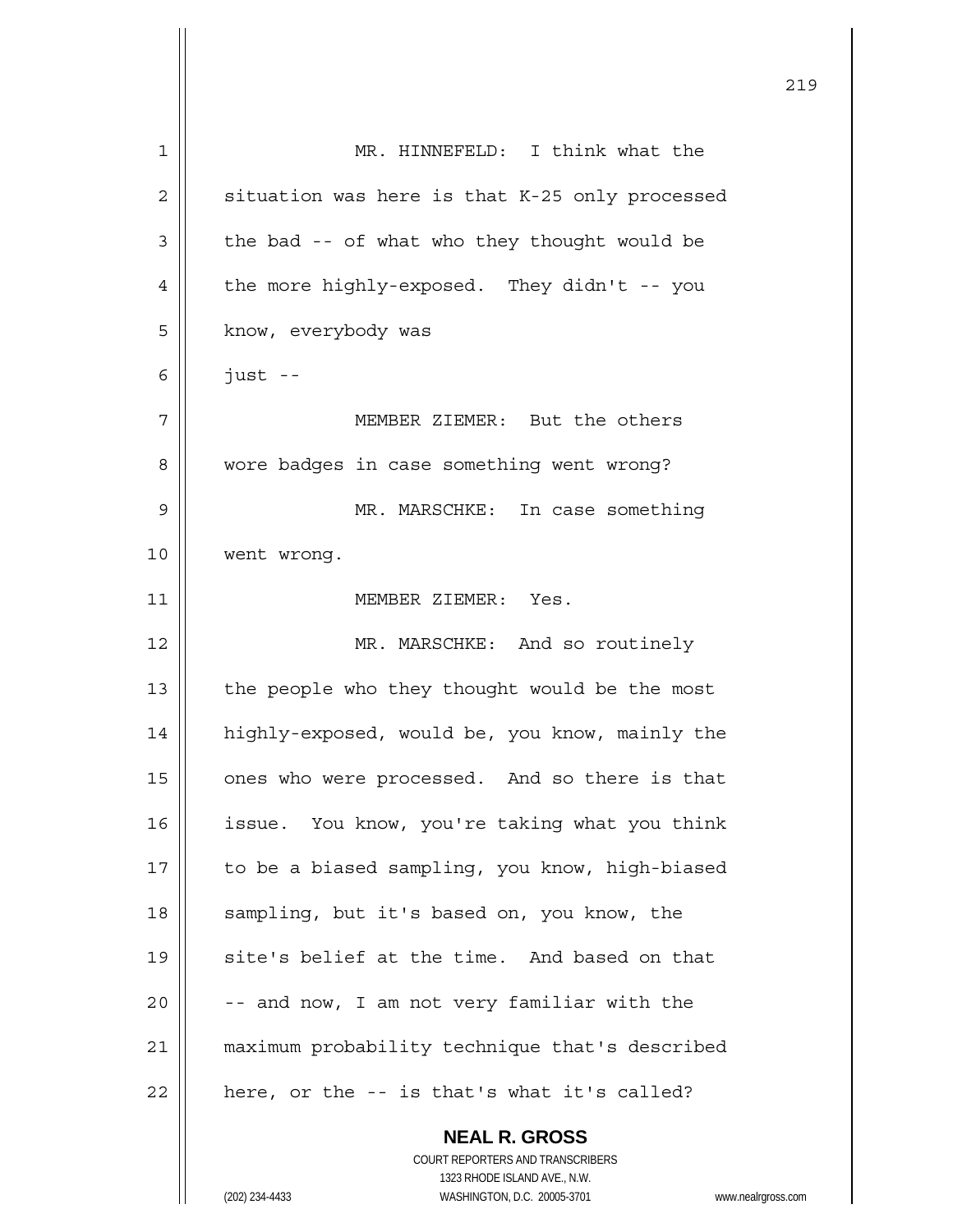MR. HINNEFELD: I think what the situation was here is that K-25 only processed the bad -- of what who they thought would be the more highly-exposed. They didn't -- you know, everybody was just --

MEMBER ZIEMER: But the others wore badges in case something went wrong?

MR. MARSCHKE: In case something went wrong.

MEMBER ZIEMER: Yes.

MR. MARSCHKE: And so routinely the people who they thought would be the most highly-exposed, would be, you know, mainly the ones who were processed. And so there is that issue. You know, you're taking what you think to be a biased sampling, you know, high-biased sampling, but it's based on, you know, the site's belief at the time. And based on that -- and now, I am not very familiar with the maximum probability technique that's described here, or the -- is that's what it's called?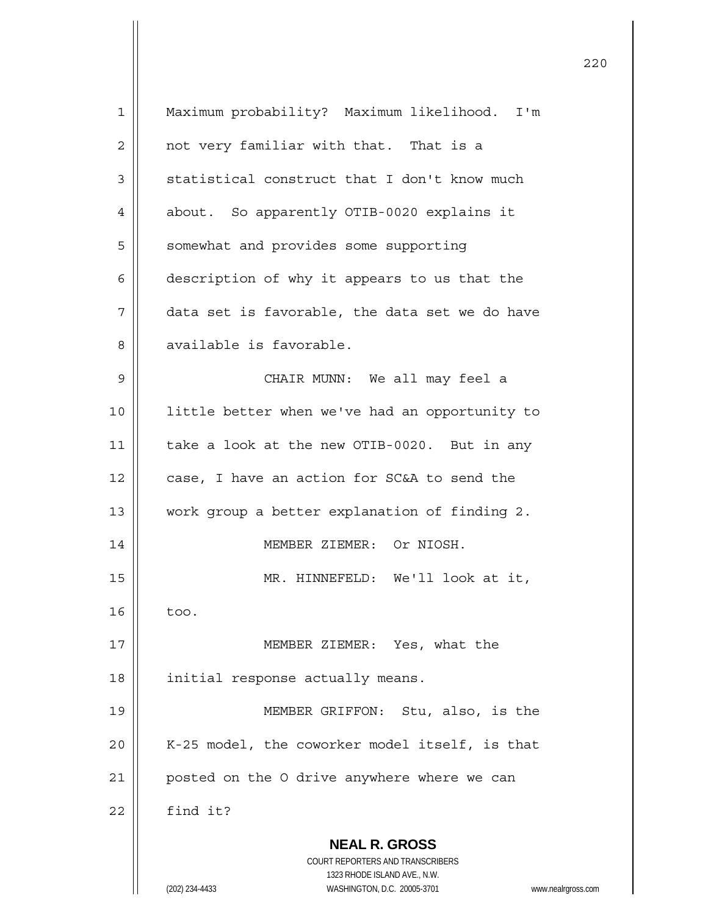Maximum probability? Maximum likelihood. I'm not very familiar with that. That is a statistical construct that I don't know much about. So apparently OTIB-0020 explains it somewhat and provides some supporting description of why it appears to us that the data set is favorable, the data set we do have available is favorable.

CHAIR MUNN: We all may feel a little better when we've had an opportunity to take a look at the new OTIB-0020. But in any case, I have an action for SC&A to send the work group a better explanation of finding 2.

MEMBER ZIEMER: Or NIOSH.

MR. HINNEFELD: We'll look at it, too.

MEMBER ZIEMER: Yes, what the initial response actually means.

MEMBER GRIFFON: Stu, also, is the K-25 model, the coworker model itself, is that posted on the O drive anywhere where we can find it?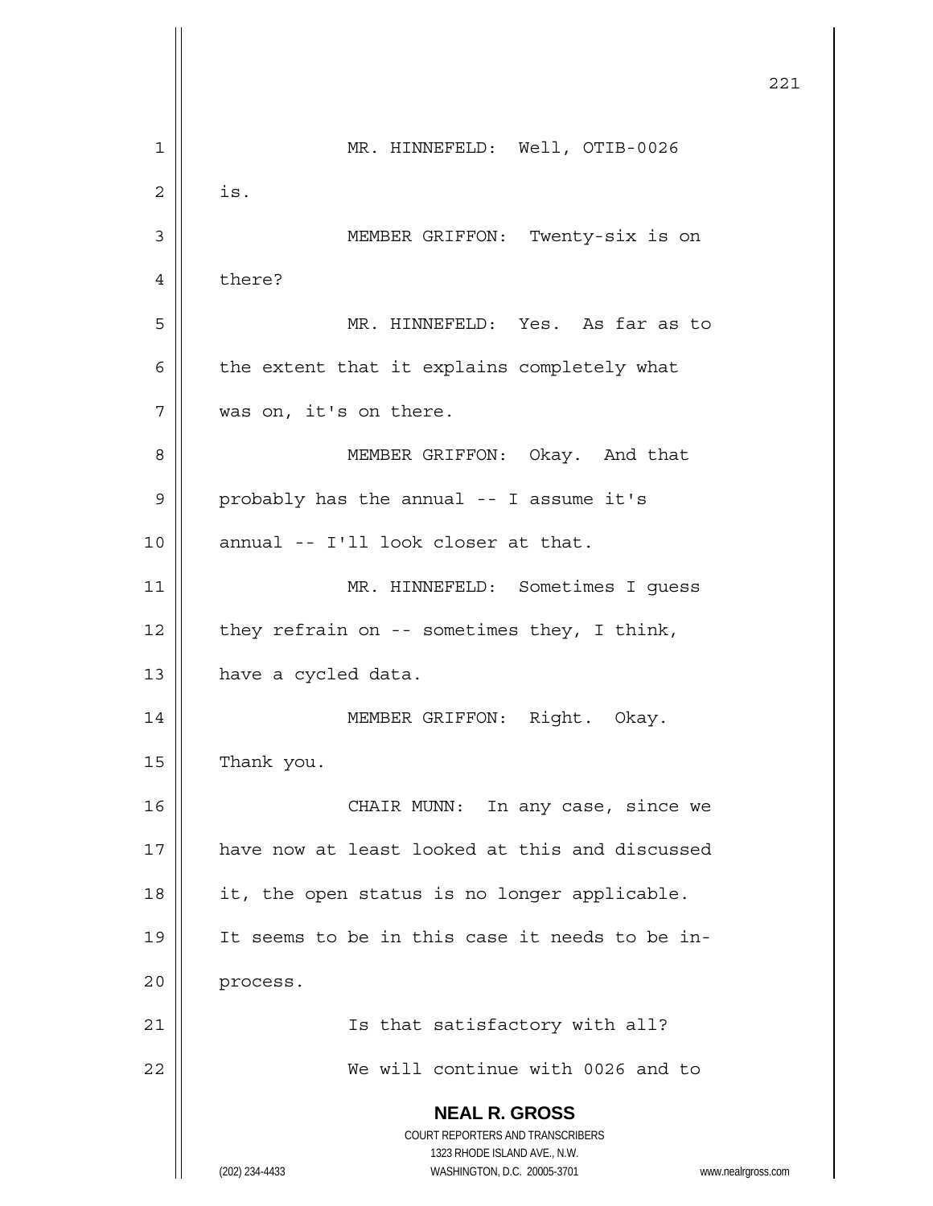MR. HINNEFELD: Well, OTIB-0026 is.

MEMBER GRIFFON: Twenty-six is on there?

MR. HINNEFELD: Yes. As far as to the extent that it explains completely what was on, it's on there.

MEMBER GRIFFON: Okay. And that probably has the annual -- I assume it's annual -- I'll look closer at that.

MR. HINNEFELD: Sometimes I guess they refrain on -- sometimes they, I think, have a cycled data.

MEMBER GRIFFON: Right. Okay. Thank you.

CHAIR MUNN: In any case, since we have now at least looked at this and discussed it, the open status is no longer applicable. It seems to be in this case it needs to be in-process.

Is that satisfactory with all?

We will continue with 0026 and to

**NEAL R. GROSS**
COURT REPORTERS AND TRANSCRIBERS
1323 RHODE ISLAND AVE., N.W.
(202) 234-4433 WASHINGTON, D.C. 20005-3701 www.nealrgross.com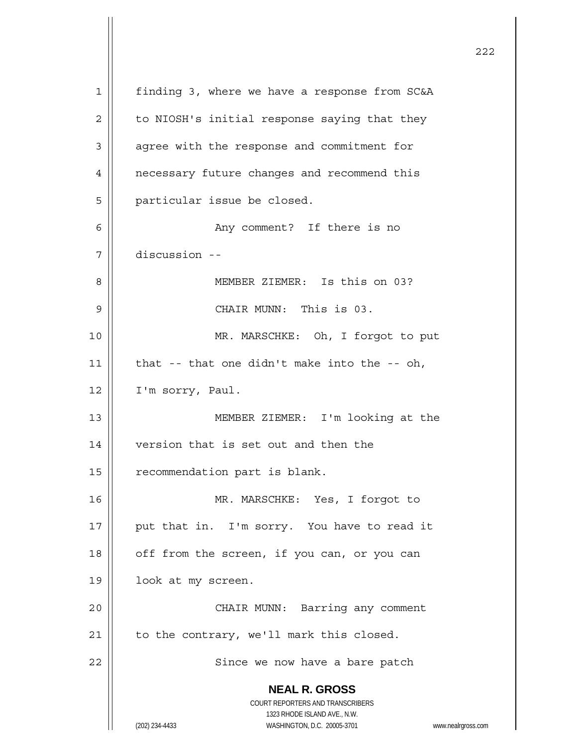finding 3, where we have a response from SC&A to NIOSH's initial response saying that they agree with the response and commitment for necessary future changes and recommend this particular issue be closed.

Any comment? If there is no discussion --

MEMBER ZIEMER: Is this on 03?

CHAIR MUNN: This is 03.

MR. MARSCHKE: Oh, I forgot to put that -- that one didn't make into the -- oh, I'm sorry, Paul.

MEMBER ZIEMER: I'm looking at the version that is set out and then the recommendation part is blank.

MR. MARSCHKE: Yes, I forgot to put that in. I'm sorry. You have to read it off from the screen, if you can, or you can look at my screen.

CHAIR MUNN: Barring any comment to the contrary, we'll mark this closed.

Since we now have a bare patch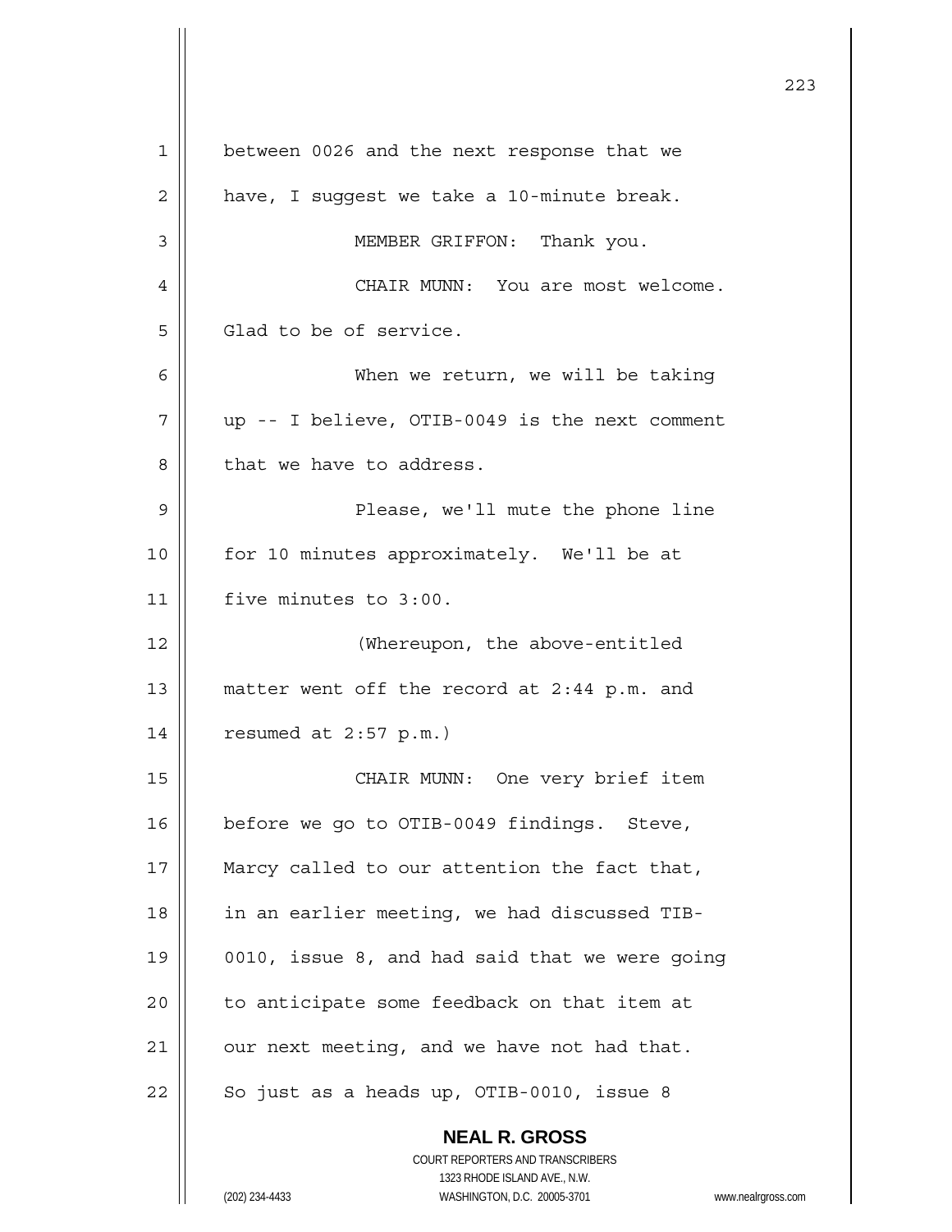between 0026 and the next response that we have, I suggest we take a 10-minute break.

MEMBER GRIFFON: Thank you.

CHAIR MUNN: You are most welcome. Glad to be of service.

When we return, we will be taking up -- I believe, OTIB-0049 is the next comment that we have to address.

Please, we'll mute the phone line for 10 minutes approximately. We'll be at five minutes to 3:00.

(Whereupon, the above-entitled matter went off the record at 2:44 p.m. and resumed at 2:57 p.m.)

CHAIR MUNN: One very brief item before we go to OTIB-0049 findings. Steve, Marcy called to our attention the fact that, in an earlier meeting, we had discussed TIB-0010, issue 8, and had said that we were going to anticipate some feedback on that item at our next meeting, and we have not had that. So just as a heads up, OTIB-0010, issue 8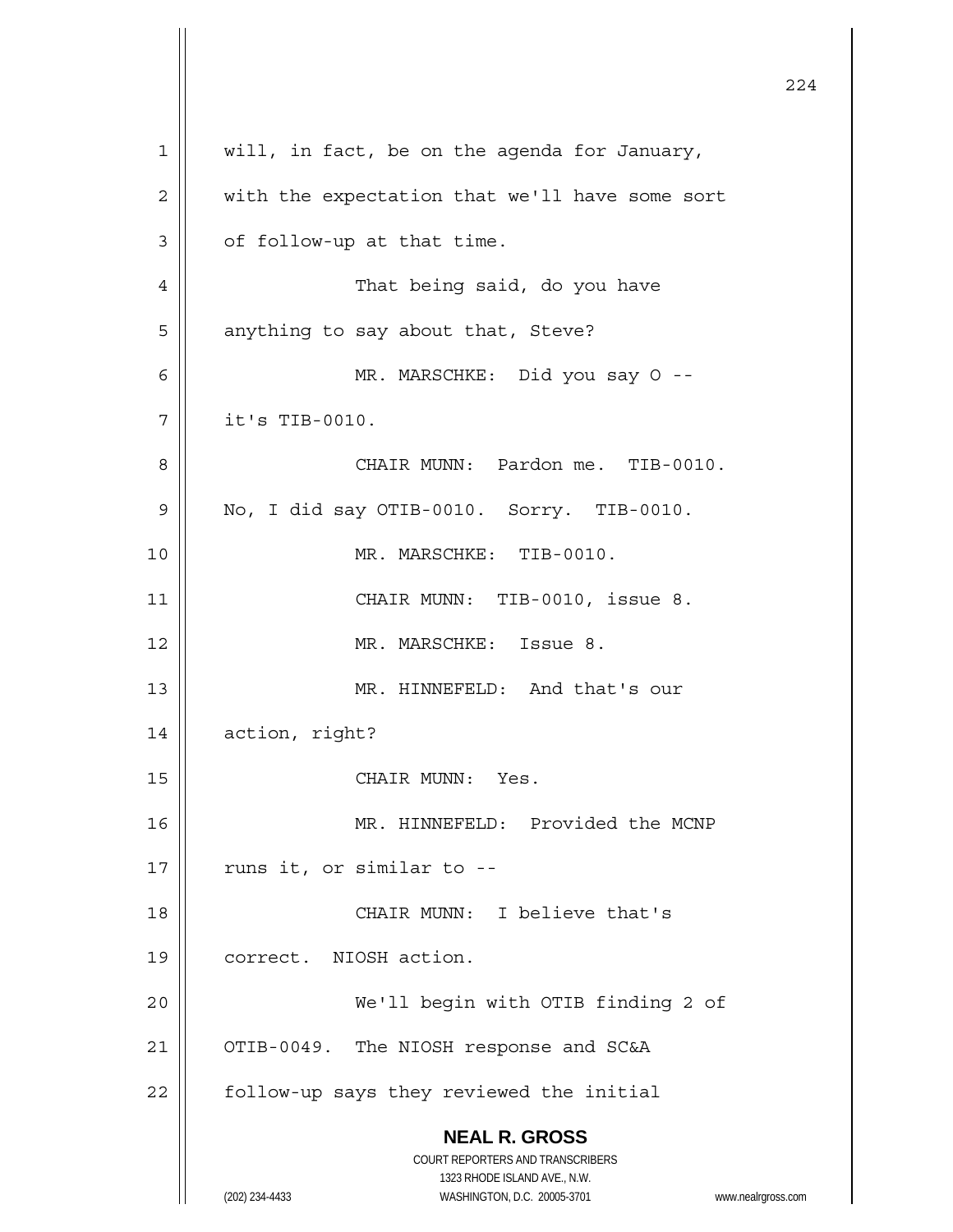will, in fact, be on the agenda for January, with the expectation that we'll have some sort of follow-up at that time.

That being said, do you have anything to say about that, Steve?

MR. MARSCHKE: Did you say O -- it's TIB-0010.

CHAIR MUNN: Pardon me. TIB-0010. No, I did say OTIB-0010. Sorry. TIB-0010.

MR. MARSCHKE: TIB-0010.

CHAIR MUNN: TIB-0010, issue 8.

MR. MARSCHKE: Issue 8.

MR. HINNEFELD: And that's our action, right?

CHAIR MUNN: Yes.

MR. HINNEFELD: Provided the MCNP runs it, or similar to --

CHAIR MUNN: I believe that's correct. NIOSH action.

We'll begin with OTIB finding 2 of OTIB-0049. The NIOSH response and SC&A follow-up says they reviewed the initial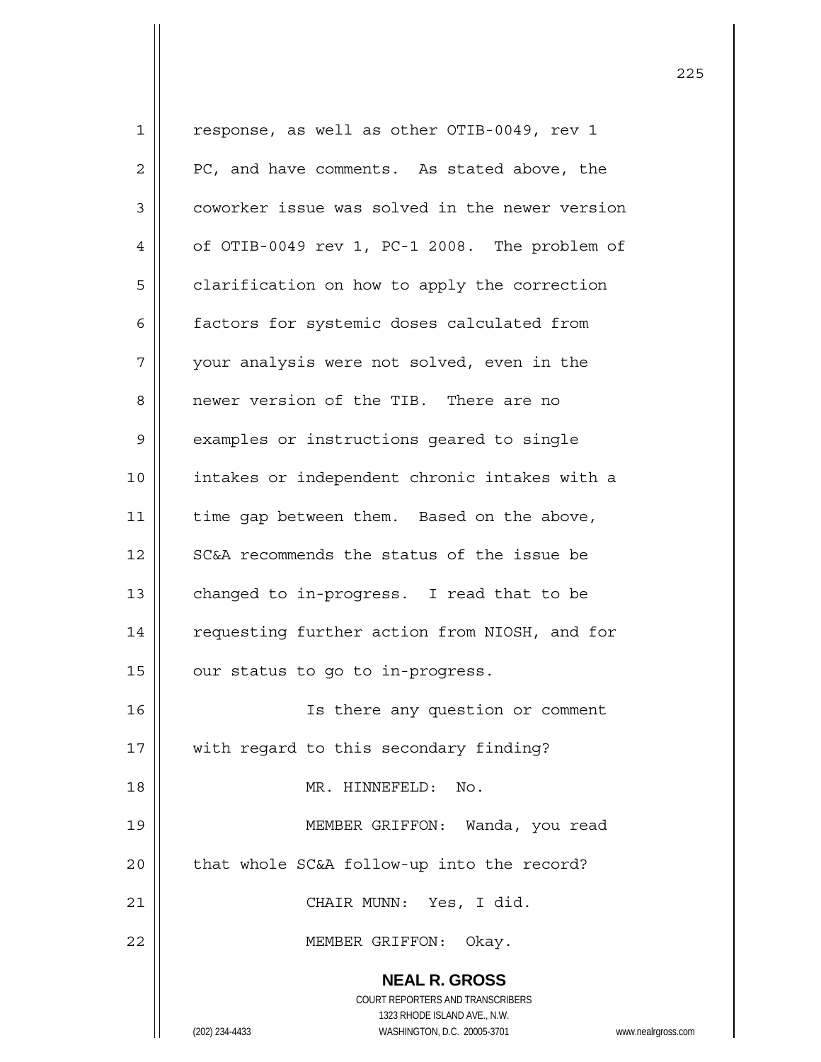response, as well as other OTIB-0049, rev 1 PC, and have comments. As stated above, the coworker issue was solved in the newer version of OTIB-0049 rev 1, PC-1 2008. The problem of clarification on how to apply the correction factors for systemic doses calculated from your analysis were not solved, even in the newer version of the TIB. There are no examples or instructions geared to single intakes or independent chronic intakes with a time gap between them. Based on the above, SC&A recommends the status of the issue be changed to in-progress. I read that to be requesting further action from NIOSH, and for our status to go to in-progress.

Is there any question or comment with regard to this secondary finding?

MR. HINNEFELD: No.

MEMBER GRIFFON: Wanda, you read that whole SC&A follow-up into the record?

CHAIR MUNN: Yes, I did.

MEMBER GRIFFON: Okay.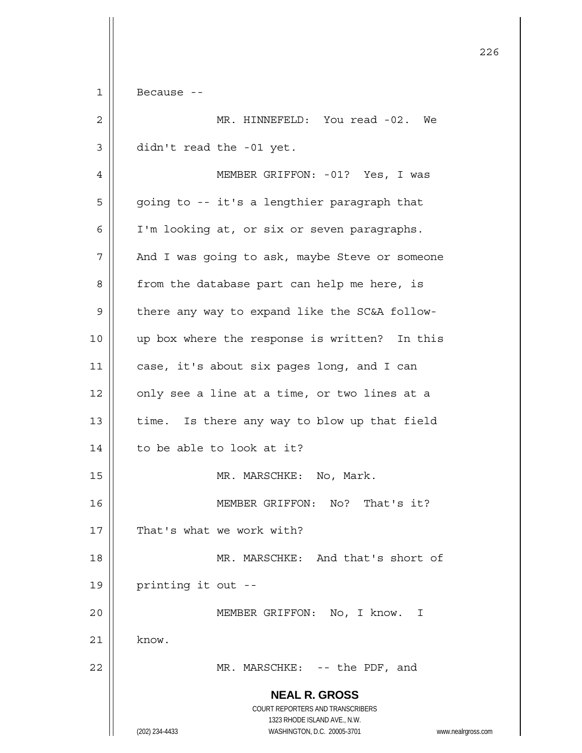Because --

MR. HINNEFELD: You read -02. We didn't read the -01 yet.

MEMBER GRIFFON: -01? Yes, I was going to -- it's a lengthier paragraph that I'm looking at, or six or seven paragraphs. And I was going to ask, maybe Steve or someone from the database part can help me here, is there any way to expand like the SC&A follow-up box where the response is written? In this case, it's about six pages long, and I can only see a line at a time, or two lines at a time. Is there any way to blow up that field to be able to look at it?

MR. MARSCHKE: No, Mark.

MEMBER GRIFFON: No? That's it? That's what we work with?

MR. MARSCHKE: And that's short of printing it out --

MEMBER GRIFFON: No, I know. I know.

MR. MARSCHKE: -- the PDF, and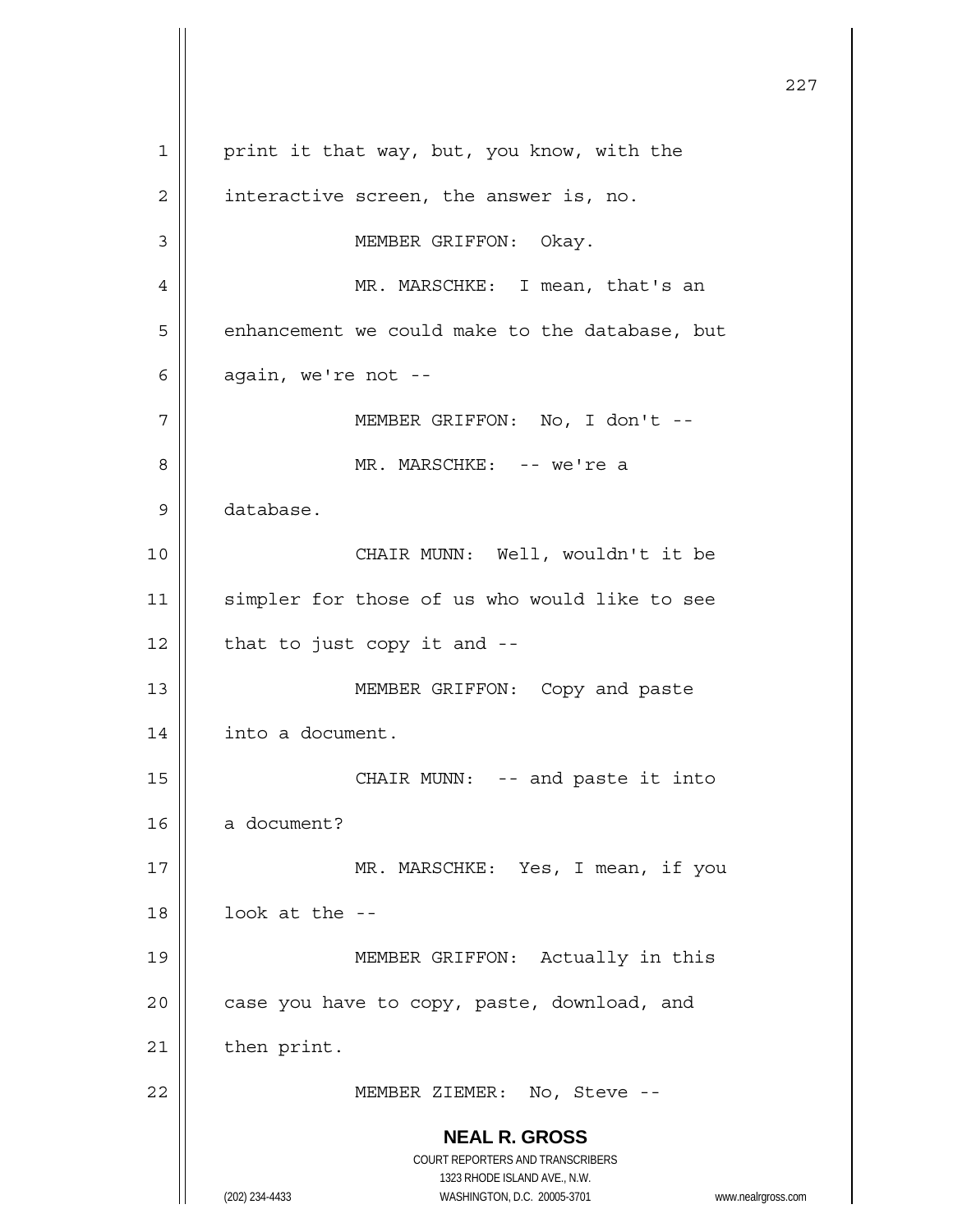print it that way, but, you know, with the interactive screen, the answer is, no.

MEMBER GRIFFON: Okay.

MR. MARSCHKE: I mean, that's an enhancement we could make to the database, but again, we're not --

MEMBER GRIFFON: No, I don't --

MR. MARSCHKE: -- we're a database.

CHAIR MUNN: Well, wouldn't it be simpler for those of us who would like to see that to just copy it and --

MEMBER GRIFFON: Copy and paste into a document.

CHAIR MUNN: -- and paste it into a document?

MR. MARSCHKE: Yes, I mean, if you look at the --

MEMBER GRIFFON: Actually in this case you have to copy, paste, download, and then print.

MEMBER ZIEMER: No, Steve --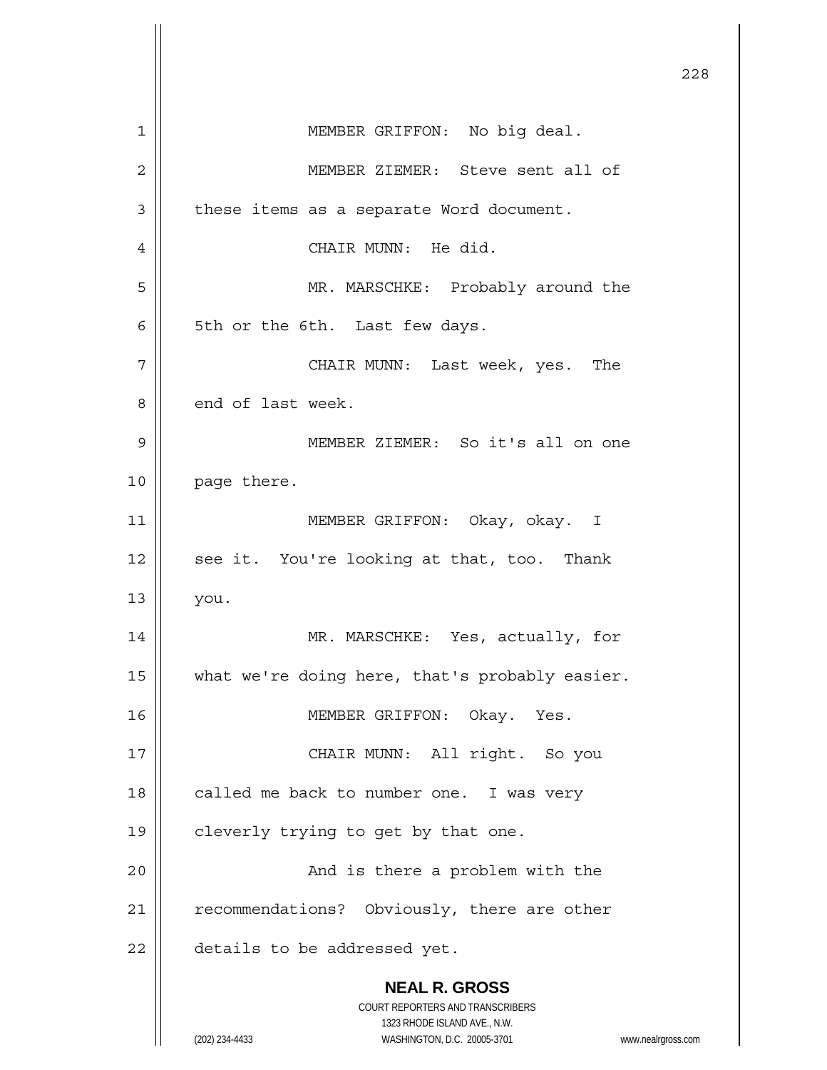MEMBER GRIFFON: No big deal.

MEMBER ZIEMER: Steve sent all of these items as a separate Word document.

CHAIR MUNN: He did.

MR. MARSCHKE: Probably around the 5th or the 6th. Last few days.

CHAIR MUNN: Last week, yes. The end of last week.

MEMBER ZIEMER: So it's all on one page there.

MEMBER GRIFFON: Okay, okay. I see it. You're looking at that, too. Thank you.

MR. MARSCHKE: Yes, actually, for what we're doing here, that's probably easier.

MEMBER GRIFFON: Okay. Yes.

CHAIR MUNN: All right. So you called me back to number one. I was very cleverly trying to get by that one.

And is there a problem with the recommendations? Obviously, there are other details to be addressed yet.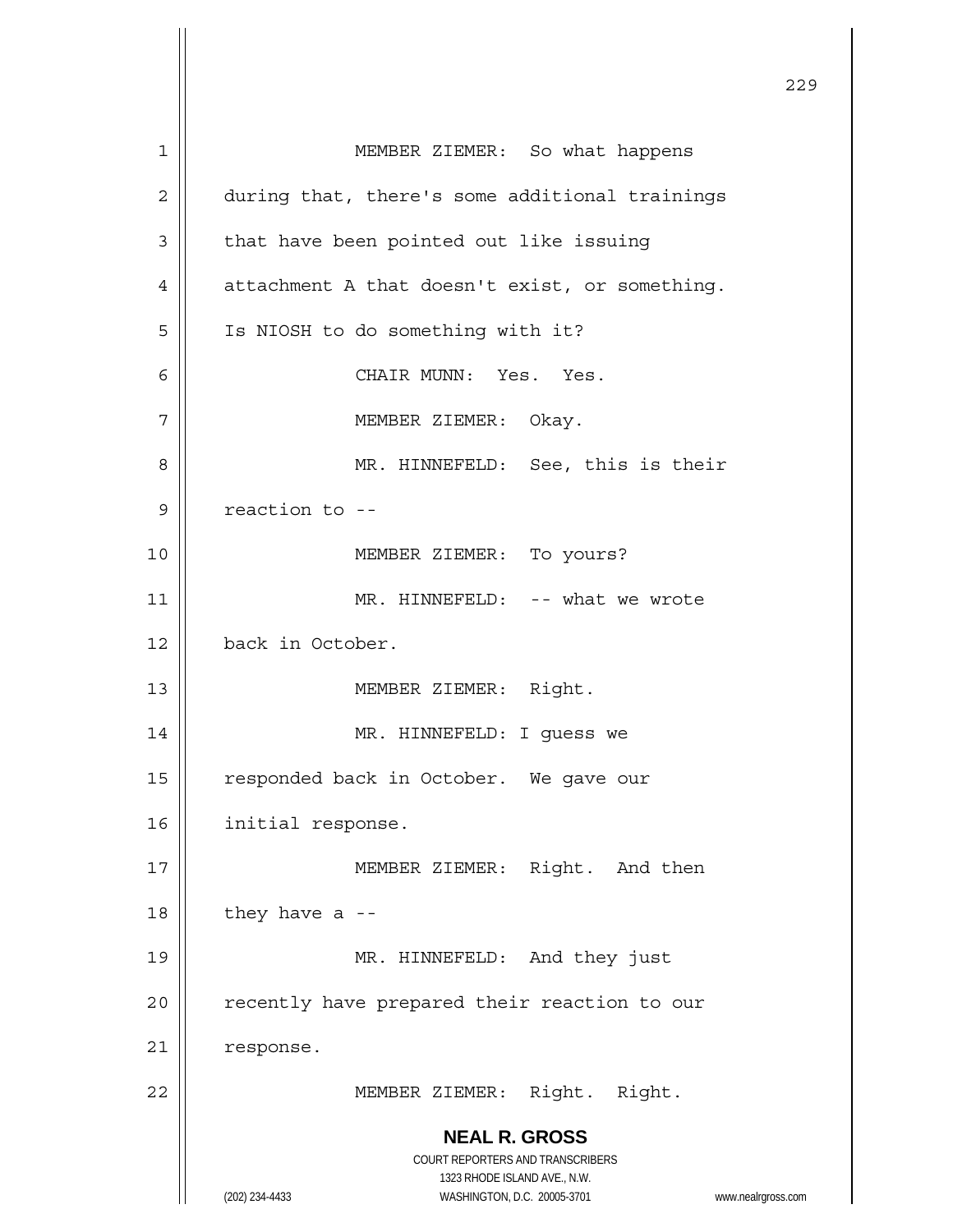MEMBER ZIEMER: So what happens during that, there's some additional trainings that have been pointed out like issuing attachment A that doesn't exist, or something. Is NIOSH to do something with it?

CHAIR MUNN: Yes. Yes.

MEMBER ZIEMER: Okay.

MR. HINNEFELD: See, this is their reaction to --

MEMBER ZIEMER: To yours?

MR. HINNEFELD: -- what we wrote back in October.

MEMBER ZIEMER: Right.

MR. HINNEFELD: I guess we responded back in October. We gave our initial response.

MEMBER ZIEMER: Right. And then they have a --

MR. HINNEFELD: And they just recently have prepared their reaction to our response.

MEMBER ZIEMER: Right. Right.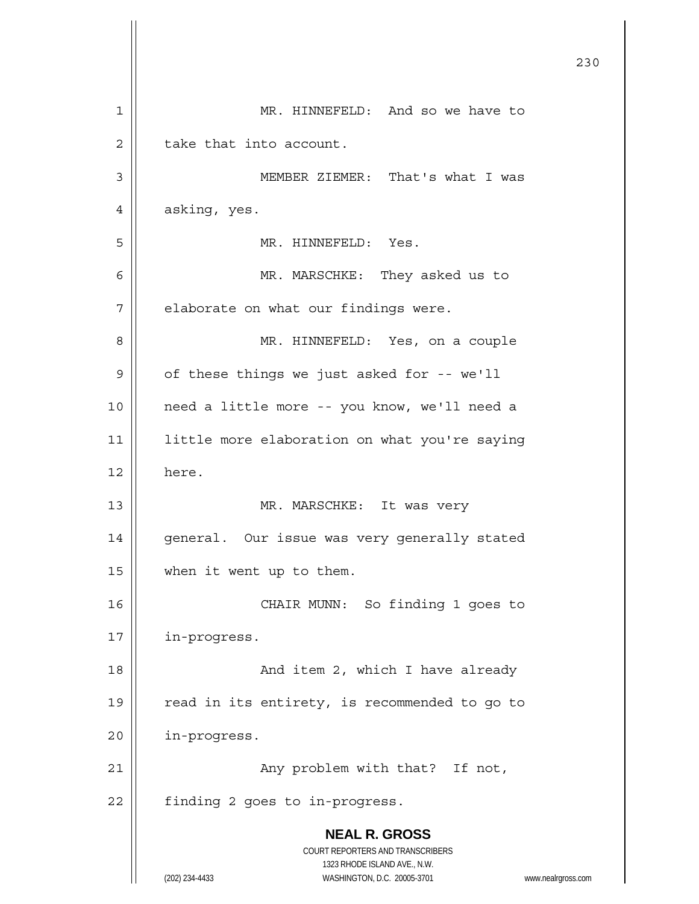MR. HINNEFELD: And so we have to take that into account.

MEMBER ZIEMER: That's what I was asking, yes.

MR. HINNEFELD: Yes.

MR. MARSCHKE: They asked us to elaborate on what our findings were.

MR. HINNEFELD: Yes, on a couple of these things we just asked for -- we'll need a little more -- you know, we'll need a little more elaboration on what you're saying here.

MR. MARSCHKE: It was very general. Our issue was very generally stated when it went up to them.

CHAIR MUNN: So finding 1 goes to in-progress.

And item 2, which I have already read in its entirety, is recommended to go to in-progress.

Any problem with that? If not, finding 2 goes to in-progress.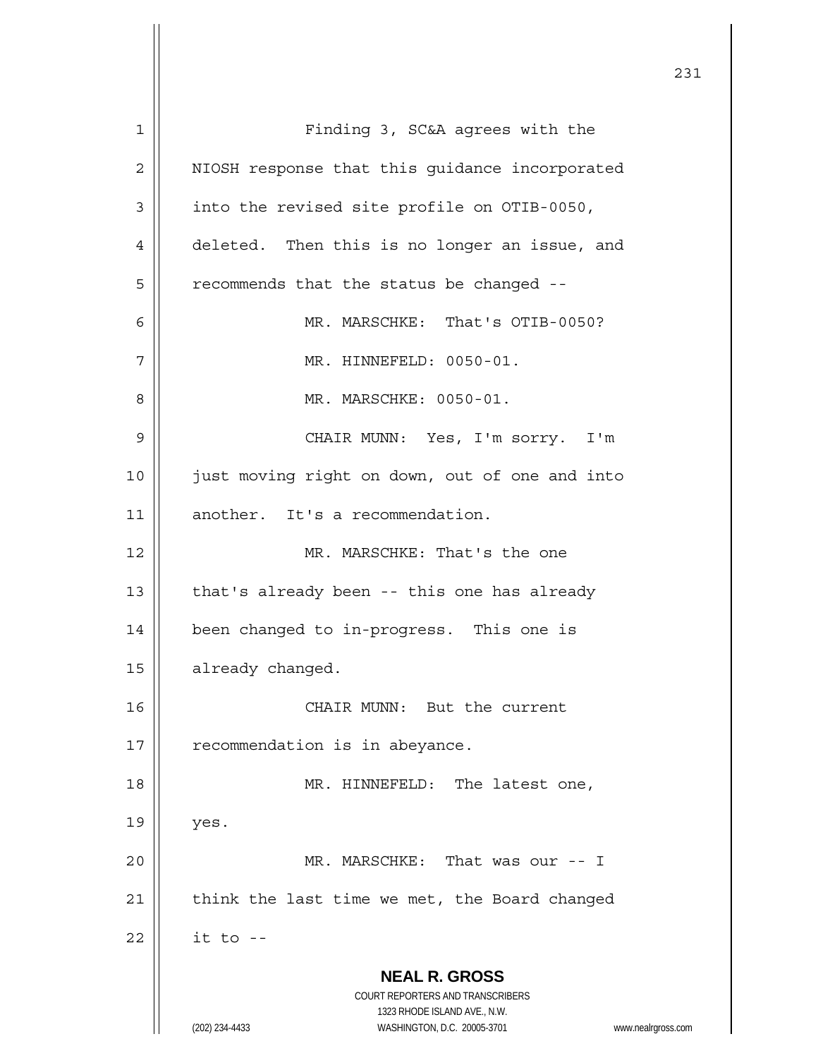Finding 3, SC&A agrees with the NIOSH response that this guidance incorporated into the revised site profile on OTIB-0050, deleted. Then this is no longer an issue, and recommends that the status be changed --

MR. MARSCHKE: That's OTIB-0050?

MR. HINNEFELD: 0050-01.

MR. MARSCHKE: 0050-01.

CHAIR MUNN: Yes, I'm sorry. I'm just moving right on down, out of one and into another. It's a recommendation.

MR. MARSCHKE: That's the one that's already been -- this one has already been changed to in-progress. This one is already changed.

CHAIR MUNN: But the current recommendation is in abeyance.

MR. HINNEFELD: The latest one, yes.

MR. MARSCHKE: That was our -- I think the last time we met, the Board changed it to --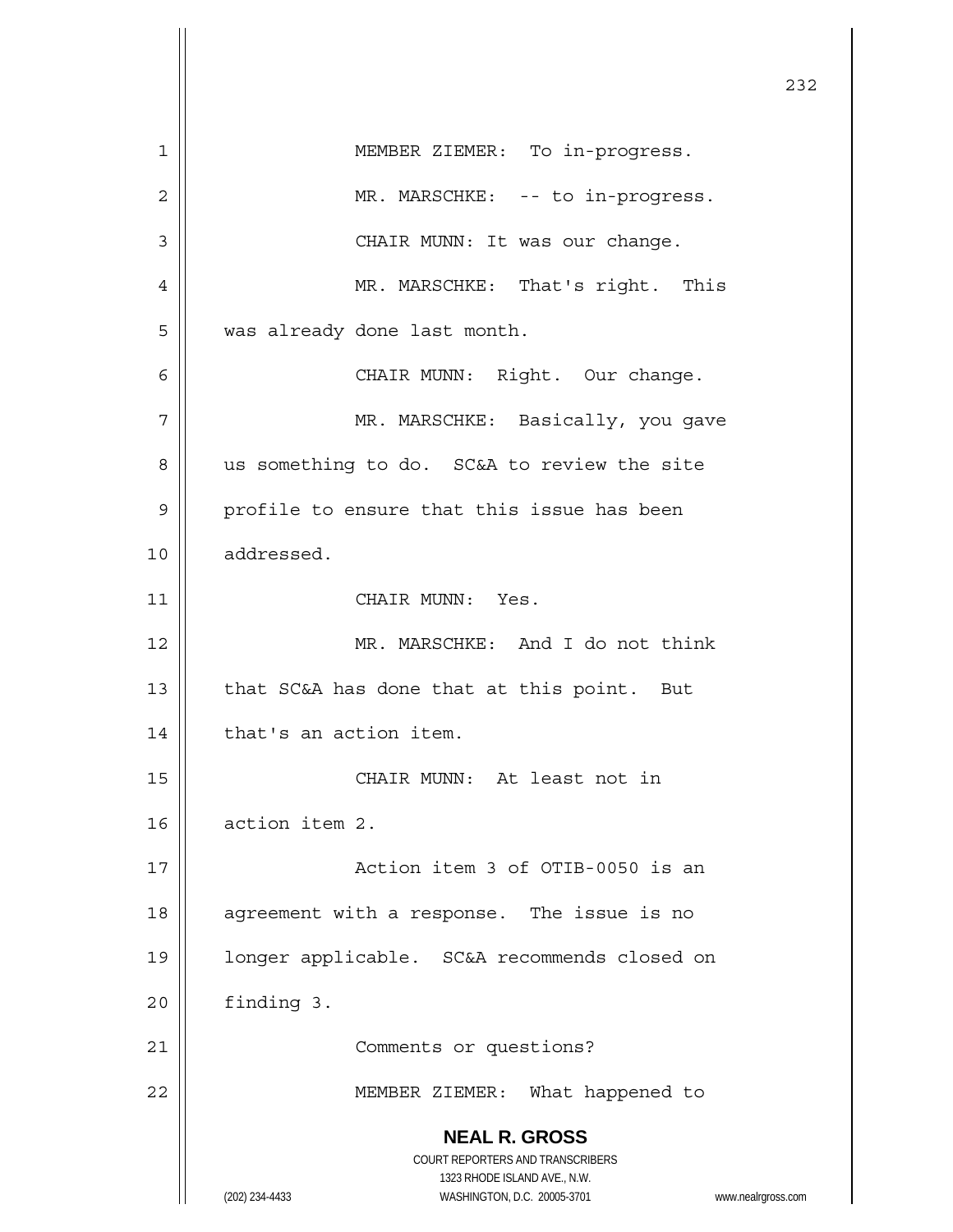MEMBER ZIEMER: To in-progress.

MR. MARSCHKE: -- to in-progress.

CHAIR MUNN: It was our change.

MR. MARSCHKE: That's right. This was already done last month.

CHAIR MUNN: Right. Our change.

MR. MARSCHKE: Basically, you gave us something to do. SC&A to review the site profile to ensure that this issue has been addressed.

CHAIR MUNN: Yes.

MR. MARSCHKE: And I do not think that SC&A has done that at this point. But that's an action item.

CHAIR MUNN: At least not in action item 2.

Action item 3 of OTIB-0050 is an agreement with a response. The issue is no longer applicable. SC&A recommends closed on finding 3.

Comments or questions?

MEMBER ZIEMER: What happened to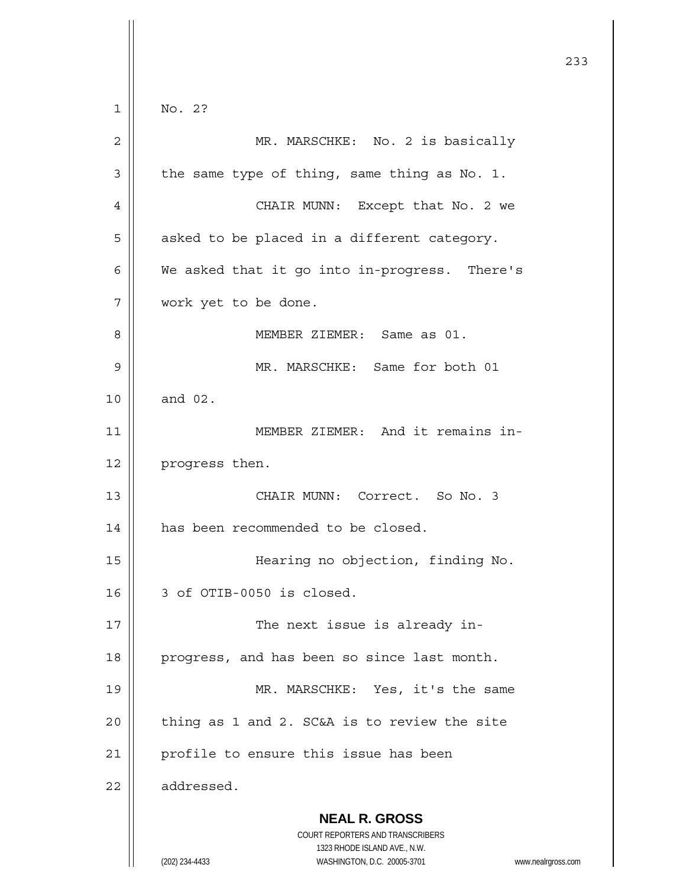No. 2?

MR. MARSCHKE: No. 2 is basically the same type of thing, same thing as No. 1.

CHAIR MUNN: Except that No. 2 we asked to be placed in a different category. We asked that it go into in-progress. There's work yet to be done.

MEMBER ZIEMER: Same as 01.

MR. MARSCHKE: Same for both 01 and 02.

MEMBER ZIEMER: And it remains in-progress then.

CHAIR MUNN: Correct. So No. 3 has been recommended to be closed.

Hearing no objection, finding No. 3 of OTIB-0050 is closed.

The next issue is already in-progress, and has been so since last month.

MR. MARSCHKE: Yes, it's the same thing as 1 and 2. SC&A is to review the site profile to ensure this issue has been addressed.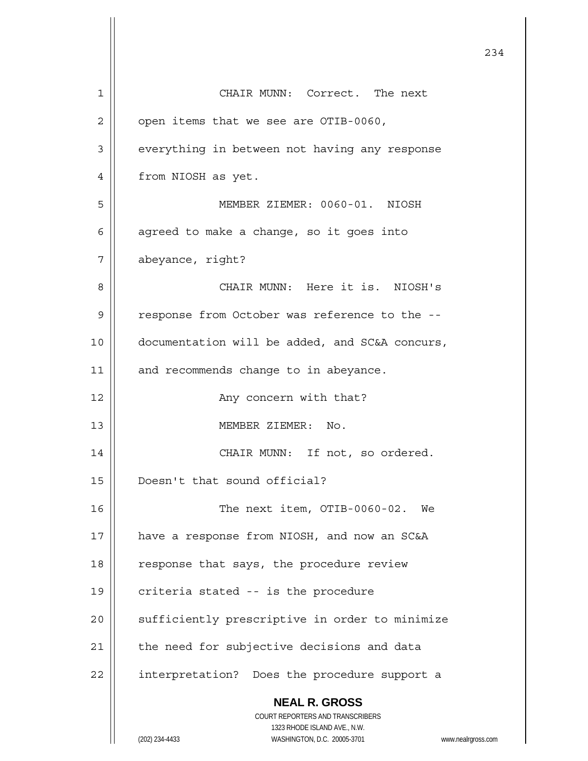CHAIR MUNN: Correct. The next open items that we see are OTIB-0060, everything in between not having any response from NIOSH as yet.

MEMBER ZIEMER: 0060-01. NIOSH agreed to make a change, so it goes into abeyance, right?

CHAIR MUNN: Here it is. NIOSH's response from October was reference to the -- documentation will be added, and SC&A concurs, and recommends change to in abeyance.

Any concern with that?

MEMBER ZIEMER: No.

CHAIR MUNN: If not, so ordered. Doesn't that sound official?

The next item, OTIB-0060-02. We have a response from NIOSH, and now an SC&A response that says, the procedure review criteria stated -- is the procedure sufficiently prescriptive in order to minimize the need for subjective decisions and data interpretation? Does the procedure support a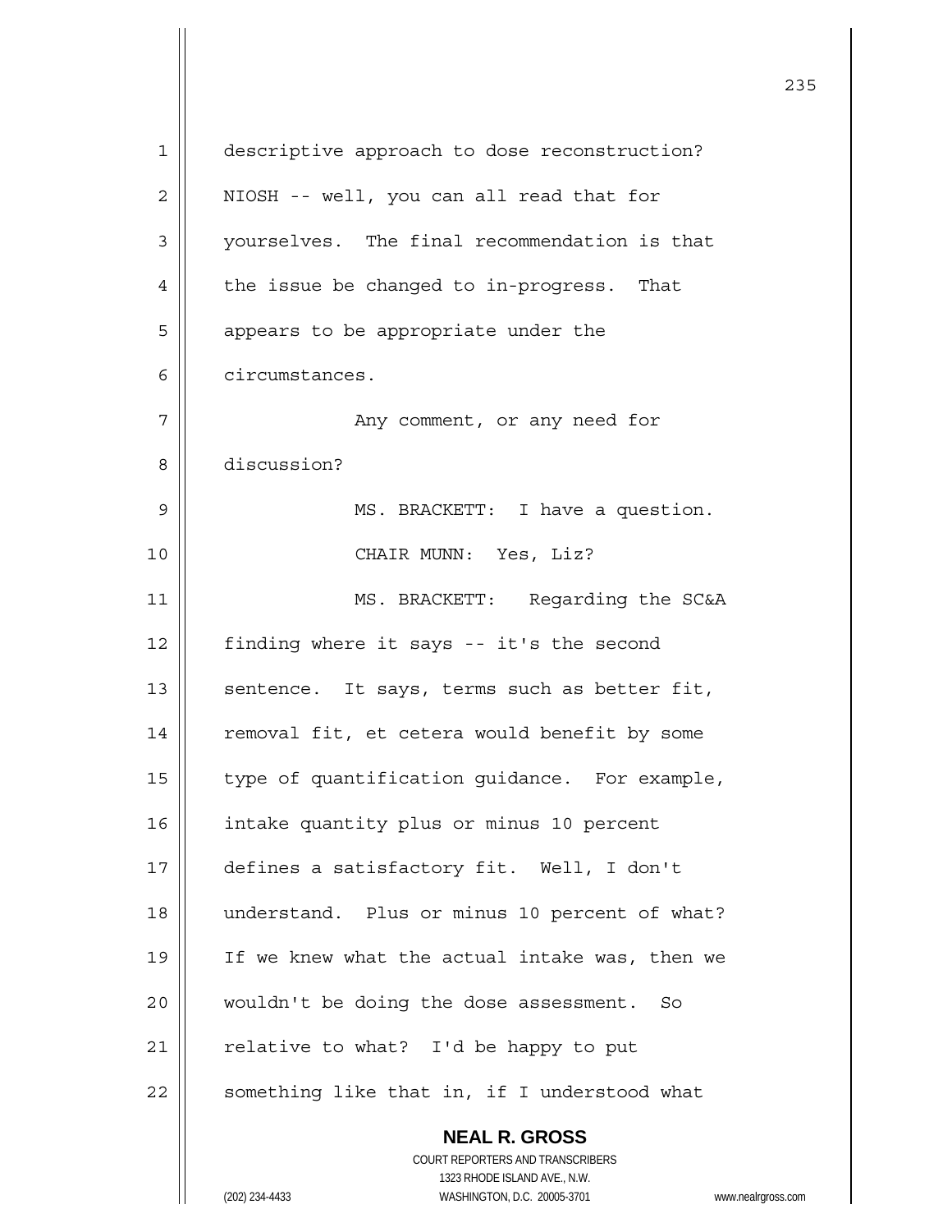descriptive approach to dose reconstruction? NIOSH -- well, you can all read that for yourselves. The final recommendation is that the issue be changed to in-progress. That appears to be appropriate under the circumstances.

Any comment, or any need for discussion?

MS. BRACKETT: I have a question.

CHAIR MUNN: Yes, Liz?

MS. BRACKETT: Regarding the SC&A finding where it says -- it's the second sentence. It says, terms such as better fit, removal fit, et cetera would benefit by some type of quantification guidance. For example, intake quantity plus or minus 10 percent defines a satisfactory fit. Well, I don't understand. Plus or minus 10 percent of what? If we knew what the actual intake was, then we wouldn't be doing the dose assessment. So relative to what? I'd be happy to put something like that in, if I understood what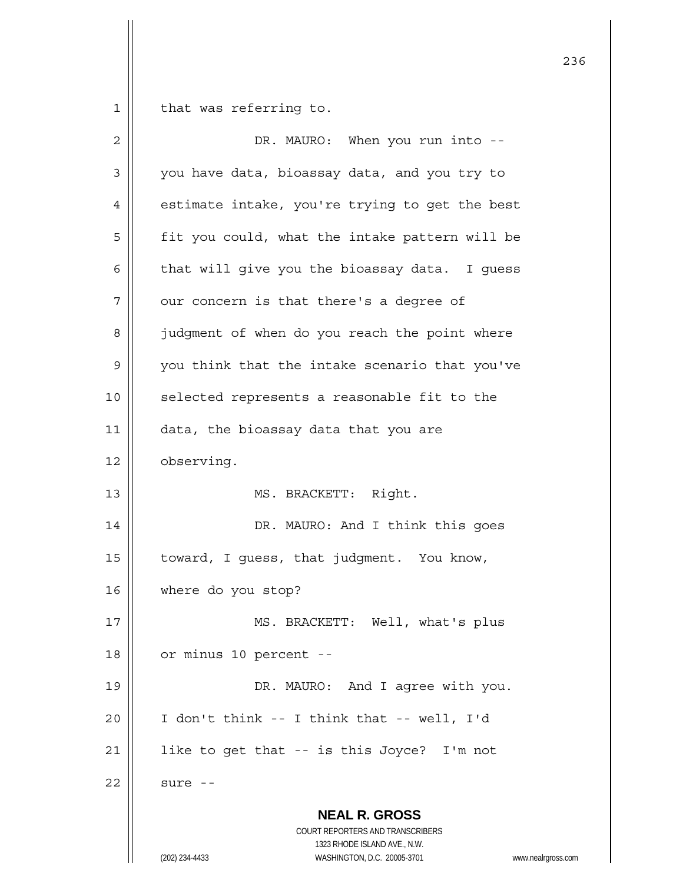that was referring to.

DR. MAURO: When you run into -- you have data, bioassay data, and you try to estimate intake, you're trying to get the best fit you could, what the intake pattern will be that will give you the bioassay data. I guess our concern is that there's a degree of judgment of when do you reach the point where you think that the intake scenario that you've selected represents a reasonable fit to the data, the bioassay data that you are observing.

MS. BRACKETT: Right.

DR. MAURO: And I think this goes toward, I guess, that judgment. You know, where do you stop?

MS. BRACKETT: Well, what's plus or minus 10 percent --

DR. MAURO: And I agree with you. I don't think -- I think that -- well, I'd like to get that -- is this Joyce? I'm not sure --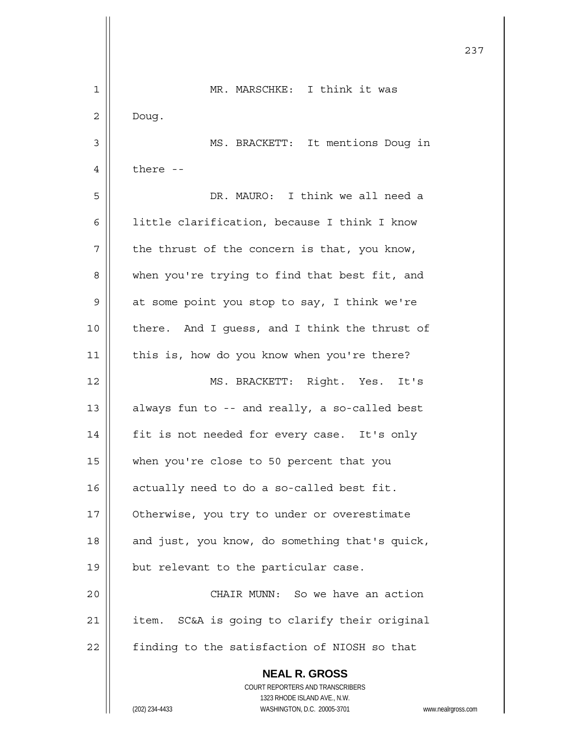MR. MARSCHKE: I think it was Doug.

MS. BRACKETT: It mentions Doug in there --

DR. MAURO: I think we all need a little clarification, because I think I know the thrust of the concern is that, you know, when you're trying to find that best fit, and at some point you stop to say, I think we're there. And I guess, and I think the thrust of this is, how do you know when you're there?

MS. BRACKETT: Right. Yes. It's always fun to -- and really, a so-called best fit is not needed for every case. It's only when you're close to 50 percent that you actually need to do a so-called best fit. Otherwise, you try to under or overestimate and just, you know, do something that's quick, but relevant to the particular case.

CHAIR MUNN: So we have an action item. SC&A is going to clarify their original finding to the satisfaction of NIOSH so that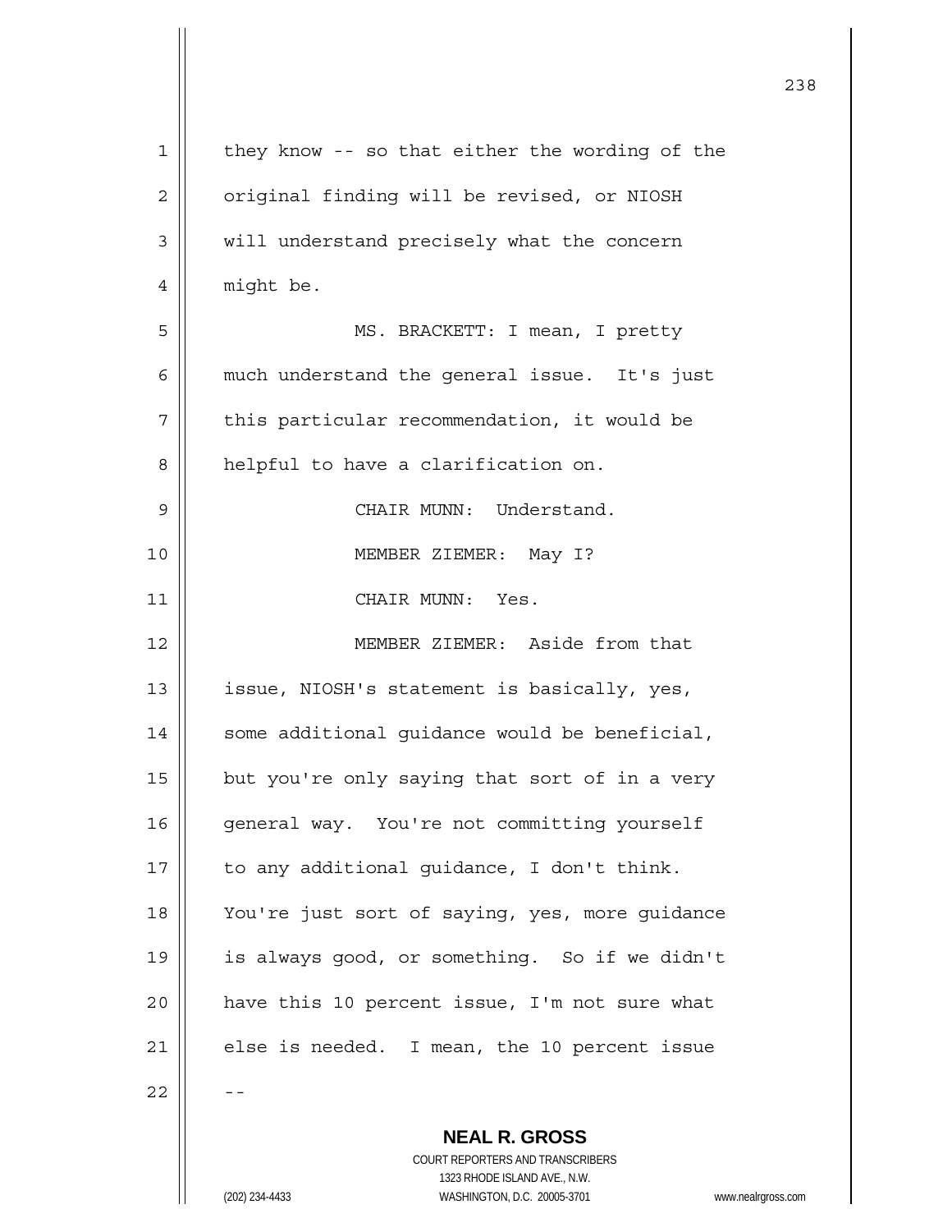they know -- so that either the wording of the original finding will be revised, or NIOSH will understand precisely what the concern might be.

MS. BRACKETT: I mean, I pretty much understand the general issue. It's just this particular recommendation, it would be helpful to have a clarification on.

CHAIR MUNN: Understand.

MEMBER ZIEMER: May I?

CHAIR MUNN: Yes.

MEMBER ZIEMER: Aside from that issue, NIOSH's statement is basically, yes, some additional guidance would be beneficial, but you're only saying that sort of in a very general way. You're not committing yourself to any additional guidance, I don't think. You're just sort of saying, yes, more guidance is always good, or something. So if we didn't have this 10 percent issue, I'm not sure what else is needed. I mean, the 10 percent issue --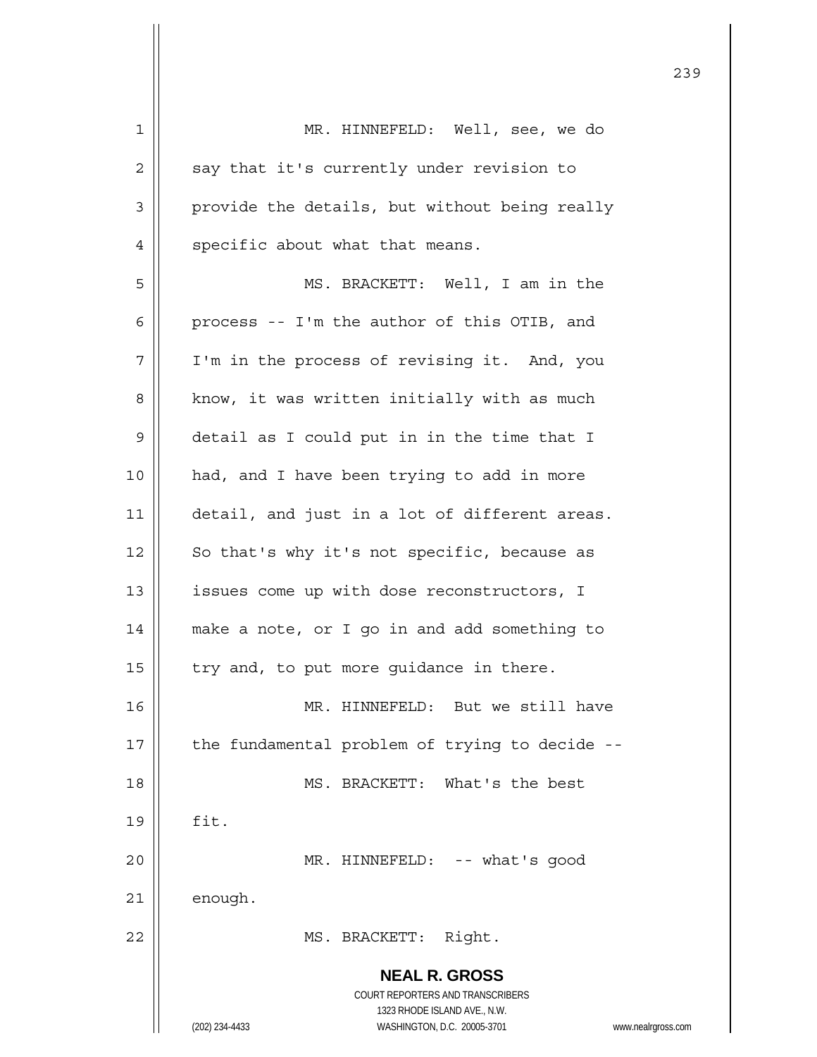MR. HINNEFELD: Well, see, we do say that it's currently under revision to provide the details, but without being really specific about what that means.

MS. BRACKETT: Well, I am in the process -- I'm the author of this OTIB, and I'm in the process of revising it. And, you know, it was written initially with as much detail as I could put in in the time that I had, and I have been trying to add in more detail, and just in a lot of different areas. So that's why it's not specific, because as issues come up with dose reconstructors, I make a note, or I go in and add something to try and, to put more guidance in there.

MR. HINNEFELD: But we still have the fundamental problem of trying to decide --

MS. BRACKETT: What's the best fit.

MR. HINNEFELD: -- what's good enough.

MS. BRACKETT: Right.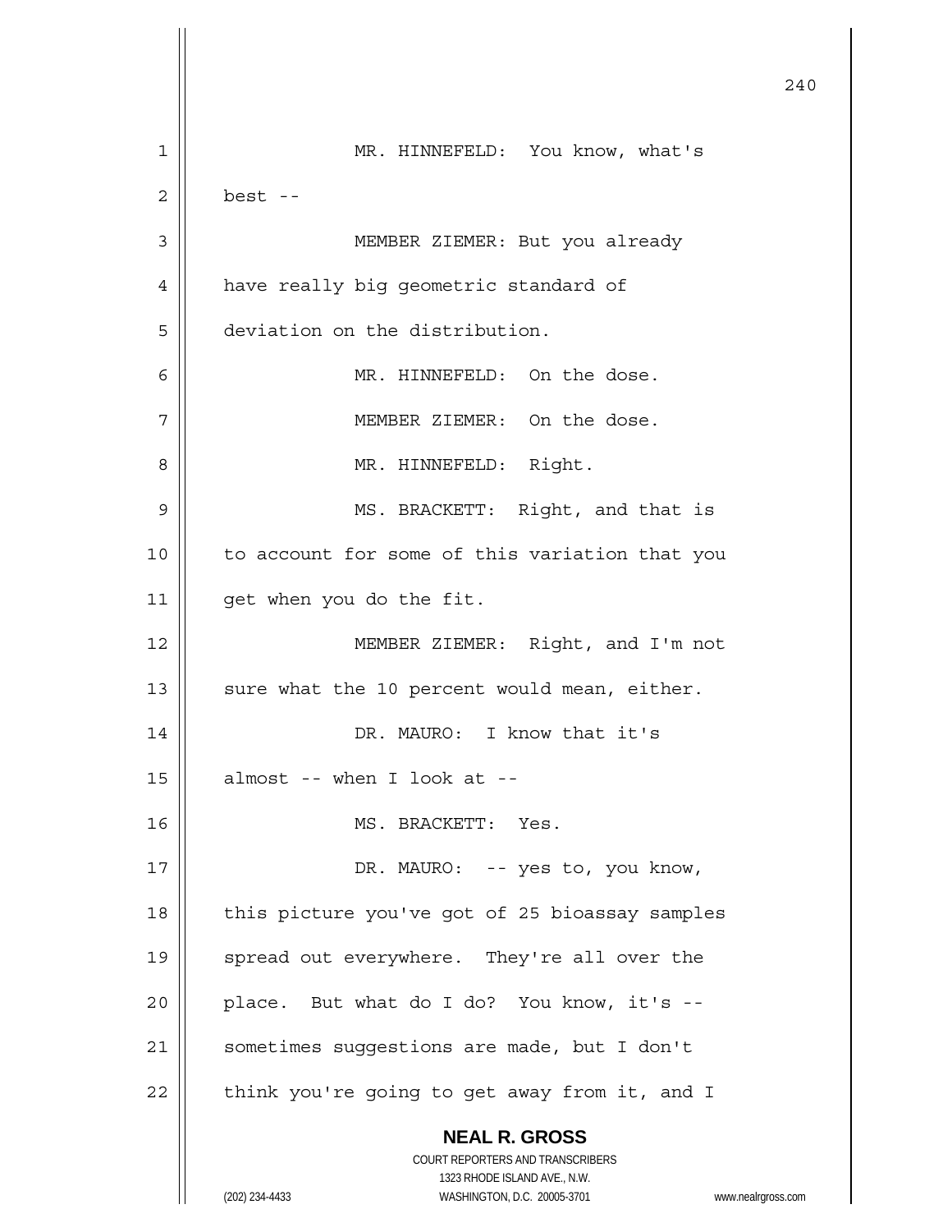MR. HINNEFELD: You know, what's best --

MEMBER ZIEMER: But you already have really big geometric standard of deviation on the distribution.

MR. HINNEFELD: On the dose.

MEMBER ZIEMER: On the dose.

MR. HINNEFELD: Right.

MS. BRACKETT: Right, and that is to account for some of this variation that you get when you do the fit.

MEMBER ZIEMER: Right, and I'm not sure what the 10 percent would mean, either.

DR. MAURO: I know that it's almost -- when I look at --

MS. BRACKETT: Yes.

DR. MAURO: -- yes to, you know, this picture you've got of 25 bioassay samples spread out everywhere. They're all over the place. But what do I do? You know, it's -- sometimes suggestions are made, but I don't think you're going to get away from it, and I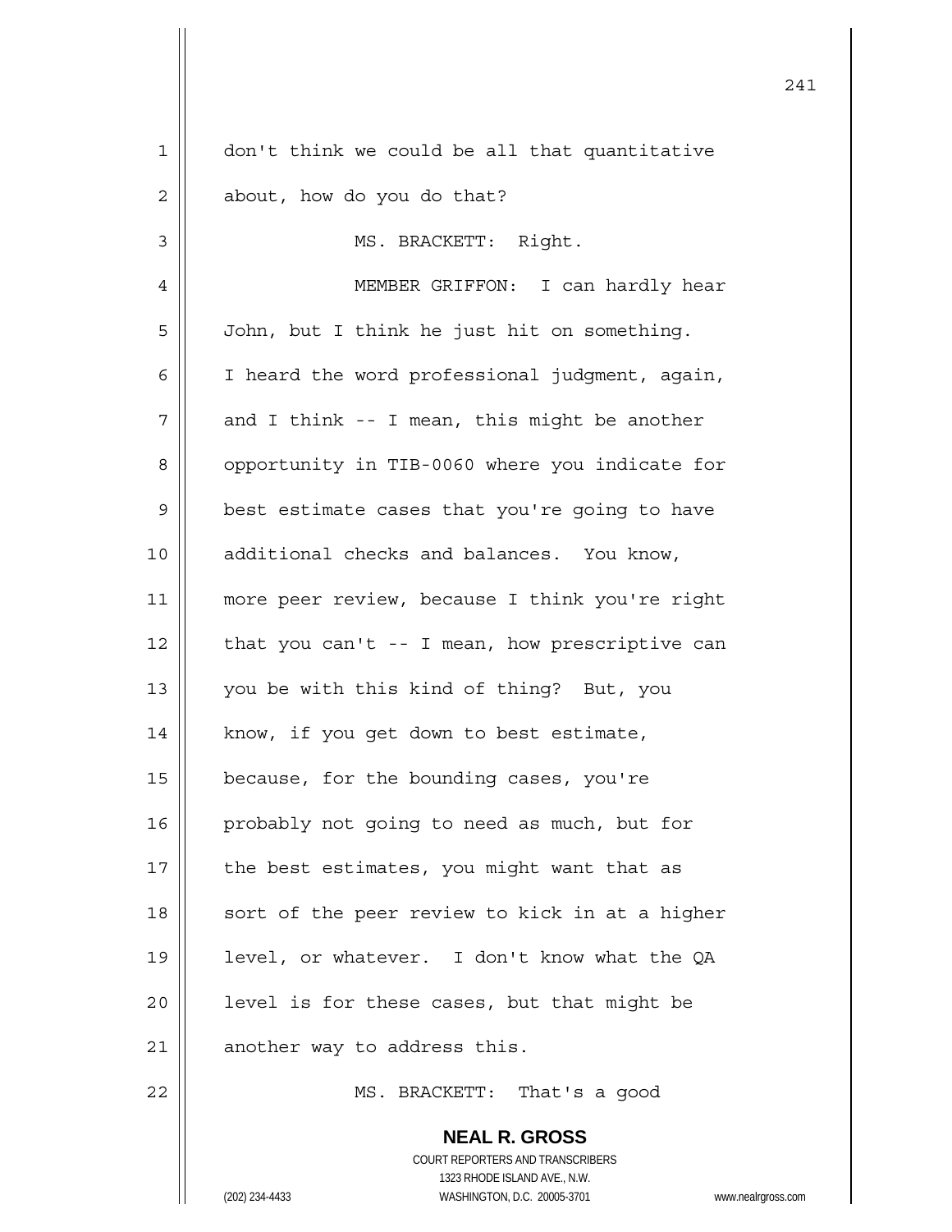don't think we could be all that quantitative about, how do you do that?

MS. BRACKETT: Right.

MEMBER GRIFFON: I can hardly hear John, but I think he just hit on something. I heard the word professional judgment, again, and I think -- I mean, this might be another opportunity in TIB-0060 where you indicate for best estimate cases that you're going to have additional checks and balances. You know, more peer review, because I think you're right that you can't -- I mean, how prescriptive can you be with this kind of thing? But, you know, if you get down to best estimate, because, for the bounding cases, you're probably not going to need as much, but for the best estimates, you might want that as sort of the peer review to kick in at a higher level, or whatever. I don't know what the QA level is for these cases, but that might be another way to address this.

MS. BRACKETT: That's a good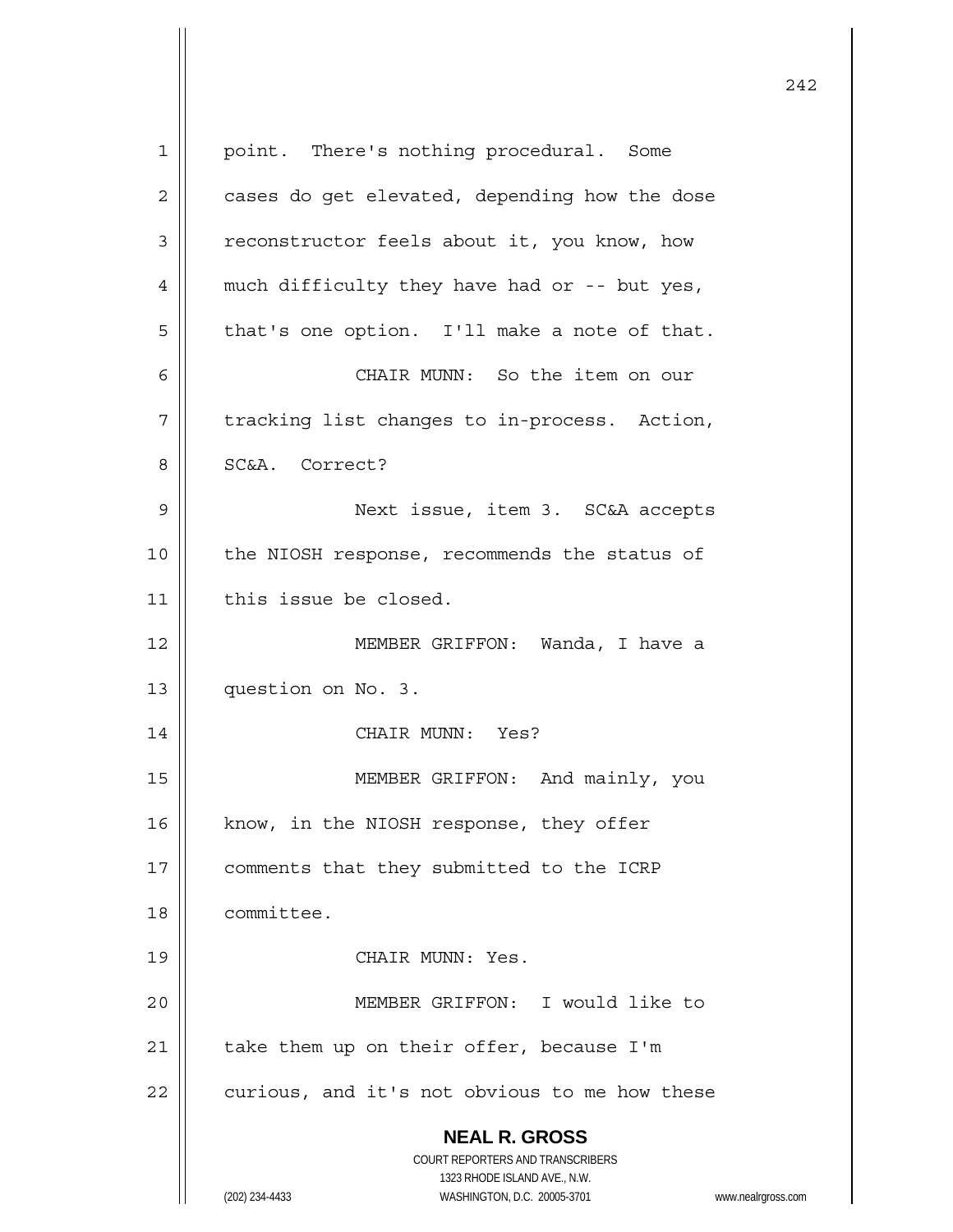point. There's nothing procedural. Some cases do get elevated, depending how the dose reconstructor feels about it, you know, how much difficulty they have had or -- but yes, that's one option. I'll make a note of that.

CHAIR MUNN: So the item on our tracking list changes to in-process. Action, SC&A. Correct?

Next issue, item 3. SC&A accepts the NIOSH response, recommends the status of this issue be closed.

MEMBER GRIFFON: Wanda, I have a question on No. 3.

CHAIR MUNN: Yes?

MEMBER GRIFFON: And mainly, you know, in the NIOSH response, they offer comments that they submitted to the ICRP committee.

CHAIR MUNN: Yes.

MEMBER GRIFFON: I would like to take them up on their offer, because I'm curious, and it's not obvious to me how these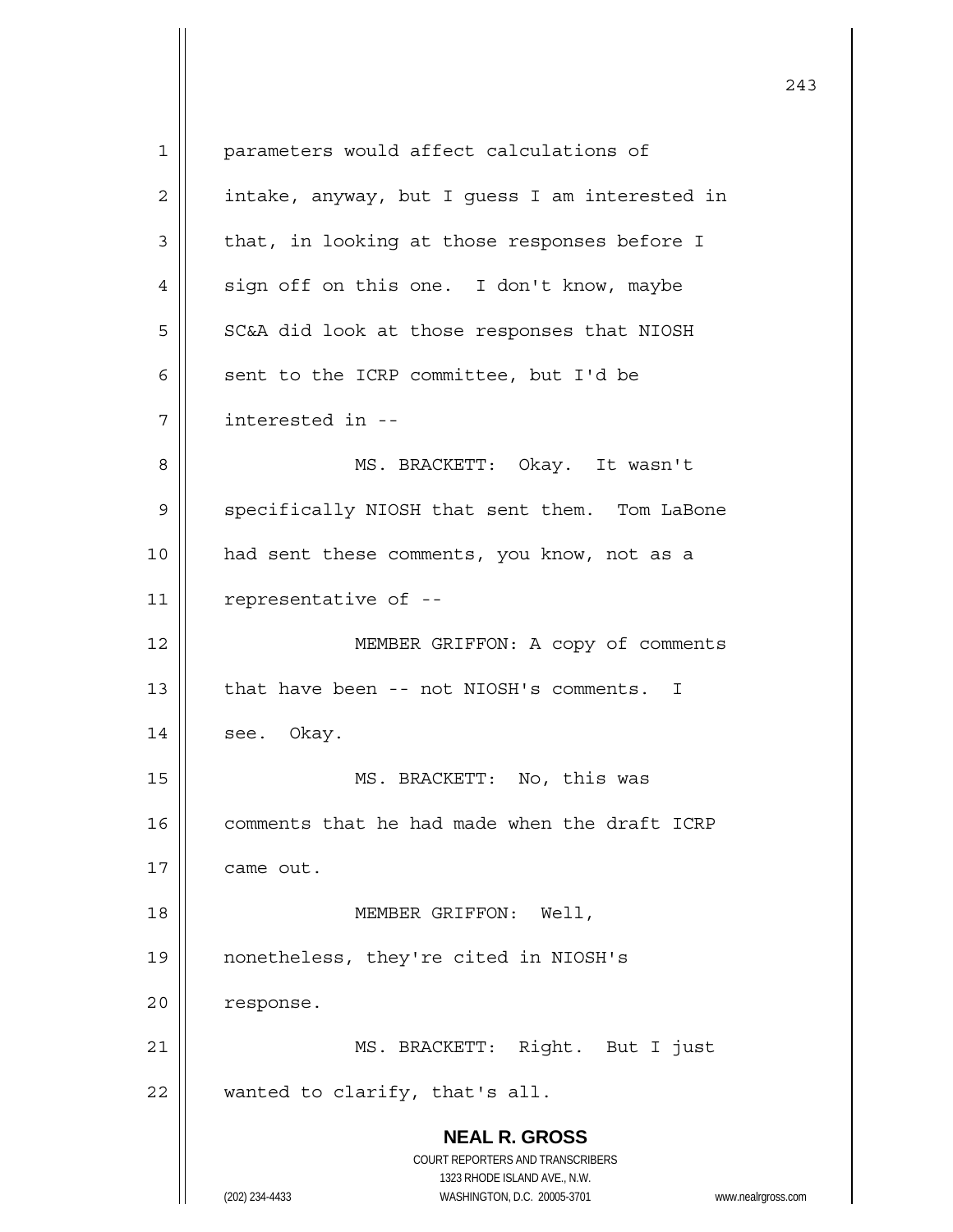parameters would affect calculations of intake, anyway, but I guess I am interested in that, in looking at those responses before I sign off on this one. I don't know, maybe SC&A did look at those responses that NIOSH sent to the ICRP committee, but I'd be interested in --

MS. BRACKETT: Okay. It wasn't specifically NIOSH that sent them. Tom LaBone had sent these comments, you know, not as a representative of --

MEMBER GRIFFON: A copy of comments that have been -- not NIOSH's comments. I see. Okay.

MS. BRACKETT: No, this was comments that he had made when the draft ICRP came out.

MEMBER GRIFFON: Well, nonetheless, they're cited in NIOSH's response.

MS. BRACKETT: Right. But I just wanted to clarify, that's all.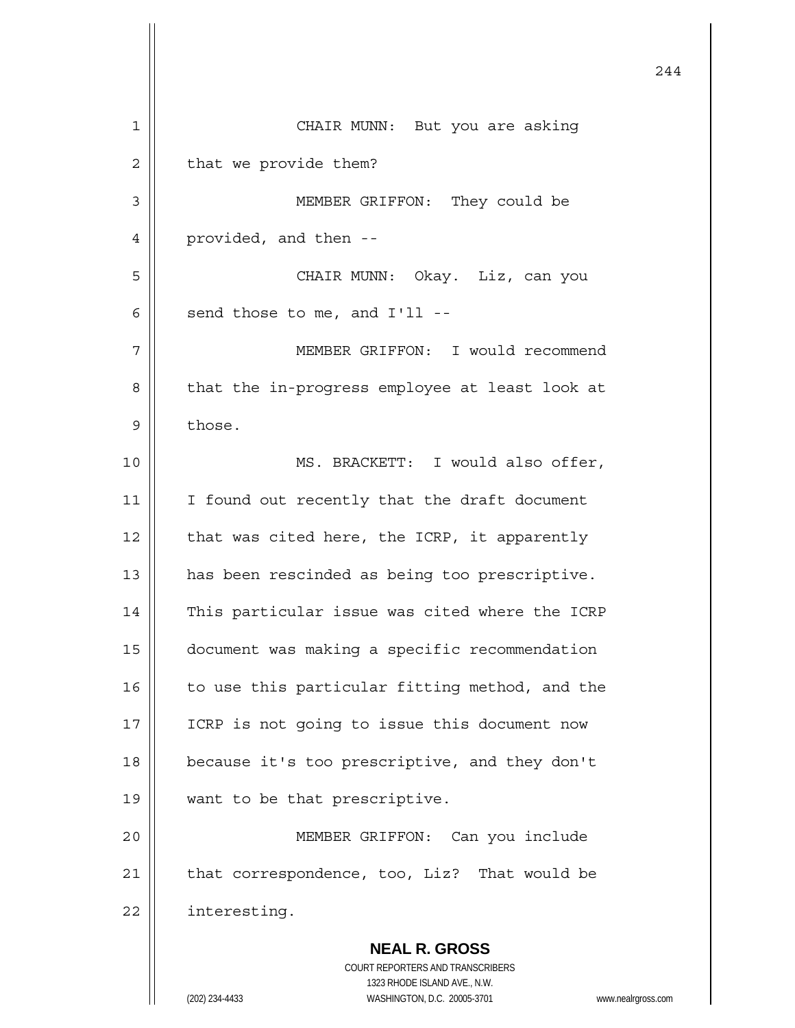CHAIR MUNN: But you are asking that we provide them?

MEMBER GRIFFON: They could be provided, and then --

CHAIR MUNN: Okay. Liz, can you send those to me, and I'll --

MEMBER GRIFFON: I would recommend that the in-progress employee at least look at those.

MS. BRACKETT: I would also offer, I found out recently that the draft document that was cited here, the ICRP, it apparently has been rescinded as being too prescriptive. This particular issue was cited where the ICRP document was making a specific recommendation to use this particular fitting method, and the ICRP is not going to issue this document now because it's too prescriptive, and they don't want to be that prescriptive.

MEMBER GRIFFON: Can you include that correspondence, too, Liz? That would be interesting.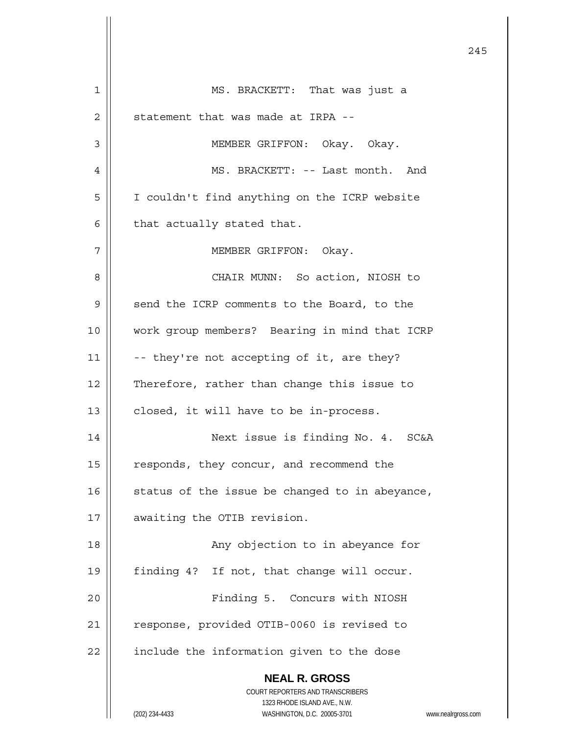MS. BRACKETT: That was just a statement that was made at IRPA --

MEMBER GRIFFON: Okay. Okay.

MS. BRACKETT: -- Last month. And I couldn't find anything on the ICRP website that actually stated that.

MEMBER GRIFFON: Okay.

CHAIR MUNN: So action, NIOSH to send the ICRP comments to the Board, to the work group members? Bearing in mind that ICRP -- they're not accepting of it, are they? Therefore, rather than change this issue to closed, it will have to be in-process.

Next issue is finding No. 4. SC&A responds, they concur, and recommend the status of the issue be changed to in abeyance, awaiting the OTIB revision.

Any objection to in abeyance for finding 4? If not, that change will occur.

Finding 5. Concurs with NIOSH response, provided OTIB-0060 is revised to include the information given to the dose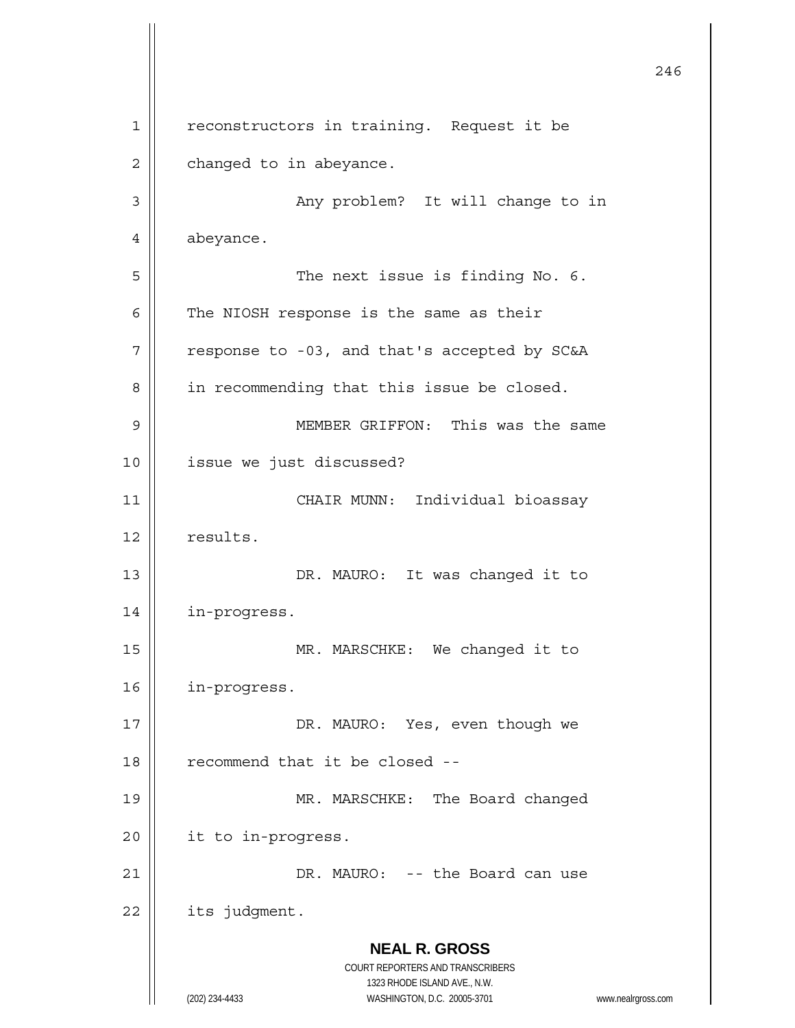reconstructors in training. Request it be changed to in abeyance.

Any problem? It will change to in abeyance.

The next issue is finding No. 6. The NIOSH response is the same as their response to -03, and that's accepted by SC&A in recommending that this issue be closed.

MEMBER GRIFFON: This was the same issue we just discussed?

CHAIR MUNN: Individual bioassay results.

DR. MAURO: It was changed it to in-progress.

MR. MARSCHKE: We changed it to in-progress.

DR. MAURO: Yes, even though we recommend that it be closed --

MR. MARSCHKE: The Board changed it to in-progress.

DR. MAURO: -- the Board can use its judgment.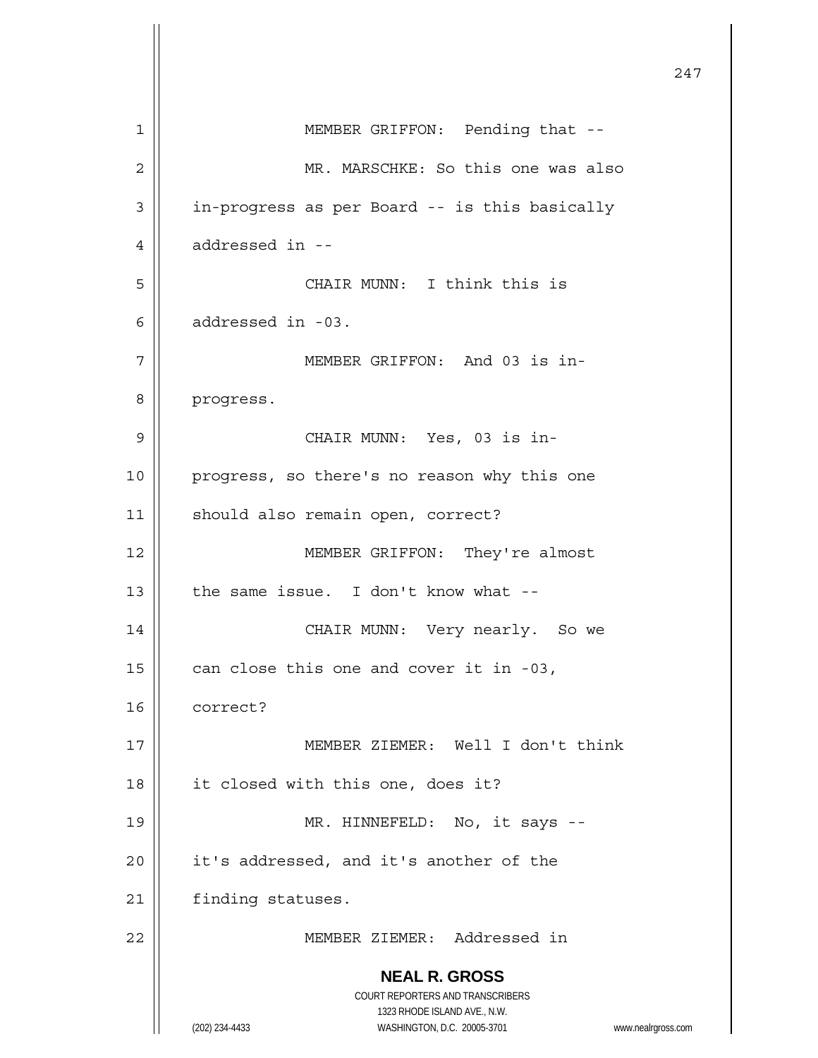MEMBER GRIFFON: Pending that --

MR. MARSCHKE: So this one was also in-progress as per Board -- is this basically addressed in --

CHAIR MUNN: I think this is addressed in -03.

MEMBER GRIFFON: And 03 is in-progress.

CHAIR MUNN: Yes, 03 is in-progress, so there's no reason why this one should also remain open, correct?

MEMBER GRIFFON: They're almost the same issue. I don't know what --

CHAIR MUNN: Very nearly. So we can close this one and cover it in -03, correct?

MEMBER ZIEMER: Well I don't think it closed with this one, does it?

MR. HINNEFELD: No, it says -- it's addressed, and it's another of the finding statuses.

MEMBER ZIEMER: Addressed in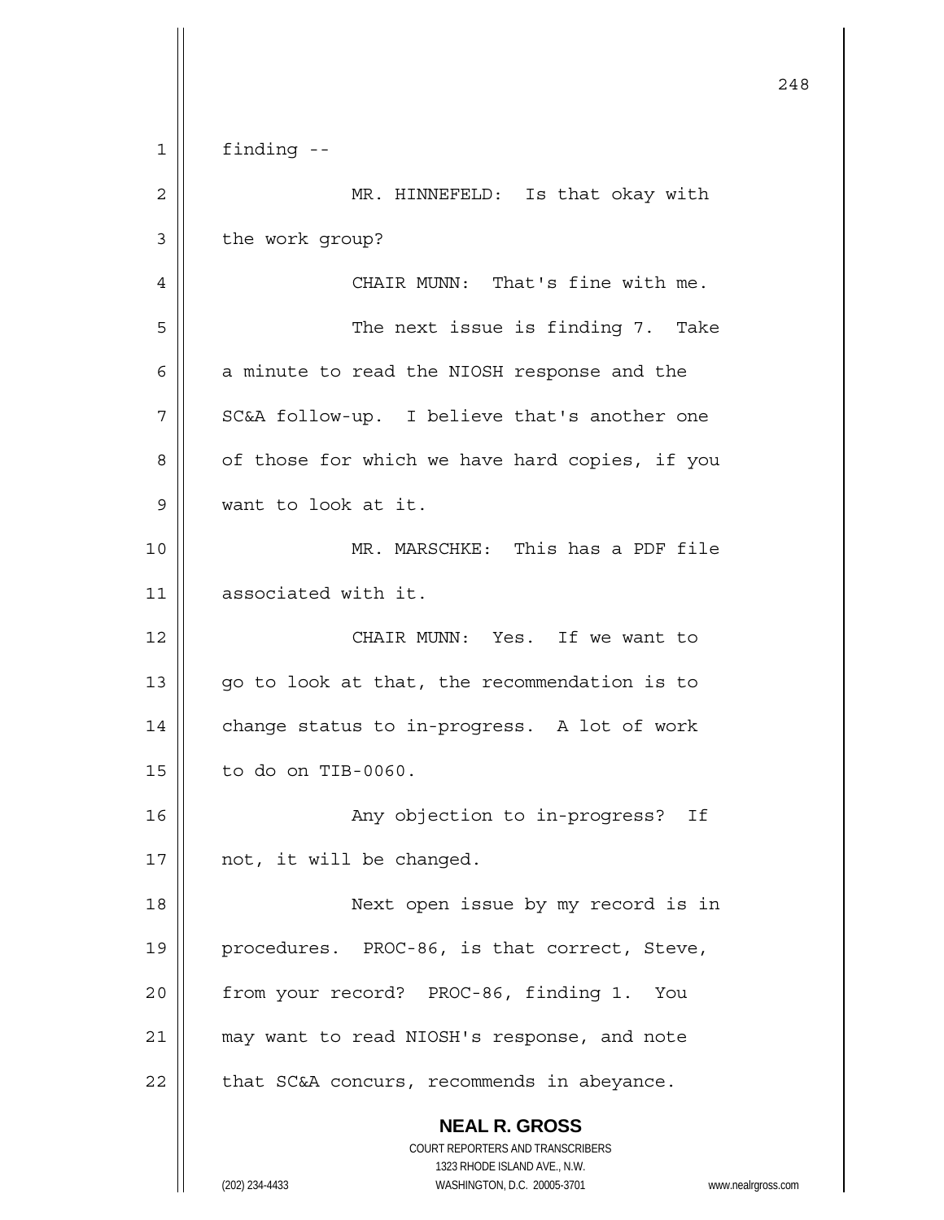finding --

MR. HINNEFELD: Is that okay with the work group?

CHAIR MUNN: That's fine with me.

The next issue is finding 7. Take a minute to read the NIOSH response and the SC&A follow-up. I believe that's another one of those for which we have hard copies, if you want to look at it.

MR. MARSCHKE: This has a PDF file associated with it.

CHAIR MUNN: Yes. If we want to go to look at that, the recommendation is to change status to in-progress. A lot of work to do on TIB-0060.

Any objection to in-progress? If not, it will be changed.

Next open issue by my record is in procedures. PROC-86, is that correct, Steve, from your record? PROC-86, finding 1. You may want to read NIOSH's response, and note that SC&A concurs, recommends in abeyance.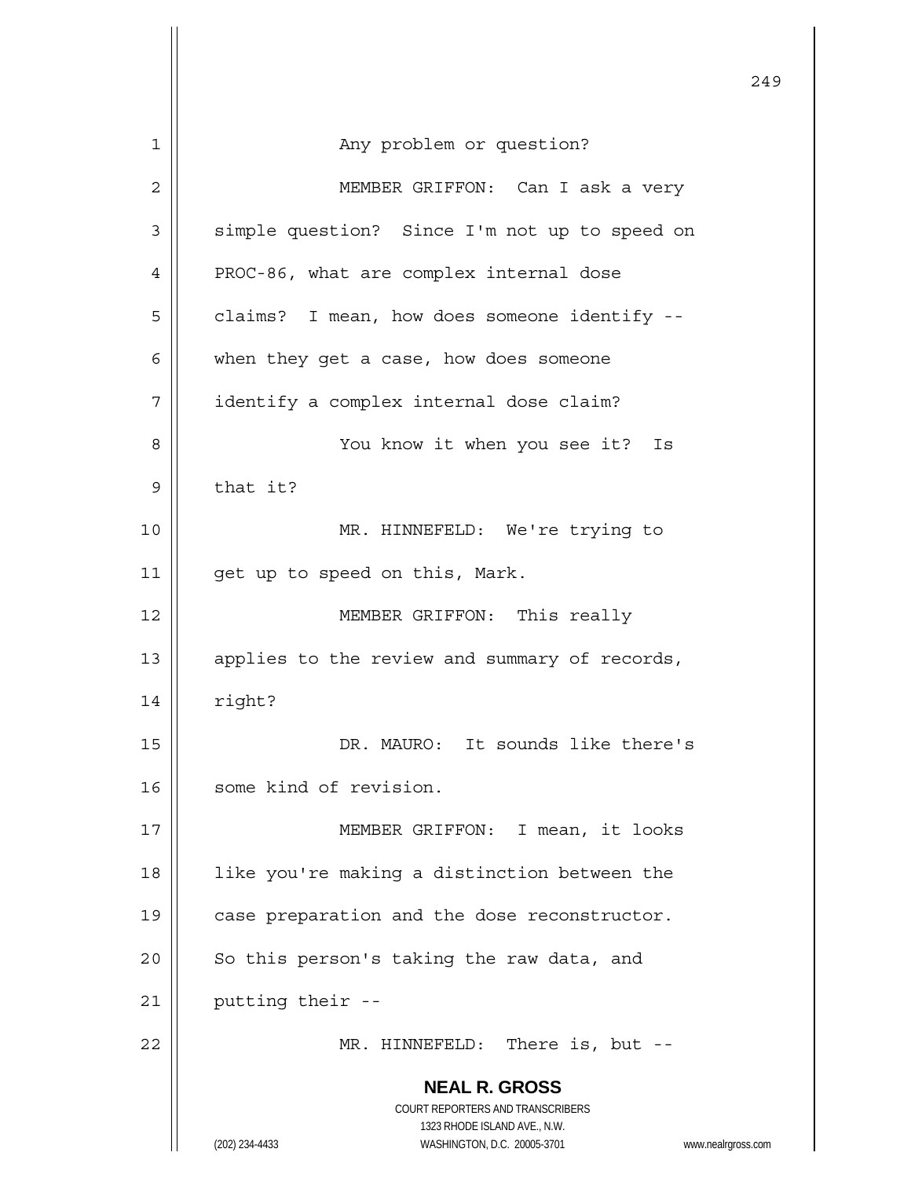Any problem or question?

MEMBER GRIFFON: Can I ask a very simple question? Since I'm not up to speed on PROC-86, what are complex internal dose claims? I mean, how does someone identify -- when they get a case, how does someone identify a complex internal dose claim?

You know it when you see it? Is that it?

MR. HINNEFELD: We're trying to get up to speed on this, Mark.

MEMBER GRIFFON: This really applies to the review and summary of records, right?

DR. MAURO: It sounds like there's some kind of revision.

MEMBER GRIFFON: I mean, it looks like you're making a distinction between the case preparation and the dose reconstructor. So this person's taking the raw data, and putting their --

MR. HINNEFELD: There is, but --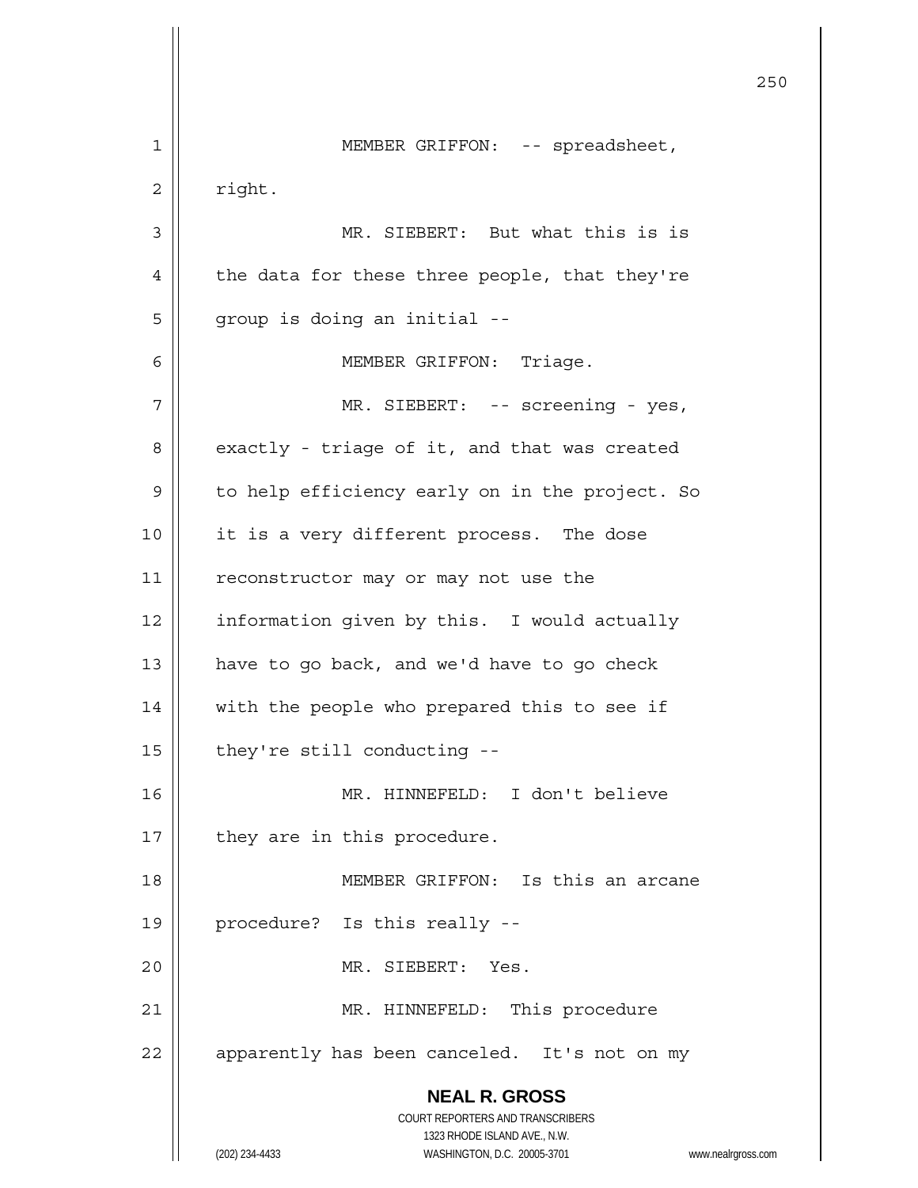MEMBER GRIFFON: -- spreadsheet, right.

MR. SIEBERT: But what this is is the data for these three people, that they're group is doing an initial --

MEMBER GRIFFON: Triage.

MR. SIEBERT: -- screening - yes, exactly - triage of it, and that was created to help efficiency early on in the project. So it is a very different process. The dose reconstructor may or may not use the information given by this. I would actually have to go back, and we'd have to go check with the people who prepared this to see if they're still conducting --

MR. HINNEFELD: I don't believe they are in this procedure.

MEMBER GRIFFON: Is this an arcane procedure? Is this really --

MR. SIEBERT: Yes.

MR. HINNEFELD: This procedure apparently has been canceled. It's not on my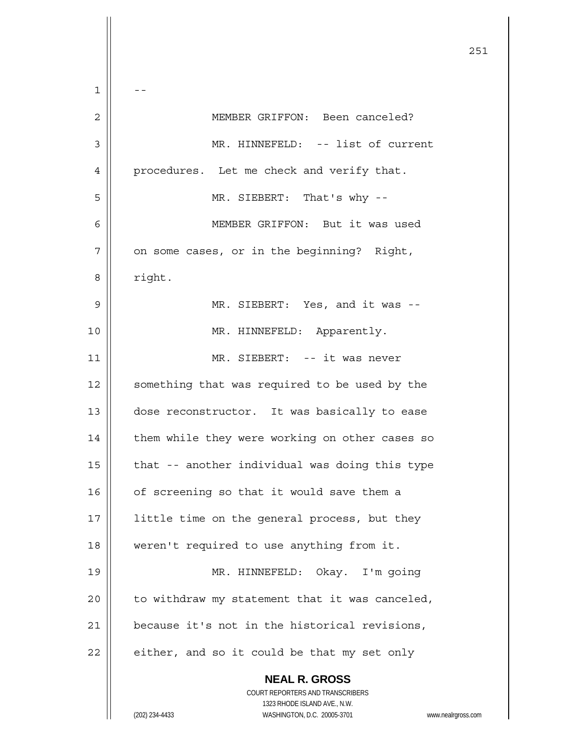--

MEMBER GRIFFON: Been canceled?

MR. HINNEFELD: -- list of current procedures. Let me check and verify that.

MR. SIEBERT: That's why --

MEMBER GRIFFON: But it was used on some cases, or in the beginning? Right, right.

MR. SIEBERT: Yes, and it was --

MR. HINNEFELD: Apparently.

MR. SIEBERT: -- it was never something that was required to be used by the dose reconstructor. It was basically to ease them while they were working on other cases so that -- another individual was doing this type of screening so that it would save them a little time on the general process, but they weren't required to use anything from it.

MR. HINNEFELD: Okay. I'm going to withdraw my statement that it was canceled, because it's not in the historical revisions, either, and so it could be that my set only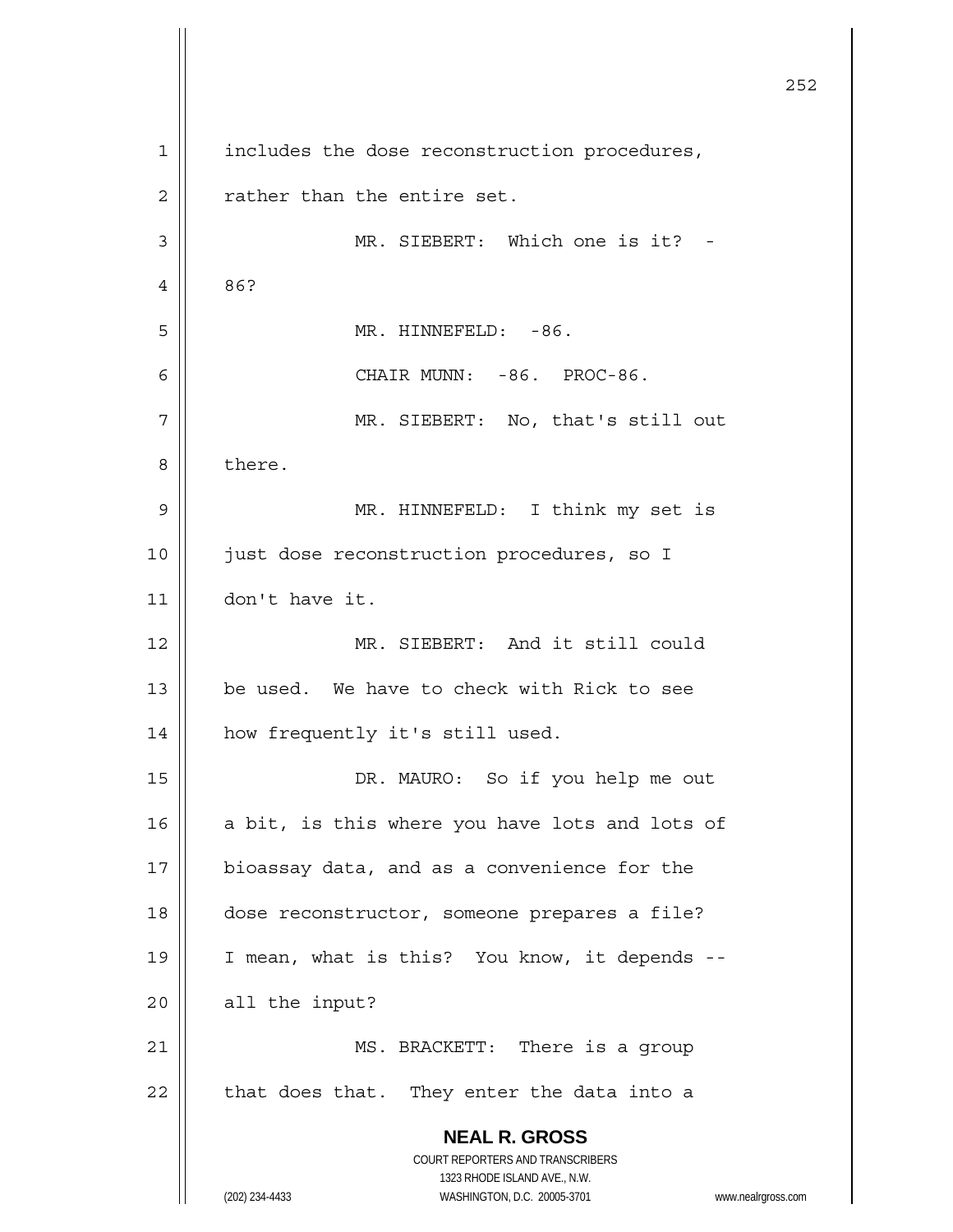includes the dose reconstruction procedures, rather than the entire set.

MR. SIEBERT: Which one is it? -86?

MR. HINNEFELD: -86.

CHAIR MUNN: -86. PROC-86.

MR. SIEBERT: No, that's still out there.

MR. HINNEFELD: I think my set is just dose reconstruction procedures, so I don't have it.

MR. SIEBERT: And it still could be used. We have to check with Rick to see how frequently it's still used.

DR. MAURO: So if you help me out a bit, is this where you have lots and lots of bioassay data, and as a convenience for the dose reconstructor, someone prepares a file? I mean, what is this? You know, it depends -- all the input?

MS. BRACKETT: There is a group that does that. They enter the data into a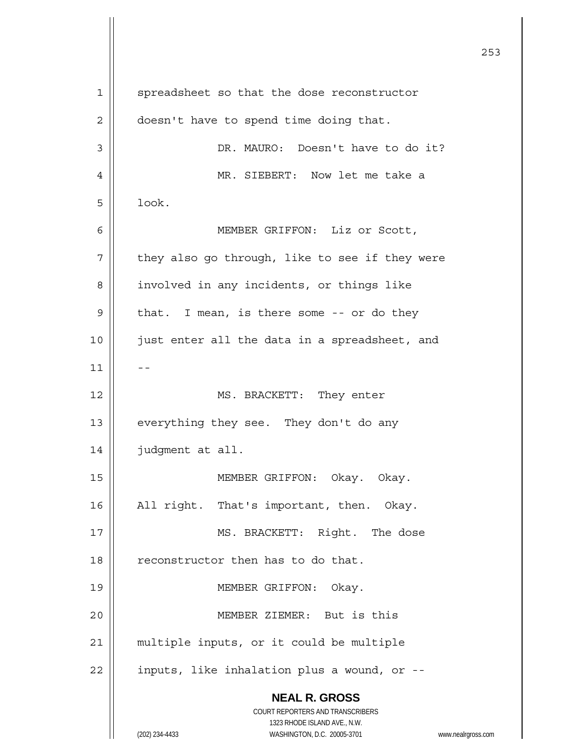spreadsheet so that the dose reconstructor doesn't have to spend time doing that.

DR. MAURO: Doesn't have to do it?

MR. SIEBERT: Now let me take a look.

MEMBER GRIFFON: Liz or Scott, they also go through, like to see if they were involved in any incidents, or things like that. I mean, is there some -- or do they just enter all the data in a spreadsheet, and --

MS. BRACKETT: They enter everything they see. They don't do any judgment at all.

MEMBER GRIFFON: Okay. Okay. All right. That's important, then. Okay.

MS. BRACKETT: Right. The dose reconstructor then has to do that.

MEMBER GRIFFON: Okay.

MEMBER ZIEMER: But is this multiple inputs, or it could be multiple inputs, like inhalation plus a wound, or --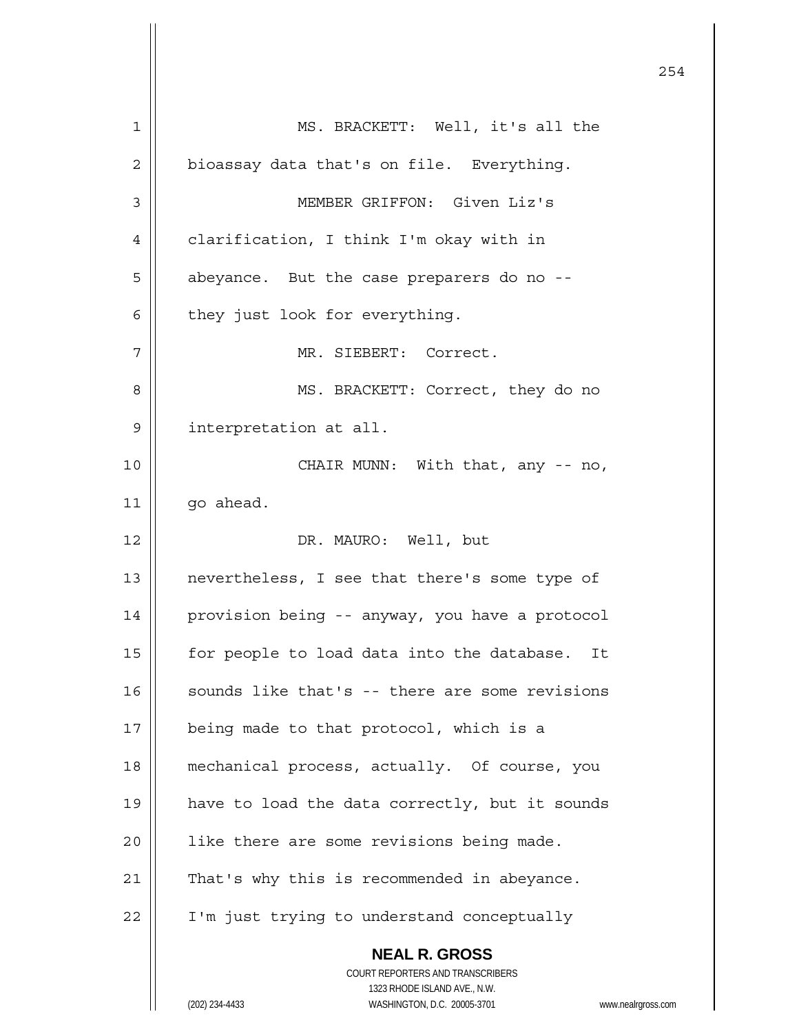MS. BRACKETT: Well, it's all the bioassay data that's on file. Everything.

MEMBER GRIFFON: Given Liz's clarification, I think I'm okay with in abeyance. But the case preparers do no -- they just look for everything.

MR. SIEBERT: Correct.

MS. BRACKETT: Correct, they do no interpretation at all.

CHAIR MUNN: With that, any -- no, go ahead.

DR. MAURO: Well, but nevertheless, I see that there's some type of provision being -- anyway, you have a protocol for people to load data into the database. It sounds like that's -- there are some revisions being made to that protocol, which is a mechanical process, actually. Of course, you have to load the data correctly, but it sounds like there are some revisions being made. That's why this is recommended in abeyance. I'm just trying to understand conceptually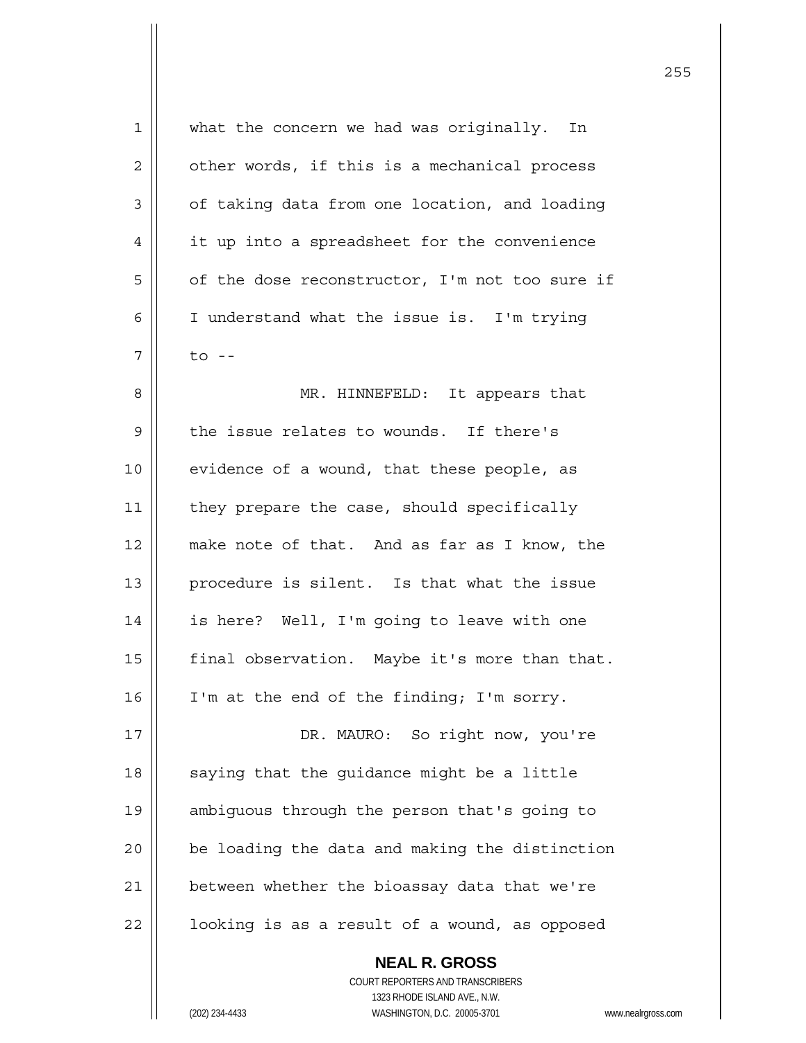what the concern we had was originally. In other words, if this is a mechanical process of taking data from one location, and loading it up into a spreadsheet for the convenience of the dose reconstructor, I'm not too sure if I understand what the issue is. I'm trying to --

MR. HINNEFELD: It appears that the issue relates to wounds. If there's evidence of a wound, that these people, as they prepare the case, should specifically make note of that. And as far as I know, the procedure is silent. Is that what the issue is here? Well, I'm going to leave with one final observation. Maybe it's more than that. I'm at the end of the finding; I'm sorry.

DR. MAURO: So right now, you're saying that the guidance might be a little ambiguous through the person that's going to be loading the data and making the distinction between whether the bioassay data that we're looking is as a result of a wound, as opposed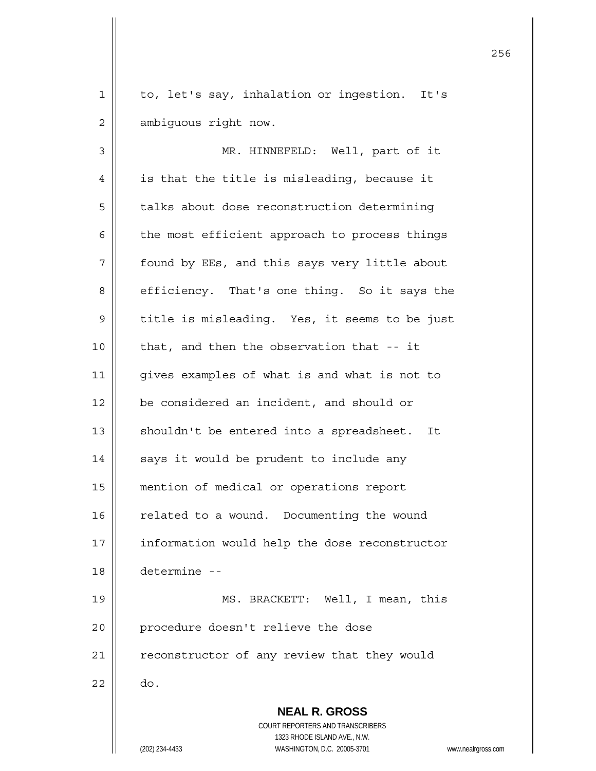to, let's say, inhalation or ingestion. It's ambiguous right now.

MR. HINNEFELD: Well, part of it is that the title is misleading, because it talks about dose reconstruction determining the most efficient approach to process things found by EEs, and this says very little about efficiency. That's one thing. So it says the title is misleading. Yes, it seems to be just that, and then the observation that -- it gives examples of what is and what is not to be considered an incident, and should or shouldn't be entered into a spreadsheet. It says it would be prudent to include any mention of medical or operations report related to a wound. Documenting the wound information would help the dose reconstructor determine --

MS. BRACKETT: Well, I mean, this procedure doesn't relieve the dose reconstructor of any review that they would do.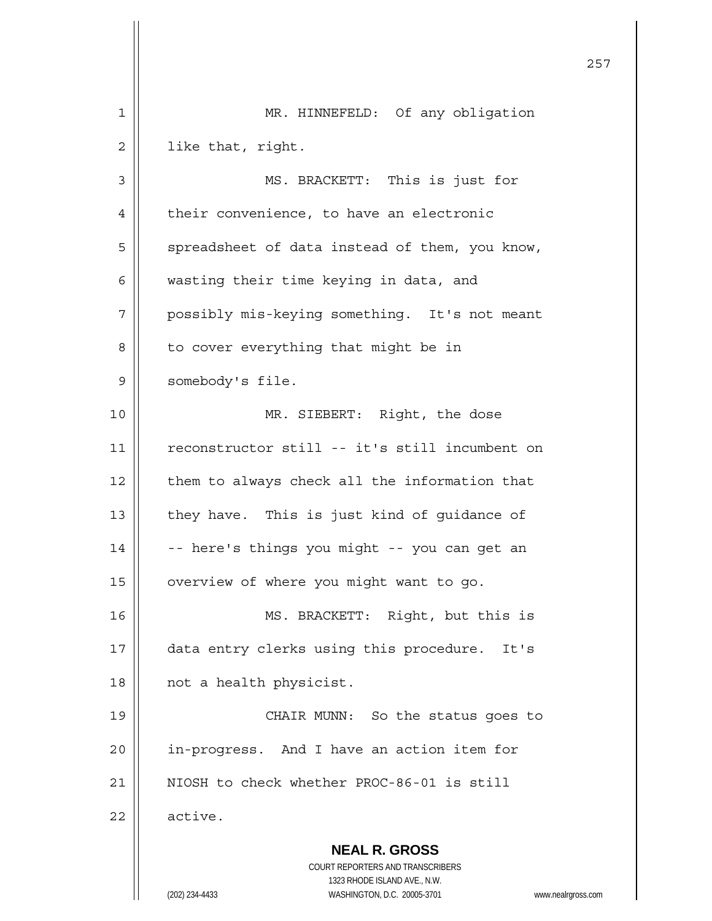MR. HINNEFELD: Of any obligation like that, right.

MS. BRACKETT: This is just for their convenience, to have an electronic spreadsheet of data instead of them, you know, wasting their time keying in data, and possibly mis-keying something. It's not meant to cover everything that might be in somebody's file.

MR. SIEBERT: Right, the dose reconstructor still -- it's still incumbent on them to always check all the information that they have. This is just kind of guidance of -- here's things you might -- you can get an overview of where you might want to go.

MS. BRACKETT: Right, but this is data entry clerks using this procedure. It's not a health physicist.

CHAIR MUNN: So the status goes to in-progress. And I have an action item for NIOSH to check whether PROC-86-01 is still active.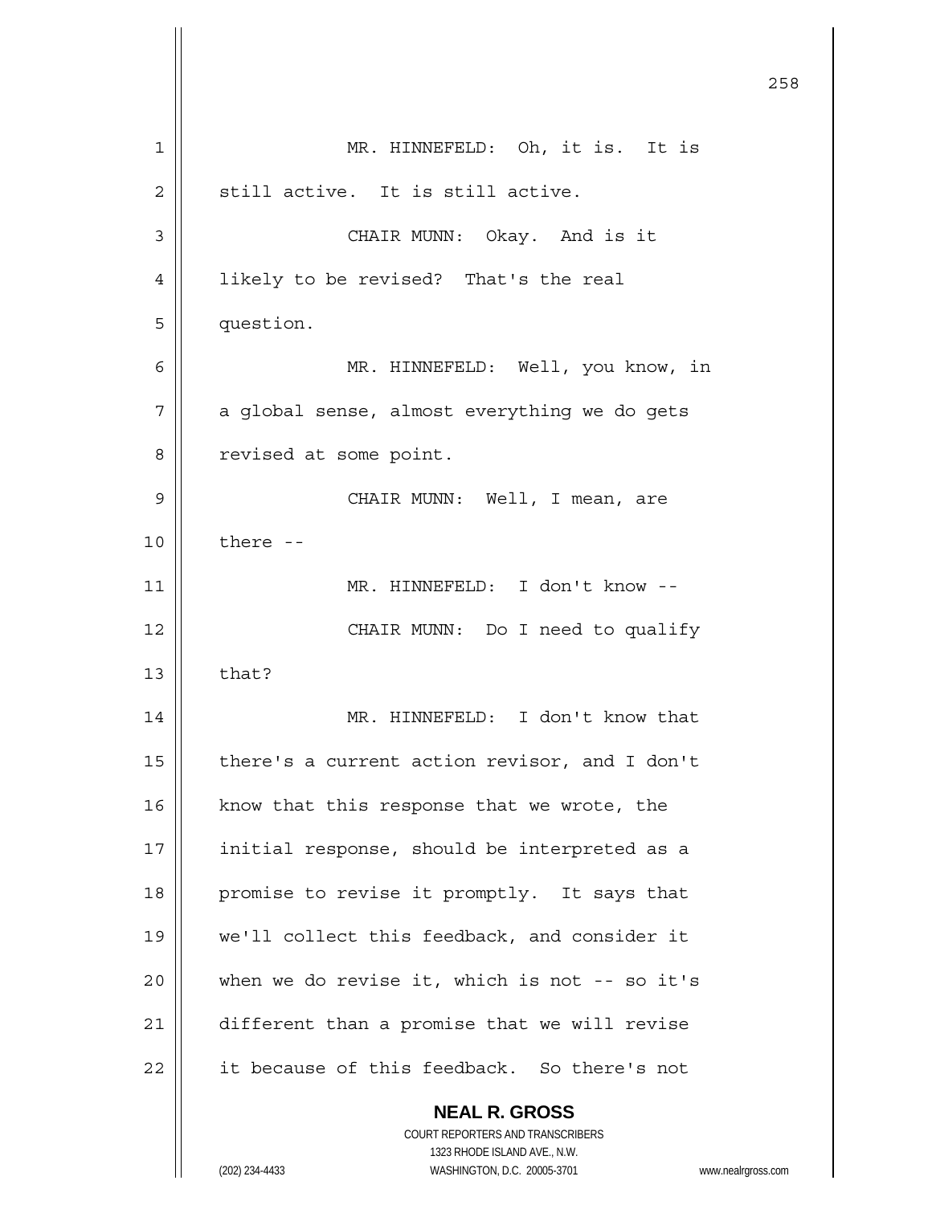MR. HINNEFELD: Oh, it is. It is still active. It is still active.

CHAIR MUNN: Okay. And is it likely to be revised? That's the real question.

MR. HINNEFELD: Well, you know, in a global sense, almost everything we do gets revised at some point.

CHAIR MUNN: Well, I mean, are there --

MR. HINNEFELD: I don't know --

CHAIR MUNN: Do I need to qualify that?

MR. HINNEFELD: I don't know that there's a current action revisor, and I don't know that this response that we wrote, the initial response, should be interpreted as a promise to revise it promptly. It says that we'll collect this feedback, and consider it when we do revise it, which is not -- so it's different than a promise that we will revise it because of this feedback. So there's not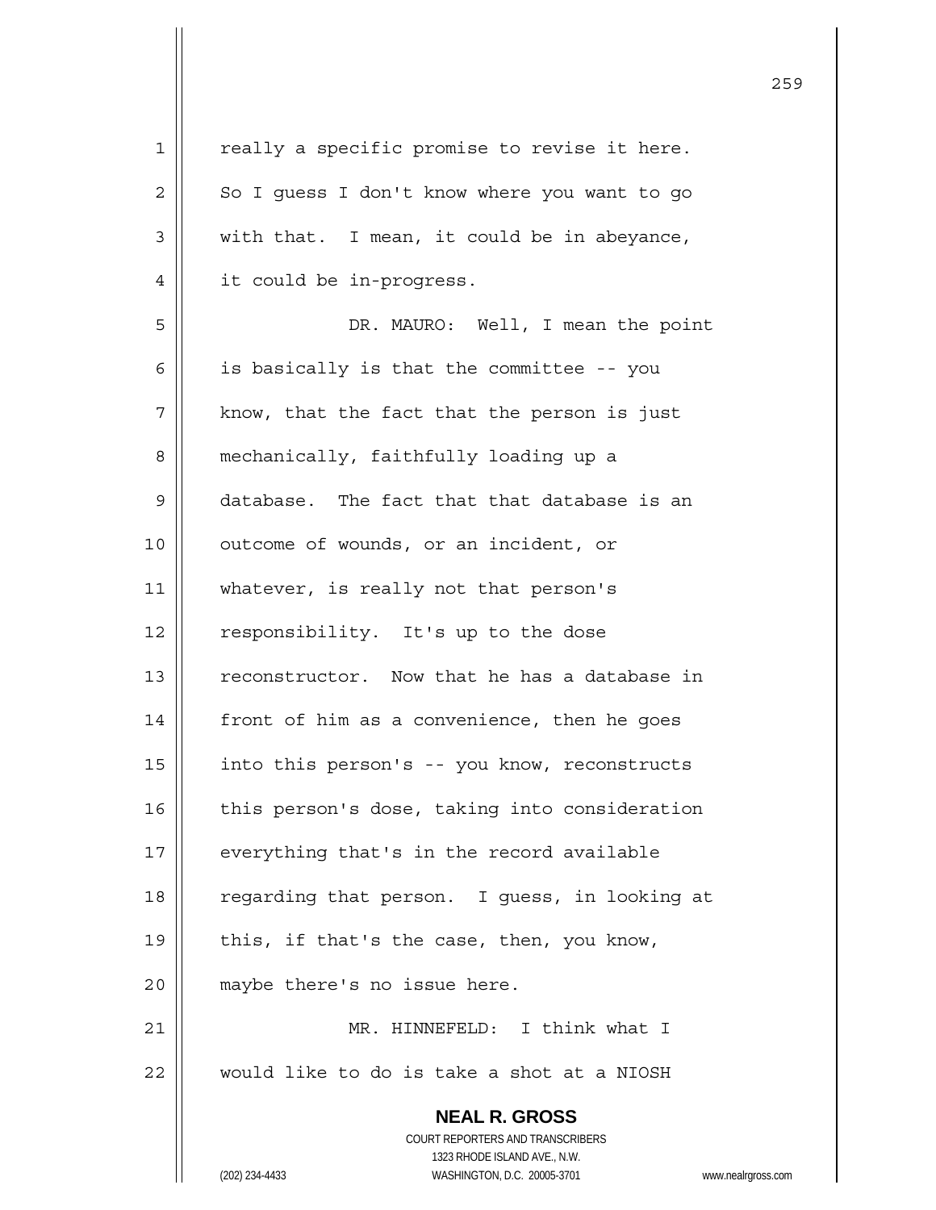really a specific promise to revise it here. So I guess I don't know where you want to go with that. I mean, it could be in abeyance, it could be in-progress.

DR. MAURO: Well, I mean the point is basically is that the committee -- you know, that the fact that the person is just mechanically, faithfully loading up a database. The fact that that database is an outcome of wounds, or an incident, or whatever, is really not that person's responsibility. It's up to the dose reconstructor. Now that he has a database in front of him as a convenience, then he goes into this person's -- you know, reconstructs this person's dose, taking into consideration everything that's in the record available regarding that person. I guess, in looking at this, if that's the case, then, you know, maybe there's no issue here.

MR. HINNEFELD: I think what I would like to do is take a shot at a NIOSH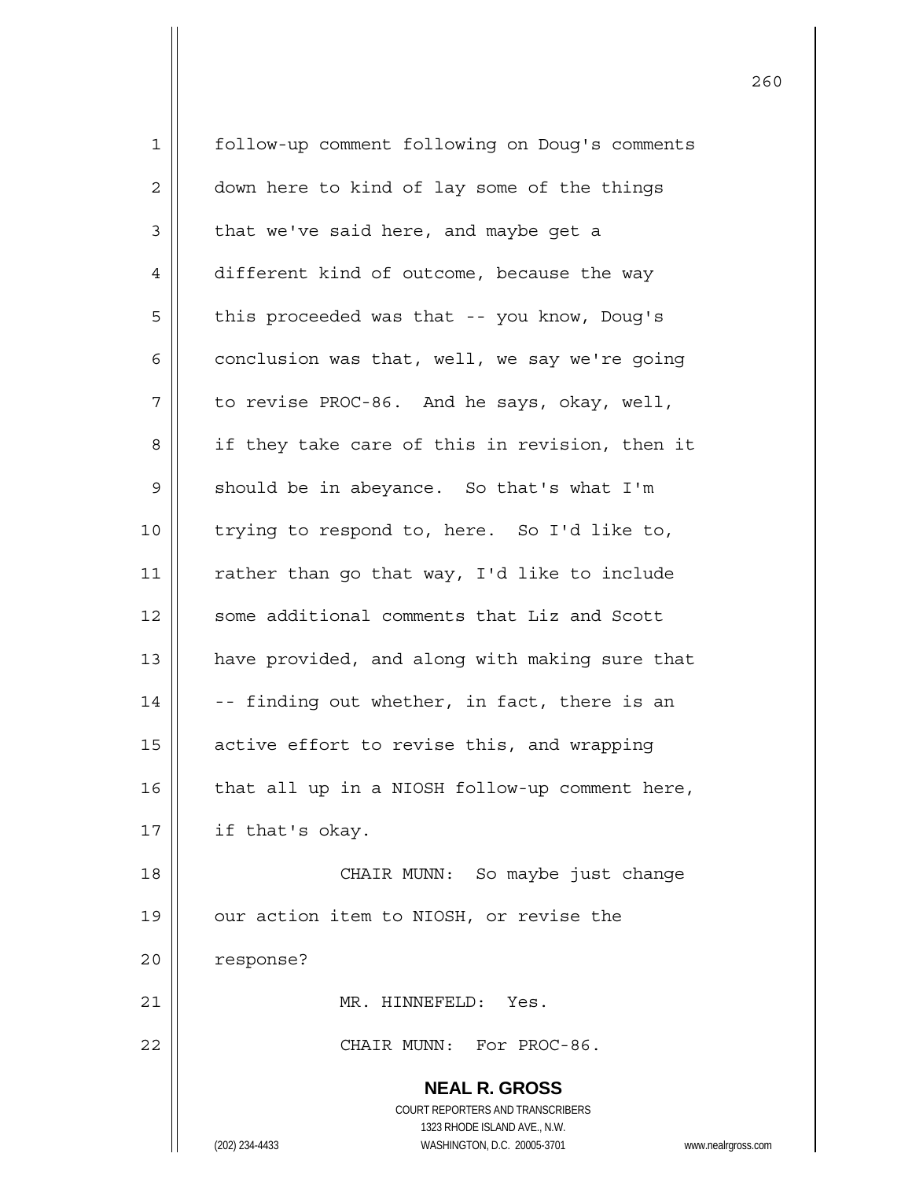follow-up comment following on Doug's comments down here to kind of lay some of the things that we've said here, and maybe get a different kind of outcome, because the way this proceeded was that -- you know, Doug's conclusion was that, well, we say we're going to revise PROC-86. And he says, okay, well, if they take care of this in revision, then it should be in abeyance. So that's what I'm trying to respond to, here. So I'd like to, rather than go that way, I'd like to include some additional comments that Liz and Scott have provided, and along with making sure that -- finding out whether, in fact, there is an active effort to revise this, and wrapping that all up in a NIOSH follow-up comment here, if that's okay.

CHAIR MUNN: So maybe just change our action item to NIOSH, or revise the response?

MR. HINNEFELD: Yes.

CHAIR MUNN: For PROC-86.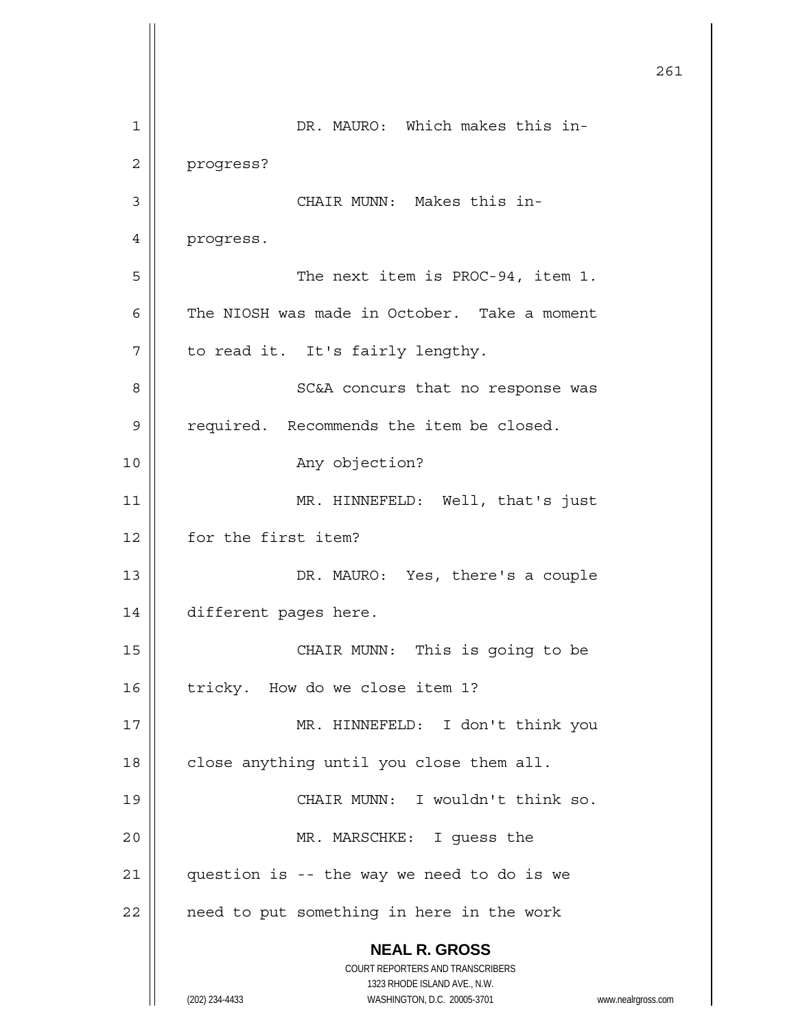DR. MAURO: Which makes this in-progress?

CHAIR MUNN: Makes this in-progress.

The next item is PROC-94, item 1. The NIOSH was made in October. Take a moment to read it. It's fairly lengthy.

SC&A concurs that no response was required. Recommends the item be closed.

Any objection?

MR. HINNEFELD: Well, that's just for the first item?

DR. MAURO: Yes, there's a couple different pages here.

CHAIR MUNN: This is going to be tricky. How do we close item 1?

MR. HINNEFELD: I don't think you close anything until you close them all.

CHAIR MUNN: I wouldn't think so.

MR. MARSCHKE: I guess the question is -- the way we need to do is we need to put something in here in the work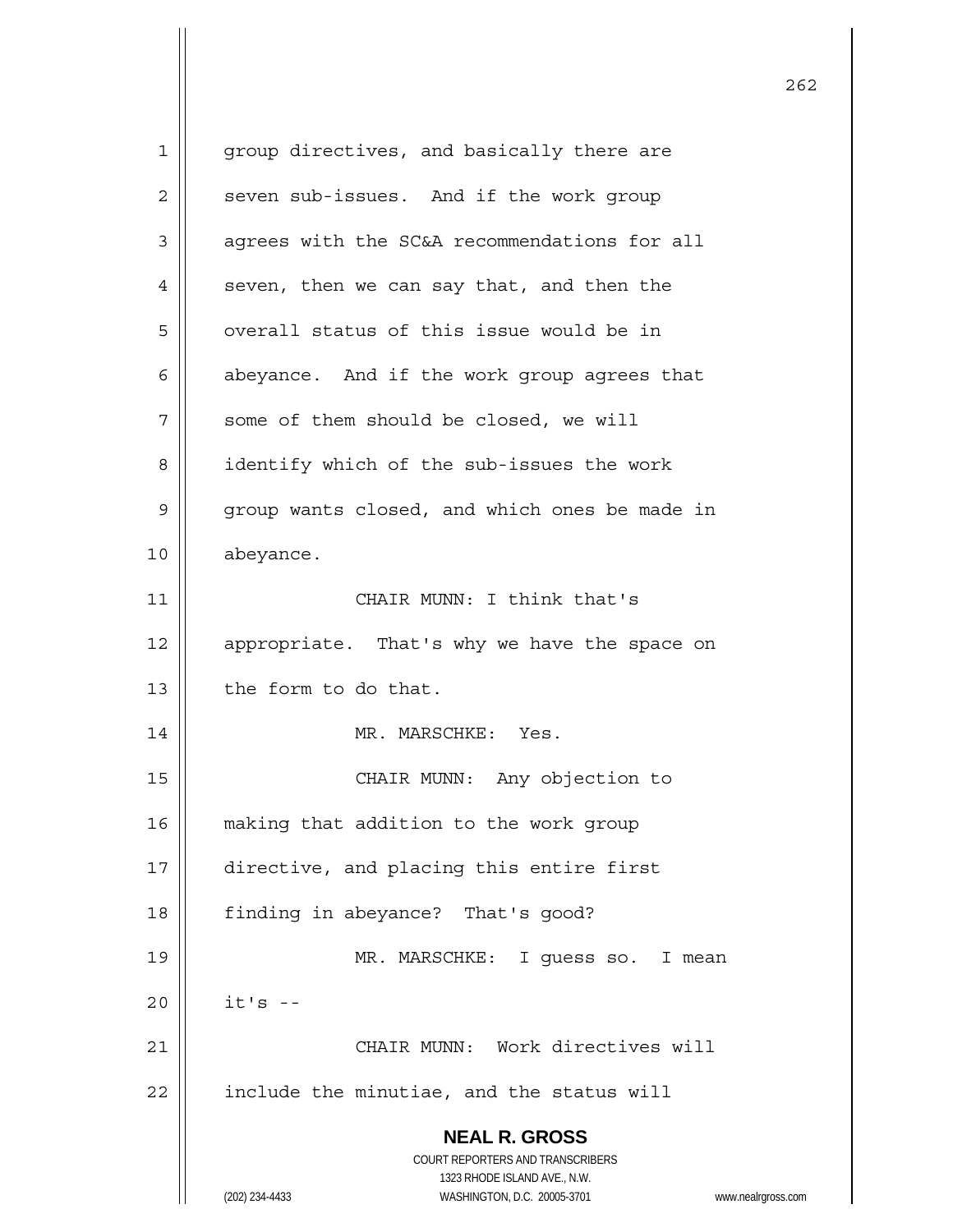group directives, and basically there are seven sub-issues. And if the work group agrees with the SC&A recommendations for all seven, then we can say that, and then the overall status of this issue would be in abeyance. And if the work group agrees that some of them should be closed, we will identify which of the sub-issues the work group wants closed, and which ones be made in abeyance.

CHAIR MUNN: I think that's appropriate. That's why we have the space on the form to do that.

MR. MARSCHKE: Yes.

CHAIR MUNN: Any objection to making that addition to the work group directive, and placing this entire first finding in abeyance? That's good?

MR. MARSCHKE: I guess so. I mean it's --

CHAIR MUNN: Work directives will include the minutiae, and the status will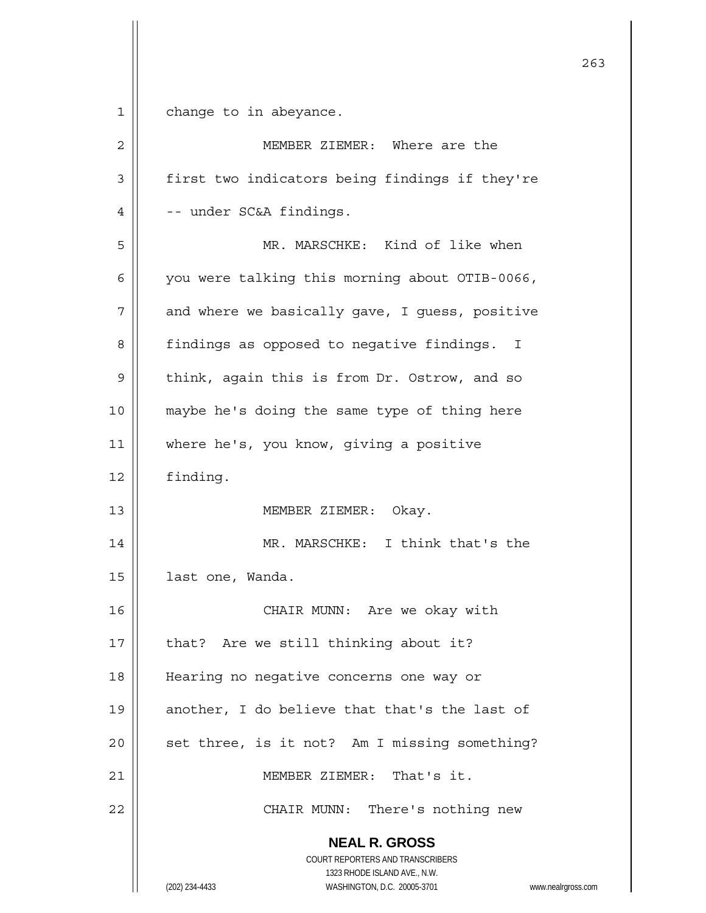change to in abeyance.

MEMBER ZIEMER: Where are the first two indicators being findings if they're -- under SC&A findings.

MR. MARSCHKE: Kind of like when you were talking this morning about OTIB-0066, and where we basically gave, I guess, positive findings as opposed to negative findings. I think, again this is from Dr. Ostrow, and so maybe he's doing the same type of thing here where he's, you know, giving a positive finding.

MEMBER ZIEMER: Okay.

MR. MARSCHKE: I think that's the last one, Wanda.

CHAIR MUNN: Are we okay with that? Are we still thinking about it? Hearing no negative concerns one way or another, I do believe that that's the last of set three, is it not? Am I missing something?

MEMBER ZIEMER: That's it.

CHAIR MUNN: There's nothing new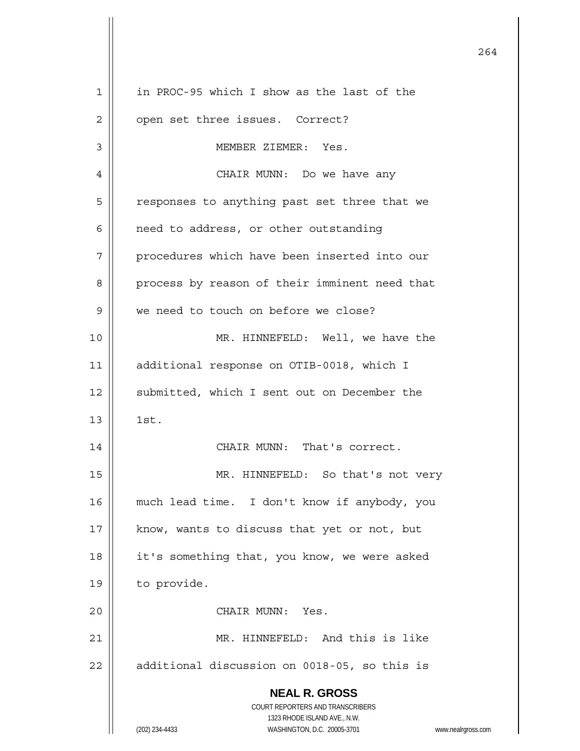in PROC-95 which I show as the last of the open set three issues. Correct?

MEMBER ZIEMER: Yes.

CHAIR MUNN: Do we have any responses to anything past set three that we need to address, or other outstanding procedures which have been inserted into our process by reason of their imminent need that we need to touch on before we close?

MR. HINNEFELD: Well, we have the additional response on OTIB-0018, which I submitted, which I sent out on December the 1st.

CHAIR MUNN: That's correct.

MR. HINNEFELD: So that's not very much lead time. I don't know if anybody, you know, wants to discuss that yet or not, but it's something that, you know, we were asked to provide.

CHAIR MUNN: Yes.

MR. HINNEFELD: And this is like additional discussion on 0018-05, so this is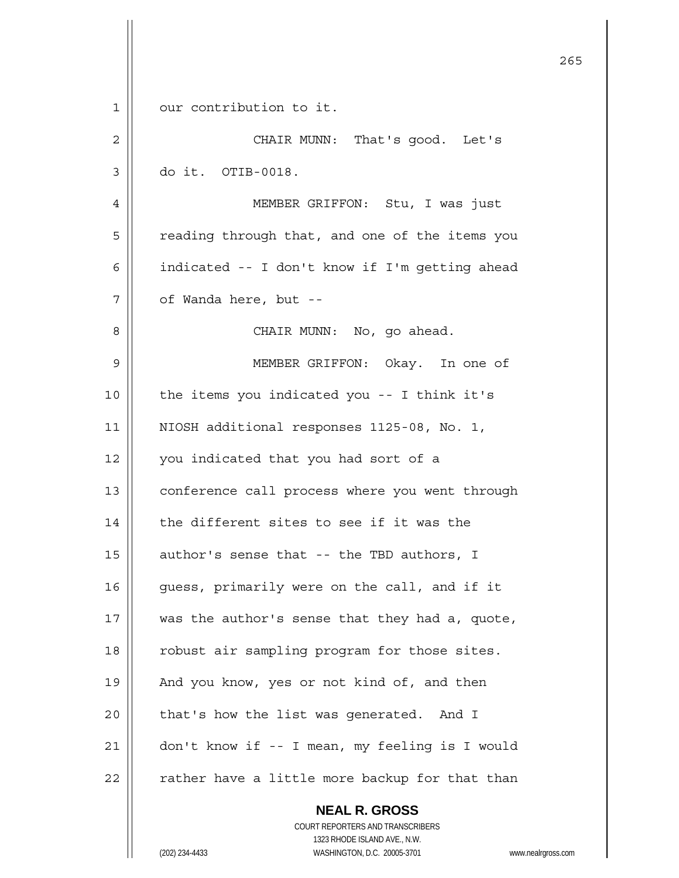our contribution to it.

CHAIR MUNN: That's good. Let's do it. OTIB-0018.

MEMBER GRIFFON: Stu, I was just reading through that, and one of the items you indicated -- I don't know if I'm getting ahead of Wanda here, but --

CHAIR MUNN: No, go ahead.

MEMBER GRIFFON: Okay. In one of the items you indicated you -- I think it's NIOSH additional responses 1125-08, No. 1, you indicated that you had sort of a conference call process where you went through the different sites to see if it was the author's sense that -- the TBD authors, I guess, primarily were on the call, and if it was the author's sense that they had a, quote, robust air sampling program for those sites. And you know, yes or not kind of, and then that's how the list was generated. And I don't know if -- I mean, my feeling is I would rather have a little more backup for that than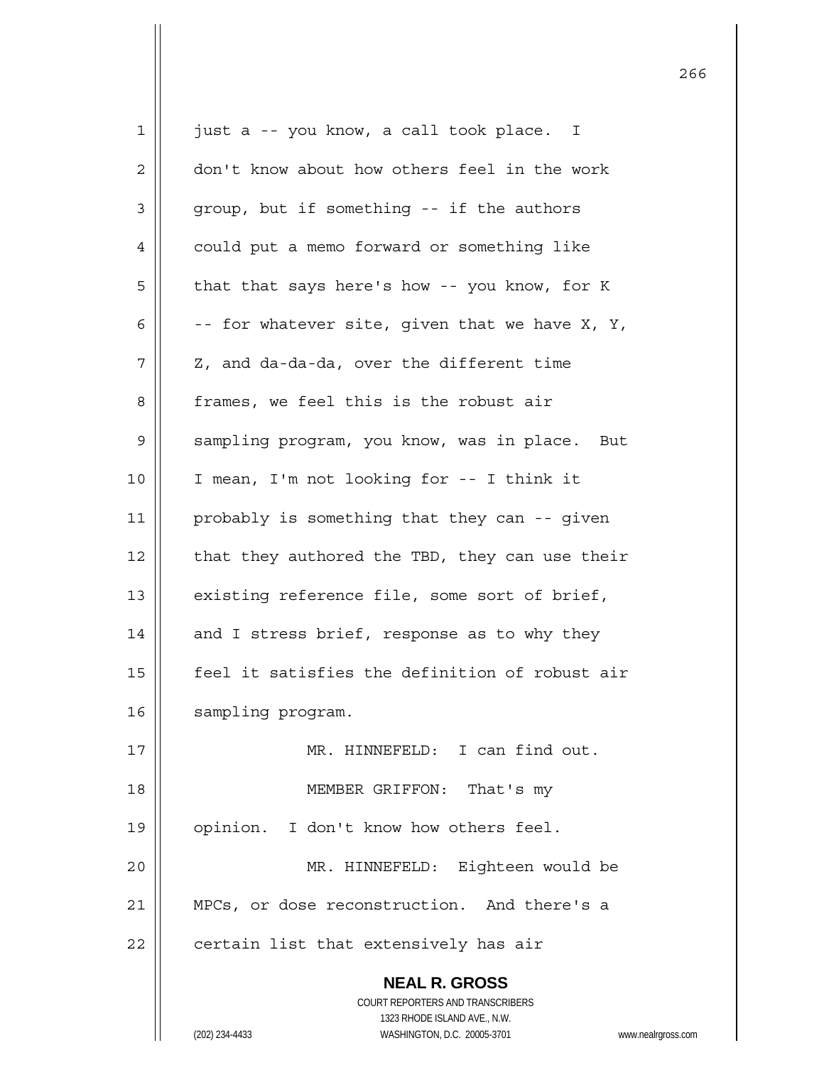just a -- you know, a call took place. I don't know about how others feel in the work group, but if something -- if the authors could put a memo forward or something like that that says here's how -- you know, for K -- for whatever site, given that we have X, Y, Z, and da-da-da, over the different time frames, we feel this is the robust air sampling program, you know, was in place. But I mean, I'm not looking for -- I think it probably is something that they can -- given that they authored the TBD, they can use their existing reference file, some sort of brief, and I stress brief, response as to why they feel it satisfies the definition of robust air sampling program.

MR. HINNEFELD: I can find out.

MEMBER GRIFFON: That's my opinion. I don't know how others feel.

MR. HINNEFELD: Eighteen would be MPCs, or dose reconstruction. And there's a certain list that extensively has air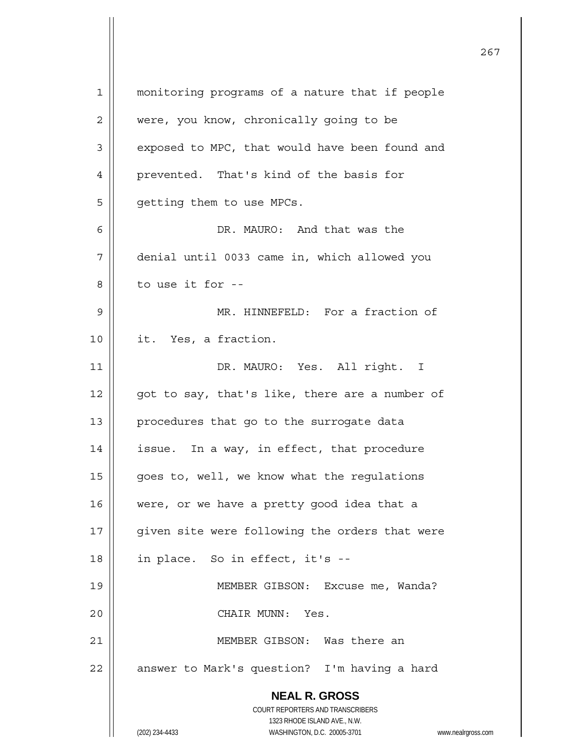monitoring programs of a nature that if people were, you know, chronically going to be exposed to MPC, that would have been found and prevented. That's kind of the basis for getting them to use MPCs.

DR. MAURO: And that was the denial until 0033 came in, which allowed you to use it for --

MR. HINNEFELD: For a fraction of it. Yes, a fraction.

DR. MAURO: Yes. All right. I got to say, that's like, there are a number of procedures that go to the surrogate data issue. In a way, in effect, that procedure goes to, well, we know what the regulations were, or we have a pretty good idea that a given site were following the orders that were in place. So in effect, it's --

MEMBER GIBSON: Excuse me, Wanda?

CHAIR MUNN: Yes.

MEMBER GIBSON: Was there an answer to Mark's question? I'm having a hard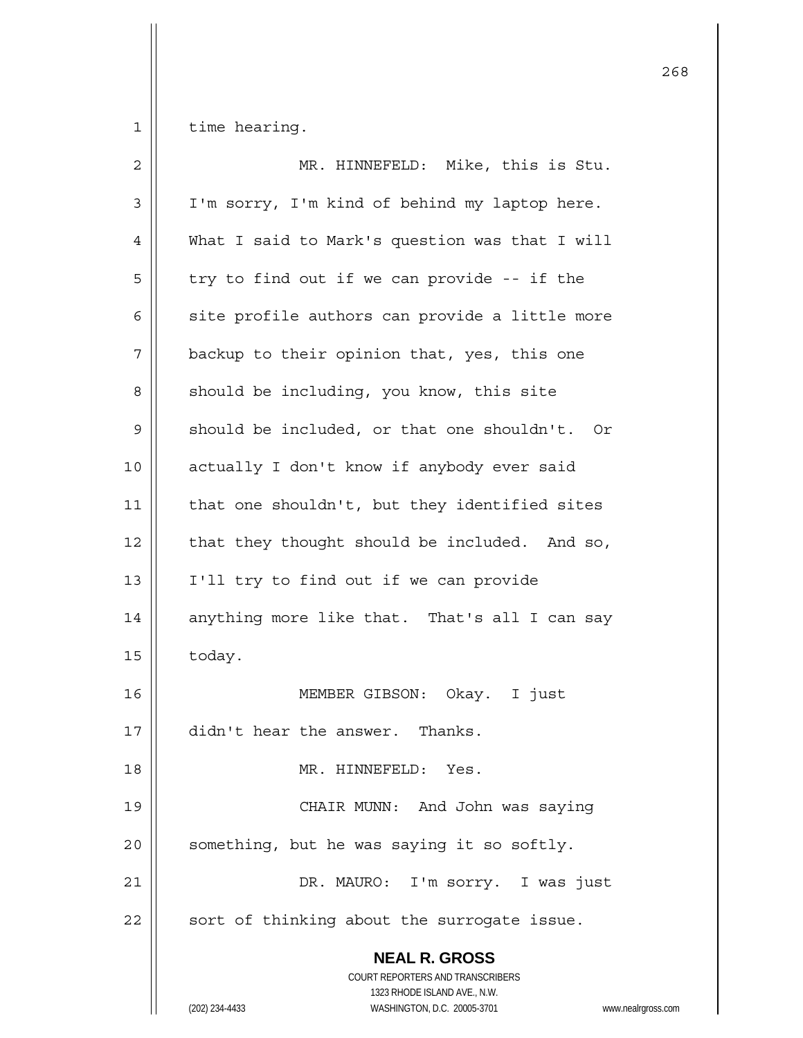time hearing.

MR. HINNEFELD: Mike, this is Stu. I'm sorry, I'm kind of behind my laptop here. What I said to Mark's question was that I will try to find out if we can provide -- if the site profile authors can provide a little more backup to their opinion that, yes, this one should be including, you know, this site should be included, or that one shouldn't. Or actually I don't know if anybody ever said that one shouldn't, but they identified sites that they thought should be included. And so, I'll try to find out if we can provide anything more like that. That's all I can say today.

MEMBER GIBSON: Okay. I just didn't hear the answer. Thanks.

MR. HINNEFELD: Yes.

CHAIR MUNN: And John was saying something, but he was saying it so softly.

DR. MAURO: I'm sorry. I was just sort of thinking about the surrogate issue.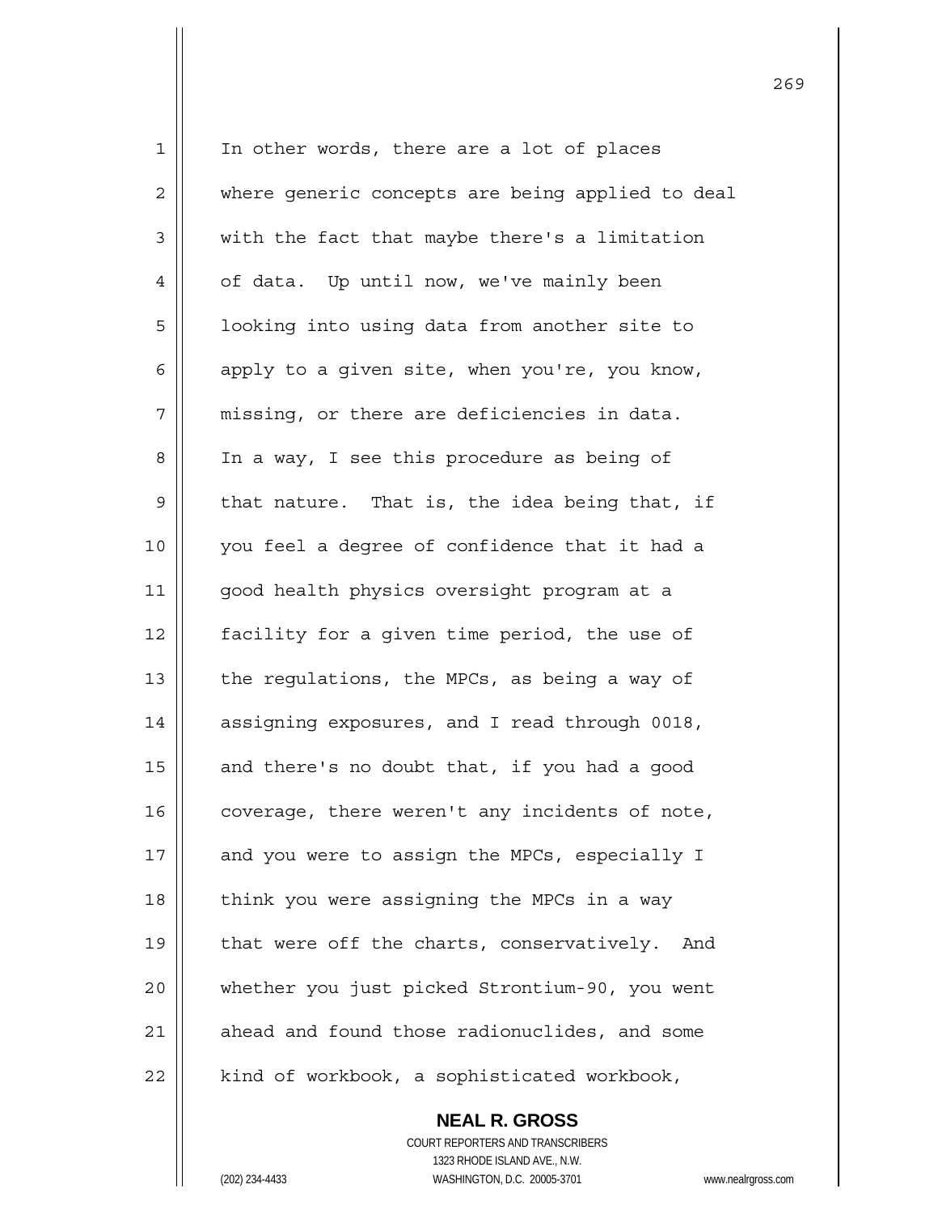In other words, there are a lot of places where generic concepts are being applied to deal with the fact that maybe there's a limitation of data. Up until now, we've mainly been looking into using data from another site to apply to a given site, when you're, you know, missing, or there are deficiencies in data. In a way, I see this procedure as being of that nature. That is, the idea being that, if you feel a degree of confidence that it had a good health physics oversight program at a facility for a given time period, the use of the regulations, the MPCs, as being a way of assigning exposures, and I read through 0018, and there's no doubt that, if you had a good coverage, there weren't any incidents of note, and you were to assign the MPCs, especially I think you were assigning the MPCs in a way that were off the charts, conservatively. And whether you just picked Strontium-90, you went ahead and found those radionuclides, and some kind of workbook, a sophisticated workbook,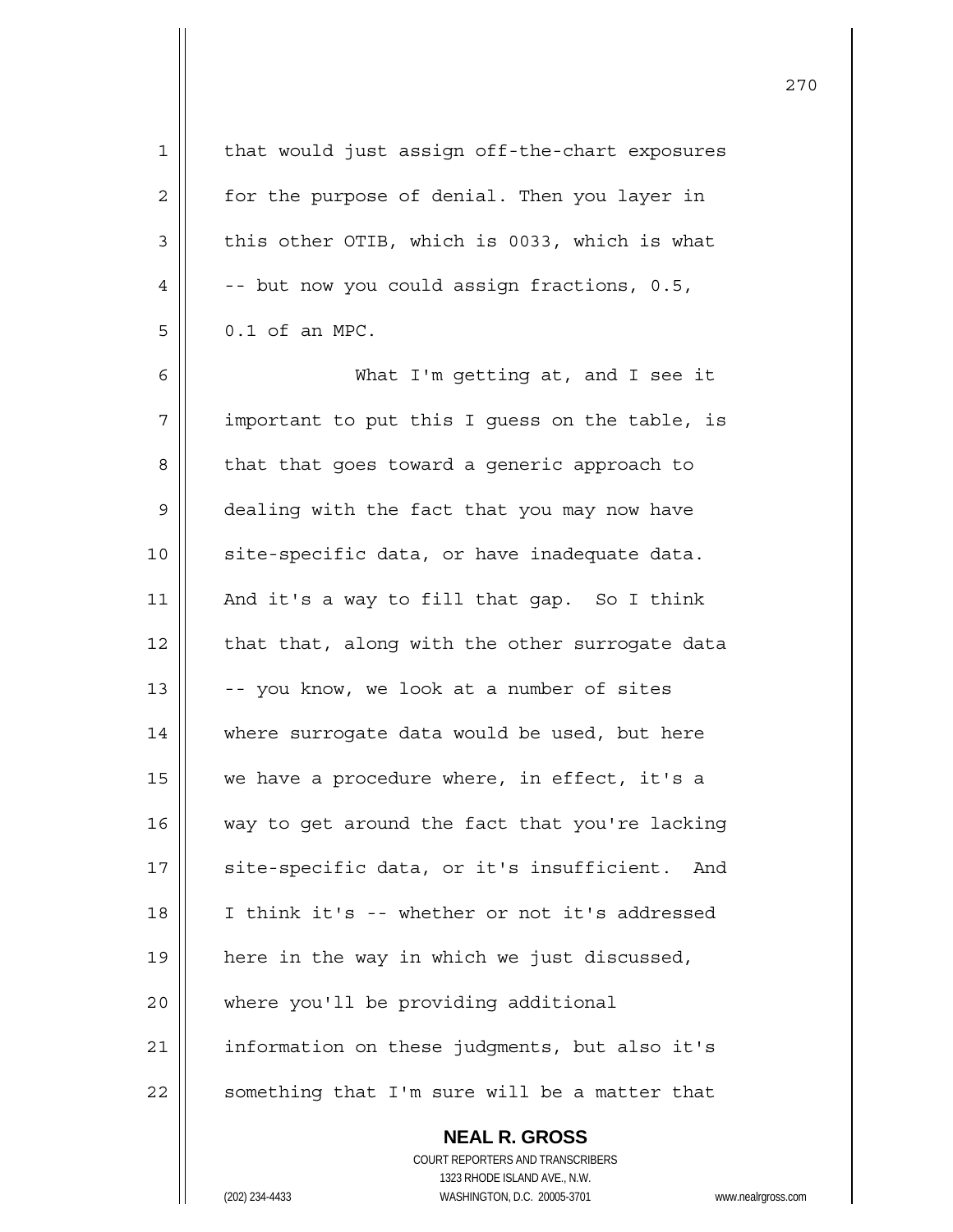that would just assign off-the-chart exposures for the purpose of denial. Then you layer in this other OTIB, which is 0033, which is what -- but now you could assign fractions, 0.5, 0.1 of an MPC.

What I'm getting at, and I see it important to put this I guess on the table, is that that goes toward a generic approach to dealing with the fact that you may now have site-specific data, or have inadequate data. And it's a way to fill that gap. So I think that that, along with the other surrogate data -- you know, we look at a number of sites where surrogate data would be used, but here we have a procedure where, in effect, it's a way to get around the fact that you're lacking site-specific data, or it's insufficient. And I think it's -- whether or not it's addressed here in the way in which we just discussed, where you'll be providing additional information on these judgments, but also it's something that I'm sure will be a matter that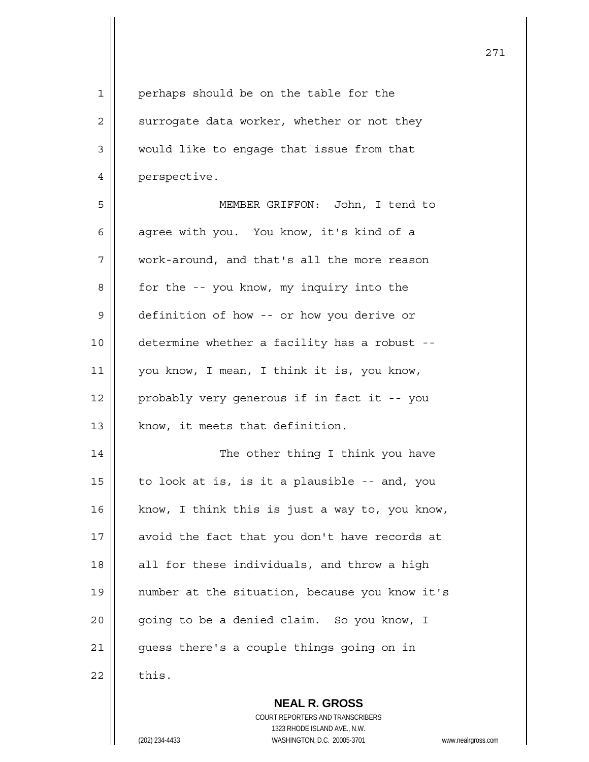perhaps should be on the table for the surrogate data worker, whether or not they would like to engage that issue from that perspective.

MEMBER GRIFFON: John, I tend to agree with you. You know, it's kind of a work-around, and that's all the more reason for the -- you know, my inquiry into the definition of how -- or how you derive or determine whether a facility has a robust -- you know, I mean, I think it is, you know, probably very generous if in fact it -- you know, it meets that definition.

The other thing I think you have to look at is, is it a plausible -- and, you know, I think this is just a way to, you know, avoid the fact that you don't have records at all for these individuals, and throw a high number at the situation, because you know it's going to be a denied claim. So you know, I guess there's a couple things going on in this.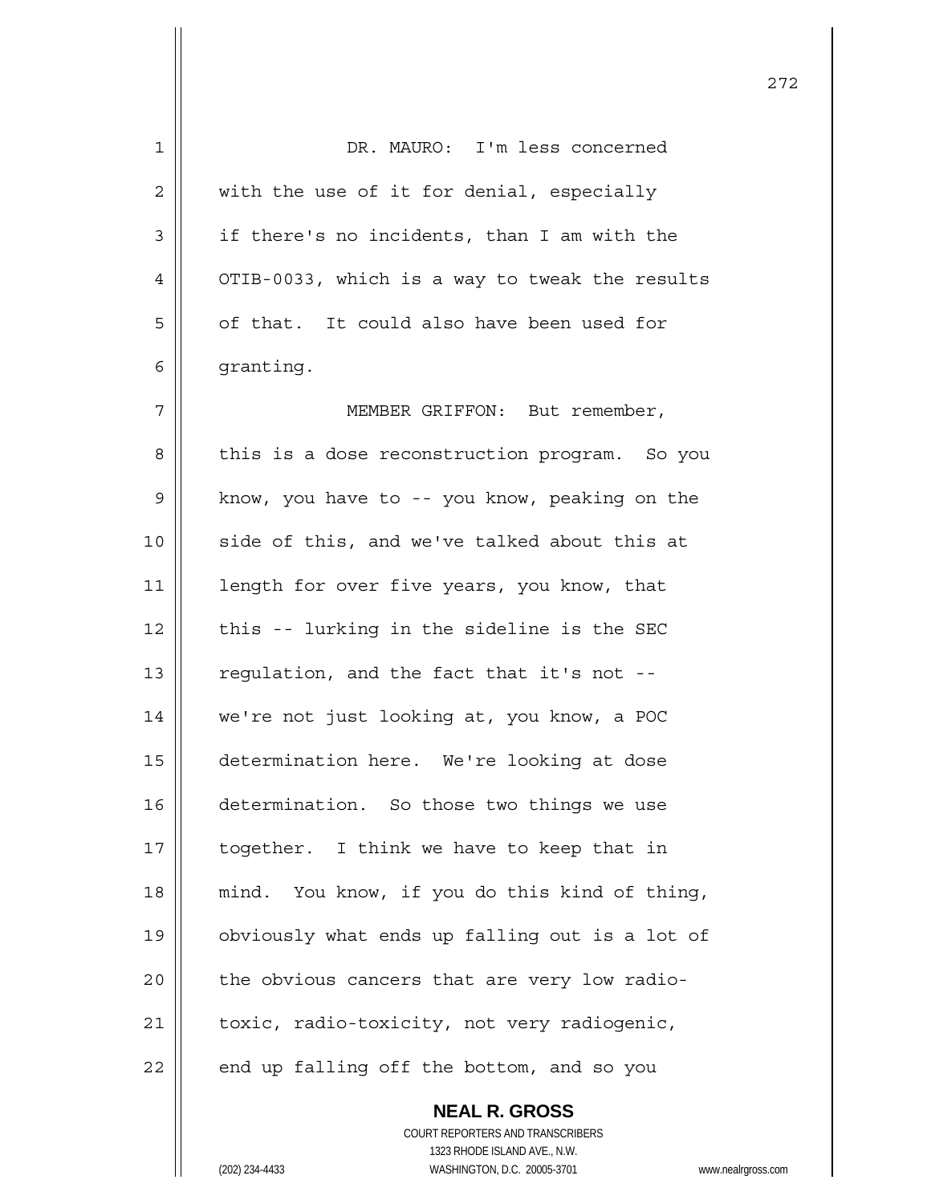DR. MAURO: I'm less concerned with the use of it for denial, especially if there's no incidents, than I am with the OTIB-0033, which is a way to tweak the results of that. It could also have been used for granting.

MEMBER GRIFFON: But remember, this is a dose reconstruction program. So you know, you have to -- you know, peaking on the side of this, and we've talked about this at length for over five years, you know, that this -- lurking in the sideline is the SEC regulation, and the fact that it's not -- we're not just looking at, you know, a POC determination here. We're looking at dose determination. So those two things we use together. I think we have to keep that in mind. You know, if you do this kind of thing, obviously what ends up falling out is a lot of the obvious cancers that are very low radio-toxic, radio-toxicity, not very radiogenic, end up falling off the bottom, and so you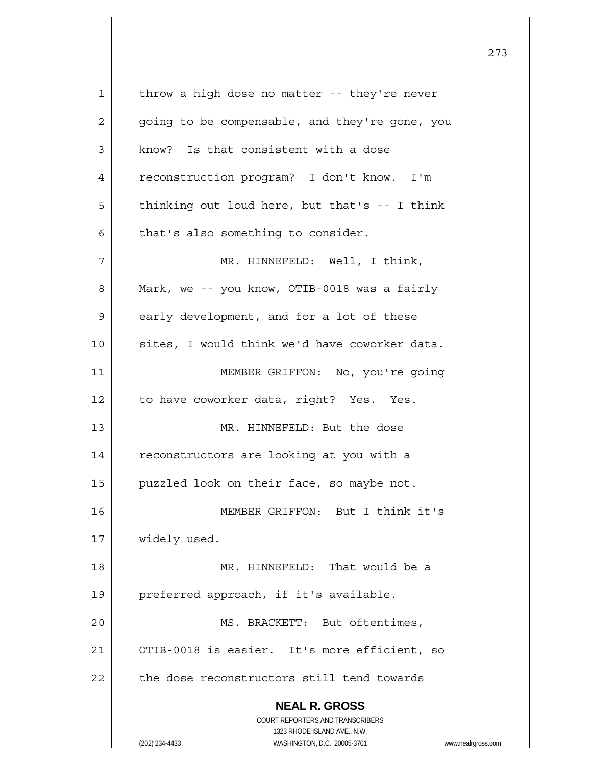throw a high dose no matter -- they're never going to be compensable, and they're gone, you know? Is that consistent with a dose reconstruction program? I don't know. I'm thinking out loud here, but that's -- I think that's also something to consider.

MR. HINNEFELD: Well, I think, Mark, we -- you know, OTIB-0018 was a fairly early development, and for a lot of these sites, I would think we'd have coworker data.

MEMBER GRIFFON: No, you're going to have coworker data, right? Yes. Yes.

MR. HINNEFELD: But the dose reconstructors are looking at you with a puzzled look on their face, so maybe not.

MEMBER GRIFFON: But I think it's widely used.

MR. HINNEFELD: That would be a preferred approach, if it's available.

MS. BRACKETT: But oftentimes, OTIB-0018 is easier. It's more efficient, so the dose reconstructors still tend towards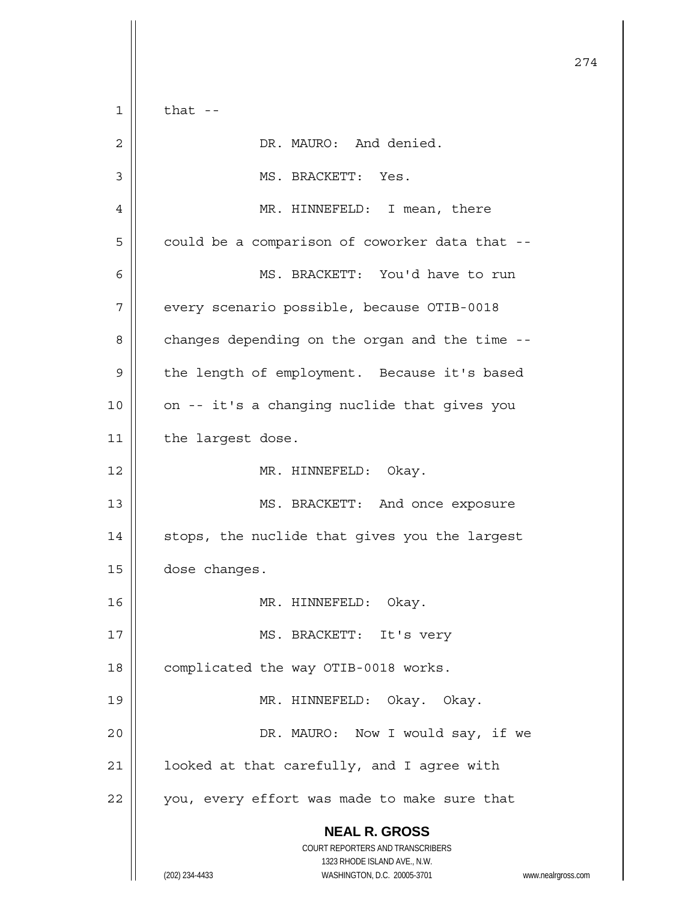that --

DR. MAURO: And denied.

MS. BRACKETT: Yes.

MR. HINNEFELD: I mean, there could be a comparison of coworker data that --

MS. BRACKETT: You'd have to run every scenario possible, because OTIB-0018 changes depending on the organ and the time -- the length of employment. Because it's based on -- it's a changing nuclide that gives you the largest dose.

MR. HINNEFELD: Okay.

MS. BRACKETT: And once exposure stops, the nuclide that gives you the largest dose changes.

MR. HINNEFELD: Okay.

MS. BRACKETT: It's very complicated the way OTIB-0018 works.

MR. HINNEFELD: Okay. Okay.

DR. MAURO: Now I would say, if we looked at that carefully, and I agree with you, every effort was made to make sure that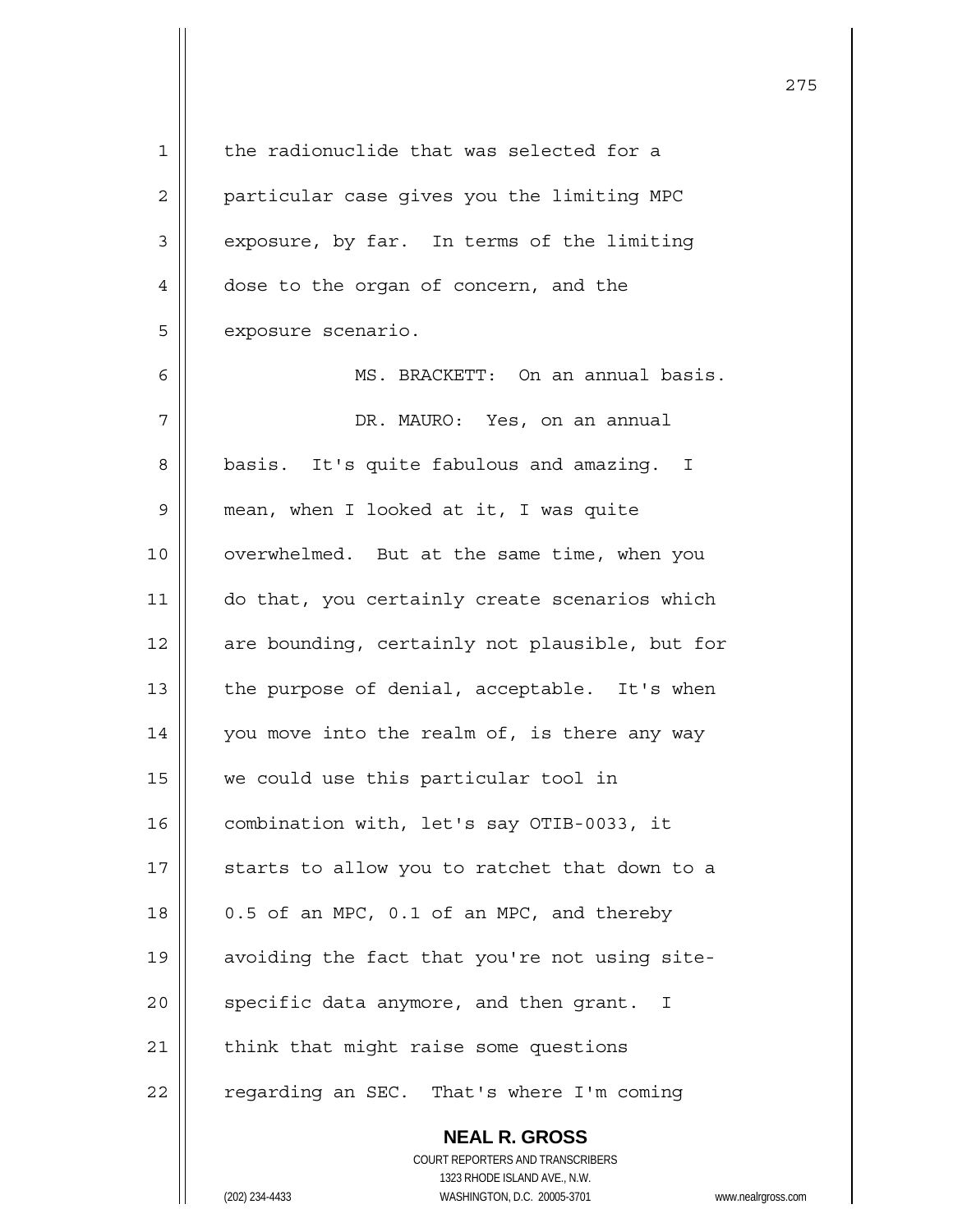the radionuclide that was selected for a particular case gives you the limiting MPC exposure, by far. In terms of the limiting dose to the organ of concern, and the exposure scenario.

MS. BRACKETT: On an annual basis.

DR. MAURO: Yes, on an annual basis. It's quite fabulous and amazing. I mean, when I looked at it, I was quite overwhelmed. But at the same time, when you do that, you certainly create scenarios which are bounding, certainly not plausible, but for the purpose of denial, acceptable. It's when you move into the realm of, is there any way we could use this particular tool in combination with, let's say OTIB-0033, it starts to allow you to ratchet that down to a 0.5 of an MPC, 0.1 of an MPC, and thereby avoiding the fact that you're not using site-specific data anymore, and then grant. I think that might raise some questions regarding an SEC. That's where I'm coming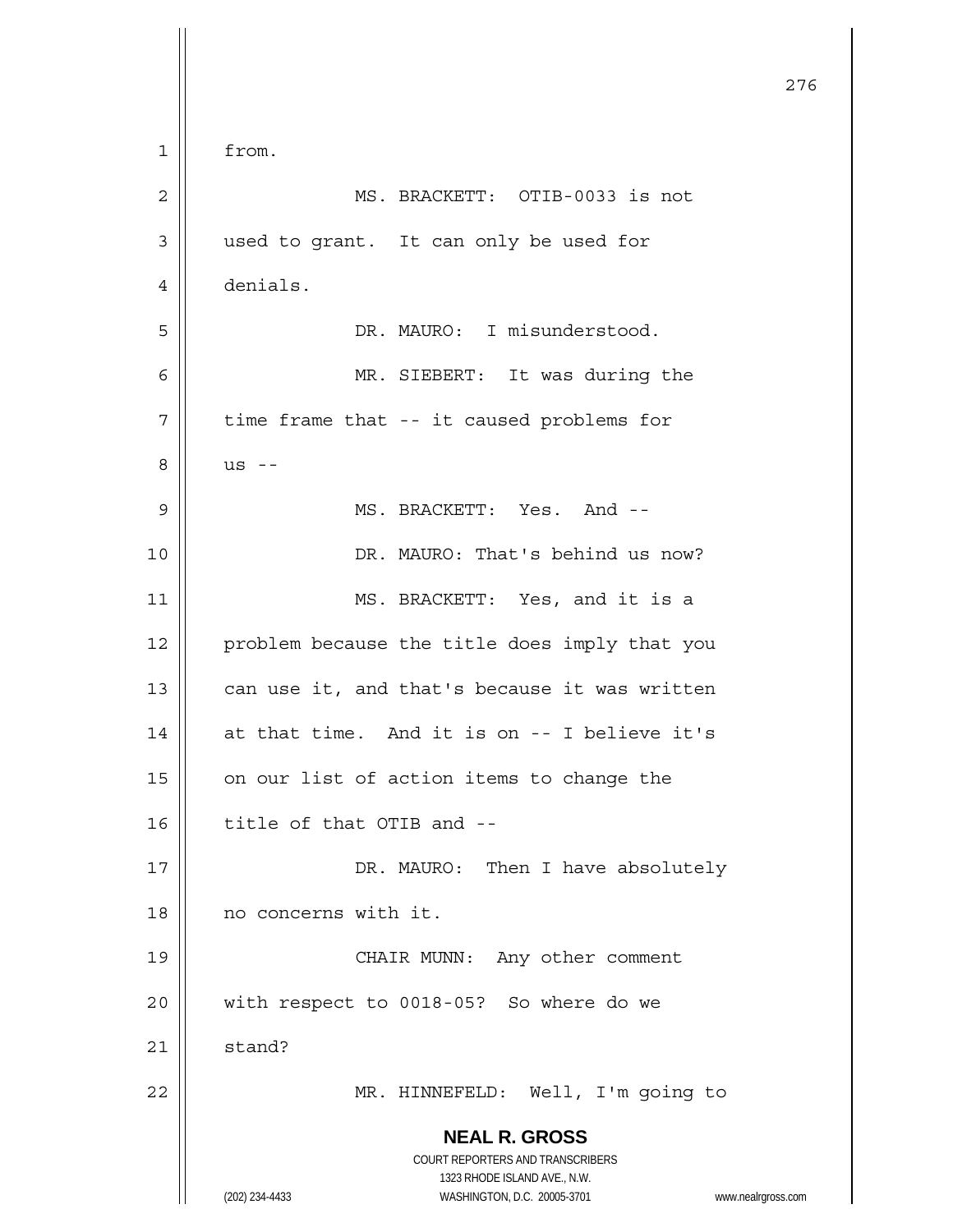from.

MS. BRACKETT: OTIB-0033 is not used to grant. It can only be used for denials.

DR. MAURO: I misunderstood.

MR. SIEBERT: It was during the time frame that -- it caused problems for us --

MS. BRACKETT: Yes. And --

DR. MAURO: That's behind us now?

MS. BRACKETT: Yes, and it is a problem because the title does imply that you can use it, and that's because it was written at that time. And it is on -- I believe it's on our list of action items to change the title of that OTIB and --

DR. MAURO: Then I have absolutely no concerns with it.

CHAIR MUNN: Any other comment with respect to 0018-05? So where do we stand?

MR. HINNEFELD: Well, I'm going to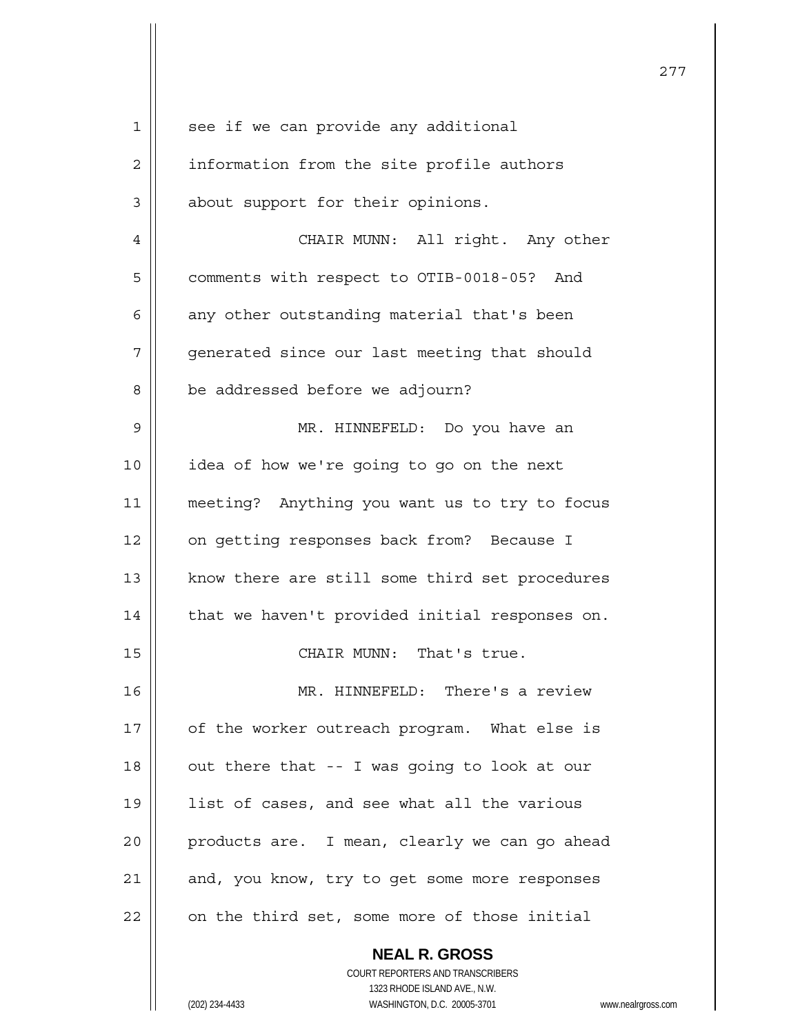see if we can provide any additional information from the site profile authors about support for their opinions.

CHAIR MUNN: All right. Any other comments with respect to OTIB-0018-05? And any other outstanding material that's been generated since our last meeting that should be addressed before we adjourn?

MR. HINNEFELD: Do you have an idea of how we're going to go on the next meeting? Anything you want us to try to focus on getting responses back from? Because I know there are still some third set procedures that we haven't provided initial responses on.

CHAIR MUNN: That's true.

MR. HINNEFELD: There's a review of the worker outreach program. What else is out there that -- I was going to look at our list of cases, and see what all the various products are. I mean, clearly we can go ahead and, you know, try to get some more responses on the third set, some more of those initial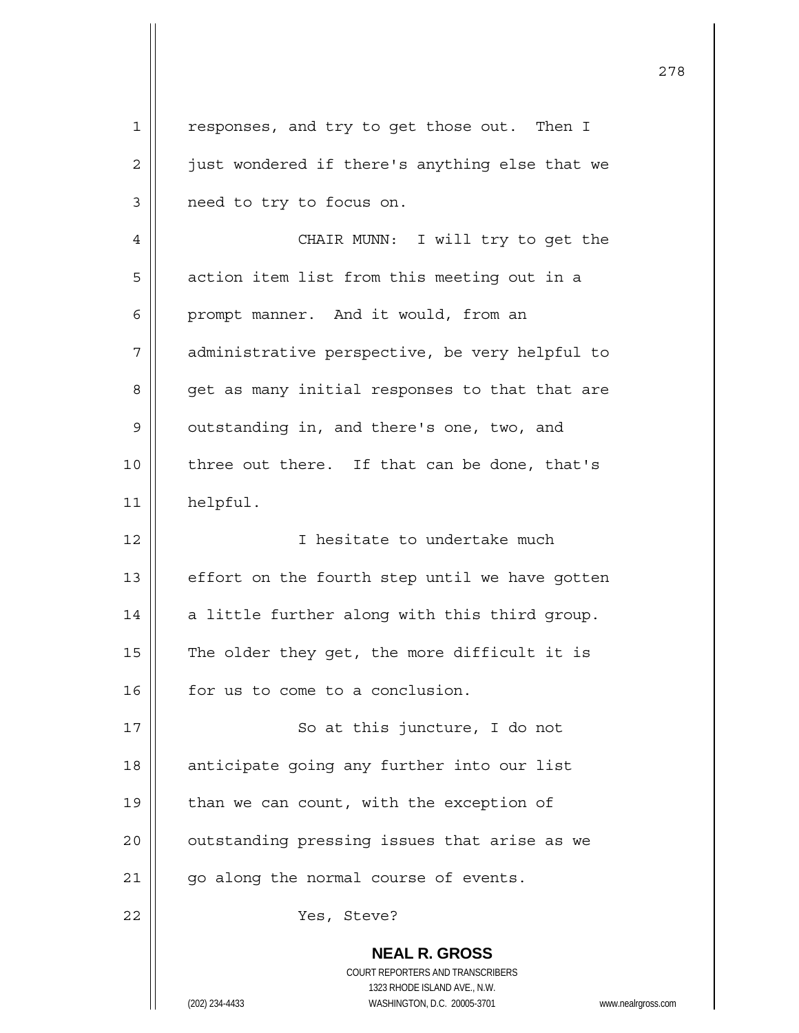responses, and try to get those out. Then I just wondered if there's anything else that we need to try to focus on.

CHAIR MUNN: I will try to get the action item list from this meeting out in a prompt manner. And it would, from an administrative perspective, be very helpful to get as many initial responses to that that are outstanding in, and there's one, two, and three out there. If that can be done, that's helpful.

I hesitate to undertake much effort on the fourth step until we have gotten a little further along with this third group. The older they get, the more difficult it is for us to come to a conclusion.

So at this juncture, I do not anticipate going any further into our list than we can count, with the exception of outstanding pressing issues that arise as we go along the normal course of events.

Yes, Steve?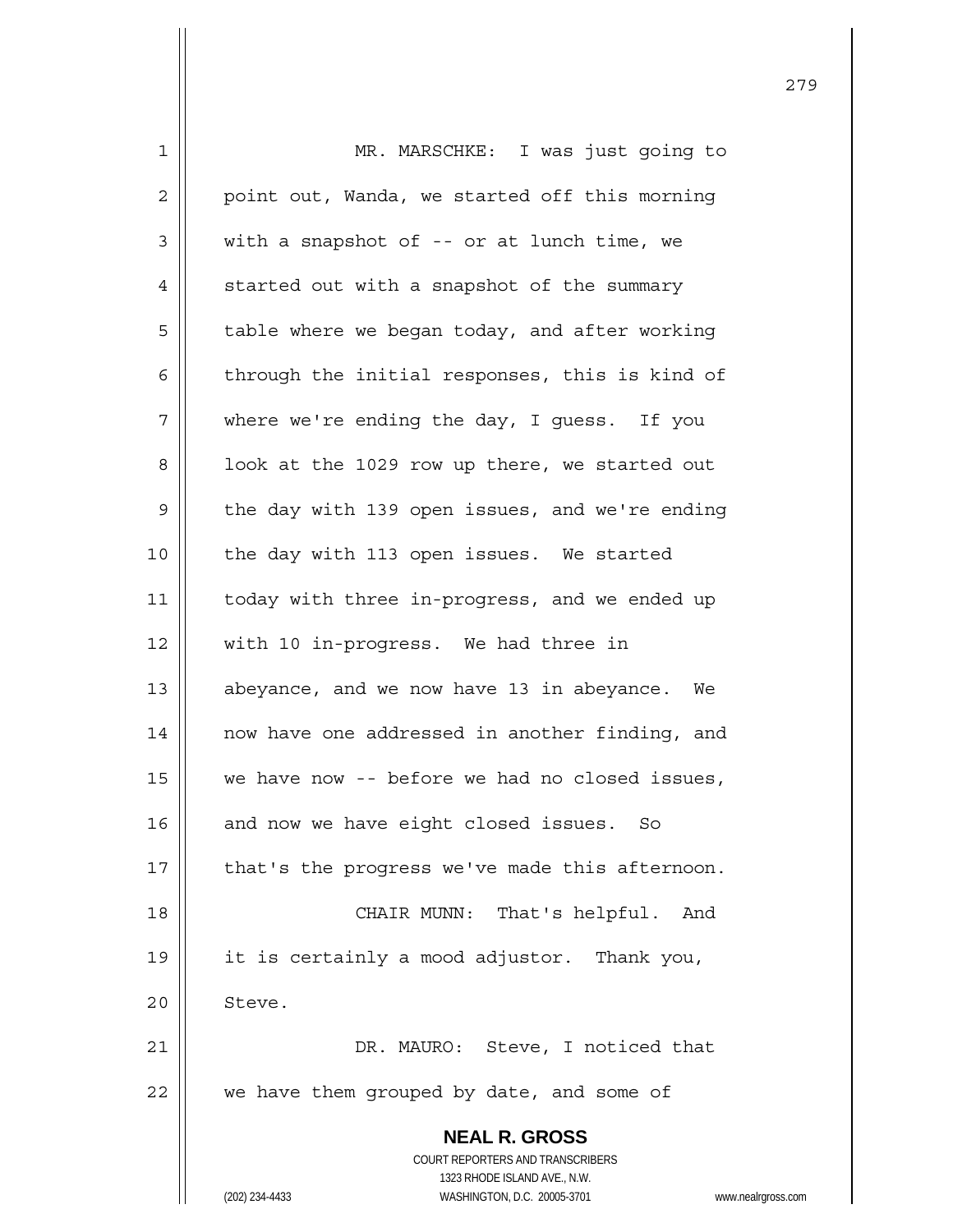MR. MARSCHKE: I was just going to point out, Wanda, we started off this morning with a snapshot of -- or at lunch time, we started out with a snapshot of the summary table where we began today, and after working through the initial responses, this is kind of where we're ending the day, I guess. If you look at the 1029 row up there, we started out the day with 139 open issues, and we're ending the day with 113 open issues. We started today with three in-progress, and we ended up with 10 in-progress. We had three in abeyance, and we now have 13 in abeyance. We now have one addressed in another finding, and we have now -- before we had no closed issues, and now we have eight closed issues. So that's the progress we've made this afternoon.

CHAIR MUNN: That's helpful. And it is certainly a mood adjustor. Thank you, Steve.

DR. MAURO: Steve, I noticed that we have them grouped by date, and some of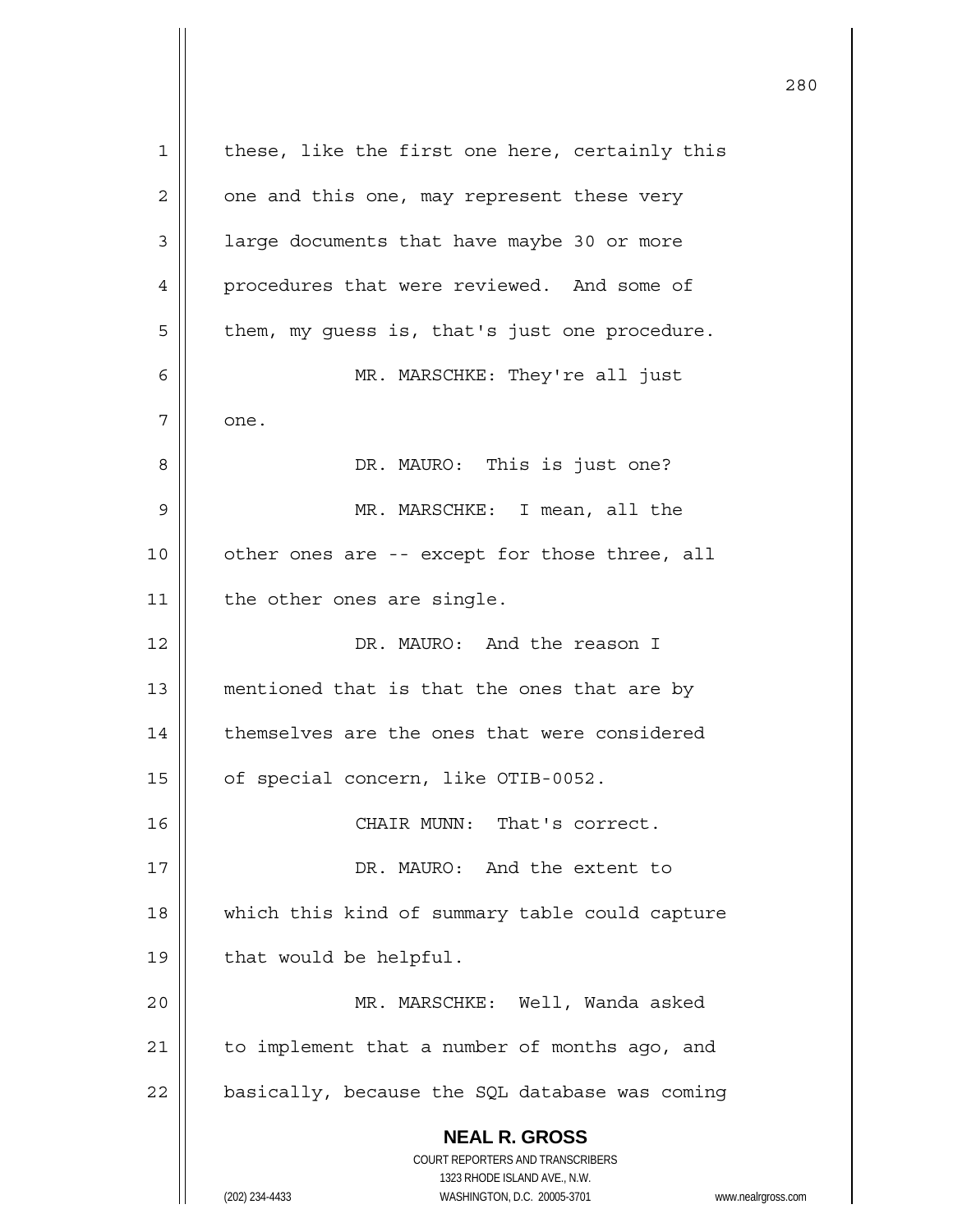these, like the first one here, certainly this one and this one, may represent these very large documents that have maybe 30 or more procedures that were reviewed. And some of them, my guess is, that's just one procedure.

MR. MARSCHKE: They're all just one.

DR. MAURO: This is just one?

MR. MARSCHKE: I mean, all the other ones are -- except for those three, all the other ones are single.

DR. MAURO: And the reason I mentioned that is that the ones that are by themselves are the ones that were considered of special concern, like OTIB-0052.

CHAIR MUNN: That's correct.

DR. MAURO: And the extent to which this kind of summary table could capture that would be helpful.

MR. MARSCHKE: Well, Wanda asked to implement that a number of months ago, and basically, because the SQL database was coming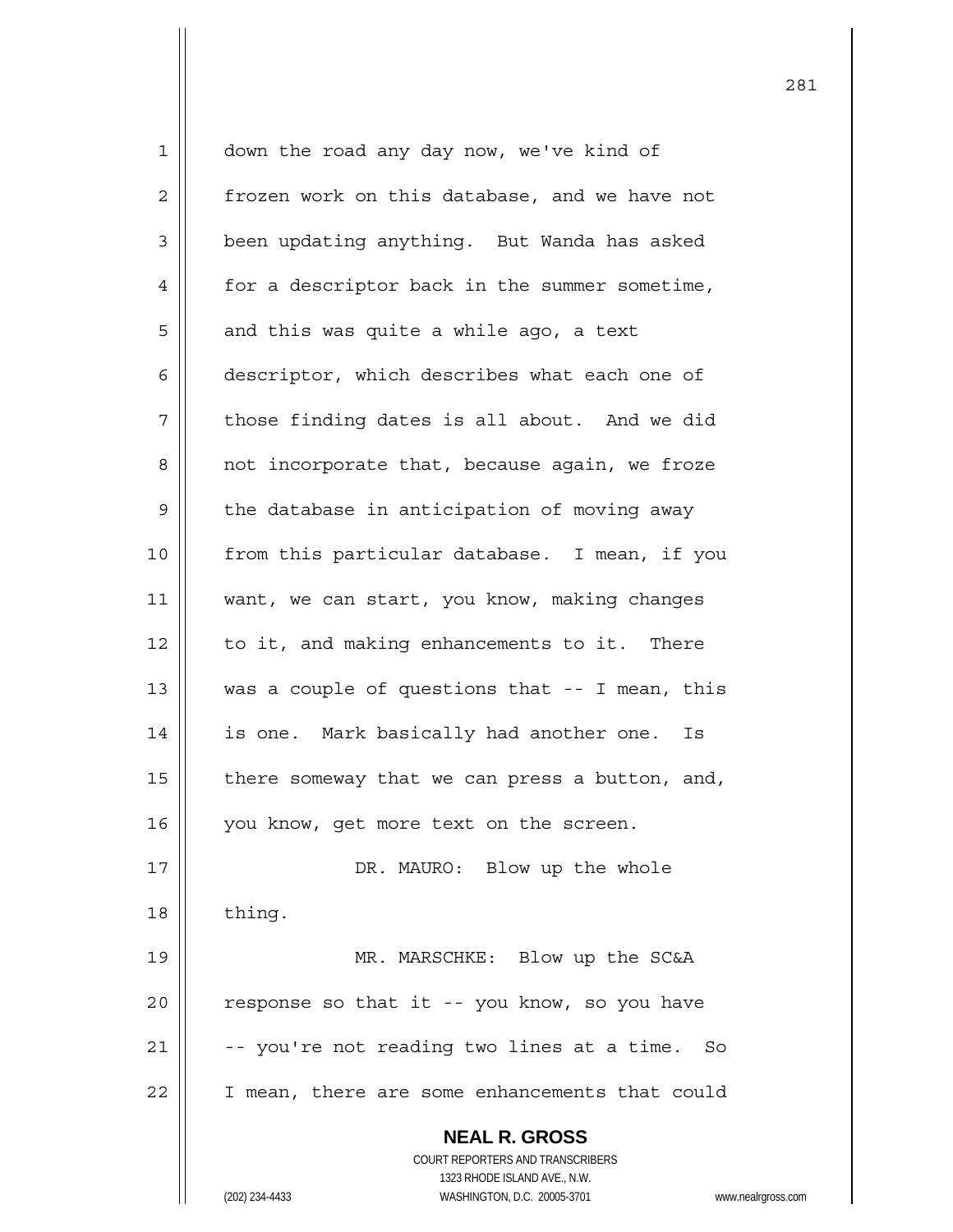down the road any day now, we've kind of frozen work on this database, and we have not been updating anything. But Wanda has asked for a descriptor back in the summer sometime, and this was quite a while ago, a text descriptor, which describes what each one of those finding dates is all about. And we did not incorporate that, because again, we froze the database in anticipation of moving away from this particular database. I mean, if you want, we can start, you know, making changes to it, and making enhancements to it. There was a couple of questions that -- I mean, this is one. Mark basically had another one. Is there someway that we can press a button, and, you know, get more text on the screen.

DR. MAURO: Blow up the whole thing.

MR. MARSCHKE: Blow up the SC&A response so that it -- you know, so you have -- you're not reading two lines at a time. So I mean, there are some enhancements that could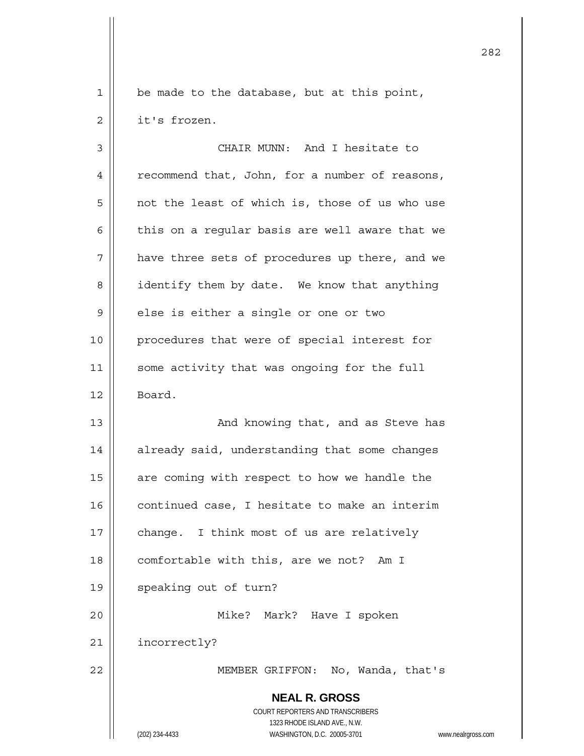be made to the database, but at this point, it's frozen.

CHAIR MUNN: And I hesitate to recommend that, John, for a number of reasons, not the least of which is, those of us who use this on a regular basis are well aware that we have three sets of procedures up there, and we identify them by date. We know that anything else is either a single or one or two procedures that were of special interest for some activity that was ongoing for the full Board.

And knowing that, and as Steve has already said, understanding that some changes are coming with respect to how we handle the continued case, I hesitate to make an interim change. I think most of us are relatively comfortable with this, are we not? Am I speaking out of turn?

Mike? Mark? Have I spoken incorrectly?

MEMBER GRIFFON: No, Wanda, that's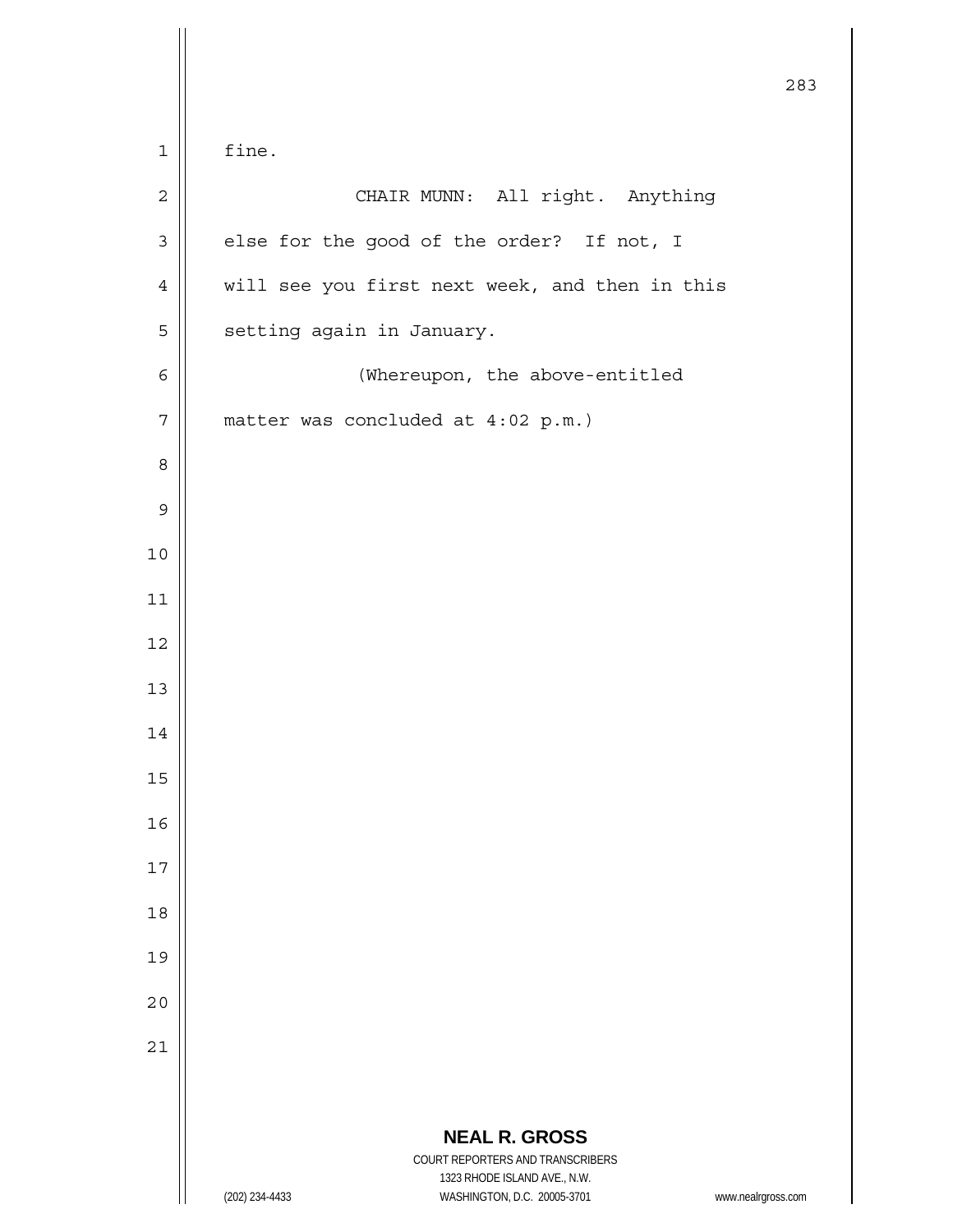fine.

CHAIR MUNN: All right. Anything else for the good of the order? If not, I will see you first next week, and then in this setting again in January.

(Whereupon, the above-entitled matter was concluded at 4:02 p.m.)